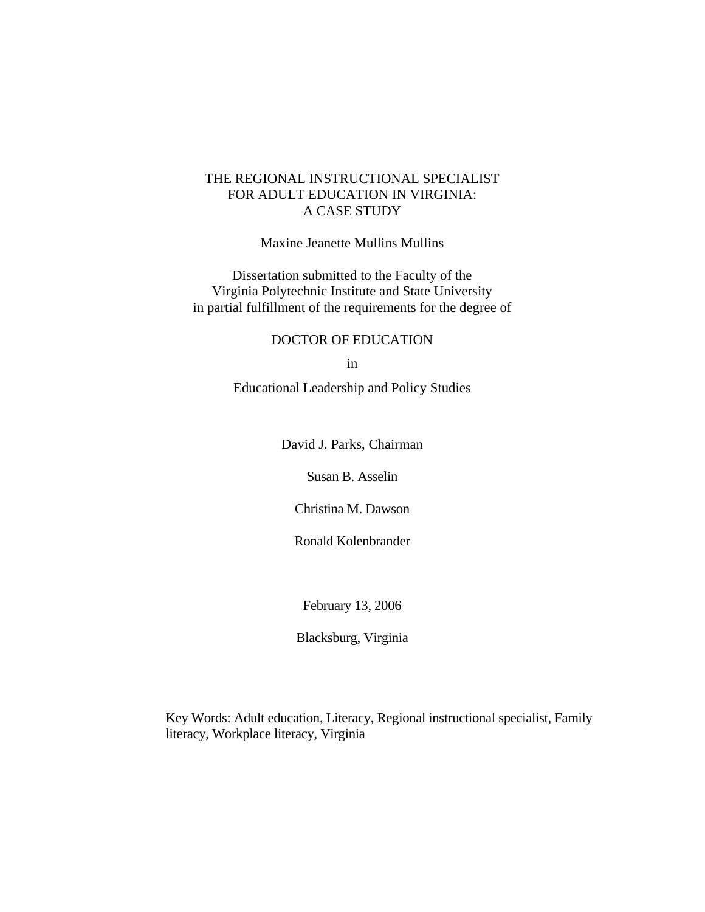# THE REGIONAL INSTRUCTIONAL SPECIALIST FOR ADULT EDUCATION IN VIRGINIA: A CASE STUDY

Maxine Jeanette Mullins Mullins

Dissertation submitted to the Faculty of the
Virginia Polytechnic Institute and State University
in partial fulfillment of the requirements for the degree of

DOCTOR OF EDUCATION

in

Educational Leadership and Policy Studies

David J. Parks, Chairman

Susan B. Asselin

Christina M. Dawson

Ronald Kolenbrander

February 13, 2006

Blacksburg, Virginia

Key Words: Adult education, Literacy, Regional instructional specialist, Family literacy, Workplace literacy, Virginia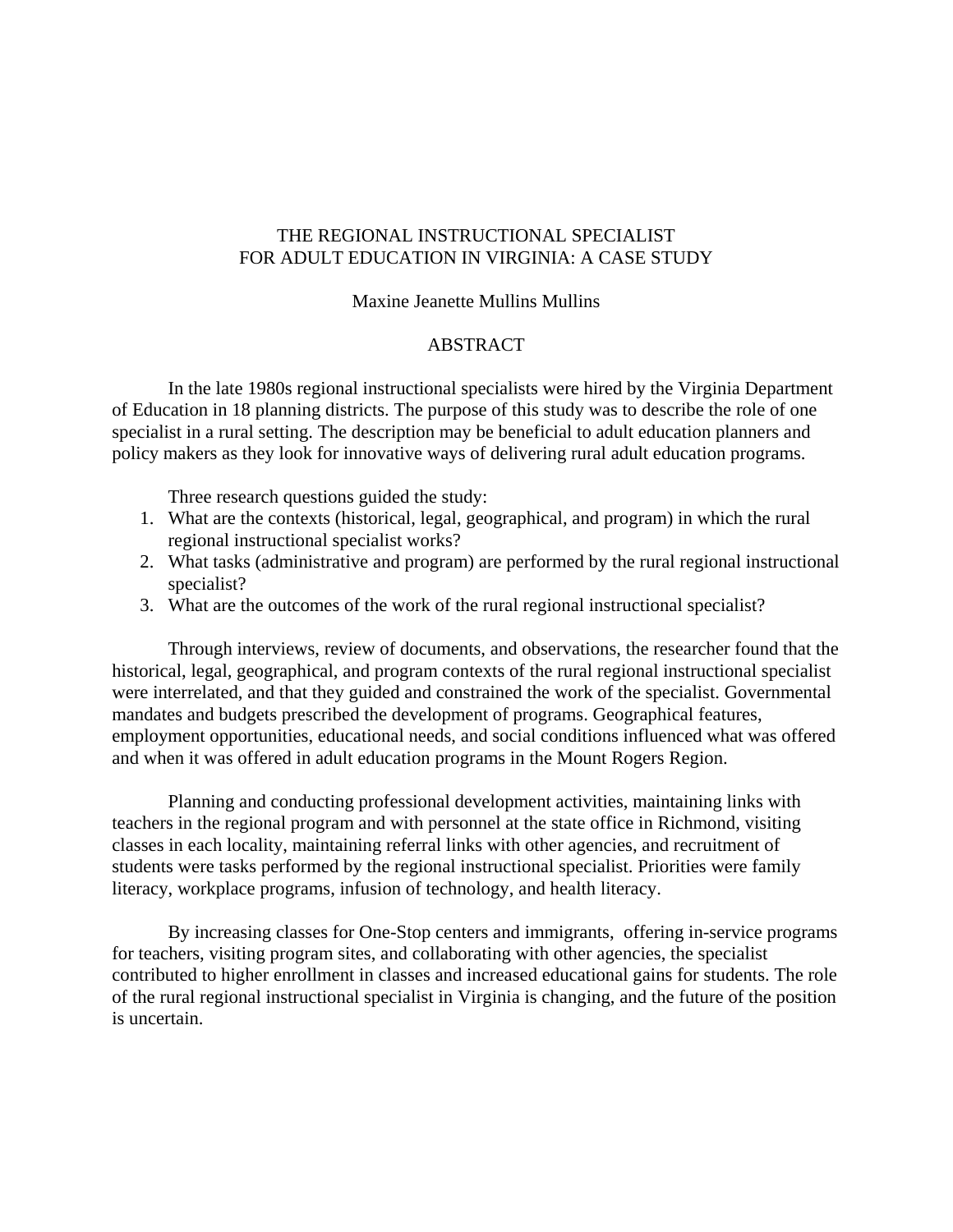# THE REGIONAL INSTRUCTIONAL SPECIALIST FOR ADULT EDUCATION IN VIRGINIA: A CASE STUDY

Maxine Jeanette Mullins Mullins

## ABSTRACT

In the late 1980s regional instructional specialists were hired by the Virginia Department of Education in 18 planning districts. The purpose of this study was to describe the role of one specialist in a rural setting. The description may be beneficial to adult education planners and policy makers as they look for innovative ways of delivering rural adult education programs.

Three research questions guided the study:

1. What are the contexts (historical, legal, geographical, and program) in which the rural regional instructional specialist works?
2. What tasks (administrative and program) are performed by the rural regional instructional specialist?
3. What are the outcomes of the work of the rural regional instructional specialist?

Through interviews, review of documents, and observations, the researcher found that the historical, legal, geographical, and program contexts of the rural regional instructional specialist were interrelated, and that they guided and constrained the work of the specialist. Governmental mandates and budgets prescribed the development of programs. Geographical features, employment opportunities, educational needs, and social conditions influenced what was offered and when it was offered in adult education programs in the Mount Rogers Region.

Planning and conducting professional development activities, maintaining links with teachers in the regional program and with personnel at the state office in Richmond, visiting classes in each locality, maintaining referral links with other agencies, and recruitment of students were tasks performed by the regional instructional specialist. Priorities were family literacy, workplace programs, infusion of technology, and health literacy.

By increasing classes for One-Stop centers and immigrants, offering in-service programs for teachers, visiting program sites, and collaborating with other agencies, the specialist contributed to higher enrollment in classes and increased educational gains for students. The role of the rural regional instructional specialist in Virginia is changing, and the future of the position is uncertain.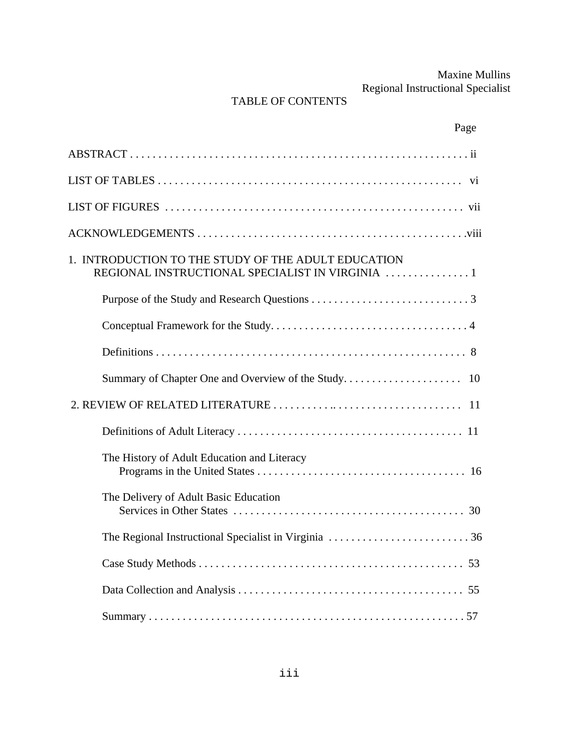Maxine Mullins
Regional Instructional Specialist

# TABLE OF CONTENTS

Page

ABSTRACT . . . . . . . . . . . . . . . . . . . . . . . . . . . . . . . . . . . . . . . . . . . . . . . . . . . . . . . . . . . . ii

LIST OF TABLES . . . . . . . . . . . . . . . . . . . . . . . . . . . . . . . . . . . . . . . . . . . . . . . . . . . . . vi

LIST OF FIGURES . . . . . . . . . . . . . . . . . . . . . . . . . . . . . . . . . . . . . . . . . . . . . . . . . . . . vii

ACKNOWLEDGEMENTS . . . . . . . . . . . . . . . . . . . . . . . . . . . . . . . . . . . . . . . . . . . . . . .viii

1. INTRODUCTION TO THE STUDY OF THE ADULT EDUCATION REGIONAL INSTRUCTIONAL SPECIALIST IN VIRGINIA . . . . . . . . . . . . . . . 1

   Purpose of the Study and Research Questions . . . . . . . . . . . . . . . . . . . . . . . . . . . . 3

   Conceptual Framework for the Study. . . . . . . . . . . . . . . . . . . . . . . . . . . . . . . . . . . . 4

   Definitions . . . . . . . . . . . . . . . . . . . . . . . . . . . . . . . . . . . . . . . . . . . . . . . . . . . . . . . 8

   Summary of Chapter One and Overview of the Study. . . . . . . . . . . . . . . . . . . . . 10

2. REVIEW OF RELATED LITERATURE . . . . . . . . . . . .. . . . . . . . . . . . . . . . . . . . . . 11

   Definitions of Adult Literacy . . . . . . . . . . . . . . . . . . . . . . . . . . . . . . . . . . . . . . . . 11

   The History of Adult Education and Literacy Programs in the United States . . . . . . . . . . . . . . . . . . . . . . . . . . . . . . . . . . . . . 16

   The Delivery of Adult Basic Education Services in Other States . . . . . . . . . . . . . . . . . . . . . . . . . . . . . . . . . . . . . . . . . 30

   The Regional Instructional Specialist in Virginia . . . . . . . . . . . . . . . . . . . . . . . . . 36

   Case Study Methods . . . . . . . . . . . . . . . . . . . . . . . . . . . . . . . . . . . . . . . . . . . . . . . 53

   Data Collection and Analysis . . . . . . . . . . . . . . . . . . . . . . . . . . . . . . . . . . . . . . . . 55

   Summary . . . . . . . . . . . . . . . . . . . . . . . . . . . . . . . . . . . . . . . . . . . . . . . . . . . . . . . 57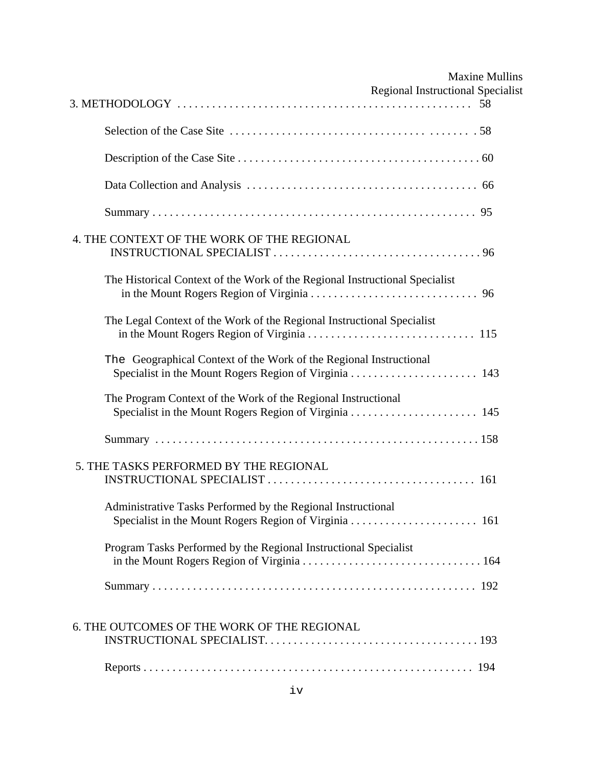3. METHODOLOGY . . . . . . . . . . . . . . . . . . . . . . . . . . . . . . . . . . . . . . . . . . . . . . . . . 58

Selection of the Case Site . . . . . . . . . . . . . . . . . . . . . . . . . . . . . . . . . . . . . . . . . . 58

Description of the Case Site . . . . . . . . . . . . . . . . . . . . . . . . . . . . . . . . . . . . . . . . . . 60

Data Collection and Analysis . . . . . . . . . . . . . . . . . . . . . . . . . . . . . . . . . . . . . . . . 66

Summary . . . . . . . . . . . . . . . . . . . . . . . . . . . . . . . . . . . . . . . . . . . . . . . . . . . . . . . . 95

4. THE CONTEXT OF THE WORK OF THE REGIONAL INSTRUCTIONAL SPECIALIST . . . . . . . . . . . . . . . . . . . . . . . . . . . . . . . . . . . . 96

The Historical Context of the Work of the Regional Instructional Specialist in the Mount Rogers Region of Virginia . . . . . . . . . . . . . . . . . . . . . . . . . . . . . 96

The Legal Context of the Work of the Regional Instructional Specialist in the Mount Rogers Region of Virginia . . . . . . . . . . . . . . . . . . . . . . . . . . . . . 115

The Geographical Context of the Work of the Regional Instructional Specialist in the Mount Rogers Region of Virginia . . . . . . . . . . . . . . . . . . . . . . 143

The Program Context of the Work of the Regional Instructional Specialist in the Mount Rogers Region of Virginia . . . . . . . . . . . . . . . . . . . . . . 145

Summary . . . . . . . . . . . . . . . . . . . . . . . . . . . . . . . . . . . . . . . . . . . . . . . . . . . . . . . . 158

5. THE TASKS PERFORMED BY THE REGIONAL INSTRUCTIONAL SPECIALIST . . . . . . . . . . . . . . . . . . . . . . . . . . . . . . . . . . . . 161

Administrative Tasks Performed by the Regional Instructional Specialist in the Mount Rogers Region of Virginia . . . . . . . . . . . . . . . . . . . . . . 161

Program Tasks Performed by the Regional Instructional Specialist in the Mount Rogers Region of Virginia . . . . . . . . . . . . . . . . . . . . . . . . . . . . . . . 164

Summary . . . . . . . . . . . . . . . . . . . . . . . . . . . . . . . . . . . . . . . . . . . . . . . . . . . . . . . . 192

6. THE OUTCOMES OF THE WORK OF THE REGIONAL INSTRUCTIONAL SPECIALIST. . . . . . . . . . . . . . . . . . . . . . . . . . . . . . . . . . . . 193

Reports . . . . . . . . . . . . . . . . . . . . . . . . . . . . . . . . . . . . . . . . . . . . . . . . . . . . . . . . . 194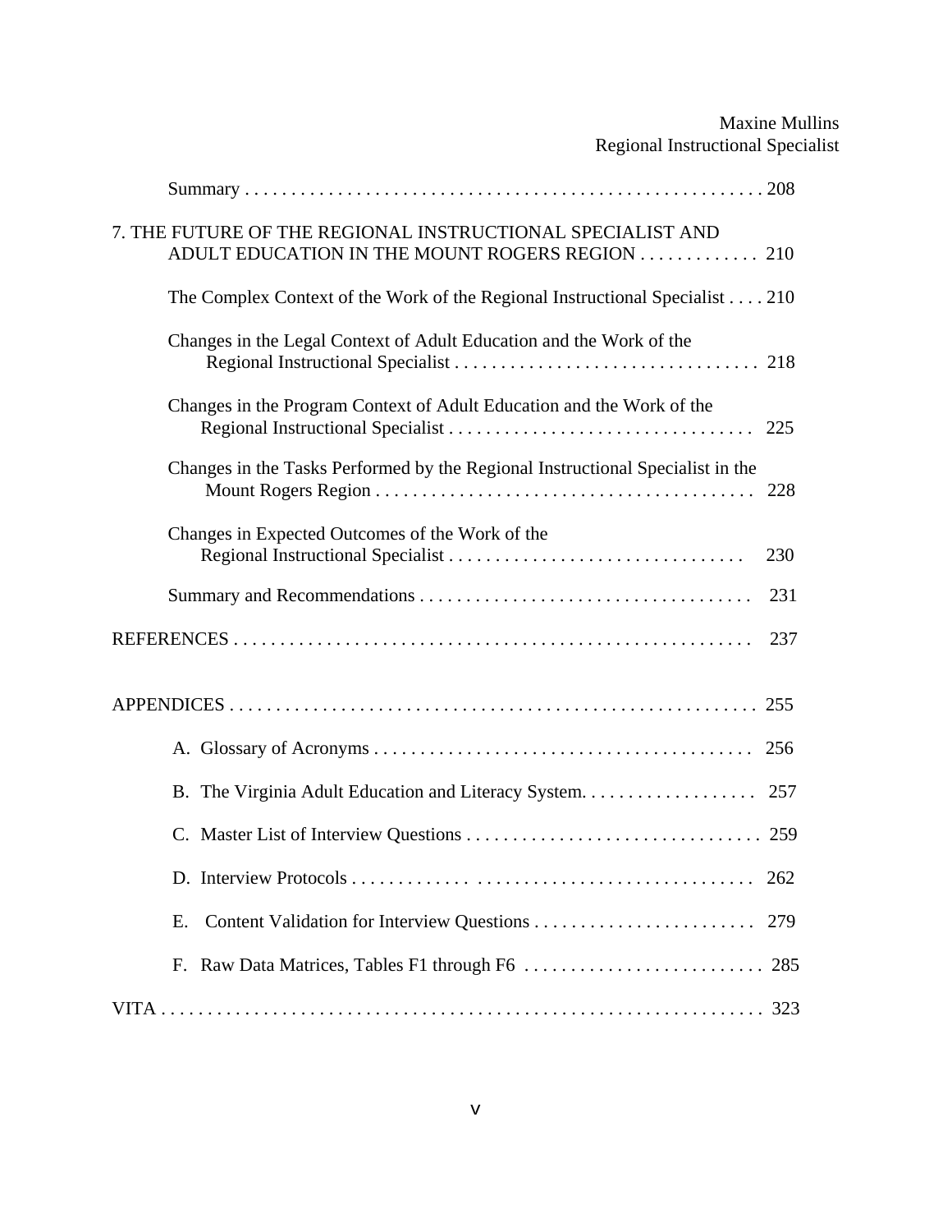Summary . . . . . . . . . . . . . . . . . . . . . . . . . . . . . . . . . . . . . . . . . . . . . . . . . . . . . . . 208

7. THE FUTURE OF THE REGIONAL INSTRUCTIONAL SPECIALIST AND ADULT EDUCATION IN THE MOUNT ROGERS REGION . . . . . . . . . . . . . 210

The Complex Context of the Work of the Regional Instructional Specialist . . . . 210

Changes in the Legal Context of Adult Education and the Work of the Regional Instructional Specialist . . . . . . . . . . . . . . . . . . . . . . . . . . . . . . . . . 218

Changes in the Program Context of Adult Education and the Work of the Regional Instructional Specialist . . . . . . . . . . . . . . . . . . . . . . . . . . . . . . . . . 225

Changes in the Tasks Performed by the Regional Instructional Specialist in the Mount Rogers Region . . . . . . . . . . . . . . . . . . . . . . . . . . . . . . . . . . . . . . . . . 228

Changes in Expected Outcomes of the Work of the Regional Instructional Specialist . . . . . . . . . . . . . . . . . . . . . . . . . . . . . . . . 230

Summary and Recommendations . . . . . . . . . . . . . . . . . . . . . . . . . . . . . . . . . . . . 231

REFERENCES . . . . . . . . . . . . . . . . . . . . . . . . . . . . . . . . . . . . . . . . . . . . . . . . . . . . . . . . 237

APPENDICES . . . . . . . . . . . . . . . . . . . . . . . . . . . . . . . . . . . . . . . . . . . . . . . . . . . . . . . . 255

A. Glossary of Acronyms . . . . . . . . . . . . . . . . . . . . . . . . . . . . . . . . . . . . . . . . . 256

B. The Virginia Adult Education and Literacy System. . . . . . . . . . . . . . . . . . . 257

C. Master List of Interview Questions . . . . . . . . . . . . . . . . . . . . . . . . . . . . . . . . 259

D. Interview Protocols . . . . . . . . . . . . . . . . . . . . . . . . . . . . . . . . . . . . . . . . . . . . 262

E. Content Validation for Interview Questions . . . . . . . . . . . . . . . . . . . . . . . . 279

F. Raw Data Matrices, Tables F1 through F6 . . . . . . . . . . . . . . . . . . . . . . . . . . 285

VITA . . . . . . . . . . . . . . . . . . . . . . . . . . . . . . . . . . . . . . . . . . . . . . . . . . . . . . . . . . . . . . . . 323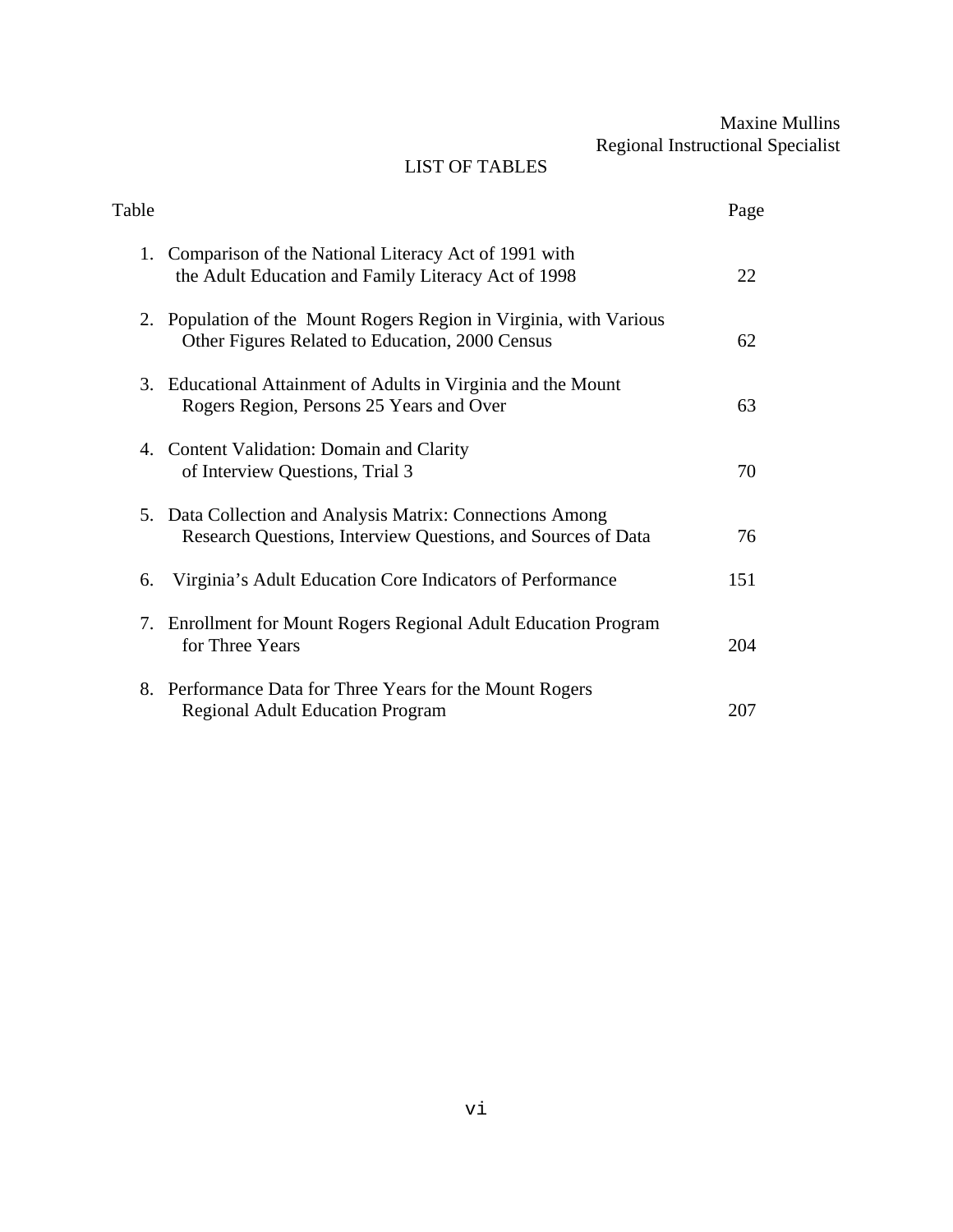Maxine Mullins
Regional Instructional Specialist

# LIST OF TABLES

| Table | | Page |
|---|---|---|
| 1. | Comparison of the National Literacy Act of 1991 with the Adult Education and Family Literacy Act of 1998 | 22 |
| 2. | Population of the Mount Rogers Region in Virginia, with Various Other Figures Related to Education, 2000 Census | 62 |
| 3. | Educational Attainment of Adults in Virginia and the Mount Rogers Region, Persons 25 Years and Over | 63 |
| 4. | Content Validation: Domain and Clarity of Interview Questions, Trial 3 | 70 |
| 5. | Data Collection and Analysis Matrix: Connections Among Research Questions, Interview Questions, and Sources of Data | 76 |
| 6. | Virginia's Adult Education Core Indicators of Performance | 151 |
| 7. | Enrollment for Mount Rogers Regional Adult Education Program for Three Years | 204 |
| 8. | Performance Data for Three Years for the Mount Rogers Regional Adult Education Program | 207 |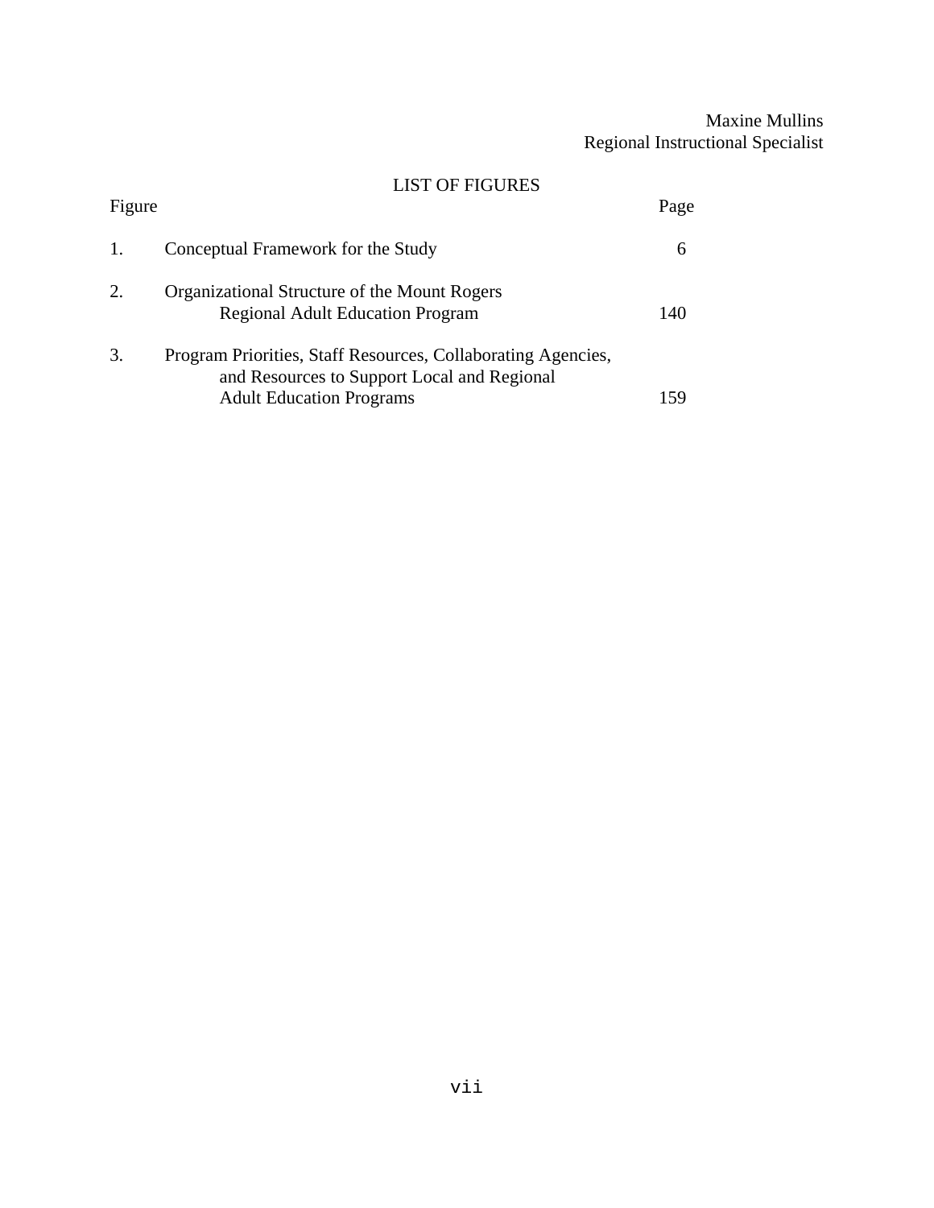Maxine Mullins
Regional Instructional Specialist

## LIST OF FIGURES

| Figure | | Page |
|---|---|---|
| 1. | Conceptual Framework for the Study | 6 |
| 2. | Organizational Structure of the Mount Rogers Regional Adult Education Program | 140 |
| 3. | Program Priorities, Staff Resources, Collaborating Agencies, and Resources to Support Local and Regional Adult Education Programs | 159 |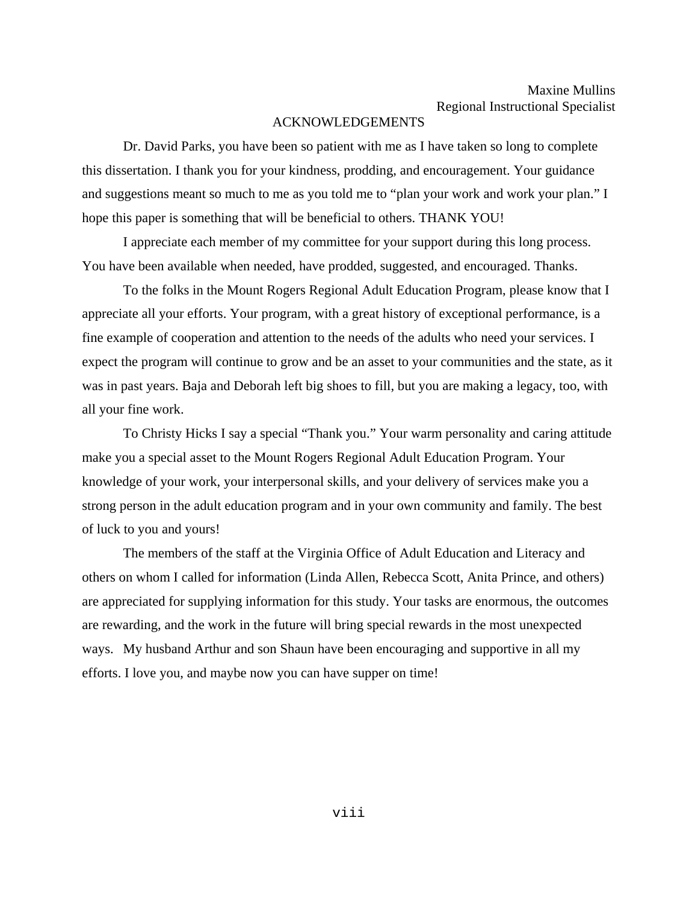Maxine Mullins
Regional Instructional Specialist

## ACKNOWLEDGEMENTS

Dr. David Parks, you have been so patient with me as I have taken so long to complete this dissertation. I thank you for your kindness, prodding, and encouragement. Your guidance and suggestions meant so much to me as you told me to "plan your work and work your plan." I hope this paper is something that will be beneficial to others. THANK YOU!

I appreciate each member of my committee for your support during this long process. You have been available when needed, have prodded, suggested, and encouraged. Thanks.

To the folks in the Mount Rogers Regional Adult Education Program, please know that I appreciate all your efforts. Your program, with a great history of exceptional performance, is a fine example of cooperation and attention to the needs of the adults who need your services. I expect the program will continue to grow and be an asset to your communities and the state, as it was in past years. Baja and Deborah left big shoes to fill, but you are making a legacy, too, with all your fine work.

To Christy Hicks I say a special "Thank you." Your warm personality and caring attitude make you a special asset to the Mount Rogers Regional Adult Education Program. Your knowledge of your work, your interpersonal skills, and your delivery of services make you a strong person in the adult education program and in your own community and family. The best of luck to you and yours!

The members of the staff at the Virginia Office of Adult Education and Literacy and others on whom I called for information (Linda Allen, Rebecca Scott, Anita Prince, and others) are appreciated for supplying information for this study. Your tasks are enormous, the outcomes are rewarding, and the work in the future will bring special rewards in the most unexpected ways. My husband Arthur and son Shaun have been encouraging and supportive in all my efforts. I love you, and maybe now you can have supper on time!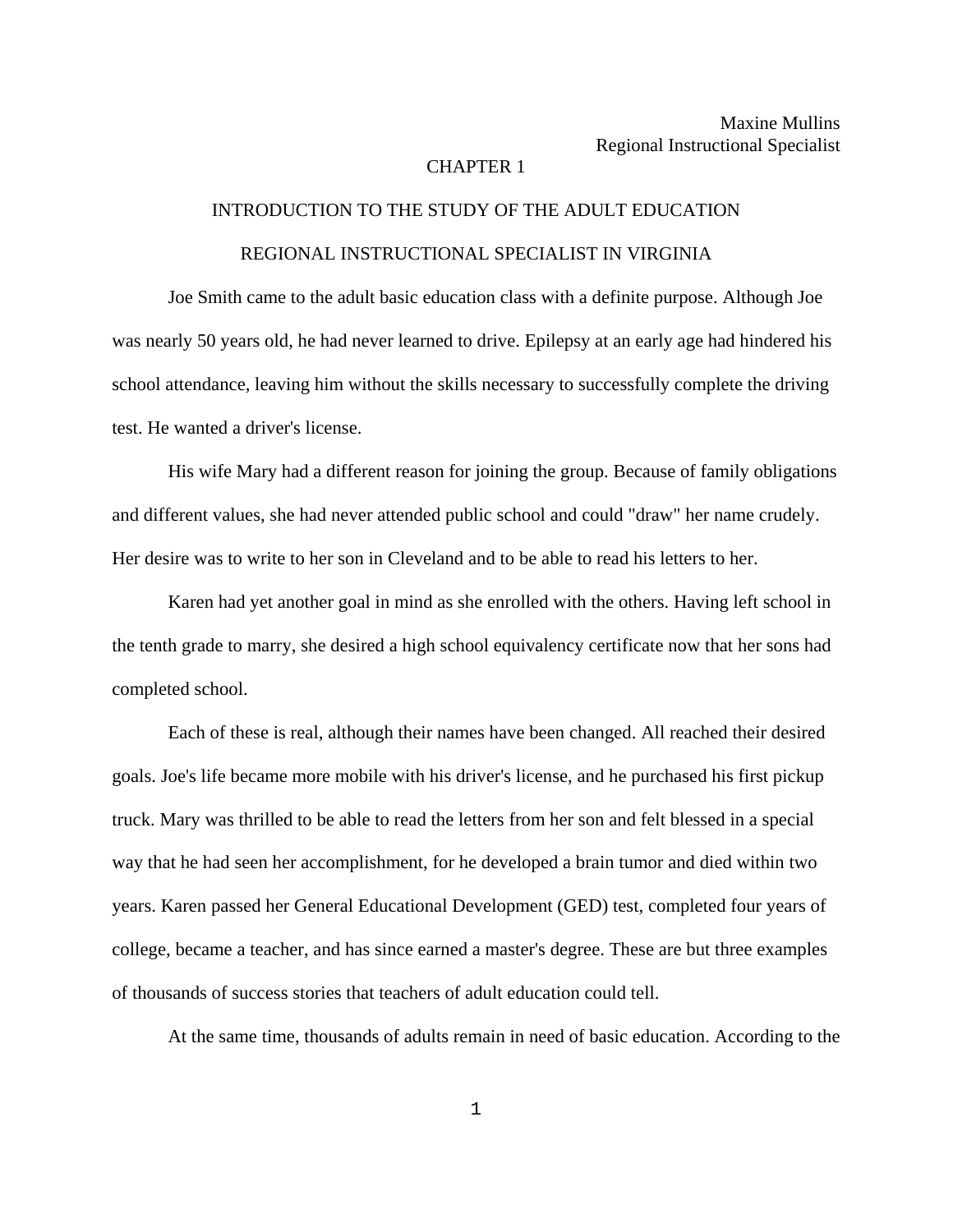Maxine Mullins
Regional Instructional Specialist

# CHAPTER 1

## INTRODUCTION TO THE STUDY OF THE ADULT EDUCATION REGIONAL INSTRUCTIONAL SPECIALIST IN VIRGINIA

Joe Smith came to the adult basic education class with a definite purpose. Although Joe was nearly 50 years old, he had never learned to drive. Epilepsy at an early age had hindered his school attendance, leaving him without the skills necessary to successfully complete the driving test. He wanted a driver's license.

His wife Mary had a different reason for joining the group. Because of family obligations and different values, she had never attended public school and could "draw" her name crudely. Her desire was to write to her son in Cleveland and to be able to read his letters to her.

Karen had yet another goal in mind as she enrolled with the others. Having left school in the tenth grade to marry, she desired a high school equivalency certificate now that her sons had completed school.

Each of these is real, although their names have been changed. All reached their desired goals. Joe's life became more mobile with his driver's license, and he purchased his first pickup truck. Mary was thrilled to be able to read the letters from her son and felt blessed in a special way that he had seen her accomplishment, for he developed a brain tumor and died within two years. Karen passed her General Educational Development (GED) test, completed four years of college, became a teacher, and has since earned a master's degree. These are but three examples of thousands of success stories that teachers of adult education could tell.

At the same time, thousands of adults remain in need of basic education. According to the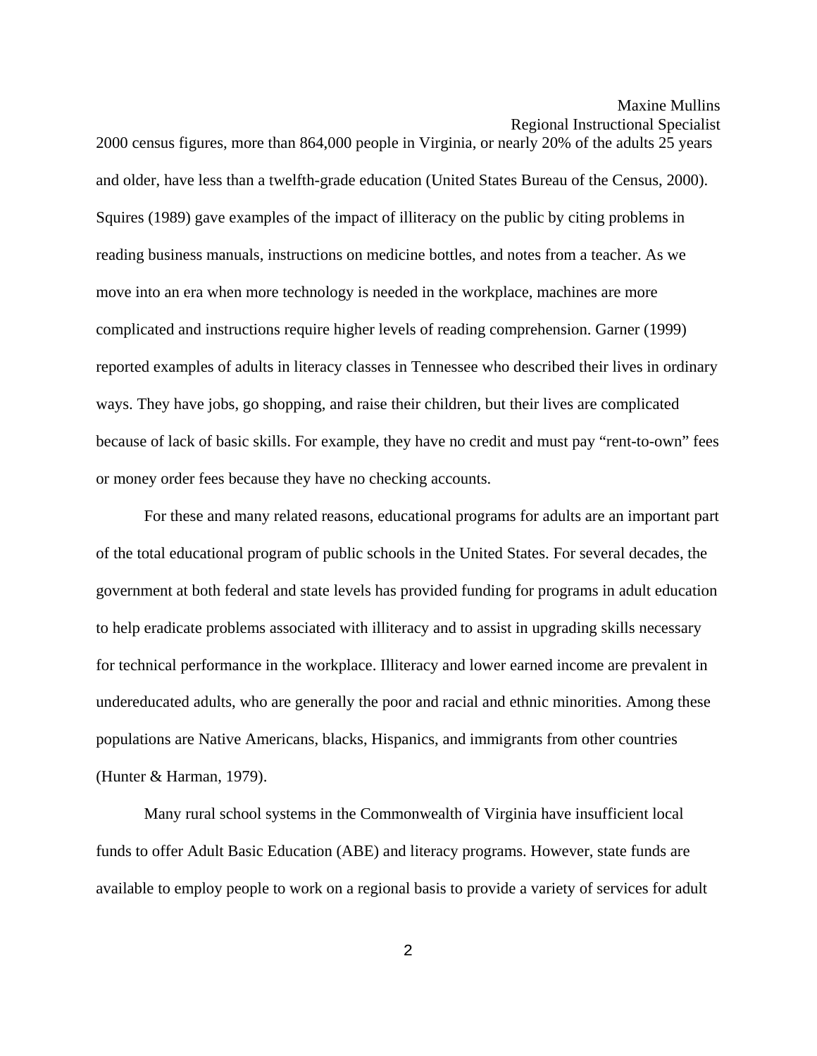2000 census figures, more than 864,000 people in Virginia, or nearly 20% of the adults 25 years and older, have less than a twelfth-grade education (United States Bureau of the Census, 2000). Squires (1989) gave examples of the impact of illiteracy on the public by citing problems in reading business manuals, instructions on medicine bottles, and notes from a teacher. As we move into an era when more technology is needed in the workplace, machines are more complicated and instructions require higher levels of reading comprehension. Garner (1999) reported examples of adults in literacy classes in Tennessee who described their lives in ordinary ways. They have jobs, go shopping, and raise their children, but their lives are complicated because of lack of basic skills. For example, they have no credit and must pay "rent-to-own" fees or money order fees because they have no checking accounts.

For these and many related reasons, educational programs for adults are an important part of the total educational program of public schools in the United States. For several decades, the government at both federal and state levels has provided funding for programs in adult education to help eradicate problems associated with illiteracy and to assist in upgrading skills necessary for technical performance in the workplace. Illiteracy and lower earned income are prevalent in undereducated adults, who are generally the poor and racial and ethnic minorities. Among these populations are Native Americans, blacks, Hispanics, and immigrants from other countries (Hunter & Harman, 1979).

Many rural school systems in the Commonwealth of Virginia have insufficient local funds to offer Adult Basic Education (ABE) and literacy programs. However, state funds are available to employ people to work on a regional basis to provide a variety of services for adult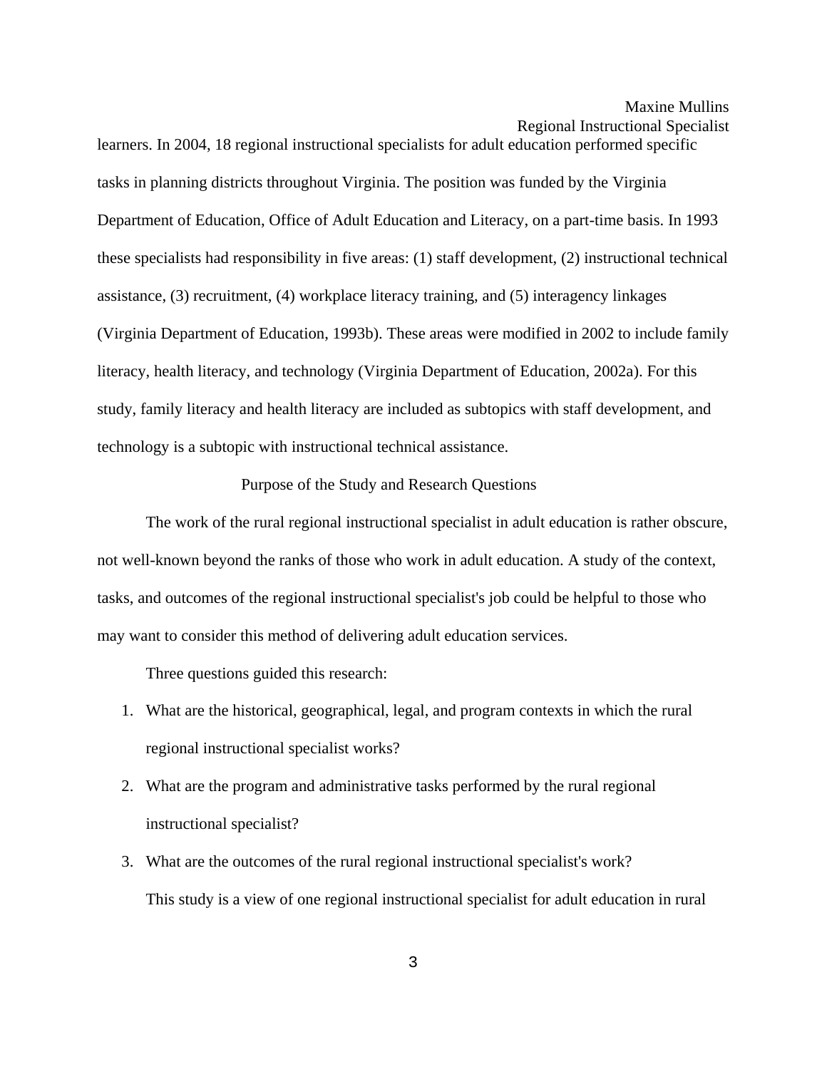learners. In 2004, 18 regional instructional specialists for adult education performed specific tasks in planning districts throughout Virginia. The position was funded by the Virginia Department of Education, Office of Adult Education and Literacy, on a part-time basis. In 1993 these specialists had responsibility in five areas: (1) staff development, (2) instructional technical assistance, (3) recruitment, (4) workplace literacy training, and (5) interagency linkages (Virginia Department of Education, 1993b). These areas were modified in 2002 to include family literacy, health literacy, and technology (Virginia Department of Education, 2002a). For this study, family literacy and health literacy are included as subtopics with staff development, and technology is a subtopic with instructional technical assistance.

## Purpose of the Study and Research Questions

The work of the rural regional instructional specialist in adult education is rather obscure, not well-known beyond the ranks of those who work in adult education. A study of the context, tasks, and outcomes of the regional instructional specialist's job could be helpful to those who may want to consider this method of delivering adult education services.

Three questions guided this research:

1. What are the historical, geographical, legal, and program contexts in which the rural regional instructional specialist works?
2. What are the program and administrative tasks performed by the rural regional instructional specialist?
3. What are the outcomes of the rural regional instructional specialist's work?

This study is a view of one regional instructional specialist for adult education in rural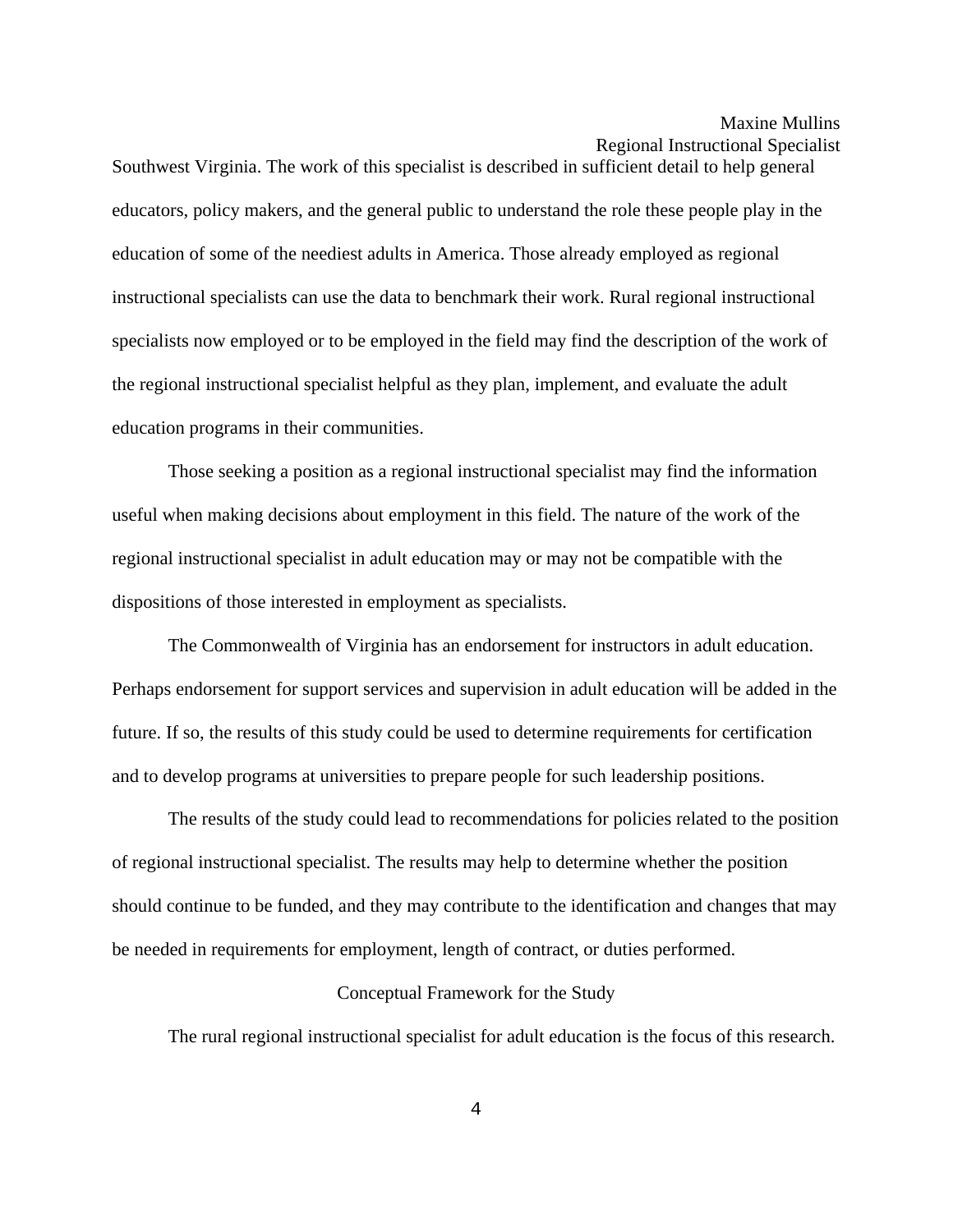Southwest Virginia. The work of this specialist is described in sufficient detail to help general educators, policy makers, and the general public to understand the role these people play in the education of some of the neediest adults in America. Those already employed as regional instructional specialists can use the data to benchmark their work. Rural regional instructional specialists now employed or to be employed in the field may find the description of the work of the regional instructional specialist helpful as they plan, implement, and evaluate the adult education programs in their communities.

Those seeking a position as a regional instructional specialist may find the information useful when making decisions about employment in this field. The nature of the work of the regional instructional specialist in adult education may or may not be compatible with the dispositions of those interested in employment as specialists.

The Commonwealth of Virginia has an endorsement for instructors in adult education. Perhaps endorsement for support services and supervision in adult education will be added in the future. If so, the results of this study could be used to determine requirements for certification and to develop programs at universities to prepare people for such leadership positions.

The results of the study could lead to recommendations for policies related to the position of regional instructional specialist. The results may help to determine whether the position should continue to be funded, and they may contribute to the identification and changes that may be needed in requirements for employment, length of contract, or duties performed.

## Conceptual Framework for the Study

The rural regional instructional specialist for adult education is the focus of this research.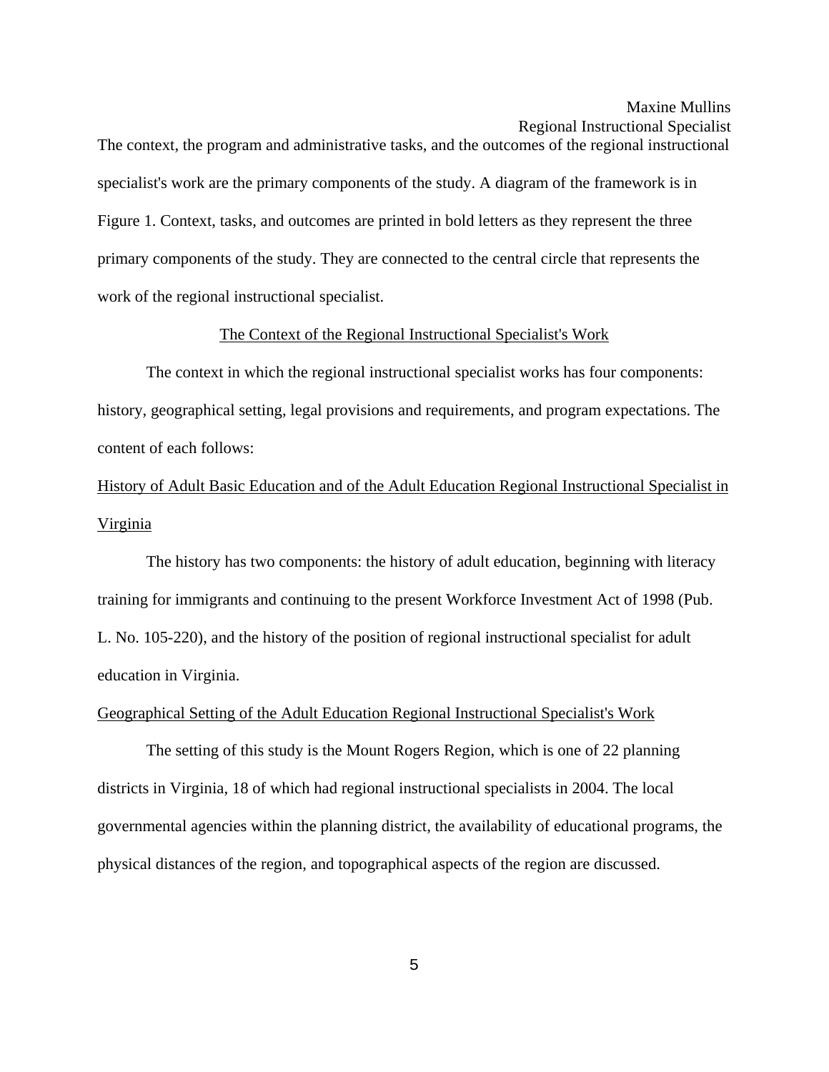The context, the program and administrative tasks, and the outcomes of the regional instructional specialist's work are the primary components of the study. A diagram of the framework is in Figure 1. Context, tasks, and outcomes are printed in bold letters as they represent the three primary components of the study. They are connected to the central circle that represents the work of the regional instructional specialist.

## The Context of the Regional Instructional Specialist's Work

The context in which the regional instructional specialist works has four components: history, geographical setting, legal provisions and requirements, and program expectations. The content of each follows:

### History of Adult Basic Education and of the Adult Education Regional Instructional Specialist in Virginia

The history has two components: the history of adult education, beginning with literacy training for immigrants and continuing to the present Workforce Investment Act of 1998 (Pub. L. No. 105-220), and the history of the position of regional instructional specialist for adult education in Virginia.

### Geographical Setting of the Adult Education Regional Instructional Specialist's Work

The setting of this study is the Mount Rogers Region, which is one of 22 planning districts in Virginia, 18 of which had regional instructional specialists in 2004. The local governmental agencies within the planning district, the availability of educational programs, the physical distances of the region, and topographical aspects of the region are discussed.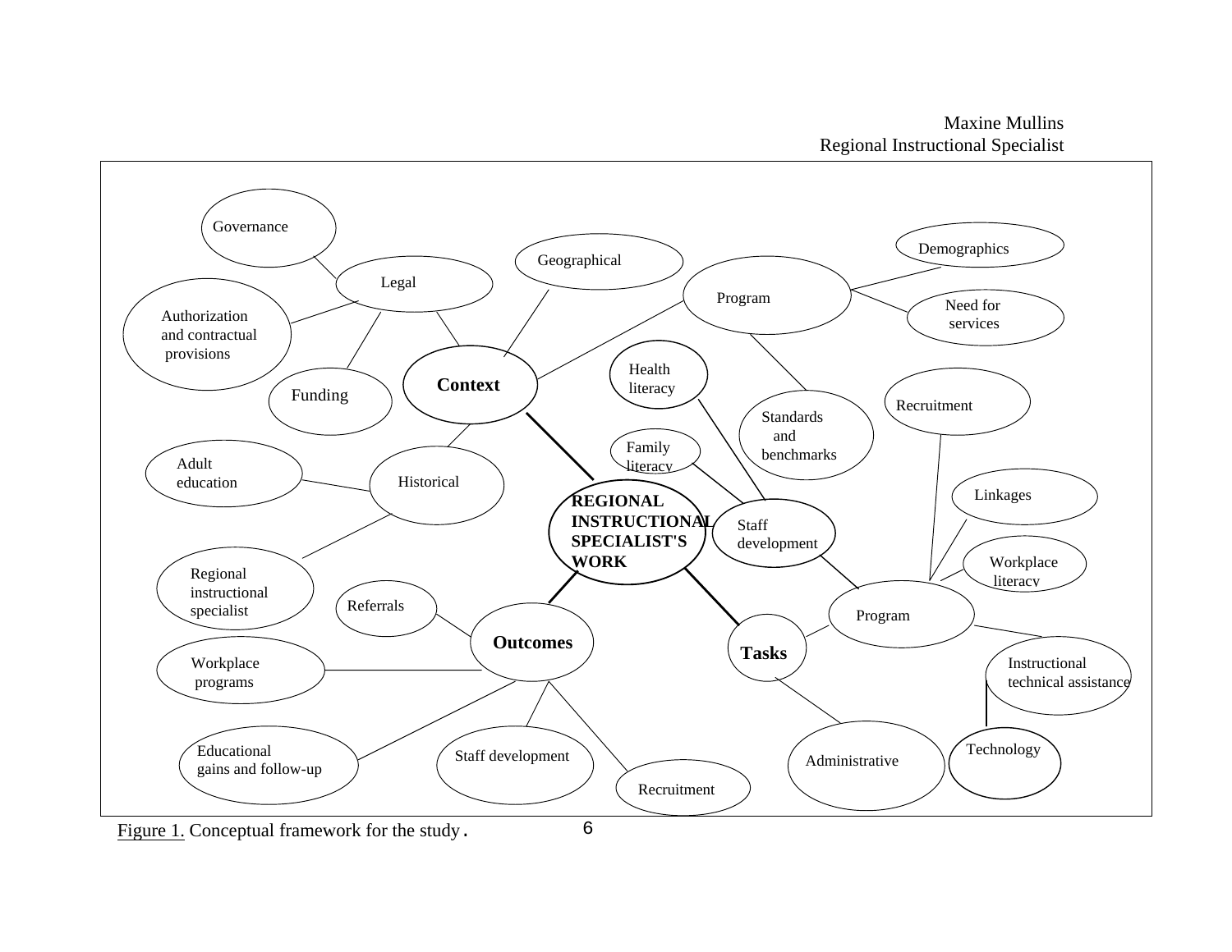Maxine Mullins
Regional Instructional Specialist

Governance

Legal

Authorization and contractual provisions

Funding

Geographical

Context

Program

Demographics

Need for services

Health literacy

Standards and benchmarks

Recruitment

Family literacy

Adult education

Historical

REGIONAL INSTRUCTIONAL SPECIALIST'S WORK

Staff development

Linkages

Workplace literacy

Regional instructional specialist

Referrals

Program

Outcomes

Tasks

Workplace programs

Instructional technical assistance

Educational gains and follow-up

Staff development

Recruitment

Administrative

Technology

Figure 1. Conceptual framework for the study.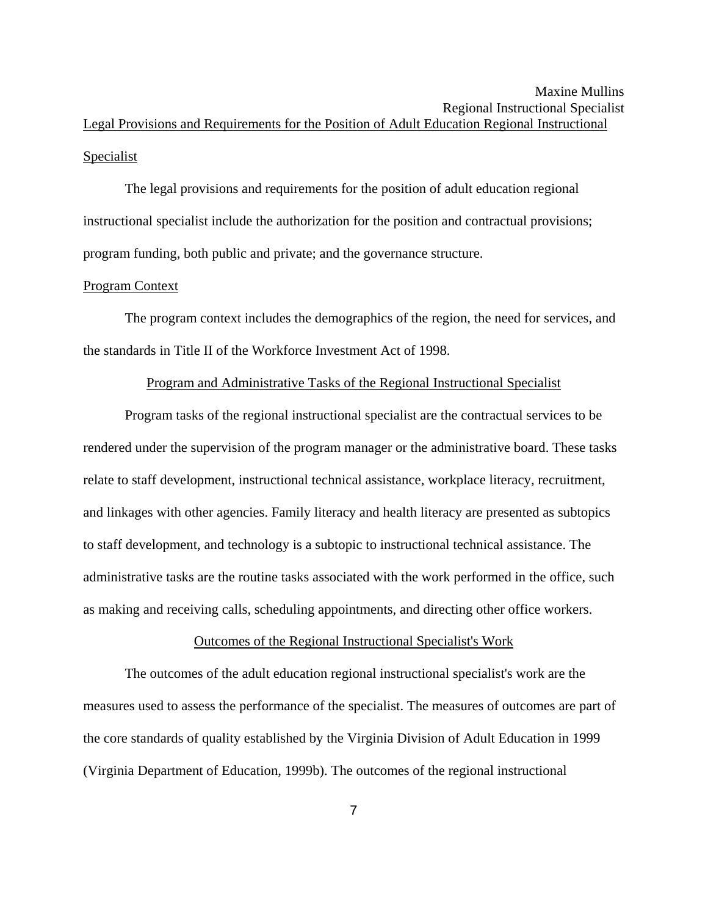## Legal Provisions and Requirements for the Position of Adult Education Regional Instructional Specialist

The legal provisions and requirements for the position of adult education regional instructional specialist include the authorization for the position and contractual provisions; program funding, both public and private; and the governance structure.

## Program Context

The program context includes the demographics of the region, the need for services, and the standards in Title II of the Workforce Investment Act of 1998.

## Program and Administrative Tasks of the Regional Instructional Specialist

Program tasks of the regional instructional specialist are the contractual services to be rendered under the supervision of the program manager or the administrative board. These tasks relate to staff development, instructional technical assistance, workplace literacy, recruitment, and linkages with other agencies. Family literacy and health literacy are presented as subtopics to staff development, and technology is a subtopic to instructional technical assistance. The administrative tasks are the routine tasks associated with the work performed in the office, such as making and receiving calls, scheduling appointments, and directing other office workers.

## Outcomes of the Regional Instructional Specialist's Work

The outcomes of the adult education regional instructional specialist's work are the measures used to assess the performance of the specialist. The measures of outcomes are part of the core standards of quality established by the Virginia Division of Adult Education in 1999 (Virginia Department of Education, 1999b). The outcomes of the regional instructional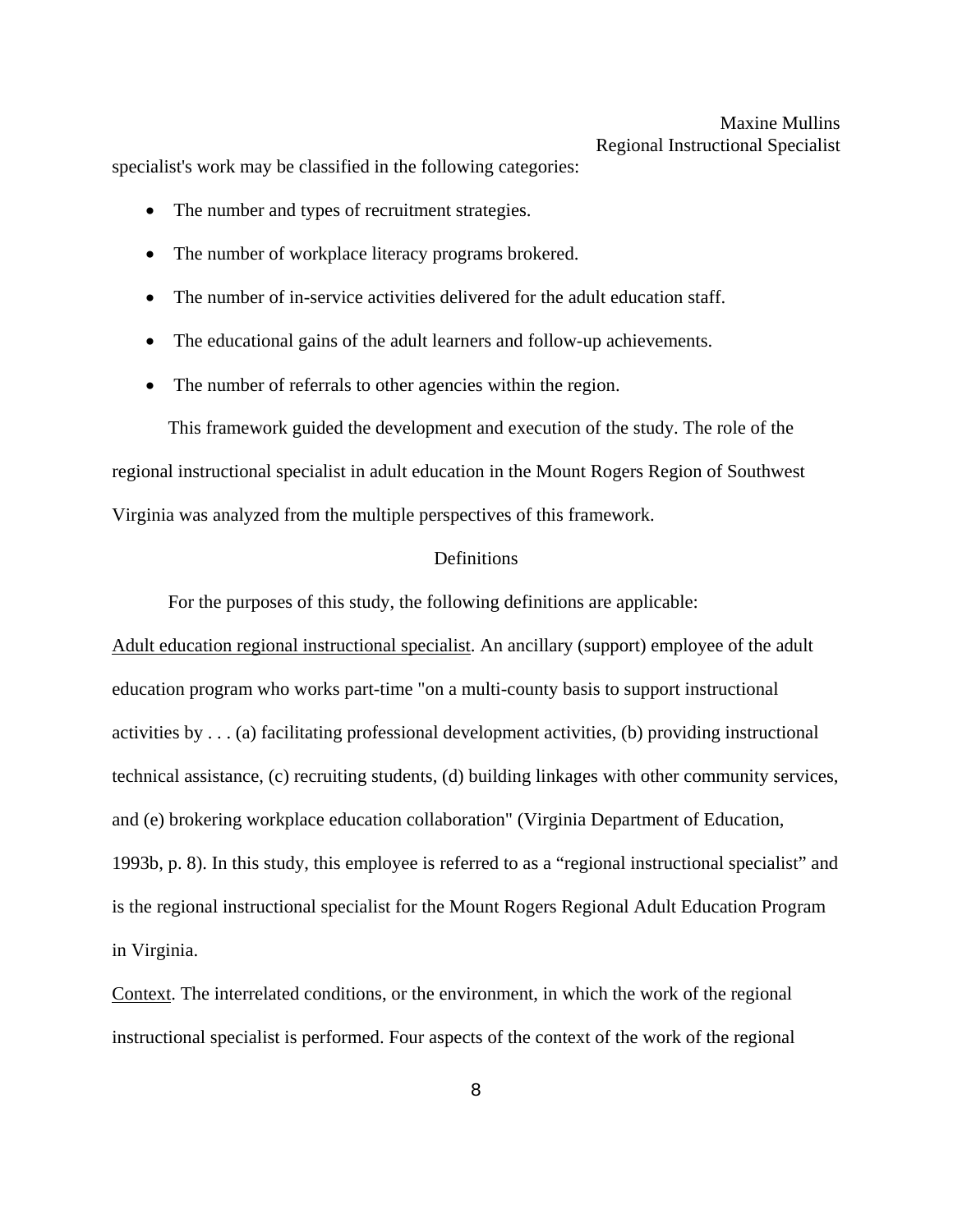specialist's work may be classified in the following categories:

- The number and types of recruitment strategies.
- The number of workplace literacy programs brokered.
- The number of in-service activities delivered for the adult education staff.
- The educational gains of the adult learners and follow-up achievements.
- The number of referrals to other agencies within the region.

This framework guided the development and execution of the study. The role of the regional instructional specialist in adult education in the Mount Rogers Region of Southwest Virginia was analyzed from the multiple perspectives of this framework.

## Definitions

For the purposes of this study, the following definitions are applicable:

Adult education regional instructional specialist. An ancillary (support) employee of the adult education program who works part-time "on a multi-county basis to support instructional activities by . . . (a) facilitating professional development activities, (b) providing instructional technical assistance, (c) recruiting students, (d) building linkages with other community services, and (e) brokering workplace education collaboration" (Virginia Department of Education, 1993b, p. 8). In this study, this employee is referred to as a "regional instructional specialist" and is the regional instructional specialist for the Mount Rogers Regional Adult Education Program in Virginia.

Context. The interrelated conditions, or the environment, in which the work of the regional instructional specialist is performed. Four aspects of the context of the work of the regional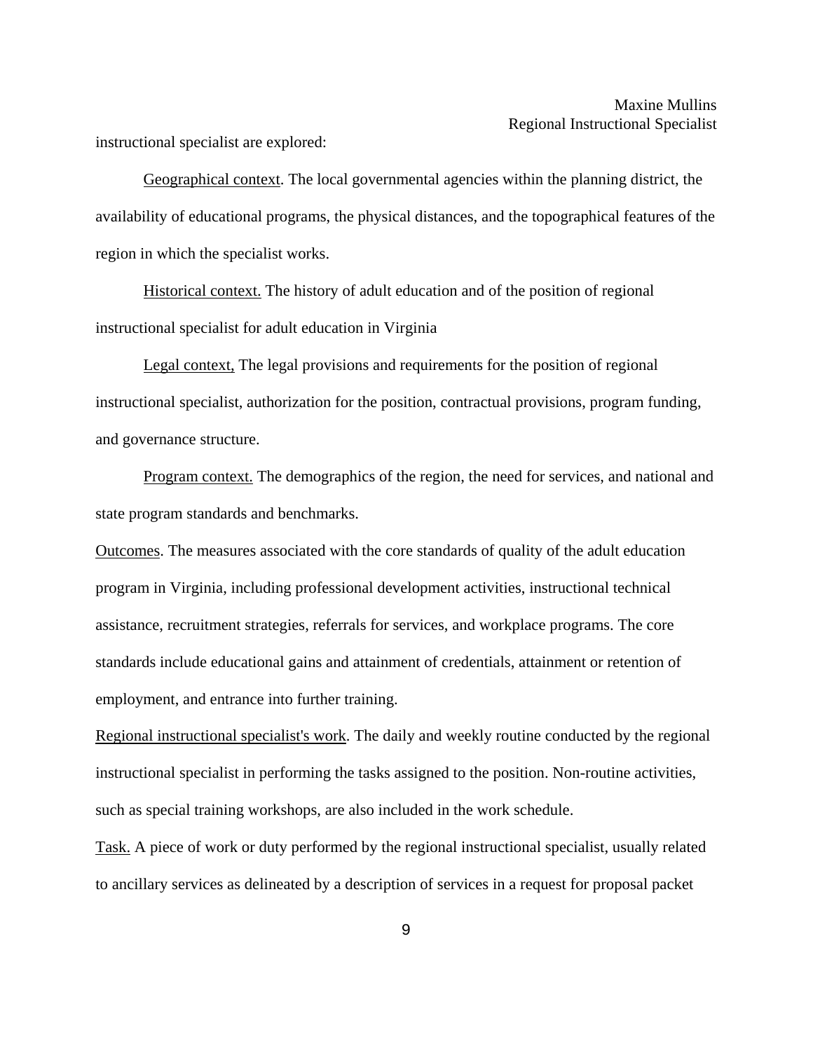instructional specialist are explored:

Geographical context. The local governmental agencies within the planning district, the availability of educational programs, the physical distances, and the topographical features of the region in which the specialist works.

Historical context. The history of adult education and of the position of regional instructional specialist for adult education in Virginia

Legal context, The legal provisions and requirements for the position of regional instructional specialist, authorization for the position, contractual provisions, program funding, and governance structure.

Program context. The demographics of the region, the need for services, and national and state program standards and benchmarks.

Outcomes. The measures associated with the core standards of quality of the adult education program in Virginia, including professional development activities, instructional technical assistance, recruitment strategies, referrals for services, and workplace programs. The core standards include educational gains and attainment of credentials, attainment or retention of employment, and entrance into further training.

Regional instructional specialist's work. The daily and weekly routine conducted by the regional instructional specialist in performing the tasks assigned to the position. Non-routine activities, such as special training workshops, are also included in the work schedule.

Task. A piece of work or duty performed by the regional instructional specialist, usually related to ancillary services as delineated by a description of services in a request for proposal packet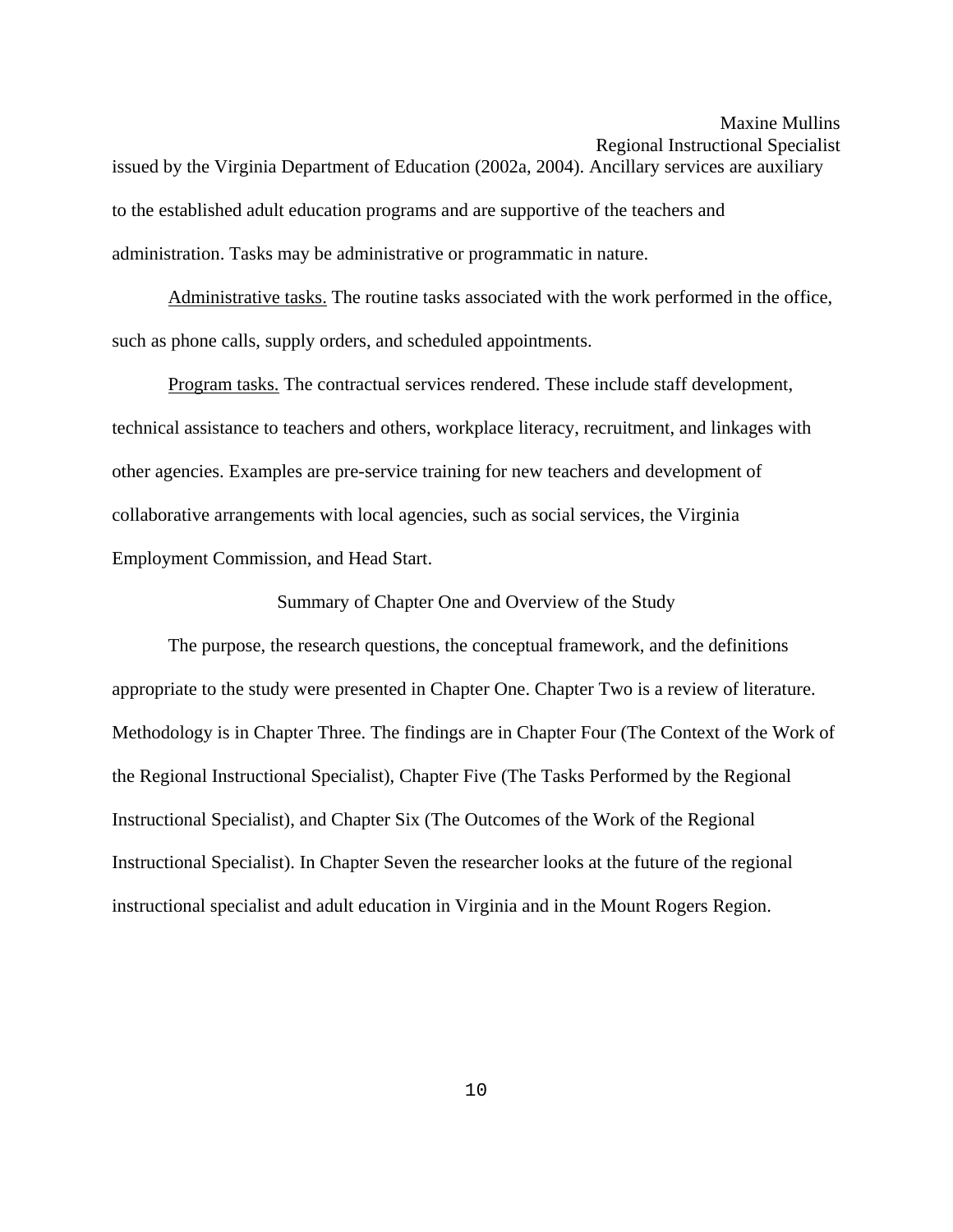issued by the Virginia Department of Education (2002a, 2004). Ancillary services are auxiliary to the established adult education programs and are supportive of the teachers and administration. Tasks may be administrative or programmatic in nature.

Administrative tasks. The routine tasks associated with the work performed in the office, such as phone calls, supply orders, and scheduled appointments.

Program tasks. The contractual services rendered. These include staff development, technical assistance to teachers and others, workplace literacy, recruitment, and linkages with other agencies. Examples are pre-service training for new teachers and development of collaborative arrangements with local agencies, such as social services, the Virginia Employment Commission, and Head Start.

## Summary of Chapter One and Overview of the Study

The purpose, the research questions, the conceptual framework, and the definitions appropriate to the study were presented in Chapter One. Chapter Two is a review of literature. Methodology is in Chapter Three. The findings are in Chapter Four (The Context of the Work of the Regional Instructional Specialist), Chapter Five (The Tasks Performed by the Regional Instructional Specialist), and Chapter Six (The Outcomes of the Work of the Regional Instructional Specialist). In Chapter Seven the researcher looks at the future of the regional instructional specialist and adult education in Virginia and in the Mount Rogers Region.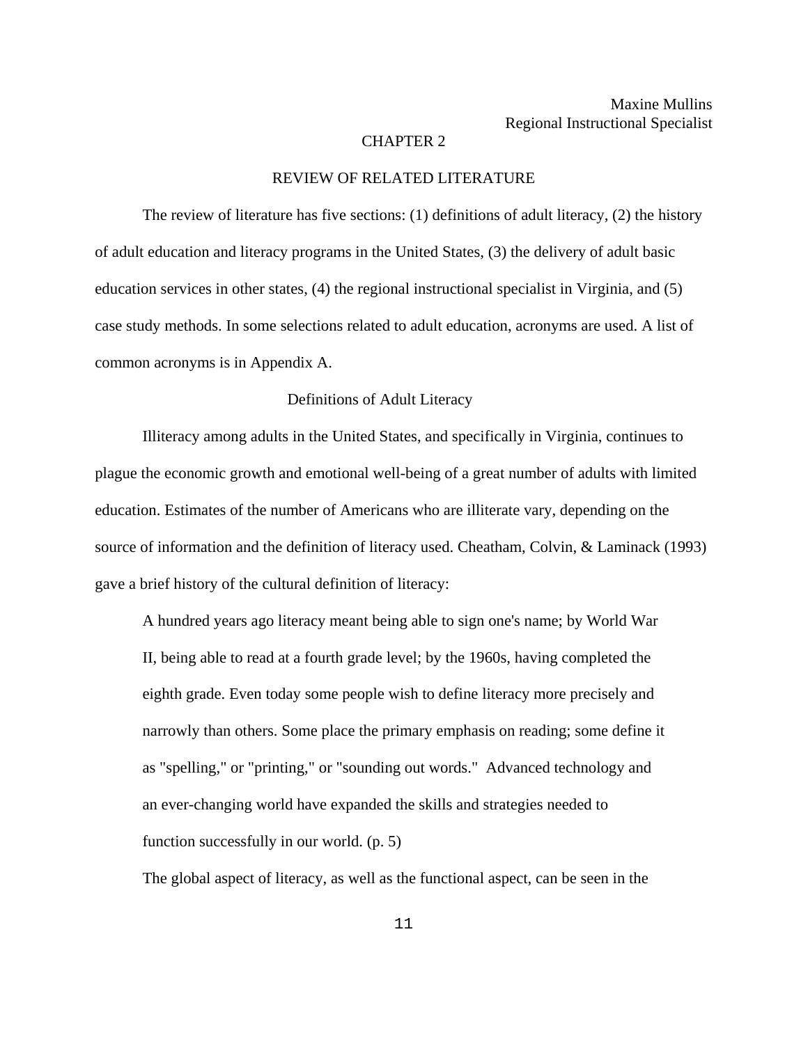Maxine Mullins
Regional Instructional Specialist

# CHAPTER 2

# REVIEW OF RELATED LITERATURE

The review of literature has five sections: (1) definitions of adult literacy, (2) the history of adult education and literacy programs in the United States, (3) the delivery of adult basic education services in other states, (4) the regional instructional specialist in Virginia, and (5) case study methods. In some selections related to adult education, acronyms are used. A list of common acronyms is in Appendix A.

## Definitions of Adult Literacy

Illiteracy among adults in the United States, and specifically in Virginia, continues to plague the economic growth and emotional well-being of a great number of adults with limited education. Estimates of the number of Americans who are illiterate vary, depending on the source of information and the definition of literacy used. Cheatham, Colvin, & Laminack (1993) gave a brief history of the cultural definition of literacy:

> A hundred years ago literacy meant being able to sign one's name; by World War II, being able to read at a fourth grade level; by the 1960s, having completed the eighth grade. Even today some people wish to define literacy more precisely and narrowly than others. Some place the primary emphasis on reading; some define it as "spelling," or "printing," or "sounding out words." Advanced technology and an ever-changing world have expanded the skills and strategies needed to function successfully in our world. (p. 5)

The global aspect of literacy, as well as the functional aspect, can be seen in the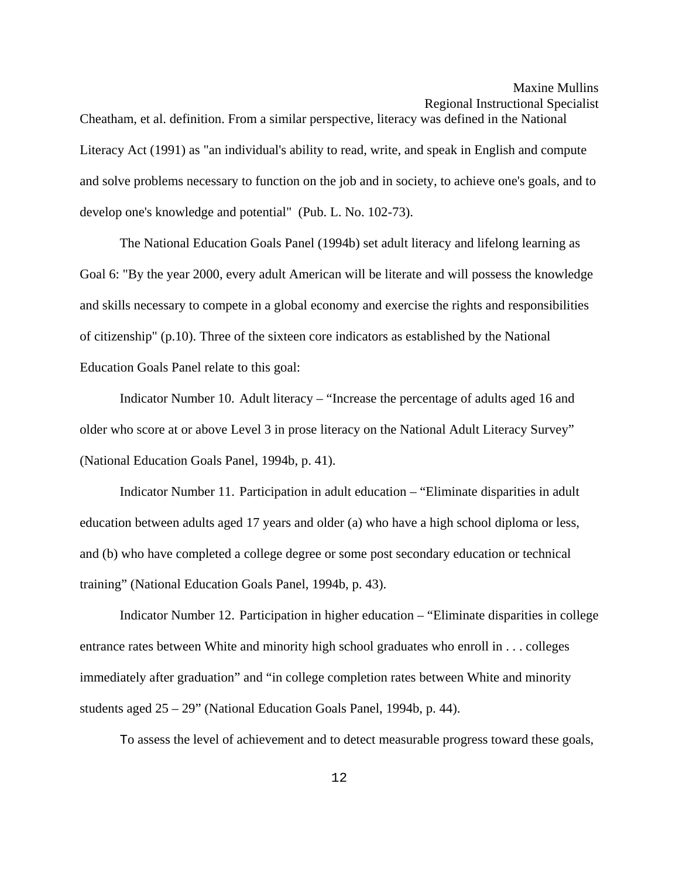Cheatham, et al. definition. From a similar perspective, literacy was defined in the National Literacy Act (1991) as "an individual's ability to read, write, and speak in English and compute and solve problems necessary to function on the job and in society, to achieve one's goals, and to develop one's knowledge and potential" (Pub. L. No. 102-73).

The National Education Goals Panel (1994b) set adult literacy and lifelong learning as Goal 6: "By the year 2000, every adult American will be literate and will possess the knowledge and skills necessary to compete in a global economy and exercise the rights and responsibilities of citizenship" (p.10). Three of the sixteen core indicators as established by the National Education Goals Panel relate to this goal:

Indicator Number 10. Adult literacy – "Increase the percentage of adults aged 16 and older who score at or above Level 3 in prose literacy on the National Adult Literacy Survey" (National Education Goals Panel, 1994b, p. 41).

Indicator Number 11. Participation in adult education – "Eliminate disparities in adult education between adults aged 17 years and older (a) who have a high school diploma or less, and (b) who have completed a college degree or some post secondary education or technical training" (National Education Goals Panel, 1994b, p. 43).

Indicator Number 12. Participation in higher education – "Eliminate disparities in college entrance rates between White and minority high school graduates who enroll in . . . colleges immediately after graduation" and "in college completion rates between White and minority students aged 25 – 29" (National Education Goals Panel, 1994b, p. 44).

To assess the level of achievement and to detect measurable progress toward these goals,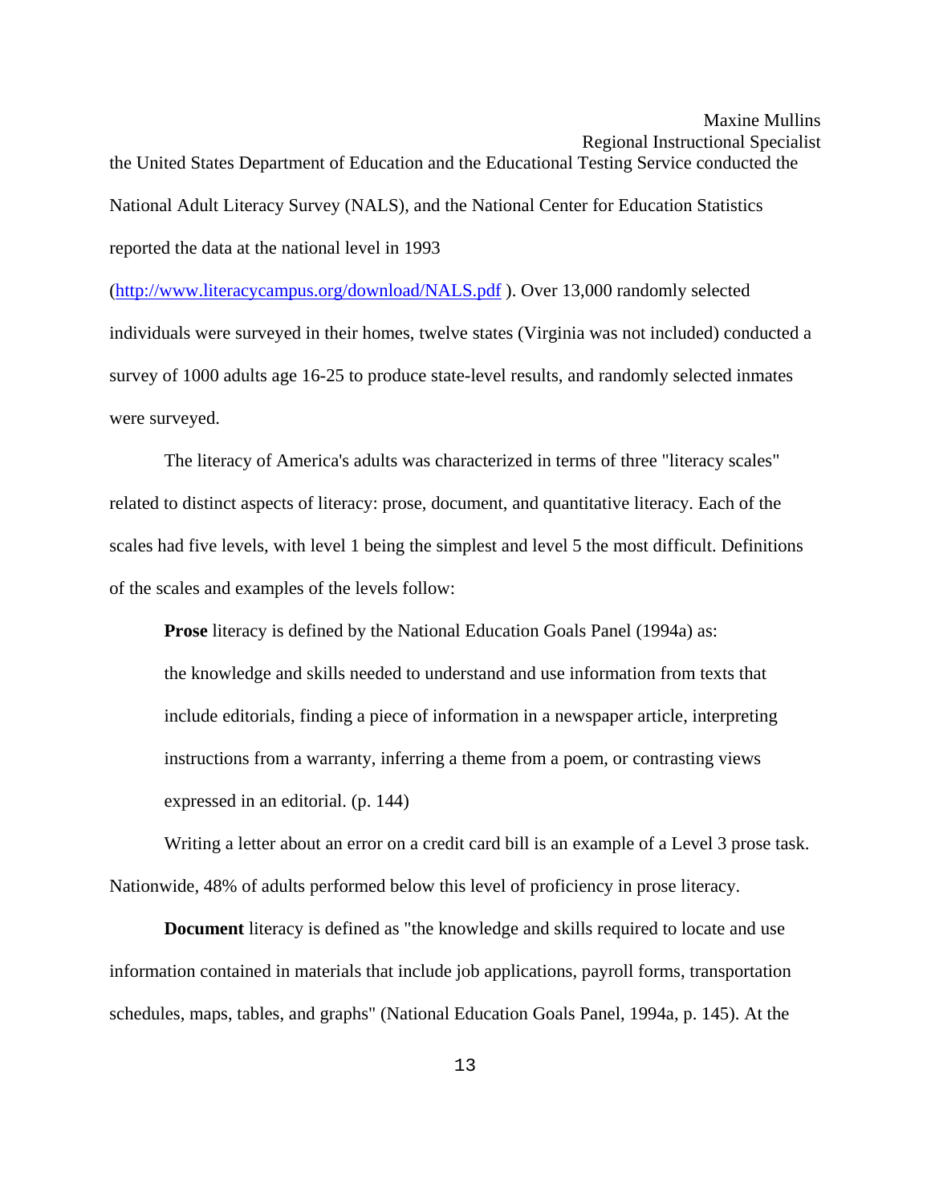the United States Department of Education and the Educational Testing Service conducted the National Adult Literacy Survey (NALS), and the National Center for Education Statistics reported the data at the national level in 1993 (http://www.literacycampus.org/download/NALS.pdf ). Over 13,000 randomly selected individuals were surveyed in their homes, twelve states (Virginia was not included) conducted a survey of 1000 adults age 16-25 to produce state-level results, and randomly selected inmates were surveyed.

The literacy of America's adults was characterized in terms of three "literacy scales" related to distinct aspects of literacy: prose, document, and quantitative literacy. Each of the scales had five levels, with level 1 being the simplest and level 5 the most difficult. Definitions of the scales and examples of the levels follow:

**Prose** literacy is defined by the National Education Goals Panel (1994a) as:

> the knowledge and skills needed to understand and use information from texts that include editorials, finding a piece of information in a newspaper article, interpreting instructions from a warranty, inferring a theme from a poem, or contrasting views expressed in an editorial. (p. 144)

Writing a letter about an error on a credit card bill is an example of a Level 3 prose task. Nationwide, 48% of adults performed below this level of proficiency in prose literacy.

**Document** literacy is defined as "the knowledge and skills required to locate and use information contained in materials that include job applications, payroll forms, transportation schedules, maps, tables, and graphs" (National Education Goals Panel, 1994a, p. 145). At the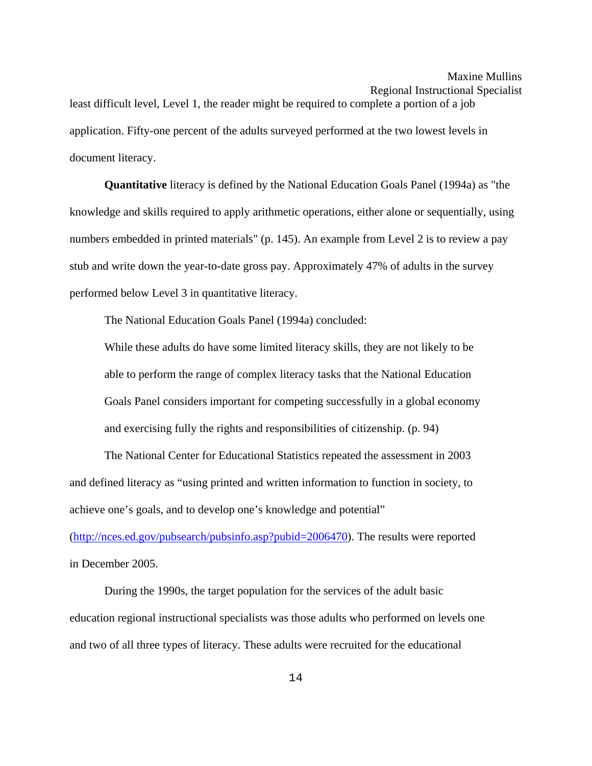least difficult level, Level 1, the reader might be required to complete a portion of a job application. Fifty-one percent of the adults surveyed performed at the two lowest levels in document literacy.

**Quantitative** literacy is defined by the National Education Goals Panel (1994a) as "the knowledge and skills required to apply arithmetic operations, either alone or sequentially, using numbers embedded in printed materials" (p. 145). An example from Level 2 is to review a pay stub and write down the year-to-date gross pay. Approximately 47% of adults in the survey performed below Level 3 in quantitative literacy.

The National Education Goals Panel (1994a) concluded:

> While these adults do have some limited literacy skills, they are not likely to be able to perform the range of complex literacy tasks that the National Education Goals Panel considers important for competing successfully in a global economy and exercising fully the rights and responsibilities of citizenship. (p. 94)

The National Center for Educational Statistics repeated the assessment in 2003 and defined literacy as “using printed and written information to function in society, to achieve one’s goals, and to develop one’s knowledge and potential” (http://nces.ed.gov/pubsearch/pubsinfo.asp?pubid=2006470). The results were reported in December 2005.

During the 1990s, the target population for the services of the adult basic education regional instructional specialists was those adults who performed on levels one and two of all three types of literacy. These adults were recruited for the educational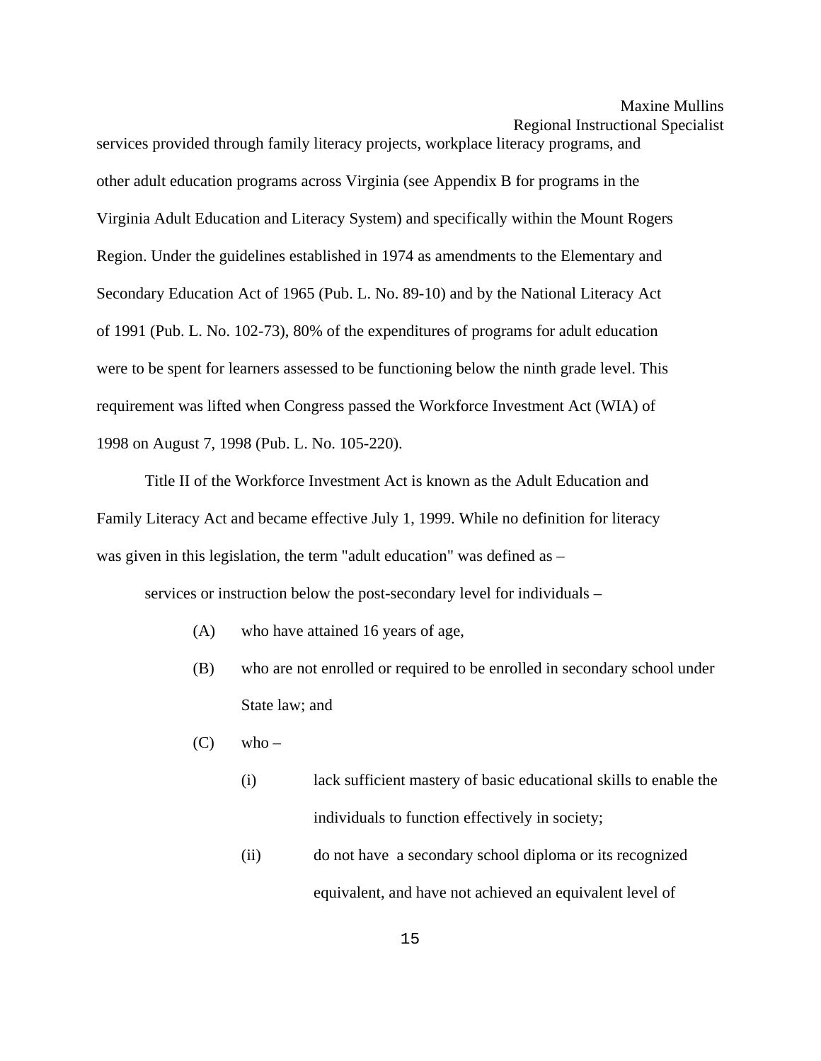services provided through family literacy projects, workplace literacy programs, and other adult education programs across Virginia (see Appendix B for programs in the Virginia Adult Education and Literacy System) and specifically within the Mount Rogers Region. Under the guidelines established in 1974 as amendments to the Elementary and Secondary Education Act of 1965 (Pub. L. No. 89-10) and by the National Literacy Act of 1991 (Pub. L. No. 102-73), 80% of the expenditures of programs for adult education were to be spent for learners assessed to be functioning below the ninth grade level. This requirement was lifted when Congress passed the Workforce Investment Act (WIA) of 1998 on August 7, 1998 (Pub. L. No. 105-220).

Title II of the Workforce Investment Act is known as the Adult Education and Family Literacy Act and became effective July 1, 1999. While no definition for literacy was given in this legislation, the term "adult education" was defined as –

> services or instruction below the post-secondary level for individuals –
>
> (A) who have attained 16 years of age,
>
> (B) who are not enrolled or required to be enrolled in secondary school under State law; and
>
> (C) who –
>
> (i) lack sufficient mastery of basic educational skills to enable the individuals to function effectively in society;
>
> (ii) do not have a secondary school diploma or its recognized equivalent, and have not achieved an equivalent level of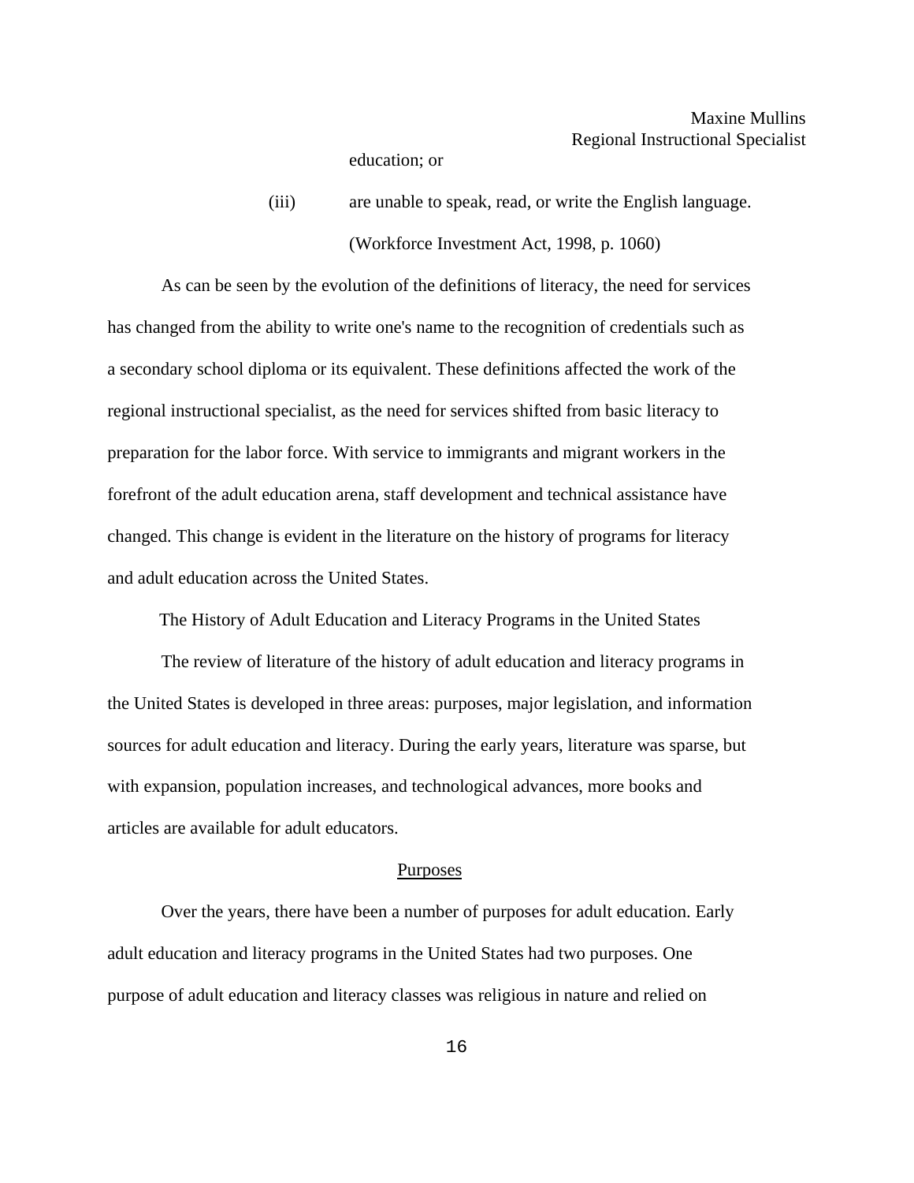education; or

(iii) are unable to speak, read, or write the English language.

(Workforce Investment Act, 1998, p. 1060)

As can be seen by the evolution of the definitions of literacy, the need for services has changed from the ability to write one's name to the recognition of credentials such as a secondary school diploma or its equivalent. These definitions affected the work of the regional instructional specialist, as the need for services shifted from basic literacy to preparation for the labor force. With service to immigrants and migrant workers in the forefront of the adult education arena, staff development and technical assistance have changed. This change is evident in the literature on the history of programs for literacy and adult education across the United States.

## The History of Adult Education and Literacy Programs in the United States

The review of literature of the history of adult education and literacy programs in the United States is developed in three areas: purposes, major legislation, and information sources for adult education and literacy. During the early years, literature was sparse, but with expansion, population increases, and technological advances, more books and articles are available for adult educators.

### Purposes

Over the years, there have been a number of purposes for adult education. Early adult education and literacy programs in the United States had two purposes. One purpose of adult education and literacy classes was religious in nature and relied on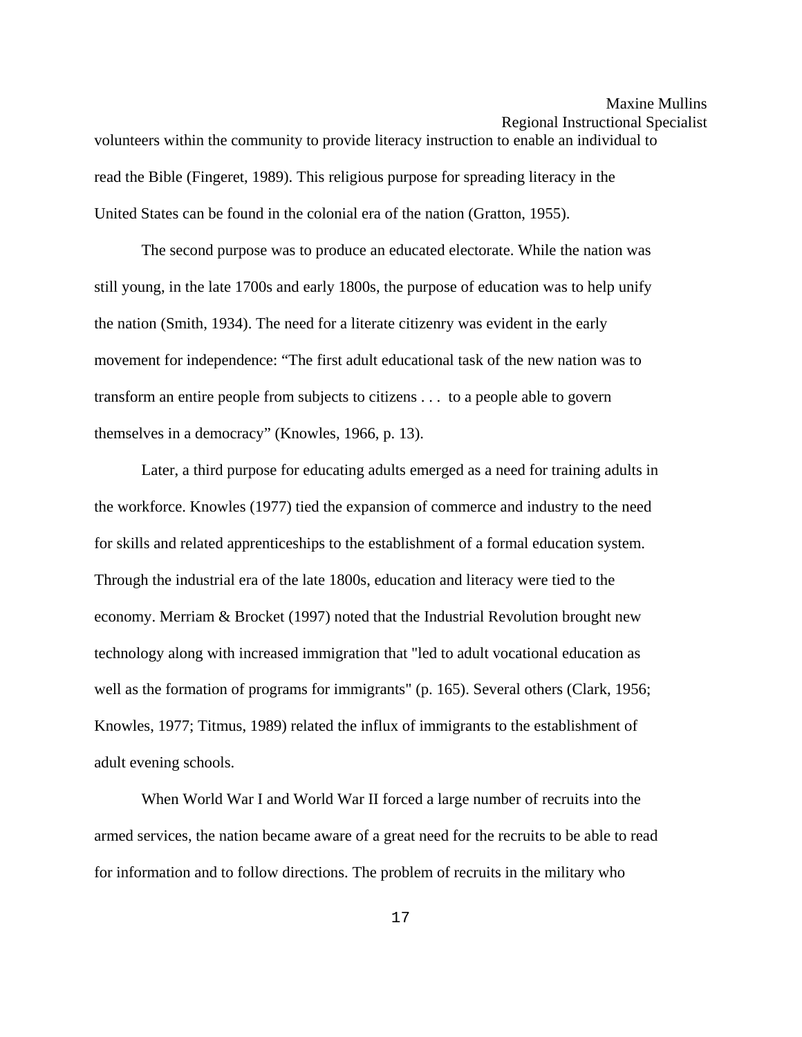volunteers within the community to provide literacy instruction to enable an individual to read the Bible (Fingeret, 1989). This religious purpose for spreading literacy in the United States can be found in the colonial era of the nation (Gratton, 1955).

The second purpose was to produce an educated electorate. While the nation was still young, in the late 1700s and early 1800s, the purpose of education was to help unify the nation (Smith, 1934). The need for a literate citizenry was evident in the early movement for independence: "The first adult educational task of the new nation was to transform an entire people from subjects to citizens . . . to a people able to govern themselves in a democracy" (Knowles, 1966, p. 13).

Later, a third purpose for educating adults emerged as a need for training adults in the workforce. Knowles (1977) tied the expansion of commerce and industry to the need for skills and related apprenticeships to the establishment of a formal education system. Through the industrial era of the late 1800s, education and literacy were tied to the economy. Merriam & Brocket (1997) noted that the Industrial Revolution brought new technology along with increased immigration that "led to adult vocational education as well as the formation of programs for immigrants" (p. 165). Several others (Clark, 1956; Knowles, 1977; Titmus, 1989) related the influx of immigrants to the establishment of adult evening schools.

When World War I and World War II forced a large number of recruits into the armed services, the nation became aware of a great need for the recruits to be able to read for information and to follow directions. The problem of recruits in the military who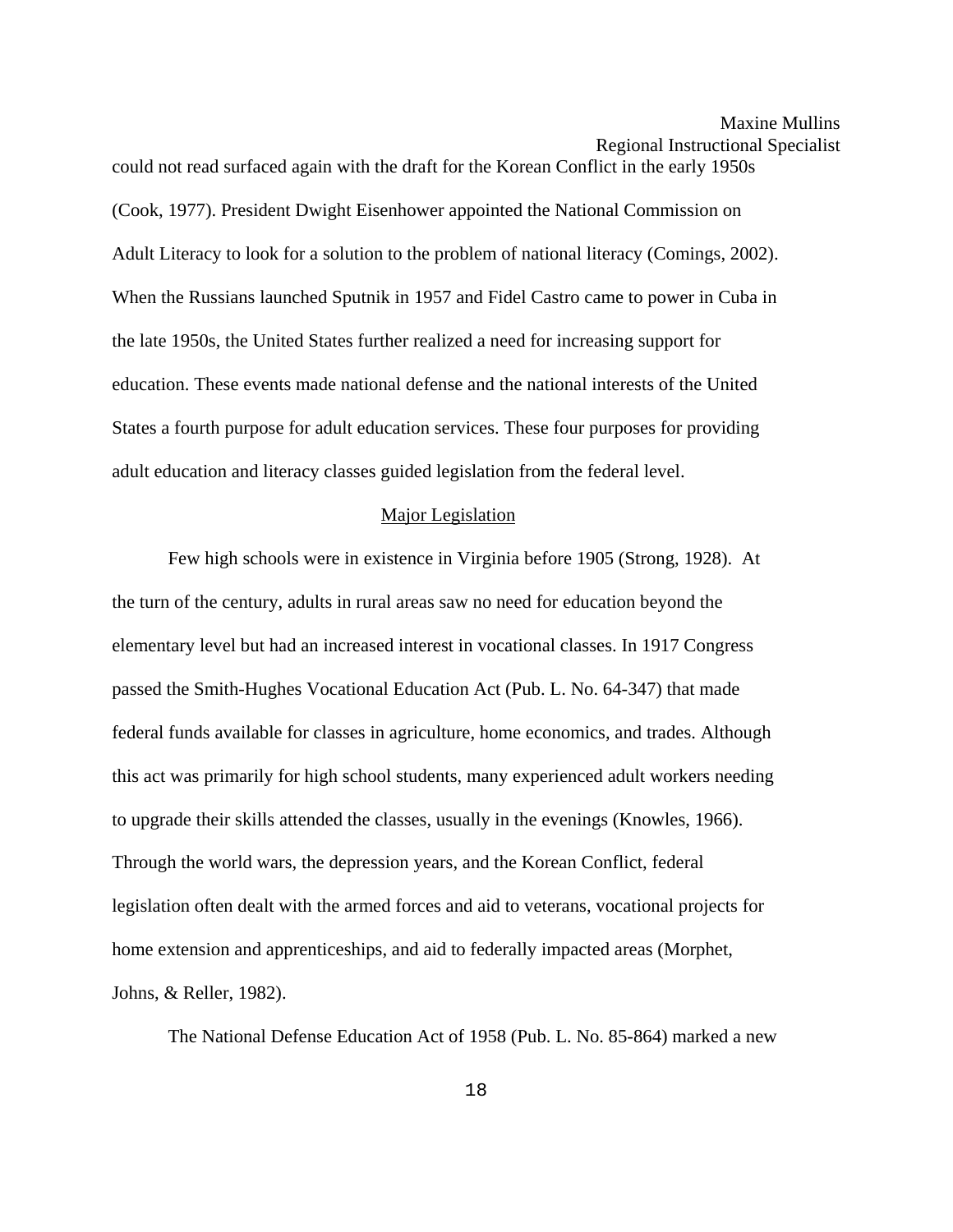could not read surfaced again with the draft for the Korean Conflict in the early 1950s (Cook, 1977). President Dwight Eisenhower appointed the National Commission on Adult Literacy to look for a solution to the problem of national literacy (Comings, 2002). When the Russians launched Sputnik in 1957 and Fidel Castro came to power in Cuba in the late 1950s, the United States further realized a need for increasing support for education. These events made national defense and the national interests of the United States a fourth purpose for adult education services. These four purposes for providing adult education and literacy classes guided legislation from the federal level.

## Major Legislation

Few high schools were in existence in Virginia before 1905 (Strong, 1928). At the turn of the century, adults in rural areas saw no need for education beyond the elementary level but had an increased interest in vocational classes. In 1917 Congress passed the Smith-Hughes Vocational Education Act (Pub. L. No. 64-347) that made federal funds available for classes in agriculture, home economics, and trades. Although this act was primarily for high school students, many experienced adult workers needing to upgrade their skills attended the classes, usually in the evenings (Knowles, 1966). Through the world wars, the depression years, and the Korean Conflict, federal legislation often dealt with the armed forces and aid to veterans, vocational projects for home extension and apprenticeships, and aid to federally impacted areas (Morphet, Johns, & Reller, 1982).

The National Defense Education Act of 1958 (Pub. L. No. 85-864) marked a new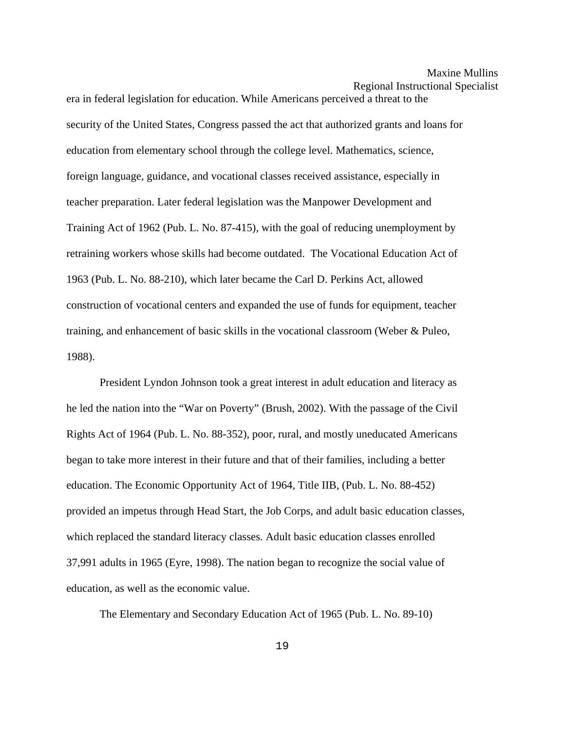era in federal legislation for education. While Americans perceived a threat to the security of the United States, Congress passed the act that authorized grants and loans for education from elementary school through the college level. Mathematics, science, foreign language, guidance, and vocational classes received assistance, especially in teacher preparation. Later federal legislation was the Manpower Development and Training Act of 1962 (Pub. L. No. 87-415), with the goal of reducing unemployment by retraining workers whose skills had become outdated. The Vocational Education Act of 1963 (Pub. L. No. 88-210), which later became the Carl D. Perkins Act, allowed construction of vocational centers and expanded the use of funds for equipment, teacher training, and enhancement of basic skills in the vocational classroom (Weber & Puleo, 1988).

President Lyndon Johnson took a great interest in adult education and literacy as he led the nation into the "War on Poverty" (Brush, 2002). With the passage of the Civil Rights Act of 1964 (Pub. L. No. 88-352), poor, rural, and mostly uneducated Americans began to take more interest in their future and that of their families, including a better education. The Economic Opportunity Act of 1964, Title IIB, (Pub. L. No. 88-452) provided an impetus through Head Start, the Job Corps, and adult basic education classes, which replaced the standard literacy classes. Adult basic education classes enrolled 37,991 adults in 1965 (Eyre, 1998). The nation began to recognize the social value of education, as well as the economic value.

The Elementary and Secondary Education Act of 1965 (Pub. L. No. 89-10)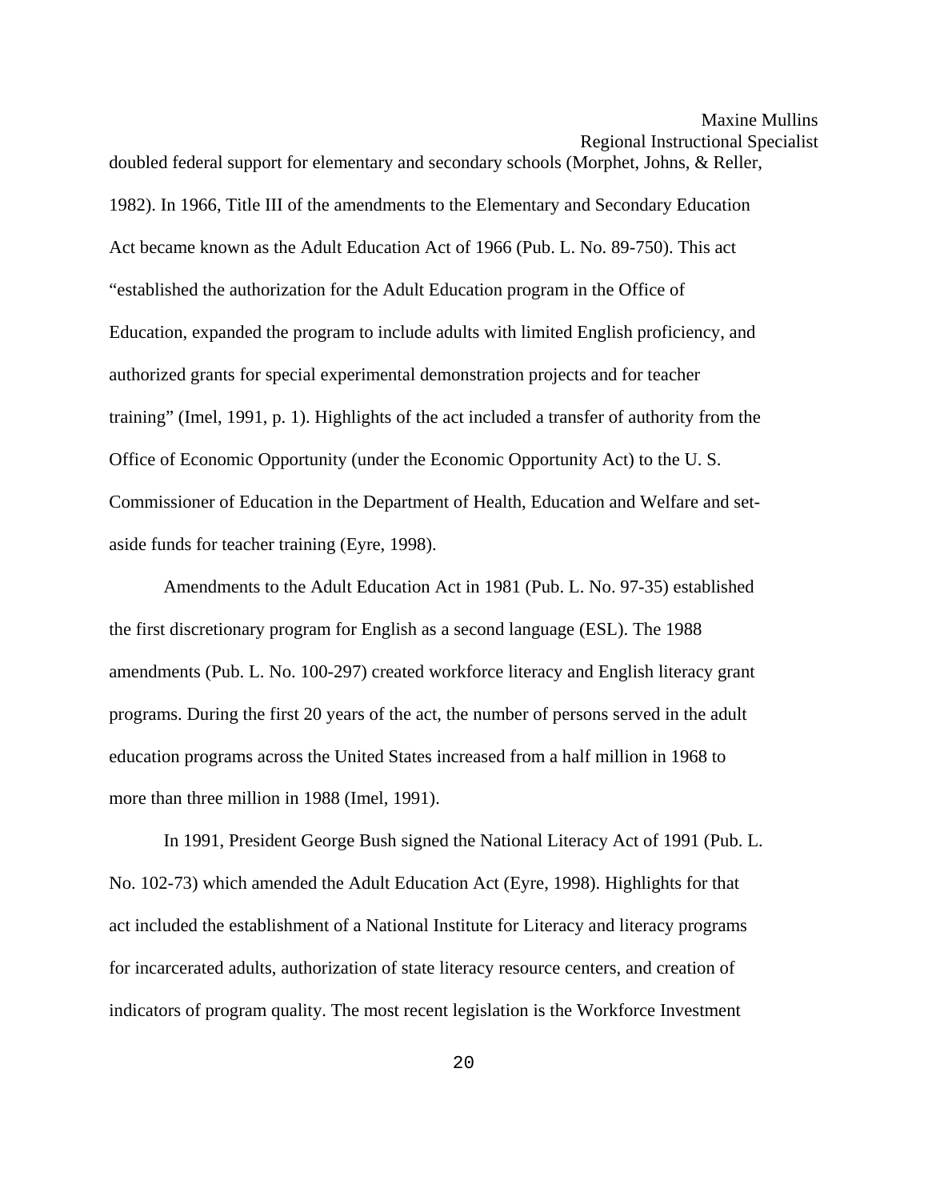doubled federal support for elementary and secondary schools (Morphet, Johns, & Reller, 1982). In 1966, Title III of the amendments to the Elementary and Secondary Education Act became known as the Adult Education Act of 1966 (Pub. L. No. 89-750). This act "established the authorization for the Adult Education program in the Office of Education, expanded the program to include adults with limited English proficiency, and authorized grants for special experimental demonstration projects and for teacher training" (Imel, 1991, p. 1). Highlights of the act included a transfer of authority from the Office of Economic Opportunity (under the Economic Opportunity Act) to the U. S. Commissioner of Education in the Department of Health, Education and Welfare and set-aside funds for teacher training (Eyre, 1998).

Amendments to the Adult Education Act in 1981 (Pub. L. No. 97-35) established the first discretionary program for English as a second language (ESL). The 1988 amendments (Pub. L. No. 100-297) created workforce literacy and English literacy grant programs. During the first 20 years of the act, the number of persons served in the adult education programs across the United States increased from a half million in 1968 to more than three million in 1988 (Imel, 1991).

In 1991, President George Bush signed the National Literacy Act of 1991 (Pub. L. No. 102-73) which amended the Adult Education Act (Eyre, 1998). Highlights for that act included the establishment of a National Institute for Literacy and literacy programs for incarcerated adults, authorization of state literacy resource centers, and creation of indicators of program quality. The most recent legislation is the Workforce Investment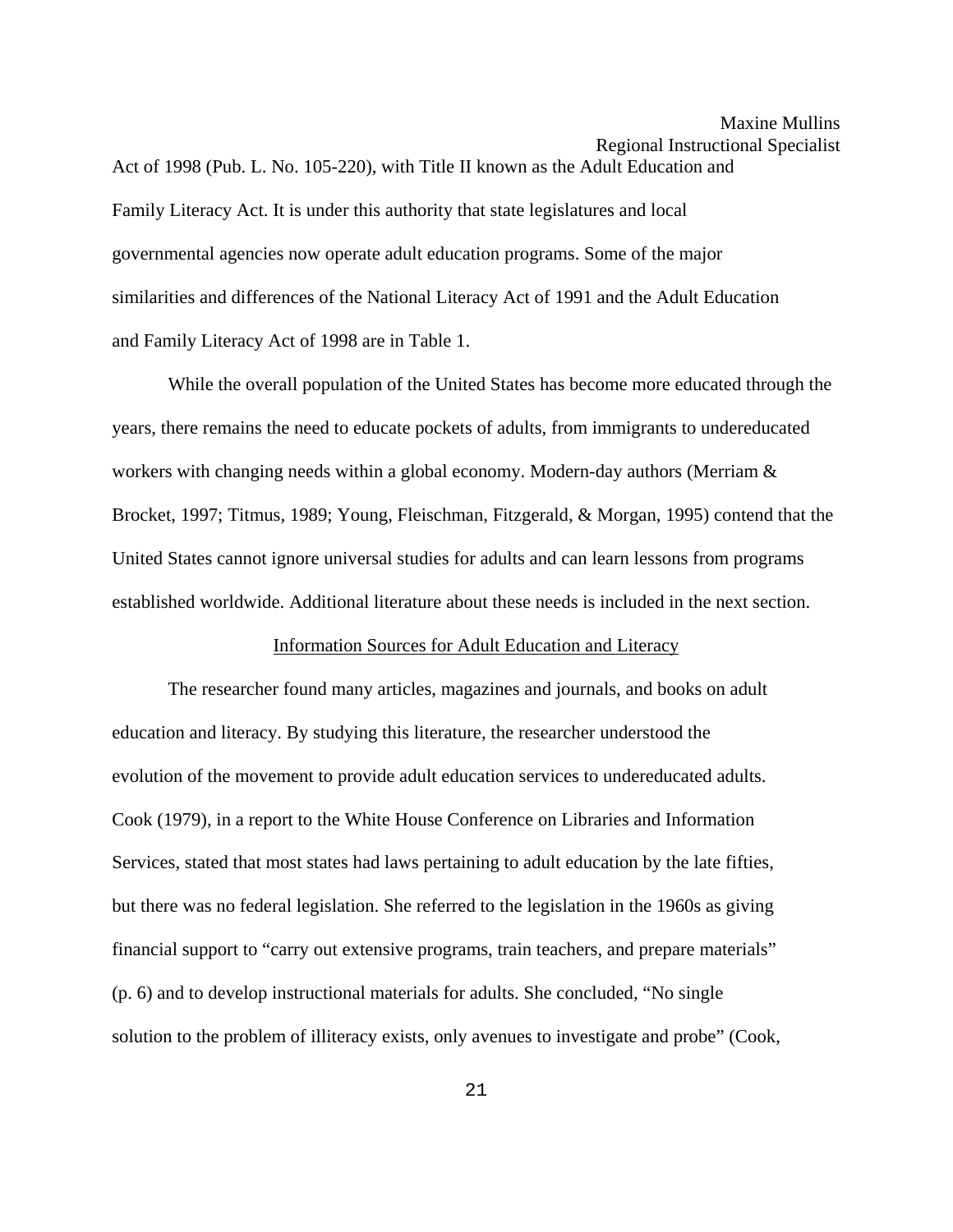Act of 1998 (Pub. L. No. 105-220), with Title II known as the Adult Education and Family Literacy Act. It is under this authority that state legislatures and local governmental agencies now operate adult education programs. Some of the major similarities and differences of the National Literacy Act of 1991 and the Adult Education and Family Literacy Act of 1998 are in Table 1.

While the overall population of the United States has become more educated through the years, there remains the need to educate pockets of adults, from immigrants to undereducated workers with changing needs within a global economy. Modern-day authors (Merriam & Brocket, 1997; Titmus, 1989; Young, Fleischman, Fitzgerald, & Morgan, 1995) contend that the United States cannot ignore universal studies for adults and can learn lessons from programs established worldwide. Additional literature about these needs is included in the next section.

## Information Sources for Adult Education and Literacy

The researcher found many articles, magazines and journals, and books on adult education and literacy. By studying this literature, the researcher understood the evolution of the movement to provide adult education services to undereducated adults. Cook (1979), in a report to the White House Conference on Libraries and Information Services, stated that most states had laws pertaining to adult education by the late fifties, but there was no federal legislation. She referred to the legislation in the 1960s as giving financial support to "carry out extensive programs, train teachers, and prepare materials" (p. 6) and to develop instructional materials for adults. She concluded, "No single solution to the problem of illiteracy exists, only avenues to investigate and probe" (Cook,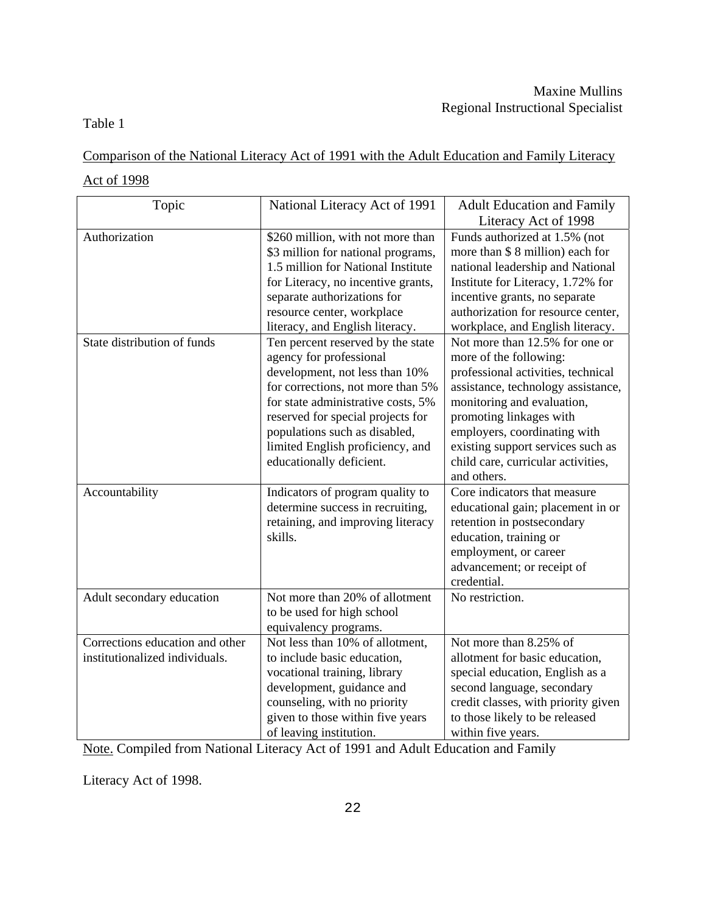Maxine Mullins
Regional Instructional Specialist

Table 1

Comparison of the National Literacy Act of 1991 with the Adult Education and Family Literacy Act of 1998

| Topic | National Literacy Act of 1991 | Adult Education and Family Literacy Act of 1998 |
|---|---|---|
| Authorization | $260 million, with not more than $3 million for national programs, 1.5 million for National Institute for Literacy, no incentive grants, separate authorizations for resource center, workplace literacy, and English literacy. | Funds authorized at 1.5% (not more than $ 8 million) each for national leadership and National Institute for Literacy, 1.72% for incentive grants, no separate authorization for resource center, workplace, and English literacy. |
| State distribution of funds | Ten percent reserved by the state agency for professional development, not less than 10% for corrections, not more than 5% for state administrative costs, 5% reserved for special projects for populations such as disabled, limited English proficiency, and educationally deficient. | Not more than 12.5% for one or more of the following: professional activities, technical assistance, technology assistance, monitoring and evaluation, promoting linkages with employers, coordinating with existing support services such as child care, curricular activities, and others. |
| Accountability | Indicators of program quality to determine success in recruiting, retaining, and improving literacy skills. | Core indicators that measure educational gain; placement in or retention in postsecondary education, training or employment, or career advancement; or receipt of credential. |
| Adult secondary education | Not more than 20% of allotment to be used for high school equivalency programs. | No restriction. |
| Corrections education and other institutionalized individuals. | Not less than 10% of allotment, to include basic education, vocational training, library development, guidance and counseling, with no priority given to those within five years of leaving institution. | Not more than 8.25% of allotment for basic education, special education, English as a second language, secondary credit classes, with priority given to those likely to be released within five years. |

Note. Compiled from National Literacy Act of 1991 and Adult Education and Family Literacy Act of 1998.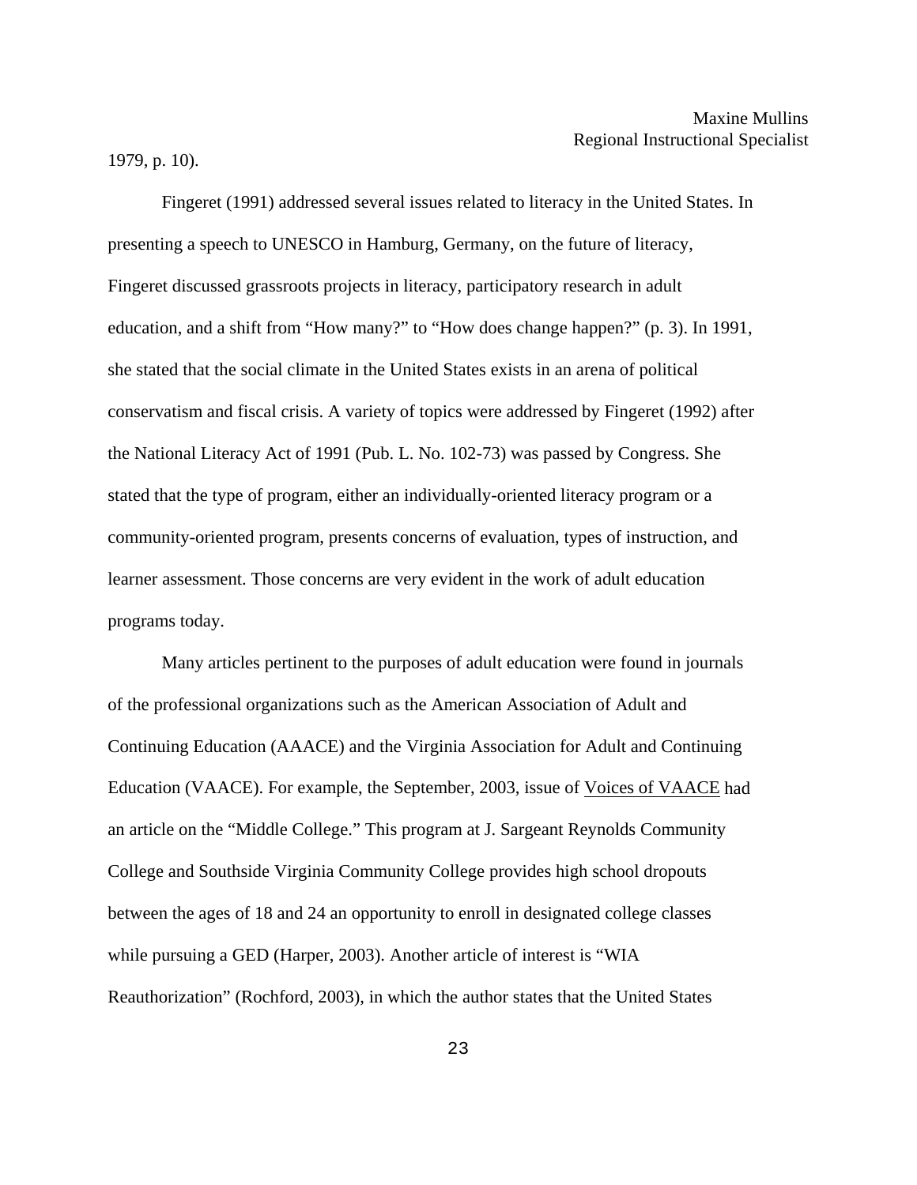1979, p. 10).

Fingeret (1991) addressed several issues related to literacy in the United States. In presenting a speech to UNESCO in Hamburg, Germany, on the future of literacy, Fingeret discussed grassroots projects in literacy, participatory research in adult education, and a shift from "How many?" to "How does change happen?" (p. 3). In 1991, she stated that the social climate in the United States exists in an arena of political conservatism and fiscal crisis. A variety of topics were addressed by Fingeret (1992) after the National Literacy Act of 1991 (Pub. L. No. 102-73) was passed by Congress. She stated that the type of program, either an individually-oriented literacy program or a community-oriented program, presents concerns of evaluation, types of instruction, and learner assessment. Those concerns are very evident in the work of adult education programs today.

Many articles pertinent to the purposes of adult education were found in journals of the professional organizations such as the American Association of Adult and Continuing Education (AAACE) and the Virginia Association for Adult and Continuing Education (VAACE). For example, the September, 2003, issue of Voices of VAACE had an article on the "Middle College." This program at J. Sargeant Reynolds Community College and Southside Virginia Community College provides high school dropouts between the ages of 18 and 24 an opportunity to enroll in designated college classes while pursuing a GED (Harper, 2003). Another article of interest is "WIA Reauthorization" (Rochford, 2003), in which the author states that the United States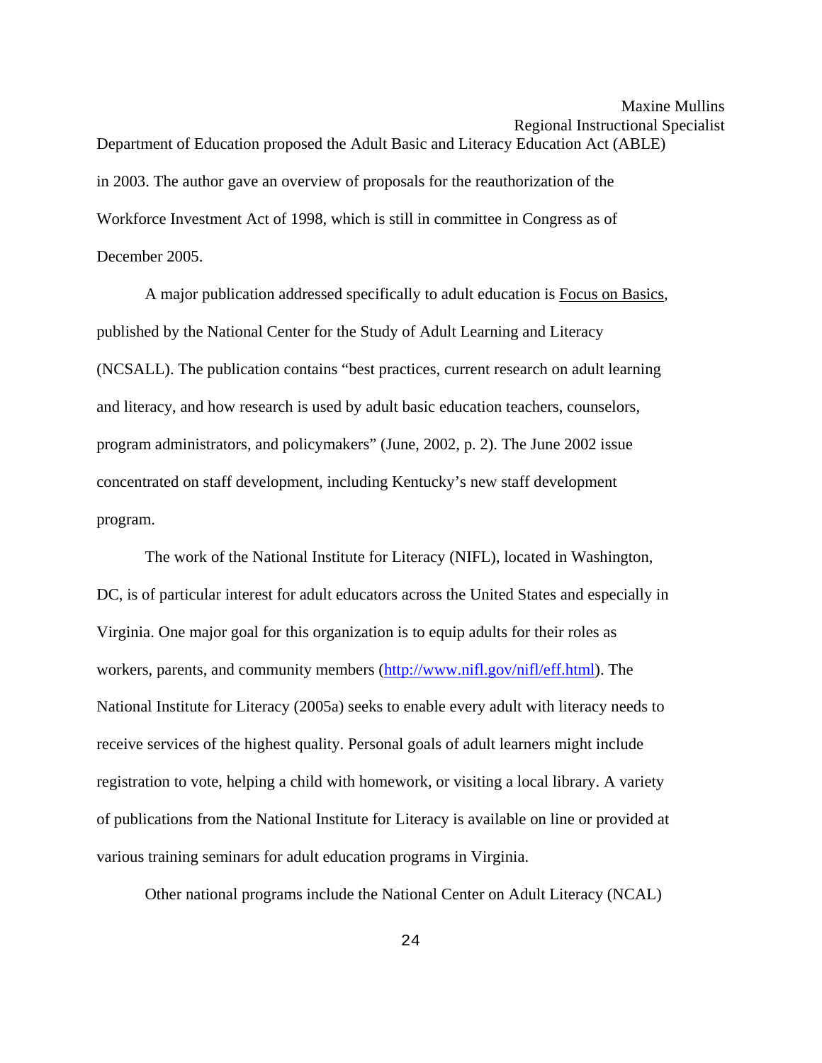Department of Education proposed the Adult Basic and Literacy Education Act (ABLE) in 2003. The author gave an overview of proposals for the reauthorization of the Workforce Investment Act of 1998, which is still in committee in Congress as of December 2005.

A major publication addressed specifically to adult education is Focus on Basics, published by the National Center for the Study of Adult Learning and Literacy (NCSALL). The publication contains "best practices, current research on adult learning and literacy, and how research is used by adult basic education teachers, counselors, program administrators, and policymakers" (June, 2002, p. 2). The June 2002 issue concentrated on staff development, including Kentucky's new staff development program.

The work of the National Institute for Literacy (NIFL), located in Washington, DC, is of particular interest for adult educators across the United States and especially in Virginia. One major goal for this organization is to equip adults for their roles as workers, parents, and community members (http://www.nifl.gov/nifl/eff.html). The National Institute for Literacy (2005a) seeks to enable every adult with literacy needs to receive services of the highest quality. Personal goals of adult learners might include registration to vote, helping a child with homework, or visiting a local library. A variety of publications from the National Institute for Literacy is available on line or provided at various training seminars for adult education programs in Virginia.

Other national programs include the National Center on Adult Literacy (NCAL)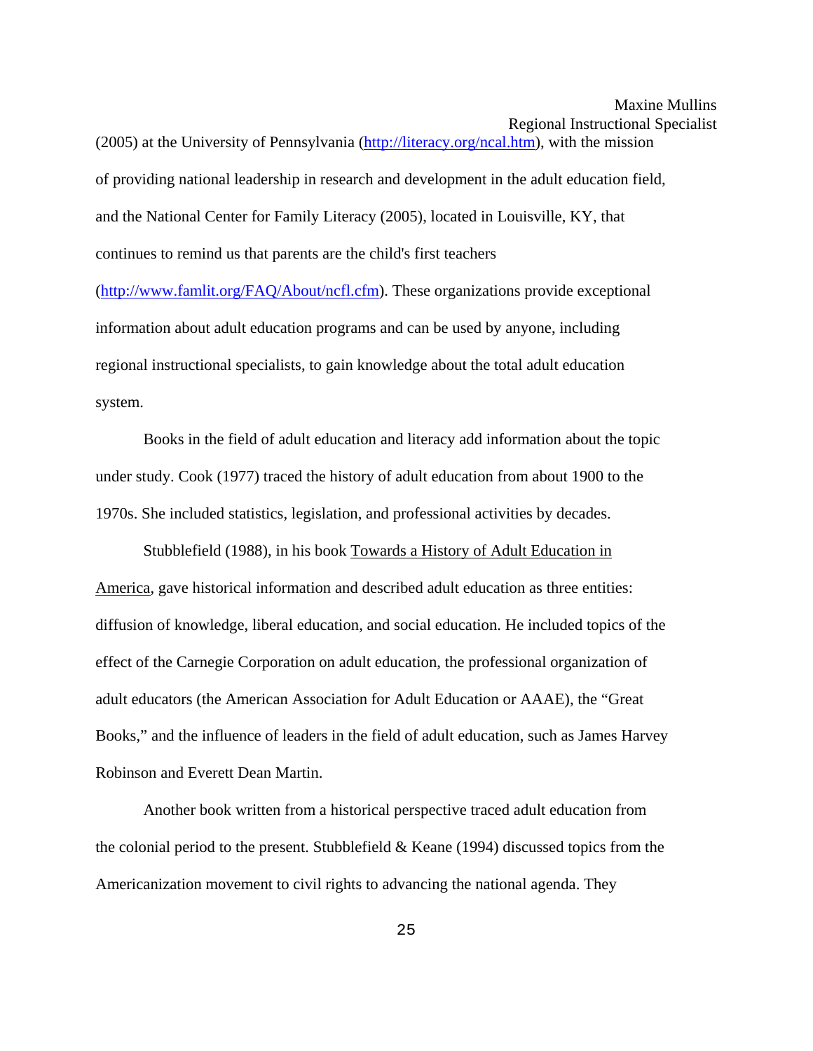(2005) at the University of Pennsylvania (http://literacy.org/ncal.htm), with the mission of providing national leadership in research and development in the adult education field, and the National Center for Family Literacy (2005), located in Louisville, KY, that continues to remind us that parents are the child's first teachers (http://www.famlit.org/FAQ/About/ncfl.cfm). These organizations provide exceptional information about adult education programs and can be used by anyone, including regional instructional specialists, to gain knowledge about the total adult education system.

Books in the field of adult education and literacy add information about the topic under study. Cook (1977) traced the history of adult education from about 1900 to the 1970s. She included statistics, legislation, and professional activities by decades.

Stubblefield (1988), in his book Towards a History of Adult Education in America, gave historical information and described adult education as three entities: diffusion of knowledge, liberal education, and social education. He included topics of the effect of the Carnegie Corporation on adult education, the professional organization of adult educators (the American Association for Adult Education or AAAE), the "Great Books," and the influence of leaders in the field of adult education, such as James Harvey Robinson and Everett Dean Martin.

Another book written from a historical perspective traced adult education from the colonial period to the present. Stubblefield & Keane (1994) discussed topics from the Americanization movement to civil rights to advancing the national agenda. They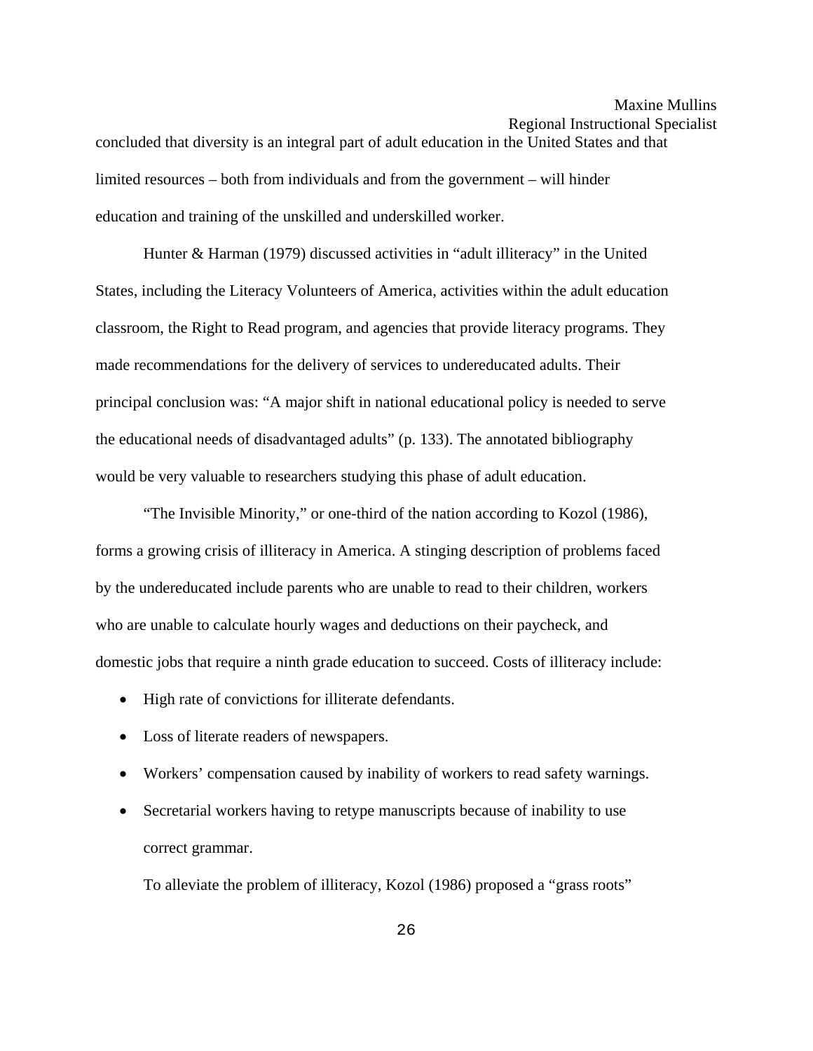concluded that diversity is an integral part of adult education in the United States and that limited resources – both from individuals and from the government – will hinder education and training of the unskilled and underskilled worker.

Hunter & Harman (1979) discussed activities in "adult illiteracy" in the United States, including the Literacy Volunteers of America, activities within the adult education classroom, the Right to Read program, and agencies that provide literacy programs. They made recommendations for the delivery of services to undereducated adults. Their principal conclusion was: "A major shift in national educational policy is needed to serve the educational needs of disadvantaged adults" (p. 133). The annotated bibliography would be very valuable to researchers studying this phase of adult education.

"The Invisible Minority," or one-third of the nation according to Kozol (1986), forms a growing crisis of illiteracy in America. A stinging description of problems faced by the undereducated include parents who are unable to read to their children, workers who are unable to calculate hourly wages and deductions on their paycheck, and domestic jobs that require a ninth grade education to succeed. Costs of illiteracy include:

- High rate of convictions for illiterate defendants.
- Loss of literate readers of newspapers.
- Workers' compensation caused by inability of workers to read safety warnings.
- Secretarial workers having to retype manuscripts because of inability to use correct grammar.

To alleviate the problem of illiteracy, Kozol (1986) proposed a "grass roots"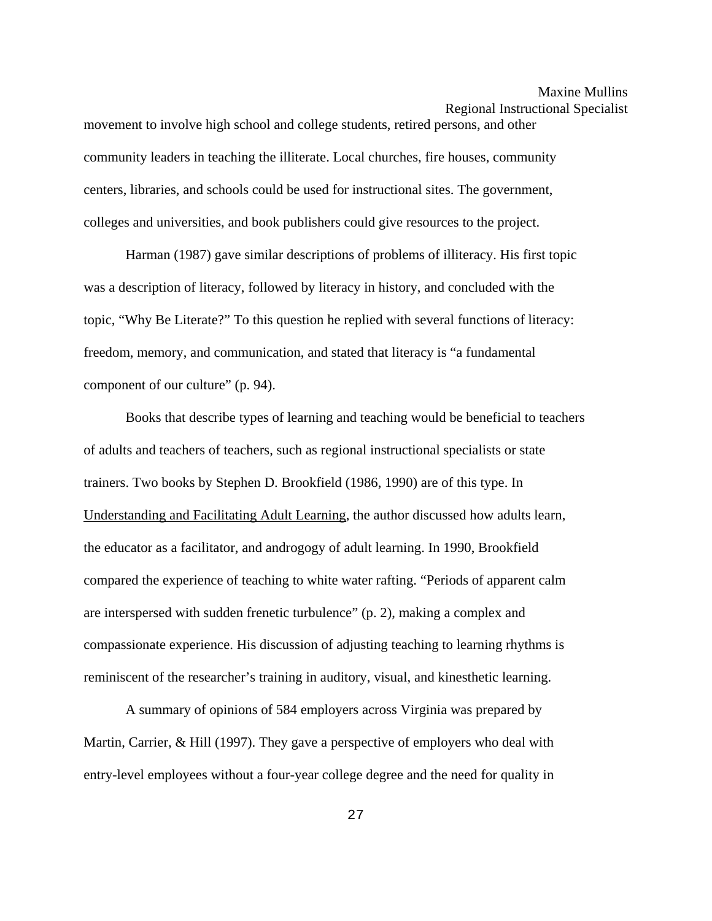movement to involve high school and college students, retired persons, and other community leaders in teaching the illiterate. Local churches, fire houses, community centers, libraries, and schools could be used for instructional sites. The government, colleges and universities, and book publishers could give resources to the project.

Harman (1987) gave similar descriptions of problems of illiteracy. His first topic was a description of literacy, followed by literacy in history, and concluded with the topic, "Why Be Literate?" To this question he replied with several functions of literacy: freedom, memory, and communication, and stated that literacy is "a fundamental component of our culture" (p. 94).

Books that describe types of learning and teaching would be beneficial to teachers of adults and teachers of teachers, such as regional instructional specialists or state trainers. Two books by Stephen D. Brookfield (1986, 1990) are of this type. In Understanding and Facilitating Adult Learning, the author discussed how adults learn, the educator as a facilitator, and androgogy of adult learning. In 1990, Brookfield compared the experience of teaching to white water rafting. "Periods of apparent calm are interspersed with sudden frenetic turbulence" (p. 2), making a complex and compassionate experience. His discussion of adjusting teaching to learning rhythms is reminiscent of the researcher's training in auditory, visual, and kinesthetic learning.

A summary of opinions of 584 employers across Virginia was prepared by Martin, Carrier, & Hill (1997). They gave a perspective of employers who deal with entry-level employees without a four-year college degree and the need for quality in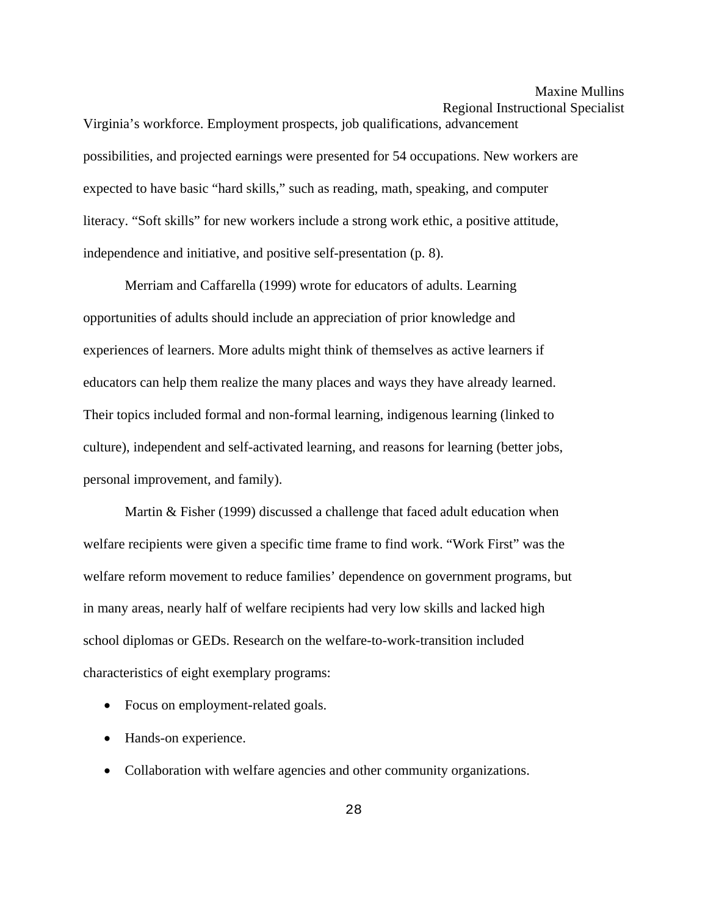Virginia's workforce. Employment prospects, job qualifications, advancement possibilities, and projected earnings were presented for 54 occupations. New workers are expected to have basic "hard skills," such as reading, math, speaking, and computer literacy. "Soft skills" for new workers include a strong work ethic, a positive attitude, independence and initiative, and positive self-presentation (p. 8).

Merriam and Caffarella (1999) wrote for educators of adults. Learning opportunities of adults should include an appreciation of prior knowledge and experiences of learners. More adults might think of themselves as active learners if educators can help them realize the many places and ways they have already learned. Their topics included formal and non-formal learning, indigenous learning (linked to culture), independent and self-activated learning, and reasons for learning (better jobs, personal improvement, and family).

Martin & Fisher (1999) discussed a challenge that faced adult education when welfare recipients were given a specific time frame to find work. "Work First" was the welfare reform movement to reduce families' dependence on government programs, but in many areas, nearly half of welfare recipients had very low skills and lacked high school diplomas or GEDs. Research on the welfare-to-work-transition included characteristics of eight exemplary programs:

- Focus on employment-related goals.
- Hands-on experience.
- Collaboration with welfare agencies and other community organizations.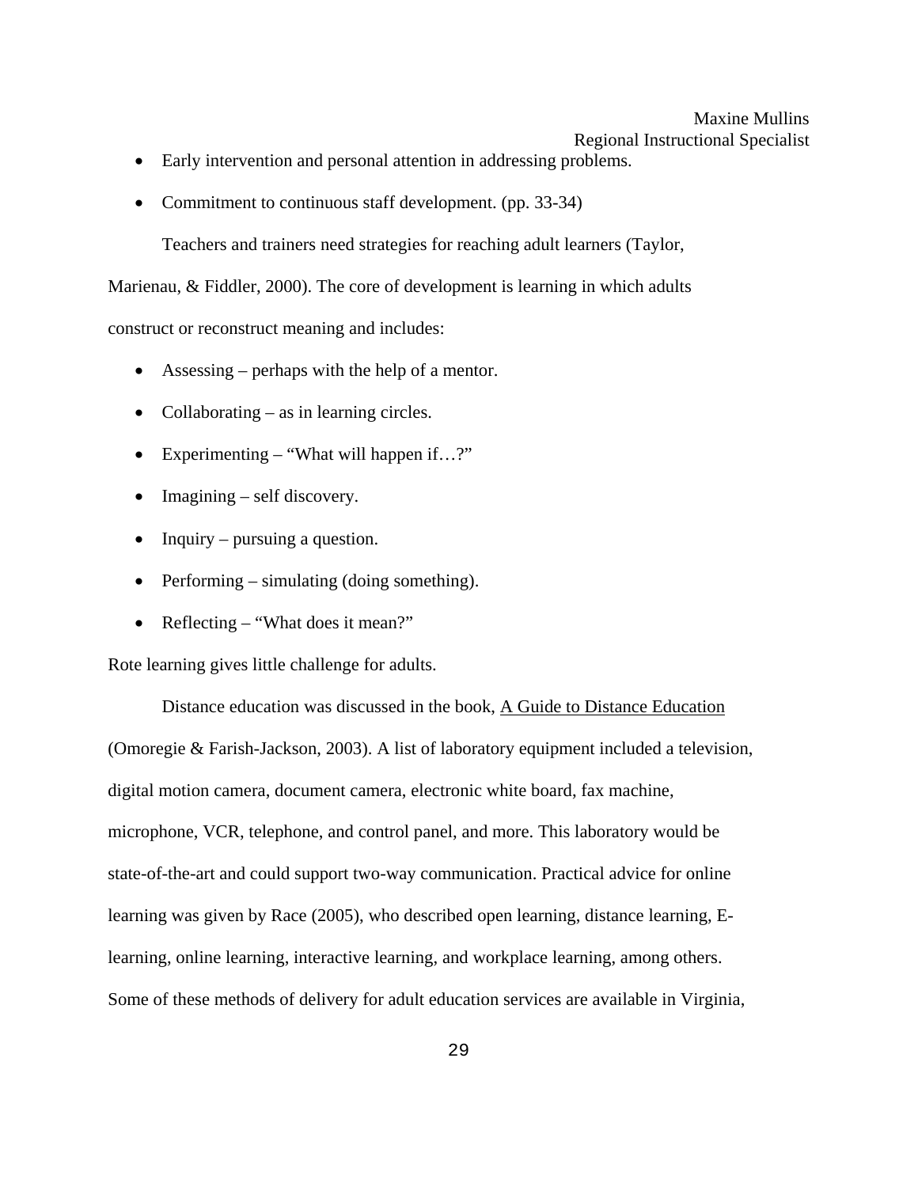- Early intervention and personal attention in addressing problems.
- Commitment to continuous staff development. (pp. 33-34)

Teachers and trainers need strategies for reaching adult learners (Taylor, Marienau, & Fiddler, 2000). The core of development is learning in which adults construct or reconstruct meaning and includes:

- Assessing – perhaps with the help of a mentor.
- Collaborating – as in learning circles.
- Experimenting – "What will happen if…?"
- Imagining – self discovery.
- Inquiry – pursuing a question.
- Performing – simulating (doing something).
- Reflecting – "What does it mean?"

Rote learning gives little challenge for adults.

Distance education was discussed in the book, A Guide to Distance Education (Omoregie & Farish-Jackson, 2003). A list of laboratory equipment included a television, digital motion camera, document camera, electronic white board, fax machine, microphone, VCR, telephone, and control panel, and more. This laboratory would be state-of-the-art and could support two-way communication. Practical advice for online learning was given by Race (2005), who described open learning, distance learning, E-learning, online learning, interactive learning, and workplace learning, among others. Some of these methods of delivery for adult education services are available in Virginia,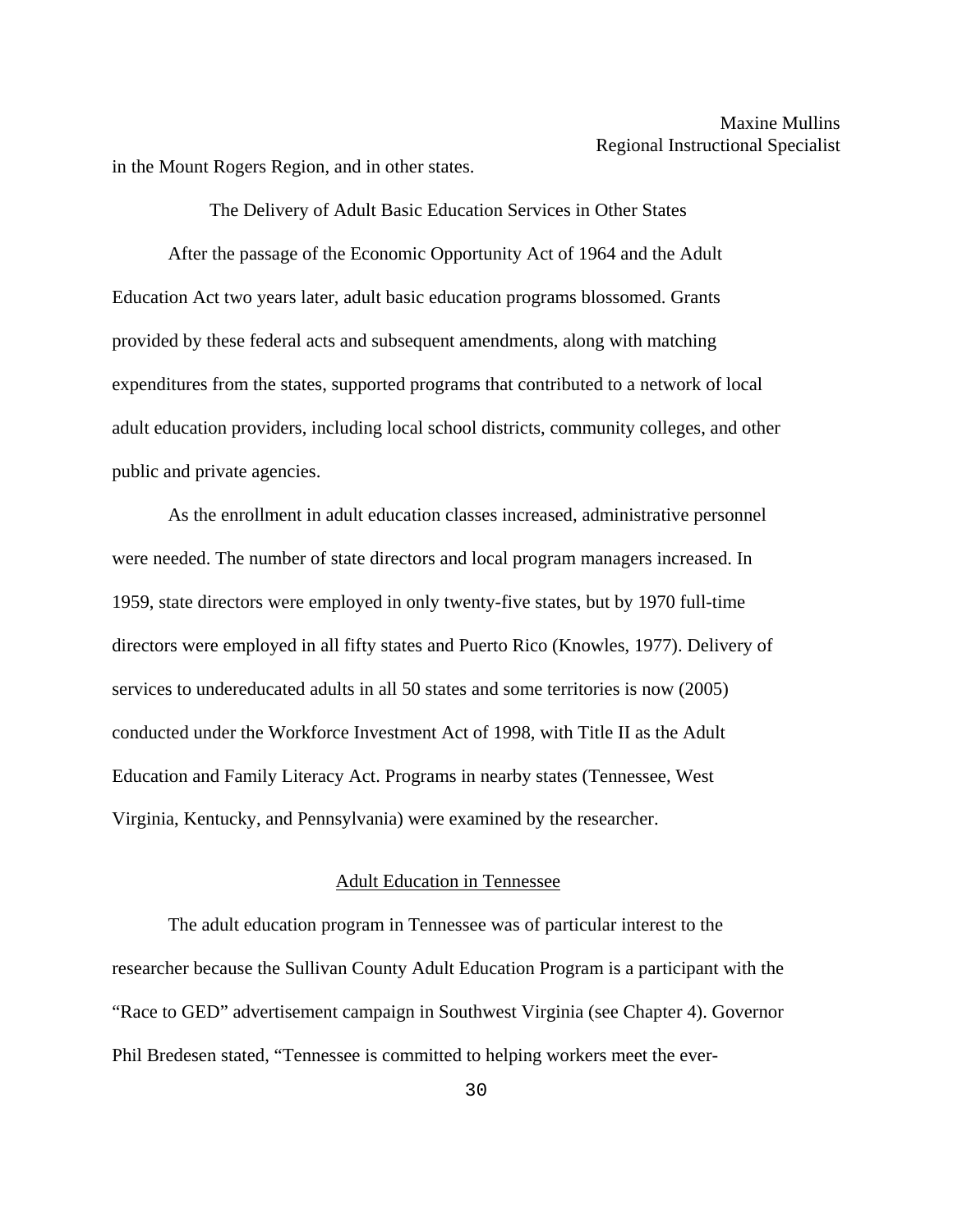in the Mount Rogers Region, and in other states.

## The Delivery of Adult Basic Education Services in Other States

After the passage of the Economic Opportunity Act of 1964 and the Adult Education Act two years later, adult basic education programs blossomed. Grants provided by these federal acts and subsequent amendments, along with matching expenditures from the states, supported programs that contributed to a network of local adult education providers, including local school districts, community colleges, and other public and private agencies.

As the enrollment in adult education classes increased, administrative personnel were needed. The number of state directors and local program managers increased. In 1959, state directors were employed in only twenty-five states, but by 1970 full-time directors were employed in all fifty states and Puerto Rico (Knowles, 1977). Delivery of services to undereducated adults in all 50 states and some territories is now (2005) conducted under the Workforce Investment Act of 1998, with Title II as the Adult Education and Family Literacy Act. Programs in nearby states (Tennessee, West Virginia, Kentucky, and Pennsylvania) were examined by the researcher.

### Adult Education in Tennessee

The adult education program in Tennessee was of particular interest to the researcher because the Sullivan County Adult Education Program is a participant with the "Race to GED" advertisement campaign in Southwest Virginia (see Chapter 4). Governor Phil Bredesen stated, "Tennessee is committed to helping workers meet the ever-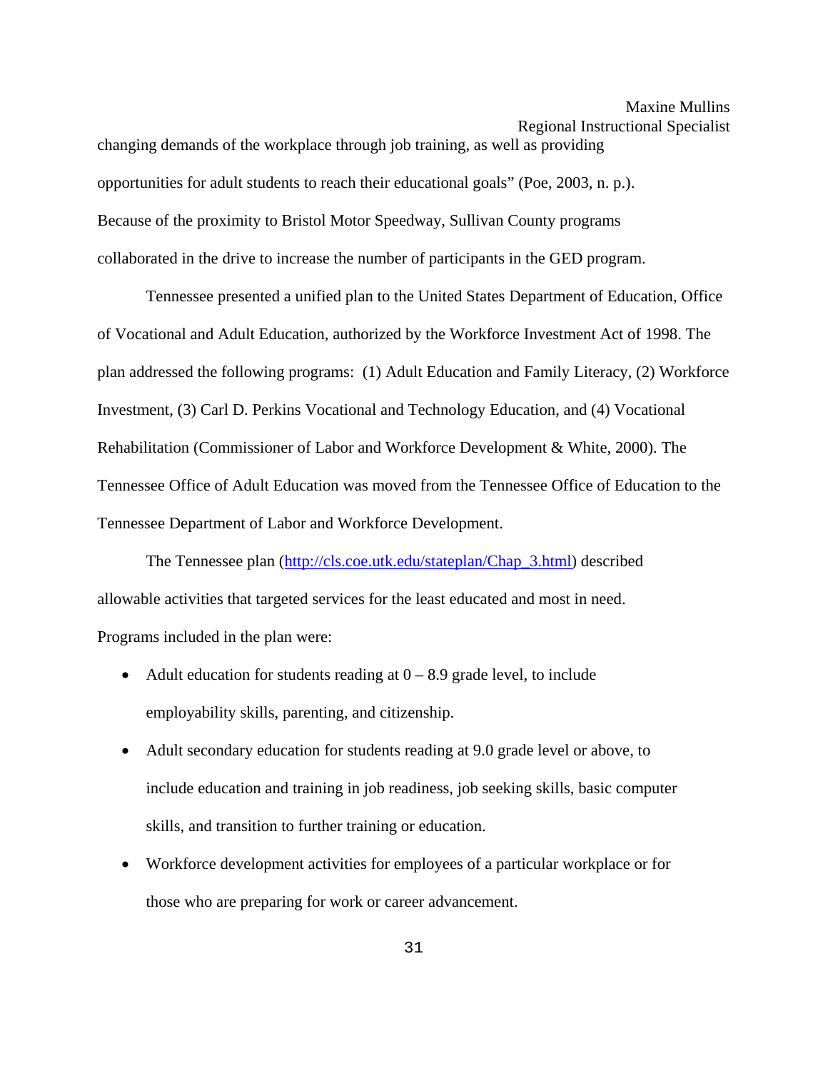changing demands of the workplace through job training, as well as providing opportunities for adult students to reach their educational goals" (Poe, 2003, n. p.). Because of the proximity to Bristol Motor Speedway, Sullivan County programs collaborated in the drive to increase the number of participants in the GED program.

Tennessee presented a unified plan to the United States Department of Education, Office of Vocational and Adult Education, authorized by the Workforce Investment Act of 1998. The plan addressed the following programs: (1) Adult Education and Family Literacy, (2) Workforce Investment, (3) Carl D. Perkins Vocational and Technology Education, and (4) Vocational Rehabilitation (Commissioner of Labor and Workforce Development & White, 2000). The Tennessee Office of Adult Education was moved from the Tennessee Office of Education to the Tennessee Department of Labor and Workforce Development.

The Tennessee plan (http://cls.coe.utk.edu/stateplan/Chap_3.html) described allowable activities that targeted services for the least educated and most in need. Programs included in the plan were:

- Adult education for students reading at 0 – 8.9 grade level, to include employability skills, parenting, and citizenship.
- Adult secondary education for students reading at 9.0 grade level or above, to include education and training in job readiness, job seeking skills, basic computer skills, and transition to further training or education.
- Workforce development activities for employees of a particular workplace or for those who are preparing for work or career advancement.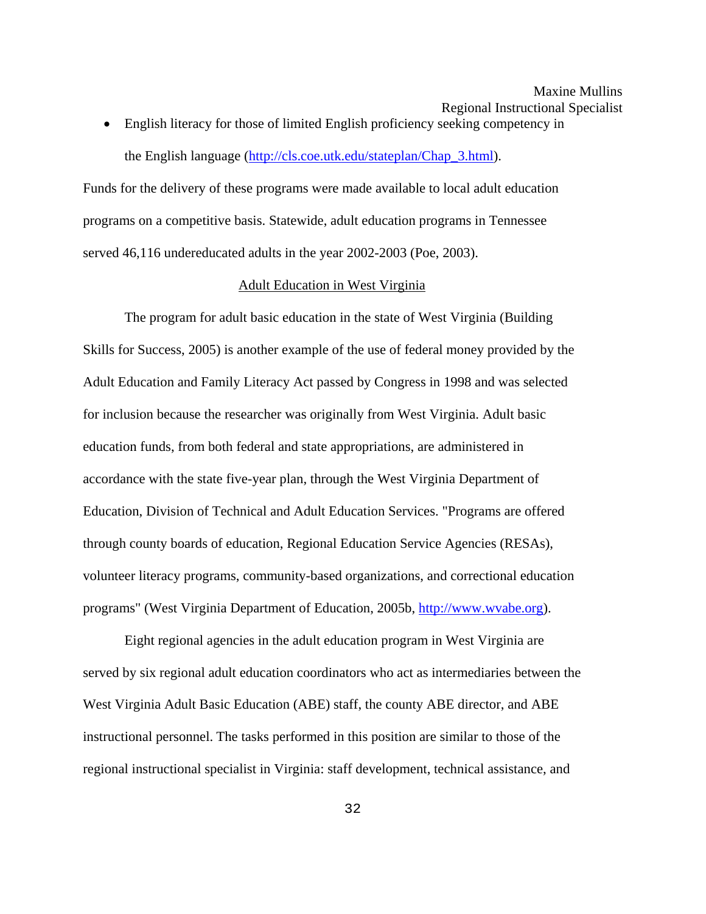- English literacy for those of limited English proficiency seeking competency in the English language (http://cls.coe.utk.edu/stateplan/Chap_3.html).

Funds for the delivery of these programs were made available to local adult education programs on a competitive basis. Statewide, adult education programs in Tennessee served 46,116 undereducated adults in the year 2002-2003 (Poe, 2003).

## Adult Education in West Virginia

The program for adult basic education in the state of West Virginia (Building Skills for Success, 2005) is another example of the use of federal money provided by the Adult Education and Family Literacy Act passed by Congress in 1998 and was selected for inclusion because the researcher was originally from West Virginia. Adult basic education funds, from both federal and state appropriations, are administered in accordance with the state five-year plan, through the West Virginia Department of Education, Division of Technical and Adult Education Services. "Programs are offered through county boards of education, Regional Education Service Agencies (RESAs), volunteer literacy programs, community-based organizations, and correctional education programs" (West Virginia Department of Education, 2005b, http://www.wvabe.org).

Eight regional agencies in the adult education program in West Virginia are served by six regional adult education coordinators who act as intermediaries between the West Virginia Adult Basic Education (ABE) staff, the county ABE director, and ABE instructional personnel. The tasks performed in this position are similar to those of the regional instructional specialist in Virginia: staff development, technical assistance, and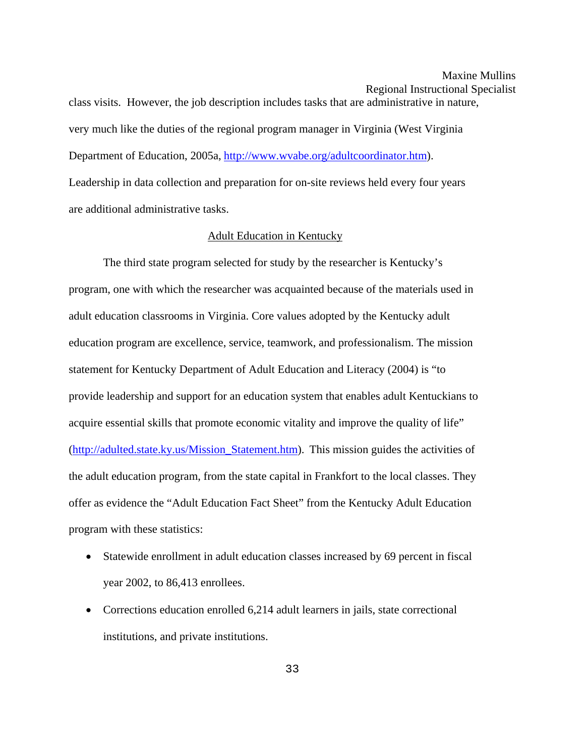class visits. However, the job description includes tasks that are administrative in nature, very much like the duties of the regional program manager in Virginia (West Virginia Department of Education, 2005a, http://www.wvabe.org/adultcoordinator.htm). Leadership in data collection and preparation for on-site reviews held every four years are additional administrative tasks.

## Adult Education in Kentucky

The third state program selected for study by the researcher is Kentucky's program, one with which the researcher was acquainted because of the materials used in adult education classrooms in Virginia. Core values adopted by the Kentucky adult education program are excellence, service, teamwork, and professionalism. The mission statement for Kentucky Department of Adult Education and Literacy (2004) is "to provide leadership and support for an education system that enables adult Kentuckians to acquire essential skills that promote economic vitality and improve the quality of life" (http://adulted.state.ky.us/Mission_Statement.htm). This mission guides the activities of the adult education program, from the state capital in Frankfort to the local classes. They offer as evidence the "Adult Education Fact Sheet" from the Kentucky Adult Education program with these statistics:

- Statewide enrollment in adult education classes increased by 69 percent in fiscal year 2002, to 86,413 enrollees.
- Corrections education enrolled 6,214 adult learners in jails, state correctional institutions, and private institutions.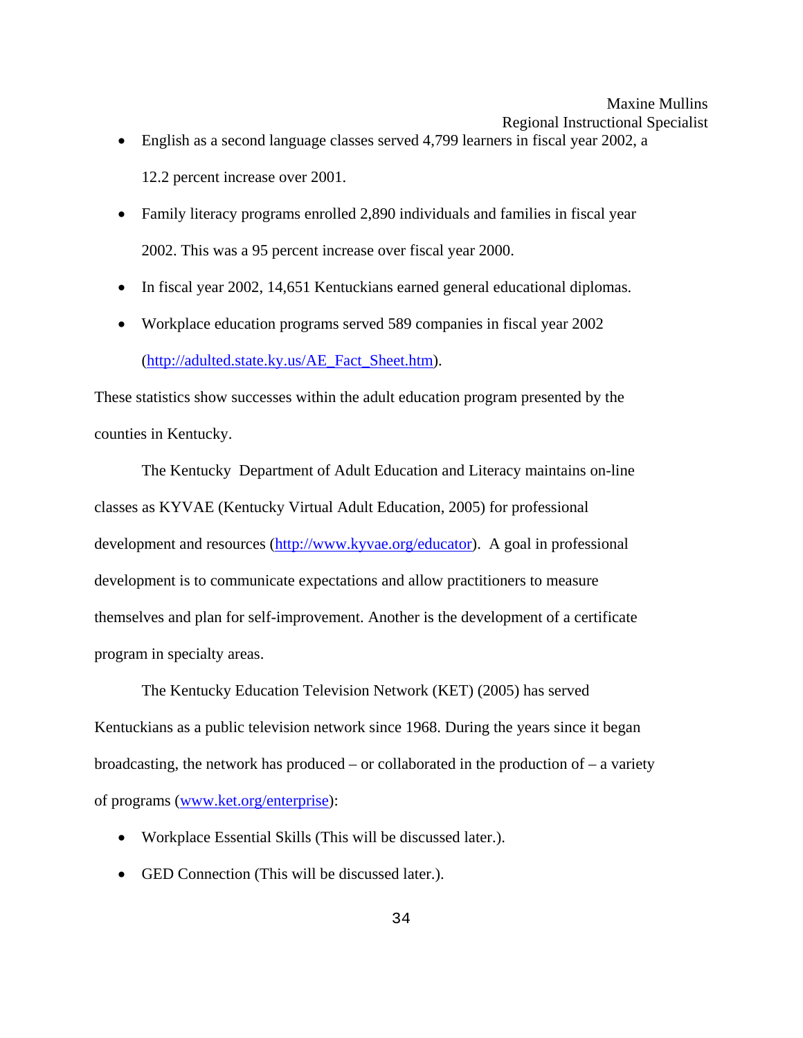- English as a second language classes served 4,799 learners in fiscal year 2002, a 12.2 percent increase over 2001.
- Family literacy programs enrolled 2,890 individuals and families in fiscal year 2002. This was a 95 percent increase over fiscal year 2000.
- In fiscal year 2002, 14,651 Kentuckians earned general educational diplomas.
- Workplace education programs served 589 companies in fiscal year 2002 (http://adulted.state.ky.us/AE_Fact_Sheet.htm).

These statistics show successes within the adult education program presented by the counties in Kentucky.

The Kentucky Department of Adult Education and Literacy maintains on-line classes as KYVAE (Kentucky Virtual Adult Education, 2005) for professional development and resources (http://www.kyvae.org/educator). A goal in professional development is to communicate expectations and allow practitioners to measure themselves and plan for self-improvement. Another is the development of a certificate program in specialty areas.

The Kentucky Education Television Network (KET) (2005) has served Kentuckians as a public television network since 1968. During the years since it began broadcasting, the network has produced – or collaborated in the production of – a variety of programs (www.ket.org/enterprise):

- Workplace Essential Skills (This will be discussed later.).
- GED Connection (This will be discussed later.).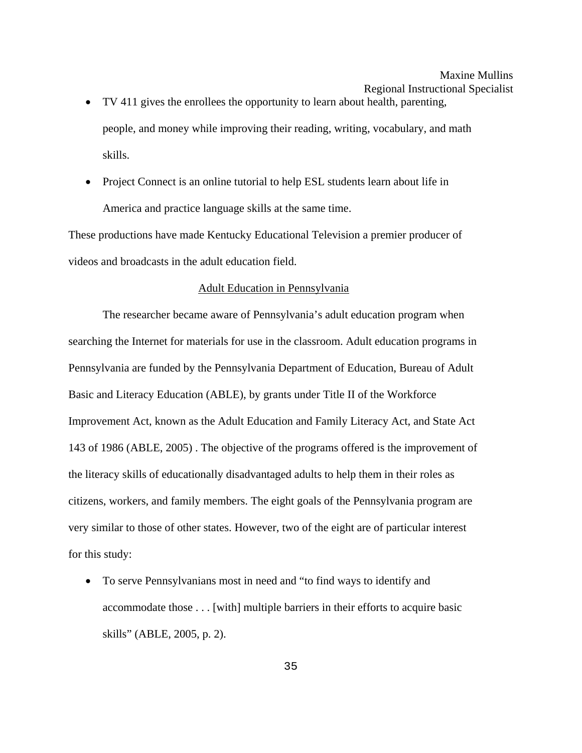- TV 411 gives the enrollees the opportunity to learn about health, parenting, people, and money while improving their reading, writing, vocabulary, and math skills.
- Project Connect is an online tutorial to help ESL students learn about life in America and practice language skills at the same time.

These productions have made Kentucky Educational Television a premier producer of videos and broadcasts in the adult education field.

## Adult Education in Pennsylvania

The researcher became aware of Pennsylvania's adult education program when searching the Internet for materials for use in the classroom. Adult education programs in Pennsylvania are funded by the Pennsylvania Department of Education, Bureau of Adult Basic and Literacy Education (ABLE), by grants under Title II of the Workforce Improvement Act, known as the Adult Education and Family Literacy Act, and State Act 143 of 1986 (ABLE, 2005) . The objective of the programs offered is the improvement of the literacy skills of educationally disadvantaged adults to help them in their roles as citizens, workers, and family members. The eight goals of the Pennsylvania program are very similar to those of other states. However, two of the eight are of particular interest for this study:

- To serve Pennsylvanians most in need and "to find ways to identify and accommodate those . . . [with] multiple barriers in their efforts to acquire basic skills" (ABLE, 2005, p. 2).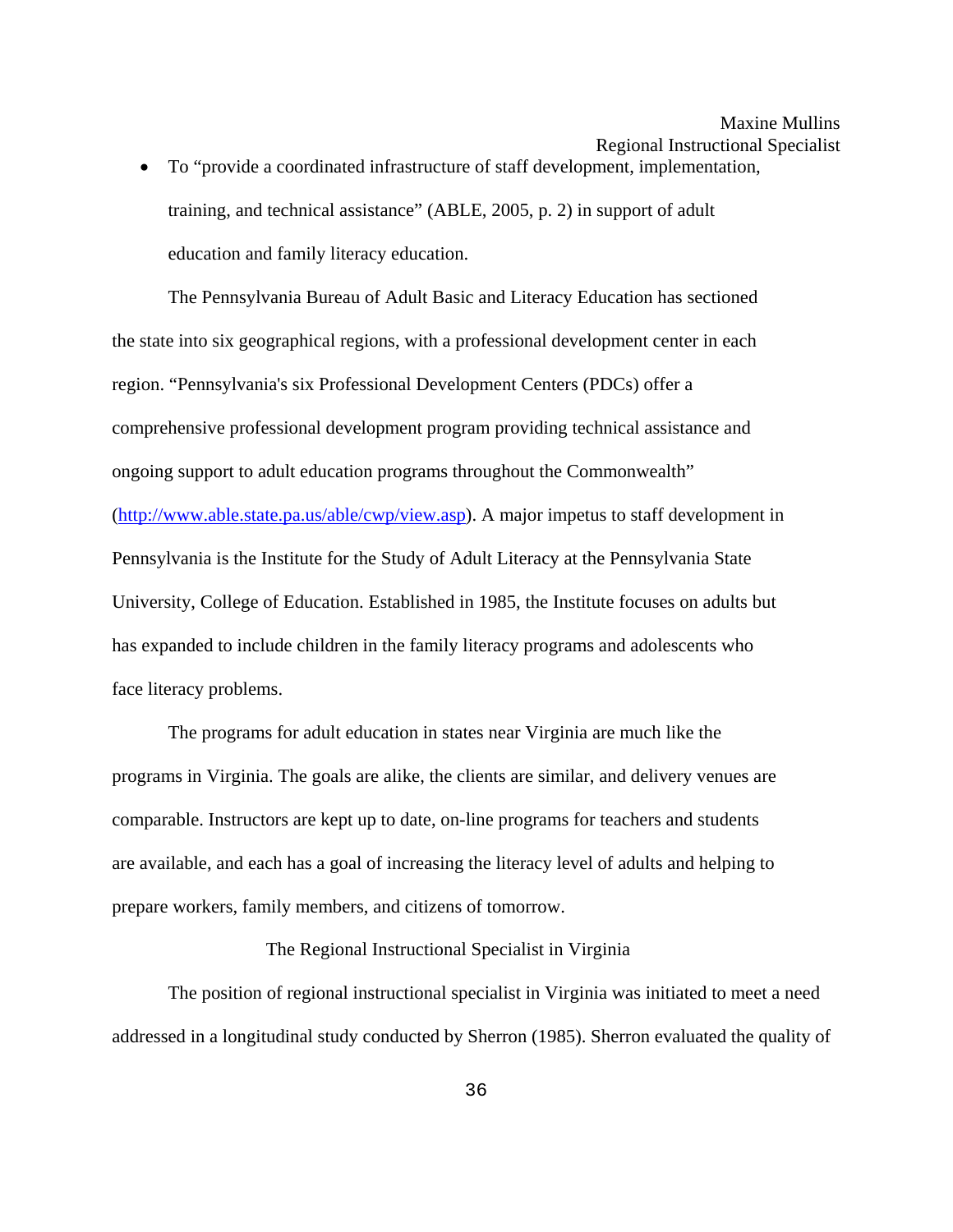- To "provide a coordinated infrastructure of staff development, implementation, training, and technical assistance" (ABLE, 2005, p. 2) in support of adult education and family literacy education.

The Pennsylvania Bureau of Adult Basic and Literacy Education has sectioned the state into six geographical regions, with a professional development center in each region. "Pennsylvania's six Professional Development Centers (PDCs) offer a comprehensive professional development program providing technical assistance and ongoing support to adult education programs throughout the Commonwealth" (http://www.able.state.pa.us/able/cwp/view.asp). A major impetus to staff development in Pennsylvania is the Institute for the Study of Adult Literacy at the Pennsylvania State University, College of Education. Established in 1985, the Institute focuses on adults but has expanded to include children in the family literacy programs and adolescents who face literacy problems.

The programs for adult education in states near Virginia are much like the programs in Virginia. The goals are alike, the clients are similar, and delivery venues are comparable. Instructors are kept up to date, on-line programs for teachers and students are available, and each has a goal of increasing the literacy level of adults and helping to prepare workers, family members, and citizens of tomorrow.

## The Regional Instructional Specialist in Virginia

The position of regional instructional specialist in Virginia was initiated to meet a need addressed in a longitudinal study conducted by Sherron (1985). Sherron evaluated the quality of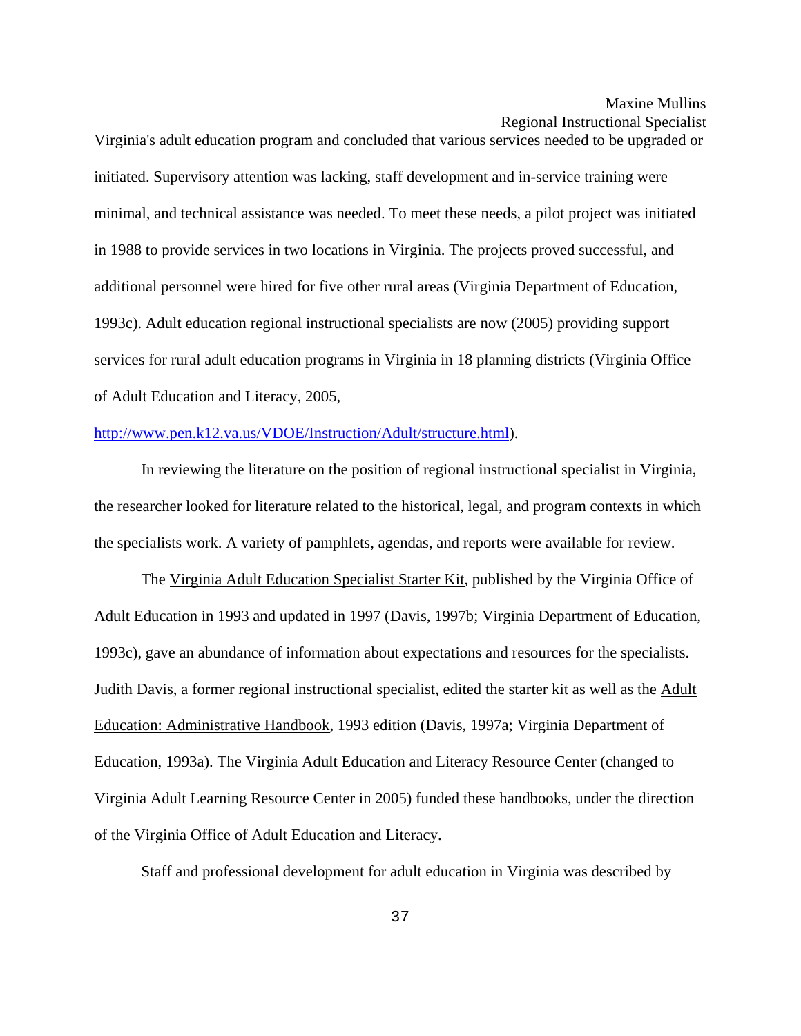Virginia's adult education program and concluded that various services needed to be upgraded or initiated. Supervisory attention was lacking, staff development and in-service training were minimal, and technical assistance was needed. To meet these needs, a pilot project was initiated in 1988 to provide services in two locations in Virginia. The projects proved successful, and additional personnel were hired for five other rural areas (Virginia Department of Education, 1993c). Adult education regional instructional specialists are now (2005) providing support services for rural adult education programs in Virginia in 18 planning districts (Virginia Office of Adult Education and Literacy, 2005, http://www.pen.k12.va.us/VDOE/Instruction/Adult/structure.html).

In reviewing the literature on the position of regional instructional specialist in Virginia, the researcher looked for literature related to the historical, legal, and program contexts in which the specialists work. A variety of pamphlets, agendas, and reports were available for review.

The Virginia Adult Education Specialist Starter Kit, published by the Virginia Office of Adult Education in 1993 and updated in 1997 (Davis, 1997b; Virginia Department of Education, 1993c), gave an abundance of information about expectations and resources for the specialists. Judith Davis, a former regional instructional specialist, edited the starter kit as well as the Adult Education: Administrative Handbook, 1993 edition (Davis, 1997a; Virginia Department of Education, 1993a). The Virginia Adult Education and Literacy Resource Center (changed to Virginia Adult Learning Resource Center in 2005) funded these handbooks, under the direction of the Virginia Office of Adult Education and Literacy.

Staff and professional development for adult education in Virginia was described by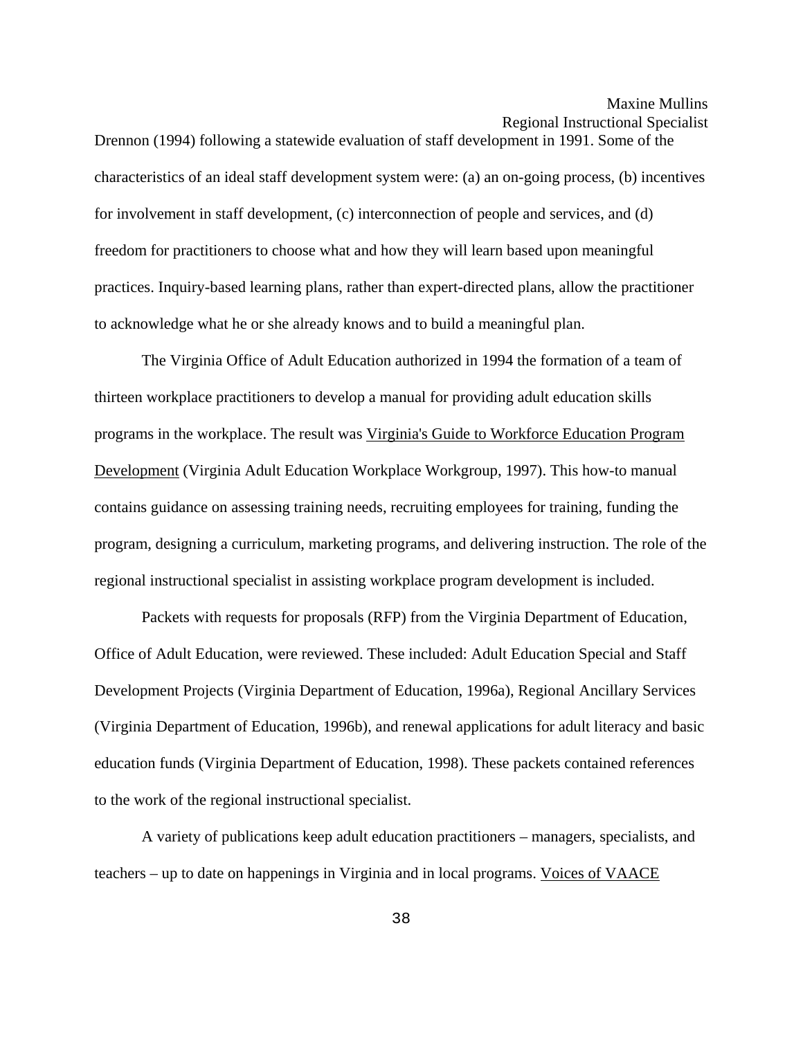Drennon (1994) following a statewide evaluation of staff development in 1991. Some of the characteristics of an ideal staff development system were: (a) an on-going process, (b) incentives for involvement in staff development, (c) interconnection of people and services, and (d) freedom for practitioners to choose what and how they will learn based upon meaningful practices. Inquiry-based learning plans, rather than expert-directed plans, allow the practitioner to acknowledge what he or she already knows and to build a meaningful plan.

The Virginia Office of Adult Education authorized in 1994 the formation of a team of thirteen workplace practitioners to develop a manual for providing adult education skills programs in the workplace. The result was Virginia's Guide to Workforce Education Program Development (Virginia Adult Education Workplace Workgroup, 1997). This how-to manual contains guidance on assessing training needs, recruiting employees for training, funding the program, designing a curriculum, marketing programs, and delivering instruction. The role of the regional instructional specialist in assisting workplace program development is included.

Packets with requests for proposals (RFP) from the Virginia Department of Education, Office of Adult Education, were reviewed. These included: Adult Education Special and Staff Development Projects (Virginia Department of Education, 1996a), Regional Ancillary Services (Virginia Department of Education, 1996b), and renewal applications for adult literacy and basic education funds (Virginia Department of Education, 1998). These packets contained references to the work of the regional instructional specialist.

A variety of publications keep adult education practitioners – managers, specialists, and teachers – up to date on happenings in Virginia and in local programs. Voices of VAACE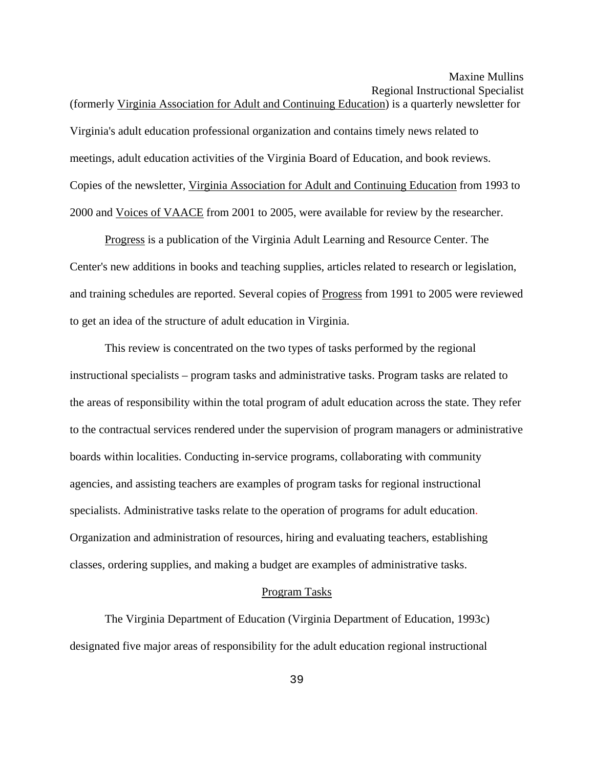(formerly Virginia Association for Adult and Continuing Education) is a quarterly newsletter for Virginia's adult education professional organization and contains timely news related to meetings, adult education activities of the Virginia Board of Education, and book reviews. Copies of the newsletter, Virginia Association for Adult and Continuing Education from 1993 to 2000 and Voices of VAACE from 2001 to 2005, were available for review by the researcher.

Progress is a publication of the Virginia Adult Learning and Resource Center. The Center's new additions in books and teaching supplies, articles related to research or legislation, and training schedules are reported. Several copies of Progress from 1991 to 2005 were reviewed to get an idea of the structure of adult education in Virginia.

This review is concentrated on the two types of tasks performed by the regional instructional specialists – program tasks and administrative tasks. Program tasks are related to the areas of responsibility within the total program of adult education across the state. They refer to the contractual services rendered under the supervision of program managers or administrative boards within localities. Conducting in-service programs, collaborating with community agencies, and assisting teachers are examples of program tasks for regional instructional specialists. Administrative tasks relate to the operation of programs for adult education. Organization and administration of resources, hiring and evaluating teachers, establishing classes, ordering supplies, and making a budget are examples of administrative tasks.

## Program Tasks

The Virginia Department of Education (Virginia Department of Education, 1993c) designated five major areas of responsibility for the adult education regional instructional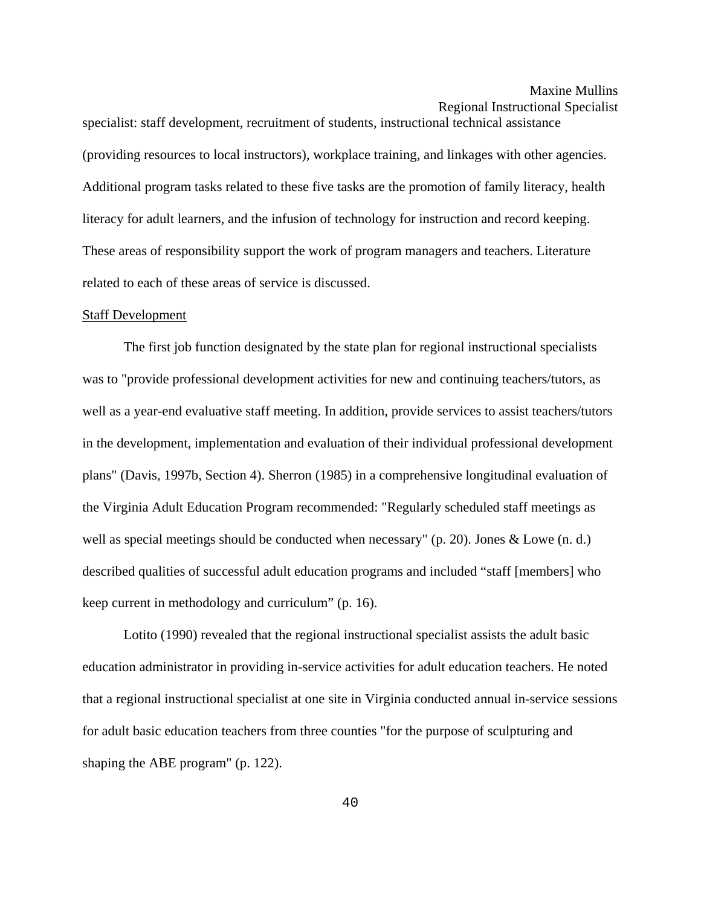specialist: staff development, recruitment of students, instructional technical assistance (providing resources to local instructors), workplace training, and linkages with other agencies. Additional program tasks related to these five tasks are the promotion of family literacy, health literacy for adult learners, and the infusion of technology for instruction and record keeping. These areas of responsibility support the work of program managers and teachers. Literature related to each of these areas of service is discussed.

## Staff Development

The first job function designated by the state plan for regional instructional specialists was to "provide professional development activities for new and continuing teachers/tutors, as well as a year-end evaluative staff meeting. In addition, provide services to assist teachers/tutors in the development, implementation and evaluation of their individual professional development plans" (Davis, 1997b, Section 4). Sherron (1985) in a comprehensive longitudinal evaluation of the Virginia Adult Education Program recommended: "Regularly scheduled staff meetings as well as special meetings should be conducted when necessary" (p. 20). Jones & Lowe (n. d.) described qualities of successful adult education programs and included "staff [members] who keep current in methodology and curriculum" (p. 16).

Lotito (1990) revealed that the regional instructional specialist assists the adult basic education administrator in providing in-service activities for adult education teachers. He noted that a regional instructional specialist at one site in Virginia conducted annual in-service sessions for adult basic education teachers from three counties "for the purpose of sculpturing and shaping the ABE program" (p. 122).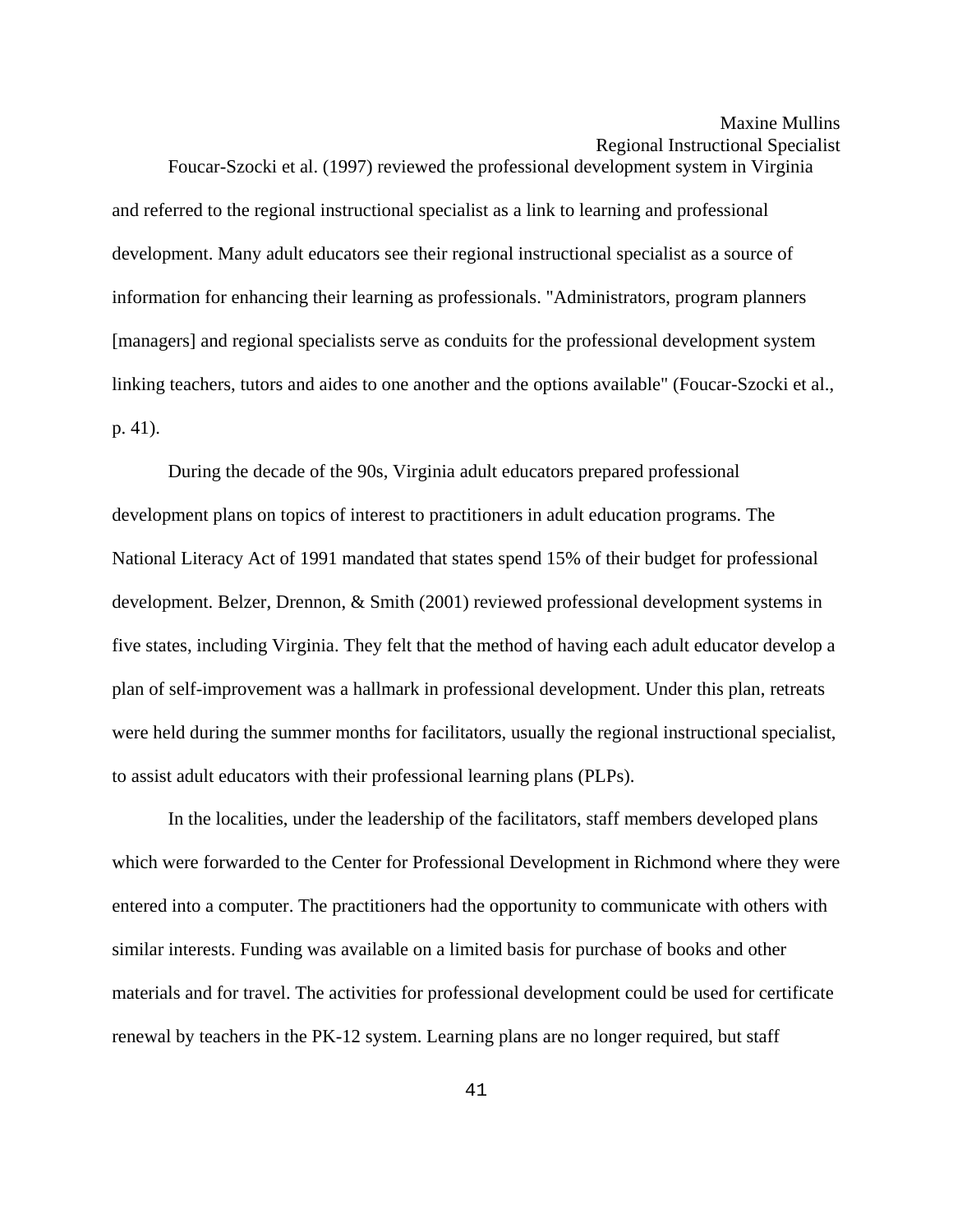Foucar-Szocki et al. (1997) reviewed the professional development system in Virginia and referred to the regional instructional specialist as a link to learning and professional development. Many adult educators see their regional instructional specialist as a source of information for enhancing their learning as professionals. "Administrators, program planners [managers] and regional specialists serve as conduits for the professional development system linking teachers, tutors and aides to one another and the options available" (Foucar-Szocki et al., p. 41).

During the decade of the 90s, Virginia adult educators prepared professional development plans on topics of interest to practitioners in adult education programs. The National Literacy Act of 1991 mandated that states spend 15% of their budget for professional development. Belzer, Drennon, & Smith (2001) reviewed professional development systems in five states, including Virginia. They felt that the method of having each adult educator develop a plan of self-improvement was a hallmark in professional development. Under this plan, retreats were held during the summer months for facilitators, usually the regional instructional specialist, to assist adult educators with their professional learning plans (PLPs).

In the localities, under the leadership of the facilitators, staff members developed plans which were forwarded to the Center for Professional Development in Richmond where they were entered into a computer. The practitioners had the opportunity to communicate with others with similar interests. Funding was available on a limited basis for purchase of books and other materials and for travel. The activities for professional development could be used for certificate renewal by teachers in the PK-12 system. Learning plans are no longer required, but staff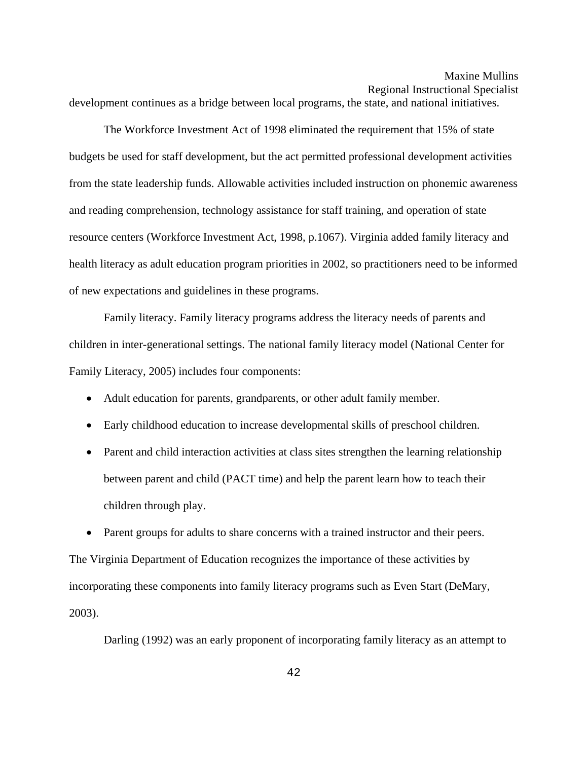development continues as a bridge between local programs, the state, and national initiatives.

The Workforce Investment Act of 1998 eliminated the requirement that 15% of state budgets be used for staff development, but the act permitted professional development activities from the state leadership funds. Allowable activities included instruction on phonemic awareness and reading comprehension, technology assistance for staff training, and operation of state resource centers (Workforce Investment Act, 1998, p.1067). Virginia added family literacy and health literacy as adult education program priorities in 2002, so practitioners need to be informed of new expectations and guidelines in these programs.

Family literacy. Family literacy programs address the literacy needs of parents and children in inter-generational settings. The national family literacy model (National Center for Family Literacy, 2005) includes four components:

- Adult education for parents, grandparents, or other adult family member.
- Early childhood education to increase developmental skills of preschool children.
- Parent and child interaction activities at class sites strengthen the learning relationship between parent and child (PACT time) and help the parent learn how to teach their children through play.
- Parent groups for adults to share concerns with a trained instructor and their peers.

The Virginia Department of Education recognizes the importance of these activities by incorporating these components into family literacy programs such as Even Start (DeMary, 2003).

Darling (1992) was an early proponent of incorporating family literacy as an attempt to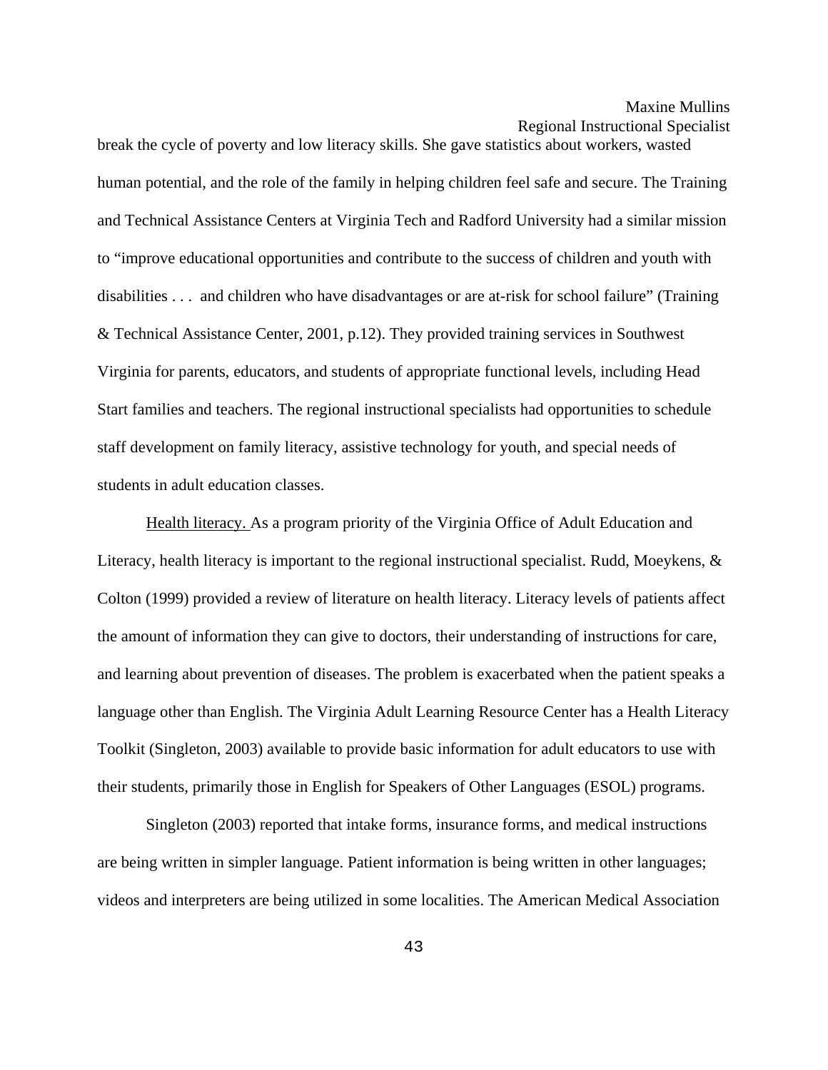break the cycle of poverty and low literacy skills. She gave statistics about workers, wasted human potential, and the role of the family in helping children feel safe and secure. The Training and Technical Assistance Centers at Virginia Tech and Radford University had a similar mission to "improve educational opportunities and contribute to the success of children and youth with disabilities . . . and children who have disadvantages or are at-risk for school failure" (Training & Technical Assistance Center, 2001, p.12). They provided training services in Southwest Virginia for parents, educators, and students of appropriate functional levels, including Head Start families and teachers. The regional instructional specialists had opportunities to schedule staff development on family literacy, assistive technology for youth, and special needs of students in adult education classes.

Health literacy. As a program priority of the Virginia Office of Adult Education and Literacy, health literacy is important to the regional instructional specialist. Rudd, Moeykens, & Colton (1999) provided a review of literature on health literacy. Literacy levels of patients affect the amount of information they can give to doctors, their understanding of instructions for care, and learning about prevention of diseases. The problem is exacerbated when the patient speaks a language other than English. The Virginia Adult Learning Resource Center has a Health Literacy Toolkit (Singleton, 2003) available to provide basic information for adult educators to use with their students, primarily those in English for Speakers of Other Languages (ESOL) programs.

Singleton (2003) reported that intake forms, insurance forms, and medical instructions are being written in simpler language. Patient information is being written in other languages; videos and interpreters are being utilized in some localities. The American Medical Association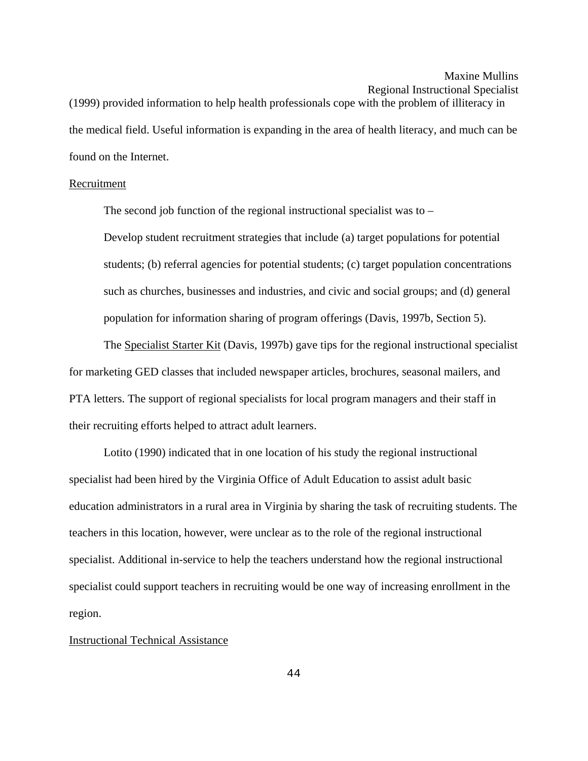(1999) provided information to help health professionals cope with the problem of illiteracy in the medical field. Useful information is expanding in the area of health literacy, and much can be found on the Internet.

<u>Recruitment</u>

The second job function of the regional instructional specialist was to –

> Develop student recruitment strategies that include (a) target populations for potential students; (b) referral agencies for potential students; (c) target population concentrations such as churches, businesses and industries, and civic and social groups; and (d) general population for information sharing of program offerings (Davis, 1997b, Section 5).

The <u>Specialist Starter Kit</u> (Davis, 1997b) gave tips for the regional instructional specialist for marketing GED classes that included newspaper articles, brochures, seasonal mailers, and PTA letters. The support of regional specialists for local program managers and their staff in their recruiting efforts helped to attract adult learners.

Lotito (1990) indicated that in one location of his study the regional instructional specialist had been hired by the Virginia Office of Adult Education to assist adult basic education administrators in a rural area in Virginia by sharing the task of recruiting students. The teachers in this location, however, were unclear as to the role of the regional instructional specialist. Additional in-service to help the teachers understand how the regional instructional specialist could support teachers in recruiting would be one way of increasing enrollment in the region.

<u>Instructional Technical Assistance</u>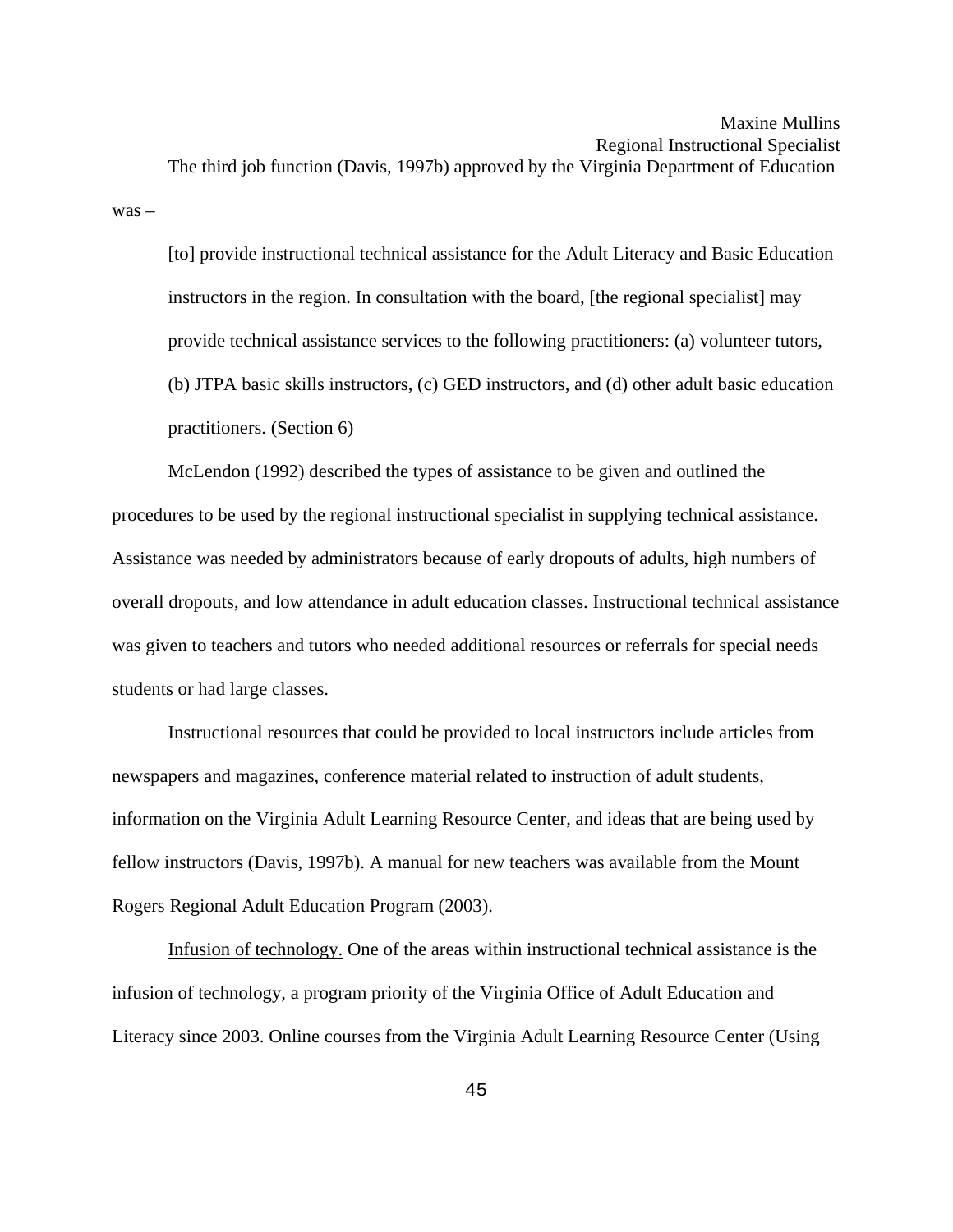The third job function (Davis, 1997b) approved by the Virginia Department of Education was –

> [to] provide instructional technical assistance for the Adult Literacy and Basic Education instructors in the region. In consultation with the board, [the regional specialist] may provide technical assistance services to the following practitioners: (a) volunteer tutors, (b) JTPA basic skills instructors, (c) GED instructors, and (d) other adult basic education practitioners. (Section 6)

McLendon (1992) described the types of assistance to be given and outlined the procedures to be used by the regional instructional specialist in supplying technical assistance. Assistance was needed by administrators because of early dropouts of adults, high numbers of overall dropouts, and low attendance in adult education classes. Instructional technical assistance was given to teachers and tutors who needed additional resources or referrals for special needs students or had large classes.

Instructional resources that could be provided to local instructors include articles from newspapers and magazines, conference material related to instruction of adult students, information on the Virginia Adult Learning Resource Center, and ideas that are being used by fellow instructors (Davis, 1997b). A manual for new teachers was available from the Mount Rogers Regional Adult Education Program (2003).

<u>Infusion of technology.</u> One of the areas within instructional technical assistance is the infusion of technology, a program priority of the Virginia Office of Adult Education and Literacy since 2003. Online courses from the Virginia Adult Learning Resource Center (Using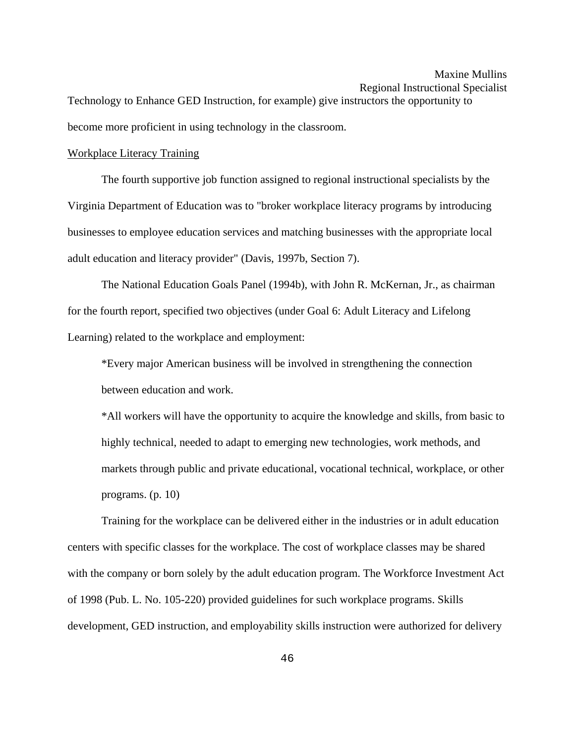Technology to Enhance GED Instruction, for example) give instructors the opportunity to become more proficient in using technology in the classroom.

Workplace Literacy Training

The fourth supportive job function assigned to regional instructional specialists by the Virginia Department of Education was to "broker workplace literacy programs by introducing businesses to employee education services and matching businesses with the appropriate local adult education and literacy provider" (Davis, 1997b, Section 7).

The National Education Goals Panel (1994b), with John R. McKernan, Jr., as chairman for the fourth report, specified two objectives (under Goal 6: Adult Literacy and Lifelong Learning) related to the workplace and employment:

> *Every major American business will be involved in strengthening the connection between education and work.
>
> *All workers will have the opportunity to acquire the knowledge and skills, from basic to highly technical, needed to adapt to emerging new technologies, work methods, and markets through public and private educational, vocational technical, workplace, or other programs. (p. 10)

Training for the workplace can be delivered either in the industries or in adult education centers with specific classes for the workplace. The cost of workplace classes may be shared with the company or born solely by the adult education program. The Workforce Investment Act of 1998 (Pub. L. No. 105-220) provided guidelines for such workplace programs. Skills development, GED instruction, and employability skills instruction were authorized for delivery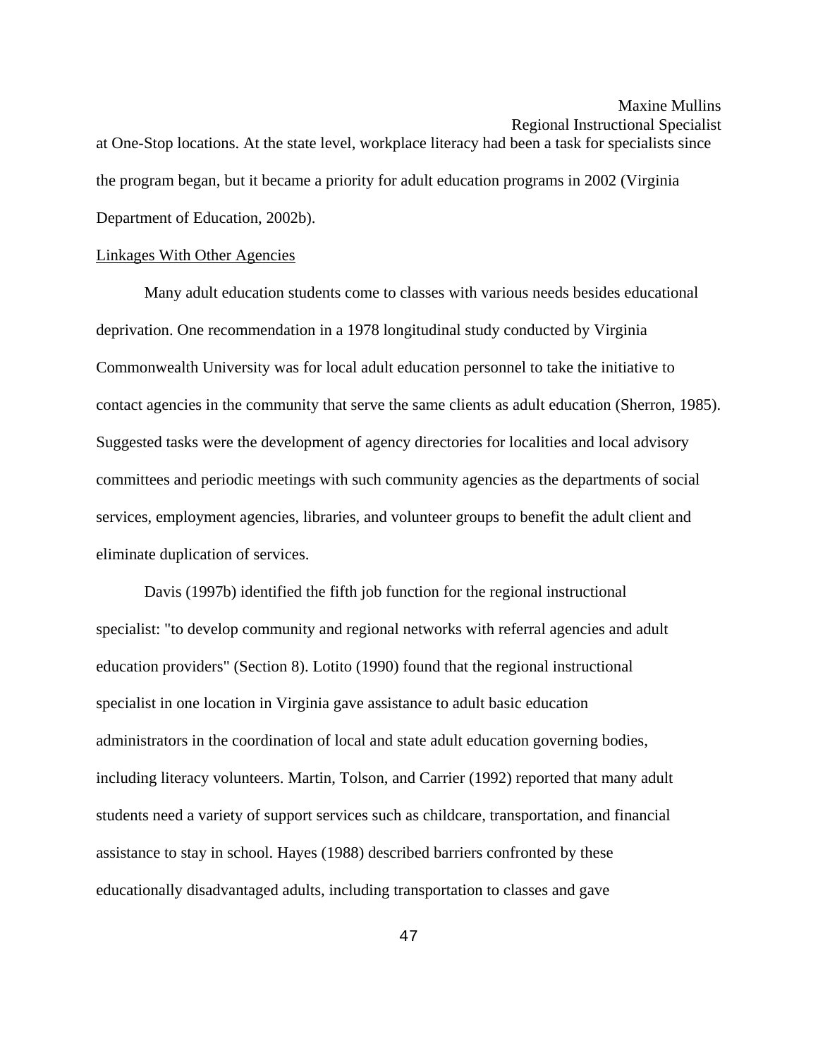at One-Stop locations. At the state level, workplace literacy had been a task for specialists since the program began, but it became a priority for adult education programs in 2002 (Virginia Department of Education, 2002b).

Linkages With Other Agencies

Many adult education students come to classes with various needs besides educational deprivation. One recommendation in a 1978 longitudinal study conducted by Virginia Commonwealth University was for local adult education personnel to take the initiative to contact agencies in the community that serve the same clients as adult education (Sherron, 1985). Suggested tasks were the development of agency directories for localities and local advisory committees and periodic meetings with such community agencies as the departments of social services, employment agencies, libraries, and volunteer groups to benefit the adult client and eliminate duplication of services.

Davis (1997b) identified the fifth job function for the regional instructional specialist: "to develop community and regional networks with referral agencies and adult education providers" (Section 8). Lotito (1990) found that the regional instructional specialist in one location in Virginia gave assistance to adult basic education administrators in the coordination of local and state adult education governing bodies, including literacy volunteers. Martin, Tolson, and Carrier (1992) reported that many adult students need a variety of support services such as childcare, transportation, and financial assistance to stay in school. Hayes (1988) described barriers confronted by these educationally disadvantaged adults, including transportation to classes and gave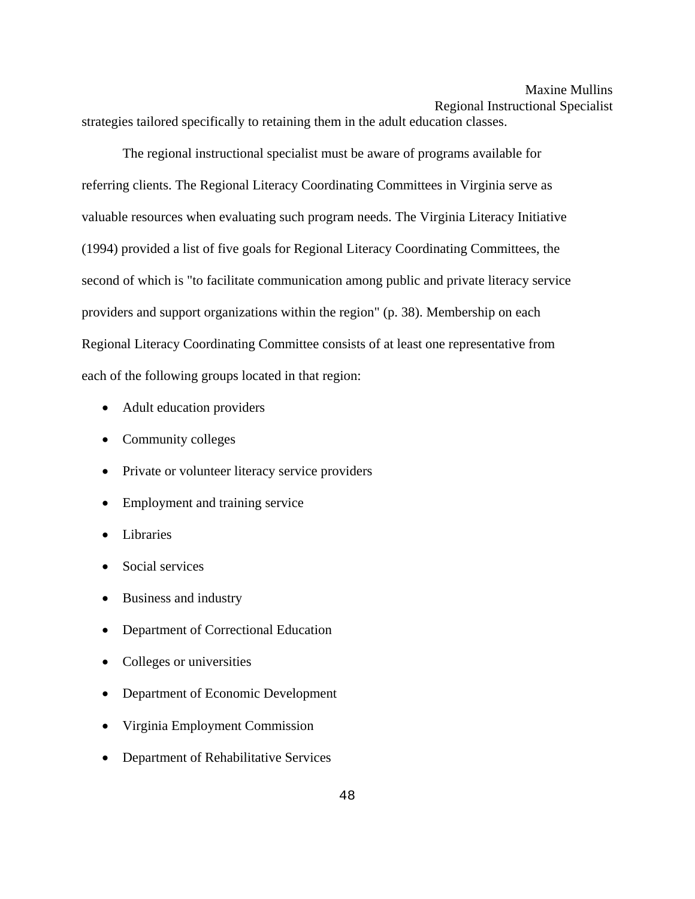strategies tailored specifically to retaining them in the adult education classes.

The regional instructional specialist must be aware of programs available for referring clients. The Regional Literacy Coordinating Committees in Virginia serve as valuable resources when evaluating such program needs. The Virginia Literacy Initiative (1994) provided a list of five goals for Regional Literacy Coordinating Committees, the second of which is "to facilitate communication among public and private literacy service providers and support organizations within the region" (p. 38). Membership on each Regional Literacy Coordinating Committee consists of at least one representative from each of the following groups located in that region:

- Adult education providers
- Community colleges
- Private or volunteer literacy service providers
- Employment and training service
- Libraries
- Social services
- Business and industry
- Department of Correctional Education
- Colleges or universities
- Department of Economic Development
- Virginia Employment Commission
- Department of Rehabilitative Services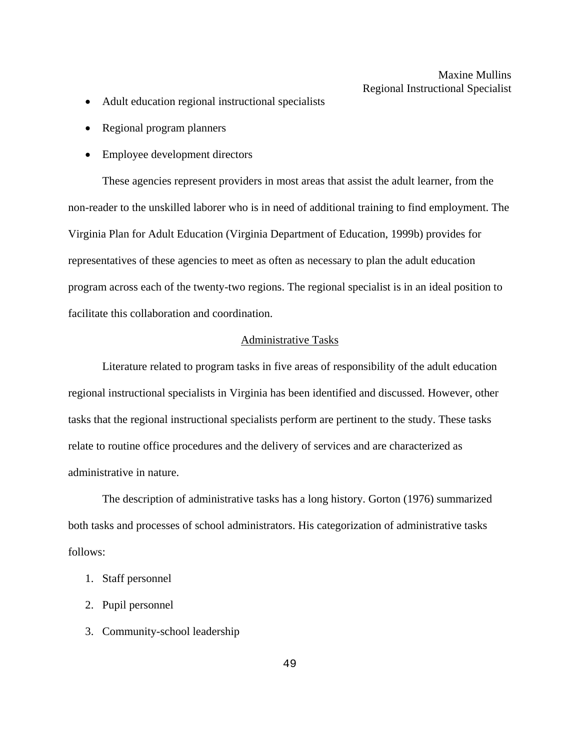- Adult education regional instructional specialists
- Regional program planners
- Employee development directors

These agencies represent providers in most areas that assist the adult learner, from the non-reader to the unskilled laborer who is in need of additional training to find employment. The Virginia Plan for Adult Education (Virginia Department of Education, 1999b) provides for representatives of these agencies to meet as often as necessary to plan the adult education program across each of the twenty-two regions. The regional specialist is in an ideal position to facilitate this collaboration and coordination.

## Administrative Tasks

Literature related to program tasks in five areas of responsibility of the adult education regional instructional specialists in Virginia has been identified and discussed. However, other tasks that the regional instructional specialists perform are pertinent to the study. These tasks relate to routine office procedures and the delivery of services and are characterized as administrative in nature.

The description of administrative tasks has a long history. Gorton (1976) summarized both tasks and processes of school administrators. His categorization of administrative tasks follows:

1. Staff personnel
2. Pupil personnel
3. Community-school leadership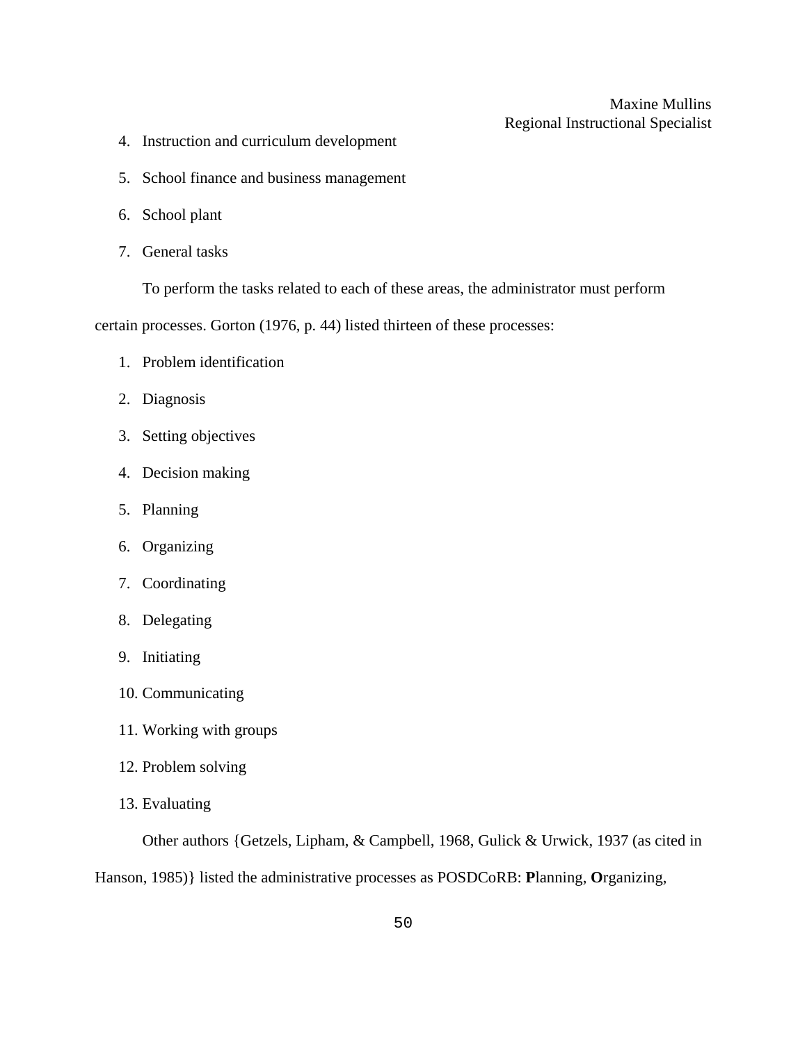4. Instruction and curriculum development
5. School finance and business management
6. School plant
7. General tasks

To perform the tasks related to each of these areas, the administrator must perform certain processes. Gorton (1976, p. 44) listed thirteen of these processes:

1. Problem identification
2. Diagnosis
3. Setting objectives
4. Decision making
5. Planning
6. Organizing
7. Coordinating
8. Delegating
9. Initiating
10. Communicating
11. Working with groups
12. Problem solving
13. Evaluating

Other authors {Getzels, Lipham, & Campbell, 1968, Gulick & Urwick, 1937 (as cited in Hanson, 1985)} listed the administrative processes as POSDCoRB: **P**lanning, **O**rganizing,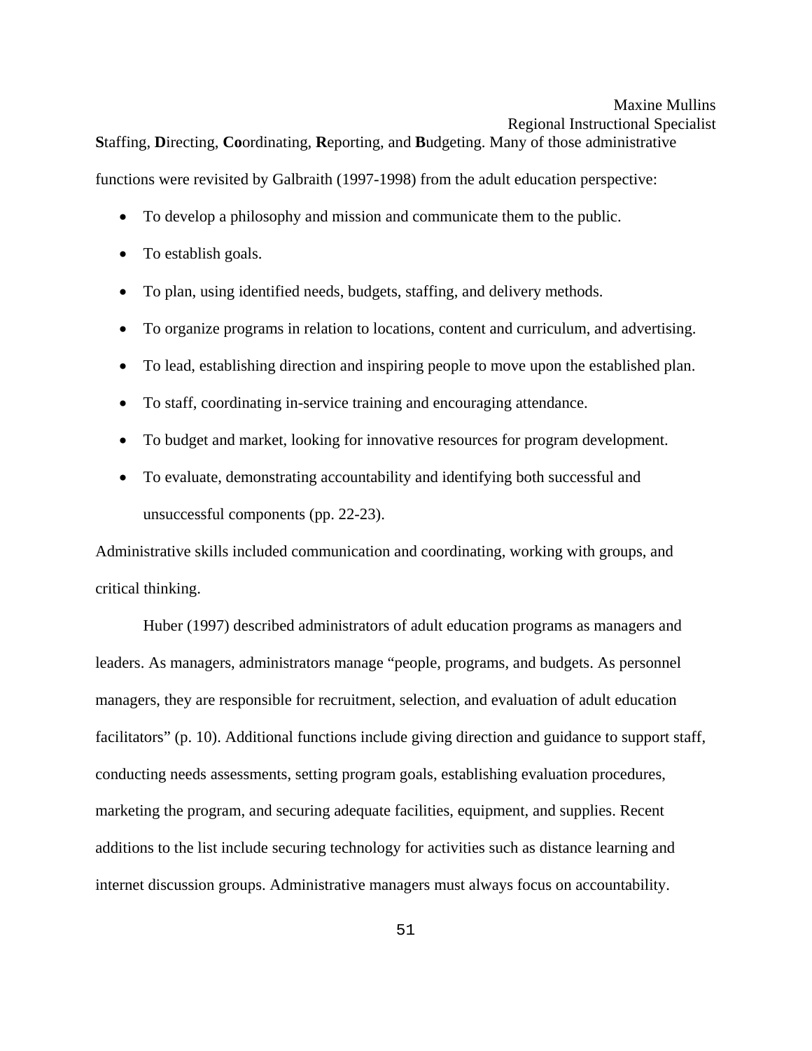**S**taffing, **D**irecting, **Co**ordinating, **R**eporting, and **B**udgeting. Many of those administrative functions were revisited by Galbraith (1997-1998) from the adult education perspective:

- To develop a philosophy and mission and communicate them to the public.
- To establish goals.
- To plan, using identified needs, budgets, staffing, and delivery methods.
- To organize programs in relation to locations, content and curriculum, and advertising.
- To lead, establishing direction and inspiring people to move upon the established plan.
- To staff, coordinating in-service training and encouraging attendance.
- To budget and market, looking for innovative resources for program development.
- To evaluate, demonstrating accountability and identifying both successful and unsuccessful components (pp. 22-23).

Administrative skills included communication and coordinating, working with groups, and critical thinking.

Huber (1997) described administrators of adult education programs as managers and leaders. As managers, administrators manage "people, programs, and budgets. As personnel managers, they are responsible for recruitment, selection, and evaluation of adult education facilitators" (p. 10). Additional functions include giving direction and guidance to support staff, conducting needs assessments, setting program goals, establishing evaluation procedures, marketing the program, and securing adequate facilities, equipment, and supplies. Recent additions to the list include securing technology for activities such as distance learning and internet discussion groups. Administrative managers must always focus on accountability.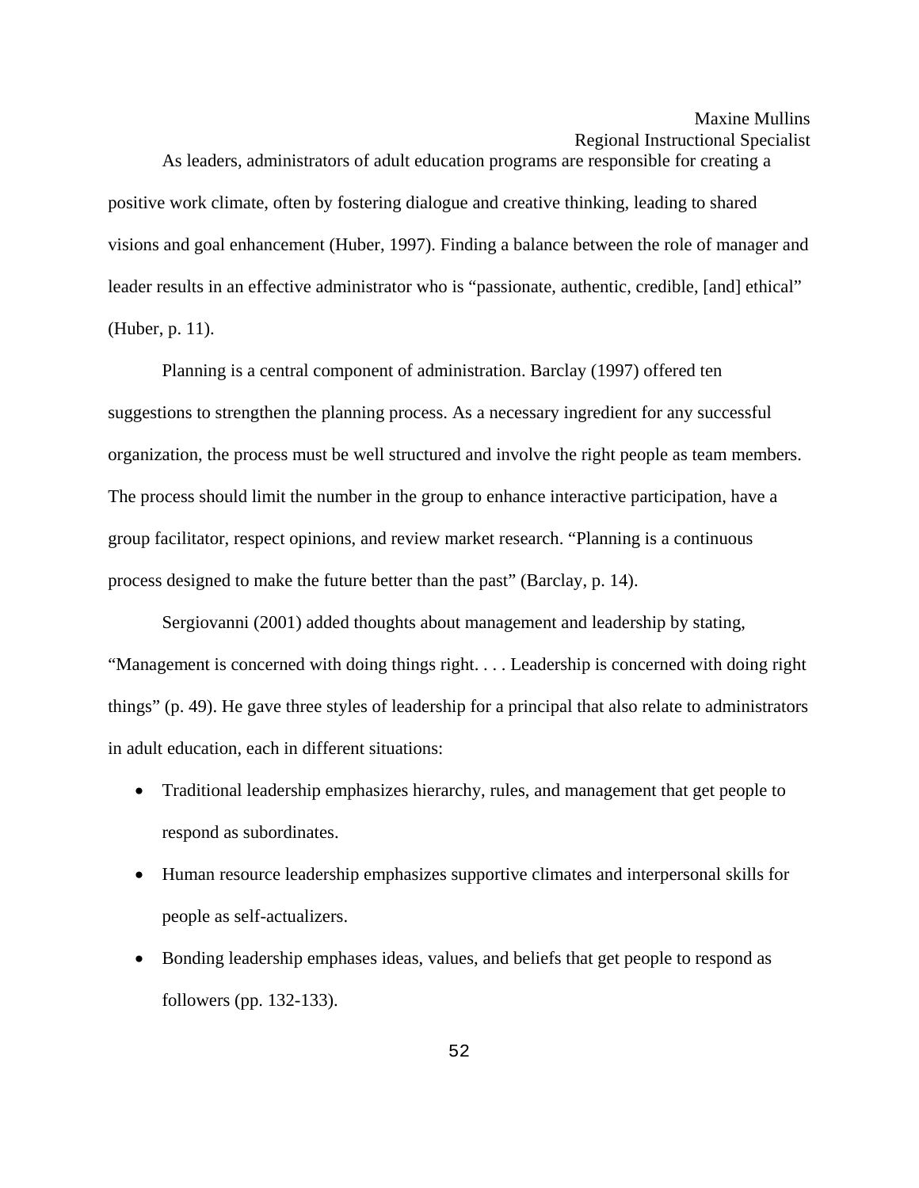Maxine Mullins
Regional Instructional Specialist

As leaders, administrators of adult education programs are responsible for creating a positive work climate, often by fostering dialogue and creative thinking, leading to shared visions and goal enhancement (Huber, 1997). Finding a balance between the role of manager and leader results in an effective administrator who is “passionate, authentic, credible, [and] ethical” (Huber, p. 11).

Planning is a central component of administration. Barclay (1997) offered ten suggestions to strengthen the planning process. As a necessary ingredient for any successful organization, the process must be well structured and involve the right people as team members. The process should limit the number in the group to enhance interactive participation, have a group facilitator, respect opinions, and review market research. “Planning is a continuous process designed to make the future better than the past” (Barclay, p. 14).

Sergiovanni (2001) added thoughts about management and leadership by stating, “Management is concerned with doing things right. . . . Leadership is concerned with doing right things” (p. 49). He gave three styles of leadership for a principal that also relate to administrators in adult education, each in different situations:

- Traditional leadership emphasizes hierarchy, rules, and management that get people to respond as subordinates.
- Human resource leadership emphasizes supportive climates and interpersonal skills for people as self-actualizers.
- Bonding leadership emphases ideas, values, and beliefs that get people to respond as followers (pp. 132-133).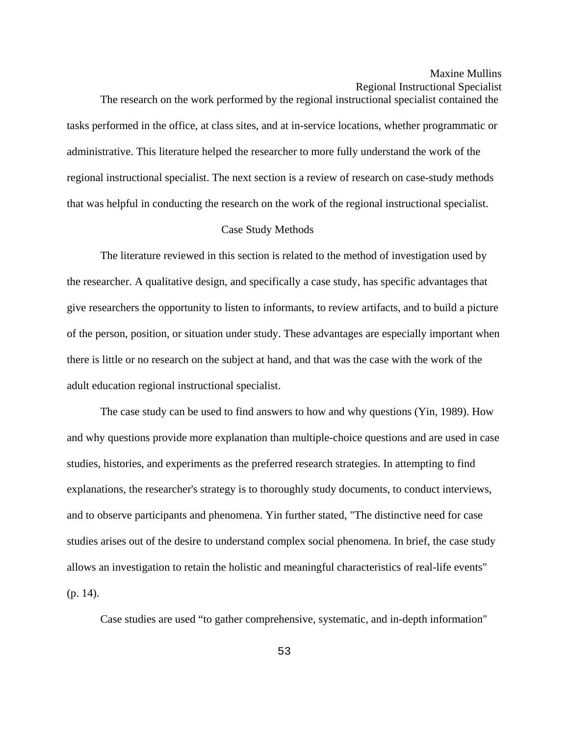The research on the work performed by the regional instructional specialist contained the tasks performed in the office, at class sites, and at in-service locations, whether programmatic or administrative. This literature helped the researcher to more fully understand the work of the regional instructional specialist. The next section is a review of research on case-study methods that was helpful in conducting the research on the work of the regional instructional specialist.

## Case Study Methods

The literature reviewed in this section is related to the method of investigation used by the researcher. A qualitative design, and specifically a case study, has specific advantages that give researchers the opportunity to listen to informants, to review artifacts, and to build a picture of the person, position, or situation under study. These advantages are especially important when there is little or no research on the subject at hand, and that was the case with the work of the adult education regional instructional specialist.

The case study can be used to find answers to how and why questions (Yin, 1989). How and why questions provide more explanation than multiple-choice questions and are used in case studies, histories, and experiments as the preferred research strategies. In attempting to find explanations, the researcher's strategy is to thoroughly study documents, to conduct interviews, and to observe participants and phenomena. Yin further stated, "The distinctive need for case studies arises out of the desire to understand complex social phenomena. In brief, the case study allows an investigation to retain the holistic and meaningful characteristics of real-life events" (p. 14).

Case studies are used “to gather comprehensive, systematic, and in-depth information"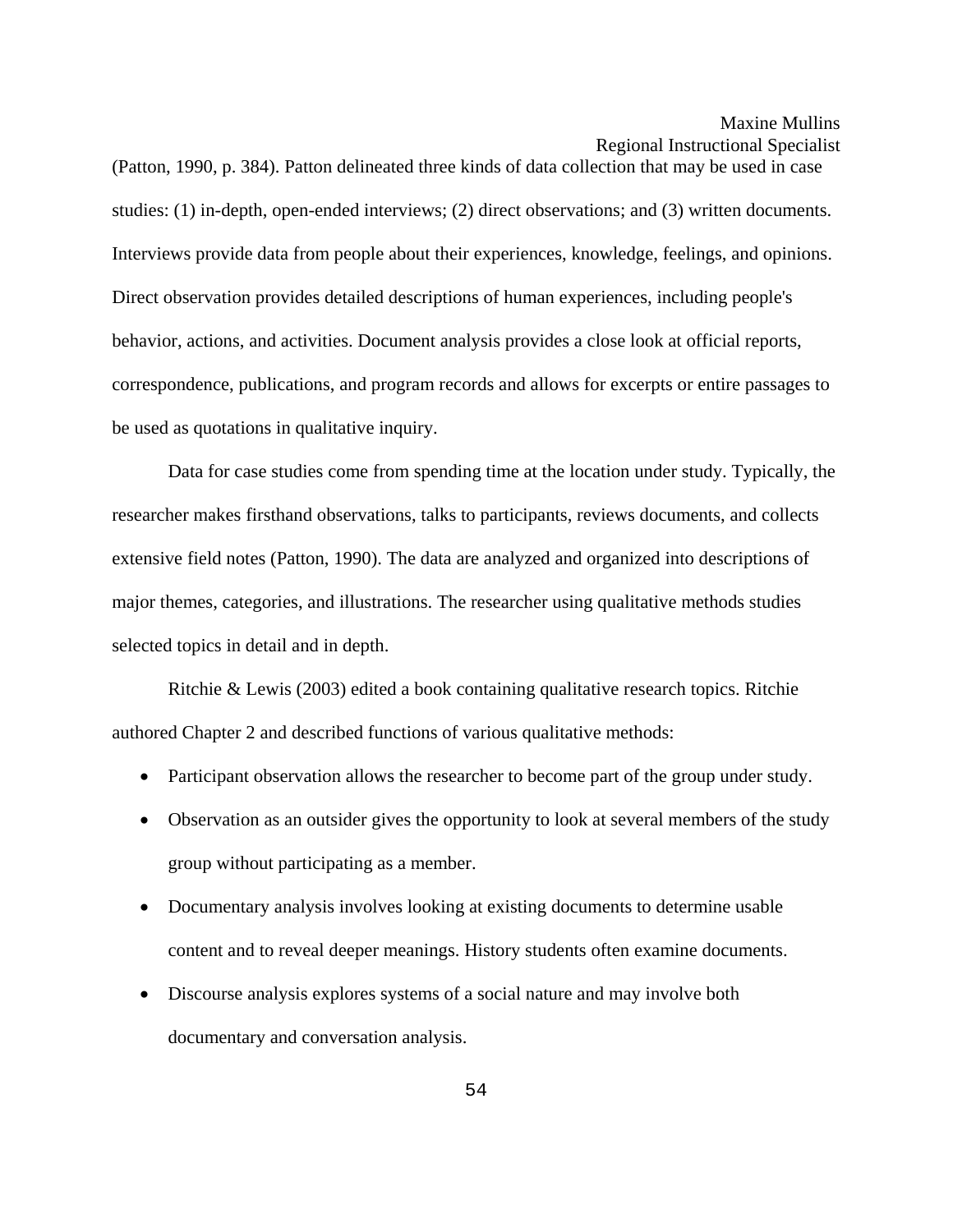(Patton, 1990, p. 384). Patton delineated three kinds of data collection that may be used in case studies: (1) in-depth, open-ended interviews; (2) direct observations; and (3) written documents. Interviews provide data from people about their experiences, knowledge, feelings, and opinions. Direct observation provides detailed descriptions of human experiences, including people's behavior, actions, and activities. Document analysis provides a close look at official reports, correspondence, publications, and program records and allows for excerpts or entire passages to be used as quotations in qualitative inquiry.

Data for case studies come from spending time at the location under study. Typically, the researcher makes firsthand observations, talks to participants, reviews documents, and collects extensive field notes (Patton, 1990). The data are analyzed and organized into descriptions of major themes, categories, and illustrations. The researcher using qualitative methods studies selected topics in detail and in depth.

Ritchie & Lewis (2003) edited a book containing qualitative research topics. Ritchie authored Chapter 2 and described functions of various qualitative methods:

- Participant observation allows the researcher to become part of the group under study.
- Observation as an outsider gives the opportunity to look at several members of the study group without participating as a member.
- Documentary analysis involves looking at existing documents to determine usable content and to reveal deeper meanings. History students often examine documents.
- Discourse analysis explores systems of a social nature and may involve both documentary and conversation analysis.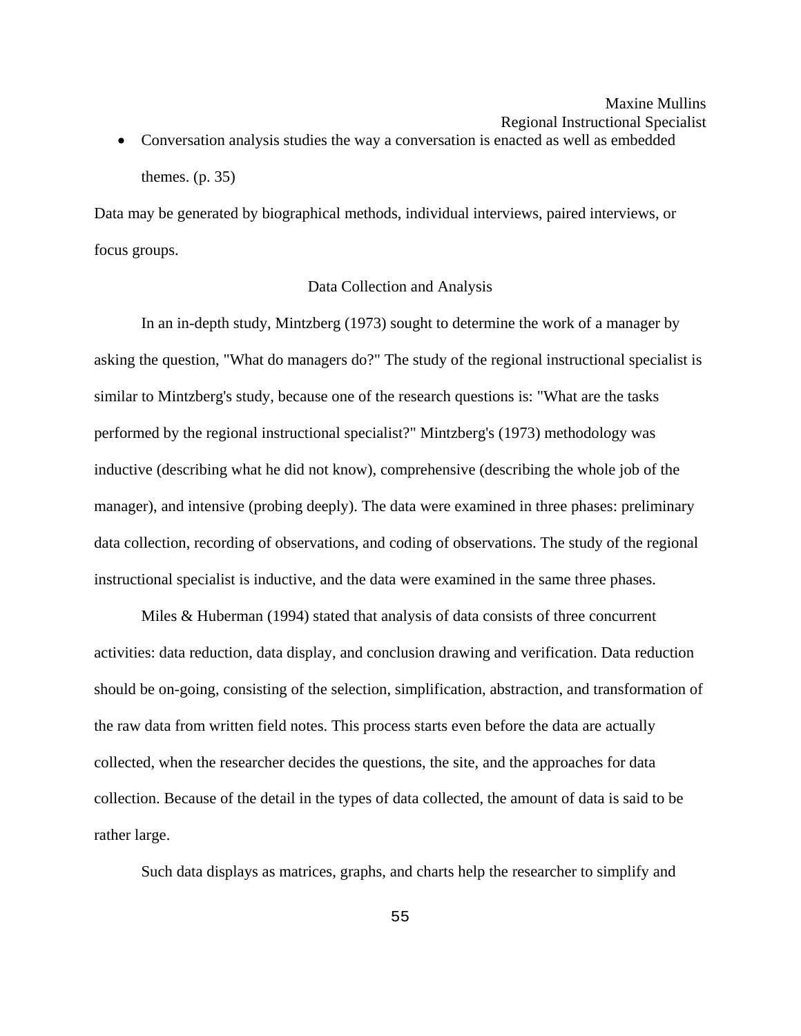- Conversation analysis studies the way a conversation is enacted as well as embedded themes. (p. 35)

Data may be generated by biographical methods, individual interviews, paired interviews, or focus groups.

## Data Collection and Analysis

In an in-depth study, Mintzberg (1973) sought to determine the work of a manager by asking the question, "What do managers do?" The study of the regional instructional specialist is similar to Mintzberg's study, because one of the research questions is: "What are the tasks performed by the regional instructional specialist?" Mintzberg's (1973) methodology was inductive (describing what he did not know), comprehensive (describing the whole job of the manager), and intensive (probing deeply). The data were examined in three phases: preliminary data collection, recording of observations, and coding of observations. The study of the regional instructional specialist is inductive, and the data were examined in the same three phases.

Miles & Huberman (1994) stated that analysis of data consists of three concurrent activities: data reduction, data display, and conclusion drawing and verification. Data reduction should be on-going, consisting of the selection, simplification, abstraction, and transformation of the raw data from written field notes. This process starts even before the data are actually collected, when the researcher decides the questions, the site, and the approaches for data collection. Because of the detail in the types of data collected, the amount of data is said to be rather large.

Such data displays as matrices, graphs, and charts help the researcher to simplify and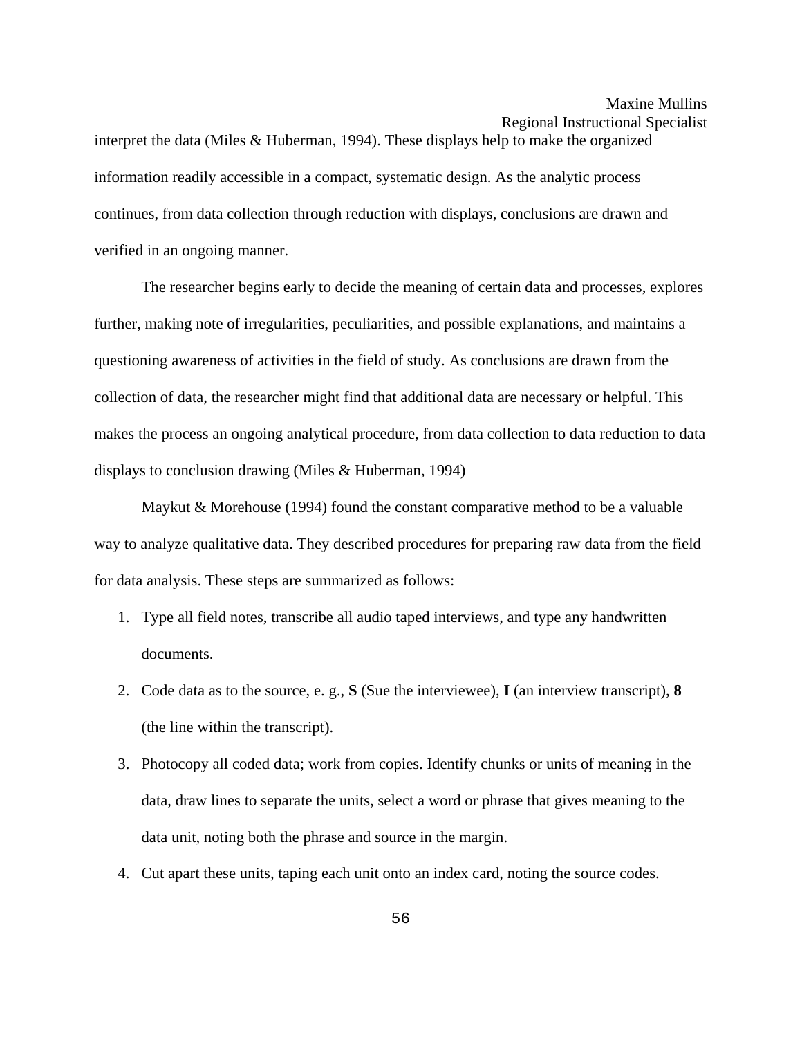interpret the data (Miles & Huberman, 1994). These displays help to make the organized information readily accessible in a compact, systematic design. As the analytic process continues, from data collection through reduction with displays, conclusions are drawn and verified in an ongoing manner.

The researcher begins early to decide the meaning of certain data and processes, explores further, making note of irregularities, peculiarities, and possible explanations, and maintains a questioning awareness of activities in the field of study. As conclusions are drawn from the collection of data, the researcher might find that additional data are necessary or helpful. This makes the process an ongoing analytical procedure, from data collection to data reduction to data displays to conclusion drawing (Miles & Huberman, 1994)

Maykut & Morehouse (1994) found the constant comparative method to be a valuable way to analyze qualitative data. They described procedures for preparing raw data from the field for data analysis. These steps are summarized as follows:

1. Type all field notes, transcribe all audio taped interviews, and type any handwritten documents.
2. Code data as to the source, e. g., **S** (Sue the interviewee), **I** (an interview transcript), **8** (the line within the transcript).
3. Photocopy all coded data; work from copies. Identify chunks or units of meaning in the data, draw lines to separate the units, select a word or phrase that gives meaning to the data unit, noting both the phrase and source in the margin.
4. Cut apart these units, taping each unit onto an index card, noting the source codes.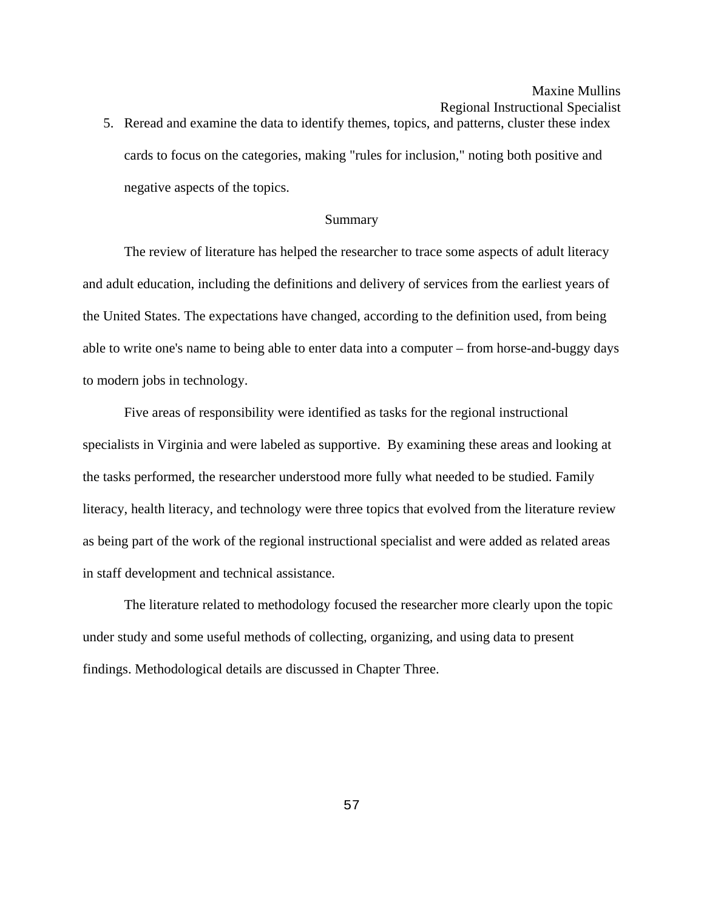5. Reread and examine the data to identify themes, topics, and patterns, cluster these index cards to focus on the categories, making "rules for inclusion," noting both positive and negative aspects of the topics.

## Summary

The review of literature has helped the researcher to trace some aspects of adult literacy and adult education, including the definitions and delivery of services from the earliest years of the United States. The expectations have changed, according to the definition used, from being able to write one's name to being able to enter data into a computer – from horse-and-buggy days to modern jobs in technology.

Five areas of responsibility were identified as tasks for the regional instructional specialists in Virginia and were labeled as supportive. By examining these areas and looking at the tasks performed, the researcher understood more fully what needed to be studied. Family literacy, health literacy, and technology were three topics that evolved from the literature review as being part of the work of the regional instructional specialist and were added as related areas in staff development and technical assistance.

The literature related to methodology focused the researcher more clearly upon the topic under study and some useful methods of collecting, organizing, and using data to present findings. Methodological details are discussed in Chapter Three.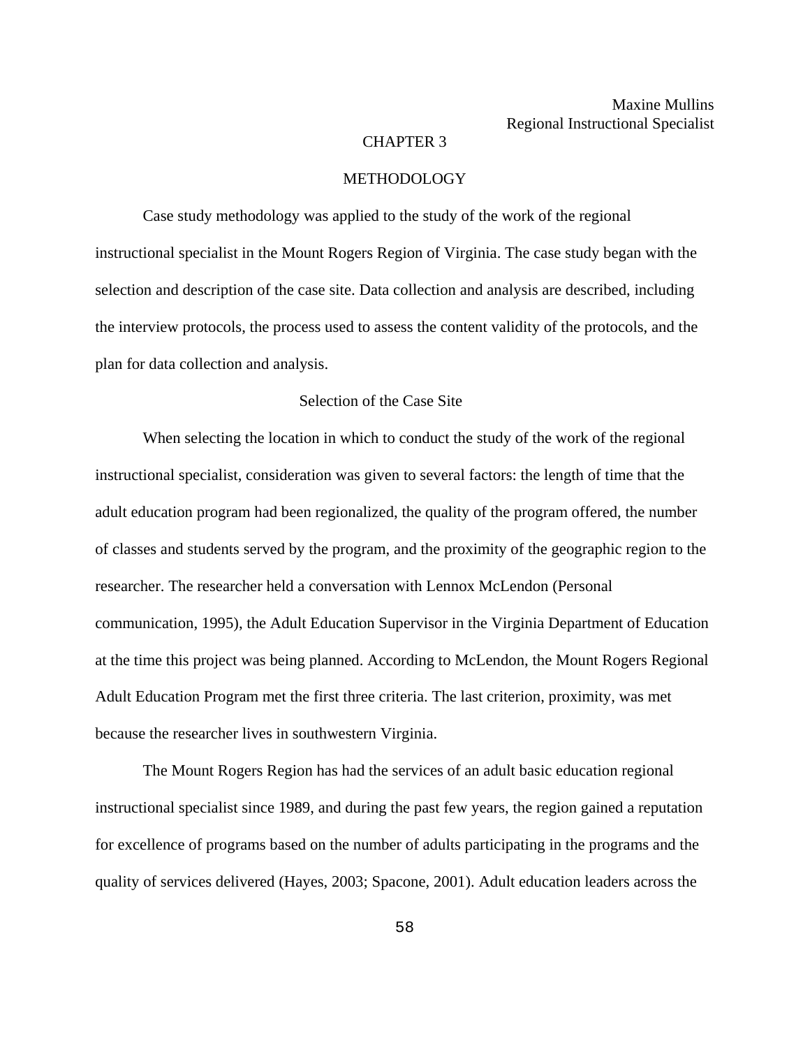# CHAPTER 3

# METHODOLOGY

Case study methodology was applied to the study of the work of the regional instructional specialist in the Mount Rogers Region of Virginia. The case study began with the selection and description of the case site. Data collection and analysis are described, including the interview protocols, the process used to assess the content validity of the protocols, and the plan for data collection and analysis.

## Selection of the Case Site

When selecting the location in which to conduct the study of the work of the regional instructional specialist, consideration was given to several factors: the length of time that the adult education program had been regionalized, the quality of the program offered, the number of classes and students served by the program, and the proximity of the geographic region to the researcher. The researcher held a conversation with Lennox McLendon (Personal communication, 1995), the Adult Education Supervisor in the Virginia Department of Education at the time this project was being planned. According to McLendon, the Mount Rogers Regional Adult Education Program met the first three criteria. The last criterion, proximity, was met because the researcher lives in southwestern Virginia.

The Mount Rogers Region has had the services of an adult basic education regional instructional specialist since 1989, and during the past few years, the region gained a reputation for excellence of programs based on the number of adults participating in the programs and the quality of services delivered (Hayes, 2003; Spacone, 2001). Adult education leaders across the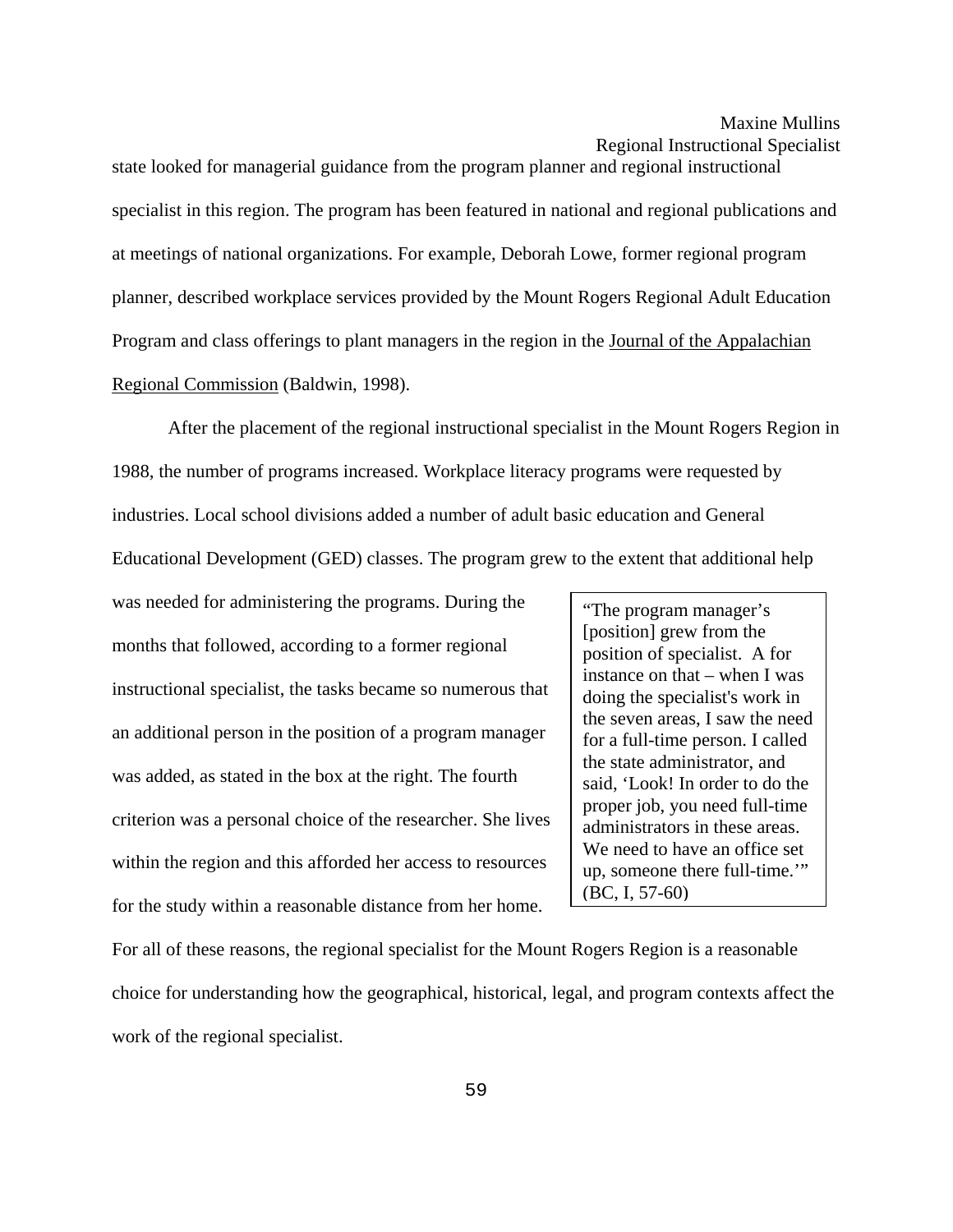state looked for managerial guidance from the program planner and regional instructional specialist in this region. The program has been featured in national and regional publications and at meetings of national organizations. For example, Deborah Lowe, former regional program planner, described workplace services provided by the Mount Rogers Regional Adult Education Program and class offerings to plant managers in the region in the Journal of the Appalachian Regional Commission (Baldwin, 1998).

After the placement of the regional instructional specialist in the Mount Rogers Region in 1988, the number of programs increased. Workplace literacy programs were requested by industries. Local school divisions added a number of adult basic education and General Educational Development (GED) classes. The program grew to the extent that additional help was needed for administering the programs. During the months that followed, according to a former regional instructional specialist, the tasks became so numerous that an additional person in the position of a program manager was added, as stated in the box at the right. The fourth criterion was a personal choice of the researcher. She lives within the region and this afforded her access to resources for the study within a reasonable distance from her home. For all of these reasons, the regional specialist for the Mount Rogers Region is a reasonable choice for understanding how the geographical, historical, legal, and program contexts affect the work of the regional specialist.

> "The program manager's [position] grew from the position of specialist. A for instance on that – when I was doing the specialist's work in the seven areas, I saw the need for a full-time person. I called the state administrator, and said, 'Look! In order to do the proper job, you need full-time administrators in these areas. We need to have an office set up, someone there full-time.'" (BC, I, 57-60)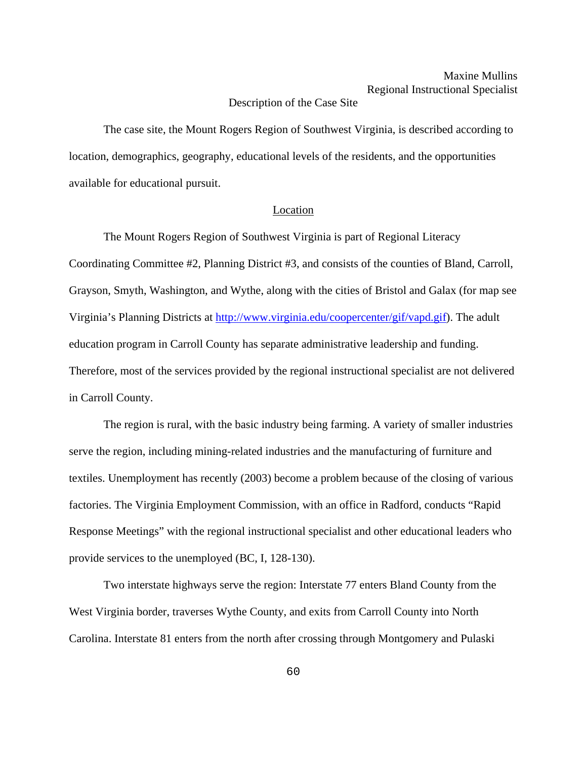Maxine Mullins
Regional Instructional Specialist

## Description of the Case Site

The case site, the Mount Rogers Region of Southwest Virginia, is described according to location, demographics, geography, educational levels of the residents, and the opportunities available for educational pursuit.

### Location

The Mount Rogers Region of Southwest Virginia is part of Regional Literacy Coordinating Committee #2, Planning District #3, and consists of the counties of Bland, Carroll, Grayson, Smyth, Washington, and Wythe, along with the cities of Bristol and Galax (for map see Virginia's Planning Districts at [http://www.virginia.edu/coopercenter/gif/vapd.gif](http://www.virginia.edu/coopercenter/gif/vapd.gif)). The adult education program in Carroll County has separate administrative leadership and funding. Therefore, most of the services provided by the regional instructional specialist are not delivered in Carroll County.

The region is rural, with the basic industry being farming. A variety of smaller industries serve the region, including mining-related industries and the manufacturing of furniture and textiles. Unemployment has recently (2003) become a problem because of the closing of various factories. The Virginia Employment Commission, with an office in Radford, conducts "Rapid Response Meetings" with the regional instructional specialist and other educational leaders who provide services to the unemployed (BC, I, 128-130).

Two interstate highways serve the region: Interstate 77 enters Bland County from the West Virginia border, traverses Wythe County, and exits from Carroll County into North Carolina. Interstate 81 enters from the north after crossing through Montgomery and Pulaski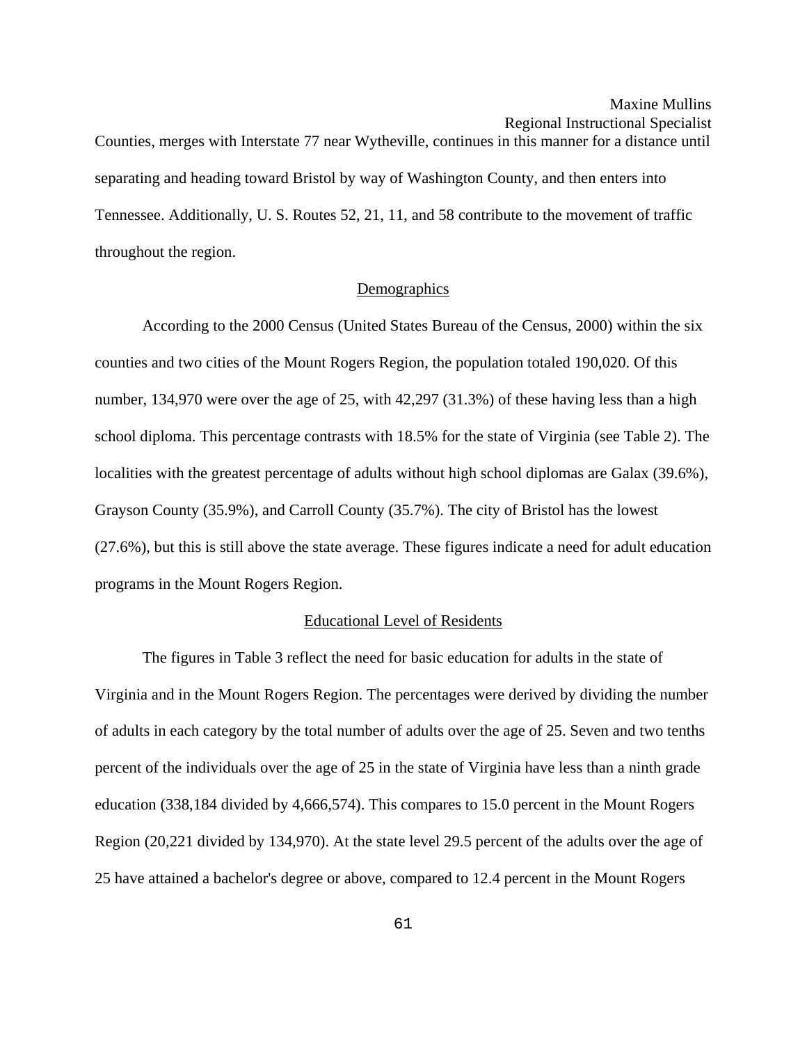Counties, merges with Interstate 77 near Wytheville, continues in this manner for a distance until separating and heading toward Bristol by way of Washington County, and then enters into Tennessee. Additionally, U. S. Routes 52, 21, 11, and 58 contribute to the movement of traffic throughout the region.

## Demographics

According to the 2000 Census (United States Bureau of the Census, 2000) within the six counties and two cities of the Mount Rogers Region, the population totaled 190,020. Of this number, 134,970 were over the age of 25, with 42,297 (31.3%) of these having less than a high school diploma. This percentage contrasts with 18.5% for the state of Virginia (see Table 2). The localities with the greatest percentage of adults without high school diplomas are Galax (39.6%), Grayson County (35.9%), and Carroll County (35.7%). The city of Bristol has the lowest (27.6%), but this is still above the state average. These figures indicate a need for adult education programs in the Mount Rogers Region.

## Educational Level of Residents

The figures in Table 3 reflect the need for basic education for adults in the state of Virginia and in the Mount Rogers Region. The percentages were derived by dividing the number of adults in each category by the total number of adults over the age of 25. Seven and two tenths percent of the individuals over the age of 25 in the state of Virginia have less than a ninth grade education (338,184 divided by 4,666,574). This compares to 15.0 percent in the Mount Rogers Region (20,221 divided by 134,970). At the state level 29.5 percent of the adults over the age of 25 have attained a bachelor's degree or above, compared to 12.4 percent in the Mount Rogers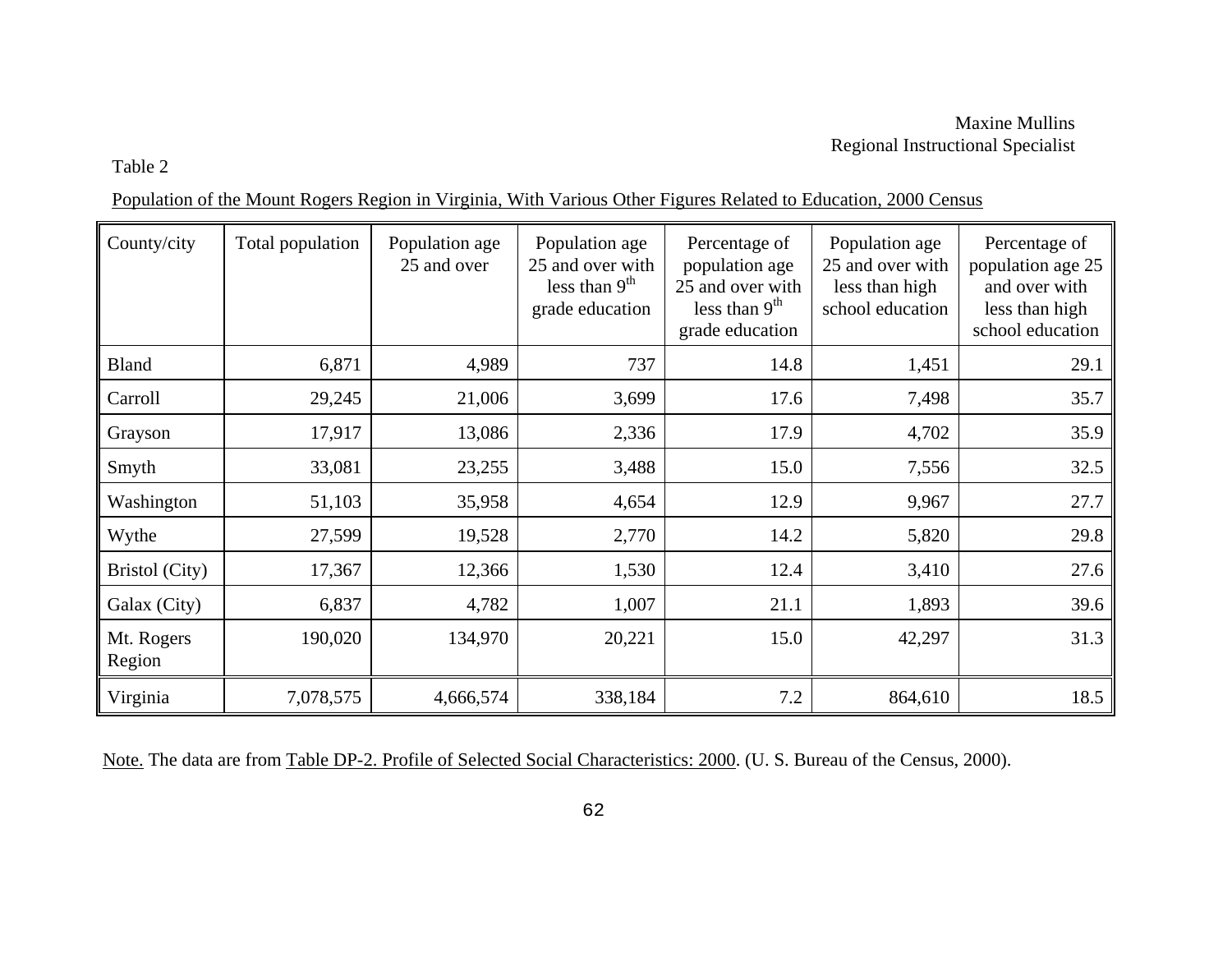Maxine Mullins
Regional Instructional Specialist

Table 2

Population of the Mount Rogers Region in Virginia, With Various Other Figures Related to Education, 2000 Census

| County/city | Total population | Population age 25 and over | Population age 25 and over with less than 9th grade education | Percentage of population age 25 and over with less than 9th grade education | Population age 25 and over with less than high school education | Percentage of population age 25 and over with less than high school education |
|---|---|---|---|---|---|---|
| Bland | 6,871 | 4,989 | 737 | 14.8 | 1,451 | 29.1 |
| Carroll | 29,245 | 21,006 | 3,699 | 17.6 | 7,498 | 35.7 |
| Grayson | 17,917 | 13,086 | 2,336 | 17.9 | 4,702 | 35.9 |
| Smyth | 33,081 | 23,255 | 3,488 | 15.0 | 7,556 | 32.5 |
| Washington | 51,103 | 35,958 | 4,654 | 12.9 | 9,967 | 27.7 |
| Wythe | 27,599 | 19,528 | 2,770 | 14.2 | 5,820 | 29.8 |
| Bristol (City) | 17,367 | 12,366 | 1,530 | 12.4 | 3,410 | 27.6 |
| Galax (City) | 6,837 | 4,782 | 1,007 | 21.1 | 1,893 | 39.6 |
| Mt. Rogers Region | 190,020 | 134,970 | 20,221 | 15.0 | 42,297 | 31.3 |
| Virginia | 7,078,575 | 4,666,574 | 338,184 | 7.2 | 864,610 | 18.5 |

Note. The data are from Table DP-2. Profile of Selected Social Characteristics: 2000. (U. S. Bureau of the Census, 2000).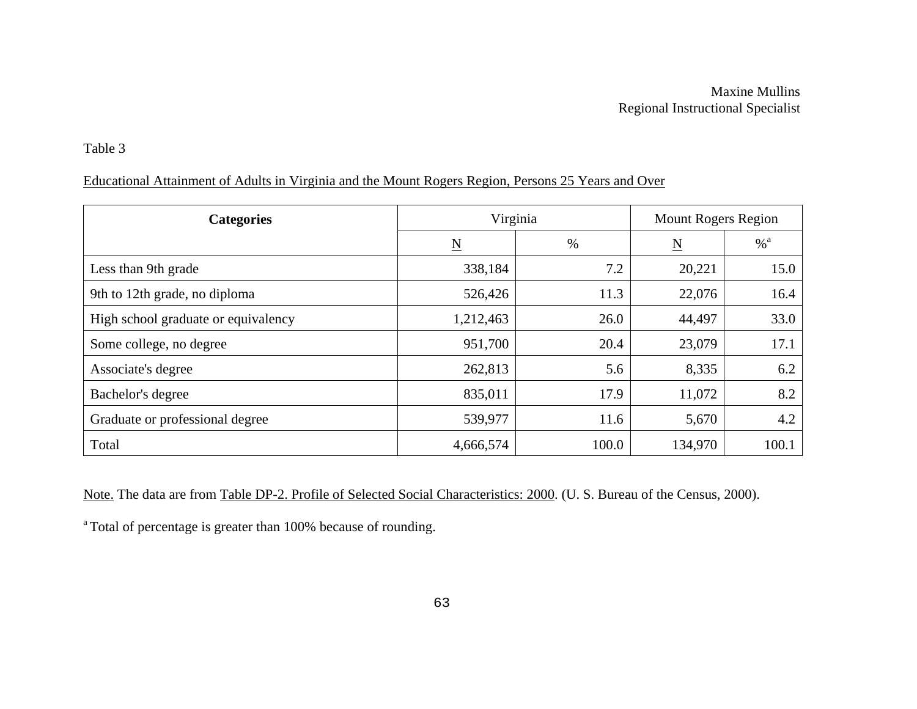Table 3

Educational Attainment of Adults in Virginia and the Mount Rogers Region, Persons 25 Years and Over

| **Categories** | Virginia | | Mount Rogers Region | |
|---|---|---|---|---|
| | N | % | N | %[a] |
| Less than 9th grade | 338,184 | 7.2 | 20,221 | 15.0 |
| 9th to 12th grade, no diploma | 526,426 | 11.3 | 22,076 | 16.4 |
| High school graduate or equivalency | 1,212,463 | 26.0 | 44,497 | 33.0 |
| Some college, no degree | 951,700 | 20.4 | 23,079 | 17.1 |
| Associate's degree | 262,813 | 5.6 | 8,335 | 6.2 |
| Bachelor's degree | 835,011 | 17.9 | 11,072 | 8.2 |
| Graduate or professional degree | 539,977 | 11.6 | 5,670 | 4.2 |
| Total | 4,666,574 | 100.0 | 134,970 | 100.1 |

Note. The data are from Table DP-2. Profile of Selected Social Characteristics: 2000. (U. S. Bureau of the Census, 2000).

[a] Total of percentage is greater than 100% because of rounding.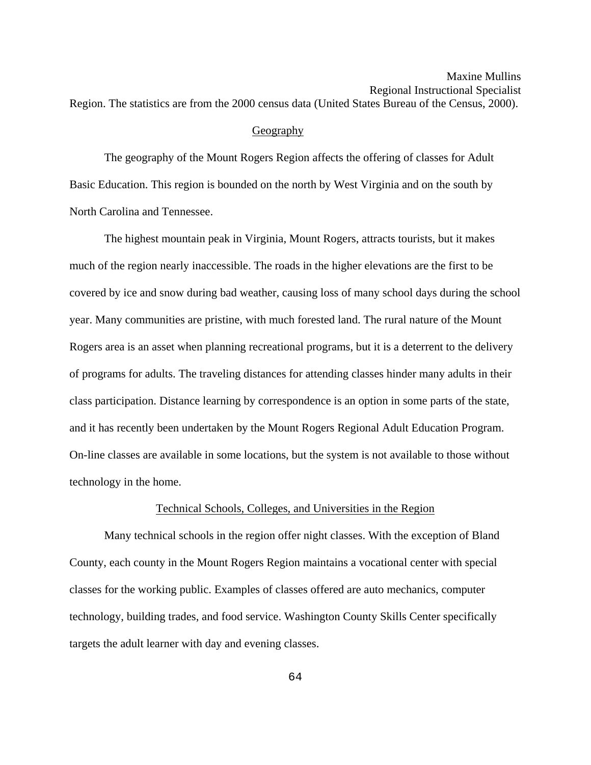Region. The statistics are from the 2000 census data (United States Bureau of the Census, 2000).

## Geography

The geography of the Mount Rogers Region affects the offering of classes for Adult Basic Education. This region is bounded on the north by West Virginia and on the south by North Carolina and Tennessee.

The highest mountain peak in Virginia, Mount Rogers, attracts tourists, but it makes much of the region nearly inaccessible. The roads in the higher elevations are the first to be covered by ice and snow during bad weather, causing loss of many school days during the school year. Many communities are pristine, with much forested land. The rural nature of the Mount Rogers area is an asset when planning recreational programs, but it is a deterrent to the delivery of programs for adults. The traveling distances for attending classes hinder many adults in their class participation. Distance learning by correspondence is an option in some parts of the state, and it has recently been undertaken by the Mount Rogers Regional Adult Education Program. On-line classes are available in some locations, but the system is not available to those without technology in the home.

## Technical Schools, Colleges, and Universities in the Region

Many technical schools in the region offer night classes. With the exception of Bland County, each county in the Mount Rogers Region maintains a vocational center with special classes for the working public. Examples of classes offered are auto mechanics, computer technology, building trades, and food service. Washington County Skills Center specifically targets the adult learner with day and evening classes.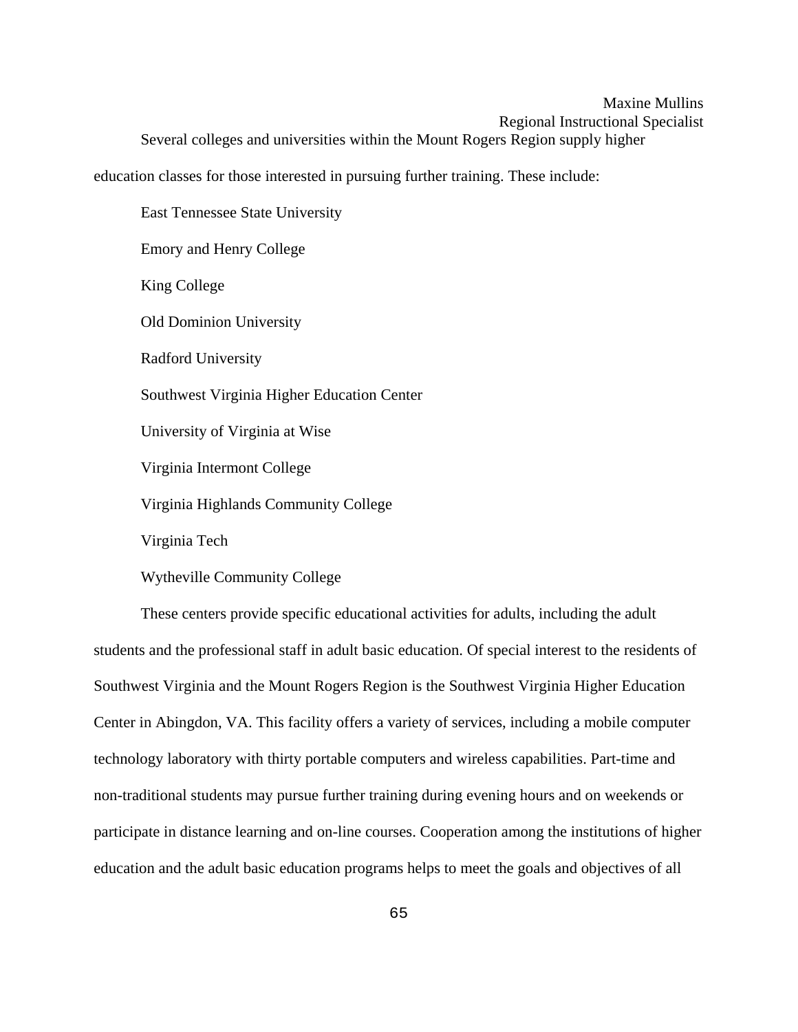Maxine Mullins
Regional Instructional Specialist

Several colleges and universities within the Mount Rogers Region supply higher education classes for those interested in pursuing further training. These include:

East Tennessee State University

Emory and Henry College

King College

Old Dominion University

Radford University

Southwest Virginia Higher Education Center

University of Virginia at Wise

Virginia Intermont College

Virginia Highlands Community College

Virginia Tech

Wytheville Community College

These centers provide specific educational activities for adults, including the adult students and the professional staff in adult basic education. Of special interest to the residents of Southwest Virginia and the Mount Rogers Region is the Southwest Virginia Higher Education Center in Abingdon, VA. This facility offers a variety of services, including a mobile computer technology laboratory with thirty portable computers and wireless capabilities. Part-time and non-traditional students may pursue further training during evening hours and on weekends or participate in distance learning and on-line courses. Cooperation among the institutions of higher education and the adult basic education programs helps to meet the goals and objectives of all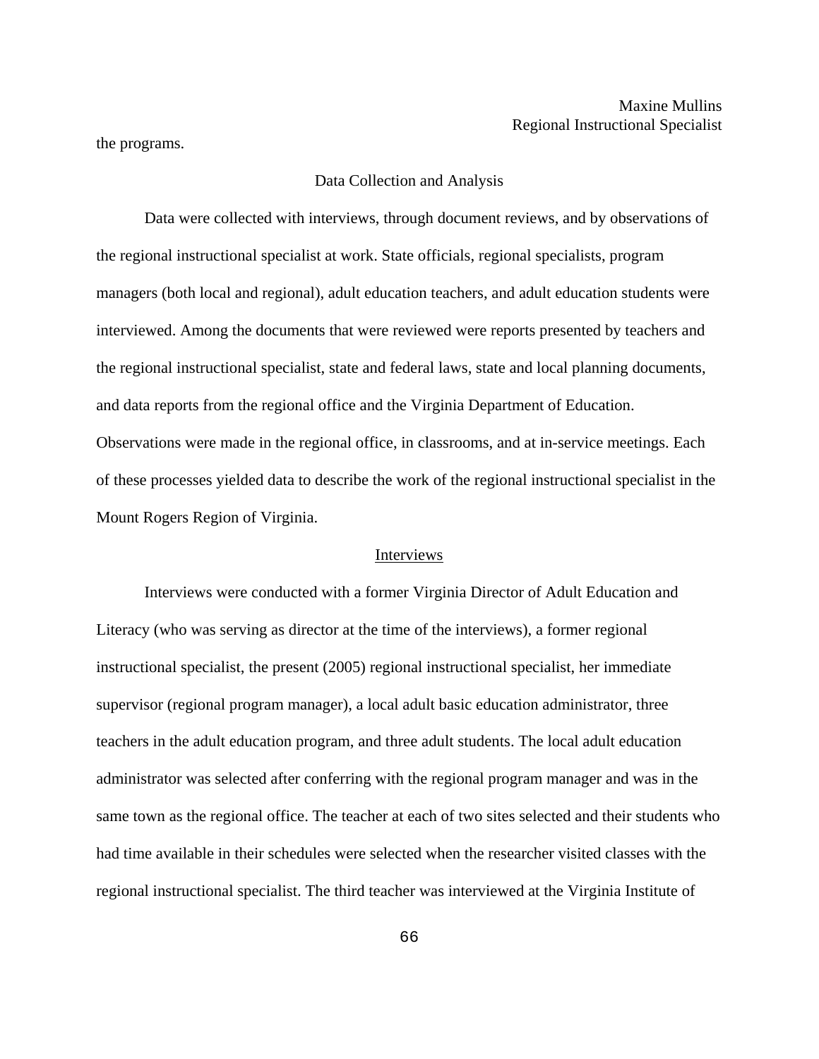the programs.

## Data Collection and Analysis

Data were collected with interviews, through document reviews, and by observations of the regional instructional specialist at work. State officials, regional specialists, program managers (both local and regional), adult education teachers, and adult education students were interviewed. Among the documents that were reviewed were reports presented by teachers and the regional instructional specialist, state and federal laws, state and local planning documents, and data reports from the regional office and the Virginia Department of Education. Observations were made in the regional office, in classrooms, and at in-service meetings. Each of these processes yielded data to describe the work of the regional instructional specialist in the Mount Rogers Region of Virginia.

### Interviews

Interviews were conducted with a former Virginia Director of Adult Education and Literacy (who was serving as director at the time of the interviews), a former regional instructional specialist, the present (2005) regional instructional specialist, her immediate supervisor (regional program manager), a local adult basic education administrator, three teachers in the adult education program, and three adult students. The local adult education administrator was selected after conferring with the regional program manager and was in the same town as the regional office. The teacher at each of two sites selected and their students who had time available in their schedules were selected when the researcher visited classes with the regional instructional specialist. The third teacher was interviewed at the Virginia Institute of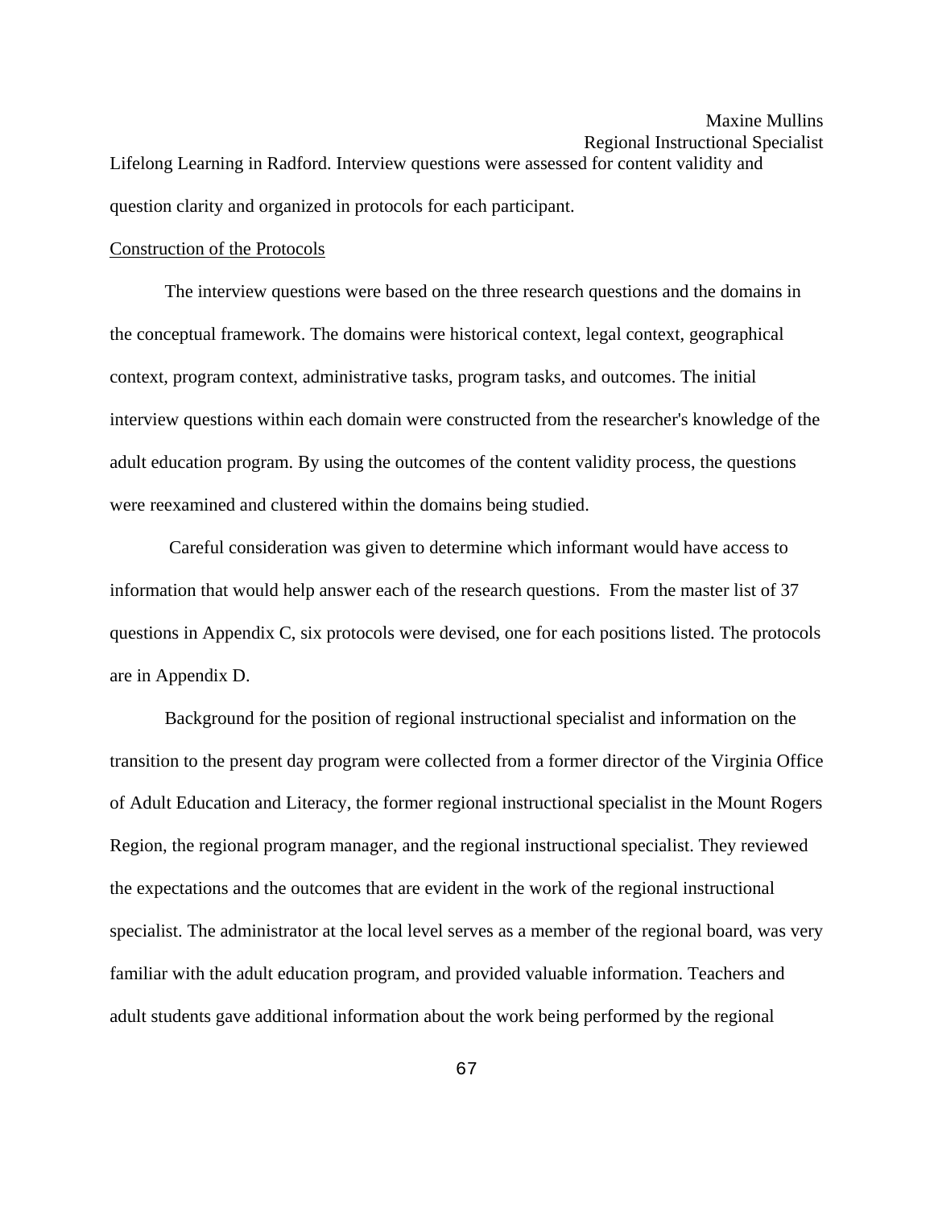Lifelong Learning in Radford. Interview questions were assessed for content validity and question clarity and organized in protocols for each participant.

Construction of the Protocols

The interview questions were based on the three research questions and the domains in the conceptual framework. The domains were historical context, legal context, geographical context, program context, administrative tasks, program tasks, and outcomes. The initial interview questions within each domain were constructed from the researcher's knowledge of the adult education program. By using the outcomes of the content validity process, the questions were reexamined and clustered within the domains being studied.

Careful consideration was given to determine which informant would have access to information that would help answer each of the research questions. From the master list of 37 questions in Appendix C, six protocols were devised, one for each positions listed. The protocols are in Appendix D.

Background for the position of regional instructional specialist and information on the transition to the present day program were collected from a former director of the Virginia Office of Adult Education and Literacy, the former regional instructional specialist in the Mount Rogers Region, the regional program manager, and the regional instructional specialist. They reviewed the expectations and the outcomes that are evident in the work of the regional instructional specialist. The administrator at the local level serves as a member of the regional board, was very familiar with the adult education program, and provided valuable information. Teachers and adult students gave additional information about the work being performed by the regional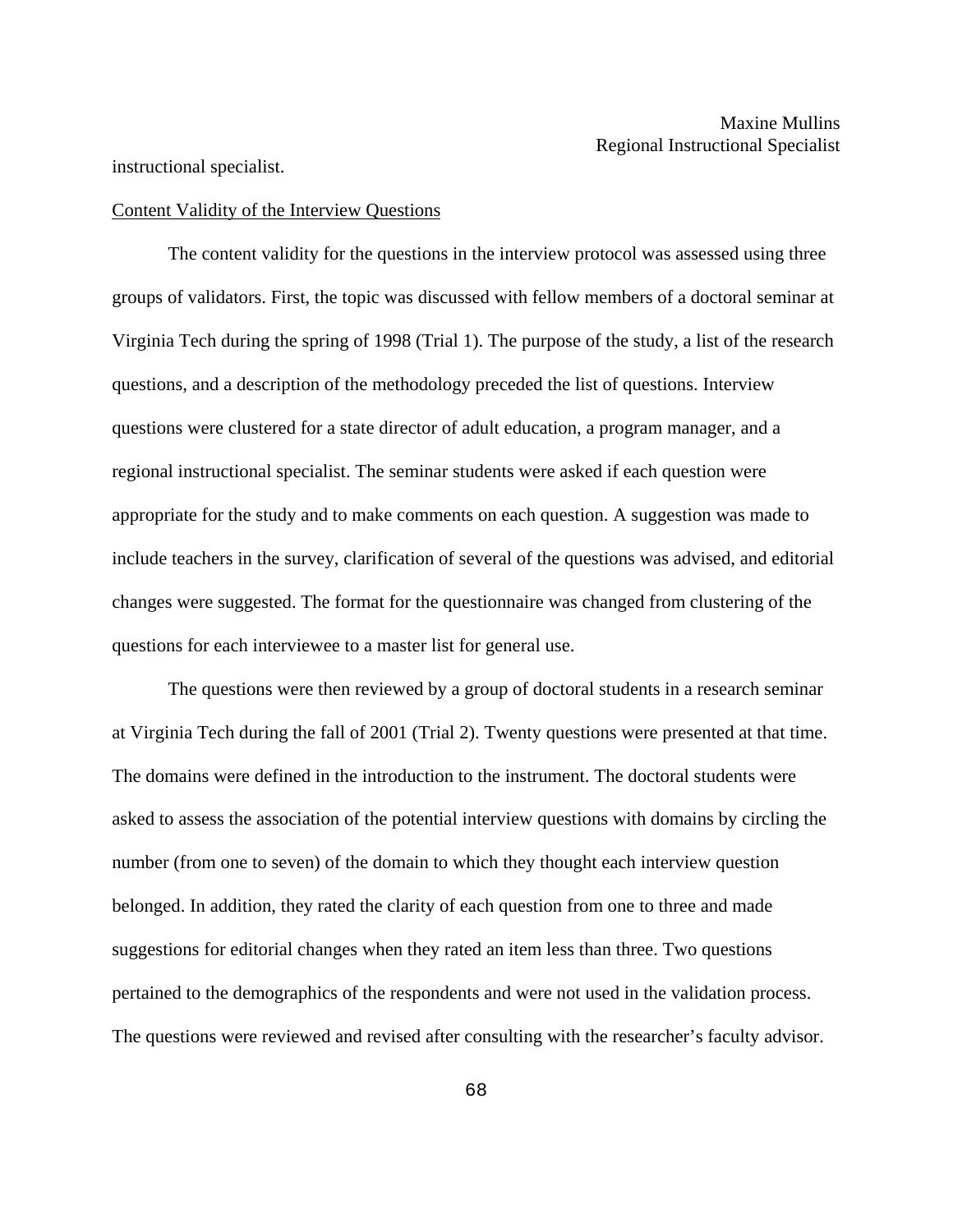Maxine Mullins
Regional Instructional Specialist

instructional specialist.

Content Validity of the Interview Questions

The content validity for the questions in the interview protocol was assessed using three groups of validators. First, the topic was discussed with fellow members of a doctoral seminar at Virginia Tech during the spring of 1998 (Trial 1). The purpose of the study, a list of the research questions, and a description of the methodology preceded the list of questions. Interview questions were clustered for a state director of adult education, a program manager, and a regional instructional specialist. The seminar students were asked if each question were appropriate for the study and to make comments on each question. A suggestion was made to include teachers in the survey, clarification of several of the questions was advised, and editorial changes were suggested. The format for the questionnaire was changed from clustering of the questions for each interviewee to a master list for general use.

The questions were then reviewed by a group of doctoral students in a research seminar at Virginia Tech during the fall of 2001 (Trial 2). Twenty questions were presented at that time. The domains were defined in the introduction to the instrument. The doctoral students were asked to assess the association of the potential interview questions with domains by circling the number (from one to seven) of the domain to which they thought each interview question belonged. In addition, they rated the clarity of each question from one to three and made suggestions for editorial changes when they rated an item less than three. Two questions pertained to the demographics of the respondents and were not used in the validation process. The questions were reviewed and revised after consulting with the researcher's faculty advisor.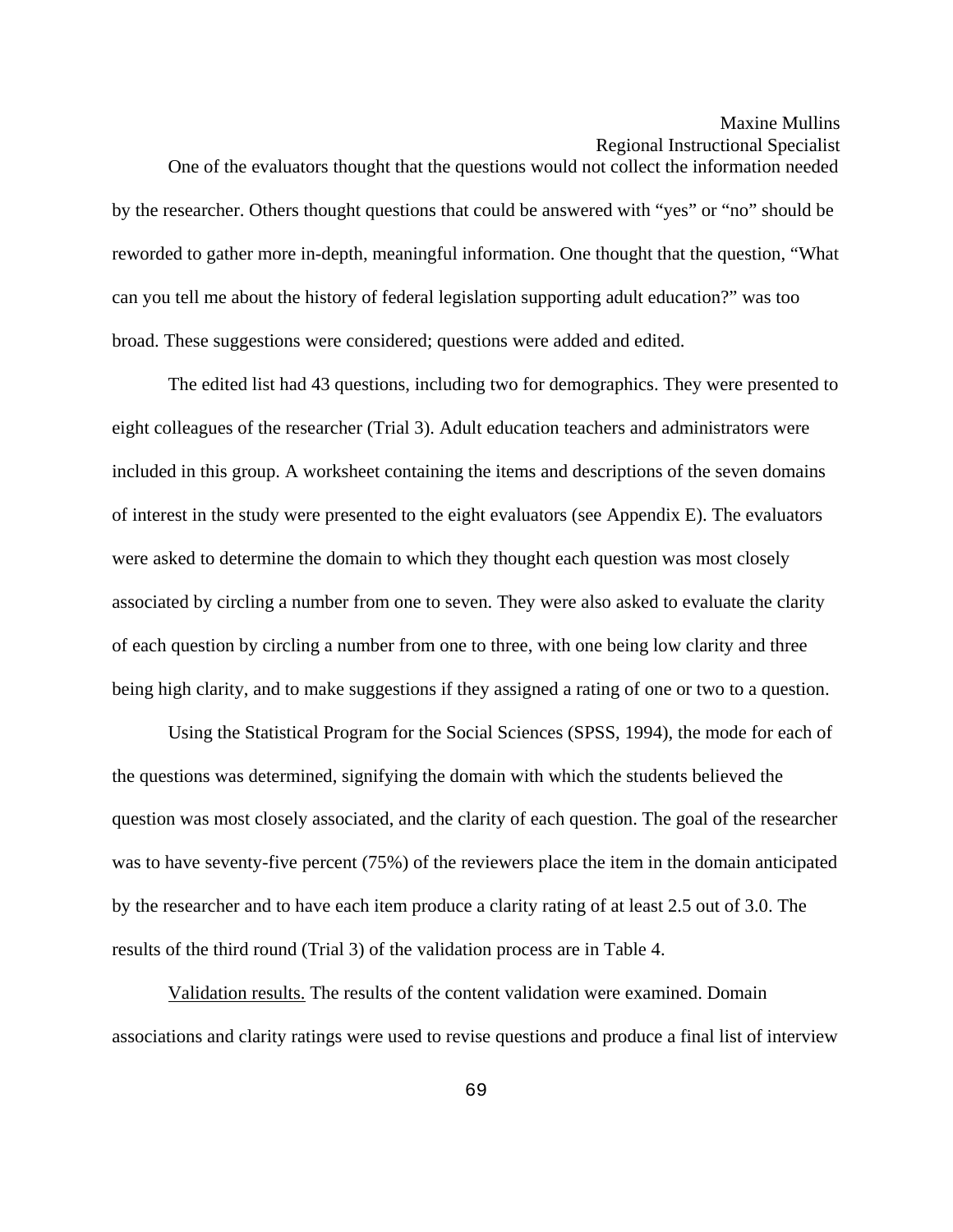One of the evaluators thought that the questions would not collect the information needed by the researcher. Others thought questions that could be answered with "yes" or "no" should be reworded to gather more in-depth, meaningful information. One thought that the question, "What can you tell me about the history of federal legislation supporting adult education?" was too broad. These suggestions were considered; questions were added and edited.

The edited list had 43 questions, including two for demographics. They were presented to eight colleagues of the researcher (Trial 3). Adult education teachers and administrators were included in this group. A worksheet containing the items and descriptions of the seven domains of interest in the study were presented to the eight evaluators (see Appendix E). The evaluators were asked to determine the domain to which they thought each question was most closely associated by circling a number from one to seven. They were also asked to evaluate the clarity of each question by circling a number from one to three, with one being low clarity and three being high clarity, and to make suggestions if they assigned a rating of one or two to a question.

Using the Statistical Program for the Social Sciences (SPSS, 1994), the mode for each of the questions was determined, signifying the domain with which the students believed the question was most closely associated, and the clarity of each question. The goal of the researcher was to have seventy-five percent (75%) of the reviewers place the item in the domain anticipated by the researcher and to have each item produce a clarity rating of at least 2.5 out of 3.0. The results of the third round (Trial 3) of the validation process are in Table 4.

Validation results. The results of the content validation were examined. Domain associations and clarity ratings were used to revise questions and produce a final list of interview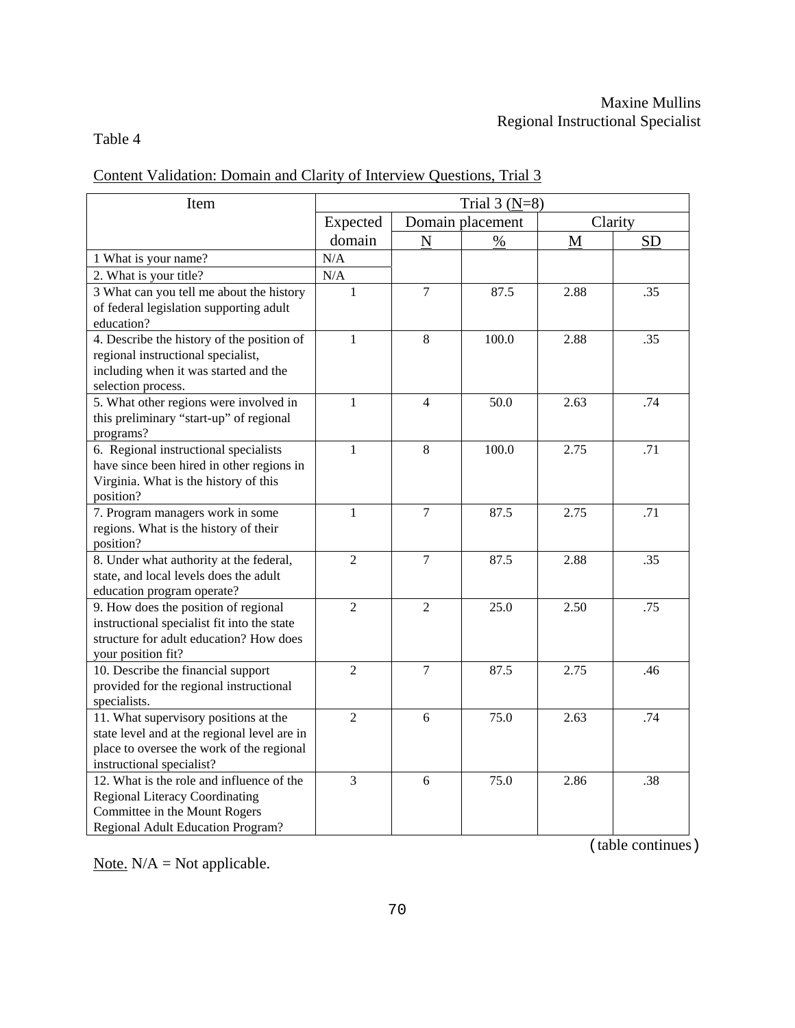Maxine Mullins
Regional Instructional Specialist

Table 4

Content Validation: Domain and Clarity of Interview Questions, Trial 3

| Item | Trial 3 (N=8) | | | | |
|---|---|---|---|---|---|
| | Expected domain | Domain placement | | Clarity | |
| | | N | % | M | SD |
| 1 What is your name? | N/A | | | | |
| 2. What is your title? | N/A | | | | |
| 3 What can you tell me about the history of federal legislation supporting adult education? | 1 | 7 | 87.5 | 2.88 | .35 |
| 4. Describe the history of the position of regional instructional specialist, including when it was started and the selection process. | 1 | 8 | 100.0 | 2.88 | .35 |
| 5. What other regions were involved in this preliminary "start-up" of regional programs? | 1 | 4 | 50.0 | 2.63 | .74 |
| 6. Regional instructional specialists have since been hired in other regions in Virginia. What is the history of this position? | 1 | 8 | 100.0 | 2.75 | .71 |
| 7. Program managers work in some regions. What is the history of their position? | 1 | 7 | 87.5 | 2.75 | .71 |
| 8. Under what authority at the federal, state, and local levels does the adult education program operate? | 2 | 7 | 87.5 | 2.88 | .35 |
| 9. How does the position of regional instructional specialist fit into the state structure for adult education? How does your position fit? | 2 | 2 | 25.0 | 2.50 | .75 |
| 10. Describe the financial support provided for the regional instructional specialists. | 2 | 7 | 87.5 | 2.75 | .46 |
| 11. What supervisory positions at the state level and at the regional level are in place to oversee the work of the regional instructional specialist? | 2 | 6 | 75.0 | 2.63 | .74 |
| 12. What is the role and influence of the Regional Literacy Coordinating Committee in the Mount Rogers Regional Adult Education Program? | 3 | 6 | 75.0 | 2.86 | .38 |

(table continues)

Note. N/A = Not applicable.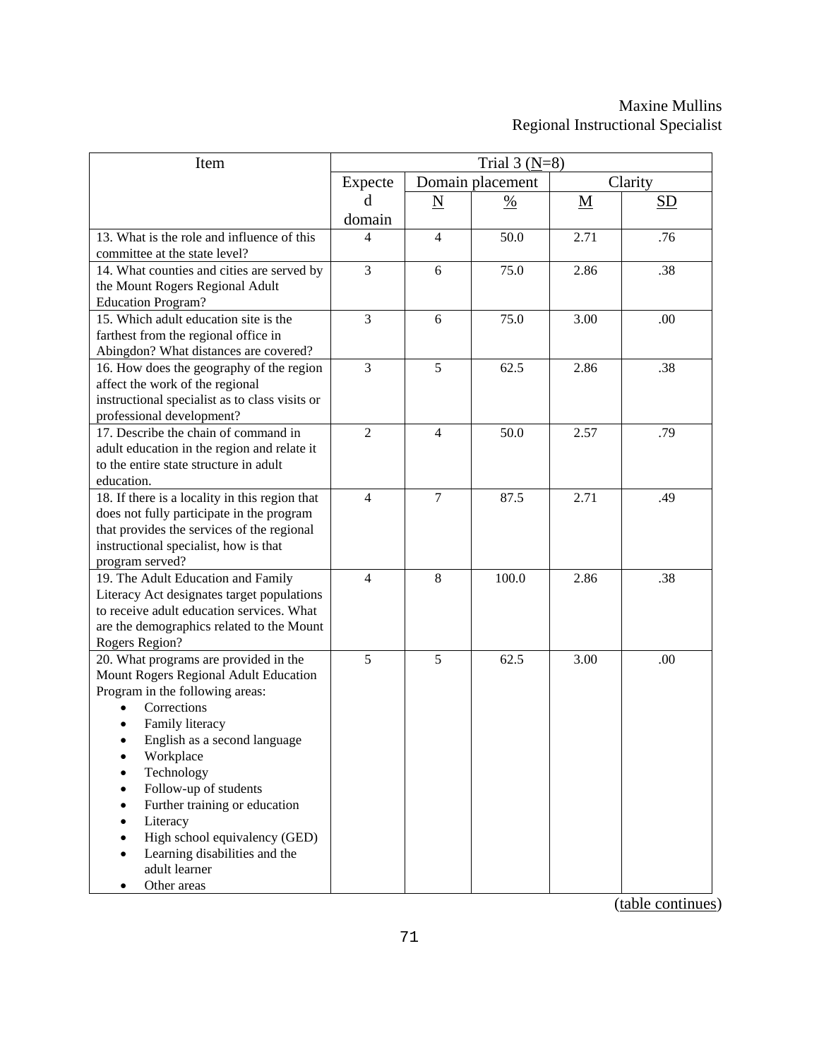Maxine Mullins
Regional Instructional Specialist

| Item | Trial 3 (N=8) | | | | |
|---|---|---|---|---|---|
| | Expected domain | Domain placement | | Clarity | |
| | | N | % | M | SD |
| 13. What is the role and influence of this committee at the state level? | 4 | 4 | 50.0 | 2.71 | .76 |
| 14. What counties and cities are served by the Mount Rogers Regional Adult Education Program? | 3 | 6 | 75.0 | 2.86 | .38 |
| 15. Which adult education site is the farthest from the regional office in Abingdon? What distances are covered? | 3 | 6 | 75.0 | 3.00 | .00 |
| 16. How does the geography of the region affect the work of the regional instructional specialist as to class visits or professional development? | 3 | 5 | 62.5 | 2.86 | .38 |
| 17. Describe the chain of command in adult education in the region and relate it to the entire state structure in adult education. | 2 | 4 | 50.0 | 2.57 | .79 |
| 18. If there is a locality in this region that does not fully participate in the program that provides the services of the regional instructional specialist, how is that program served? | 4 | 7 | 87.5 | 2.71 | .49 |
| 19. The Adult Education and Family Literacy Act designates target populations to receive adult education services. What are the demographics related to the Mount Rogers Region? | 4 | 8 | 100.0 | 2.86 | .38 |
| 20. What programs are provided in the Mount Rogers Regional Adult Education Program in the following areas: • Corrections • Family literacy • English as a second language • Workplace • Technology • Follow-up of students • Further training or education • Literacy • High school equivalency (GED) • Learning disabilities and the adult learner • Other areas | 5 | 5 | 62.5 | 3.00 | .00 |

(table continues)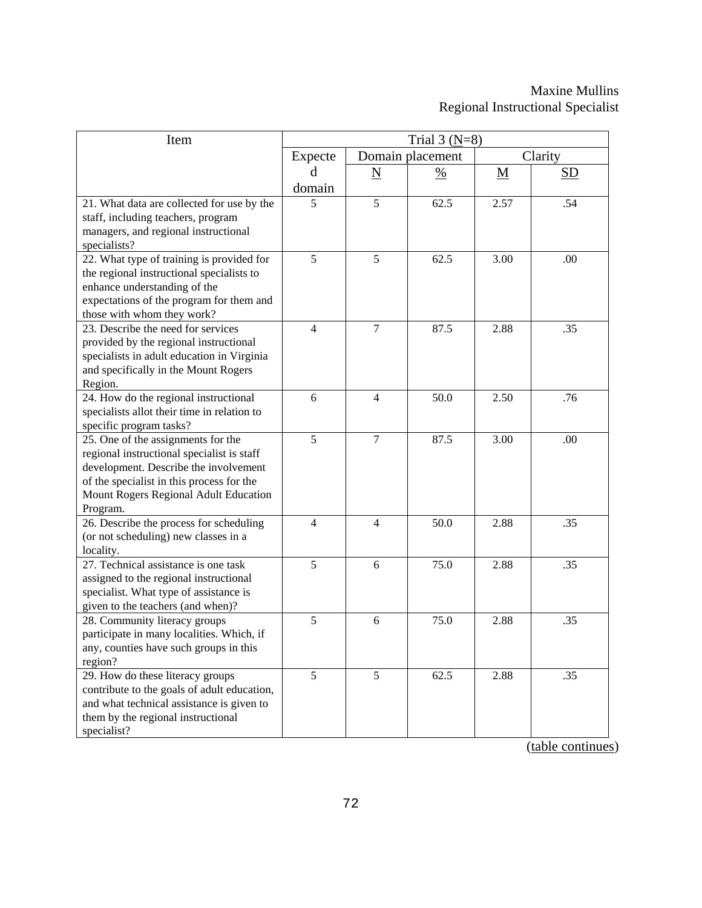Maxine Mullins
Regional Instructional Specialist

| Item | Trial 3 (N=8) | | | | |
|---|---|---|---|---|---|
| | Expected domain | Domain placement | | Clarity | |
| | | N | % | M | SD |
| 21. What data are collected for use by the staff, including teachers, program managers, and regional instructional specialists? | 5 | 5 | 62.5 | 2.57 | .54 |
| 22. What type of training is provided for the regional instructional specialists to enhance understanding of the expectations of the program for them and those with whom they work? | 5 | 5 | 62.5 | 3.00 | .00 |
| 23. Describe the need for services provided by the regional instructional specialists in adult education in Virginia and specifically in the Mount Rogers Region. | 4 | 7 | 87.5 | 2.88 | .35 |
| 24. How do the regional instructional specialists allot their time in relation to specific program tasks? | 6 | 4 | 50.0 | 2.50 | .76 |
| 25. One of the assignments for the regional instructional specialist is staff development. Describe the involvement of the specialist in this process for the Mount Rogers Regional Adult Education Program. | 5 | 7 | 87.5 | 3.00 | .00 |
| 26. Describe the process for scheduling (or not scheduling) new classes in a locality. | 4 | 4 | 50.0 | 2.88 | .35 |
| 27. Technical assistance is one task assigned to the regional instructional specialist. What type of assistance is given to the teachers (and when)? | 5 | 6 | 75.0 | 2.88 | .35 |
| 28. Community literacy groups participate in many localities. Which, if any, counties have such groups in this region? | 5 | 6 | 75.0 | 2.88 | .35 |
| 29. How do these literacy groups contribute to the goals of adult education, and what technical assistance is given to them by the regional instructional specialist? | 5 | 5 | 62.5 | 2.88 | .35 |

(table continues)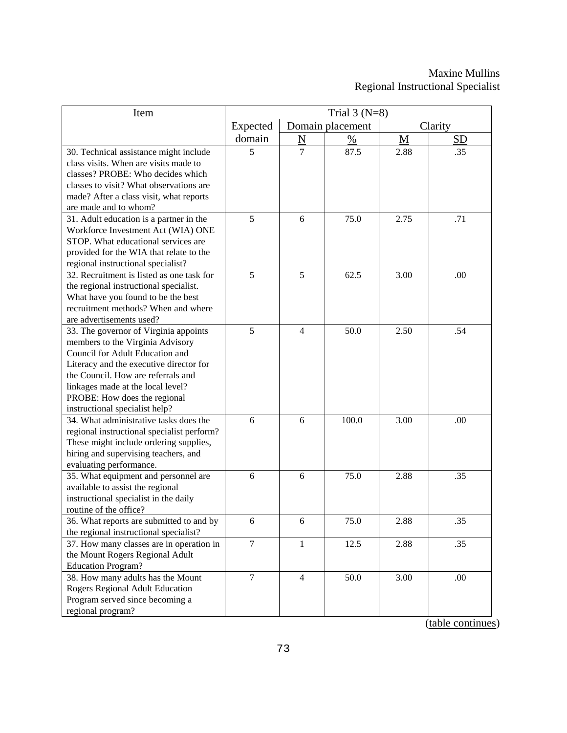Maxine Mullins
Regional Instructional Specialist

| Item | Trial 3 (N=8) | | | | |
|---|---|---|---|---|---|
| | Expected | Domain placement | | Clarity | |
| | domain | N | % | M | SD |
| 30. Technical assistance might include class visits. When are visits made to classes? PROBE: Who decides which classes to visit? What observations are made? After a class visit, what reports are made and to whom? | 5 | 7 | 87.5 | 2.88 | .35 |
| 31. Adult education is a partner in the Workforce Investment Act (WIA) ONE STOP. What educational services are provided for the WIA that relate to the regional instructional specialist? | 5 | 6 | 75.0 | 2.75 | .71 |
| 32. Recruitment is listed as one task for the regional instructional specialist. What have you found to be the best recruitment methods? When and where are advertisements used? | 5 | 5 | 62.5 | 3.00 | .00 |
| 33. The governor of Virginia appoints members to the Virginia Advisory Council for Adult Education and Literacy and the executive director for the Council. How are referrals and linkages made at the local level? PROBE: How does the regional instructional specialist help? | 5 | 4 | 50.0 | 2.50 | .54 |
| 34. What administrative tasks does the regional instructional specialist perform? These might include ordering supplies, hiring and supervising teachers, and evaluating performance. | 6 | 6 | 100.0 | 3.00 | .00 |
| 35. What equipment and personnel are available to assist the regional instructional specialist in the daily routine of the office? | 6 | 6 | 75.0 | 2.88 | .35 |
| 36. What reports are submitted to and by the regional instructional specialist? | 6 | 6 | 75.0 | 2.88 | .35 |
| 37. How many classes are in operation in the Mount Rogers Regional Adult Education Program? | 7 | 1 | 12.5 | 2.88 | .35 |
| 38. How many adults has the Mount Rogers Regional Adult Education Program served since becoming a regional program? | 7 | 4 | 50.0 | 3.00 | .00 |

(table continues)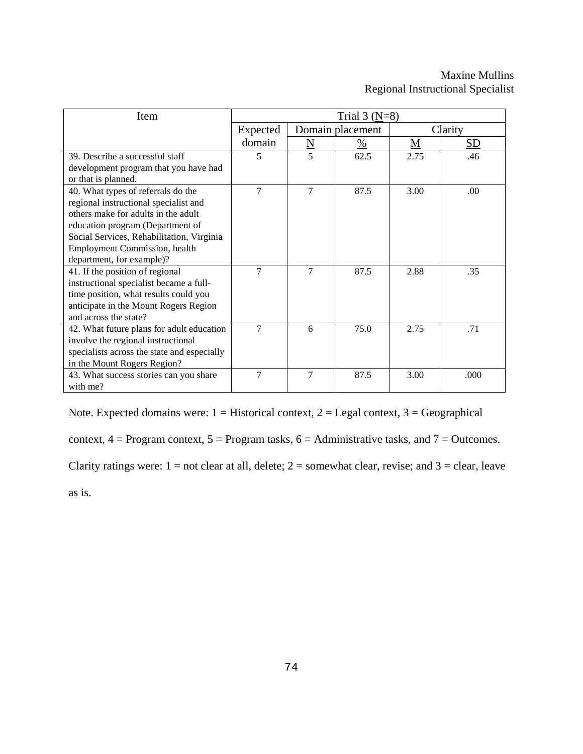Maxine Mullins
Regional Instructional Specialist

| Item | Trial 3 (N=8) | | | | |
|---|---|---|---|---|---|
| | Expected domain | Domain placement | | Clarity | |
| | | N | % | M | SD |
| 39. Describe a successful staff development program that you have had or that is planned. | 5 | 5 | 62.5 | 2.75 | .46 |
| 40. What types of referrals do the regional instructional specialist and others make for adults in the adult education program (Department of Social Services, Rehabilitation, Virginia Employment Commission, health department, for example)? | 7 | 7 | 87.5 | 3.00 | .00 |
| 41. If the position of regional instructional specialist became a full-time position, what results could you anticipate in the Mount Rogers Region and across the state? | 7 | 7 | 87.5 | 2.88 | .35 |
| 42. What future plans for adult education involve the regional instructional specialists across the state and especially in the Mount Rogers Region? | 7 | 6 | 75.0 | 2.75 | .71 |
| 43. What success stories can you share with me? | 7 | 7 | 87.5 | 3.00 | .000 |

Note. Expected domains were: 1 = Historical context, 2 = Legal context, 3 = Geographical context, 4 = Program context, 5 = Program tasks, 6 = Administrative tasks, and 7 = Outcomes. Clarity ratings were: 1 = not clear at all, delete; 2 = somewhat clear, revise; and 3 = clear, leave as is.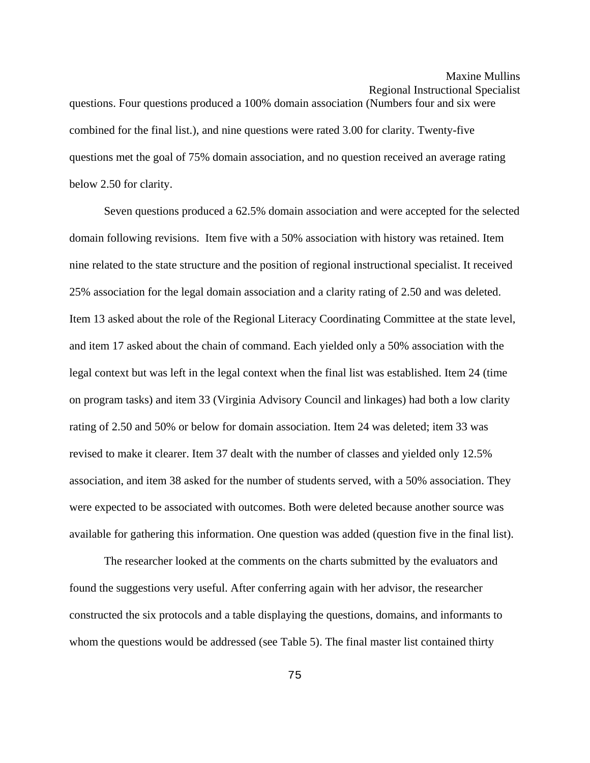questions. Four questions produced a 100% domain association (Numbers four and six were combined for the final list.), and nine questions were rated 3.00 for clarity. Twenty-five questions met the goal of 75% domain association, and no question received an average rating below 2.50 for clarity.

Seven questions produced a 62.5% domain association and were accepted for the selected domain following revisions. Item five with a 50% association with history was retained. Item nine related to the state structure and the position of regional instructional specialist. It received 25% association for the legal domain association and a clarity rating of 2.50 and was deleted. Item 13 asked about the role of the Regional Literacy Coordinating Committee at the state level, and item 17 asked about the chain of command. Each yielded only a 50% association with the legal context but was left in the legal context when the final list was established. Item 24 (time on program tasks) and item 33 (Virginia Advisory Council and linkages) had both a low clarity rating of 2.50 and 50% or below for domain association. Item 24 was deleted; item 33 was revised to make it clearer. Item 37 dealt with the number of classes and yielded only 12.5% association, and item 38 asked for the number of students served, with a 50% association. They were expected to be associated with outcomes. Both were deleted because another source was available for gathering this information. One question was added (question five in the final list).

The researcher looked at the comments on the charts submitted by the evaluators and found the suggestions very useful. After conferring again with her advisor, the researcher constructed the six protocols and a table displaying the questions, domains, and informants to whom the questions would be addressed (see Table 5). The final master list contained thirty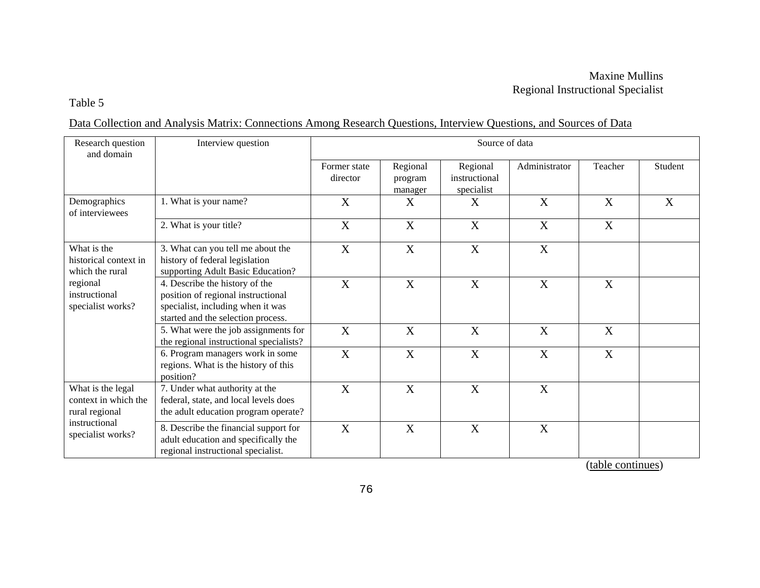Table 5

Data Collection and Analysis Matrix: Connections Among Research Questions, Interview Questions, and Sources of Data

| Research question and domain | Interview question | Source of data | | | | | |
|---|---|---|---|---|---|---|---|
| | | Former state director | Regional program manager | Regional instructional specialist | Administrator | Teacher | Student |
| Demographics of interviewees | 1. What is your name? | X | X | X | X | X | X |
| | 2. What is your title? | X | X | X | X | X | |
| What is the historical context in which the rural regional instructional specialist works? | 3. What can you tell me about the history of federal legislation supporting Adult Basic Education? | X | X | X | X | | |
| | 4. Describe the history of the position of regional instructional specialist, including when it was started and the selection process. | X | X | X | X | X | |
| | 5. What were the job assignments for the regional instructional specialists? | X | X | X | X | X | |
| | 6. Program managers work in some regions. What is the history of this position? | X | X | X | X | X | |
| What is the legal context in which the rural regional instructional specialist works? | 7. Under what authority at the federal, state, and local levels does the adult education program operate? | X | X | X | X | | |
| | 8. Describe the financial support for adult education and specifically the regional instructional specialist. | X | X | X | X | | |

(table continues)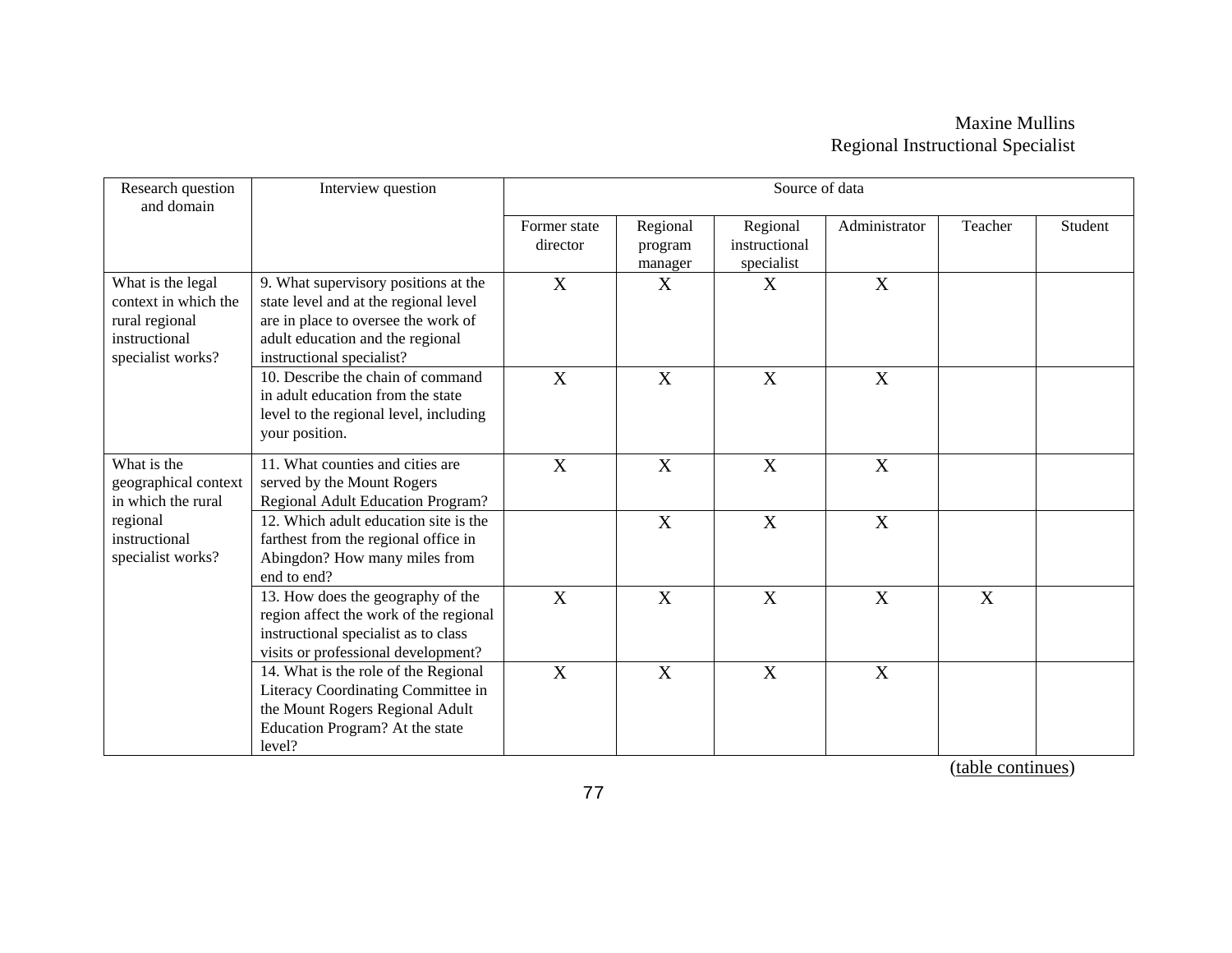Maxine Mullins
Regional Instructional Specialist

| Research question and domain | Interview question | Source of data | | | | | |
|---|---|---|---|---|---|---|---|
| | | Former state director | Regional program manager | Regional instructional specialist | Administrator | Teacher | Student |
| What is the legal context in which the rural regional instructional specialist works? | 9. What supervisory positions at the state level and at the regional level are in place to oversee the work of adult education and the regional instructional specialist? | X | X | X | X | | |
| | 10. Describe the chain of command in adult education from the state level to the regional level, including your position. | X | X | X | X | | |
| What is the geographical context in which the rural regional instructional specialist works? | 11. What counties and cities are served by the Mount Rogers Regional Adult Education Program? | X | X | X | X | | |
| | 12. Which adult education site is the farthest from the regional office in Abingdon? How many miles from end to end? | | X | X | X | | |
| | 13. How does the geography of the region affect the work of the regional instructional specialist as to class visits or professional development? | X | X | X | X | X | |
| | 14. What is the role of the Regional Literacy Coordinating Committee in the Mount Rogers Regional Adult Education Program? At the state level? | X | X | X | X | | |

(table continues)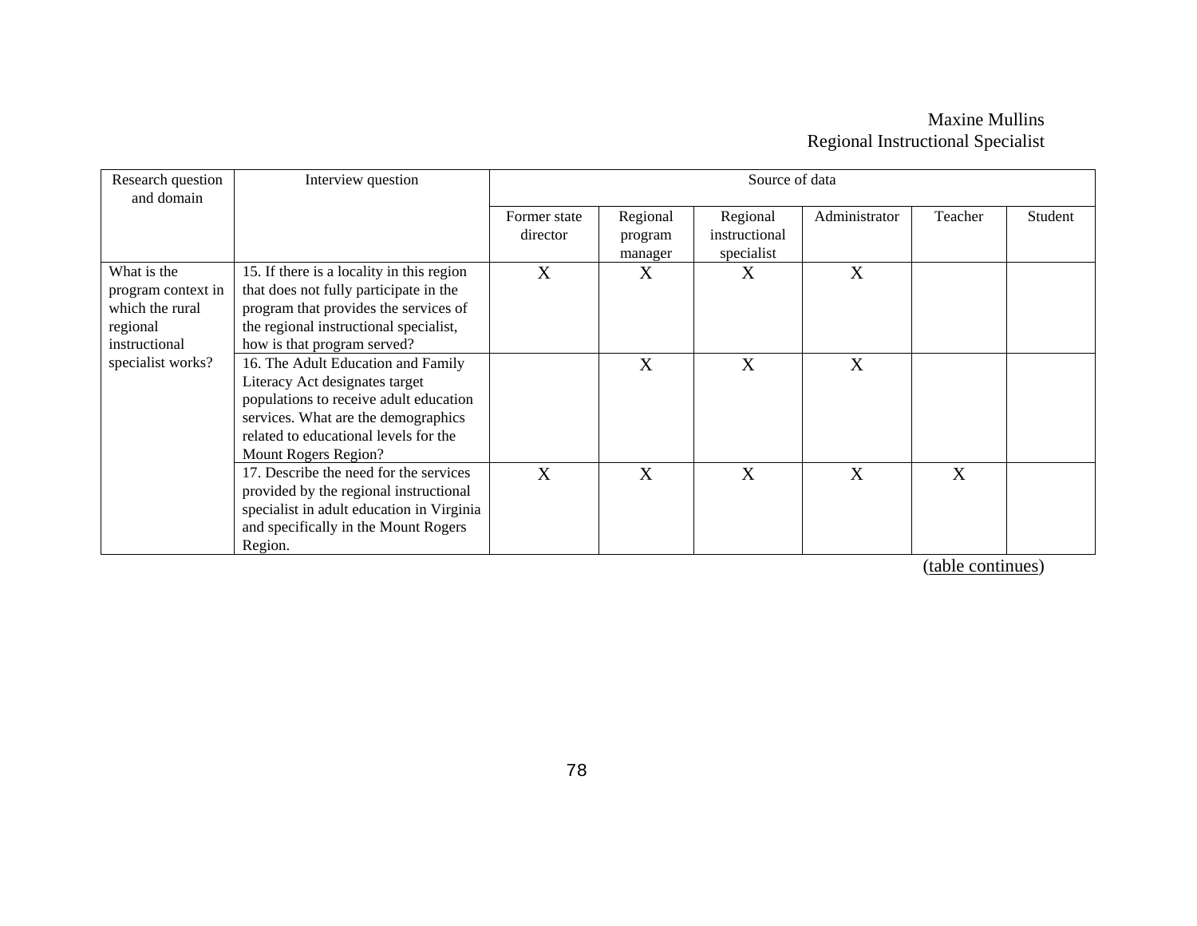Maxine Mullins
Regional Instructional Specialist

| Research question and domain | Interview question | Source of data | | | | | |
|---|---|---|---|---|---|---|---|
| | | Former state director | Regional program manager | Regional instructional specialist | Administrator | Teacher | Student |
| What is the program context in which the rural regional instructional specialist works? | 15. If there is a locality in this region that does not fully participate in the program that provides the services of the regional instructional specialist, how is that program served? | X | X | X | X | | |
| | 16. The Adult Education and Family Literacy Act designates target populations to receive adult education services. What are the demographics related to educational levels for the Mount Rogers Region? | | X | X | X | | |
| | 17. Describe the need for the services provided by the regional instructional specialist in adult education in Virginia and specifically in the Mount Rogers Region. | X | X | X | X | X | |

(table continues)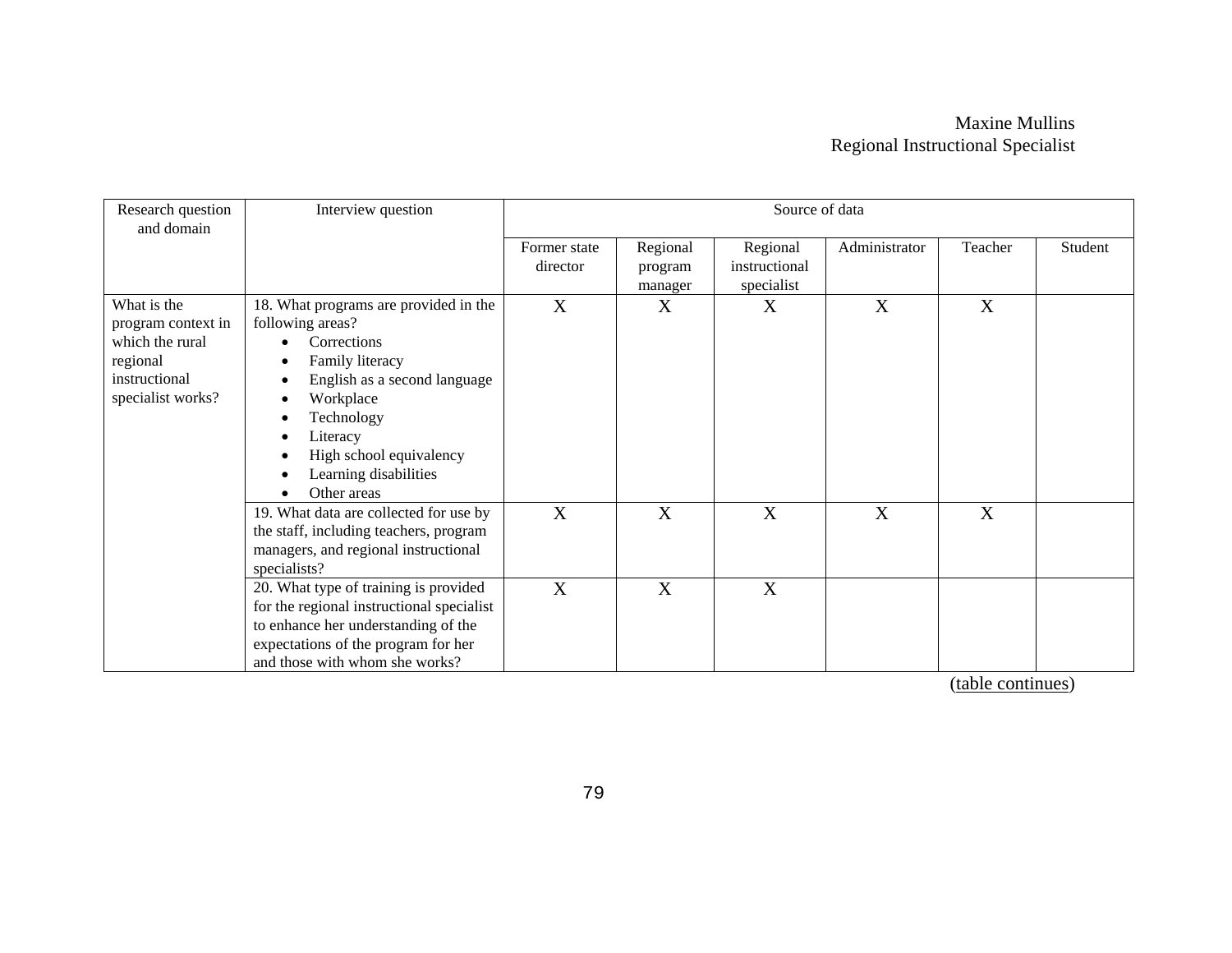Maxine Mullins
Regional Instructional Specialist

| Research question and domain | Interview question | Source of data | | | | | |
|---|---|---|---|---|---|---|---|
| | | Former state director | Regional program manager | Regional instructional specialist | Administrator | Teacher | Student |
| What is the program context in which the rural regional instructional specialist works? | 18. What programs are provided in the following areas?<br>• Corrections<br>• Family literacy<br>• English as a second language<br>• Workplace<br>• Technology<br>• Literacy<br>• High school equivalency<br>• Learning disabilities<br>• Other areas | X | X | X | X | X | |
| | 19. What data are collected for use by the staff, including teachers, program managers, and regional instructional specialists? | X | X | X | X | X | |
| | 20. What type of training is provided for the regional instructional specialist to enhance her understanding of the expectations of the program for her and those with whom she works? | X | X | X | | | |

(table continues)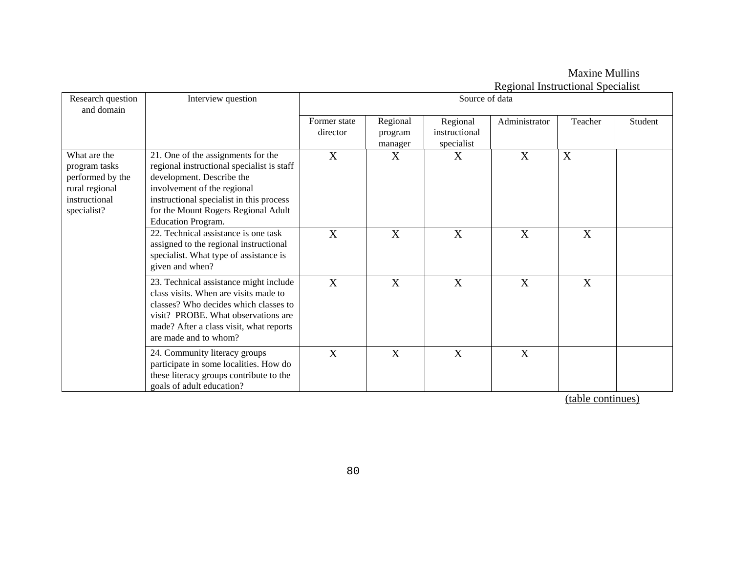Maxine Mullins
Regional Instructional Specialist

| Research question and domain | Interview question | Source of data | | | | | |
|---|---|---|---|---|---|---|---|
| | | Former state director | Regional program manager | Regional instructional specialist | Administrator | Teacher | Student |
| What are the program tasks performed by the rural regional instructional specialist? | 21. One of the assignments for the regional instructional specialist is staff development. Describe the involvement of the regional instructional specialist in this process for the Mount Rogers Regional Adult Education Program. | X | X | X | X | X | |
| | 22. Technical assistance is one task assigned to the regional instructional specialist. What type of assistance is given and when? | X | X | X | X | X | |
| | 23. Technical assistance might include class visits. When are visits made to classes? Who decides which classes to visit? PROBE. What observations are made? After a class visit, what reports are made and to whom? | X | X | X | X | X | |
| | 24. Community literacy groups participate in some localities. How do these literacy groups contribute to the goals of adult education? | X | X | X | X | | |

(table continues)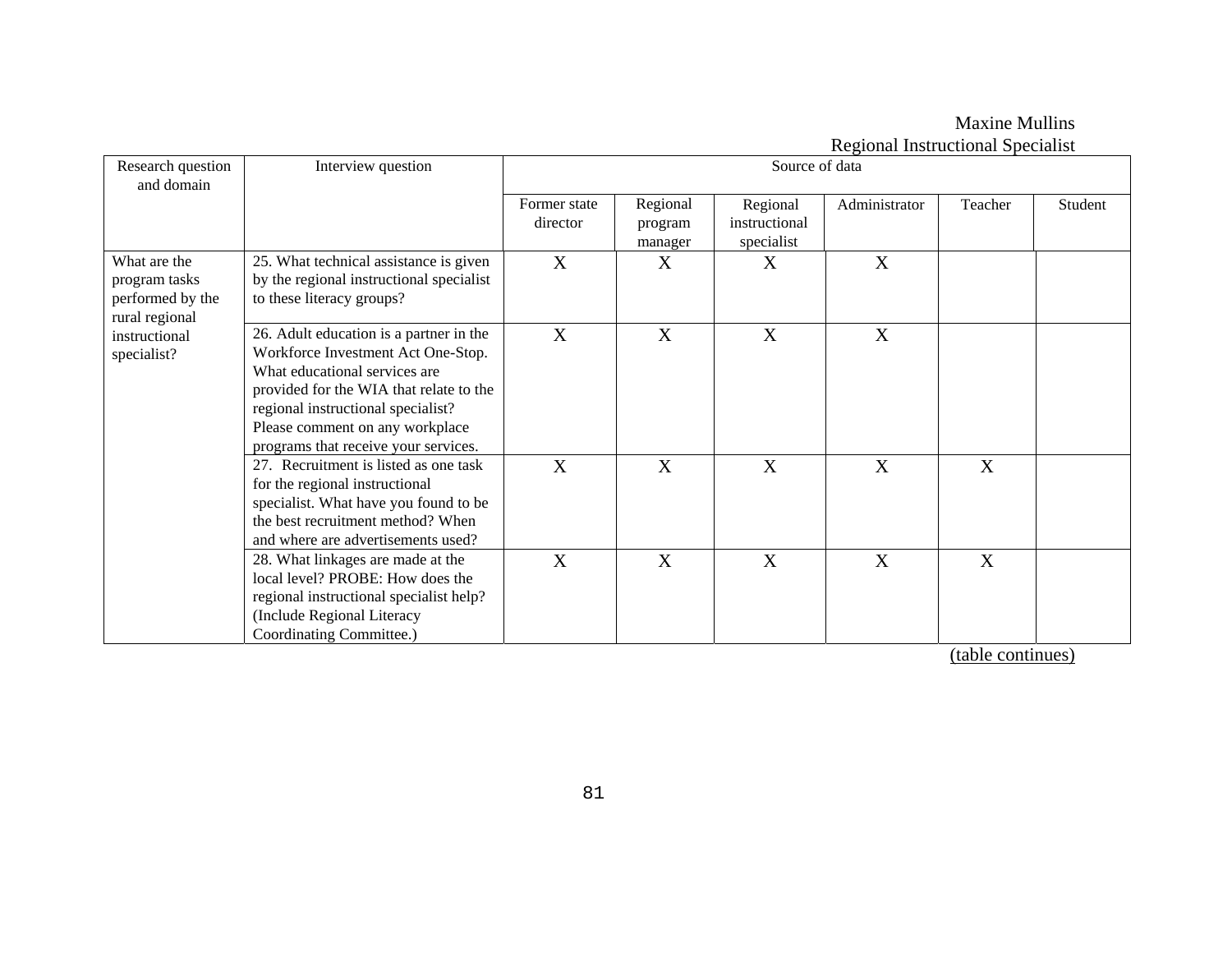Maxine Mullins
Regional Instructional Specialist

| Research question and domain | Interview question | Source of data | | | | | |
|---|---|---|---|---|---|---|---|
| | | Former state director | Regional program manager | Regional instructional specialist | Administrator | Teacher | Student |
| What are the program tasks performed by the rural regional instructional specialist? | 25. What technical assistance is given by the regional instructional specialist to these literacy groups? | X | X | X | X | | |
| | 26. Adult education is a partner in the Workforce Investment Act One-Stop. What educational services are provided for the WIA that relate to the regional instructional specialist? Please comment on any workplace programs that receive your services. | X | X | X | X | | |
| | 27. Recruitment is listed as one task for the regional instructional specialist. What have you found to be the best recruitment method? When and where are advertisements used? | X | X | X | X | X | |
| | 28. What linkages are made at the local level? PROBE: How does the regional instructional specialist help? (Include Regional Literacy Coordinating Committee.) | X | X | X | X | X | |

(table continues)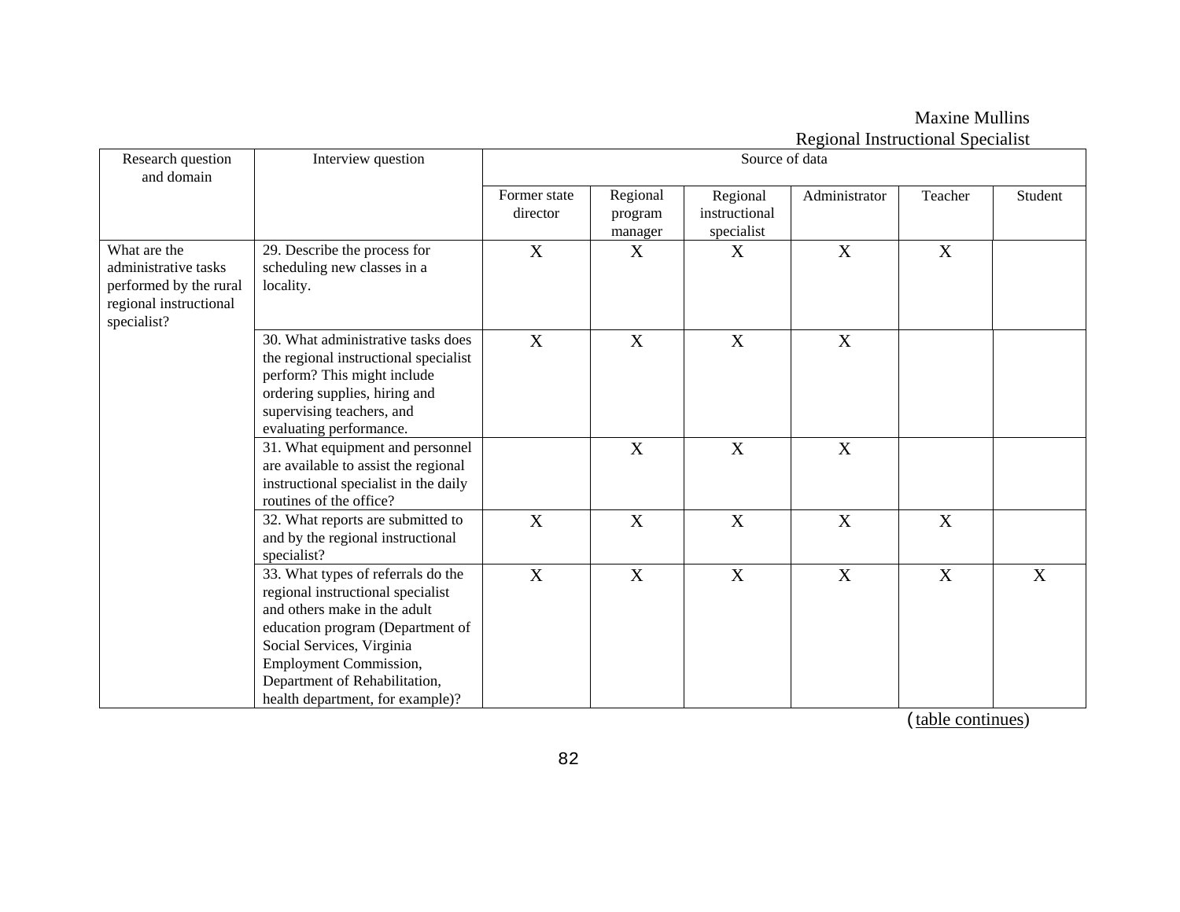Maxine Mullins
Regional Instructional Specialist

| Research question and domain | Interview question | Source of data | | | | | |
|---|---|---|---|---|---|---|---|
| | | Former state director | Regional program manager | Regional instructional specialist | Administrator | Teacher | Student |
| What are the administrative tasks performed by the rural regional instructional specialist? | 29. Describe the process for scheduling new classes in a locality. | X | X | X | X | X | |
| | 30. What administrative tasks does the regional instructional specialist perform? This might include ordering supplies, hiring and supervising teachers, and evaluating performance. | X | X | X | X | | |
| | 31. What equipment and personnel are available to assist the regional instructional specialist in the daily routines of the office? | | X | X | X | | |
| | 32. What reports are submitted to and by the regional instructional specialist? | X | X | X | X | X | |
| | 33. What types of referrals do the regional instructional specialist and others make in the adult education program (Department of Social Services, Virginia Employment Commission, Department of Rehabilitation, health department, for example)? | X | X | X | X | X | X |

(table continues)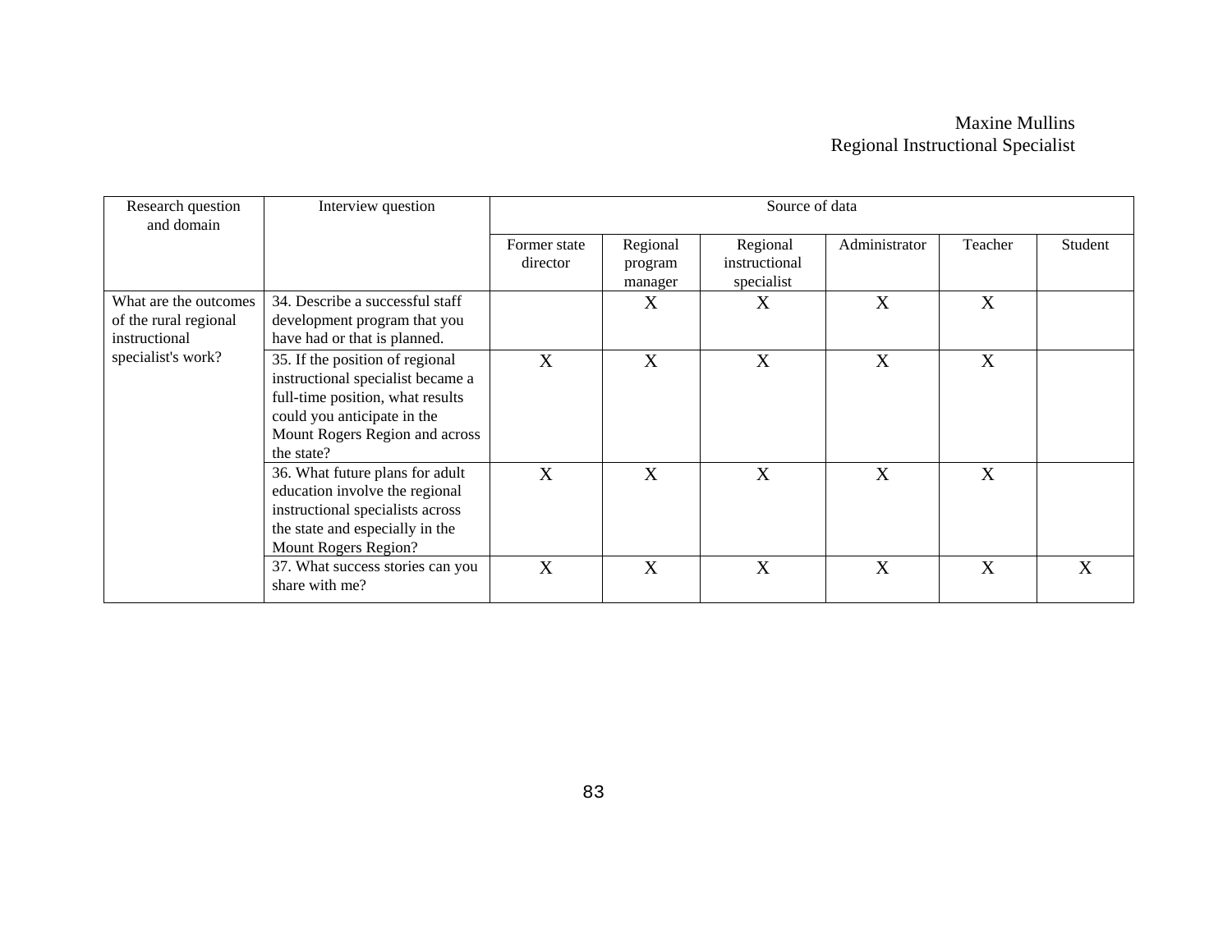Maxine Mullins
Regional Instructional Specialist

| Research question and domain | Interview question | Source of data | | | | | |
|---|---|---|---|---|---|---|---|
| | | Former state director | Regional program manager | Regional instructional specialist | Administrator | Teacher | Student |
| What are the outcomes of the rural regional instructional specialist's work? | 34. Describe a successful staff development program that you have had or that is planned. | | X | X | X | X | |
| | 35. If the position of regional instructional specialist became a full-time position, what results could you anticipate in the Mount Rogers Region and across the state? | X | X | X | X | X | |
| | 36. What future plans for adult education involve the regional instructional specialists across the state and especially in the Mount Rogers Region? | X | X | X | X | X | |
| | 37. What success stories can you share with me? | X | X | X | X | X | X |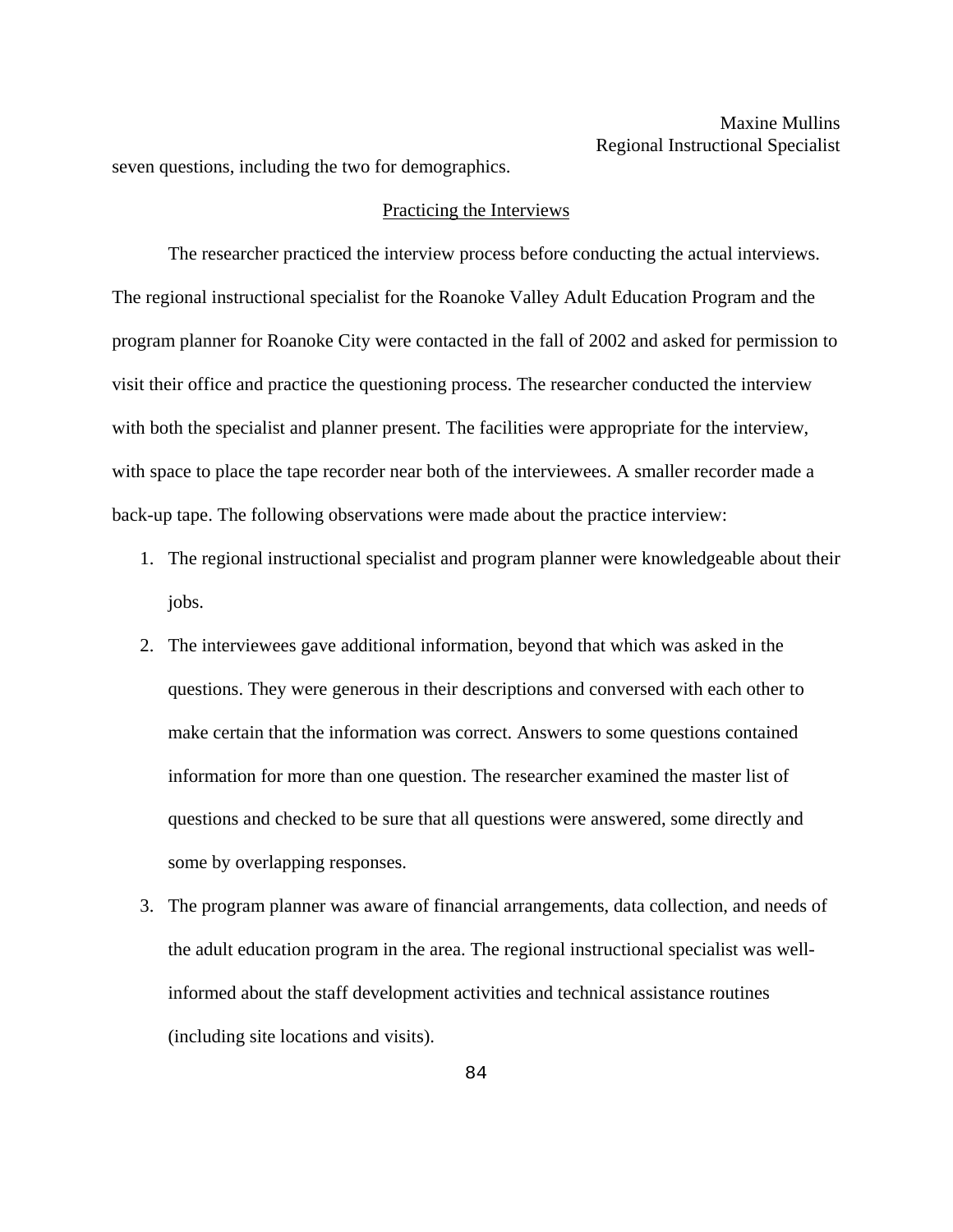Maxine Mullins
Regional Instructional Specialist

seven questions, including the two for demographics.

## Practicing the Interviews

The researcher practiced the interview process before conducting the actual interviews. The regional instructional specialist for the Roanoke Valley Adult Education Program and the program planner for Roanoke City were contacted in the fall of 2002 and asked for permission to visit their office and practice the questioning process. The researcher conducted the interview with both the specialist and planner present. The facilities were appropriate for the interview, with space to place the tape recorder near both of the interviewees. A smaller recorder made a back-up tape. The following observations were made about the practice interview:

1. The regional instructional specialist and program planner were knowledgeable about their jobs.
2. The interviewees gave additional information, beyond that which was asked in the questions. They were generous in their descriptions and conversed with each other to make certain that the information was correct. Answers to some questions contained information for more than one question. The researcher examined the master list of questions and checked to be sure that all questions were answered, some directly and some by overlapping responses.
3. The program planner was aware of financial arrangements, data collection, and needs of the adult education program in the area. The regional instructional specialist was well-informed about the staff development activities and technical assistance routines (including site locations and visits).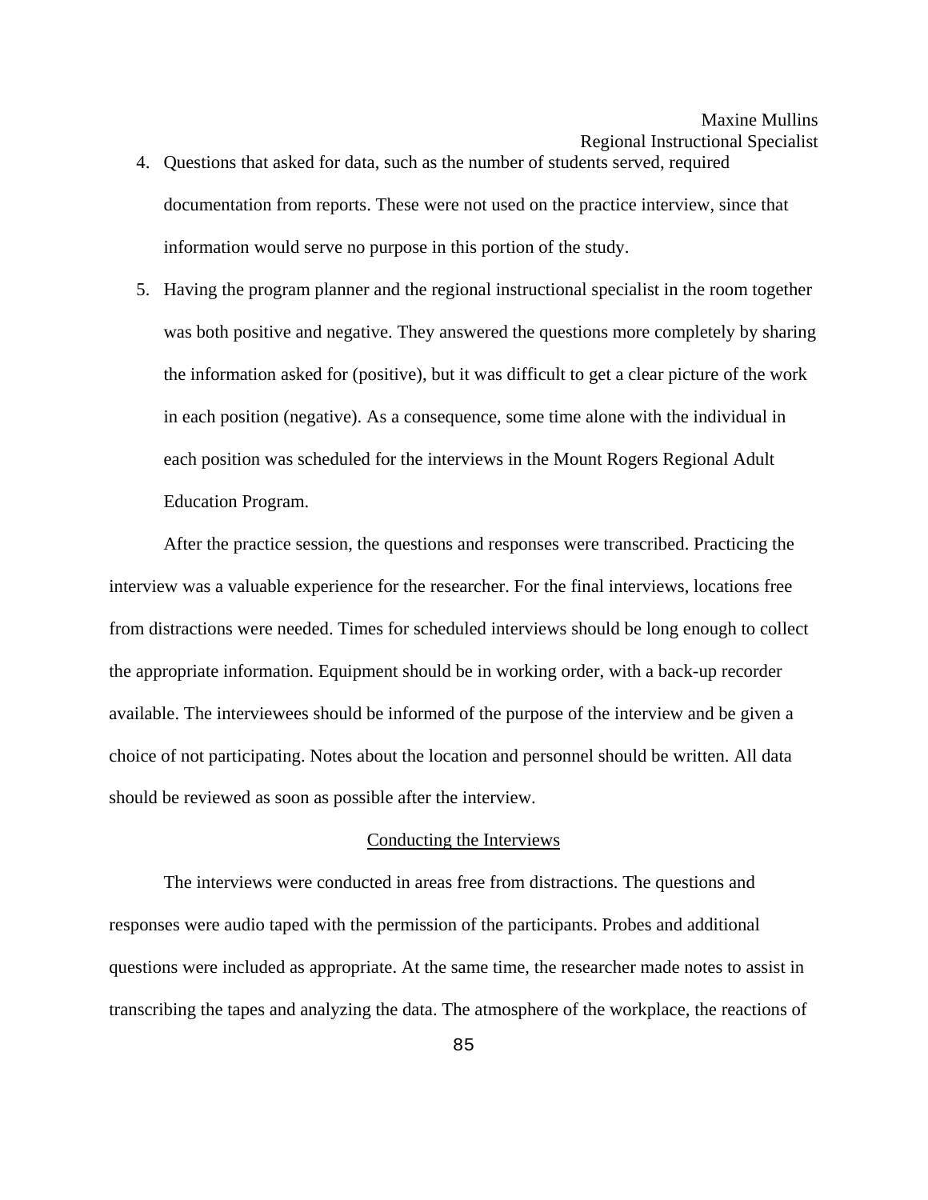Maxine Mullins
Regional Instructional Specialist

4. Questions that asked for data, such as the number of students served, required documentation from reports. These were not used on the practice interview, since that information would serve no purpose in this portion of the study.

5. Having the program planner and the regional instructional specialist in the room together was both positive and negative. They answered the questions more completely by sharing the information asked for (positive), but it was difficult to get a clear picture of the work in each position (negative). As a consequence, some time alone with the individual in each position was scheduled for the interviews in the Mount Rogers Regional Adult Education Program.

After the practice session, the questions and responses were transcribed. Practicing the interview was a valuable experience for the researcher. For the final interviews, locations free from distractions were needed. Times for scheduled interviews should be long enough to collect the appropriate information. Equipment should be in working order, with a back-up recorder available. The interviewees should be informed of the purpose of the interview and be given a choice of not participating. Notes about the location and personnel should be written. All data should be reviewed as soon as possible after the interview.

## Conducting the Interviews

The interviews were conducted in areas free from distractions. The questions and responses were audio taped with the permission of the participants. Probes and additional questions were included as appropriate. At the same time, the researcher made notes to assist in transcribing the tapes and analyzing the data. The atmosphere of the workplace, the reactions of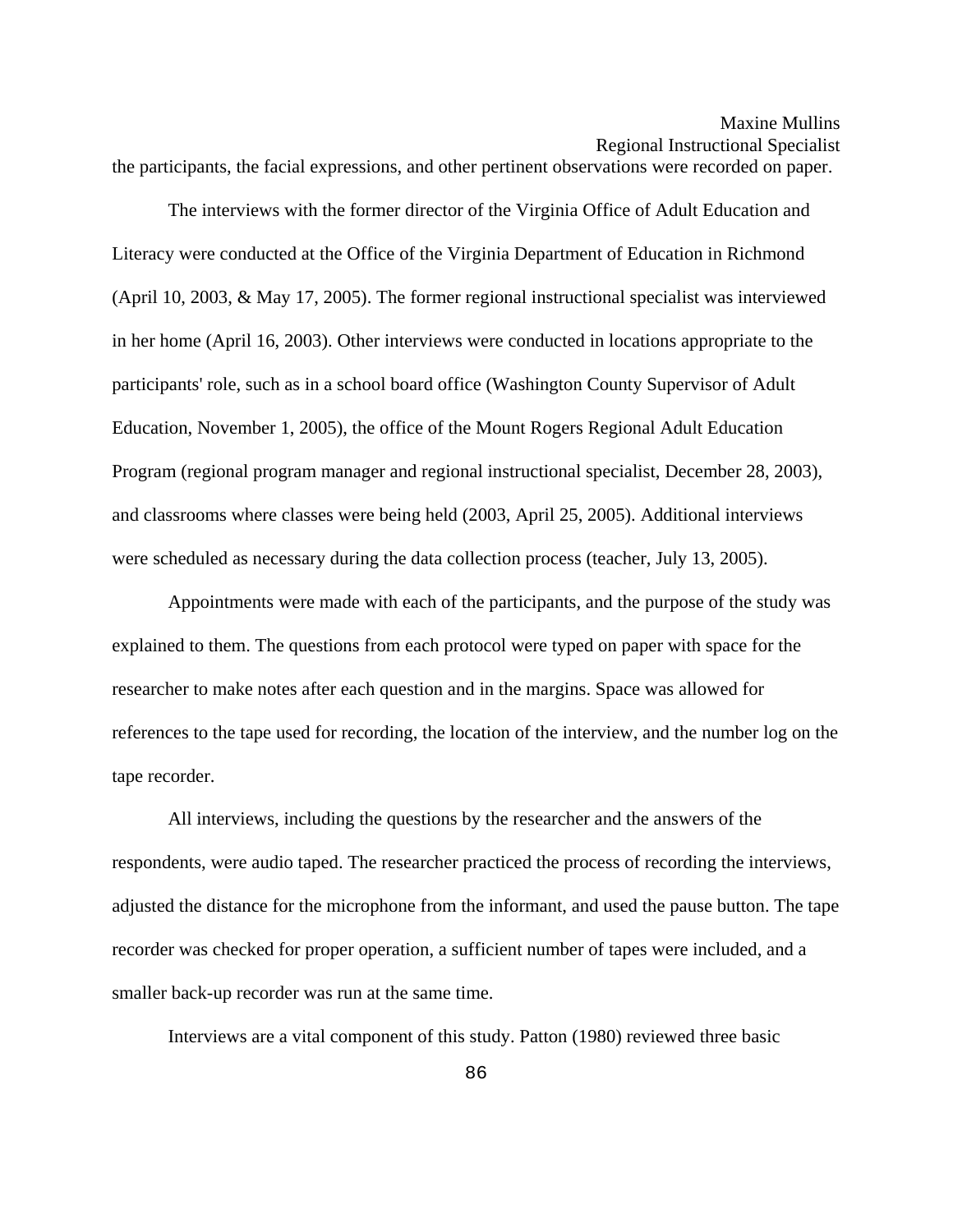Maxine Mullins
Regional Instructional Specialist

the participants, the facial expressions, and other pertinent observations were recorded on paper.

The interviews with the former director of the Virginia Office of Adult Education and Literacy were conducted at the Office of the Virginia Department of Education in Richmond (April 10, 2003, & May 17, 2005). The former regional instructional specialist was interviewed in her home (April 16, 2003). Other interviews were conducted in locations appropriate to the participants' role, such as in a school board office (Washington County Supervisor of Adult Education, November 1, 2005), the office of the Mount Rogers Regional Adult Education Program (regional program manager and regional instructional specialist, December 28, 2003), and classrooms where classes were being held (2003, April 25, 2005). Additional interviews were scheduled as necessary during the data collection process (teacher, July 13, 2005).

Appointments were made with each of the participants, and the purpose of the study was explained to them. The questions from each protocol were typed on paper with space for the researcher to make notes after each question and in the margins. Space was allowed for references to the tape used for recording, the location of the interview, and the number log on the tape recorder.

All interviews, including the questions by the researcher and the answers of the respondents, were audio taped. The researcher practiced the process of recording the interviews, adjusted the distance for the microphone from the informant, and used the pause button. The tape recorder was checked for proper operation, a sufficient number of tapes were included, and a smaller back-up recorder was run at the same time.

Interviews are a vital component of this study. Patton (1980) reviewed three basic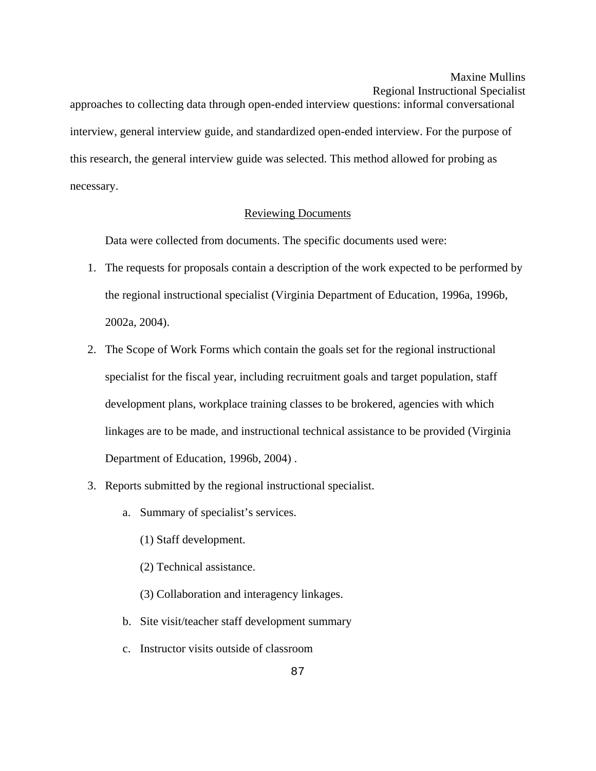approaches to collecting data through open-ended interview questions: informal conversational interview, general interview guide, and standardized open-ended interview. For the purpose of this research, the general interview guide was selected. This method allowed for probing as necessary.

## Reviewing Documents

Data were collected from documents. The specific documents used were:

1. The requests for proposals contain a description of the work expected to be performed by the regional instructional specialist (Virginia Department of Education, 1996a, 1996b, 2002a, 2004).
2. The Scope of Work Forms which contain the goals set for the regional instructional specialist for the fiscal year, including recruitment goals and target population, staff development plans, workplace training classes to be brokered, agencies with which linkages are to be made, and instructional technical assistance to be provided (Virginia Department of Education, 1996b, 2004) .
3. Reports submitted by the regional instructional specialist.
   a. Summary of specialist's services.
      (1) Staff development.
      (2) Technical assistance.
      (3) Collaboration and interagency linkages.
   b. Site visit/teacher staff development summary
   c. Instructor visits outside of classroom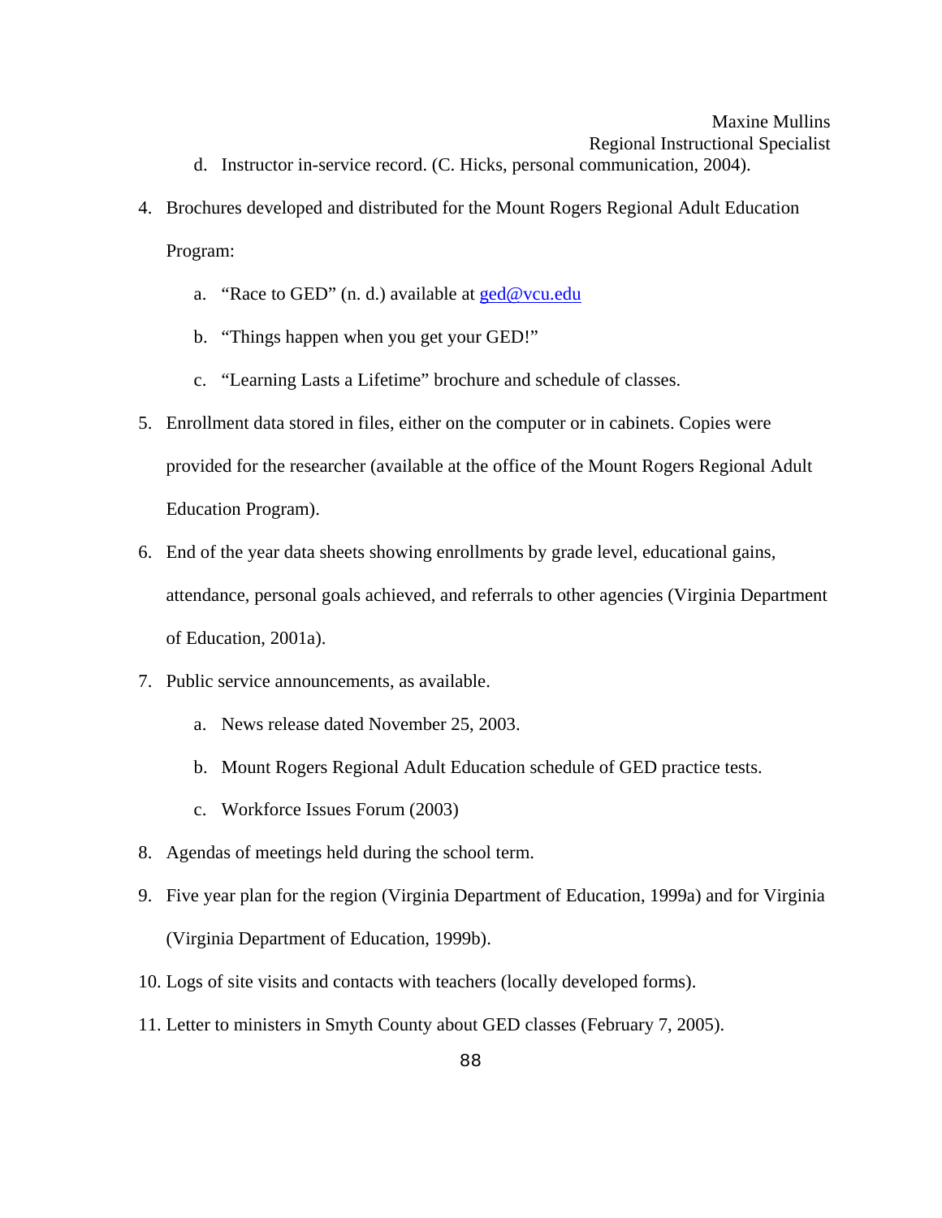Maxine Mullins
Regional Instructional Specialist

   d. Instructor in-service record. (C. Hicks, personal communication, 2004).

4. Brochures developed and distributed for the Mount Rogers Regional Adult Education Program:
   a. "Race to GED" (n. d.) available at ged@vcu.edu
   b. "Things happen when you get your GED!"
   c. "Learning Lasts a Lifetime" brochure and schedule of classes.
5. Enrollment data stored in files, either on the computer or in cabinets. Copies were provided for the researcher (available at the office of the Mount Rogers Regional Adult Education Program).
6. End of the year data sheets showing enrollments by grade level, educational gains, attendance, personal goals achieved, and referrals to other agencies (Virginia Department of Education, 2001a).
7. Public service announcements, as available.
   a. News release dated November 25, 2003.
   b. Mount Rogers Regional Adult Education schedule of GED practice tests.
   c. Workforce Issues Forum (2003)
8. Agendas of meetings held during the school term.
9. Five year plan for the region (Virginia Department of Education, 1999a) and for Virginia (Virginia Department of Education, 1999b).
10. Logs of site visits and contacts with teachers (locally developed forms).
11. Letter to ministers in Smyth County about GED classes (February 7, 2005).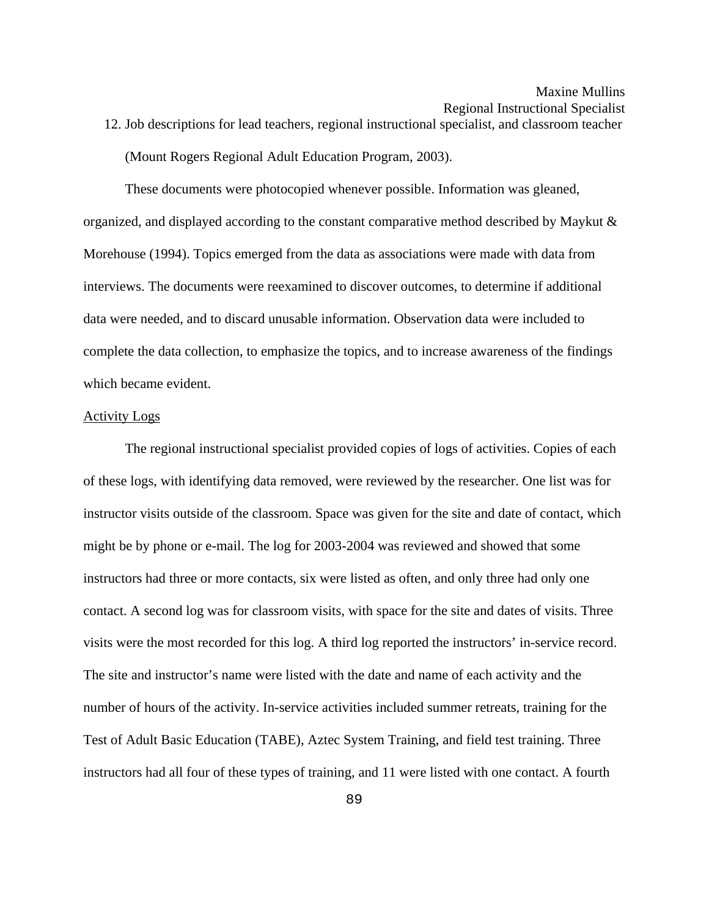Maxine Mullins
Regional Instructional Specialist

12. Job descriptions for lead teachers, regional instructional specialist, and classroom teacher (Mount Rogers Regional Adult Education Program, 2003).

These documents were photocopied whenever possible. Information was gleaned, organized, and displayed according to the constant comparative method described by Maykut & Morehouse (1994). Topics emerged from the data as associations were made with data from interviews. The documents were reexamined to discover outcomes, to determine if additional data were needed, and to discard unusable information. Observation data were included to complete the data collection, to emphasize the topics, and to increase awareness of the findings which became evident.

Activity Logs

The regional instructional specialist provided copies of logs of activities. Copies of each of these logs, with identifying data removed, were reviewed by the researcher. One list was for instructor visits outside of the classroom. Space was given for the site and date of contact, which might be by phone or e-mail. The log for 2003-2004 was reviewed and showed that some instructors had three or more contacts, six were listed as often, and only three had only one contact. A second log was for classroom visits, with space for the site and dates of visits. Three visits were the most recorded for this log. A third log reported the instructors' in-service record. The site and instructor's name were listed with the date and name of each activity and the number of hours of the activity. In-service activities included summer retreats, training for the Test of Adult Basic Education (TABE), Aztec System Training, and field test training. Three instructors had all four of these types of training, and 11 were listed with one contact. A fourth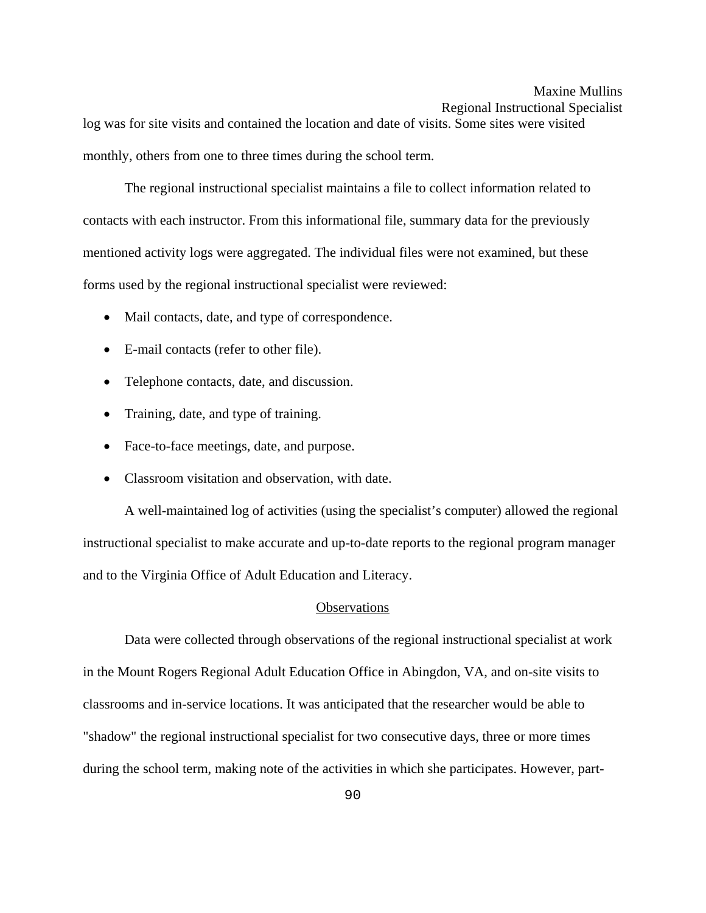log was for site visits and contained the location and date of visits. Some sites were visited monthly, others from one to three times during the school term.

The regional instructional specialist maintains a file to collect information related to contacts with each instructor. From this informational file, summary data for the previously mentioned activity logs were aggregated. The individual files were not examined, but these forms used by the regional instructional specialist were reviewed:

- Mail contacts, date, and type of correspondence.
- E-mail contacts (refer to other file).
- Telephone contacts, date, and discussion.
- Training, date, and type of training.
- Face-to-face meetings, date, and purpose.
- Classroom visitation and observation, with date.

A well-maintained log of activities (using the specialist's computer) allowed the regional instructional specialist to make accurate and up-to-date reports to the regional program manager and to the Virginia Office of Adult Education and Literacy.

## Observations

Data were collected through observations of the regional instructional specialist at work in the Mount Rogers Regional Adult Education Office in Abingdon, VA, and on-site visits to classrooms and in-service locations. It was anticipated that the researcher would be able to "shadow" the regional instructional specialist for two consecutive days, three or more times during the school term, making note of the activities in which she participates. However, part-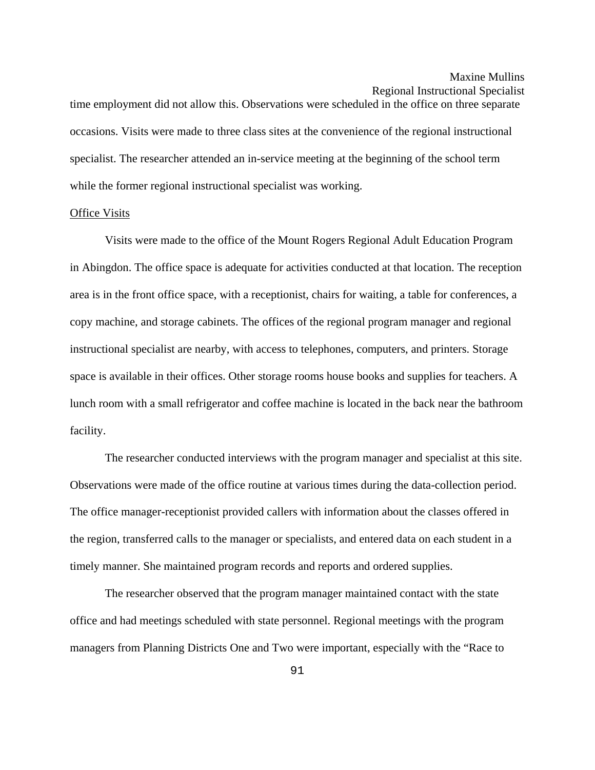time employment did not allow this. Observations were scheduled in the office on three separate occasions. Visits were made to three class sites at the convenience of the regional instructional specialist. The researcher attended an in-service meeting at the beginning of the school term while the former regional instructional specialist was working.

Office Visits

Visits were made to the office of the Mount Rogers Regional Adult Education Program in Abingdon. The office space is adequate for activities conducted at that location. The reception area is in the front office space, with a receptionist, chairs for waiting, a table for conferences, a copy machine, and storage cabinets. The offices of the regional program manager and regional instructional specialist are nearby, with access to telephones, computers, and printers. Storage space is available in their offices. Other storage rooms house books and supplies for teachers. A lunch room with a small refrigerator and coffee machine is located in the back near the bathroom facility.

The researcher conducted interviews with the program manager and specialist at this site. Observations were made of the office routine at various times during the data-collection period. The office manager-receptionist provided callers with information about the classes offered in the region, transferred calls to the manager or specialists, and entered data on each student in a timely manner. She maintained program records and reports and ordered supplies.

The researcher observed that the program manager maintained contact with the state office and had meetings scheduled with state personnel. Regional meetings with the program managers from Planning Districts One and Two were important, especially with the "Race to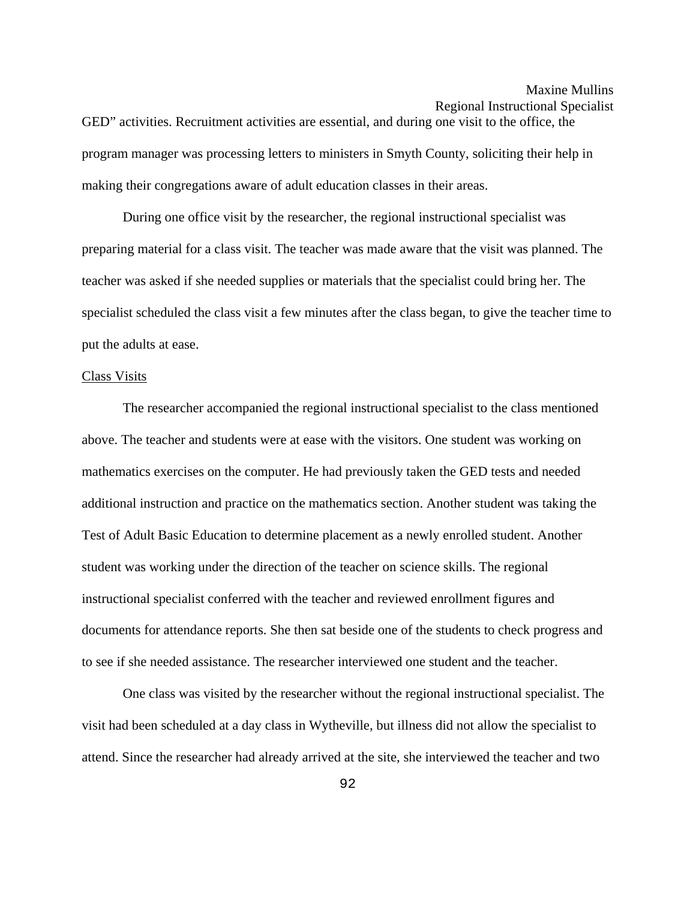GED" activities. Recruitment activities are essential, and during one visit to the office, the program manager was processing letters to ministers in Smyth County, soliciting their help in making their congregations aware of adult education classes in their areas.

During one office visit by the researcher, the regional instructional specialist was preparing material for a class visit. The teacher was made aware that the visit was planned. The teacher was asked if she needed supplies or materials that the specialist could bring her. The specialist scheduled the class visit a few minutes after the class began, to give the teacher time to put the adults at ease.

### Class Visits

The researcher accompanied the regional instructional specialist to the class mentioned above. The teacher and students were at ease with the visitors. One student was working on mathematics exercises on the computer. He had previously taken the GED tests and needed additional instruction and practice on the mathematics section. Another student was taking the Test of Adult Basic Education to determine placement as a newly enrolled student. Another student was working under the direction of the teacher on science skills. The regional instructional specialist conferred with the teacher and reviewed enrollment figures and documents for attendance reports. She then sat beside one of the students to check progress and to see if she needed assistance. The researcher interviewed one student and the teacher.

One class was visited by the researcher without the regional instructional specialist. The visit had been scheduled at a day class in Wytheville, but illness did not allow the specialist to attend. Since the researcher had already arrived at the site, she interviewed the teacher and two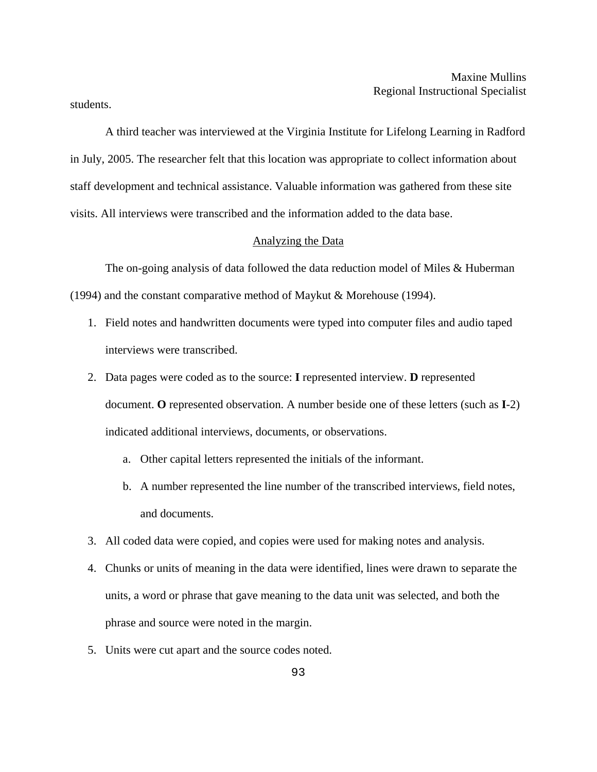Maxine Mullins
Regional Instructional Specialist

students.

A third teacher was interviewed at the Virginia Institute for Lifelong Learning in Radford in July, 2005. The researcher felt that this location was appropriate to collect information about staff development and technical assistance. Valuable information was gathered from these site visits. All interviews were transcribed and the information added to the data base.

<u>Analyzing the Data</u>

The on-going analysis of data followed the data reduction model of Miles & Huberman (1994) and the constant comparative method of Maykut & Morehouse (1994).

1. Field notes and handwritten documents were typed into computer files and audio taped interviews were transcribed.
2. Data pages were coded as to the source: **I** represented interview. **D** represented document. **O** represented observation. A number beside one of these letters (such as **I**-2) indicated additional interviews, documents, or observations.
    a. Other capital letters represented the initials of the informant.
    b. A number represented the line number of the transcribed interviews, field notes, and documents.
3. All coded data were copied, and copies were used for making notes and analysis.
4. Chunks or units of meaning in the data were identified, lines were drawn to separate the units, a word or phrase that gave meaning to the data unit was selected, and both the phrase and source were noted in the margin.
5. Units were cut apart and the source codes noted.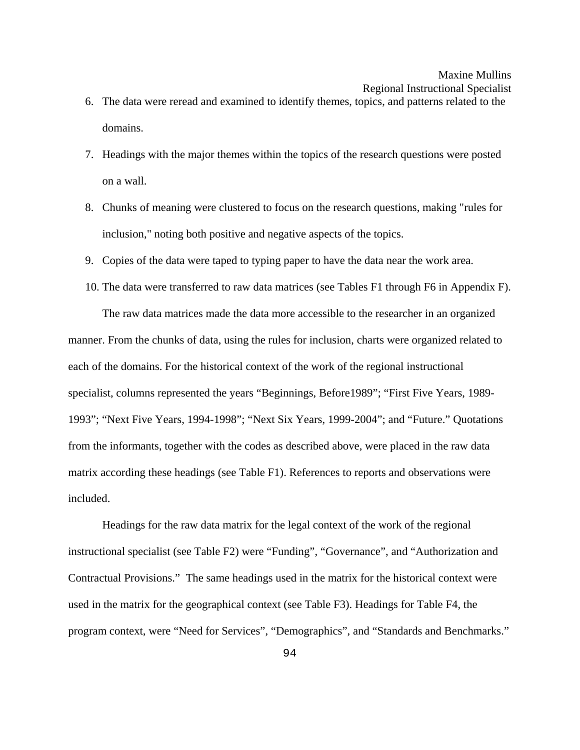6. The data were reread and examined to identify themes, topics, and patterns related to the domains.
7. Headings with the major themes within the topics of the research questions were posted on a wall.
8. Chunks of meaning were clustered to focus on the research questions, making "rules for inclusion," noting both positive and negative aspects of the topics.
9. Copies of the data were taped to typing paper to have the data near the work area.
10. The data were transferred to raw data matrices (see Tables F1 through F6 in Appendix F).

The raw data matrices made the data more accessible to the researcher in an organized manner. From the chunks of data, using the rules for inclusion, charts were organized related to each of the domains. For the historical context of the work of the regional instructional specialist, columns represented the years “Beginnings, Before1989”; “First Five Years, 1989-1993”; “Next Five Years, 1994-1998”; “Next Six Years, 1999-2004”; and “Future.” Quotations from the informants, together with the codes as described above, were placed in the raw data matrix according these headings (see Table F1). References to reports and observations were included.

Headings for the raw data matrix for the legal context of the work of the regional instructional specialist (see Table F2) were “Funding”, “Governance”, and “Authorization and Contractual Provisions.” The same headings used in the matrix for the historical context were used in the matrix for the geographical context (see Table F3). Headings for Table F4, the program context, were “Need for Services”, “Demographics”, and “Standards and Benchmarks.”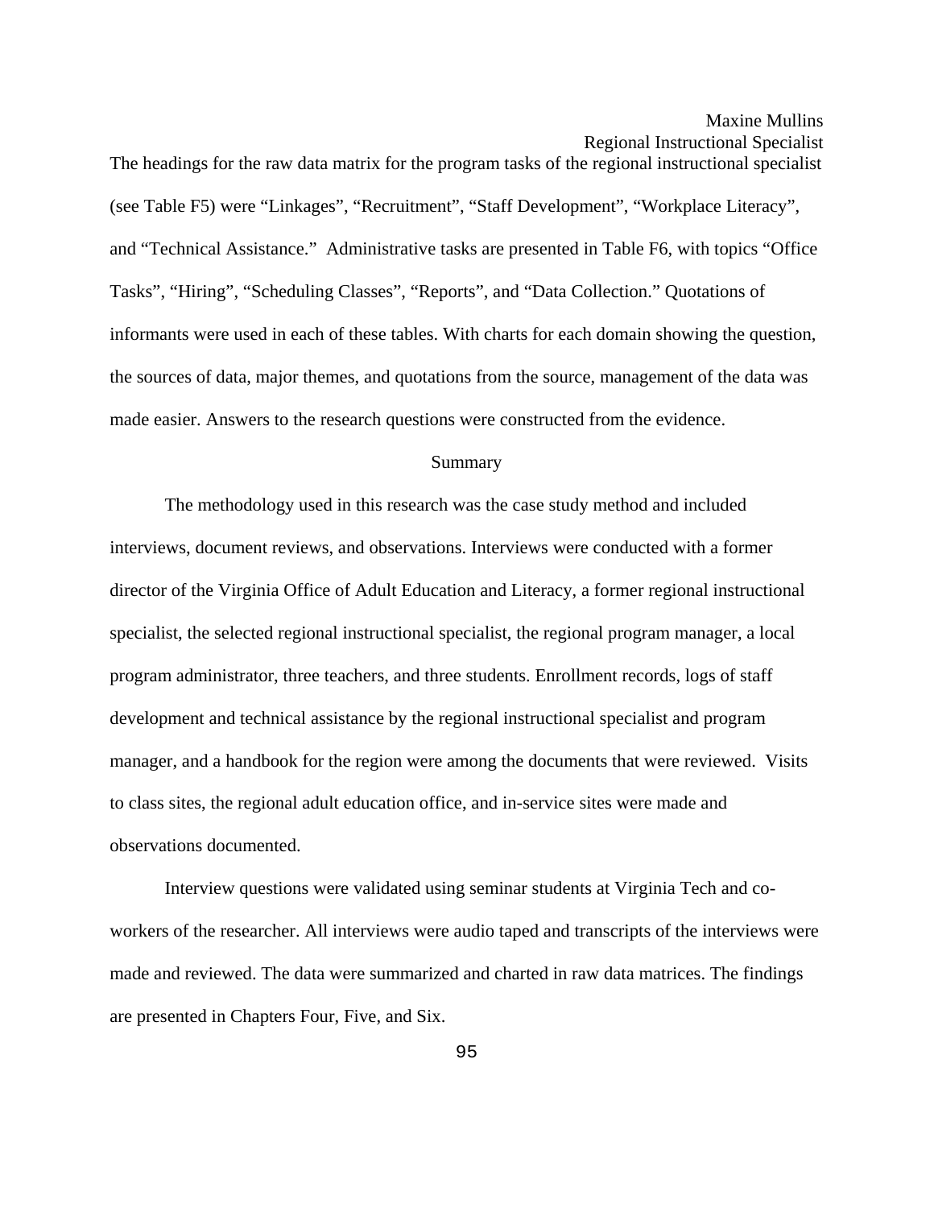The headings for the raw data matrix for the program tasks of the regional instructional specialist (see Table F5) were “Linkages”, “Recruitment”, “Staff Development”, “Workplace Literacy”, and “Technical Assistance.” Administrative tasks are presented in Table F6, with topics “Office Tasks”, “Hiring”, “Scheduling Classes”, “Reports”, and “Data Collection.” Quotations of informants were used in each of these tables. With charts for each domain showing the question, the sources of data, major themes, and quotations from the source, management of the data was made easier. Answers to the research questions were constructed from the evidence.

## Summary

The methodology used in this research was the case study method and included interviews, document reviews, and observations. Interviews were conducted with a former director of the Virginia Office of Adult Education and Literacy, a former regional instructional specialist, the selected regional instructional specialist, the regional program manager, a local program administrator, three teachers, and three students. Enrollment records, logs of staff development and technical assistance by the regional instructional specialist and program manager, and a handbook for the region were among the documents that were reviewed. Visits to class sites, the regional adult education office, and in-service sites were made and observations documented.

Interview questions were validated using seminar students at Virginia Tech and co-workers of the researcher. All interviews were audio taped and transcripts of the interviews were made and reviewed. The data were summarized and charted in raw data matrices. The findings are presented in Chapters Four, Five, and Six.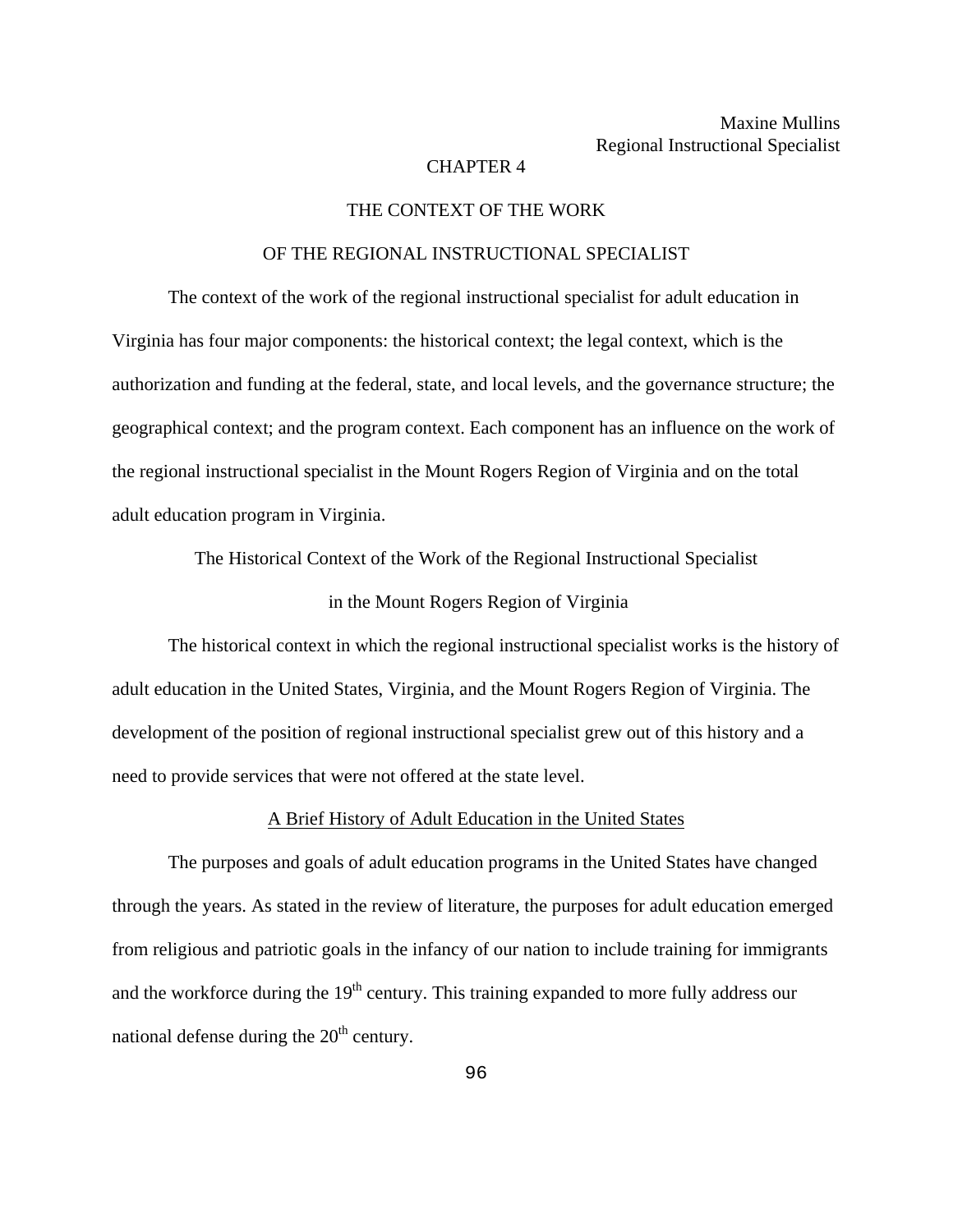Maxine Mullins
Regional Instructional Specialist

# CHAPTER 4

# THE CONTEXT OF THE WORK OF THE REGIONAL INSTRUCTIONAL SPECIALIST

The context of the work of the regional instructional specialist for adult education in Virginia has four major components: the historical context; the legal context, which is the authorization and funding at the federal, state, and local levels, and the governance structure; the geographical context; and the program context. Each component has an influence on the work of the regional instructional specialist in the Mount Rogers Region of Virginia and on the total adult education program in Virginia.

## The Historical Context of the Work of the Regional Instructional Specialist in the Mount Rogers Region of Virginia

The historical context in which the regional instructional specialist works is the history of adult education in the United States, Virginia, and the Mount Rogers Region of Virginia. The development of the position of regional instructional specialist grew out of this history and a need to provide services that were not offered at the state level.

### A Brief History of Adult Education in the United States

The purposes and goals of adult education programs in the United States have changed through the years. As stated in the review of literature, the purposes for adult education emerged from religious and patriotic goals in the infancy of our nation to include training for immigrants and the workforce during the 19th century. This training expanded to more fully address our national defense during the 20th century.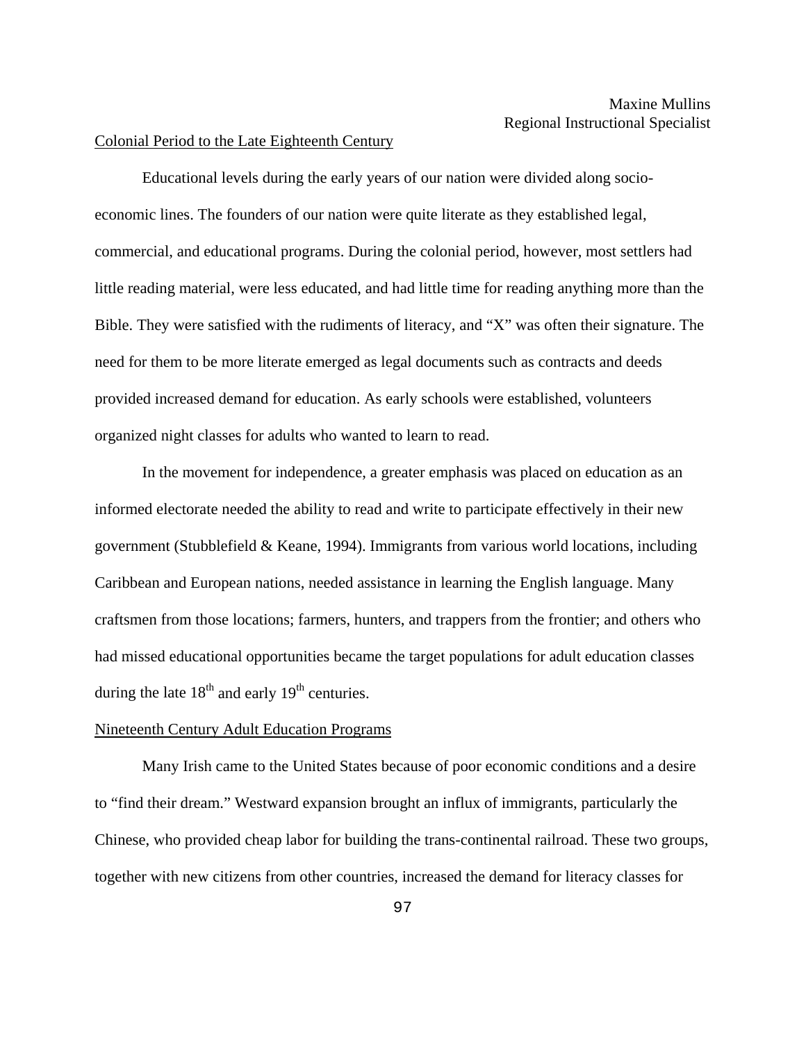Maxine Mullins
Regional Instructional Specialist

Colonial Period to the Late Eighteenth Century

Educational levels during the early years of our nation were divided along socio-economic lines. The founders of our nation were quite literate as they established legal, commercial, and educational programs. During the colonial period, however, most settlers had little reading material, were less educated, and had little time for reading anything more than the Bible. They were satisfied with the rudiments of literacy, and "X" was often their signature. The need for them to be more literate emerged as legal documents such as contracts and deeds provided increased demand for education. As early schools were established, volunteers organized night classes for adults who wanted to learn to read.

In the movement for independence, a greater emphasis was placed on education as an informed electorate needed the ability to read and write to participate effectively in their new government (Stubblefield & Keane, 1994). Immigrants from various world locations, including Caribbean and European nations, needed assistance in learning the English language. Many craftsmen from those locations; farmers, hunters, and trappers from the frontier; and others who had missed educational opportunities became the target populations for adult education classes during the late 18th and early 19th centuries.

Nineteenth Century Adult Education Programs

Many Irish came to the United States because of poor economic conditions and a desire to "find their dream." Westward expansion brought an influx of immigrants, particularly the Chinese, who provided cheap labor for building the trans-continental railroad. These two groups, together with new citizens from other countries, increased the demand for literacy classes for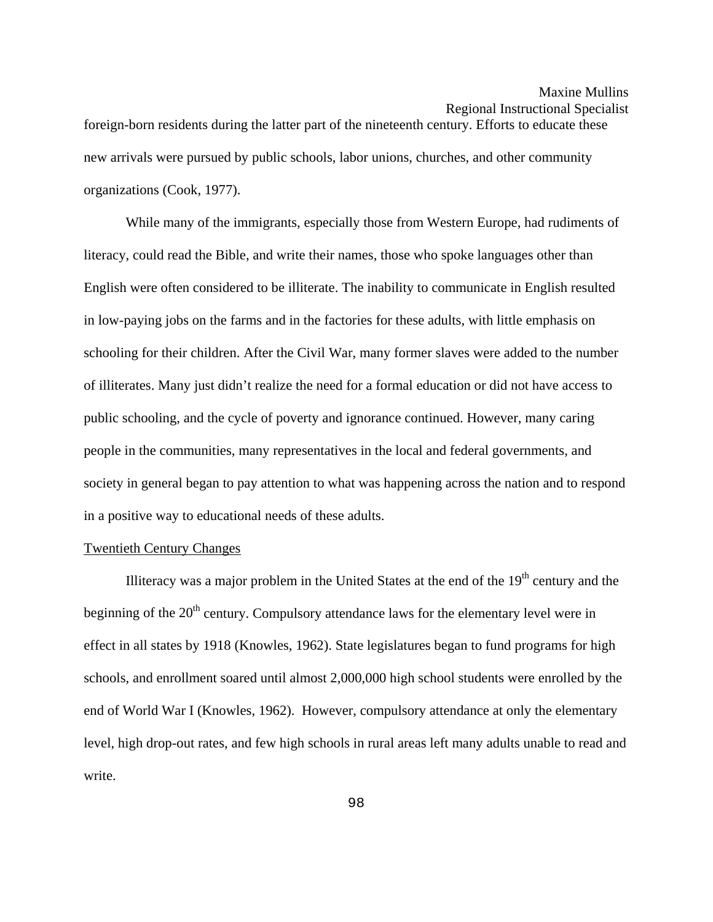foreign-born residents during the latter part of the nineteenth century. Efforts to educate these new arrivals were pursued by public schools, labor unions, churches, and other community organizations (Cook, 1977).

While many of the immigrants, especially those from Western Europe, had rudiments of literacy, could read the Bible, and write their names, those who spoke languages other than English were often considered to be illiterate. The inability to communicate in English resulted in low-paying jobs on the farms and in the factories for these adults, with little emphasis on schooling for their children. After the Civil War, many former slaves were added to the number of illiterates. Many just didn't realize the need for a formal education or did not have access to public schooling, and the cycle of poverty and ignorance continued. However, many caring people in the communities, many representatives in the local and federal governments, and society in general began to pay attention to what was happening across the nation and to respond in a positive way to educational needs of these adults.

<u>Twentieth Century Changes</u>

Illiteracy was a major problem in the United States at the end of the 19th century and the beginning of the 20th century. Compulsory attendance laws for the elementary level were in effect in all states by 1918 (Knowles, 1962). State legislatures began to fund programs for high schools, and enrollment soared until almost 2,000,000 high school students were enrolled by the end of World War I (Knowles, 1962). However, compulsory attendance at only the elementary level, high drop-out rates, and few high schools in rural areas left many adults unable to read and write.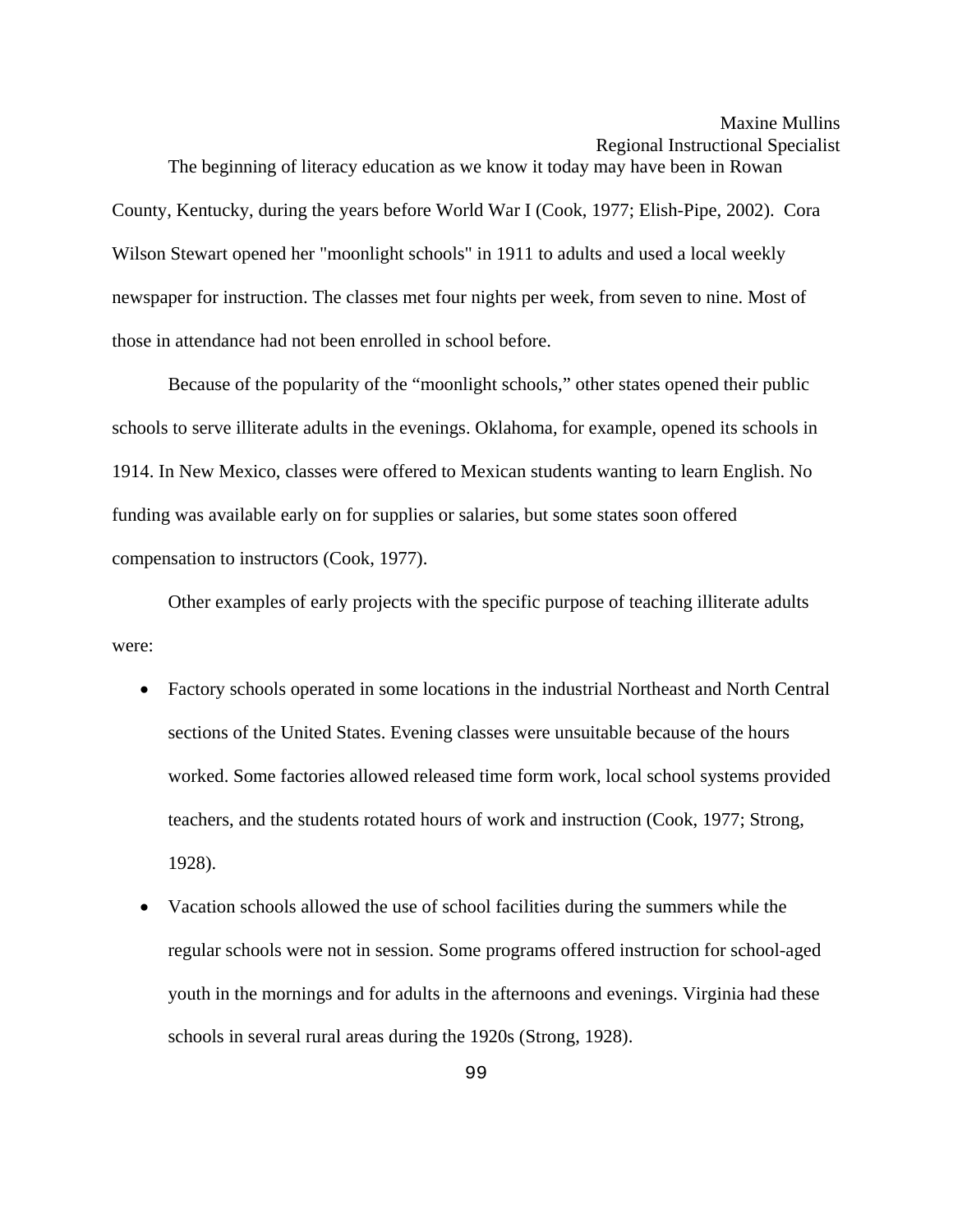The beginning of literacy education as we know it today may have been in Rowan County, Kentucky, during the years before World War I (Cook, 1977; Elish-Pipe, 2002). Cora Wilson Stewart opened her "moonlight schools" in 1911 to adults and used a local weekly newspaper for instruction. The classes met four nights per week, from seven to nine. Most of those in attendance had not been enrolled in school before.

Because of the popularity of the “moonlight schools,” other states opened their public schools to serve illiterate adults in the evenings. Oklahoma, for example, opened its schools in 1914. In New Mexico, classes were offered to Mexican students wanting to learn English. No funding was available early on for supplies or salaries, but some states soon offered compensation to instructors (Cook, 1977).

Other examples of early projects with the specific purpose of teaching illiterate adults were:

- Factory schools operated in some locations in the industrial Northeast and North Central sections of the United States. Evening classes were unsuitable because of the hours worked. Some factories allowed released time form work, local school systems provided teachers, and the students rotated hours of work and instruction (Cook, 1977; Strong, 1928).
- Vacation schools allowed the use of school facilities during the summers while the regular schools were not in session. Some programs offered instruction for school-aged youth in the mornings and for adults in the afternoons and evenings. Virginia had these schools in several rural areas during the 1920s (Strong, 1928).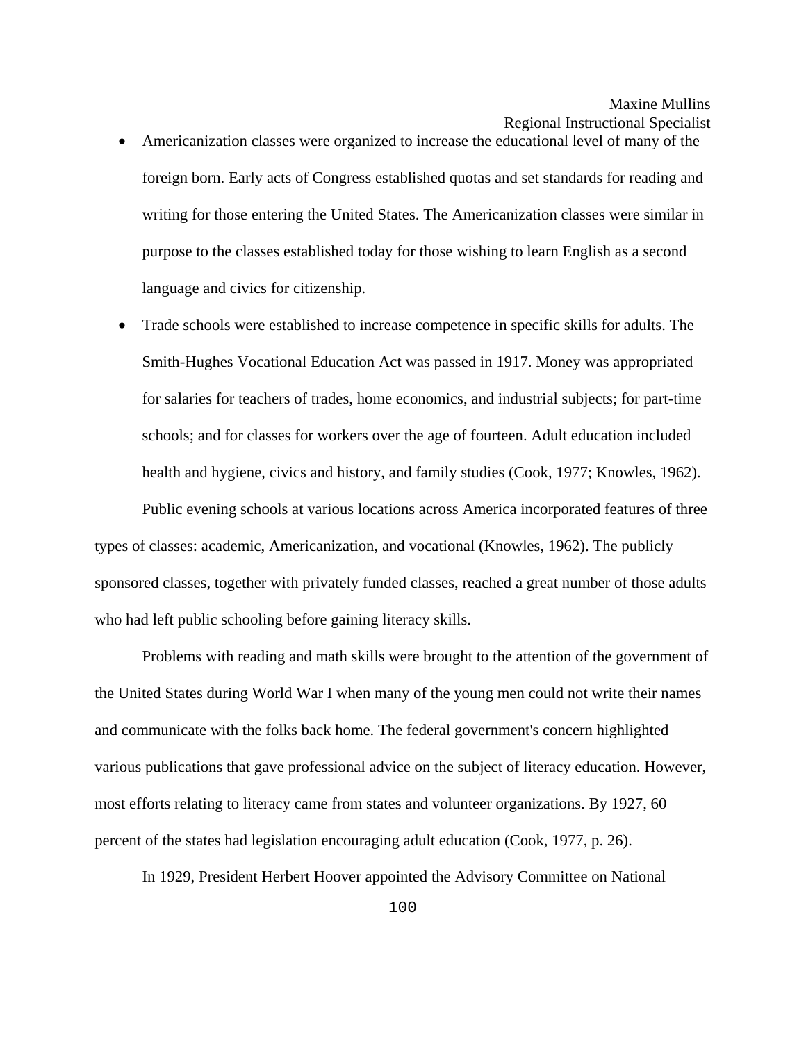- Americanization classes were organized to increase the educational level of many of the foreign born. Early acts of Congress established quotas and set standards for reading and writing for those entering the United States. The Americanization classes were similar in purpose to the classes established today for those wishing to learn English as a second language and civics for citizenship.
- Trade schools were established to increase competence in specific skills for adults. The Smith-Hughes Vocational Education Act was passed in 1917. Money was appropriated for salaries for teachers of trades, home economics, and industrial subjects; for part-time schools; and for classes for workers over the age of fourteen. Adult education included health and hygiene, civics and history, and family studies (Cook, 1977; Knowles, 1962).

Public evening schools at various locations across America incorporated features of three types of classes: academic, Americanization, and vocational (Knowles, 1962). The publicly sponsored classes, together with privately funded classes, reached a great number of those adults who had left public schooling before gaining literacy skills.

Problems with reading and math skills were brought to the attention of the government of the United States during World War I when many of the young men could not write their names and communicate with the folks back home. The federal government's concern highlighted various publications that gave professional advice on the subject of literacy education. However, most efforts relating to literacy came from states and volunteer organizations. By 1927, 60 percent of the states had legislation encouraging adult education (Cook, 1977, p. 26).

In 1929, President Herbert Hoover appointed the Advisory Committee on National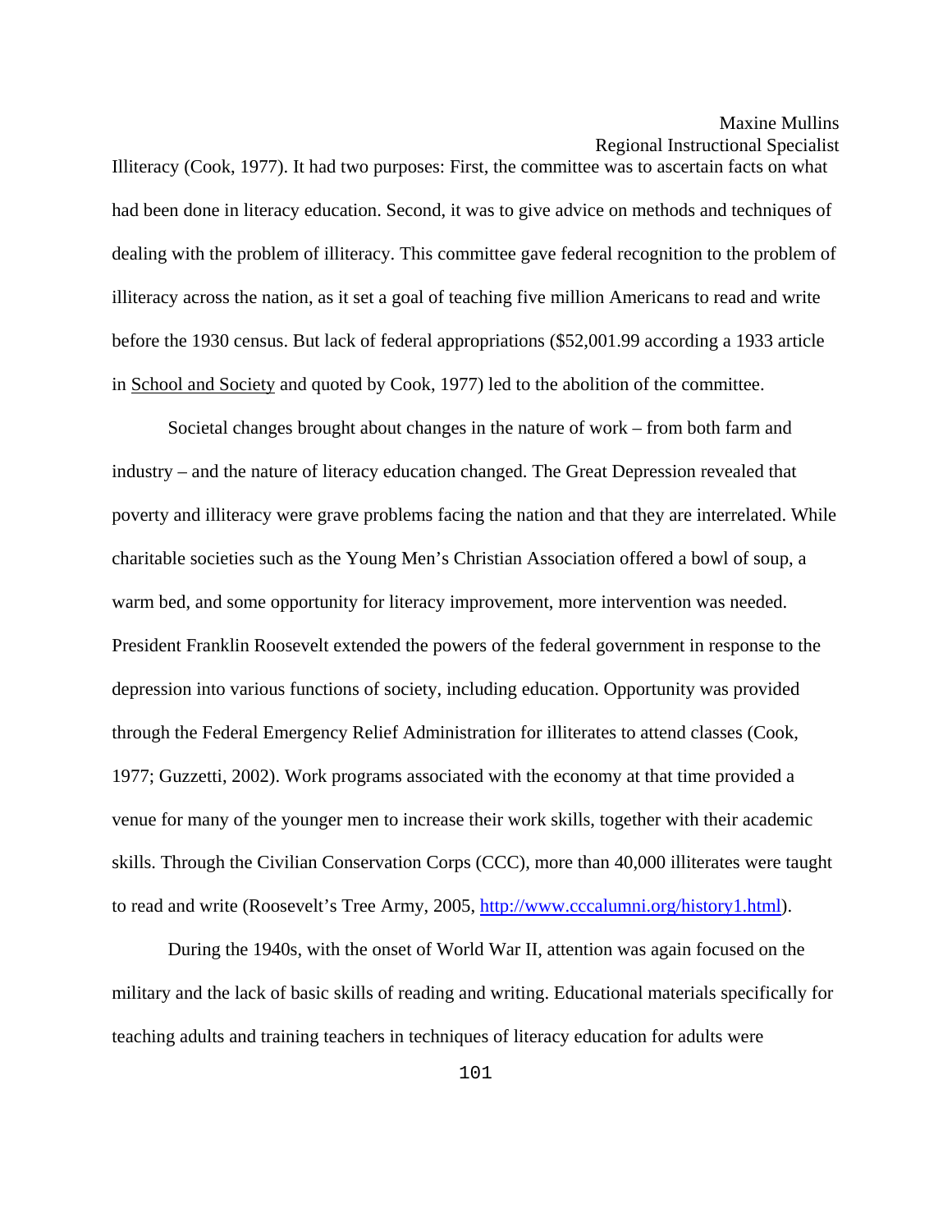Illiteracy (Cook, 1977). It had two purposes: First, the committee was to ascertain facts on what had been done in literacy education. Second, it was to give advice on methods and techniques of dealing with the problem of illiteracy. This committee gave federal recognition to the problem of illiteracy across the nation, as it set a goal of teaching five million Americans to read and write before the 1930 census. But lack of federal appropriations ($52,001.99 according a 1933 article in School and Society and quoted by Cook, 1977) led to the abolition of the committee.

Societal changes brought about changes in the nature of work – from both farm and industry – and the nature of literacy education changed. The Great Depression revealed that poverty and illiteracy were grave problems facing the nation and that they are interrelated. While charitable societies such as the Young Men's Christian Association offered a bowl of soup, a warm bed, and some opportunity for literacy improvement, more intervention was needed. President Franklin Roosevelt extended the powers of the federal government in response to the depression into various functions of society, including education. Opportunity was provided through the Federal Emergency Relief Administration for illiterates to attend classes (Cook, 1977; Guzzetti, 2002). Work programs associated with the economy at that time provided a venue for many of the younger men to increase their work skills, together with their academic skills. Through the Civilian Conservation Corps (CCC), more than 40,000 illiterates were taught to read and write (Roosevelt's Tree Army, 2005, http://www.cccalumni.org/history1.html).

During the 1940s, with the onset of World War II, attention was again focused on the military and the lack of basic skills of reading and writing. Educational materials specifically for teaching adults and training teachers in techniques of literacy education for adults were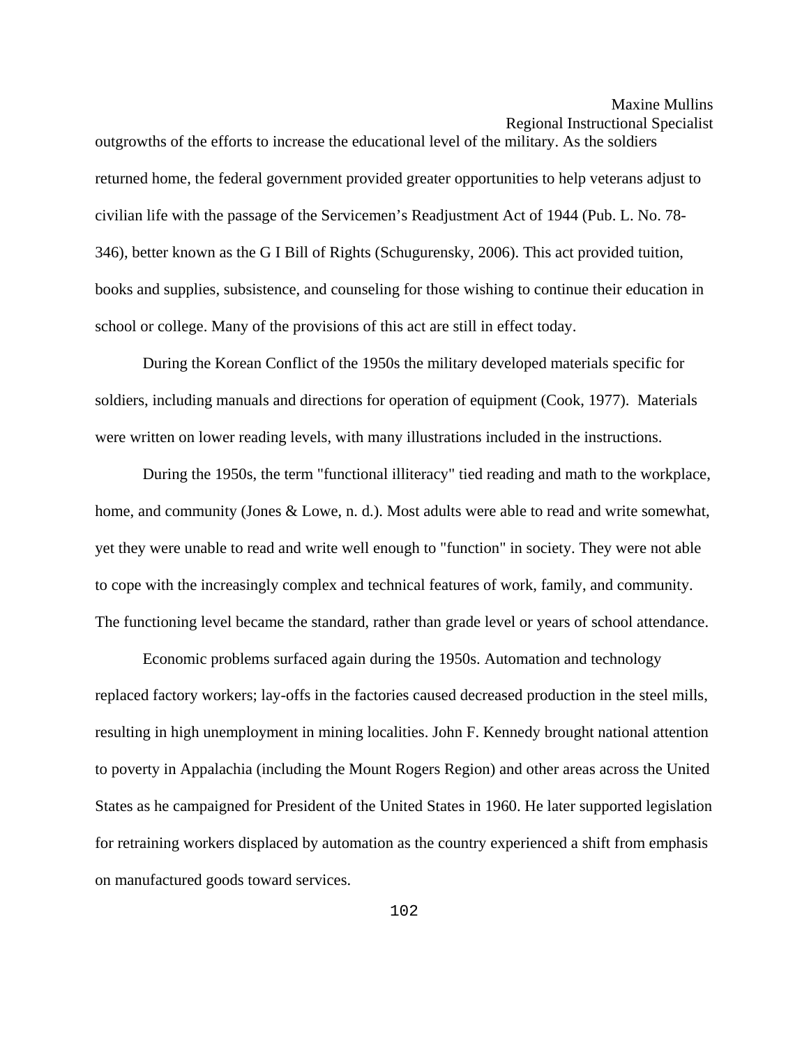outgrowths of the efforts to increase the educational level of the military. As the soldiers returned home, the federal government provided greater opportunities to help veterans adjust to civilian life with the passage of the Servicemen's Readjustment Act of 1944 (Pub. L. No. 78-346), better known as the G I Bill of Rights (Schugurensky, 2006). This act provided tuition, books and supplies, subsistence, and counseling for those wishing to continue their education in school or college. Many of the provisions of this act are still in effect today.

During the Korean Conflict of the 1950s the military developed materials specific for soldiers, including manuals and directions for operation of equipment (Cook, 1977). Materials were written on lower reading levels, with many illustrations included in the instructions.

During the 1950s, the term "functional illiteracy" tied reading and math to the workplace, home, and community (Jones & Lowe, n. d.). Most adults were able to read and write somewhat, yet they were unable to read and write well enough to "function" in society. They were not able to cope with the increasingly complex and technical features of work, family, and community. The functioning level became the standard, rather than grade level or years of school attendance.

Economic problems surfaced again during the 1950s. Automation and technology replaced factory workers; lay-offs in the factories caused decreased production in the steel mills, resulting in high unemployment in mining localities. John F. Kennedy brought national attention to poverty in Appalachia (including the Mount Rogers Region) and other areas across the United States as he campaigned for President of the United States in 1960. He later supported legislation for retraining workers displaced by automation as the country experienced a shift from emphasis on manufactured goods toward services.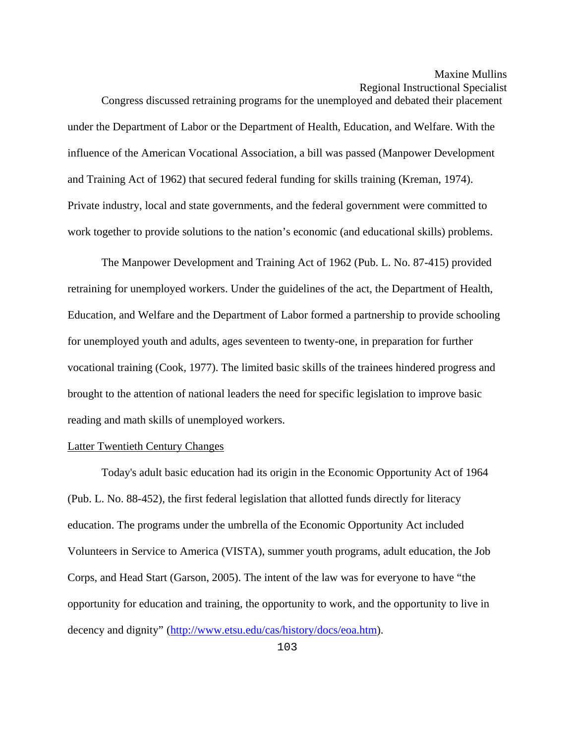Congress discussed retraining programs for the unemployed and debated their placement under the Department of Labor or the Department of Health, Education, and Welfare. With the influence of the American Vocational Association, a bill was passed (Manpower Development and Training Act of 1962) that secured federal funding for skills training (Kreman, 1974). Private industry, local and state governments, and the federal government were committed to work together to provide solutions to the nation's economic (and educational skills) problems.

The Manpower Development and Training Act of 1962 (Pub. L. No. 87-415) provided retraining for unemployed workers. Under the guidelines of the act, the Department of Health, Education, and Welfare and the Department of Labor formed a partnership to provide schooling for unemployed youth and adults, ages seventeen to twenty-one, in preparation for further vocational training (Cook, 1977). The limited basic skills of the trainees hindered progress and brought to the attention of national leaders the need for specific legislation to improve basic reading and math skills of unemployed workers.

## Latter Twentieth Century Changes

Today's adult basic education had its origin in the Economic Opportunity Act of 1964 (Pub. L. No. 88-452), the first federal legislation that allotted funds directly for literacy education. The programs under the umbrella of the Economic Opportunity Act included Volunteers in Service to America (VISTA), summer youth programs, adult education, the Job Corps, and Head Start (Garson, 2005). The intent of the law was for everyone to have "the opportunity for education and training, the opportunity to work, and the opportunity to live in decency and dignity" (http://www.etsu.edu/cas/history/docs/eoa.htm).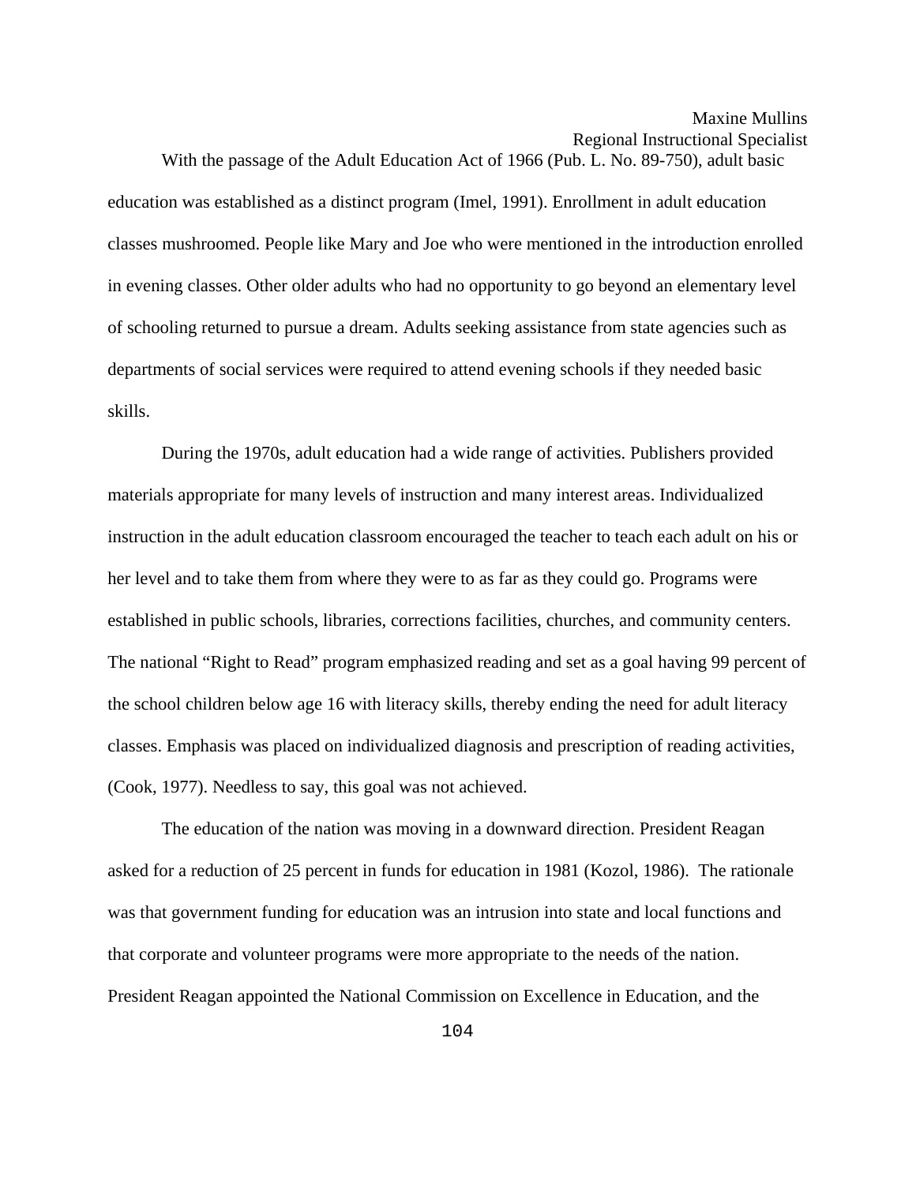With the passage of the Adult Education Act of 1966 (Pub. L. No. 89-750), adult basic education was established as a distinct program (Imel, 1991). Enrollment in adult education classes mushroomed. People like Mary and Joe who were mentioned in the introduction enrolled in evening classes. Other older adults who had no opportunity to go beyond an elementary level of schooling returned to pursue a dream. Adults seeking assistance from state agencies such as departments of social services were required to attend evening schools if they needed basic skills.

During the 1970s, adult education had a wide range of activities. Publishers provided materials appropriate for many levels of instruction and many interest areas. Individualized instruction in the adult education classroom encouraged the teacher to teach each adult on his or her level and to take them from where they were to as far as they could go. Programs were established in public schools, libraries, corrections facilities, churches, and community centers. The national "Right to Read" program emphasized reading and set as a goal having 99 percent of the school children below age 16 with literacy skills, thereby ending the need for adult literacy classes. Emphasis was placed on individualized diagnosis and prescription of reading activities, (Cook, 1977). Needless to say, this goal was not achieved.

The education of the nation was moving in a downward direction. President Reagan asked for a reduction of 25 percent in funds for education in 1981 (Kozol, 1986). The rationale was that government funding for education was an intrusion into state and local functions and that corporate and volunteer programs were more appropriate to the needs of the nation. President Reagan appointed the National Commission on Excellence in Education, and the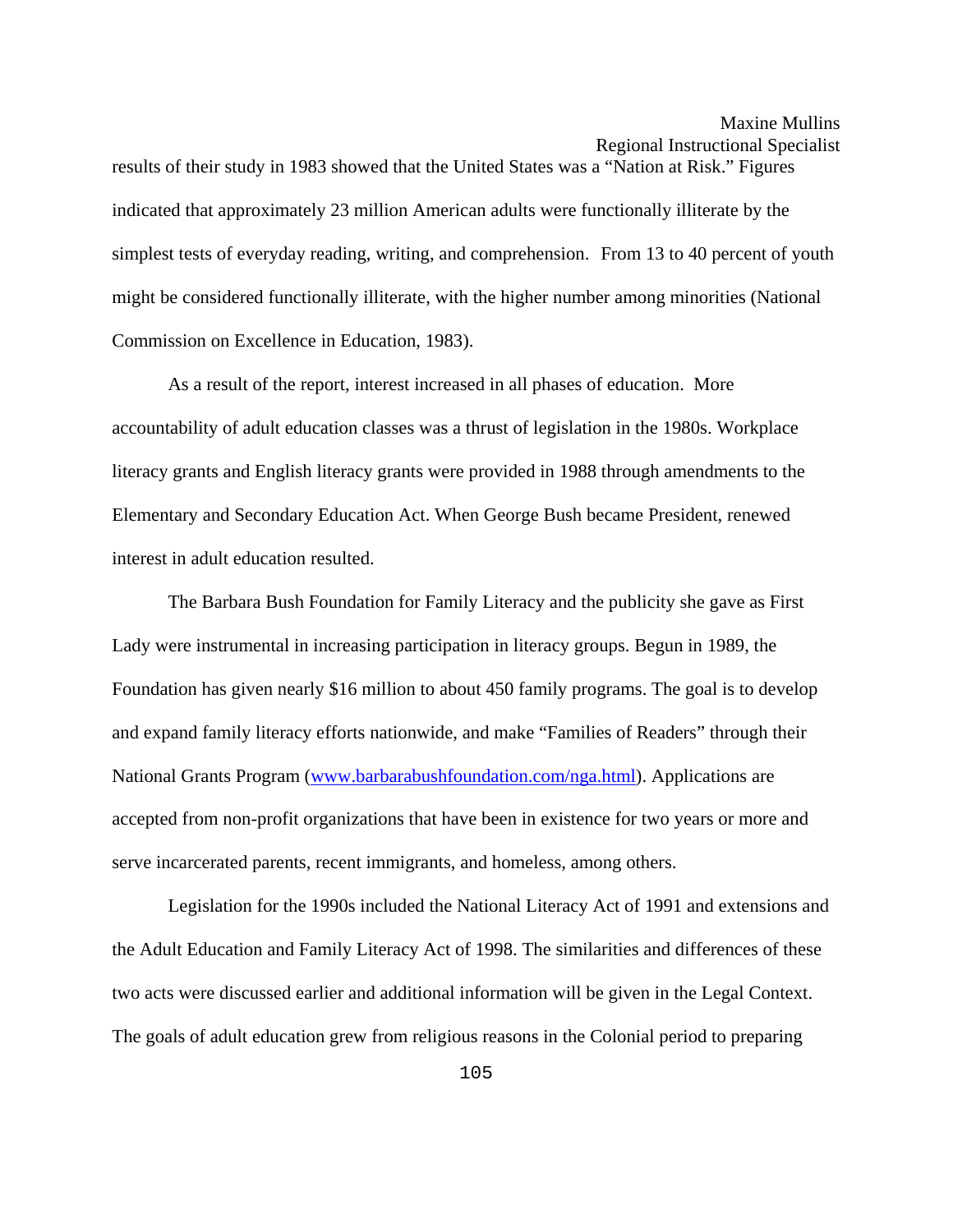results of their study in 1983 showed that the United States was a "Nation at Risk." Figures indicated that approximately 23 million American adults were functionally illiterate by the simplest tests of everyday reading, writing, and comprehension. From 13 to 40 percent of youth might be considered functionally illiterate, with the higher number among minorities (National Commission on Excellence in Education, 1983).

As a result of the report, interest increased in all phases of education. More accountability of adult education classes was a thrust of legislation in the 1980s. Workplace literacy grants and English literacy grants were provided in 1988 through amendments to the Elementary and Secondary Education Act. When George Bush became President, renewed interest in adult education resulted.

The Barbara Bush Foundation for Family Literacy and the publicity she gave as First Lady were instrumental in increasing participation in literacy groups. Begun in 1989, the Foundation has given nearly $16 million to about 450 family programs. The goal is to develop and expand family literacy efforts nationwide, and make "Families of Readers" through their National Grants Program ([www.barbarabushfoundation.com/nga.html](www.barbarabushfoundation.com/nga.html)). Applications are accepted from non-profit organizations that have been in existence for two years or more and serve incarcerated parents, recent immigrants, and homeless, among others.

Legislation for the 1990s included the National Literacy Act of 1991 and extensions and the Adult Education and Family Literacy Act of 1998. The similarities and differences of these two acts were discussed earlier and additional information will be given in the Legal Context. The goals of adult education grew from religious reasons in the Colonial period to preparing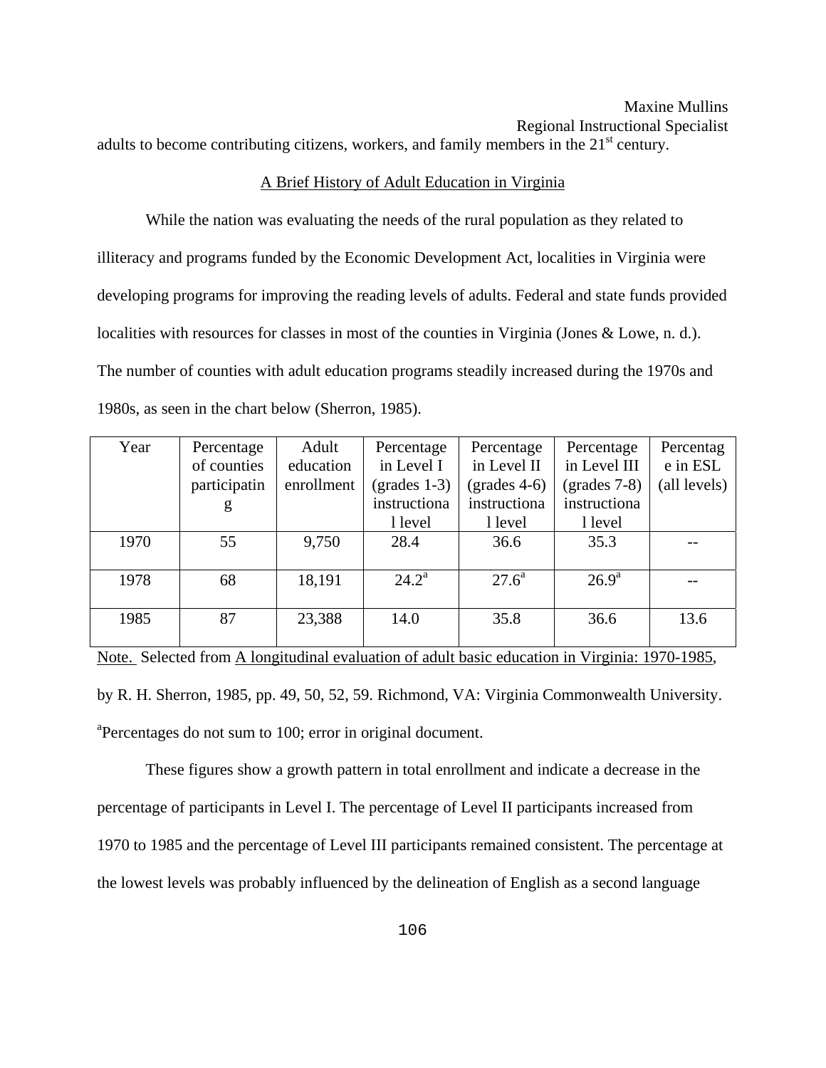adults to become contributing citizens, workers, and family members in the 21st century.

A Brief History of Adult Education in Virginia

While the nation was evaluating the needs of the rural population as they related to illiteracy and programs funded by the Economic Development Act, localities in Virginia were developing programs for improving the reading levels of adults. Federal and state funds provided localities with resources for classes in most of the counties in Virginia (Jones & Lowe, n. d.). The number of counties with adult education programs steadily increased during the 1970s and 1980s, as seen in the chart below (Sherron, 1985).

| Year | Percentage of counties participating | Adult education enrollment | Percentage in Level I (grades 1-3) instructional level | Percentage in Level II (grades 4-6) instructional level | Percentage in Level III (grades 7-8) instructional level | Percentage in ESL (all levels) |
|---|---|---|---|---|---|---|
| 1970 | 55 | 9,750 | 28.4 | 36.6 | 35.3 | -- |
| 1978 | 68 | 18,191 | 24.2[a] | 27.6[a] | 26.9[a] | -- |
| 1985 | 87 | 23,388 | 14.0 | 35.8 | 36.6 | 13.6 |

Note. Selected from A longitudinal evaluation of adult basic education in Virginia: 1970-1985, by R. H. Sherron, 1985, pp. 49, 50, 52, 59. Richmond, VA: Virginia Commonwealth University.
[a]Percentages do not sum to 100; error in original document.

These figures show a growth pattern in total enrollment and indicate a decrease in the percentage of participants in Level I. The percentage of Level II participants increased from 1970 to 1985 and the percentage of Level III participants remained consistent. The percentage at the lowest levels was probably influenced by the delineation of English as a second language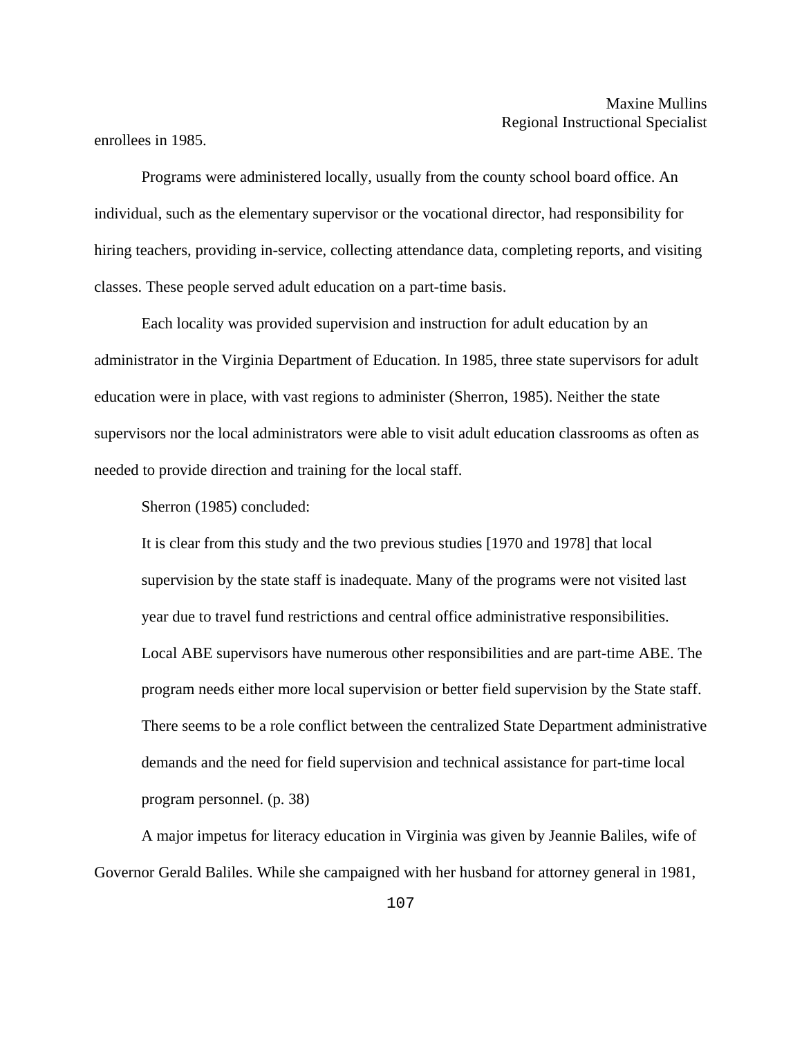enrollees in 1985.

Programs were administered locally, usually from the county school board office. An individual, such as the elementary supervisor or the vocational director, had responsibility for hiring teachers, providing in-service, collecting attendance data, completing reports, and visiting classes. These people served adult education on a part-time basis.

Each locality was provided supervision and instruction for adult education by an administrator in the Virginia Department of Education. In 1985, three state supervisors for adult education were in place, with vast regions to administer (Sherron, 1985). Neither the state supervisors nor the local administrators were able to visit adult education classrooms as often as needed to provide direction and training for the local staff.

Sherron (1985) concluded:

> It is clear from this study and the two previous studies [1970 and 1978] that local supervision by the state staff is inadequate. Many of the programs were not visited last year due to travel fund restrictions and central office administrative responsibilities. Local ABE supervisors have numerous other responsibilities and are part-time ABE. The program needs either more local supervision or better field supervision by the State staff. There seems to be a role conflict between the centralized State Department administrative demands and the need for field supervision and technical assistance for part-time local program personnel. (p. 38)

A major impetus for literacy education in Virginia was given by Jeannie Baliles, wife of Governor Gerald Baliles. While she campaigned with her husband for attorney general in 1981,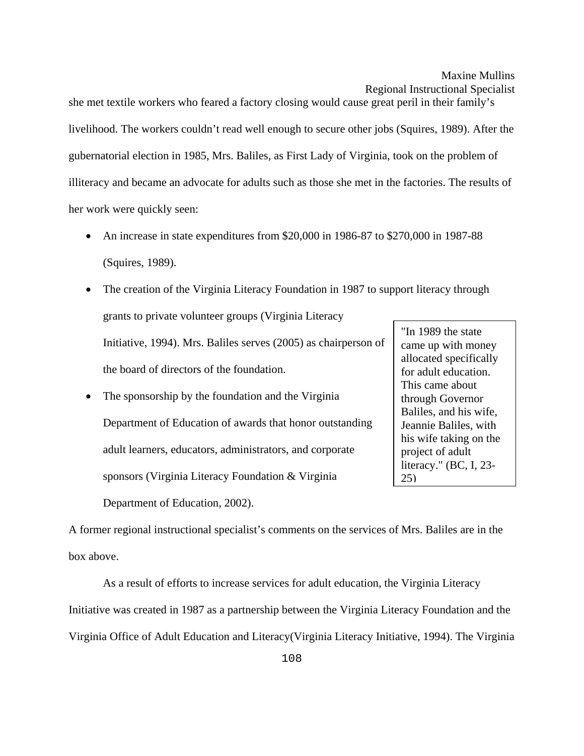she met textile workers who feared a factory closing would cause great peril in their family's livelihood. The workers couldn't read well enough to secure other jobs (Squires, 1989). After the gubernatorial election in 1985, Mrs. Baliles, as First Lady of Virginia, took on the problem of illiteracy and became an advocate for adults such as those she met in the factories. The results of her work were quickly seen:

- An increase in state expenditures from $20,000 in 1986-87 to $270,000 in 1987-88 (Squires, 1989).
- The creation of the Virginia Literacy Foundation in 1987 to support literacy through grants to private volunteer groups (Virginia Literacy Initiative, 1994). Mrs. Baliles serves (2005) as chairperson of the board of directors of the foundation.
- The sponsorship by the foundation and the Virginia Department of Education of awards that honor outstanding adult learners, educators, administrators, and corporate sponsors (Virginia Literacy Foundation & Virginia Department of Education, 2002).

> "In 1989 the state came up with money allocated specifically for adult education. This came about through Governor Baliles, and his wife, Jeannie Baliles, with his wife taking on the project of adult literacy." (BC, I, 23-25)

A former regional instructional specialist's comments on the services of Mrs. Baliles are in the box above.

As a result of efforts to increase services for adult education, the Virginia Literacy Initiative was created in 1987 as a partnership between the Virginia Literacy Foundation and the Virginia Office of Adult Education and Literacy(Virginia Literacy Initiative, 1994). The Virginia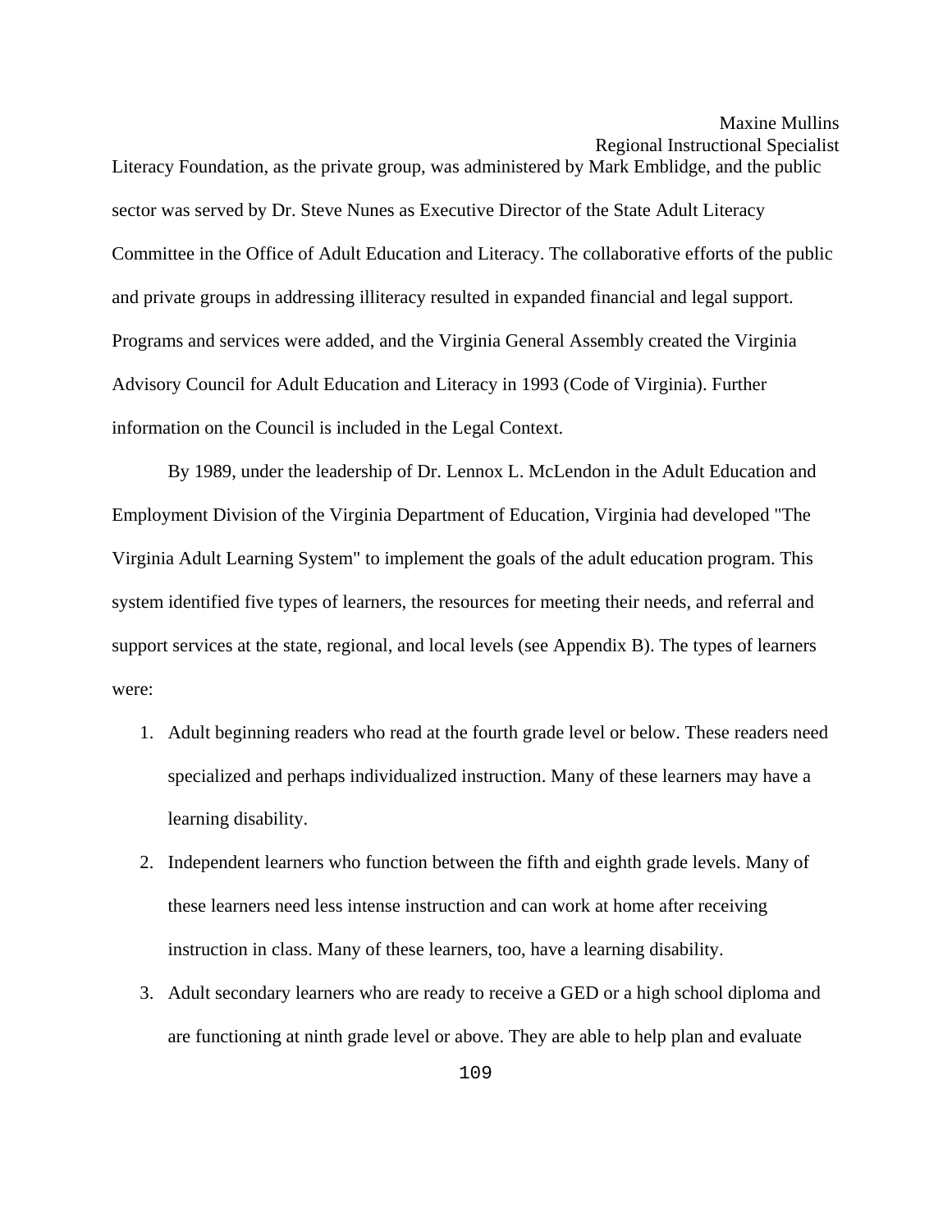Literacy Foundation, as the private group, was administered by Mark Emblidge, and the public sector was served by Dr. Steve Nunes as Executive Director of the State Adult Literacy Committee in the Office of Adult Education and Literacy. The collaborative efforts of the public and private groups in addressing illiteracy resulted in expanded financial and legal support. Programs and services were added, and the Virginia General Assembly created the Virginia Advisory Council for Adult Education and Literacy in 1993 (Code of Virginia). Further information on the Council is included in the Legal Context.

By 1989, under the leadership of Dr. Lennox L. McLendon in the Adult Education and Employment Division of the Virginia Department of Education, Virginia had developed "The Virginia Adult Learning System" to implement the goals of the adult education program. This system identified five types of learners, the resources for meeting their needs, and referral and support services at the state, regional, and local levels (see Appendix B). The types of learners were:

1. Adult beginning readers who read at the fourth grade level or below. These readers need specialized and perhaps individualized instruction. Many of these learners may have a learning disability.
2. Independent learners who function between the fifth and eighth grade levels. Many of these learners need less intense instruction and can work at home after receiving instruction in class. Many of these learners, too, have a learning disability.
3. Adult secondary learners who are ready to receive a GED or a high school diploma and are functioning at ninth grade level or above. They are able to help plan and evaluate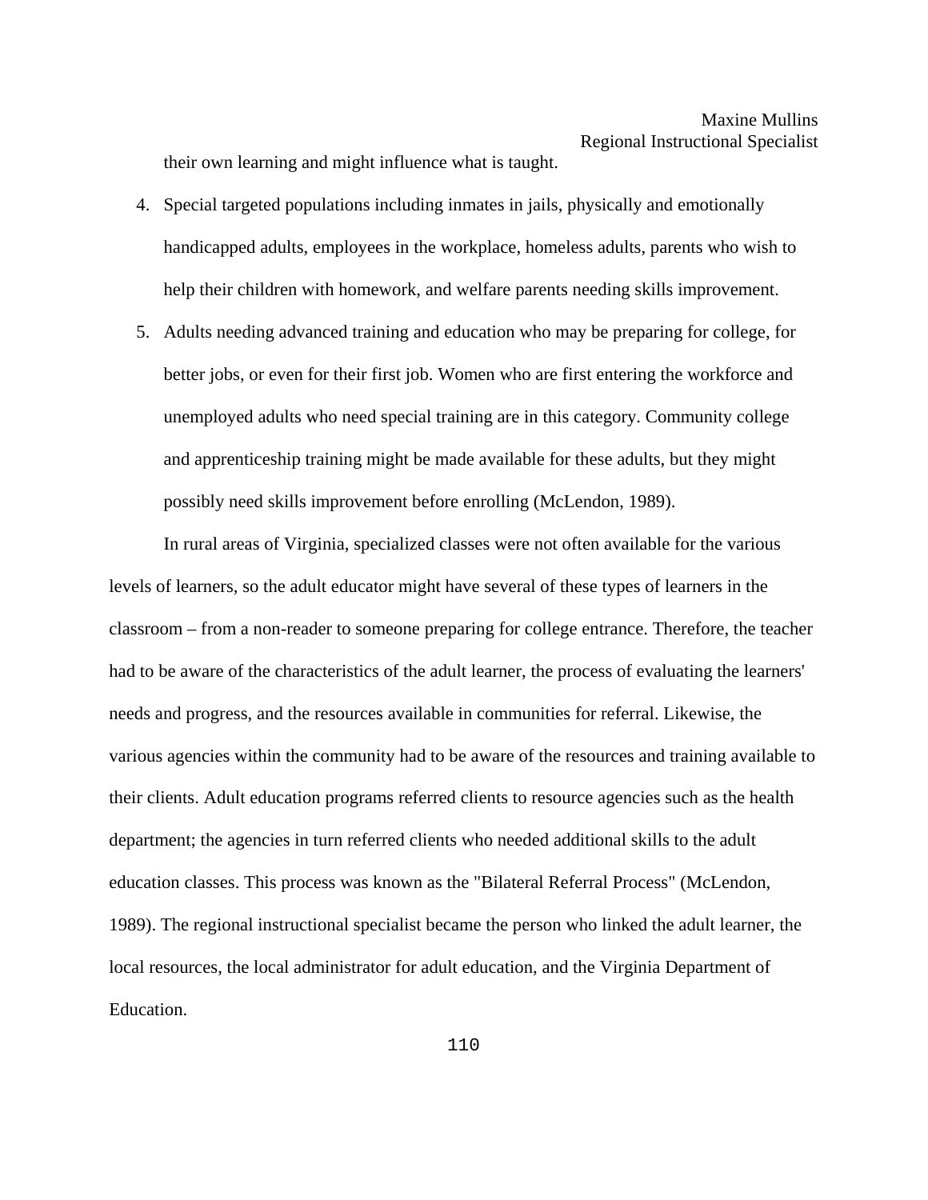their own learning and might influence what is taught.

4. Special targeted populations including inmates in jails, physically and emotionally handicapped adults, employees in the workplace, homeless adults, parents who wish to help their children with homework, and welfare parents needing skills improvement.
5. Adults needing advanced training and education who may be preparing for college, for better jobs, or even for their first job. Women who are first entering the workforce and unemployed adults who need special training are in this category. Community college and apprenticeship training might be made available for these adults, but they might possibly need skills improvement before enrolling (McLendon, 1989).

In rural areas of Virginia, specialized classes were not often available for the various levels of learners, so the adult educator might have several of these types of learners in the classroom – from a non-reader to someone preparing for college entrance. Therefore, the teacher had to be aware of the characteristics of the adult learner, the process of evaluating the learners' needs and progress, and the resources available in communities for referral. Likewise, the various agencies within the community had to be aware of the resources and training available to their clients. Adult education programs referred clients to resource agencies such as the health department; the agencies in turn referred clients who needed additional skills to the adult education classes. This process was known as the "Bilateral Referral Process" (McLendon, 1989). The regional instructional specialist became the person who linked the adult learner, the local resources, the local administrator for adult education, and the Virginia Department of Education.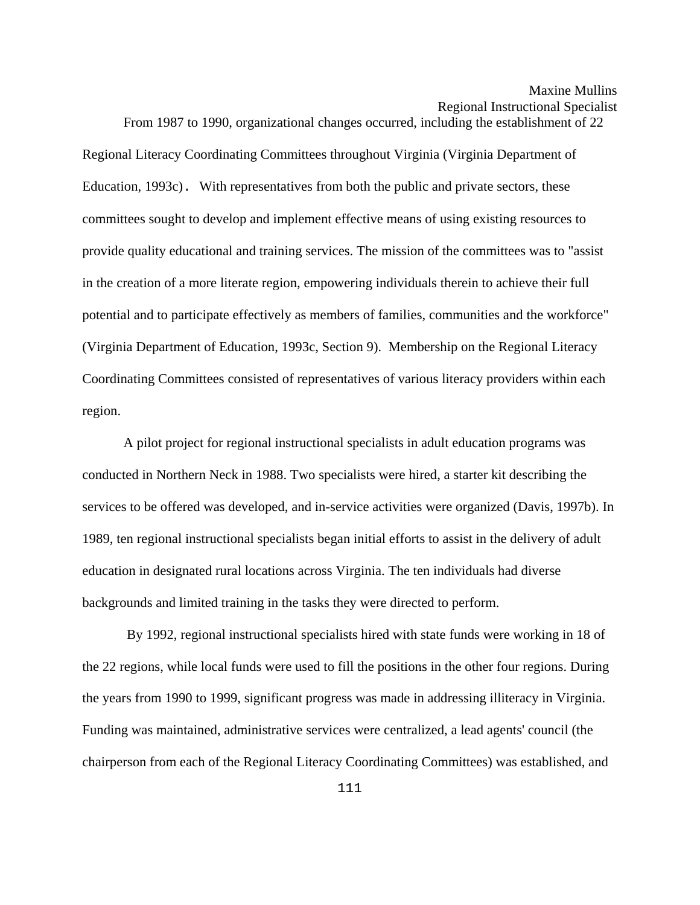From 1987 to 1990, organizational changes occurred, including the establishment of 22 Regional Literacy Coordinating Committees throughout Virginia (Virginia Department of Education, 1993c). With representatives from both the public and private sectors, these committees sought to develop and implement effective means of using existing resources to provide quality educational and training services. The mission of the committees was to "assist in the creation of a more literate region, empowering individuals therein to achieve their full potential and to participate effectively as members of families, communities and the workforce" (Virginia Department of Education, 1993c, Section 9). Membership on the Regional Literacy Coordinating Committees consisted of representatives of various literacy providers within each region.

A pilot project for regional instructional specialists in adult education programs was conducted in Northern Neck in 1988. Two specialists were hired, a starter kit describing the services to be offered was developed, and in-service activities were organized (Davis, 1997b). In 1989, ten regional instructional specialists began initial efforts to assist in the delivery of adult education in designated rural locations across Virginia. The ten individuals had diverse backgrounds and limited training in the tasks they were directed to perform.

By 1992, regional instructional specialists hired with state funds were working in 18 of the 22 regions, while local funds were used to fill the positions in the other four regions. During the years from 1990 to 1999, significant progress was made in addressing illiteracy in Virginia. Funding was maintained, administrative services were centralized, a lead agents' council (the chairperson from each of the Regional Literacy Coordinating Committees) was established, and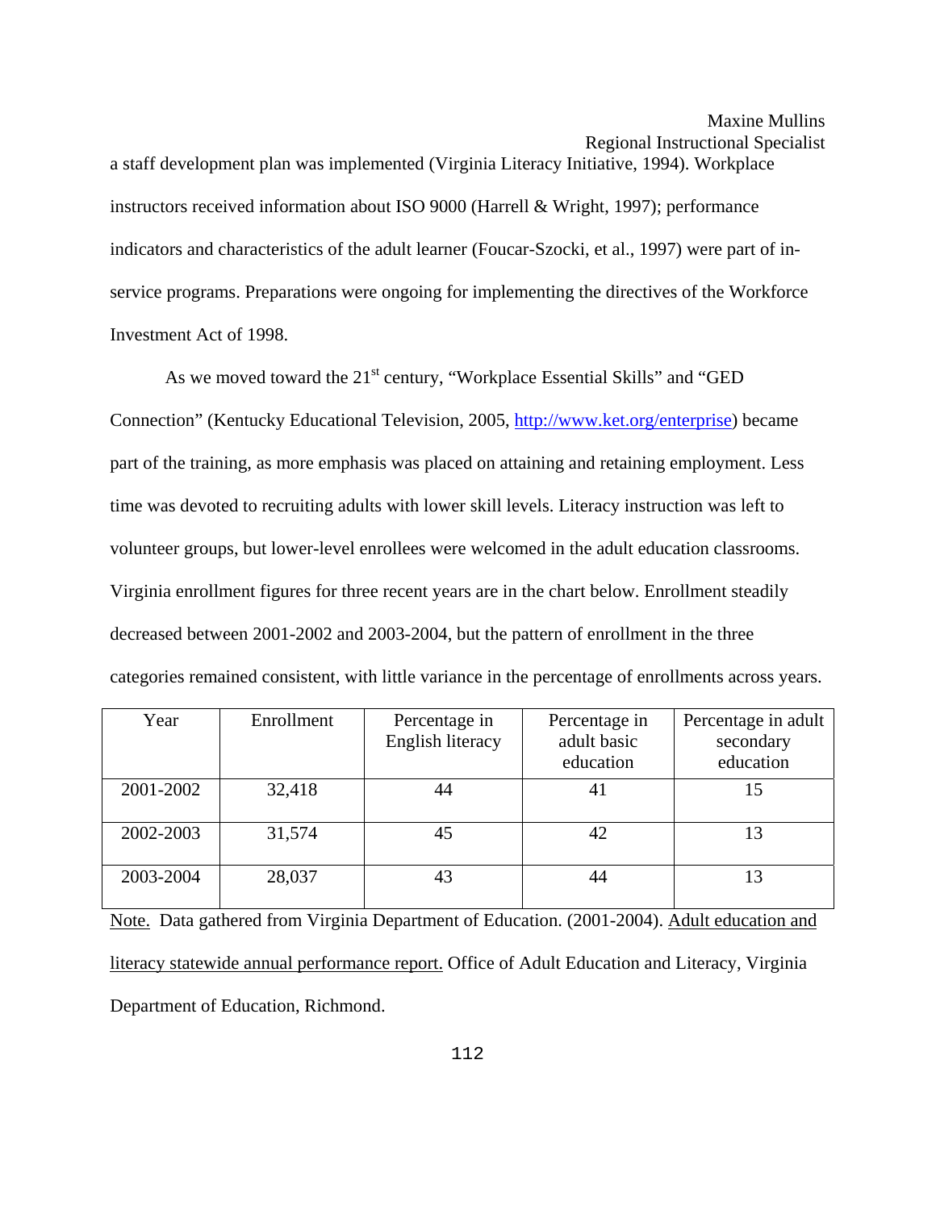a staff development plan was implemented (Virginia Literacy Initiative, 1994). Workplace instructors received information about ISO 9000 (Harrell & Wright, 1997); performance indicators and characteristics of the adult learner (Foucar-Szocki, et al., 1997) were part of in-service programs. Preparations were ongoing for implementing the directives of the Workforce Investment Act of 1998.

As we moved toward the 21st century, "Workplace Essential Skills" and "GED Connection" (Kentucky Educational Television, 2005, http://www.ket.org/enterprise) became part of the training, as more emphasis was placed on attaining and retaining employment. Less time was devoted to recruiting adults with lower skill levels. Literacy instruction was left to volunteer groups, but lower-level enrollees were welcomed in the adult education classrooms. Virginia enrollment figures for three recent years are in the chart below. Enrollment steadily decreased between 2001-2002 and 2003-2004, but the pattern of enrollment in the three categories remained consistent, with little variance in the percentage of enrollments across years.

| Year | Enrollment | Percentage in English literacy | Percentage in adult basic education | Percentage in adult secondary education |
|---|---|---|---|---|
| 2001-2002 | 32,418 | 44 | 41 | 15 |
| 2002-2003 | 31,574 | 45 | 42 | 13 |
| 2003-2004 | 28,037 | 43 | 44 | 13 |

Note. Data gathered from Virginia Department of Education. (2001-2004). Adult education and literacy statewide annual performance report. Office of Adult Education and Literacy, Virginia Department of Education, Richmond.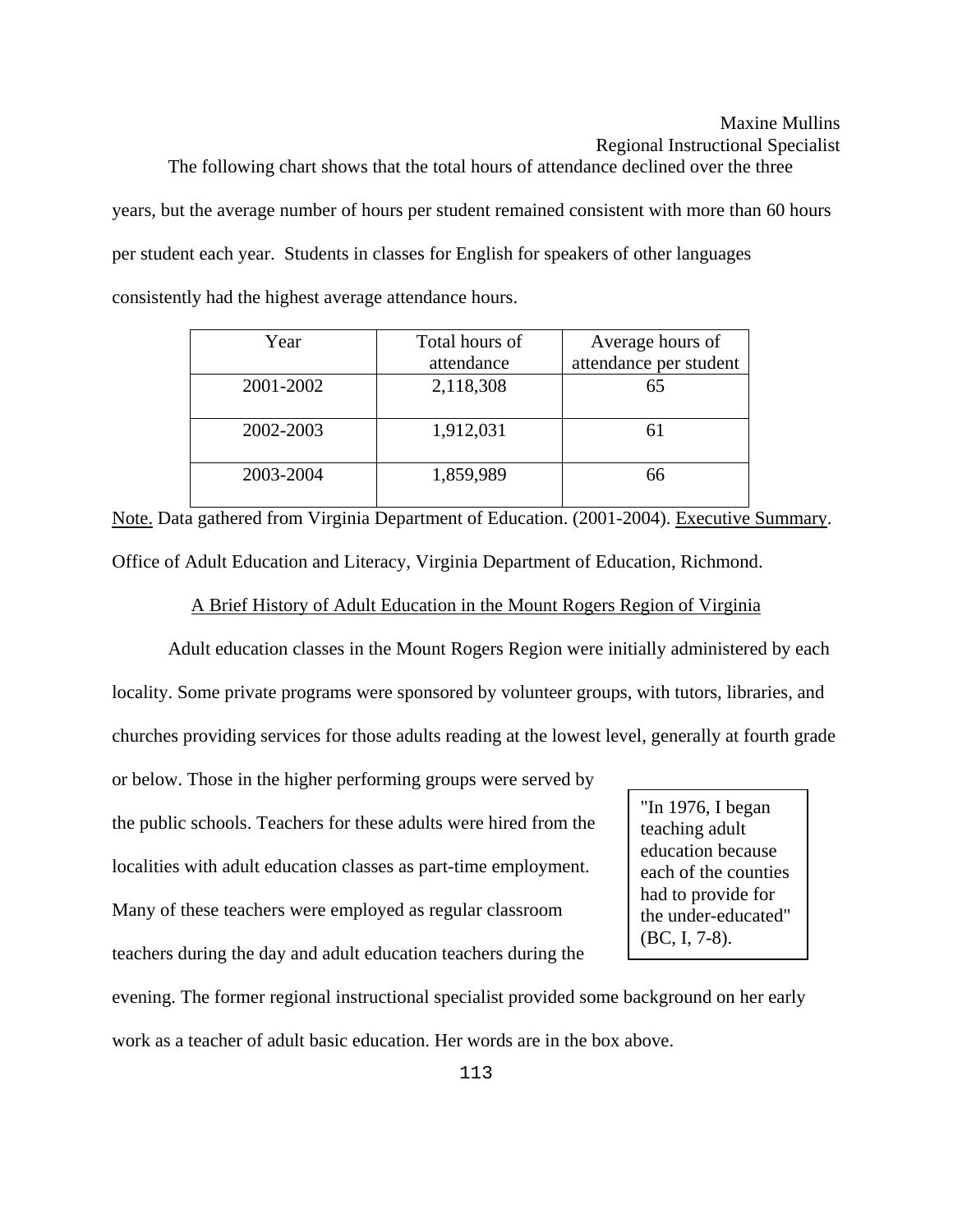Maxine Mullins
Regional Instructional Specialist

The following chart shows that the total hours of attendance declined over the three years, but the average number of hours per student remained consistent with more than 60 hours per student each year. Students in classes for English for speakers of other languages consistently had the highest average attendance hours.

| Year | Total hours of attendance | Average hours of attendance per student |
|---|---|---|
| 2001-2002 | 2,118,308 | 65 |
| 2002-2003 | 1,912,031 | 61 |
| 2003-2004 | 1,859,989 | 66 |

Note. Data gathered from Virginia Department of Education. (2001-2004). Executive Summary. Office of Adult Education and Literacy, Virginia Department of Education, Richmond.

## A Brief History of Adult Education in the Mount Rogers Region of Virginia

Adult education classes in the Mount Rogers Region were initially administered by each locality. Some private programs were sponsored by volunteer groups, with tutors, libraries, and churches providing services for those adults reading at the lowest level, generally at fourth grade or below. Those in the higher performing groups were served by the public schools. Teachers for these adults were hired from the localities with adult education classes as part-time employment. Many of these teachers were employed as regular classroom teachers during the day and adult education teachers during the evening. The former regional instructional specialist provided some background on her early work as a teacher of adult basic education. Her words are in the box above.

> "In 1976, I began teaching adult education because each of the counties had to provide for the under-educated" (BC, I, 7-8).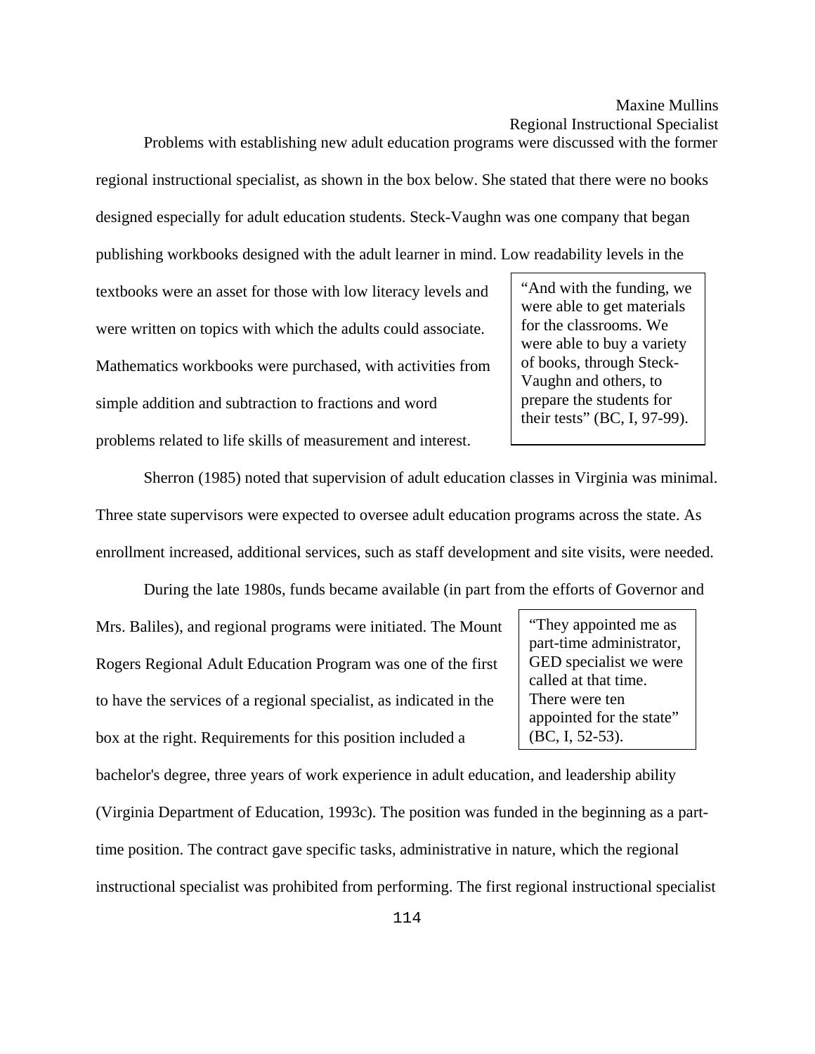Maxine Mullins
Regional Instructional Specialist

Problems with establishing new adult education programs were discussed with the former regional instructional specialist, as shown in the box below. She stated that there were no books designed especially for adult education students. Steck-Vaughn was one company that began publishing workbooks designed with the adult learner in mind. Low readability levels in the textbooks were an asset for those with low literacy levels and were written on topics with which the adults could associate. Mathematics workbooks were purchased, with activities from simple addition and subtraction to fractions and word problems related to life skills of measurement and interest.

> "And with the funding, we were able to get materials for the classrooms. We were able to buy a variety of books, through Steck-Vaughn and others, to prepare the students for their tests" (BC, I, 97-99).

Sherron (1985) noted that supervision of adult education classes in Virginia was minimal. Three state supervisors were expected to oversee adult education programs across the state. As enrollment increased, additional services, such as staff development and site visits, were needed.

During the late 1980s, funds became available (in part from the efforts of Governor and Mrs. Baliles), and regional programs were initiated. The Mount Rogers Regional Adult Education Program was one of the first to have the services of a regional specialist, as indicated in the box at the right. Requirements for this position included a bachelor's degree, three years of work experience in adult education, and leadership ability (Virginia Department of Education, 1993c). The position was funded in the beginning as a part-time position. The contract gave specific tasks, administrative in nature, which the regional instructional specialist was prohibited from performing. The first regional instructional specialist

> "They appointed me as part-time administrator, GED specialist we were called at that time. There were ten appointed for the state" (BC, I, 52-53).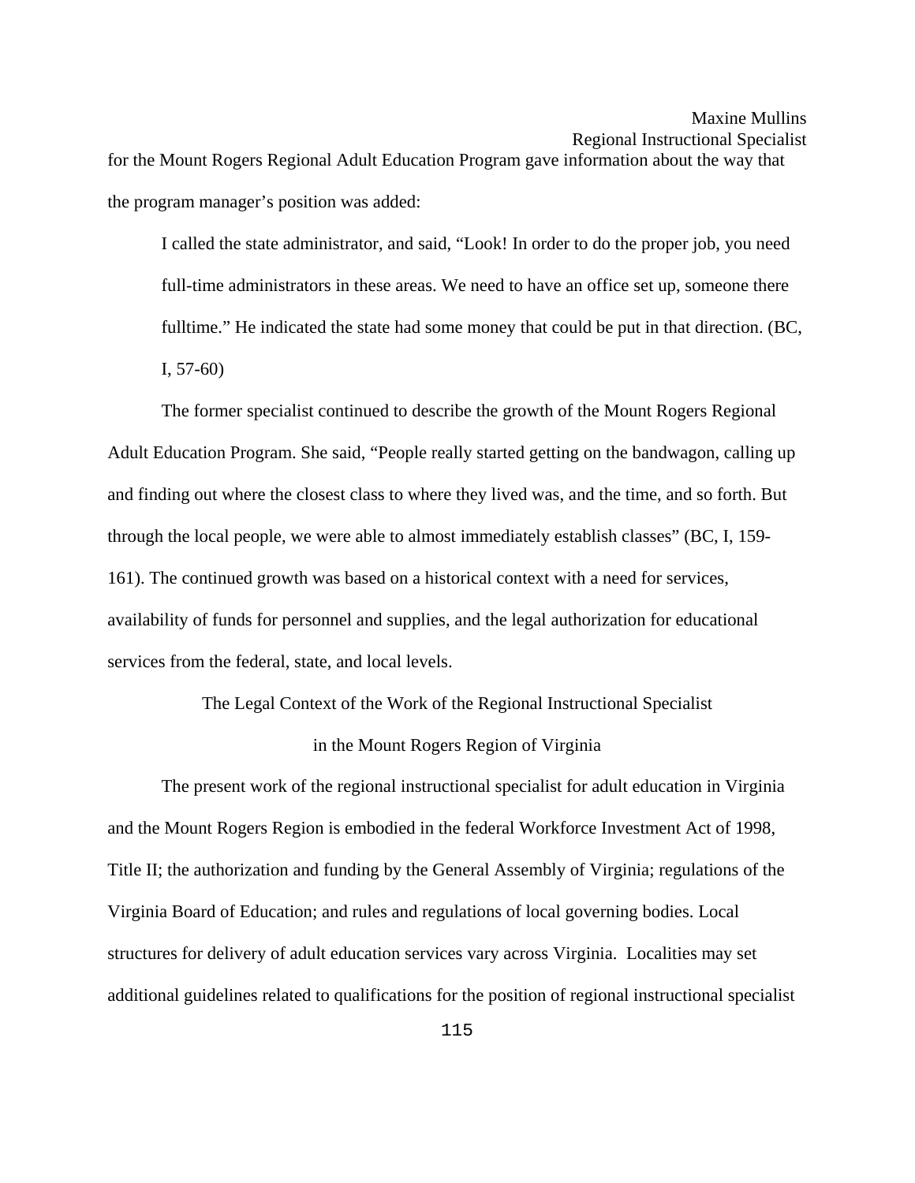for the Mount Rogers Regional Adult Education Program gave information about the way that the program manager's position was added:

> I called the state administrator, and said, "Look! In order to do the proper job, you need full-time administrators in these areas. We need to have an office set up, someone there fulltime." He indicated the state had some money that could be put in that direction. (BC, I, 57-60)

The former specialist continued to describe the growth of the Mount Rogers Regional Adult Education Program. She said, "People really started getting on the bandwagon, calling up and finding out where the closest class to where they lived was, and the time, and so forth. But through the local people, we were able to almost immediately establish classes" (BC, I, 159-161). The continued growth was based on a historical context with a need for services, availability of funds for personnel and supplies, and the legal authorization for educational services from the federal, state, and local levels.

## The Legal Context of the Work of the Regional Instructional Specialist in the Mount Rogers Region of Virginia

The present work of the regional instructional specialist for adult education in Virginia and the Mount Rogers Region is embodied in the federal Workforce Investment Act of 1998, Title II; the authorization and funding by the General Assembly of Virginia; regulations of the Virginia Board of Education; and rules and regulations of local governing bodies. Local structures for delivery of adult education services vary across Virginia. Localities may set additional guidelines related to qualifications for the position of regional instructional specialist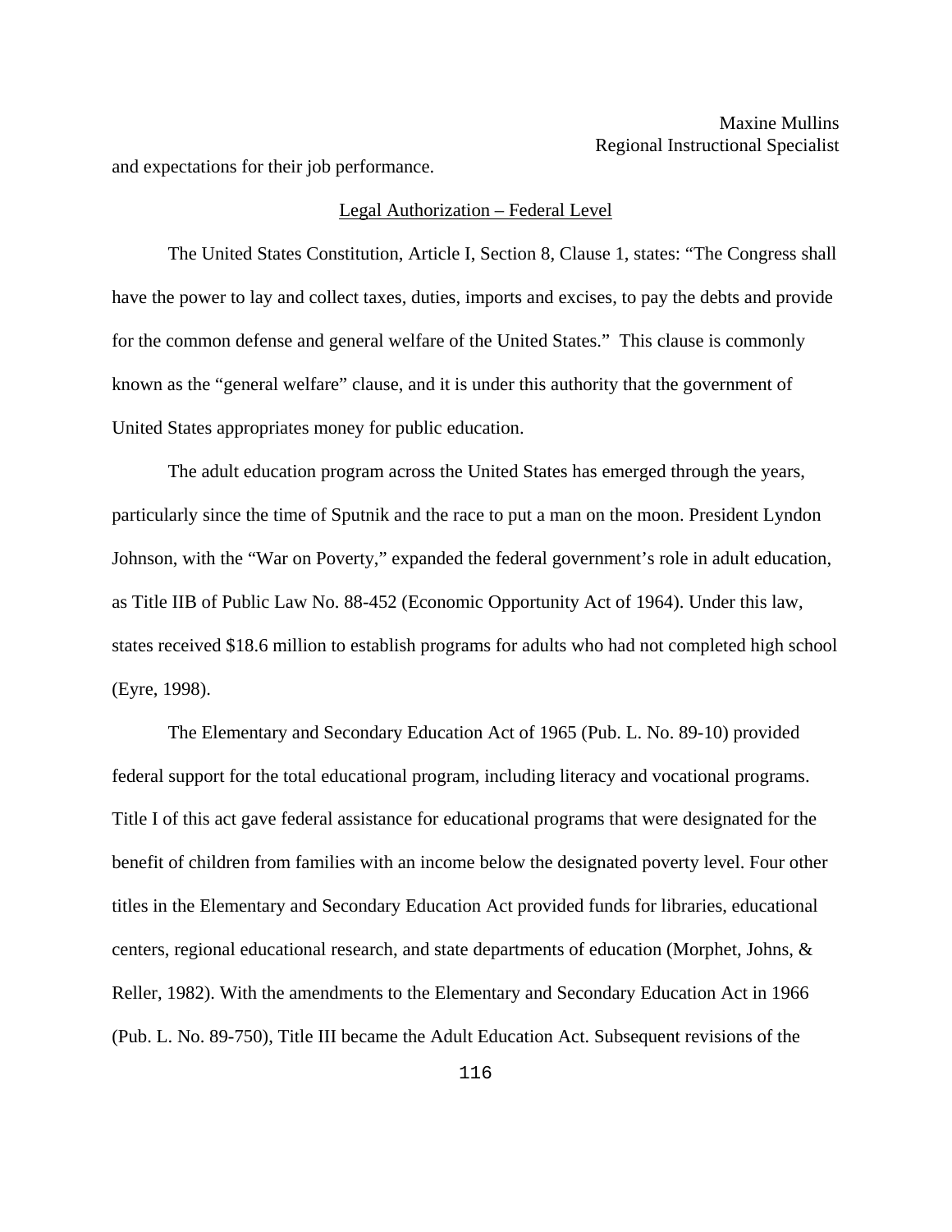and expectations for their job performance.

## Legal Authorization – Federal Level

The United States Constitution, Article I, Section 8, Clause 1, states: "The Congress shall have the power to lay and collect taxes, duties, imports and excises, to pay the debts and provide for the common defense and general welfare of the United States." This clause is commonly known as the "general welfare" clause, and it is under this authority that the government of United States appropriates money for public education.

The adult education program across the United States has emerged through the years, particularly since the time of Sputnik and the race to put a man on the moon. President Lyndon Johnson, with the "War on Poverty," expanded the federal government's role in adult education, as Title IIB of Public Law No. 88-452 (Economic Opportunity Act of 1964). Under this law, states received $18.6 million to establish programs for adults who had not completed high school (Eyre, 1998).

The Elementary and Secondary Education Act of 1965 (Pub. L. No. 89-10) provided federal support for the total educational program, including literacy and vocational programs. Title I of this act gave federal assistance for educational programs that were designated for the benefit of children from families with an income below the designated poverty level. Four other titles in the Elementary and Secondary Education Act provided funds for libraries, educational centers, regional educational research, and state departments of education (Morphet, Johns, & Reller, 1982). With the amendments to the Elementary and Secondary Education Act in 1966 (Pub. L. No. 89-750), Title III became the Adult Education Act. Subsequent revisions of the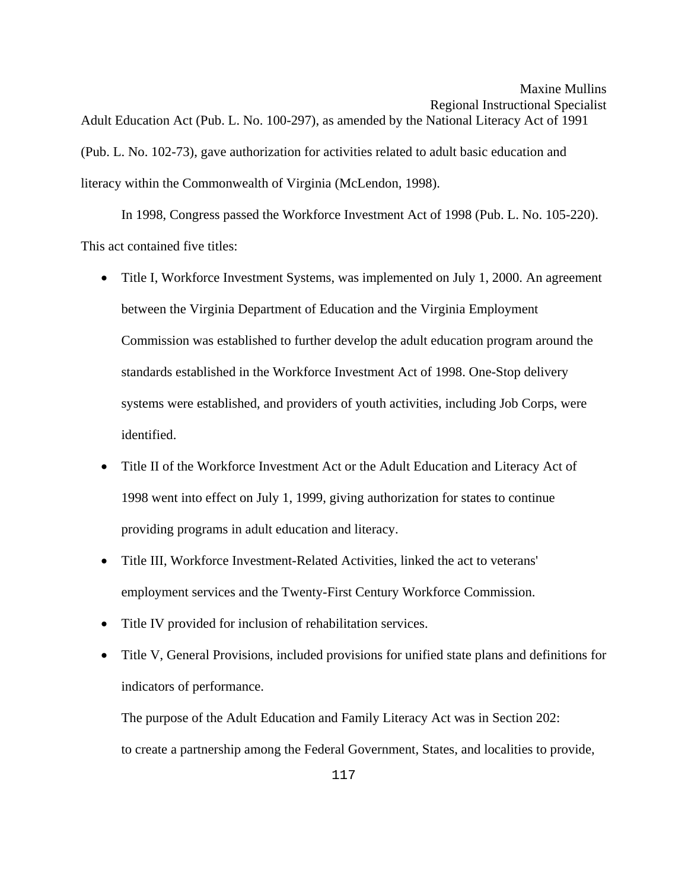Adult Education Act (Pub. L. No. 100-297), as amended by the National Literacy Act of 1991 (Pub. L. No. 102-73), gave authorization for activities related to adult basic education and literacy within the Commonwealth of Virginia (McLendon, 1998).

In 1998, Congress passed the Workforce Investment Act of 1998 (Pub. L. No. 105-220). This act contained five titles:

- Title I, Workforce Investment Systems, was implemented on July 1, 2000. An agreement between the Virginia Department of Education and the Virginia Employment Commission was established to further develop the adult education program around the standards established in the Workforce Investment Act of 1998. One-Stop delivery systems were established, and providers of youth activities, including Job Corps, were identified.
- Title II of the Workforce Investment Act or the Adult Education and Literacy Act of 1998 went into effect on July 1, 1999, giving authorization for states to continue providing programs in adult education and literacy.
- Title III, Workforce Investment-Related Activities, linked the act to veterans' employment services and the Twenty-First Century Workforce Commission.
- Title IV provided for inclusion of rehabilitation services.
- Title V, General Provisions, included provisions for unified state plans and definitions for indicators of performance.

The purpose of the Adult Education and Family Literacy Act was in Section 202:

to create a partnership among the Federal Government, States, and localities to provide,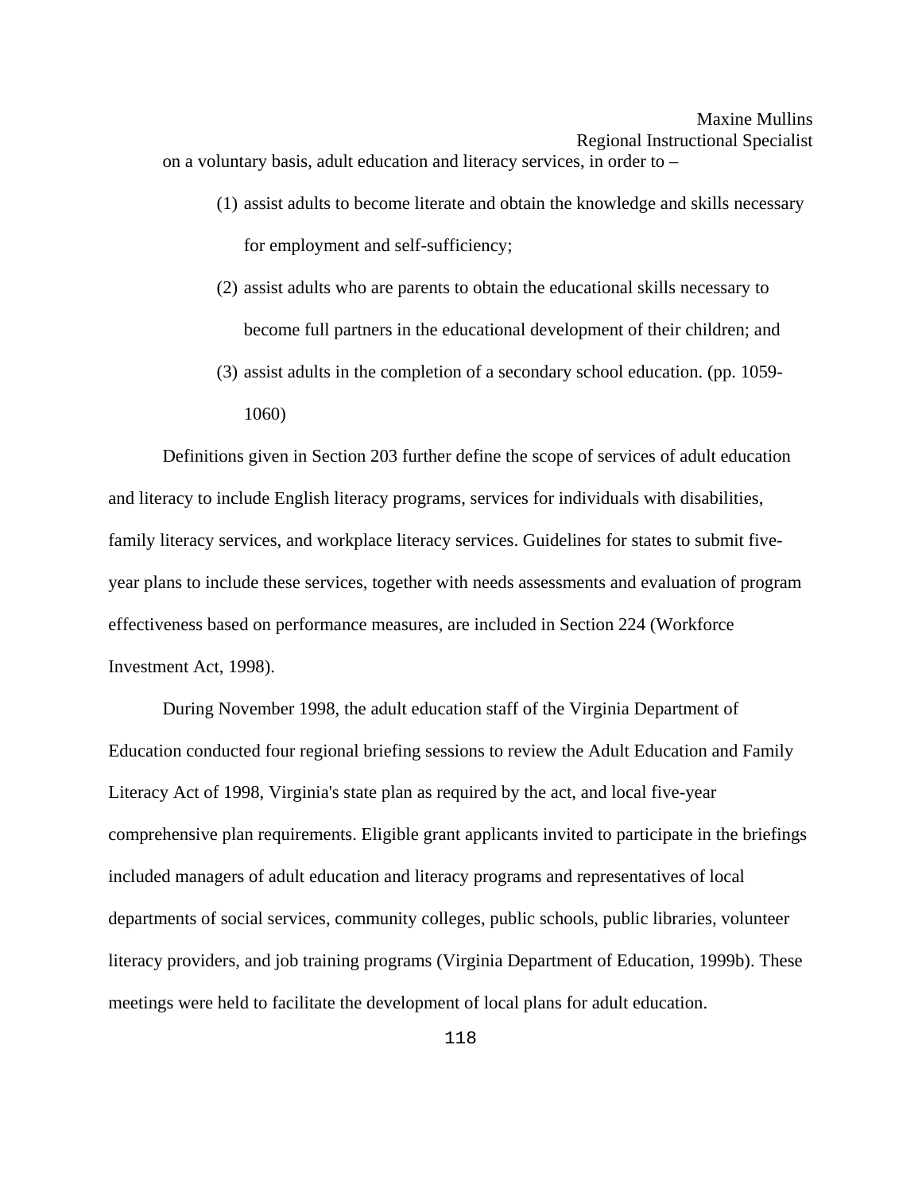on a voluntary basis, adult education and literacy services, in order to –

> (1) assist adults to become literate and obtain the knowledge and skills necessary for employment and self-sufficiency;
>
> (2) assist adults who are parents to obtain the educational skills necessary to become full partners in the educational development of their children; and
>
> (3) assist adults in the completion of a secondary school education. (pp. 1059-1060)

Definitions given in Section 203 further define the scope of services of adult education and literacy to include English literacy programs, services for individuals with disabilities, family literacy services, and workplace literacy services. Guidelines for states to submit five-year plans to include these services, together with needs assessments and evaluation of program effectiveness based on performance measures, are included in Section 224 (Workforce Investment Act, 1998).

During November 1998, the adult education staff of the Virginia Department of Education conducted four regional briefing sessions to review the Adult Education and Family Literacy Act of 1998, Virginia's state plan as required by the act, and local five-year comprehensive plan requirements. Eligible grant applicants invited to participate in the briefings included managers of adult education and literacy programs and representatives of local departments of social services, community colleges, public schools, public libraries, volunteer literacy providers, and job training programs (Virginia Department of Education, 1999b). These meetings were held to facilitate the development of local plans for adult education.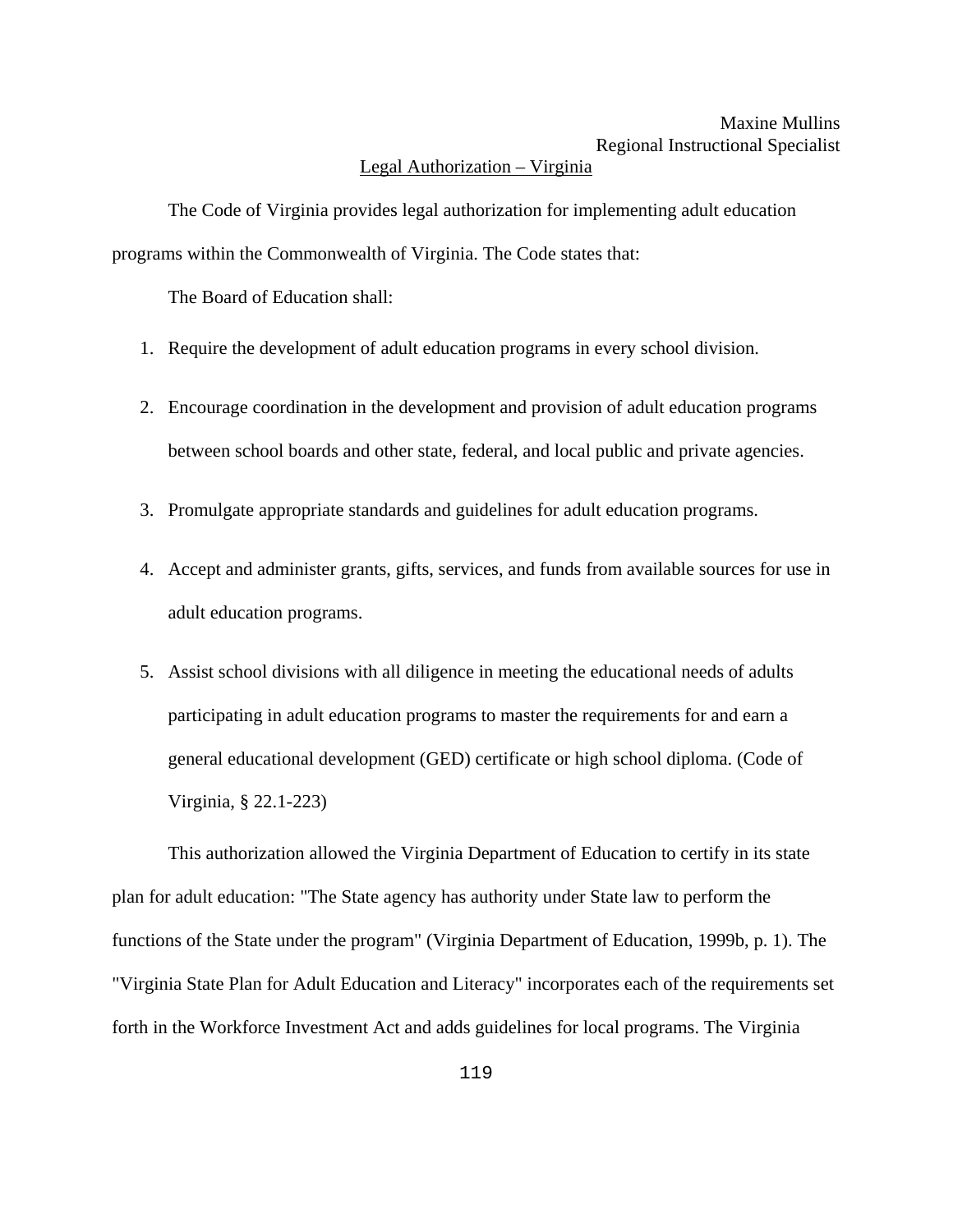Maxine Mullins
Regional Instructional Specialist

## Legal Authorization – Virginia

The Code of Virginia provides legal authorization for implementing adult education programs within the Commonwealth of Virginia. The Code states that:

The Board of Education shall:

1. Require the development of adult education programs in every school division.
2. Encourage coordination in the development and provision of adult education programs between school boards and other state, federal, and local public and private agencies.
3. Promulgate appropriate standards and guidelines for adult education programs.
4. Accept and administer grants, gifts, services, and funds from available sources for use in adult education programs.
5. Assist school divisions with all diligence in meeting the educational needs of adults participating in adult education programs to master the requirements for and earn a general educational development (GED) certificate or high school diploma. (Code of Virginia, § 22.1-223)

This authorization allowed the Virginia Department of Education to certify in its state plan for adult education: "The State agency has authority under State law to perform the functions of the State under the program" (Virginia Department of Education, 1999b, p. 1). The "Virginia State Plan for Adult Education and Literacy" incorporates each of the requirements set forth in the Workforce Investment Act and adds guidelines for local programs. The Virginia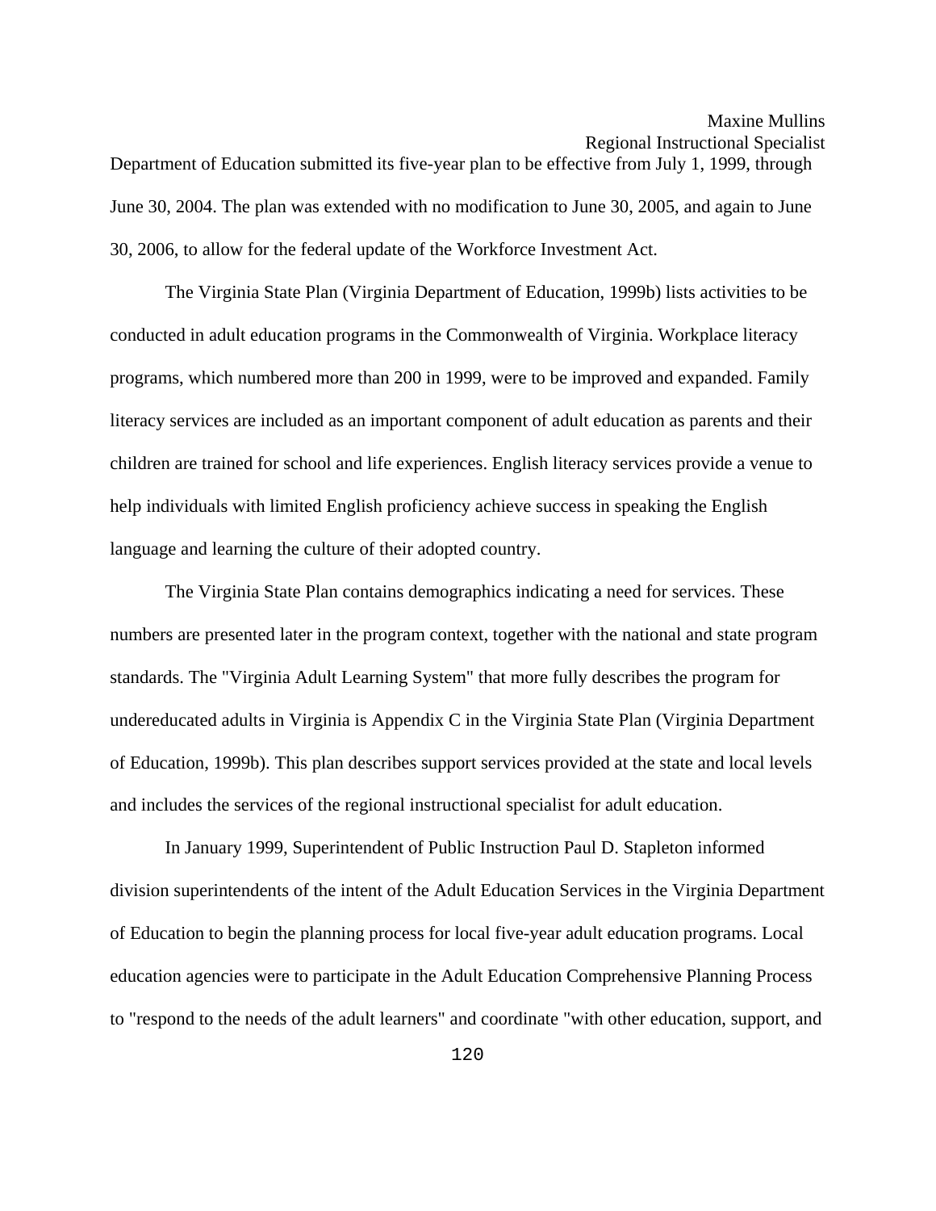Department of Education submitted its five-year plan to be effective from July 1, 1999, through June 30, 2004. The plan was extended with no modification to June 30, 2005, and again to June 30, 2006, to allow for the federal update of the Workforce Investment Act.

The Virginia State Plan (Virginia Department of Education, 1999b) lists activities to be conducted in adult education programs in the Commonwealth of Virginia. Workplace literacy programs, which numbered more than 200 in 1999, were to be improved and expanded. Family literacy services are included as an important component of adult education as parents and their children are trained for school and life experiences. English literacy services provide a venue to help individuals with limited English proficiency achieve success in speaking the English language and learning the culture of their adopted country.

The Virginia State Plan contains demographics indicating a need for services. These numbers are presented later in the program context, together with the national and state program standards. The "Virginia Adult Learning System" that more fully describes the program for undereducated adults in Virginia is Appendix C in the Virginia State Plan (Virginia Department of Education, 1999b). This plan describes support services provided at the state and local levels and includes the services of the regional instructional specialist for adult education.

In January 1999, Superintendent of Public Instruction Paul D. Stapleton informed division superintendents of the intent of the Adult Education Services in the Virginia Department of Education to begin the planning process for local five-year adult education programs. Local education agencies were to participate in the Adult Education Comprehensive Planning Process to "respond to the needs of the adult learners" and coordinate "with other education, support, and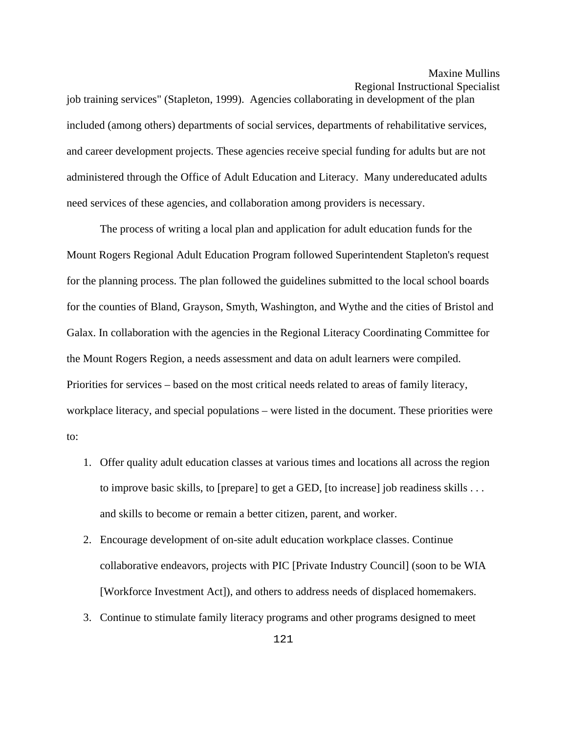job training services" (Stapleton, 1999). Agencies collaborating in development of the plan included (among others) departments of social services, departments of rehabilitative services, and career development projects. These agencies receive special funding for adults but are not administered through the Office of Adult Education and Literacy. Many undereducated adults need services of these agencies, and collaboration among providers is necessary.

The process of writing a local plan and application for adult education funds for the Mount Rogers Regional Adult Education Program followed Superintendent Stapleton's request for the planning process. The plan followed the guidelines submitted to the local school boards for the counties of Bland, Grayson, Smyth, Washington, and Wythe and the cities of Bristol and Galax. In collaboration with the agencies in the Regional Literacy Coordinating Committee for the Mount Rogers Region, a needs assessment and data on adult learners were compiled. Priorities for services – based on the most critical needs related to areas of family literacy, workplace literacy, and special populations – were listed in the document. These priorities were to:

1. Offer quality adult education classes at various times and locations all across the region to improve basic skills, to [prepare] to get a GED, [to increase] job readiness skills . . . and skills to become or remain a better citizen, parent, and worker.
2. Encourage development of on-site adult education workplace classes. Continue collaborative endeavors, projects with PIC [Private Industry Council] (soon to be WIA [Workforce Investment Act]), and others to address needs of displaced homemakers.
3. Continue to stimulate family literacy programs and other programs designed to meet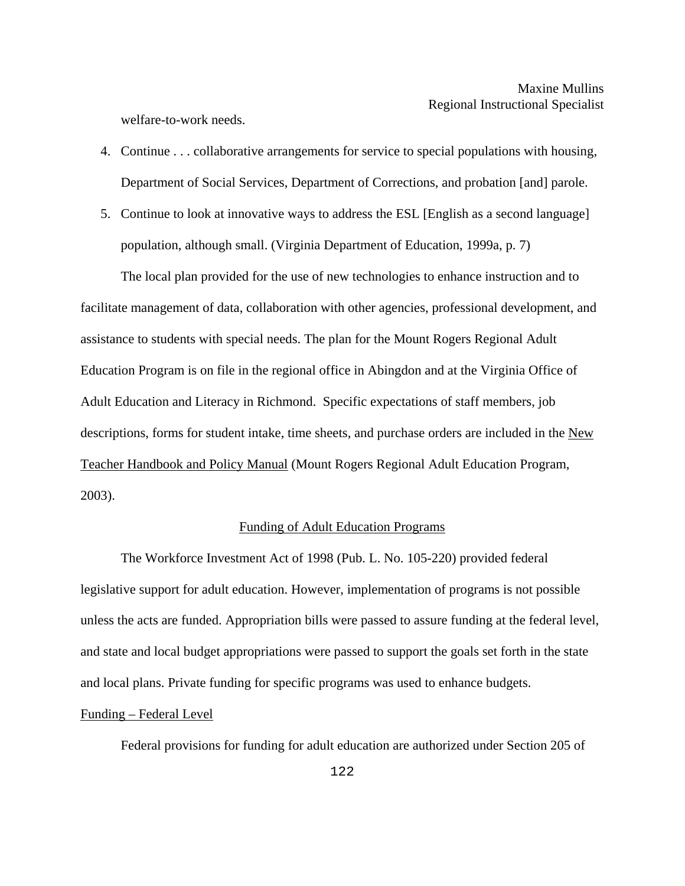welfare-to-work needs.

4. Continue . . . collaborative arrangements for service to special populations with housing, Department of Social Services, Department of Corrections, and probation [and] parole.
5. Continue to look at innovative ways to address the ESL [English as a second language] population, although small. (Virginia Department of Education, 1999a, p. 7)

The local plan provided for the use of new technologies to enhance instruction and to facilitate management of data, collaboration with other agencies, professional development, and assistance to students with special needs. The plan for the Mount Rogers Regional Adult Education Program is on file in the regional office in Abingdon and at the Virginia Office of Adult Education and Literacy in Richmond. Specific expectations of staff members, job descriptions, forms for student intake, time sheets, and purchase orders are included in the New Teacher Handbook and Policy Manual (Mount Rogers Regional Adult Education Program, 2003).

## Funding of Adult Education Programs

The Workforce Investment Act of 1998 (Pub. L. No. 105-220) provided federal legislative support for adult education. However, implementation of programs is not possible unless the acts are funded. Appropriation bills were passed to assure funding at the federal level, and state and local budget appropriations were passed to support the goals set forth in the state and local plans. Private funding for specific programs was used to enhance budgets.

### Funding – Federal Level

Federal provisions for funding for adult education are authorized under Section 205 of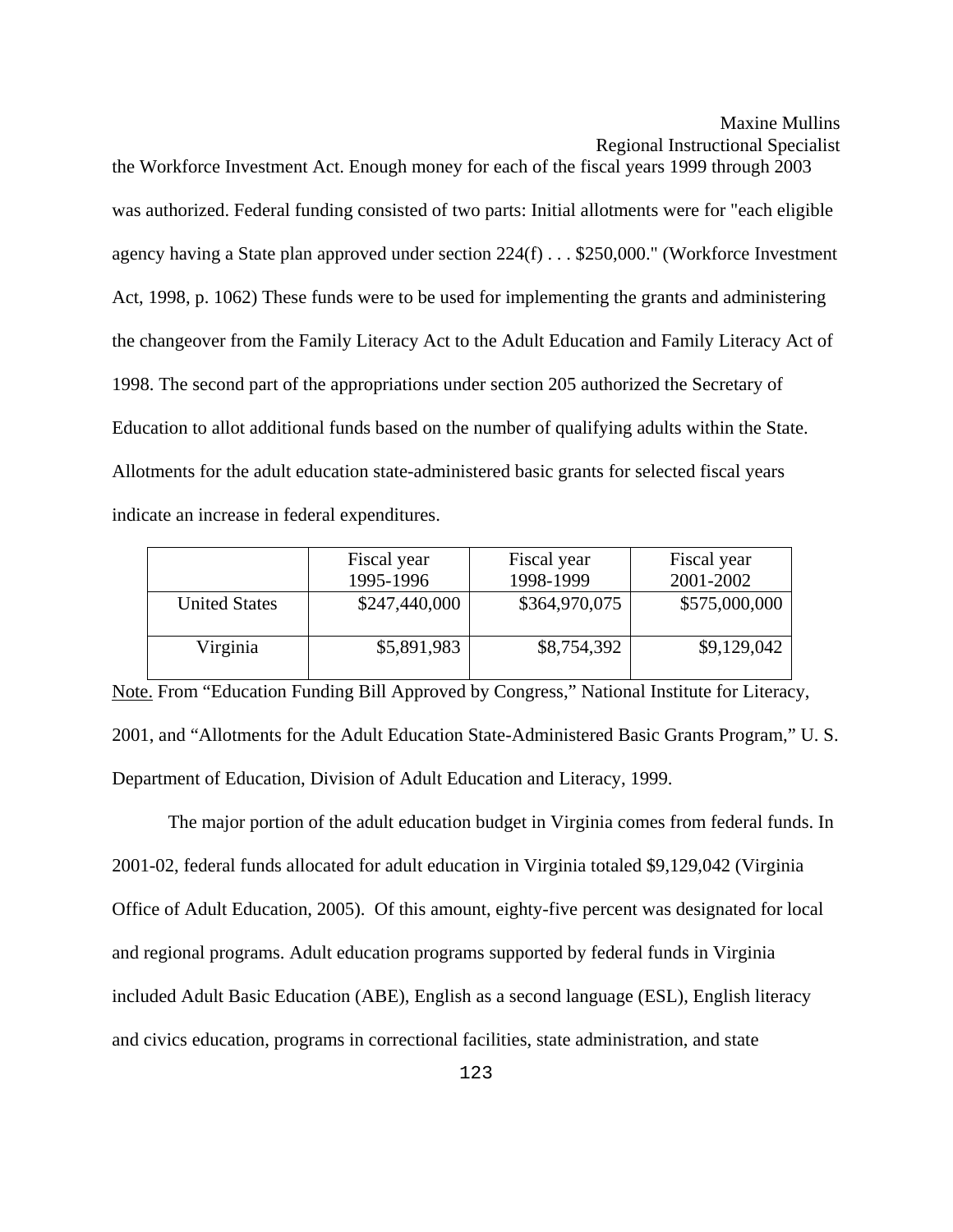the Workforce Investment Act. Enough money for each of the fiscal years 1999 through 2003 was authorized. Federal funding consisted of two parts: Initial allotments were for "each eligible agency having a State plan approved under section 224(f) . . . $250,000." (Workforce Investment Act, 1998, p. 1062) These funds were to be used for implementing the grants and administering the changeover from the Family Literacy Act to the Adult Education and Family Literacy Act of 1998. The second part of the appropriations under section 205 authorized the Secretary of Education to allot additional funds based on the number of qualifying adults within the State. Allotments for the adult education state-administered basic grants for selected fiscal years indicate an increase in federal expenditures.

| | Fiscal year 1995-1996 | Fiscal year 1998-1999 | Fiscal year 2001-2002 |
|---|---|---|---|
| United States | $247,440,000 | $364,970,075 | $575,000,000 |
| Virginia | $5,891,983 | $8,754,392 | $9,129,042 |

Note. From “Education Funding Bill Approved by Congress,” National Institute for Literacy, 2001, and “Allotments for the Adult Education State-Administered Basic Grants Program,” U. S. Department of Education, Division of Adult Education and Literacy, 1999.

The major portion of the adult education budget in Virginia comes from federal funds. In 2001-02, federal funds allocated for adult education in Virginia totaled $9,129,042 (Virginia Office of Adult Education, 2005). Of this amount, eighty-five percent was designated for local and regional programs. Adult education programs supported by federal funds in Virginia included Adult Basic Education (ABE), English as a second language (ESL), English literacy and civics education, programs in correctional facilities, state administration, and state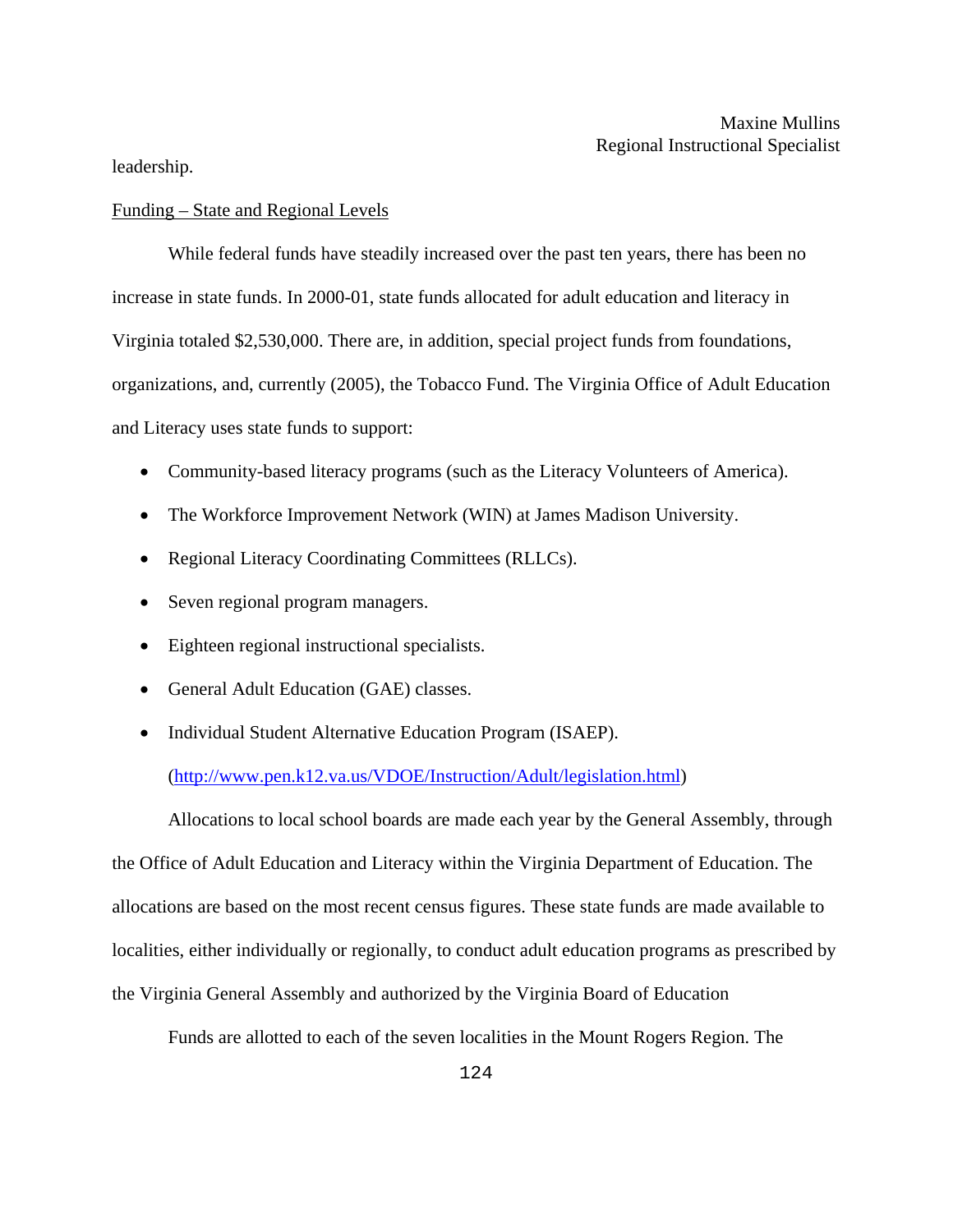Maxine Mullins
Regional Instructional Specialist

leadership.

Funding – State and Regional Levels

While federal funds have steadily increased over the past ten years, there has been no increase in state funds. In 2000-01, state funds allocated for adult education and literacy in Virginia totaled $2,530,000. There are, in addition, special project funds from foundations, organizations, and, currently (2005), the Tobacco Fund. The Virginia Office of Adult Education and Literacy uses state funds to support:

- Community-based literacy programs (such as the Literacy Volunteers of America).
- The Workforce Improvement Network (WIN) at James Madison University.
- Regional Literacy Coordinating Committees (RLLCs).
- Seven regional program managers.
- Eighteen regional instructional specialists.
- General Adult Education (GAE) classes.
- Individual Student Alternative Education Program (ISAEP).

  (http://www.pen.k12.va.us/VDOE/Instruction/Adult/legislation.html)

Allocations to local school boards are made each year by the General Assembly, through the Office of Adult Education and Literacy within the Virginia Department of Education. The allocations are based on the most recent census figures. These state funds are made available to localities, either individually or regionally, to conduct adult education programs as prescribed by the Virginia General Assembly and authorized by the Virginia Board of Education

Funds are allotted to each of the seven localities in the Mount Rogers Region. The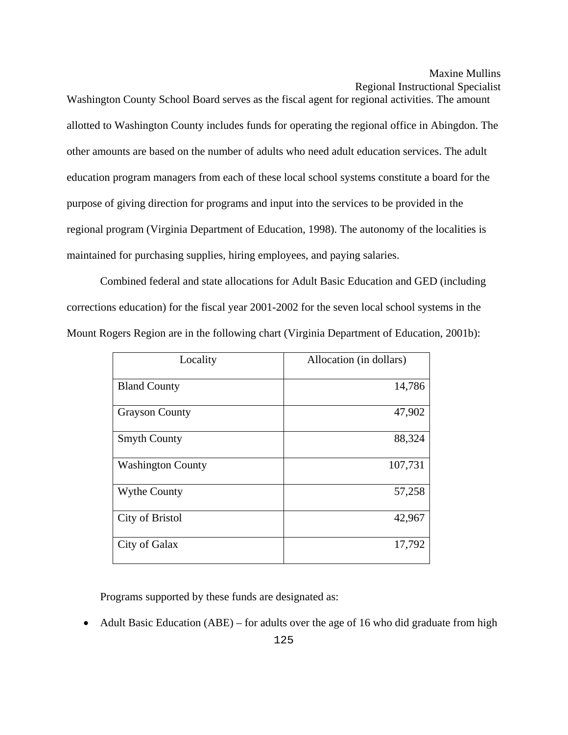Washington County School Board serves as the fiscal agent for regional activities. The amount allotted to Washington County includes funds for operating the regional office in Abingdon. The other amounts are based on the number of adults who need adult education services. The adult education program managers from each of these local school systems constitute a board for the purpose of giving direction for programs and input into the services to be provided in the regional program (Virginia Department of Education, 1998). The autonomy of the localities is maintained for purchasing supplies, hiring employees, and paying salaries.

Combined federal and state allocations for Adult Basic Education and GED (including corrections education) for the fiscal year 2001-2002 for the seven local school systems in the Mount Rogers Region are in the following chart (Virginia Department of Education, 2001b):

| Locality | Allocation (in dollars) |
|---|---:|
| Bland County | 14,786 |
| Grayson County | 47,902 |
| Smyth County | 88,324 |
| Washington County | 107,731 |
| Wythe County | 57,258 |
| City of Bristol | 42,967 |
| City of Galax | 17,792 |

Programs supported by these funds are designated as:

- Adult Basic Education (ABE) – for adults over the age of 16 who did graduate from high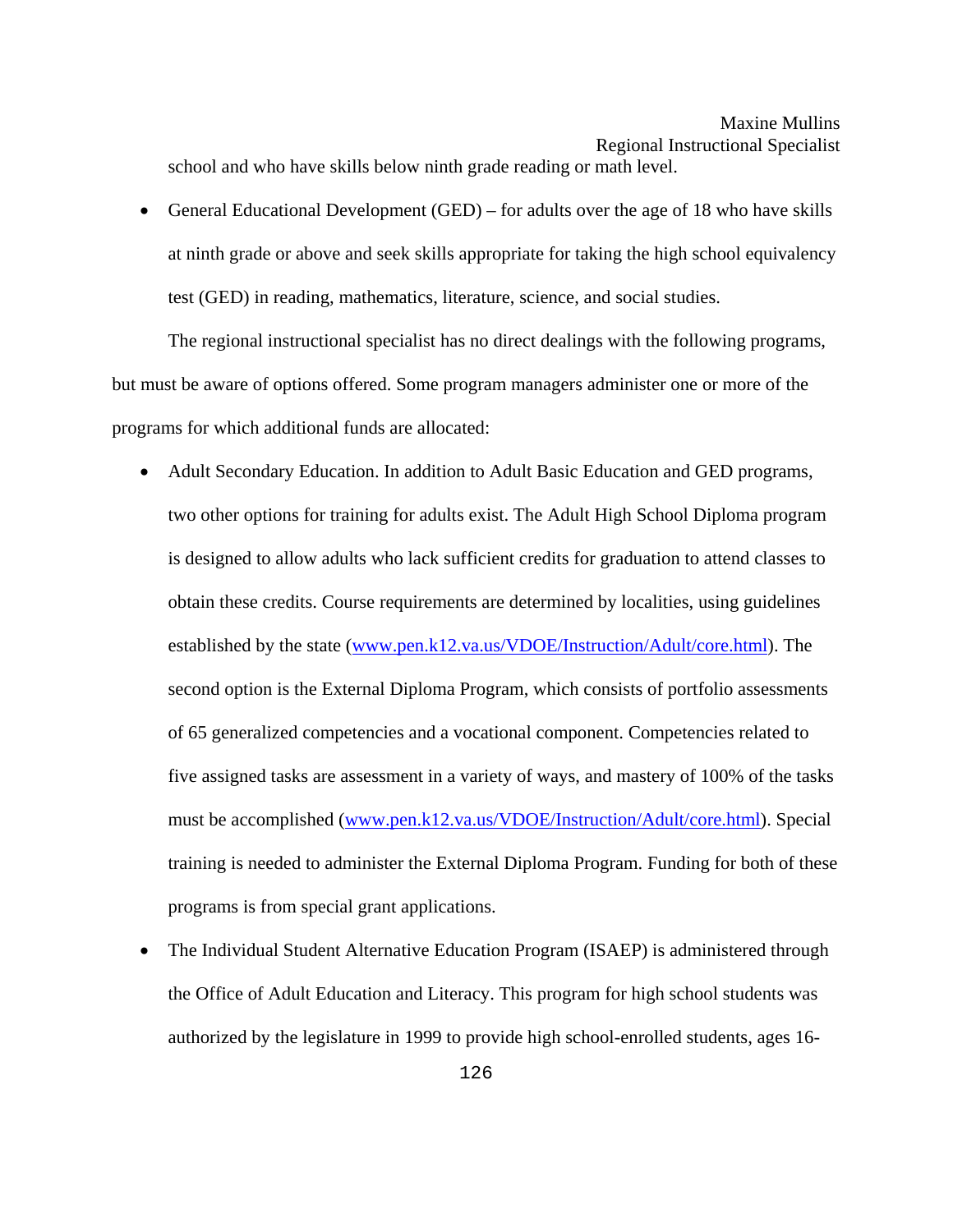school and who have skills below ninth grade reading or math level.

- General Educational Development (GED) – for adults over the age of 18 who have skills at ninth grade or above and seek skills appropriate for taking the high school equivalency test (GED) in reading, mathematics, literature, science, and social studies.

The regional instructional specialist has no direct dealings with the following programs, but must be aware of options offered. Some program managers administer one or more of the programs for which additional funds are allocated:

- Adult Secondary Education. In addition to Adult Basic Education and GED programs, two other options for training for adults exist. The Adult High School Diploma program is designed to allow adults who lack sufficient credits for graduation to attend classes to obtain these credits. Course requirements are determined by localities, using guidelines established by the state (www.pen.k12.va.us/VDOE/Instruction/Adult/core.html). The second option is the External Diploma Program, which consists of portfolio assessments of 65 generalized competencies and a vocational component. Competencies related to five assigned tasks are assessment in a variety of ways, and mastery of 100% of the tasks must be accomplished (www.pen.k12.va.us/VDOE/Instruction/Adult/core.html). Special training is needed to administer the External Diploma Program. Funding for both of these programs is from special grant applications.
- The Individual Student Alternative Education Program (ISAEP) is administered through the Office of Adult Education and Literacy. This program for high school students was authorized by the legislature in 1999 to provide high school-enrolled students, ages 16-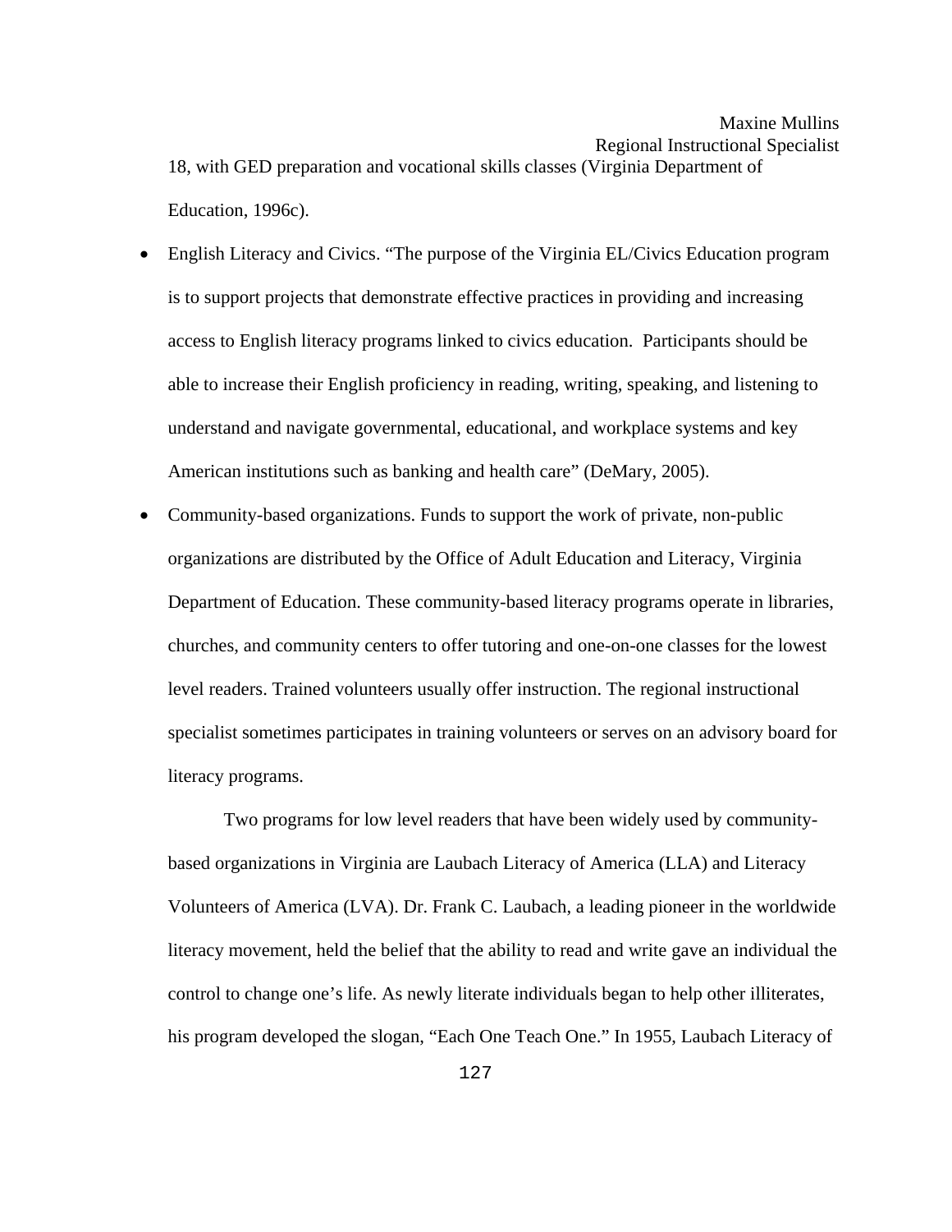18, with GED preparation and vocational skills classes (Virginia Department of Education, 1996c).

- English Literacy and Civics. "The purpose of the Virginia EL/Civics Education program is to support projects that demonstrate effective practices in providing and increasing access to English literacy programs linked to civics education. Participants should be able to increase their English proficiency in reading, writing, speaking, and listening to understand and navigate governmental, educational, and workplace systems and key American institutions such as banking and health care" (DeMary, 2005).
- Community-based organizations. Funds to support the work of private, non-public organizations are distributed by the Office of Adult Education and Literacy, Virginia Department of Education. These community-based literacy programs operate in libraries, churches, and community centers to offer tutoring and one-on-one classes for the lowest level readers. Trained volunteers usually offer instruction. The regional instructional specialist sometimes participates in training volunteers or serves on an advisory board for literacy programs.

Two programs for low level readers that have been widely used by community-based organizations in Virginia are Laubach Literacy of America (LLA) and Literacy Volunteers of America (LVA). Dr. Frank C. Laubach, a leading pioneer in the worldwide literacy movement, held the belief that the ability to read and write gave an individual the control to change one's life. As newly literate individuals began to help other illiterates, his program developed the slogan, "Each One Teach One." In 1955, Laubach Literacy of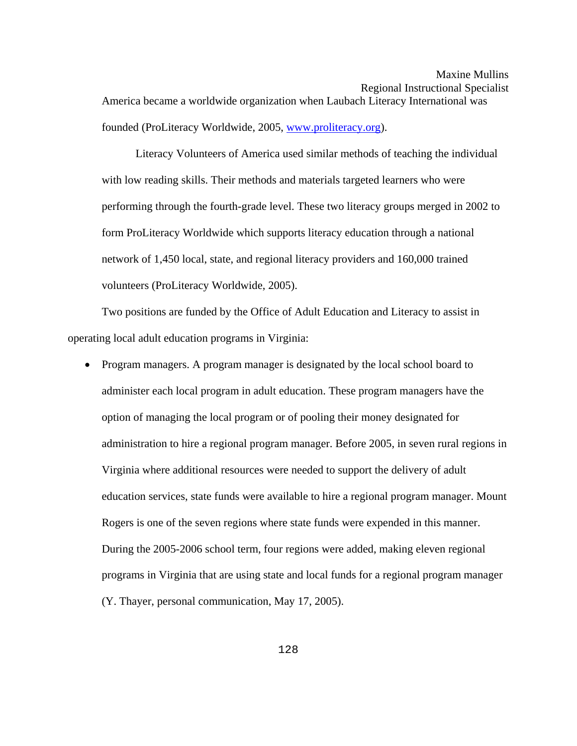America became a worldwide organization when Laubach Literacy International was founded (ProLiteracy Worldwide, 2005, www.proliteracy.org).

Literacy Volunteers of America used similar methods of teaching the individual with low reading skills. Their methods and materials targeted learners who were performing through the fourth-grade level. These two literacy groups merged in 2002 to form ProLiteracy Worldwide which supports literacy education through a national network of 1,450 local, state, and regional literacy providers and 160,000 trained volunteers (ProLiteracy Worldwide, 2005).

Two positions are funded by the Office of Adult Education and Literacy to assist in operating local adult education programs in Virginia:

- Program managers. A program manager is designated by the local school board to administer each local program in adult education. These program managers have the option of managing the local program or of pooling their money designated for administration to hire a regional program manager. Before 2005, in seven rural regions in Virginia where additional resources were needed to support the delivery of adult education services, state funds were available to hire a regional program manager. Mount Rogers is one of the seven regions where state funds were expended in this manner. During the 2005-2006 school term, four regions were added, making eleven regional programs in Virginia that are using state and local funds for a regional program manager (Y. Thayer, personal communication, May 17, 2005).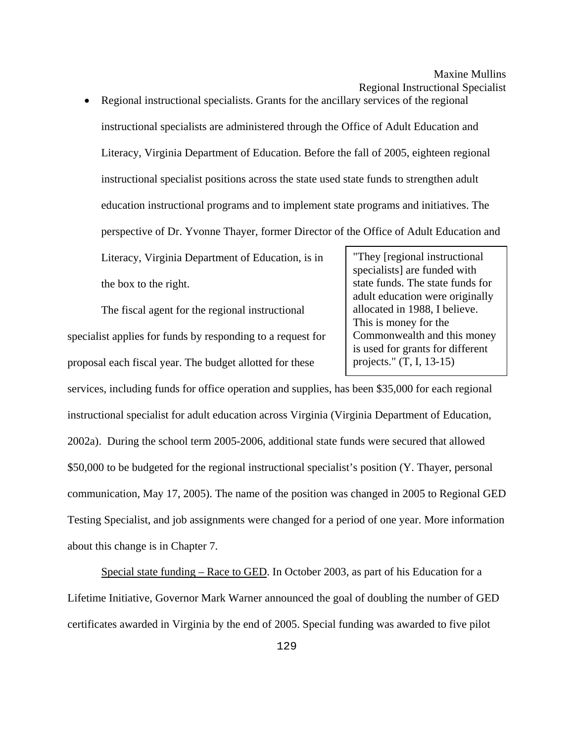- Regional instructional specialists. Grants for the ancillary services of the regional instructional specialists are administered through the Office of Adult Education and Literacy, Virginia Department of Education. Before the fall of 2005, eighteen regional instructional specialist positions across the state used state funds to strengthen adult education instructional programs and to implement state programs and initiatives. The perspective of Dr. Yvonne Thayer, former Director of the Office of Adult Education and Literacy, Virginia Department of Education, is in the box to the right.

> "They [regional instructional specialists] are funded with state funds. The state funds for adult education were originally allocated in 1988, I believe. This is money for the Commonwealth and this money is used for grants for different projects." (T, I, 13-15)

The fiscal agent for the regional instructional specialist applies for funds by responding to a request for proposal each fiscal year. The budget allotted for these services, including funds for office operation and supplies, has been $35,000 for each regional instructional specialist for adult education across Virginia (Virginia Department of Education, 2002a). During the school term 2005-2006, additional state funds were secured that allowed $50,000 to be budgeted for the regional instructional specialist's position (Y. Thayer, personal communication, May 17, 2005). The name of the position was changed in 2005 to Regional GED Testing Specialist, and job assignments were changed for a period of one year. More information about this change is in Chapter 7.

Special state funding – Race to GED. In October 2003, as part of his Education for a Lifetime Initiative, Governor Mark Warner announced the goal of doubling the number of GED certificates awarded in Virginia by the end of 2005. Special funding was awarded to five pilot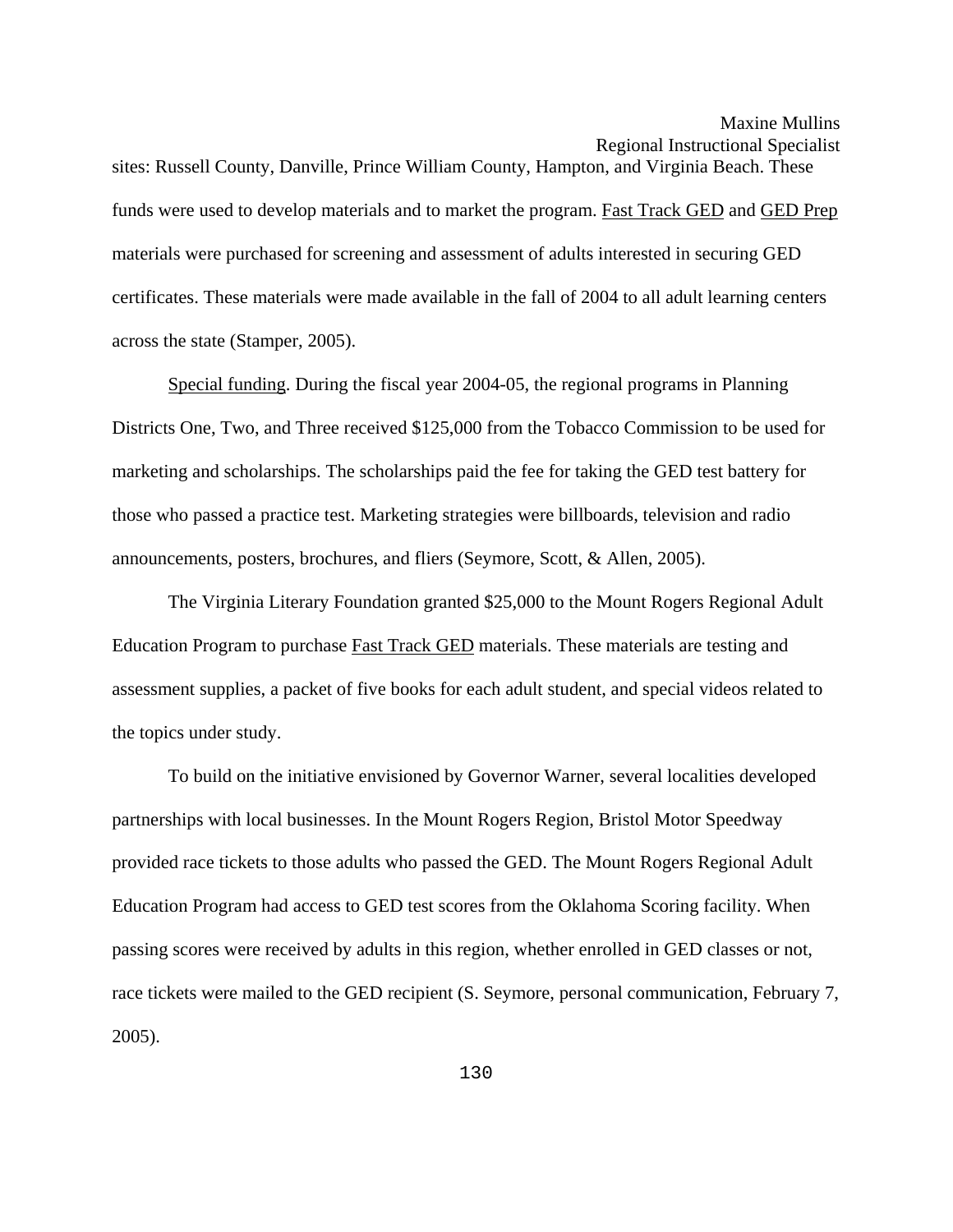sites: Russell County, Danville, Prince William County, Hampton, and Virginia Beach. These funds were used to develop materials and to market the program. Fast Track GED and GED Prep materials were purchased for screening and assessment of adults interested in securing GED certificates. These materials were made available in the fall of 2004 to all adult learning centers across the state (Stamper, 2005).

Special funding. During the fiscal year 2004-05, the regional programs in Planning Districts One, Two, and Three received $125,000 from the Tobacco Commission to be used for marketing and scholarships. The scholarships paid the fee for taking the GED test battery for those who passed a practice test. Marketing strategies were billboards, television and radio announcements, posters, brochures, and fliers (Seymore, Scott, & Allen, 2005).

The Virginia Literary Foundation granted $25,000 to the Mount Rogers Regional Adult Education Program to purchase Fast Track GED materials. These materials are testing and assessment supplies, a packet of five books for each adult student, and special videos related to the topics under study.

To build on the initiative envisioned by Governor Warner, several localities developed partnerships with local businesses. In the Mount Rogers Region, Bristol Motor Speedway provided race tickets to those adults who passed the GED. The Mount Rogers Regional Adult Education Program had access to GED test scores from the Oklahoma Scoring facility. When passing scores were received by adults in this region, whether enrolled in GED classes or not, race tickets were mailed to the GED recipient (S. Seymore, personal communication, February 7, 2005).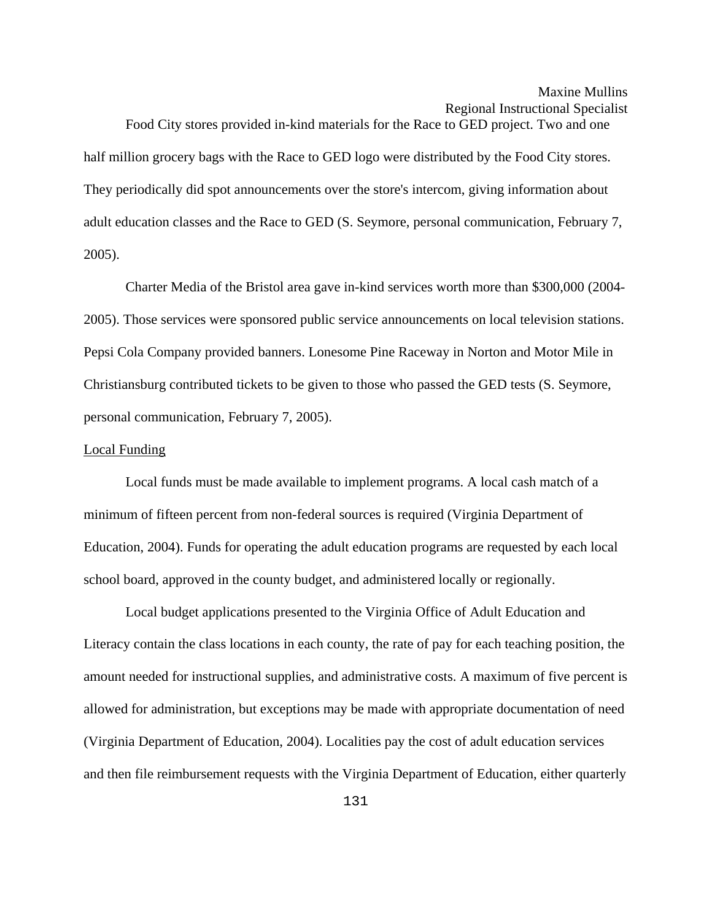Food City stores provided in-kind materials for the Race to GED project. Two and one half million grocery bags with the Race to GED logo were distributed by the Food City stores. They periodically did spot announcements over the store's intercom, giving information about adult education classes and the Race to GED (S. Seymore, personal communication, February 7, 2005).

Charter Media of the Bristol area gave in-kind services worth more than $300,000 (2004-2005). Those services were sponsored public service announcements on local television stations. Pepsi Cola Company provided banners. Lonesome Pine Raceway in Norton and Motor Mile in Christiansburg contributed tickets to be given to those who passed the GED tests (S. Seymore, personal communication, February 7, 2005).

### Local Funding

Local funds must be made available to implement programs. A local cash match of a minimum of fifteen percent from non-federal sources is required (Virginia Department of Education, 2004). Funds for operating the adult education programs are requested by each local school board, approved in the county budget, and administered locally or regionally.

Local budget applications presented to the Virginia Office of Adult Education and Literacy contain the class locations in each county, the rate of pay for each teaching position, the amount needed for instructional supplies, and administrative costs. A maximum of five percent is allowed for administration, but exceptions may be made with appropriate documentation of need (Virginia Department of Education, 2004). Localities pay the cost of adult education services and then file reimbursement requests with the Virginia Department of Education, either quarterly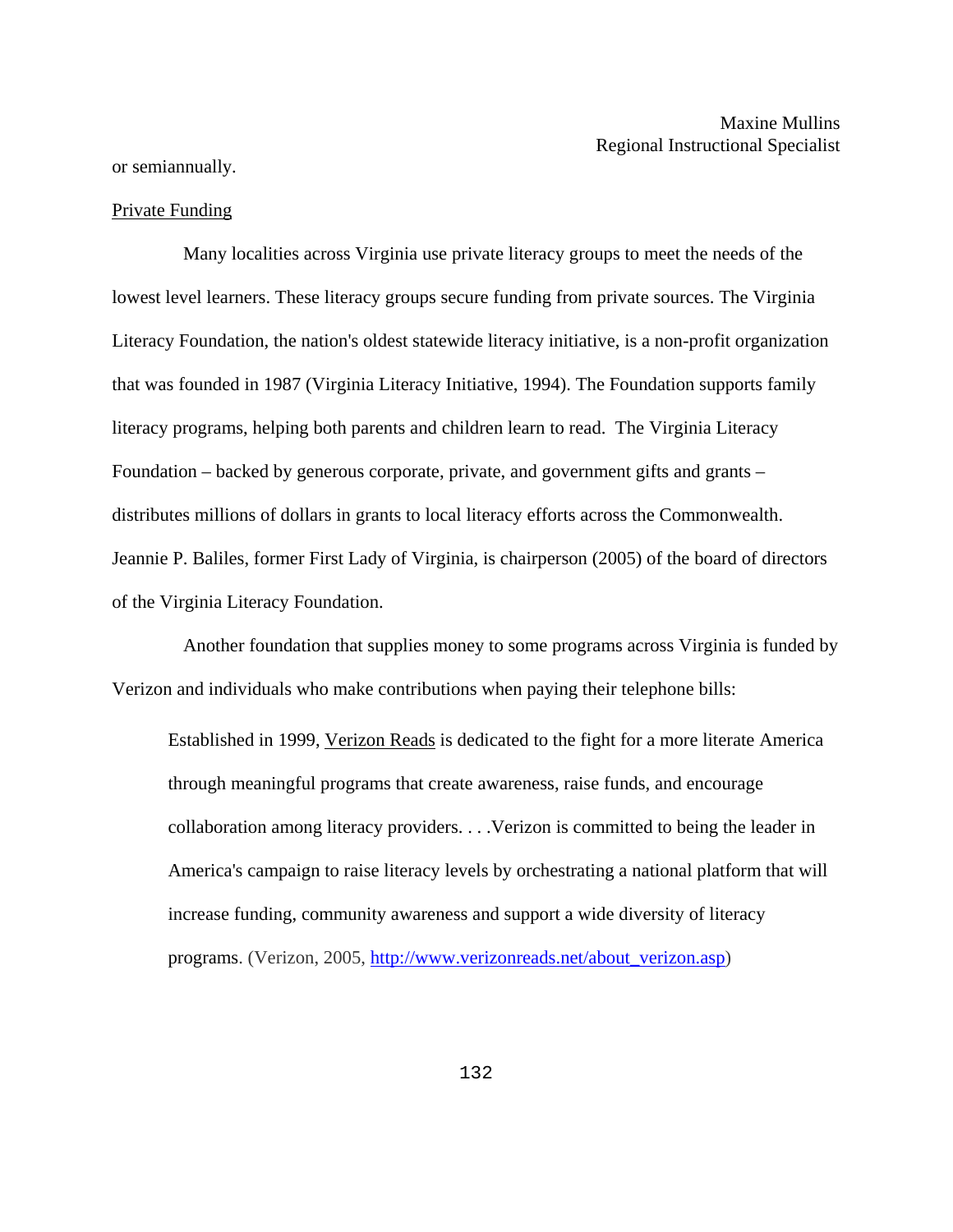or semiannually.

Private Funding

Many localities across Virginia use private literacy groups to meet the needs of the lowest level learners. These literacy groups secure funding from private sources. The Virginia Literacy Foundation, the nation's oldest statewide literacy initiative, is a non-profit organization that was founded in 1987 (Virginia Literacy Initiative, 1994). The Foundation supports family literacy programs, helping both parents and children learn to read. The Virginia Literacy Foundation – backed by generous corporate, private, and government gifts and grants – distributes millions of dollars in grants to local literacy efforts across the Commonwealth. Jeannie P. Baliles, former First Lady of Virginia, is chairperson (2005) of the board of directors of the Virginia Literacy Foundation.

Another foundation that supplies money to some programs across Virginia is funded by Verizon and individuals who make contributions when paying their telephone bills:

> Established in 1999, Verizon Reads is dedicated to the fight for a more literate America through meaningful programs that create awareness, raise funds, and encourage collaboration among literacy providers. . . .Verizon is committed to being the leader in America's campaign to raise literacy levels by orchestrating a national platform that will increase funding, community awareness and support a wide diversity of literacy programs. (Verizon, 2005, http://www.verizonreads.net/about_verizon.asp)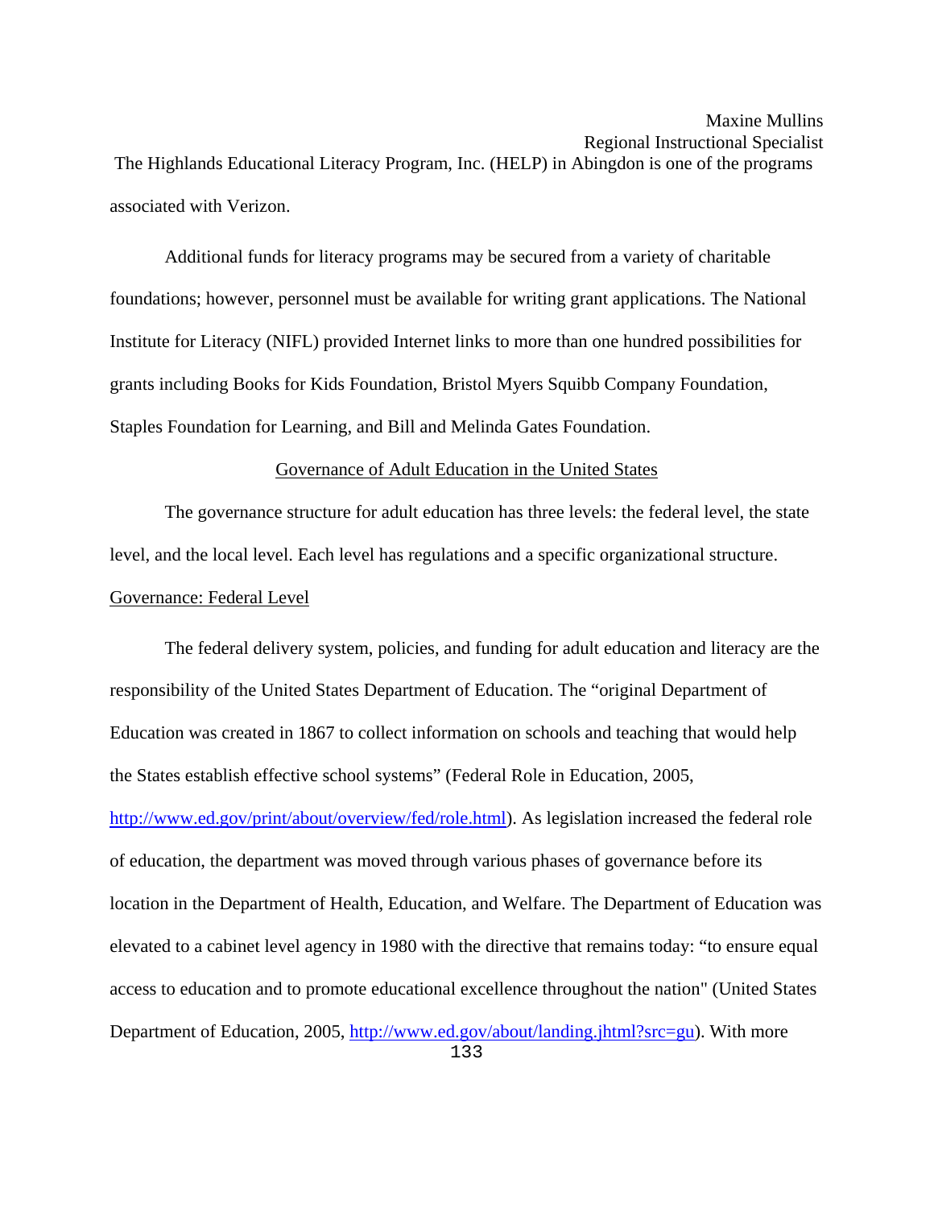The Highlands Educational Literacy Program, Inc. (HELP) in Abingdon is one of the programs associated with Verizon.

Additional funds for literacy programs may be secured from a variety of charitable foundations; however, personnel must be available for writing grant applications. The National Institute for Literacy (NIFL) provided Internet links to more than one hundred possibilities for grants including Books for Kids Foundation, Bristol Myers Squibb Company Foundation, Staples Foundation for Learning, and Bill and Melinda Gates Foundation.

## Governance of Adult Education in the United States

The governance structure for adult education has three levels: the federal level, the state level, and the local level. Each level has regulations and a specific organizational structure.

### Governance: Federal Level

The federal delivery system, policies, and funding for adult education and literacy are the responsibility of the United States Department of Education. The "original Department of Education was created in 1867 to collect information on schools and teaching that would help the States establish effective school systems" (Federal Role in Education, 2005, http://www.ed.gov/print/about/overview/fed/role.html). As legislation increased the federal role of education, the department was moved through various phases of governance before its location in the Department of Health, Education, and Welfare. The Department of Education was elevated to a cabinet level agency in 1980 with the directive that remains today: "to ensure equal access to education and to promote educational excellence throughout the nation" (United States Department of Education, 2005, http://www.ed.gov/about/landing.jhtml?src=gu). With more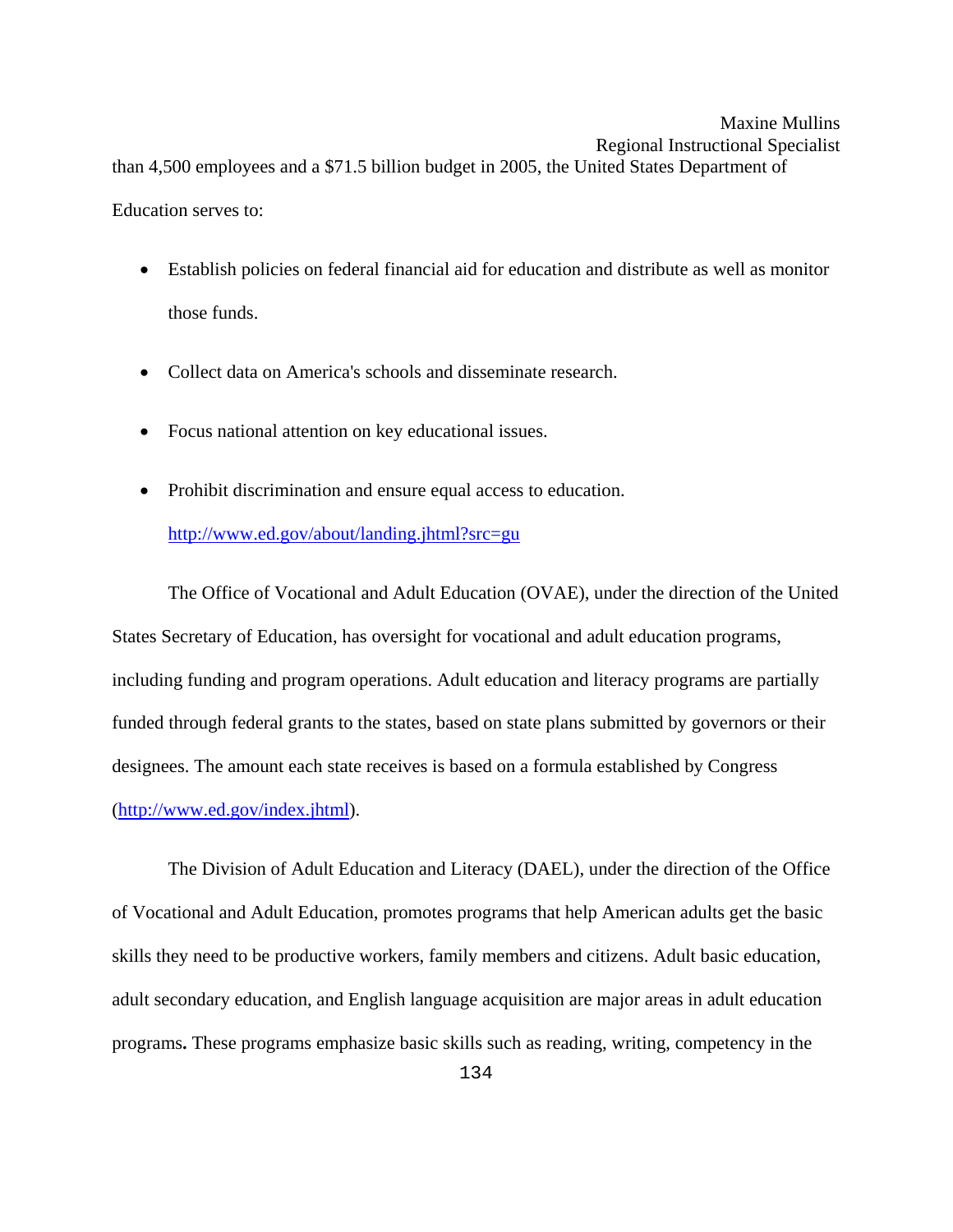than 4,500 employees and a $71.5 billion budget in 2005, the United States Department of Education serves to:

- Establish policies on federal financial aid for education and distribute as well as monitor those funds.
- Collect data on America's schools and disseminate research.
- Focus national attention on key educational issues.
- Prohibit discrimination and ensure equal access to education.
  http://www.ed.gov/about/landing.jhtml?src=gu

The Office of Vocational and Adult Education (OVAE), under the direction of the United States Secretary of Education, has oversight for vocational and adult education programs, including funding and program operations. Adult education and literacy programs are partially funded through federal grants to the states, based on state plans submitted by governors or their designees. The amount each state receives is based on a formula established by Congress (http://www.ed.gov/index.jhtml).

The Division of Adult Education and Literacy (DAEL), under the direction of the Office of Vocational and Adult Education, promotes programs that help American adults get the basic skills they need to be productive workers, family members and citizens. Adult basic education, adult secondary education, and English language acquisition are major areas in adult education programs**.** These programs emphasize basic skills such as reading, writing, competency in the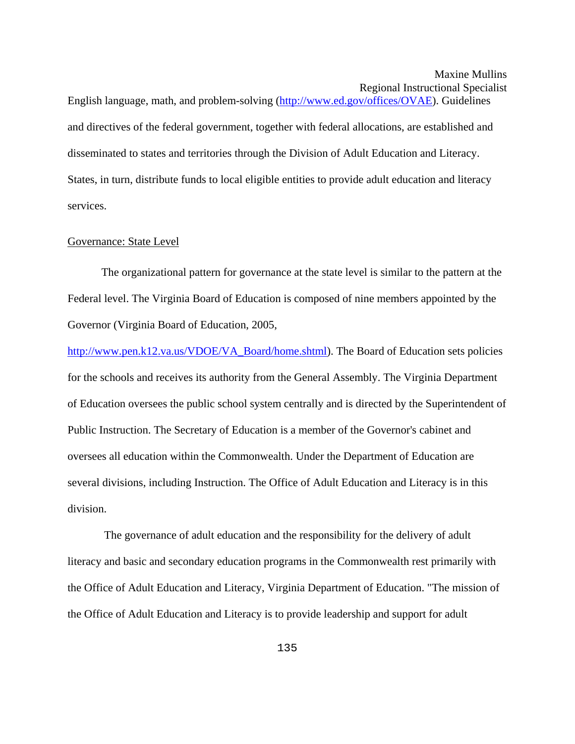English language, math, and problem-solving (http://www.ed.gov/offices/OVAE). Guidelines and directives of the federal government, together with federal allocations, are established and disseminated to states and territories through the Division of Adult Education and Literacy. States, in turn, distribute funds to local eligible entities to provide adult education and literacy services.

Governance: State Level

The organizational pattern for governance at the state level is similar to the pattern at the Federal level. The Virginia Board of Education is composed of nine members appointed by the Governor (Virginia Board of Education, 2005, http://www.pen.k12.va.us/VDOE/VA_Board/home.shtml). The Board of Education sets policies for the schools and receives its authority from the General Assembly. The Virginia Department of Education oversees the public school system centrally and is directed by the Superintendent of Public Instruction. The Secretary of Education is a member of the Governor's cabinet and oversees all education within the Commonwealth. Under the Department of Education are several divisions, including Instruction. The Office of Adult Education and Literacy is in this division.

The governance of adult education and the responsibility for the delivery of adult literacy and basic and secondary education programs in the Commonwealth rest primarily with the Office of Adult Education and Literacy, Virginia Department of Education. "The mission of the Office of Adult Education and Literacy is to provide leadership and support for adult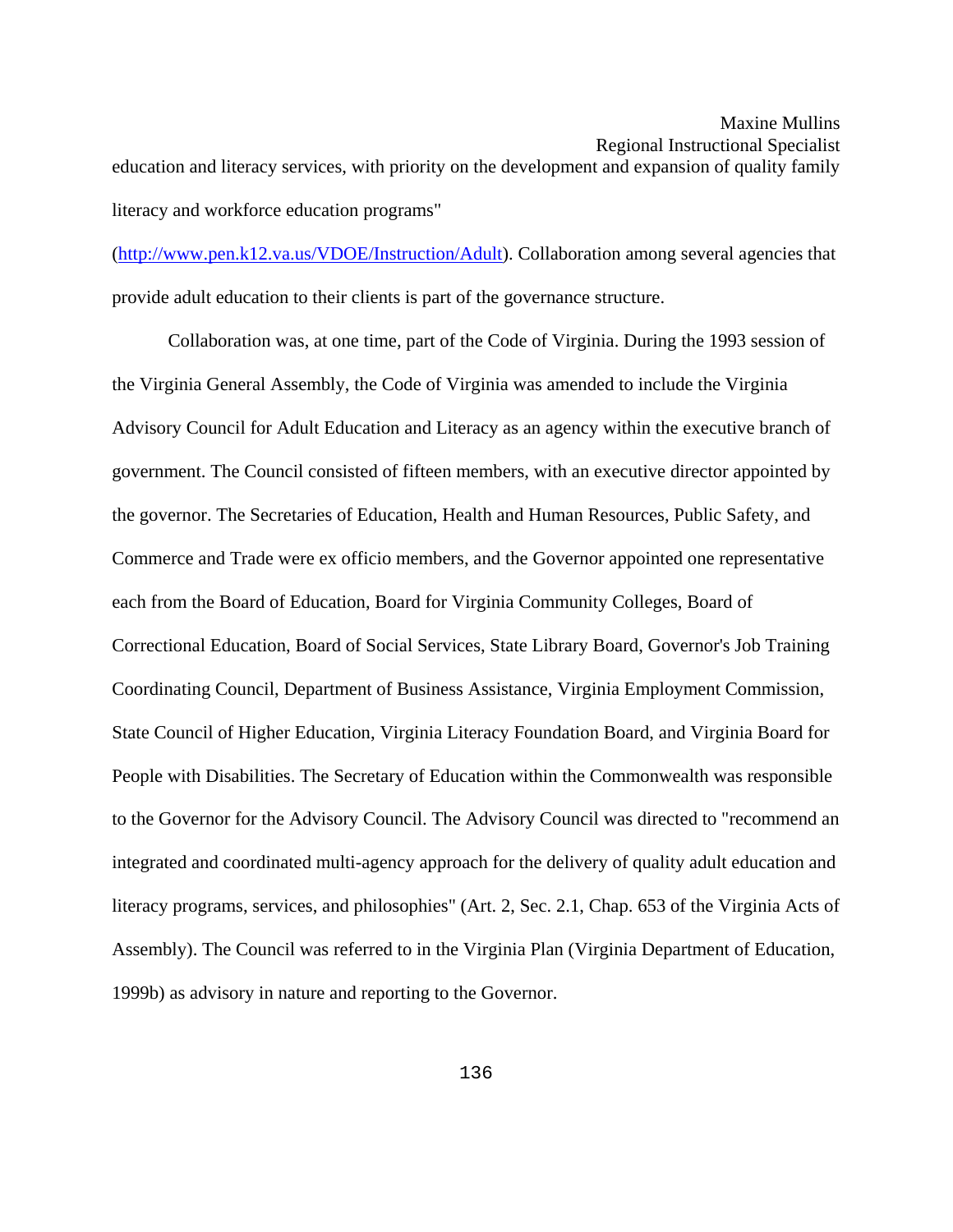education and literacy services, with priority on the development and expansion of quality family literacy and workforce education programs" (http://www.pen.k12.va.us/VDOE/Instruction/Adult). Collaboration among several agencies that provide adult education to their clients is part of the governance structure.

Collaboration was, at one time, part of the Code of Virginia. During the 1993 session of the Virginia General Assembly, the Code of Virginia was amended to include the Virginia Advisory Council for Adult Education and Literacy as an agency within the executive branch of government. The Council consisted of fifteen members, with an executive director appointed by the governor. The Secretaries of Education, Health and Human Resources, Public Safety, and Commerce and Trade were ex officio members, and the Governor appointed one representative each from the Board of Education, Board for Virginia Community Colleges, Board of Correctional Education, Board of Social Services, State Library Board, Governor's Job Training Coordinating Council, Department of Business Assistance, Virginia Employment Commission, State Council of Higher Education, Virginia Literacy Foundation Board, and Virginia Board for People with Disabilities. The Secretary of Education within the Commonwealth was responsible to the Governor for the Advisory Council. The Advisory Council was directed to "recommend an integrated and coordinated multi-agency approach for the delivery of quality adult education and literacy programs, services, and philosophies" (Art. 2, Sec. 2.1, Chap. 653 of the Virginia Acts of Assembly). The Council was referred to in the Virginia Plan (Virginia Department of Education, 1999b) as advisory in nature and reporting to the Governor.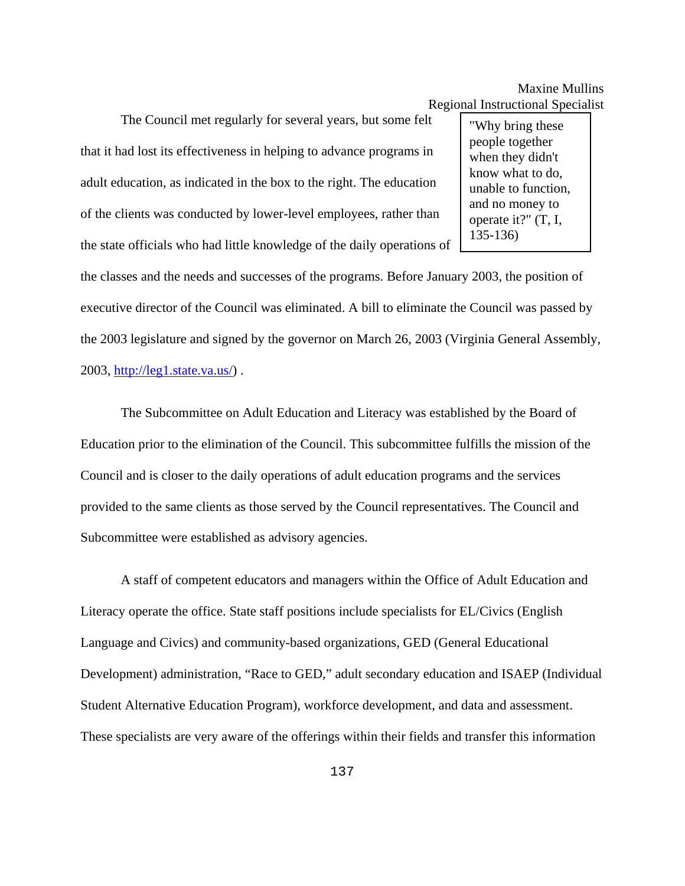Maxine Mullins
Regional Instructional Specialist

> "Why bring these people together when they didn't know what to do, unable to function, and no money to operate it?" (T, I, 135-136)

The Council met regularly for several years, but some felt that it had lost its effectiveness in helping to advance programs in adult education, as indicated in the box to the right. The education of the clients was conducted by lower-level employees, rather than the state officials who had little knowledge of the daily operations of the classes and the needs and successes of the programs. Before January 2003, the position of executive director of the Council was eliminated. A bill to eliminate the Council was passed by the 2003 legislature and signed by the governor on March 26, 2003 (Virginia General Assembly, 2003, http://leg1.state.va.us/) .

The Subcommittee on Adult Education and Literacy was established by the Board of Education prior to the elimination of the Council. This subcommittee fulfills the mission of the Council and is closer to the daily operations of adult education programs and the services provided to the same clients as those served by the Council representatives. The Council and Subcommittee were established as advisory agencies.

A staff of competent educators and managers within the Office of Adult Education and Literacy operate the office. State staff positions include specialists for EL/Civics (English Language and Civics) and community-based organizations, GED (General Educational Development) administration, "Race to GED," adult secondary education and ISAEP (Individual Student Alternative Education Program), workforce development, and data and assessment. These specialists are very aware of the offerings within their fields and transfer this information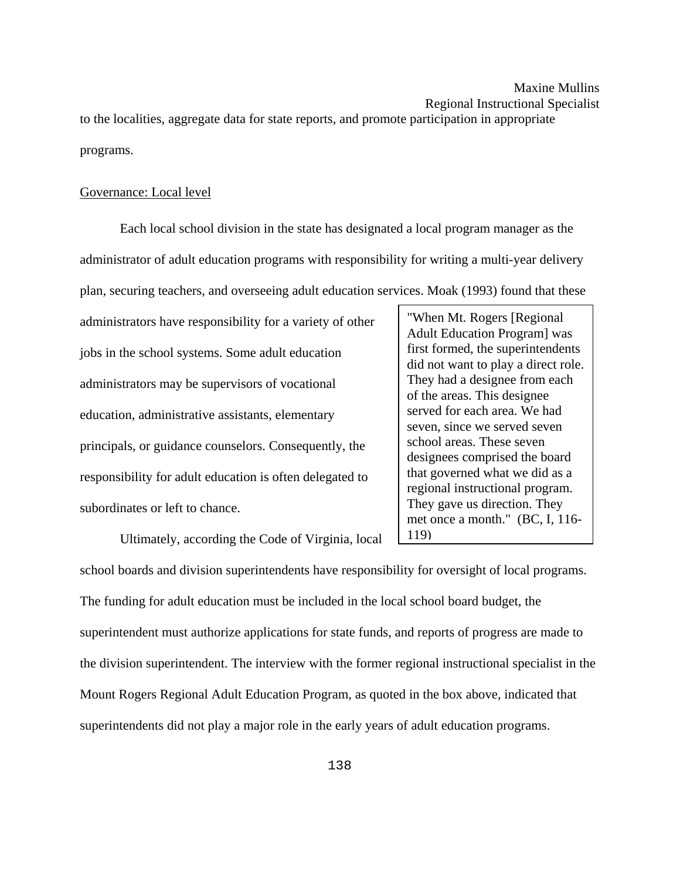Maxine Mullins
Regional Instructional Specialist

to the localities, aggregate data for state reports, and promote participation in appropriate programs.

Governance: Local level

Each local school division in the state has designated a local program manager as the administrator of adult education programs with responsibility for writing a multi-year delivery plan, securing teachers, and overseeing adult education services. Moak (1993) found that these administrators have responsibility for a variety of other jobs in the school systems. Some adult education administrators may be supervisors of vocational education, administrative assistants, elementary principals, or guidance counselors. Consequently, the responsibility for adult education is often delegated to subordinates or left to chance.

> "When Mt. Rogers [Regional Adult Education Program] was first formed, the superintendents did not want to play a direct role. They had a designee from each of the areas. This designee served for each area. We had seven, since we served seven school areas. These seven designees comprised the board that governed what we did as a regional instructional program. They gave us direction. They met once a month." (BC, I, 116-119)

Ultimately, according the Code of Virginia, local school boards and division superintendents have responsibility for oversight of local programs. The funding for adult education must be included in the local school board budget, the superintendent must authorize applications for state funds, and reports of progress are made to the division superintendent. The interview with the former regional instructional specialist in the Mount Rogers Regional Adult Education Program, as quoted in the box above, indicated that superintendents did not play a major role in the early years of adult education programs.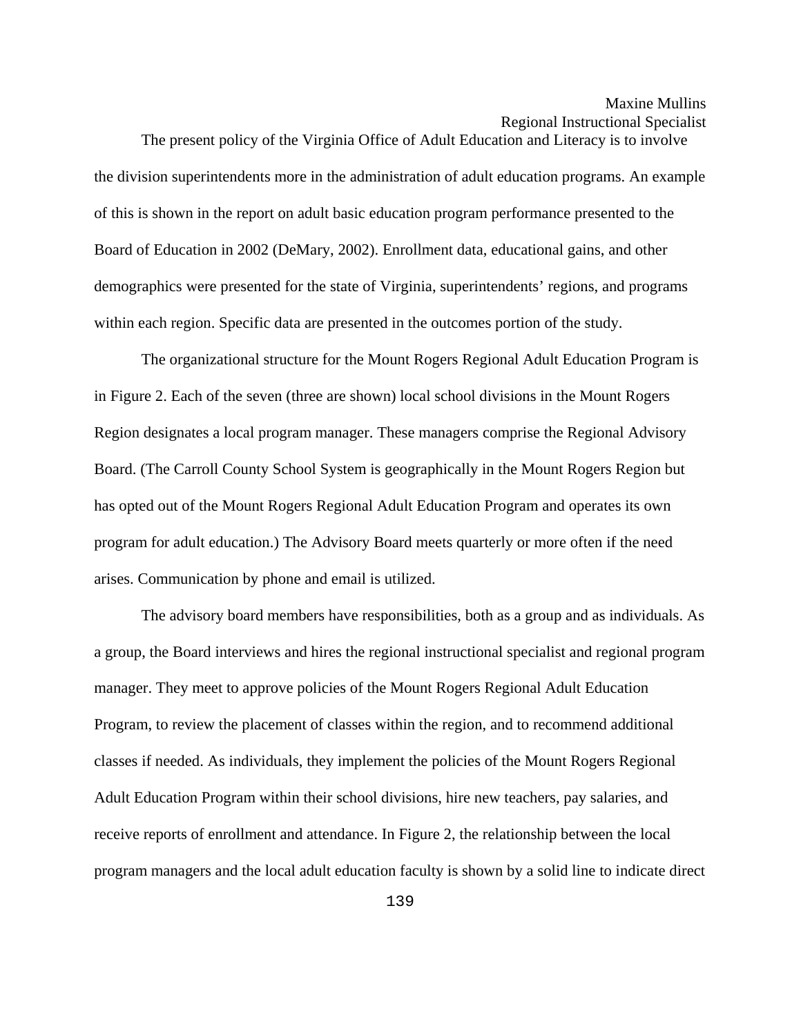Maxine Mullins
Regional Instructional Specialist

The present policy of the Virginia Office of Adult Education and Literacy is to involve the division superintendents more in the administration of adult education programs. An example of this is shown in the report on adult basic education program performance presented to the Board of Education in 2002 (DeMary, 2002). Enrollment data, educational gains, and other demographics were presented for the state of Virginia, superintendents' regions, and programs within each region. Specific data are presented in the outcomes portion of the study.

The organizational structure for the Mount Rogers Regional Adult Education Program is in Figure 2. Each of the seven (three are shown) local school divisions in the Mount Rogers Region designates a local program manager. These managers comprise the Regional Advisory Board. (The Carroll County School System is geographically in the Mount Rogers Region but has opted out of the Mount Rogers Regional Adult Education Program and operates its own program for adult education.) The Advisory Board meets quarterly or more often if the need arises. Communication by phone and email is utilized.

The advisory board members have responsibilities, both as a group and as individuals. As a group, the Board interviews and hires the regional instructional specialist and regional program manager. They meet to approve policies of the Mount Rogers Regional Adult Education Program, to review the placement of classes within the region, and to recommend additional classes if needed. As individuals, they implement the policies of the Mount Rogers Regional Adult Education Program within their school divisions, hire new teachers, pay salaries, and receive reports of enrollment and attendance. In Figure 2, the relationship between the local program managers and the local adult education faculty is shown by a solid line to indicate direct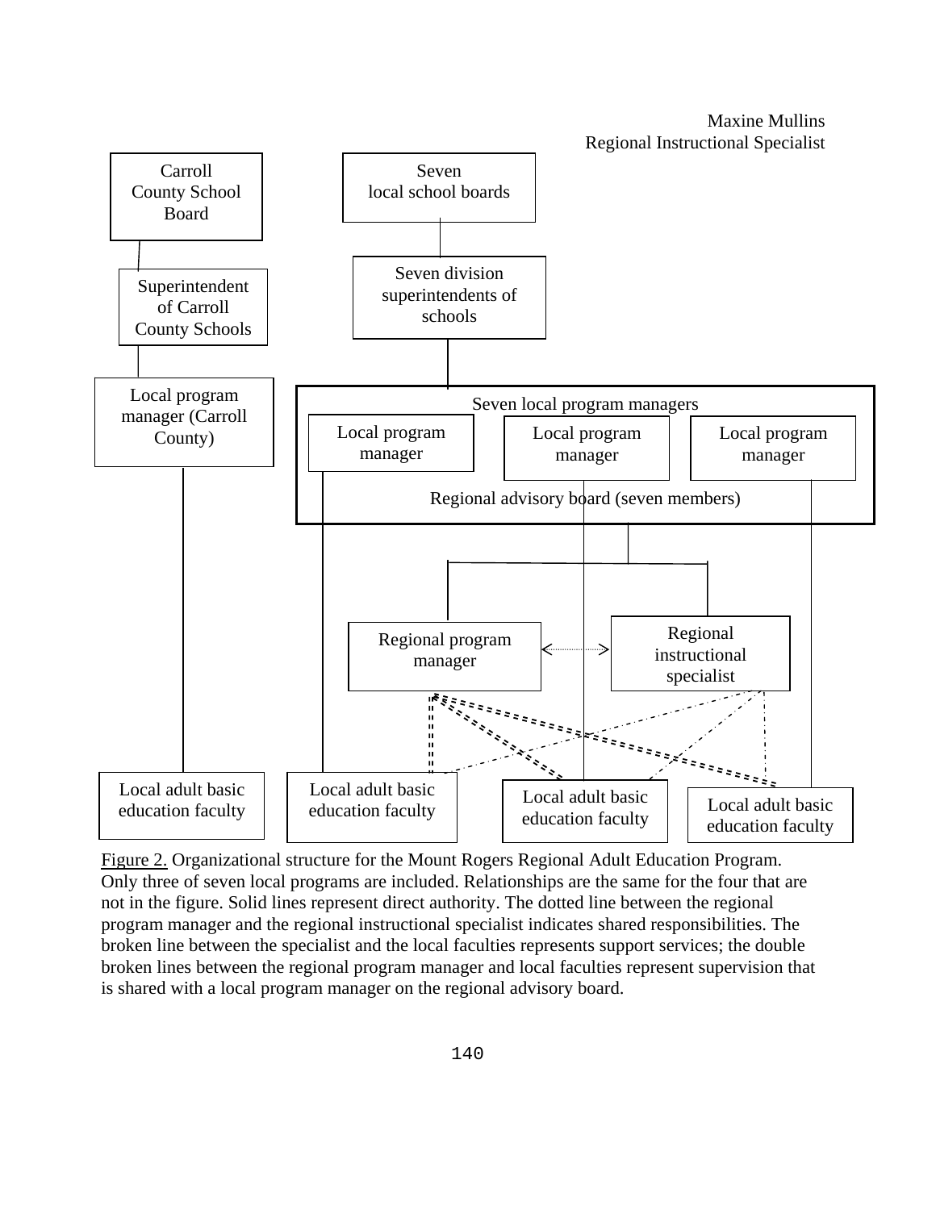Maxine Mullins
Regional Instructional Specialist

Carroll County School Board

Superintendent of Carroll County Schools

Local program manager (Carroll County)

Seven local school boards

Seven division superintendents of schools

Seven local program managers

Local program manager

Local program manager

Local program manager

Regional advisory board (seven members)

Regional program manager

Regional instructional specialist

Local adult basic education faculty

Local adult basic education faculty

Local adult basic education faculty

Local adult basic education faculty

Figure 2. Organizational structure for the Mount Rogers Regional Adult Education Program. Only three of seven local programs are included. Relationships are the same for the four that are not in the figure. Solid lines represent direct authority. The dotted line between the regional program manager and the regional instructional specialist indicates shared responsibilities. The broken line between the specialist and the local faculties represents support services; the double broken lines between the regional program manager and local faculties represent supervision that is shared with a local program manager on the regional advisory board.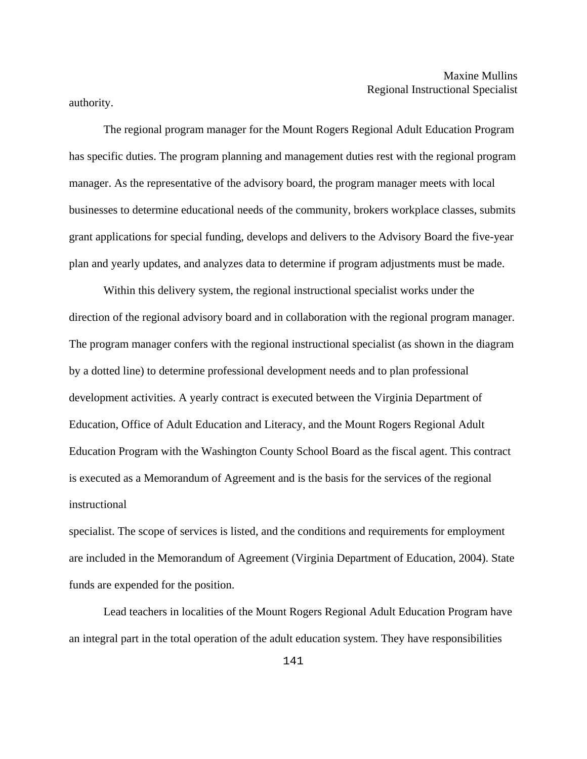authority.

The regional program manager for the Mount Rogers Regional Adult Education Program has specific duties. The program planning and management duties rest with the regional program manager. As the representative of the advisory board, the program manager meets with local businesses to determine educational needs of the community, brokers workplace classes, submits grant applications for special funding, develops and delivers to the Advisory Board the five-year plan and yearly updates, and analyzes data to determine if program adjustments must be made.

Within this delivery system, the regional instructional specialist works under the direction of the regional advisory board and in collaboration with the regional program manager. The program manager confers with the regional instructional specialist (as shown in the diagram by a dotted line) to determine professional development needs and to plan professional development activities. A yearly contract is executed between the Virginia Department of Education, Office of Adult Education and Literacy, and the Mount Rogers Regional Adult Education Program with the Washington County School Board as the fiscal agent. This contract is executed as a Memorandum of Agreement and is the basis for the services of the regional instructional specialist. The scope of services is listed, and the conditions and requirements for employment are included in the Memorandum of Agreement (Virginia Department of Education, 2004). State funds are expended for the position.

Lead teachers in localities of the Mount Rogers Regional Adult Education Program have an integral part in the total operation of the adult education system. They have responsibilities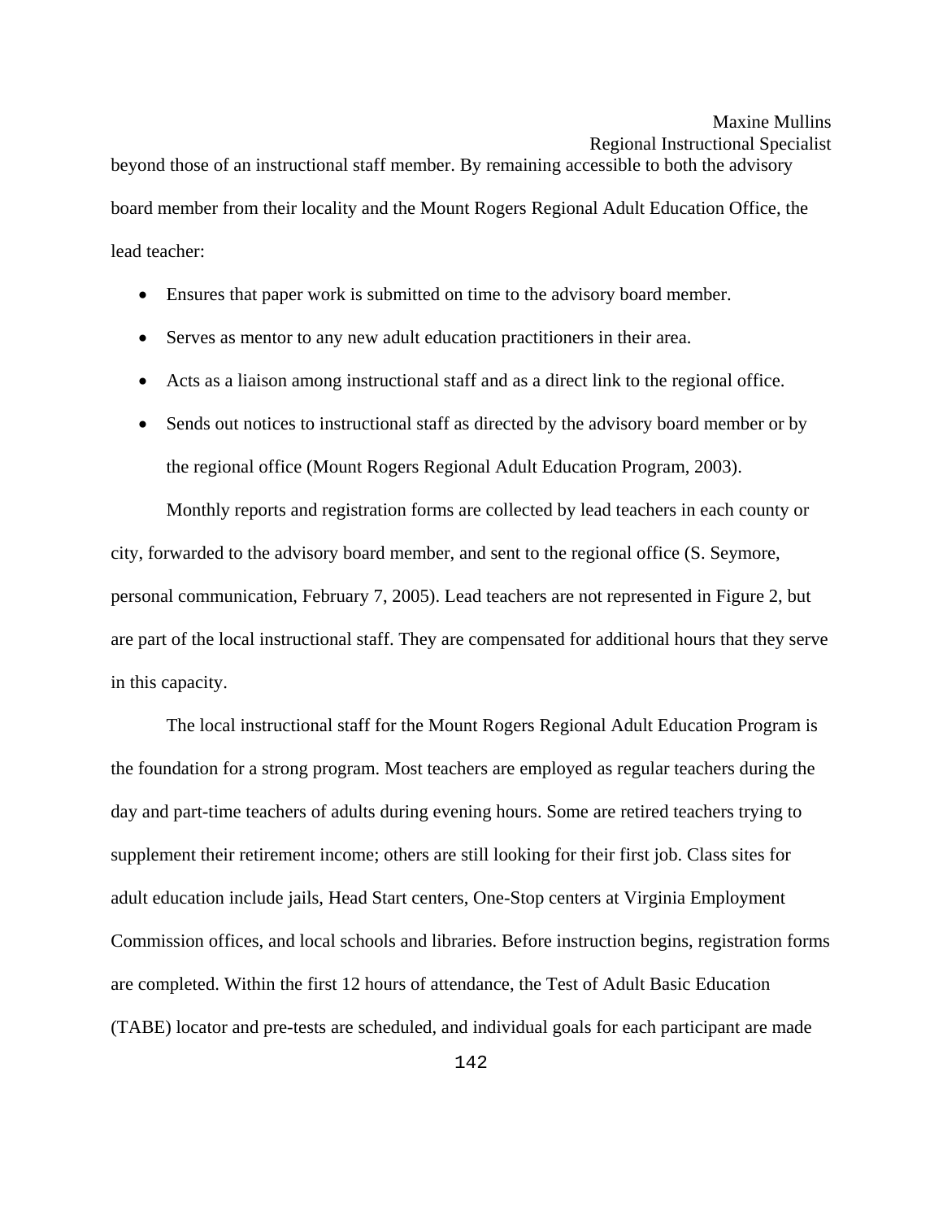beyond those of an instructional staff member. By remaining accessible to both the advisory board member from their locality and the Mount Rogers Regional Adult Education Office, the lead teacher:

- Ensures that paper work is submitted on time to the advisory board member.
- Serves as mentor to any new adult education practitioners in their area.
- Acts as a liaison among instructional staff and as a direct link to the regional office.
- Sends out notices to instructional staff as directed by the advisory board member or by the regional office (Mount Rogers Regional Adult Education Program, 2003).

Monthly reports and registration forms are collected by lead teachers in each county or city, forwarded to the advisory board member, and sent to the regional office (S. Seymore, personal communication, February 7, 2005). Lead teachers are not represented in Figure 2, but are part of the local instructional staff. They are compensated for additional hours that they serve in this capacity.

The local instructional staff for the Mount Rogers Regional Adult Education Program is the foundation for a strong program. Most teachers are employed as regular teachers during the day and part-time teachers of adults during evening hours. Some are retired teachers trying to supplement their retirement income; others are still looking for their first job. Class sites for adult education include jails, Head Start centers, One-Stop centers at Virginia Employment Commission offices, and local schools and libraries. Before instruction begins, registration forms are completed. Within the first 12 hours of attendance, the Test of Adult Basic Education (TABE) locator and pre-tests are scheduled, and individual goals for each participant are made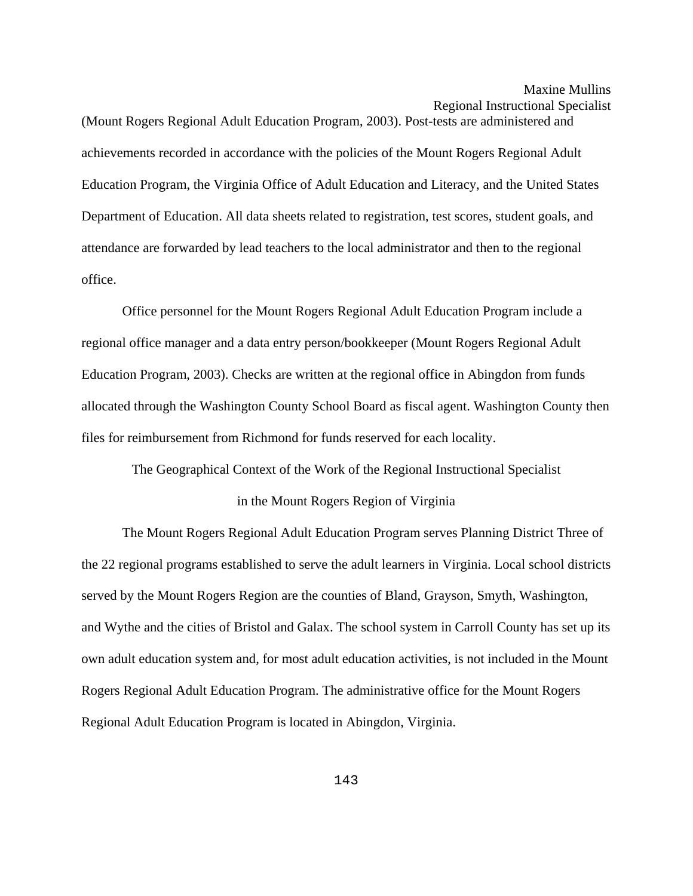(Mount Rogers Regional Adult Education Program, 2003). Post-tests are administered and achievements recorded in accordance with the policies of the Mount Rogers Regional Adult Education Program, the Virginia Office of Adult Education and Literacy, and the United States Department of Education. All data sheets related to registration, test scores, student goals, and attendance are forwarded by lead teachers to the local administrator and then to the regional office.

Office personnel for the Mount Rogers Regional Adult Education Program include a regional office manager and a data entry person/bookkeeper (Mount Rogers Regional Adult Education Program, 2003). Checks are written at the regional office in Abingdon from funds allocated through the Washington County School Board as fiscal agent. Washington County then files for reimbursement from Richmond for funds reserved for each locality.

## The Geographical Context of the Work of the Regional Instructional Specialist in the Mount Rogers Region of Virginia

The Mount Rogers Regional Adult Education Program serves Planning District Three of the 22 regional programs established to serve the adult learners in Virginia. Local school districts served by the Mount Rogers Region are the counties of Bland, Grayson, Smyth, Washington, and Wythe and the cities of Bristol and Galax. The school system in Carroll County has set up its own adult education system and, for most adult education activities, is not included in the Mount Rogers Regional Adult Education Program. The administrative office for the Mount Rogers Regional Adult Education Program is located in Abingdon, Virginia.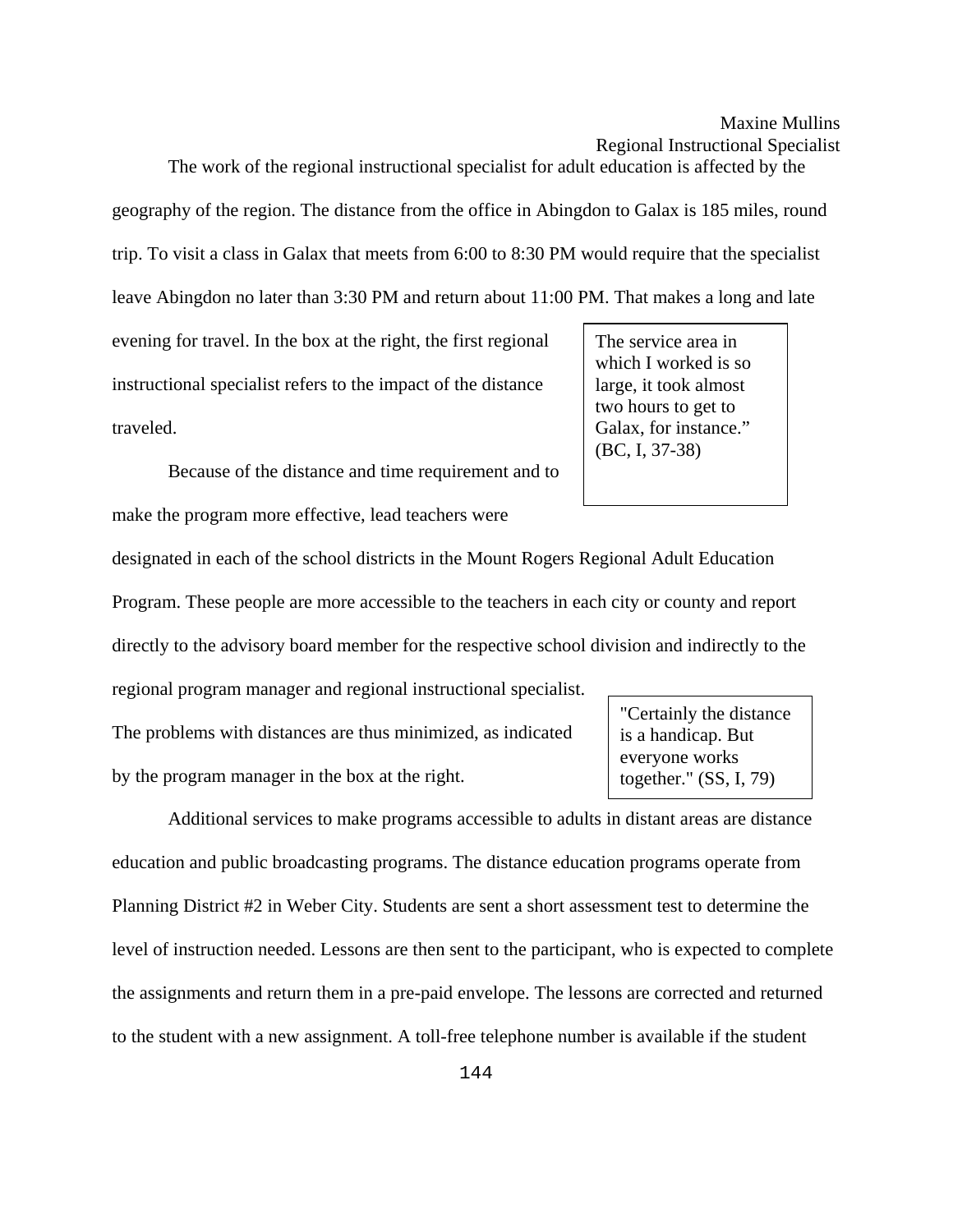Maxine Mullins
Regional Instructional Specialist

The work of the regional instructional specialist for adult education is affected by the geography of the region. The distance from the office in Abingdon to Galax is 185 miles, round trip. To visit a class in Galax that meets from 6:00 to 8:30 PM would require that the specialist leave Abingdon no later than 3:30 PM and return about 11:00 PM. That makes a long and late evening for travel. In the box at the right, the first regional instructional specialist refers to the impact of the distance traveled.

> The service area in which I worked is so large, it took almost two hours to get to Galax, for instance." (BC, I, 37-38)

Because of the distance and time requirement and to make the program more effective, lead teachers were designated in each of the school districts in the Mount Rogers Regional Adult Education Program. These people are more accessible to the teachers in each city or county and report directly to the advisory board member for the respective school division and indirectly to the regional program manager and regional instructional specialist. The problems with distances are thus minimized, as indicated by the program manager in the box at the right.

> "Certainly the distance is a handicap. But everyone works together." (SS, I, 79)

Additional services to make programs accessible to adults in distant areas are distance education and public broadcasting programs. The distance education programs operate from Planning District #2 in Weber City. Students are sent a short assessment test to determine the level of instruction needed. Lessons are then sent to the participant, who is expected to complete the assignments and return them in a pre-paid envelope. The lessons are corrected and returned to the student with a new assignment. A toll-free telephone number is available if the student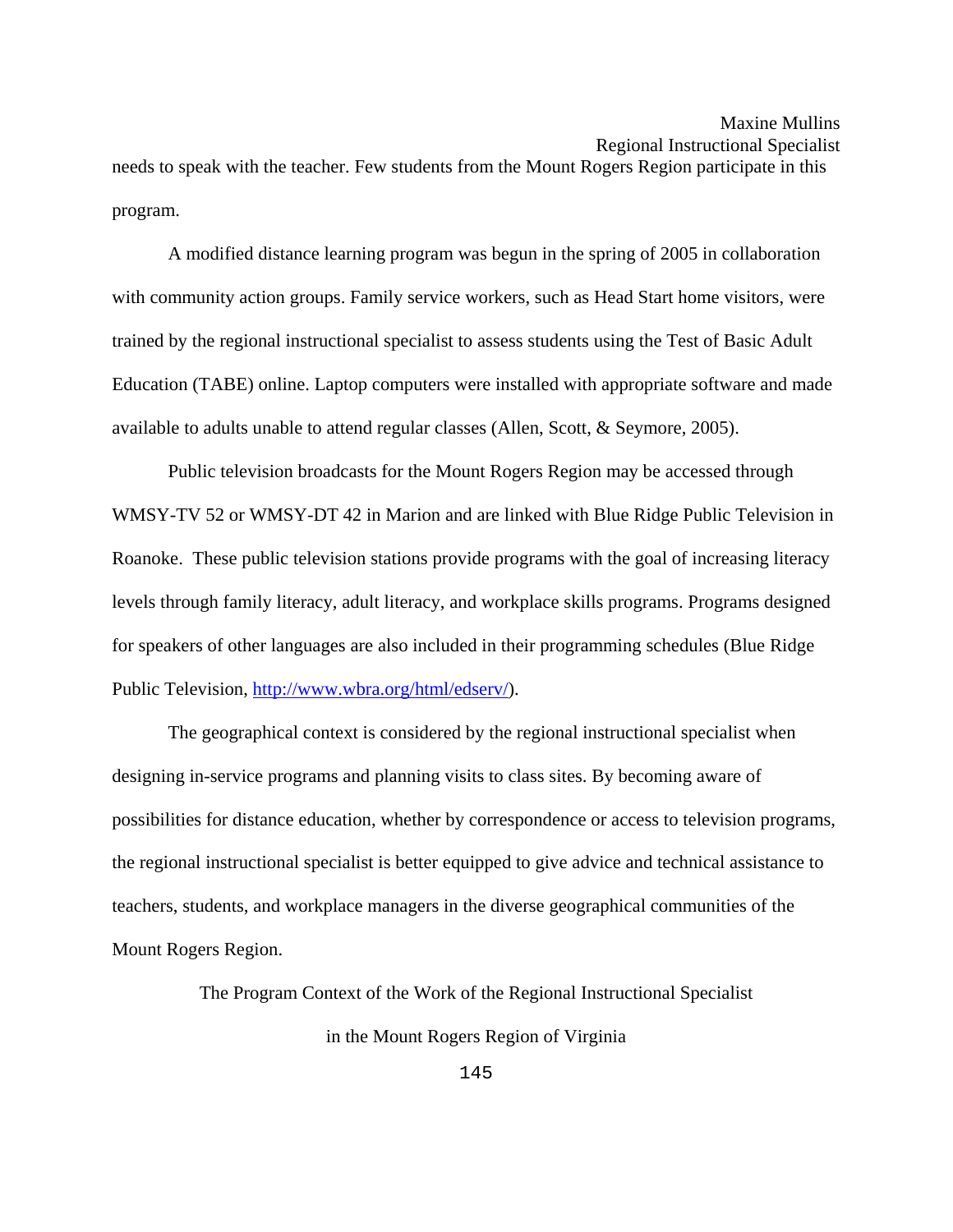needs to speak with the teacher. Few students from the Mount Rogers Region participate in this program.

A modified distance learning program was begun in the spring of 2005 in collaboration with community action groups. Family service workers, such as Head Start home visitors, were trained by the regional instructional specialist to assess students using the Test of Basic Adult Education (TABE) online. Laptop computers were installed with appropriate software and made available to adults unable to attend regular classes (Allen, Scott, & Seymore, 2005).

Public television broadcasts for the Mount Rogers Region may be accessed through WMSY-TV 52 or WMSY-DT 42 in Marion and are linked with Blue Ridge Public Television in Roanoke. These public television stations provide programs with the goal of increasing literacy levels through family literacy, adult literacy, and workplace skills programs. Programs designed for speakers of other languages are also included in their programming schedules (Blue Ridge Public Television, http://www.wbra.org/html/edserv/).

The geographical context is considered by the regional instructional specialist when designing in-service programs and planning visits to class sites. By becoming aware of possibilities for distance education, whether by correspondence or access to television programs, the regional instructional specialist is better equipped to give advice and technical assistance to teachers, students, and workplace managers in the diverse geographical communities of the Mount Rogers Region.

## The Program Context of the Work of the Regional Instructional Specialist in the Mount Rogers Region of Virginia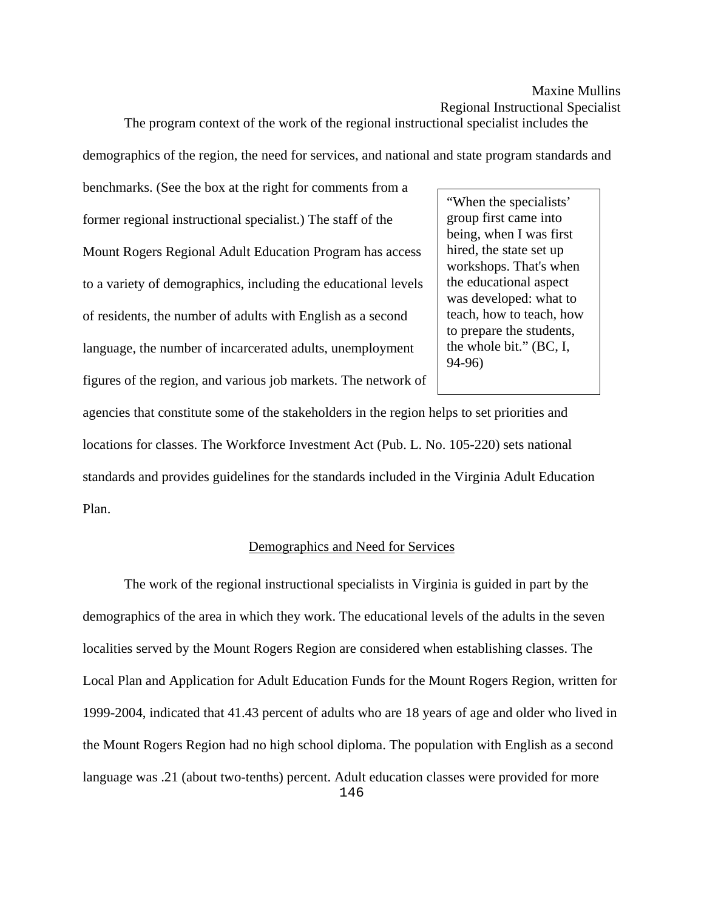The program context of the work of the regional instructional specialist includes the demographics of the region, the need for services, and national and state program standards and benchmarks. (See the box at the right for comments from a former regional instructional specialist.) The staff of the Mount Rogers Regional Adult Education Program has access to a variety of demographics, including the educational levels of residents, the number of adults with English as a second language, the number of incarcerated adults, unemployment figures of the region, and various job markets. The network of agencies that constitute some of the stakeholders in the region helps to set priorities and locations for classes. The Workforce Investment Act (Pub. L. No. 105-220) sets national standards and provides guidelines for the standards included in the Virginia Adult Education Plan.

> "When the specialists' group first came into being, when I was first hired, the state set up workshops. That's when the educational aspect was developed: what to teach, how to teach, how to prepare the students, the whole bit." (BC, I, 94-96)

## Demographics and Need for Services

The work of the regional instructional specialists in Virginia is guided in part by the demographics of the area in which they work. The educational levels of the adults in the seven localities served by the Mount Rogers Region are considered when establishing classes. The Local Plan and Application for Adult Education Funds for the Mount Rogers Region, written for 1999-2004, indicated that 41.43 percent of adults who are 18 years of age and older who lived in the Mount Rogers Region had no high school diploma. The population with English as a second language was .21 (about two-tenths) percent. Adult education classes were provided for more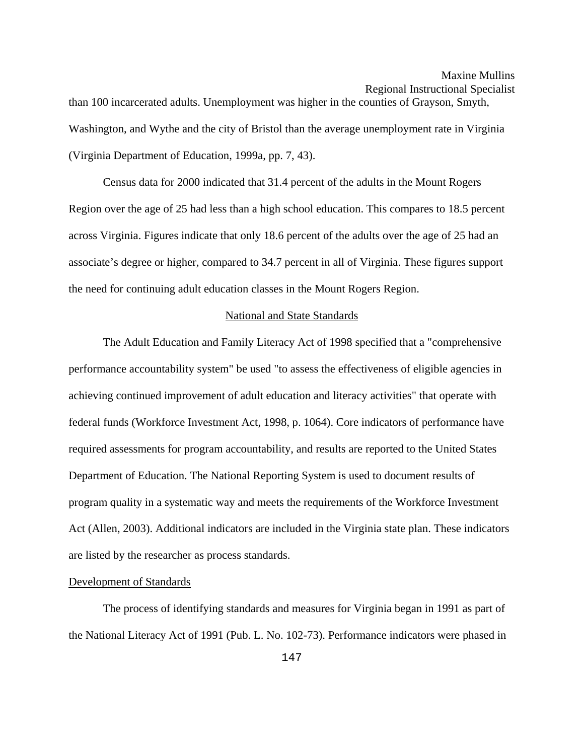than 100 incarcerated adults. Unemployment was higher in the counties of Grayson, Smyth, Washington, and Wythe and the city of Bristol than the average unemployment rate in Virginia (Virginia Department of Education, 1999a, pp. 7, 43).

Census data for 2000 indicated that 31.4 percent of the adults in the Mount Rogers Region over the age of 25 had less than a high school education. This compares to 18.5 percent across Virginia. Figures indicate that only 18.6 percent of the adults over the age of 25 had an associate's degree or higher, compared to 34.7 percent in all of Virginia. These figures support the need for continuing adult education classes in the Mount Rogers Region.

## National and State Standards

The Adult Education and Family Literacy Act of 1998 specified that a "comprehensive performance accountability system" be used "to assess the effectiveness of eligible agencies in achieving continued improvement of adult education and literacy activities" that operate with federal funds (Workforce Investment Act, 1998, p. 1064). Core indicators of performance have required assessments for program accountability, and results are reported to the United States Department of Education. The National Reporting System is used to document results of program quality in a systematic way and meets the requirements of the Workforce Investment Act (Allen, 2003). Additional indicators are included in the Virginia state plan. These indicators are listed by the researcher as process standards.

### Development of Standards

The process of identifying standards and measures for Virginia began in 1991 as part of the National Literacy Act of 1991 (Pub. L. No. 102-73). Performance indicators were phased in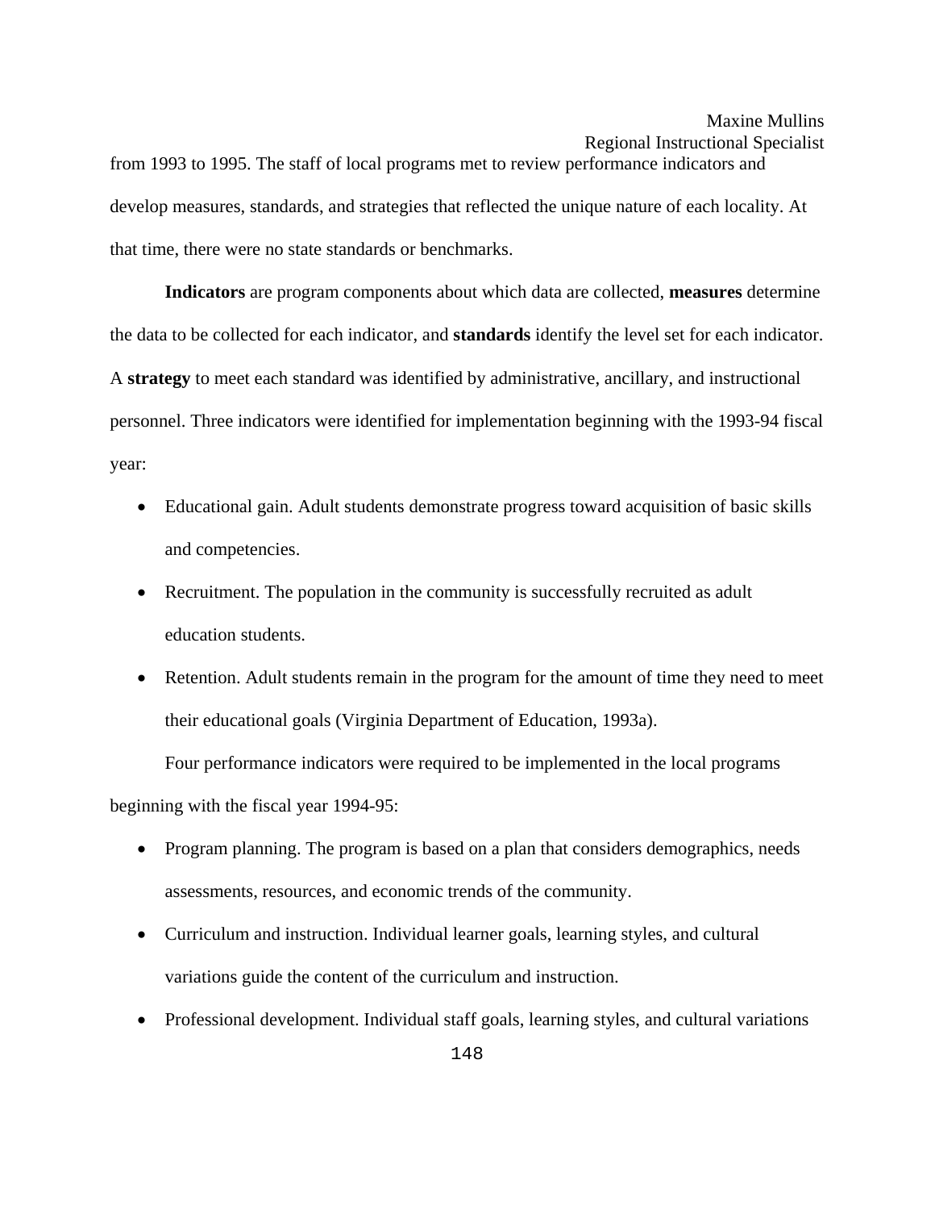Maxine Mullins
Regional Instructional Specialist

from 1993 to 1995. The staff of local programs met to review performance indicators and develop measures, standards, and strategies that reflected the unique nature of each locality. At that time, there were no state standards or benchmarks.

**Indicators** are program components about which data are collected, **measures** determine the data to be collected for each indicator, and **standards** identify the level set for each indicator. A **strategy** to meet each standard was identified by administrative, ancillary, and instructional personnel. Three indicators were identified for implementation beginning with the 1993-94 fiscal year:

- Educational gain. Adult students demonstrate progress toward acquisition of basic skills and competencies.
- Recruitment. The population in the community is successfully recruited as adult education students.
- Retention. Adult students remain in the program for the amount of time they need to meet their educational goals (Virginia Department of Education, 1993a).

Four performance indicators were required to be implemented in the local programs beginning with the fiscal year 1994-95:

- Program planning. The program is based on a plan that considers demographics, needs assessments, resources, and economic trends of the community.
- Curriculum and instruction. Individual learner goals, learning styles, and cultural variations guide the content of the curriculum and instruction.
- Professional development. Individual staff goals, learning styles, and cultural variations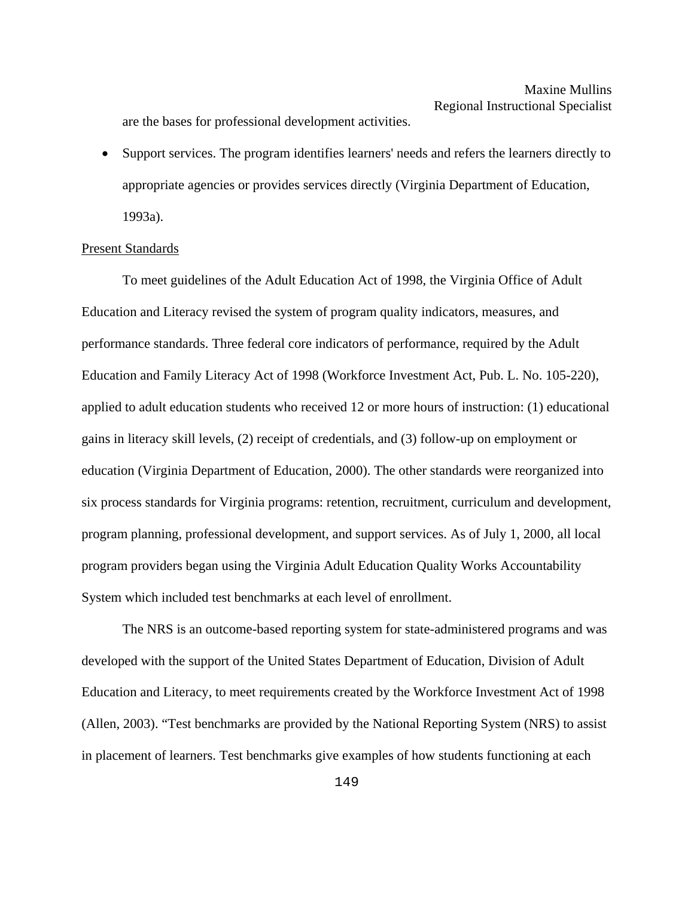are the bases for professional development activities.

- Support services. The program identifies learners' needs and refers the learners directly to appropriate agencies or provides services directly (Virginia Department of Education, 1993a).

Present Standards

To meet guidelines of the Adult Education Act of 1998, the Virginia Office of Adult Education and Literacy revised the system of program quality indicators, measures, and performance standards. Three federal core indicators of performance, required by the Adult Education and Family Literacy Act of 1998 (Workforce Investment Act, Pub. L. No. 105-220), applied to adult education students who received 12 or more hours of instruction: (1) educational gains in literacy skill levels, (2) receipt of credentials, and (3) follow-up on employment or education (Virginia Department of Education, 2000). The other standards were reorganized into six process standards for Virginia programs: retention, recruitment, curriculum and development, program planning, professional development, and support services. As of July 1, 2000, all local program providers began using the Virginia Adult Education Quality Works Accountability System which included test benchmarks at each level of enrollment.

The NRS is an outcome-based reporting system for state-administered programs and was developed with the support of the United States Department of Education, Division of Adult Education and Literacy, to meet requirements created by the Workforce Investment Act of 1998 (Allen, 2003). "Test benchmarks are provided by the National Reporting System (NRS) to assist in placement of learners. Test benchmarks give examples of how students functioning at each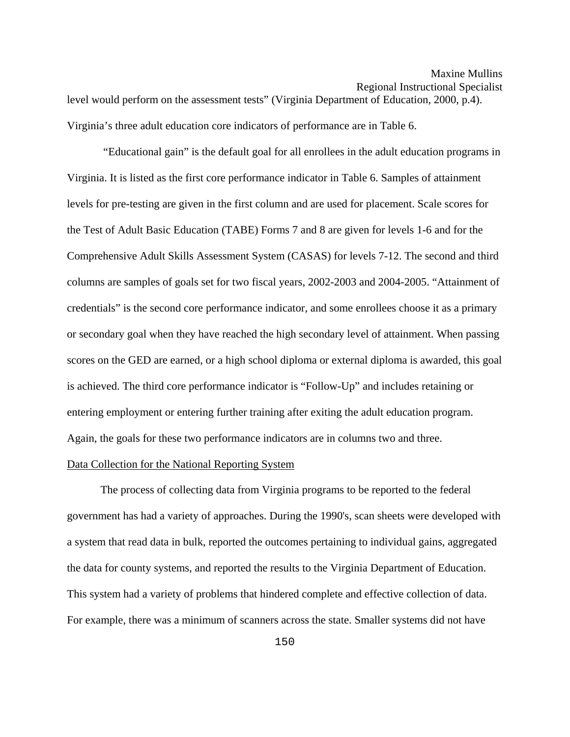level would perform on the assessment tests" (Virginia Department of Education, 2000, p.4). Virginia's three adult education core indicators of performance are in Table 6.

"Educational gain" is the default goal for all enrollees in the adult education programs in Virginia. It is listed as the first core performance indicator in Table 6. Samples of attainment levels for pre-testing are given in the first column and are used for placement. Scale scores for the Test of Adult Basic Education (TABE) Forms 7 and 8 are given for levels 1-6 and for the Comprehensive Adult Skills Assessment System (CASAS) for levels 7-12. The second and third columns are samples of goals set for two fiscal years, 2002-2003 and 2004-2005. "Attainment of credentials" is the second core performance indicator, and some enrollees choose it as a primary or secondary goal when they have reached the high secondary level of attainment. When passing scores on the GED are earned, or a high school diploma or external diploma is awarded, this goal is achieved. The third core performance indicator is "Follow-Up" and includes retaining or entering employment or entering further training after exiting the adult education program. Again, the goals for these two performance indicators are in columns two and three.

Data Collection for the National Reporting System

The process of collecting data from Virginia programs to be reported to the federal government has had a variety of approaches. During the 1990's, scan sheets were developed with a system that read data in bulk, reported the outcomes pertaining to individual gains, aggregated the data for county systems, and reported the results to the Virginia Department of Education. This system had a variety of problems that hindered complete and effective collection of data. For example, there was a minimum of scanners across the state. Smaller systems did not have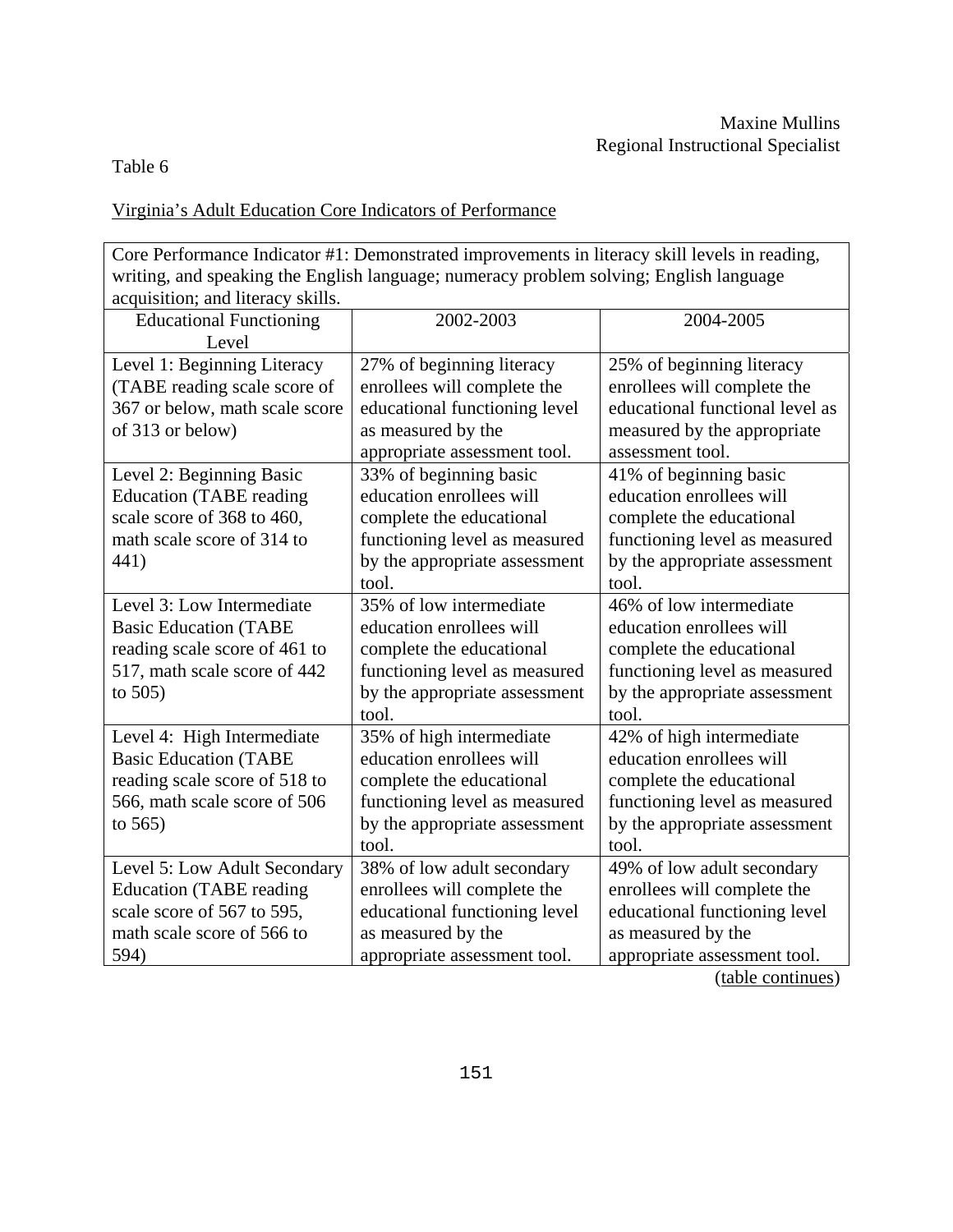Maxine Mullins
Regional Instructional Specialist

Table 6

Virginia's Adult Education Core Indicators of Performance

| Core Performance Indicator #1: Demonstrated improvements in literacy skill levels in reading, writing, and speaking the English language; numeracy problem solving; English language acquisition; and literacy skills. | | |
|---|---|---|
| Educational Functioning Level | 2002-2003 | 2004-2005 |
| Level 1: Beginning Literacy (TABE reading scale score of 367 or below, math scale score of 313 or below) | 27% of beginning literacy enrollees will complete the educational functioning level as measured by the appropriate assessment tool. | 25% of beginning literacy enrollees will complete the educational functional level as measured by the appropriate assessment tool. |
| Level 2: Beginning Basic Education (TABE reading scale score of 368 to 460, math scale score of 314 to 441) | 33% of beginning basic education enrollees will complete the educational functioning level as measured by the appropriate assessment tool. | 41% of beginning basic education enrollees will complete the educational functioning level as measured by the appropriate assessment tool. |
| Level 3: Low Intermediate Basic Education (TABE reading scale score of 461 to 517, math scale score of 442 to 505) | 35% of low intermediate education enrollees will complete the educational functioning level as measured by the appropriate assessment tool. | 46% of low intermediate education enrollees will complete the educational functioning level as measured by the appropriate assessment tool. |
| Level 4: High Intermediate Basic Education (TABE reading scale score of 518 to 566, math scale score of 506 to 565) | 35% of high intermediate education enrollees will complete the educational functioning level as measured by the appropriate assessment tool. | 42% of high intermediate education enrollees will complete the educational functioning level as measured by the appropriate assessment tool. |
| Level 5: Low Adult Secondary Education (TABE reading scale score of 567 to 595, math scale score of 566 to 594) | 38% of low adult secondary enrollees will complete the educational functioning level as measured by the appropriate assessment tool. | 49% of low adult secondary enrollees will complete the educational functioning level as measured by the appropriate assessment tool. |

(table continues)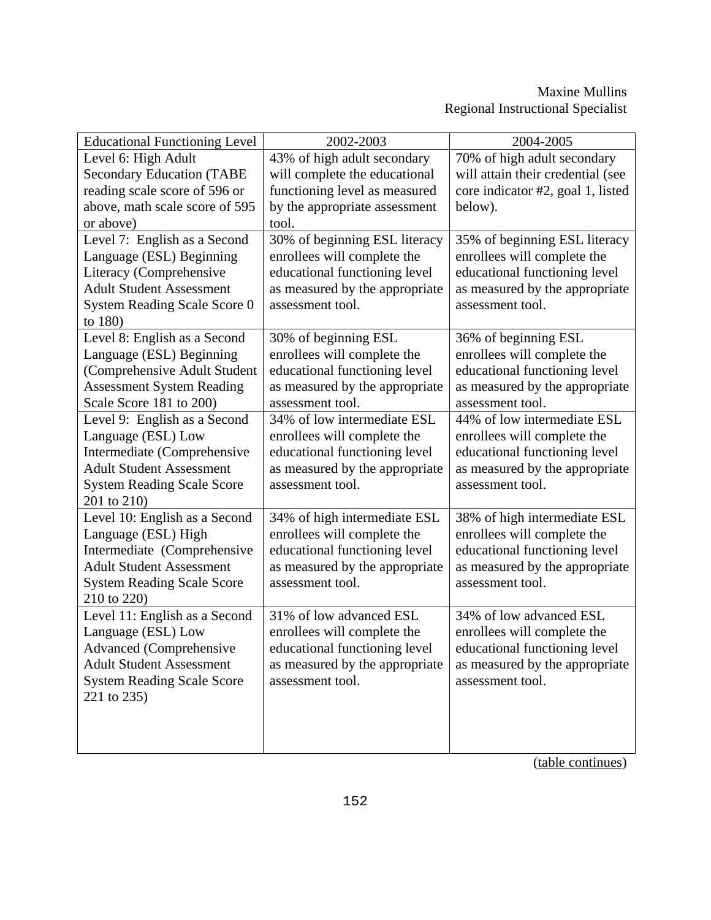Maxine Mullins
Regional Instructional Specialist

| Educational Functioning Level | 2002-2003 | 2004-2005 |
|---|---|---|
| Level 6: High Adult Secondary Education (TABE reading scale score of 596 or above, math scale score of 595 or above) | 43% of high adult secondary will complete the educational functioning level as measured by the appropriate assessment tool. | 70% of high adult secondary will attain their credential (see core indicator #2, goal 1, listed below). |
| Level 7: English as a Second Language (ESL) Beginning Literacy (Comprehensive Adult Student Assessment System Reading Scale Score 0 to 180) | 30% of beginning ESL literacy enrollees will complete the educational functioning level as measured by the appropriate assessment tool. | 35% of beginning ESL literacy enrollees will complete the educational functioning level as measured by the appropriate assessment tool. |
| Level 8: English as a Second Language (ESL) Beginning (Comprehensive Adult Student Assessment System Reading Scale Score 181 to 200) | 30% of beginning ESL enrollees will complete the educational functioning level as measured by the appropriate assessment tool. | 36% of beginning ESL enrollees will complete the educational functioning level as measured by the appropriate assessment tool. |
| Level 9: English as a Second Language (ESL) Low Intermediate (Comprehensive Adult Student Assessment System Reading Scale Score 201 to 210) | 34% of low intermediate ESL enrollees will complete the educational functioning level as measured by the appropriate assessment tool. | 44% of low intermediate ESL enrollees will complete the educational functioning level as measured by the appropriate assessment tool. |
| Level 10: English as a Second Language (ESL) High Intermediate (Comprehensive Adult Student Assessment System Reading Scale Score 210 to 220) | 34% of high intermediate ESL enrollees will complete the educational functioning level as measured by the appropriate assessment tool. | 38% of high intermediate ESL enrollees will complete the educational functioning level as measured by the appropriate assessment tool. |
| Level 11: English as a Second Language (ESL) Low Advanced (Comprehensive Adult Student Assessment System Reading Scale Score 221 to 235) | 31% of low advanced ESL enrollees will complete the educational functioning level as measured by the appropriate assessment tool. | 34% of low advanced ESL enrollees will complete the educational functioning level as measured by the appropriate assessment tool. |

(table continues)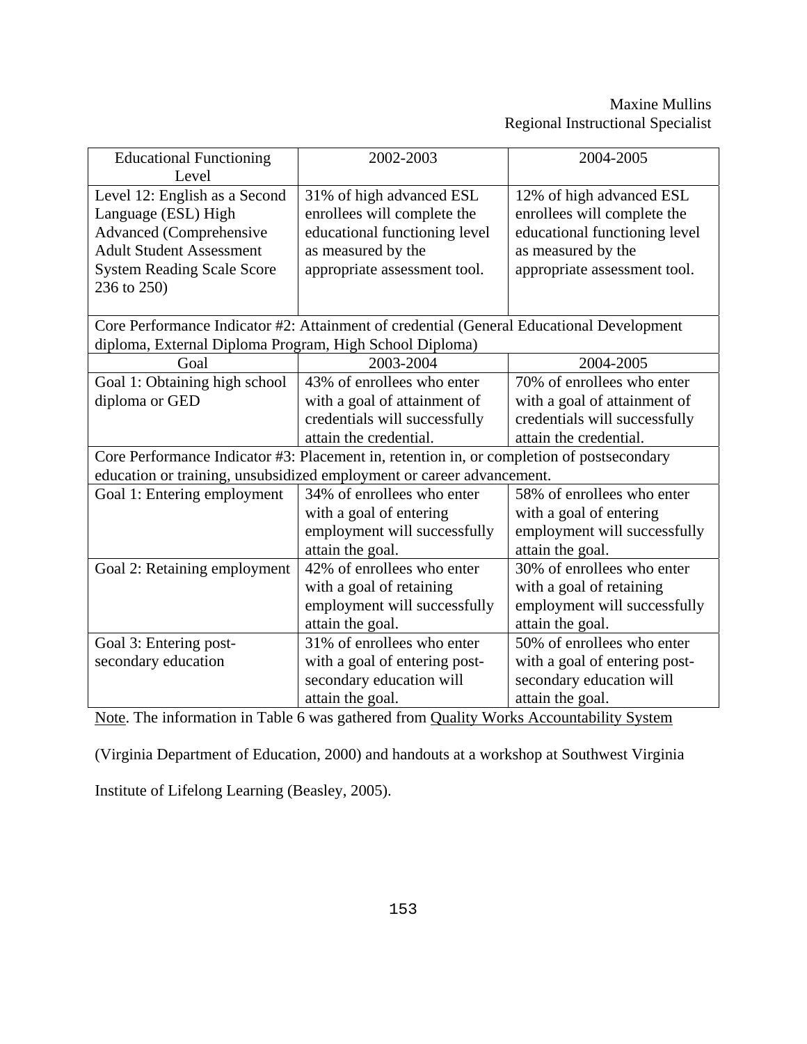Maxine Mullins
Regional Instructional Specialist

| Educational Functioning Level | 2002-2003 | 2004-2005 |
|---|---|---|
| Level 12: English as a Second Language (ESL) High Advanced (Comprehensive Adult Student Assessment System Reading Scale Score 236 to 250) | 31% of high advanced ESL enrollees will complete the educational functioning level as measured by the appropriate assessment tool. | 12% of high advanced ESL enrollees will complete the educational functioning level as measured by the appropriate assessment tool. |
| Core Performance Indicator #2: Attainment of credential (General Educational Development diploma, External Diploma Program, High School Diploma) | | |
| Goal | 2003-2004 | 2004-2005 |
| Goal 1: Obtaining high school diploma or GED | 43% of enrollees who enter with a goal of attainment of credentials will successfully attain the credential. | 70% of enrollees who enter with a goal of attainment of credentials will successfully attain the credential. |
| Core Performance Indicator #3: Placement in, retention in, or completion of postsecondary education or training, unsubsidized employment or career advancement. | | |
| Goal 1: Entering employment | 34% of enrollees who enter with a goal of entering employment will successfully attain the goal. | 58% of enrollees who enter with a goal of entering employment will successfully attain the goal. |
| Goal 2: Retaining employment | 42% of enrollees who enter with a goal of retaining employment will successfully attain the goal. | 30% of enrollees who enter with a goal of retaining employment will successfully attain the goal. |
| Goal 3: Entering post-secondary education | 31% of enrollees who enter with a goal of entering post-secondary education will attain the goal. | 50% of enrollees who enter with a goal of entering post-secondary education will attain the goal. |

Note. The information in Table 6 was gathered from Quality Works Accountability System (Virginia Department of Education, 2000) and handouts at a workshop at Southwest Virginia Institute of Lifelong Learning (Beasley, 2005).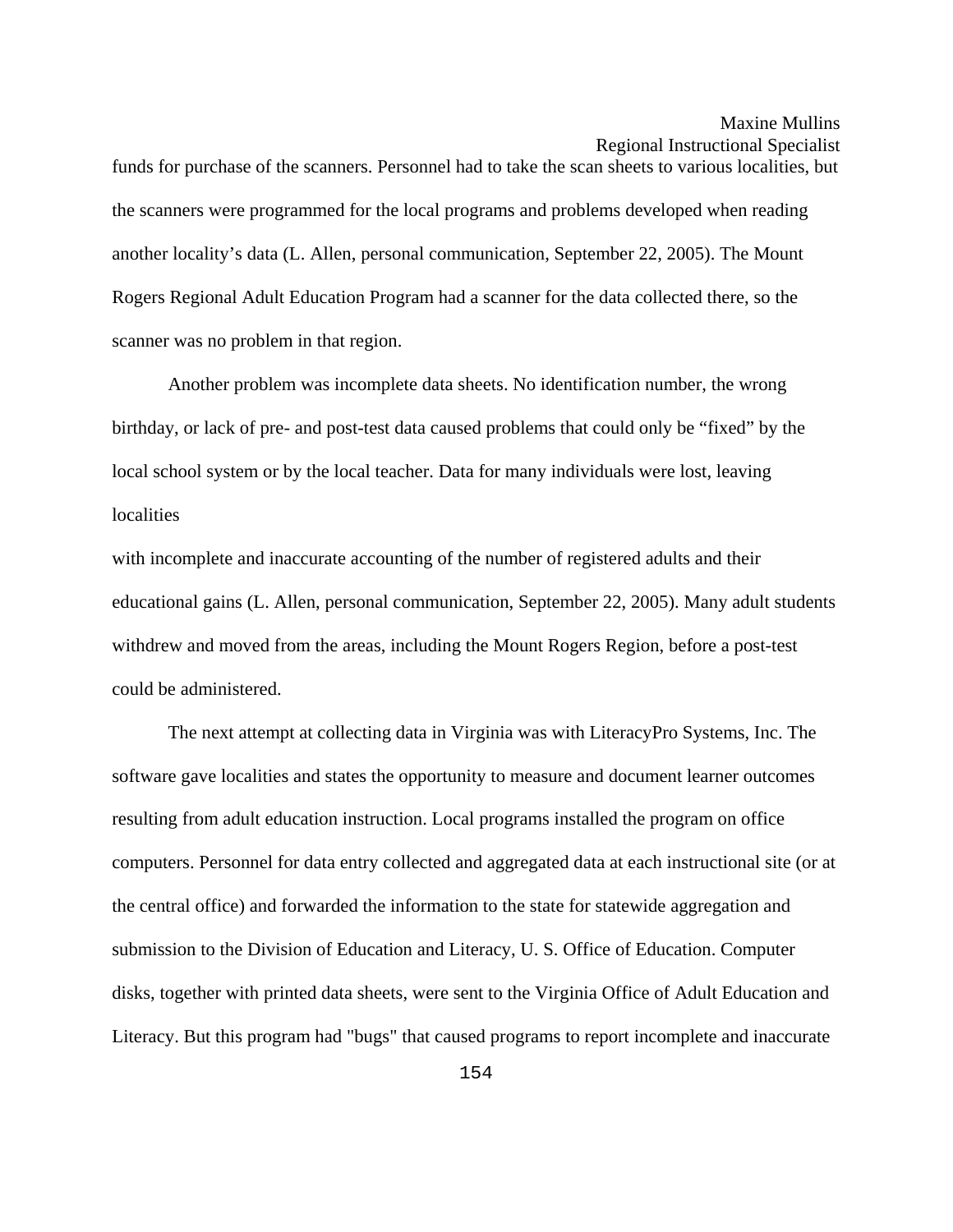funds for purchase of the scanners. Personnel had to take the scan sheets to various localities, but the scanners were programmed for the local programs and problems developed when reading another locality's data (L. Allen, personal communication, September 22, 2005). The Mount Rogers Regional Adult Education Program had a scanner for the data collected there, so the scanner was no problem in that region.

Another problem was incomplete data sheets. No identification number, the wrong birthday, or lack of pre- and post-test data caused problems that could only be "fixed" by the local school system or by the local teacher. Data for many individuals were lost, leaving localities with incomplete and inaccurate accounting of the number of registered adults and their educational gains (L. Allen, personal communication, September 22, 2005). Many adult students withdrew and moved from the areas, including the Mount Rogers Region, before a post-test could be administered.

The next attempt at collecting data in Virginia was with LiteracyPro Systems, Inc. The software gave localities and states the opportunity to measure and document learner outcomes resulting from adult education instruction. Local programs installed the program on office computers. Personnel for data entry collected and aggregated data at each instructional site (or at the central office) and forwarded the information to the state for statewide aggregation and submission to the Division of Education and Literacy, U. S. Office of Education. Computer disks, together with printed data sheets, were sent to the Virginia Office of Adult Education and Literacy. But this program had "bugs" that caused programs to report incomplete and inaccurate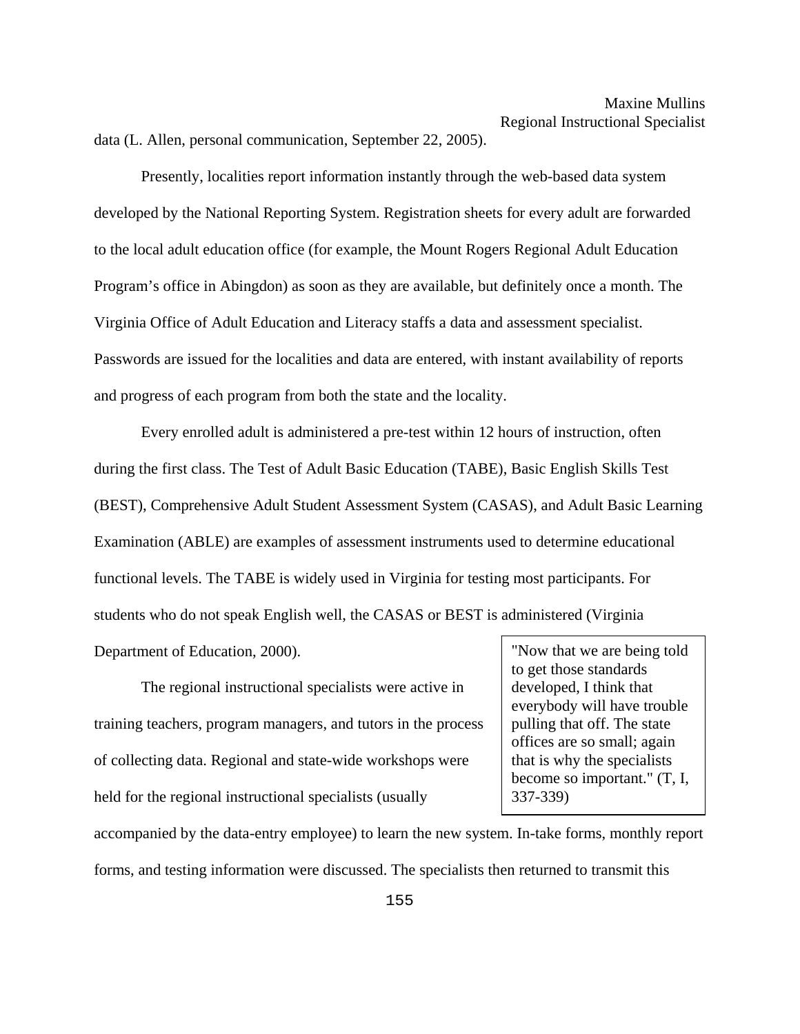data (L. Allen, personal communication, September 22, 2005).

Presently, localities report information instantly through the web-based data system developed by the National Reporting System. Registration sheets for every adult are forwarded to the local adult education office (for example, the Mount Rogers Regional Adult Education Program's office in Abingdon) as soon as they are available, but definitely once a month. The Virginia Office of Adult Education and Literacy staffs a data and assessment specialist. Passwords are issued for the localities and data are entered, with instant availability of reports and progress of each program from both the state and the locality.

Every enrolled adult is administered a pre-test within 12 hours of instruction, often during the first class. The Test of Adult Basic Education (TABE), Basic English Skills Test (BEST), Comprehensive Adult Student Assessment System (CASAS), and Adult Basic Learning Examination (ABLE) are examples of assessment instruments used to determine educational functional levels. The TABE is widely used in Virginia for testing most participants. For students who do not speak English well, the CASAS or BEST is administered (Virginia Department of Education, 2000).

> "Now that we are being told to get those standards developed, I think that everybody will have trouble pulling that off. The state offices are so small; again that is why the specialists become so important." (T, I, 337-339)

The regional instructional specialists were active in training teachers, program managers, and tutors in the process of collecting data. Regional and state-wide workshops were held for the regional instructional specialists (usually accompanied by the data-entry employee) to learn the new system. In-take forms, monthly report forms, and testing information were discussed. The specialists then returned to transmit this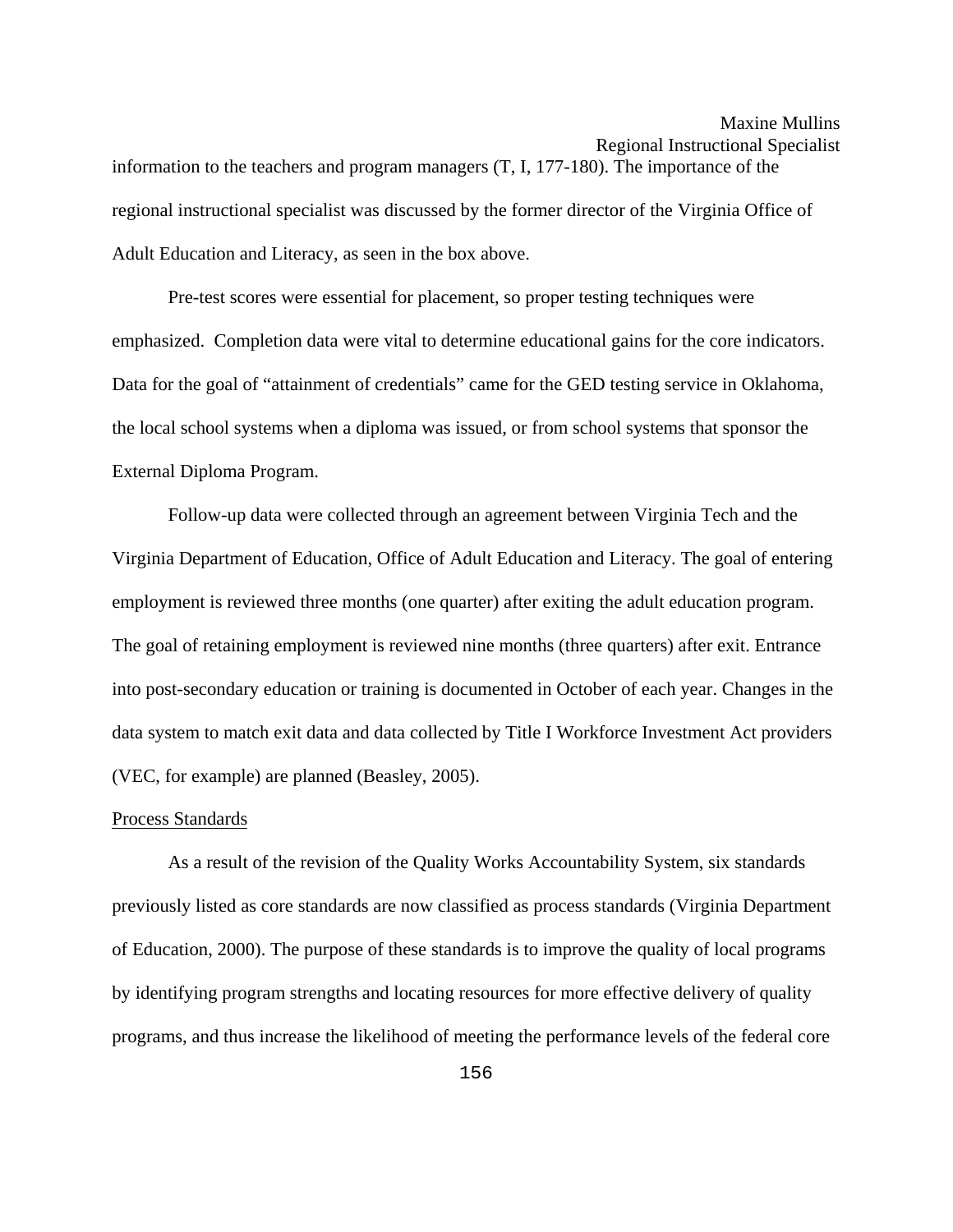information to the teachers and program managers (T, I, 177-180). The importance of the regional instructional specialist was discussed by the former director of the Virginia Office of Adult Education and Literacy, as seen in the box above.

Pre-test scores were essential for placement, so proper testing techniques were emphasized. Completion data were vital to determine educational gains for the core indicators. Data for the goal of "attainment of credentials" came for the GED testing service in Oklahoma, the local school systems when a diploma was issued, or from school systems that sponsor the External Diploma Program.

Follow-up data were collected through an agreement between Virginia Tech and the Virginia Department of Education, Office of Adult Education and Literacy. The goal of entering employment is reviewed three months (one quarter) after exiting the adult education program. The goal of retaining employment is reviewed nine months (three quarters) after exit. Entrance into post-secondary education or training is documented in October of each year. Changes in the data system to match exit data and data collected by Title I Workforce Investment Act providers (VEC, for example) are planned (Beasley, 2005).

<u>Process Standards</u>

As a result of the revision of the Quality Works Accountability System, six standards previously listed as core standards are now classified as process standards (Virginia Department of Education, 2000). The purpose of these standards is to improve the quality of local programs by identifying program strengths and locating resources for more effective delivery of quality programs, and thus increase the likelihood of meeting the performance levels of the federal core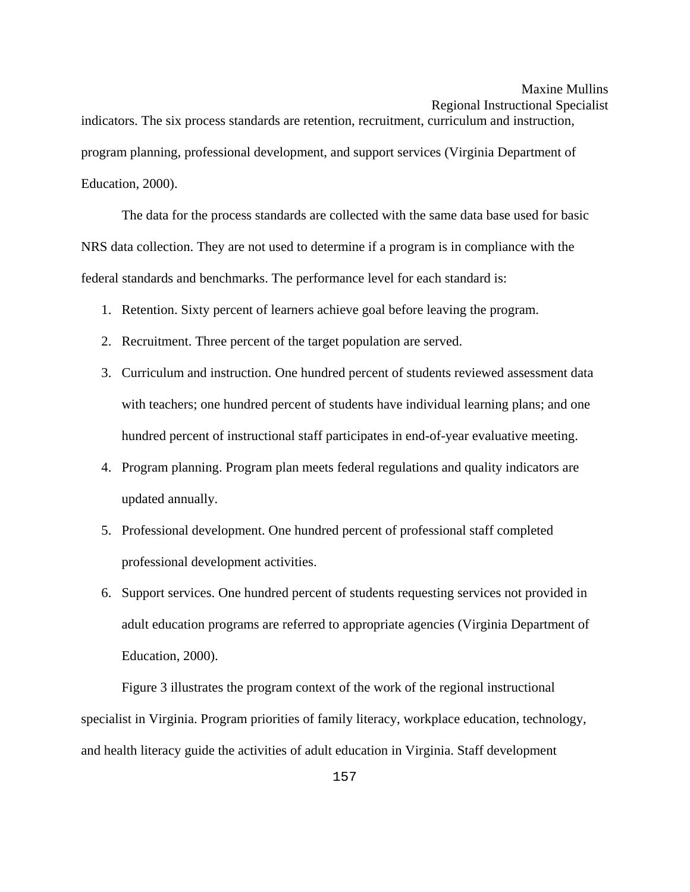indicators. The six process standards are retention, recruitment, curriculum and instruction, program planning, professional development, and support services (Virginia Department of Education, 2000).

The data for the process standards are collected with the same data base used for basic NRS data collection. They are not used to determine if a program is in compliance with the federal standards and benchmarks. The performance level for each standard is:

1. Retention. Sixty percent of learners achieve goal before leaving the program.
2. Recruitment. Three percent of the target population are served.
3. Curriculum and instruction. One hundred percent of students reviewed assessment data with teachers; one hundred percent of students have individual learning plans; and one hundred percent of instructional staff participates in end-of-year evaluative meeting.
4. Program planning. Program plan meets federal regulations and quality indicators are updated annually.
5. Professional development. One hundred percent of professional staff completed professional development activities.
6. Support services. One hundred percent of students requesting services not provided in adult education programs are referred to appropriate agencies (Virginia Department of Education, 2000).

Figure 3 illustrates the program context of the work of the regional instructional specialist in Virginia. Program priorities of family literacy, workplace education, technology, and health literacy guide the activities of adult education in Virginia. Staff development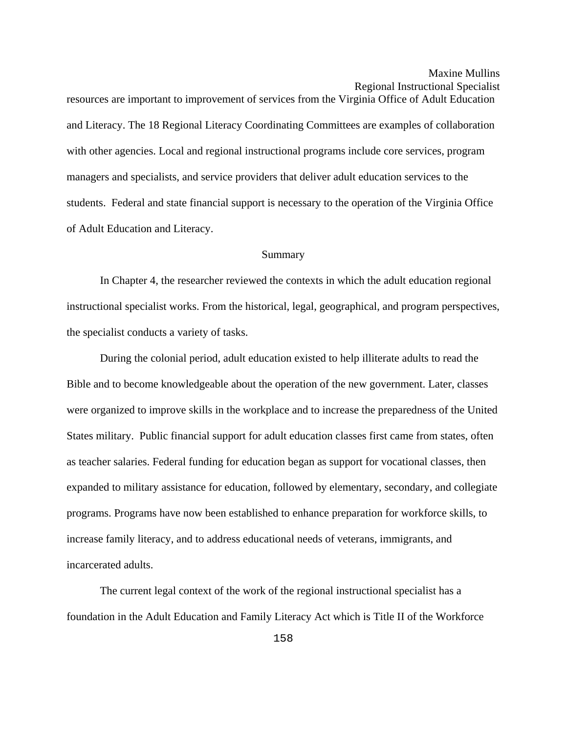resources are important to improvement of services from the Virginia Office of Adult Education and Literacy. The 18 Regional Literacy Coordinating Committees are examples of collaboration with other agencies. Local and regional instructional programs include core services, program managers and specialists, and service providers that deliver adult education services to the students. Federal and state financial support is necessary to the operation of the Virginia Office of Adult Education and Literacy.

## Summary

In Chapter 4, the researcher reviewed the contexts in which the adult education regional instructional specialist works. From the historical, legal, geographical, and program perspectives, the specialist conducts a variety of tasks.

During the colonial period, adult education existed to help illiterate adults to read the Bible and to become knowledgeable about the operation of the new government. Later, classes were organized to improve skills in the workplace and to increase the preparedness of the United States military. Public financial support for adult education classes first came from states, often as teacher salaries. Federal funding for education began as support for vocational classes, then expanded to military assistance for education, followed by elementary, secondary, and collegiate programs. Programs have now been established to enhance preparation for workforce skills, to increase family literacy, and to address educational needs of veterans, immigrants, and incarcerated adults.

The current legal context of the work of the regional instructional specialist has a foundation in the Adult Education and Family Literacy Act which is Title II of the Workforce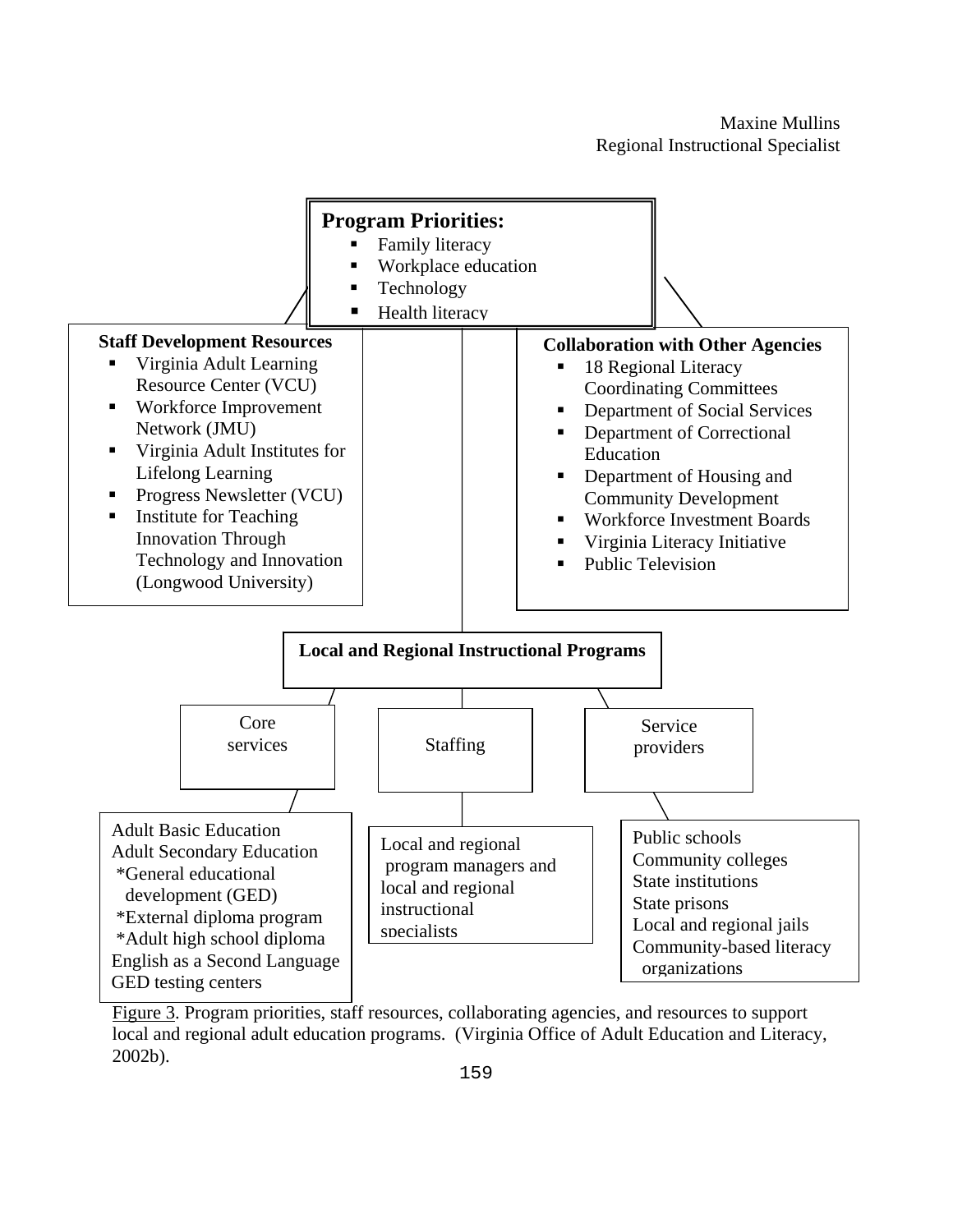Maxine Mullins
Regional Instructional Specialist

**Program Priorities:**

- Family literacy
- Workplace education
- Technology
- Health literacy

**Staff Development Resources**

- Virginia Adult Learning Resource Center (VCU)
- Workforce Improvement Network (JMU)
- Virginia Adult Institutes for Lifelong Learning
- Progress Newsletter (VCU)
- Institute for Teaching Innovation Through Technology and Innovation (Longwood University)

**Collaboration with Other Agencies**

- 18 Regional Literacy Coordinating Committees
- Department of Social Services
- Department of Correctional Education
- Department of Housing and Community Development
- Workforce Investment Boards
- Virginia Literacy Initiative
- Public Television

**Local and Regional Instructional Programs**

Core services

Adult Basic Education
Adult Secondary Education
*General educational development (GED)
*External diploma program
*Adult high school diploma
English as a Second Language
GED testing centers

Staffing

Local and regional program managers and local and regional instructional specialists

Service providers

Public schools
Community colleges
State institutions
State prisons
Local and regional jails
Community-based literacy organizations

Figure 3. Program priorities, staff resources, collaborating agencies, and resources to support local and regional adult education programs. (Virginia Office of Adult Education and Literacy, 2002b).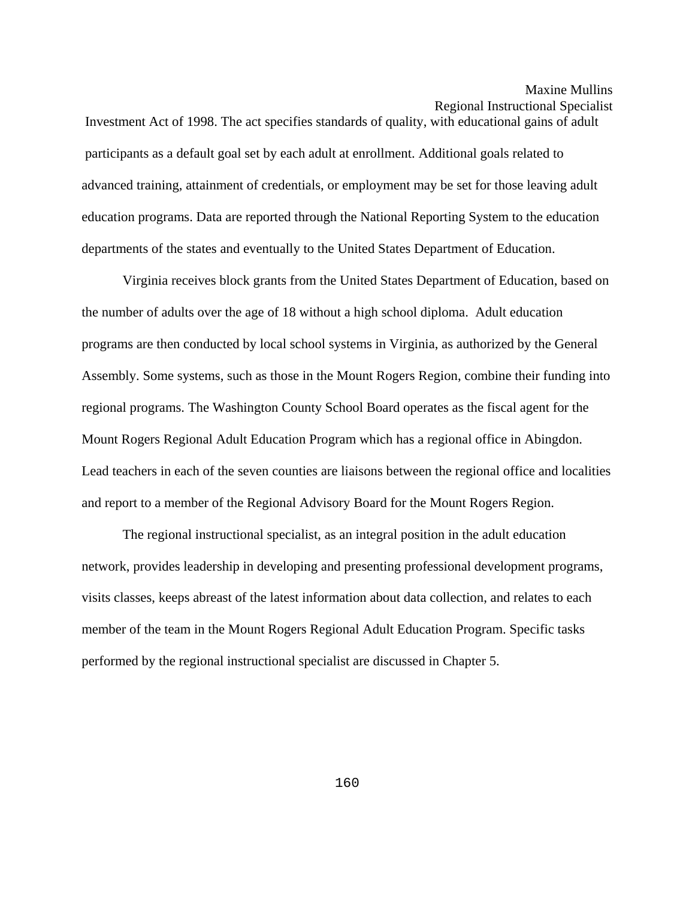Investment Act of 1998. The act specifies standards of quality, with educational gains of adult participants as a default goal set by each adult at enrollment. Additional goals related to advanced training, attainment of credentials, or employment may be set for those leaving adult education programs. Data are reported through the National Reporting System to the education departments of the states and eventually to the United States Department of Education.

Virginia receives block grants from the United States Department of Education, based on the number of adults over the age of 18 without a high school diploma. Adult education programs are then conducted by local school systems in Virginia, as authorized by the General Assembly. Some systems, such as those in the Mount Rogers Region, combine their funding into regional programs. The Washington County School Board operates as the fiscal agent for the Mount Rogers Regional Adult Education Program which has a regional office in Abingdon. Lead teachers in each of the seven counties are liaisons between the regional office and localities and report to a member of the Regional Advisory Board for the Mount Rogers Region.

The regional instructional specialist, as an integral position in the adult education network, provides leadership in developing and presenting professional development programs, visits classes, keeps abreast of the latest information about data collection, and relates to each member of the team in the Mount Rogers Regional Adult Education Program. Specific tasks performed by the regional instructional specialist are discussed in Chapter 5.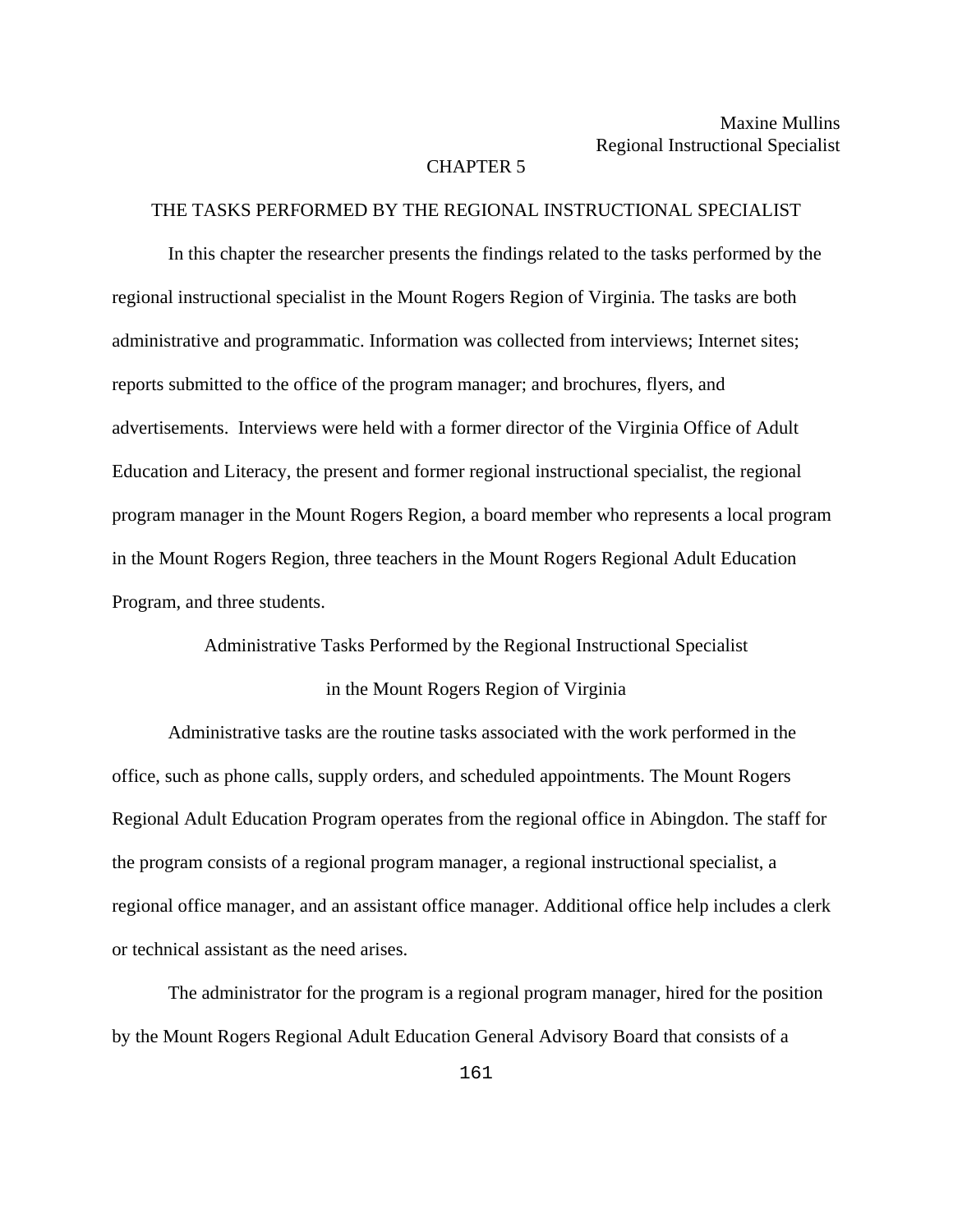Maxine Mullins
Regional Instructional Specialist

# CHAPTER 5

## THE TASKS PERFORMED BY THE REGIONAL INSTRUCTIONAL SPECIALIST

In this chapter the researcher presents the findings related to the tasks performed by the regional instructional specialist in the Mount Rogers Region of Virginia. The tasks are both administrative and programmatic. Information was collected from interviews; Internet sites; reports submitted to the office of the program manager; and brochures, flyers, and advertisements. Interviews were held with a former director of the Virginia Office of Adult Education and Literacy, the present and former regional instructional specialist, the regional program manager in the Mount Rogers Region, a board member who represents a local program in the Mount Rogers Region, three teachers in the Mount Rogers Regional Adult Education Program, and three students.

### Administrative Tasks Performed by the Regional Instructional Specialist in the Mount Rogers Region of Virginia

Administrative tasks are the routine tasks associated with the work performed in the office, such as phone calls, supply orders, and scheduled appointments. The Mount Rogers Regional Adult Education Program operates from the regional office in Abingdon. The staff for the program consists of a regional program manager, a regional instructional specialist, a regional office manager, and an assistant office manager. Additional office help includes a clerk or technical assistant as the need arises.

The administrator for the program is a regional program manager, hired for the position by the Mount Rogers Regional Adult Education General Advisory Board that consists of a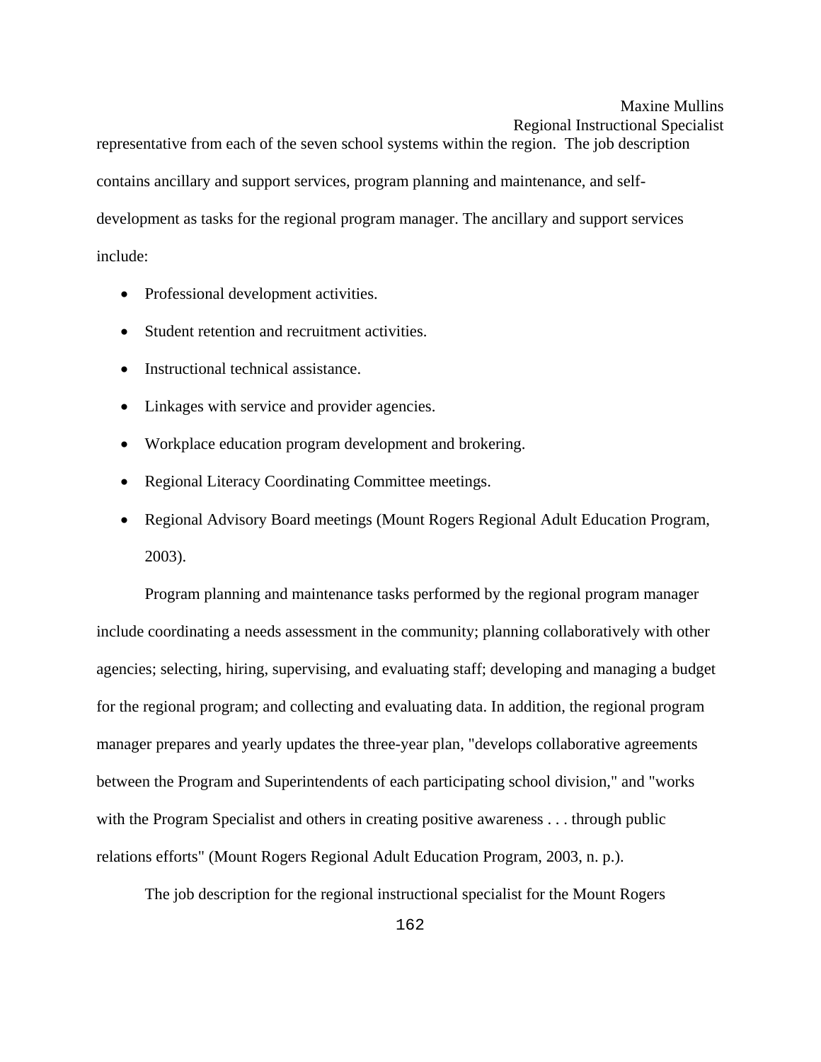representative from each of the seven school systems within the region. The job description contains ancillary and support services, program planning and maintenance, and self-development as tasks for the regional program manager. The ancillary and support services include:

- Professional development activities.
- Student retention and recruitment activities.
- Instructional technical assistance.
- Linkages with service and provider agencies.
- Workplace education program development and brokering.
- Regional Literacy Coordinating Committee meetings.
- Regional Advisory Board meetings (Mount Rogers Regional Adult Education Program, 2003).

Program planning and maintenance tasks performed by the regional program manager include coordinating a needs assessment in the community; planning collaboratively with other agencies; selecting, hiring, supervising, and evaluating staff; developing and managing a budget for the regional program; and collecting and evaluating data. In addition, the regional program manager prepares and yearly updates the three-year plan, "develops collaborative agreements between the Program and Superintendents of each participating school division," and "works with the Program Specialist and others in creating positive awareness . . . through public relations efforts" (Mount Rogers Regional Adult Education Program, 2003, n. p.).

The job description for the regional instructional specialist for the Mount Rogers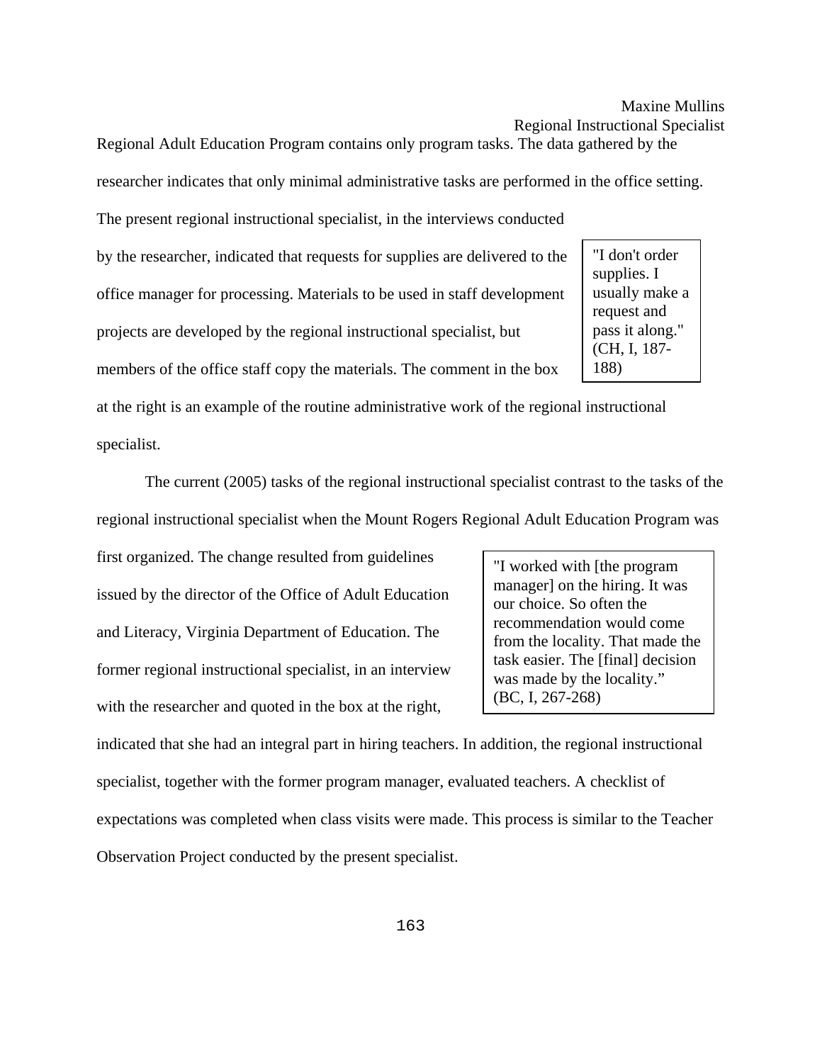Regional Adult Education Program contains only program tasks. The data gathered by the researcher indicates that only minimal administrative tasks are performed in the office setting. The present regional instructional specialist, in the interviews conducted by the researcher, indicated that requests for supplies are delivered to the office manager for processing. Materials to be used in staff development projects are developed by the regional instructional specialist, but members of the office staff copy the materials. The comment in the box at the right is an example of the routine administrative work of the regional instructional specialist.

> "I don't order supplies. I usually make a request and pass it along." (CH, I, 187-188)

The current (2005) tasks of the regional instructional specialist contrast to the tasks of the regional instructional specialist when the Mount Rogers Regional Adult Education Program was first organized. The change resulted from guidelines issued by the director of the Office of Adult Education and Literacy, Virginia Department of Education. The former regional instructional specialist, in an interview with the researcher and quoted in the box at the right, indicated that she had an integral part in hiring teachers. In addition, the regional instructional specialist, together with the former program manager, evaluated teachers. A checklist of expectations was completed when class visits were made. This process is similar to the Teacher Observation Project conducted by the present specialist.

> "I worked with [the program manager] on the hiring. It was our choice. So often the recommendation would come from the locality. That made the task easier. The [final] decision was made by the locality." (BC, I, 267-268)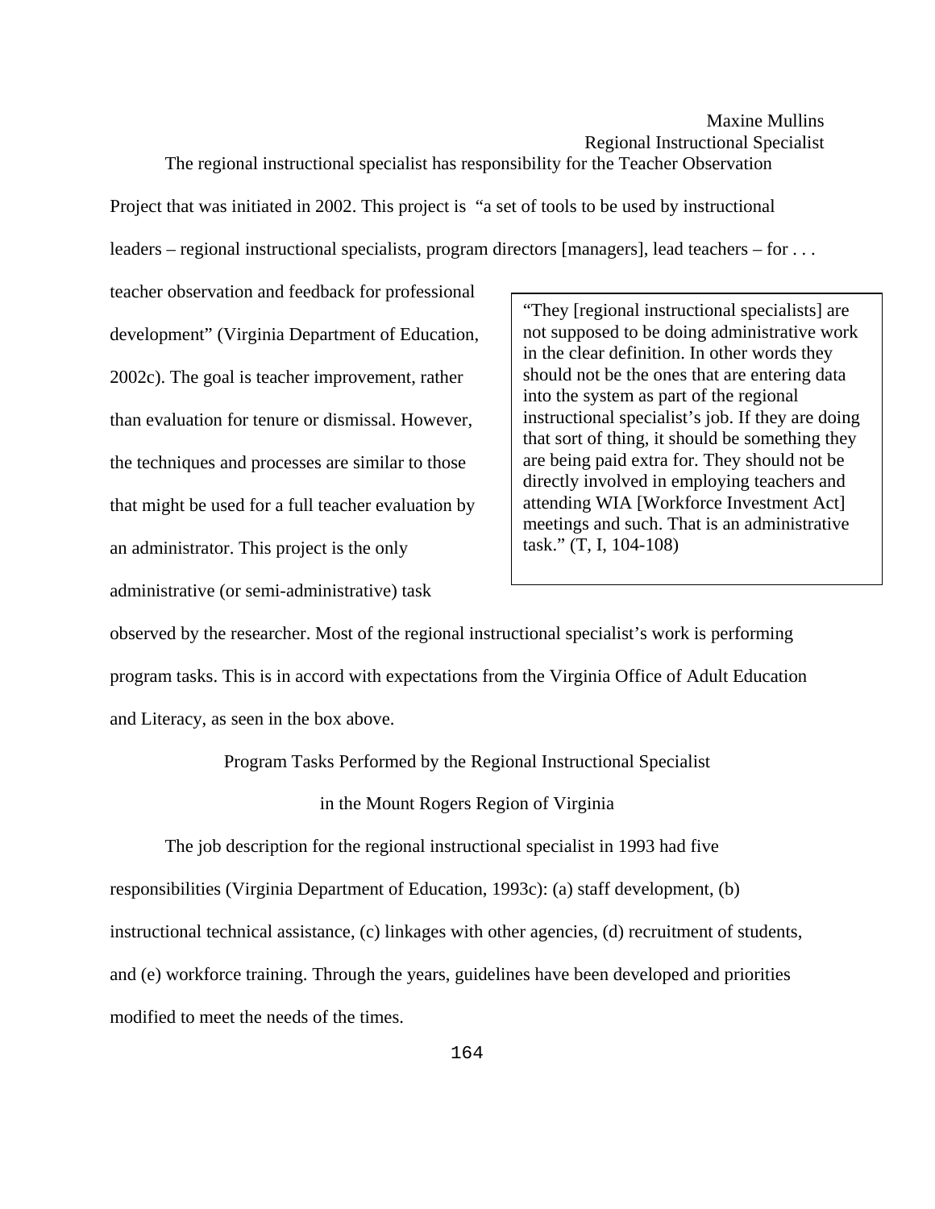Maxine Mullins
Regional Instructional Specialist

The regional instructional specialist has responsibility for the Teacher Observation Project that was initiated in 2002. This project is "a set of tools to be used by instructional leaders – regional instructional specialists, program directors [managers], lead teachers – for . . . teacher observation and feedback for professional development" (Virginia Department of Education, 2002c). The goal is teacher improvement, rather than evaluation for tenure or dismissal. However, the techniques and processes are similar to those that might be used for a full teacher evaluation by an administrator. This project is the only administrative (or semi-administrative) task observed by the researcher. Most of the regional instructional specialist's work is performing program tasks. This is in accord with expectations from the Virginia Office of Adult Education and Literacy, as seen in the box above.

> "They [regional instructional specialists] are not supposed to be doing administrative work in the clear definition. In other words they should not be the ones that are entering data into the system as part of the regional instructional specialist's job. If they are doing that sort of thing, it should be something they are being paid extra for. They should not be directly involved in employing teachers and attending WIA [Workforce Investment Act] meetings and such. That is an administrative task." (T, I, 104-108)

## Program Tasks Performed by the Regional Instructional Specialist in the Mount Rogers Region of Virginia

The job description for the regional instructional specialist in 1993 had five responsibilities (Virginia Department of Education, 1993c): (a) staff development, (b) instructional technical assistance, (c) linkages with other agencies, (d) recruitment of students, and (e) workforce training. Through the years, guidelines have been developed and priorities modified to meet the needs of the times.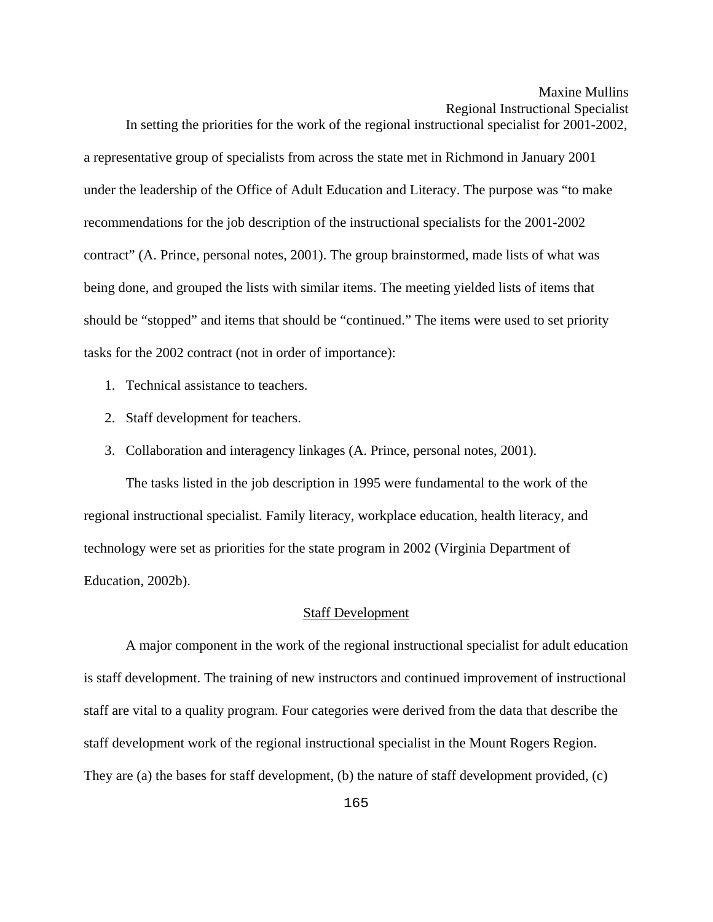In setting the priorities for the work of the regional instructional specialist for 2001-2002, a representative group of specialists from across the state met in Richmond in January 2001 under the leadership of the Office of Adult Education and Literacy. The purpose was "to make recommendations for the job description of the instructional specialists for the 2001-2002 contract" (A. Prince, personal notes, 2001). The group brainstormed, made lists of what was being done, and grouped the lists with similar items. The meeting yielded lists of items that should be "stopped" and items that should be "continued." The items were used to set priority tasks for the 2002 contract (not in order of importance):

1. Technical assistance to teachers.
2. Staff development for teachers.
3. Collaboration and interagency linkages (A. Prince, personal notes, 2001).

The tasks listed in the job description in 1995 were fundamental to the work of the regional instructional specialist. Family literacy, workplace education, health literacy, and technology were set as priorities for the state program in 2002 (Virginia Department of Education, 2002b).

## Staff Development

A major component in the work of the regional instructional specialist for adult education is staff development. The training of new instructors and continued improvement of instructional staff are vital to a quality program. Four categories were derived from the data that describe the staff development work of the regional instructional specialist in the Mount Rogers Region. They are (a) the bases for staff development, (b) the nature of staff development provided, (c)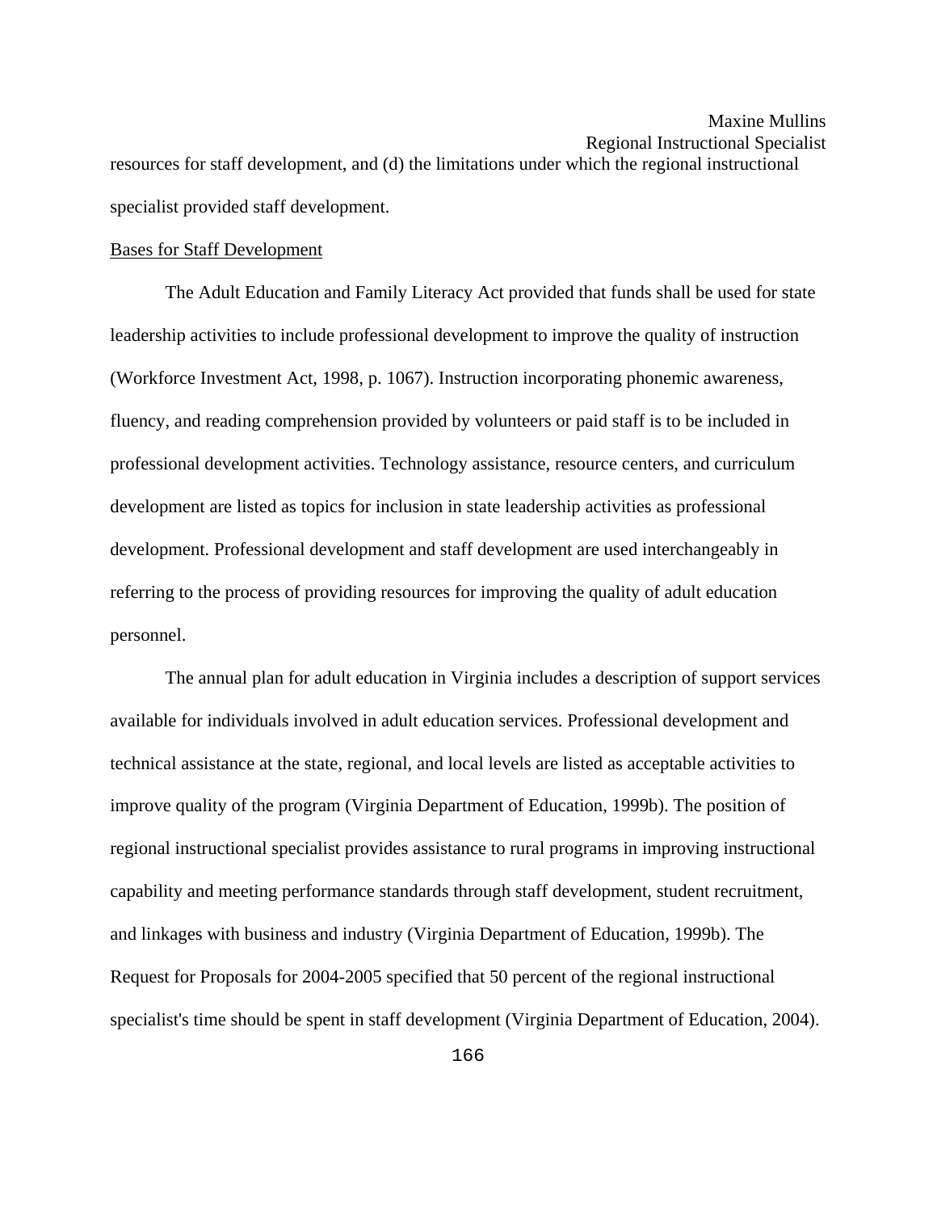resources for staff development, and (d) the limitations under which the regional instructional specialist provided staff development.

## Bases for Staff Development

The Adult Education and Family Literacy Act provided that funds shall be used for state leadership activities to include professional development to improve the quality of instruction (Workforce Investment Act, 1998, p. 1067). Instruction incorporating phonemic awareness, fluency, and reading comprehension provided by volunteers or paid staff is to be included in professional development activities. Technology assistance, resource centers, and curriculum development are listed as topics for inclusion in state leadership activities as professional development. Professional development and staff development are used interchangeably in referring to the process of providing resources for improving the quality of adult education personnel.

The annual plan for adult education in Virginia includes a description of support services available for individuals involved in adult education services. Professional development and technical assistance at the state, regional, and local levels are listed as acceptable activities to improve quality of the program (Virginia Department of Education, 1999b). The position of regional instructional specialist provides assistance to rural programs in improving instructional capability and meeting performance standards through staff development, student recruitment, and linkages with business and industry (Virginia Department of Education, 1999b). The Request for Proposals for 2004-2005 specified that 50 percent of the regional instructional specialist's time should be spent in staff development (Virginia Department of Education, 2004).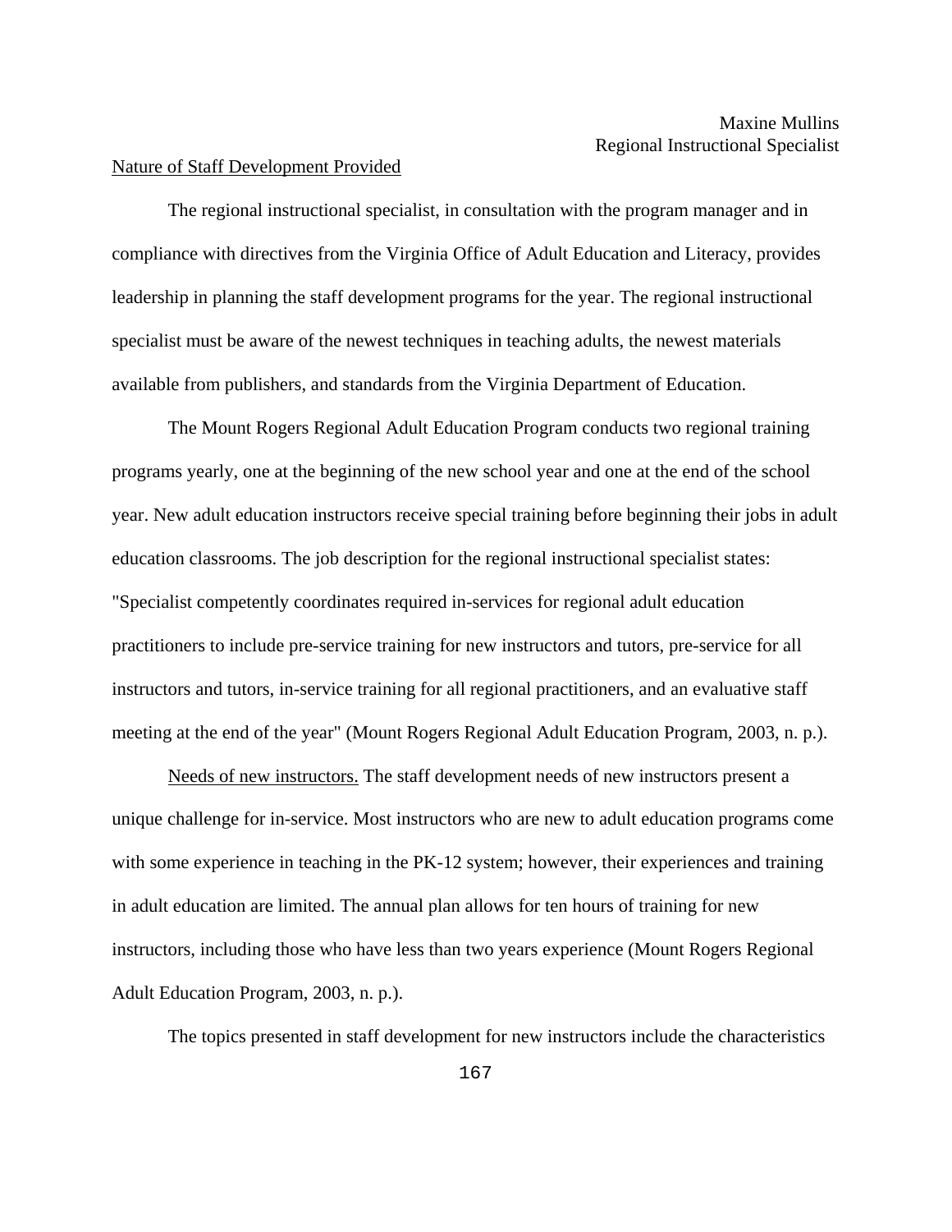Maxine Mullins
Regional Instructional Specialist

Nature of Staff Development Provided

The regional instructional specialist, in consultation with the program manager and in compliance with directives from the Virginia Office of Adult Education and Literacy, provides leadership in planning the staff development programs for the year. The regional instructional specialist must be aware of the newest techniques in teaching adults, the newest materials available from publishers, and standards from the Virginia Department of Education.

The Mount Rogers Regional Adult Education Program conducts two regional training programs yearly, one at the beginning of the new school year and one at the end of the school year. New adult education instructors receive special training before beginning their jobs in adult education classrooms. The job description for the regional instructional specialist states: "Specialist competently coordinates required in-services for regional adult education practitioners to include pre-service training for new instructors and tutors, pre-service for all instructors and tutors, in-service training for all regional practitioners, and an evaluative staff meeting at the end of the year" (Mount Rogers Regional Adult Education Program, 2003, n. p.).

Needs of new instructors. The staff development needs of new instructors present a unique challenge for in-service. Most instructors who are new to adult education programs come with some experience in teaching in the PK-12 system; however, their experiences and training in adult education are limited. The annual plan allows for ten hours of training for new instructors, including those who have less than two years experience (Mount Rogers Regional Adult Education Program, 2003, n. p.).

The topics presented in staff development for new instructors include the characteristics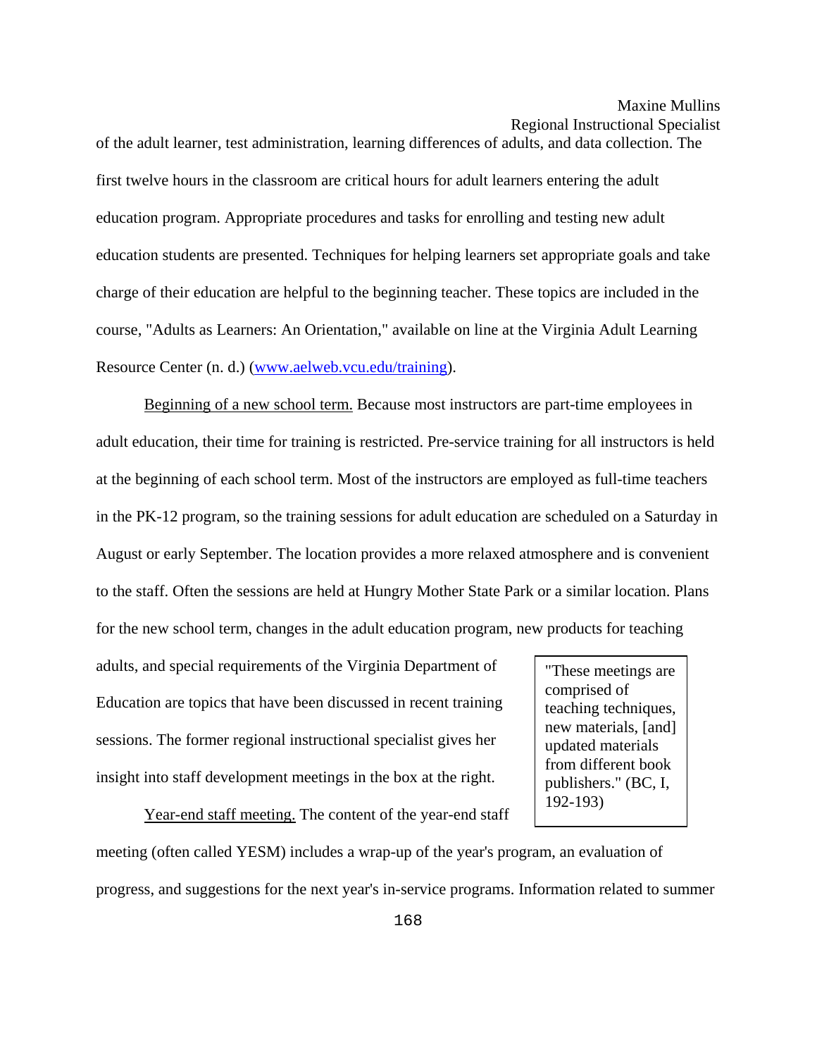of the adult learner, test administration, learning differences of adults, and data collection. The first twelve hours in the classroom are critical hours for adult learners entering the adult education program. Appropriate procedures and tasks for enrolling and testing new adult education students are presented. Techniques for helping learners set appropriate goals and take charge of their education are helpful to the beginning teacher. These topics are included in the course, "Adults as Learners: An Orientation," available on line at the Virginia Adult Learning Resource Center (n. d.) (www.aelweb.vcu.edu/training).

Beginning of a new school term. Because most instructors are part-time employees in adult education, their time for training is restricted. Pre-service training for all instructors is held at the beginning of each school term. Most of the instructors are employed as full-time teachers in the PK-12 program, so the training sessions for adult education are scheduled on a Saturday in August or early September. The location provides a more relaxed atmosphere and is convenient to the staff. Often the sessions are held at Hungry Mother State Park or a similar location. Plans for the new school term, changes in the adult education program, new products for teaching adults, and special requirements of the Virginia Department of Education are topics that have been discussed in recent training sessions. The former regional instructional specialist gives her insight into staff development meetings in the box at the right.

> "These meetings are comprised of teaching techniques, new materials, [and] updated materials from different book publishers." (BC, I, 192-193)

Year-end staff meeting. The content of the year-end staff meeting (often called YESM) includes a wrap-up of the year's program, an evaluation of progress, and suggestions for the next year's in-service programs. Information related to summer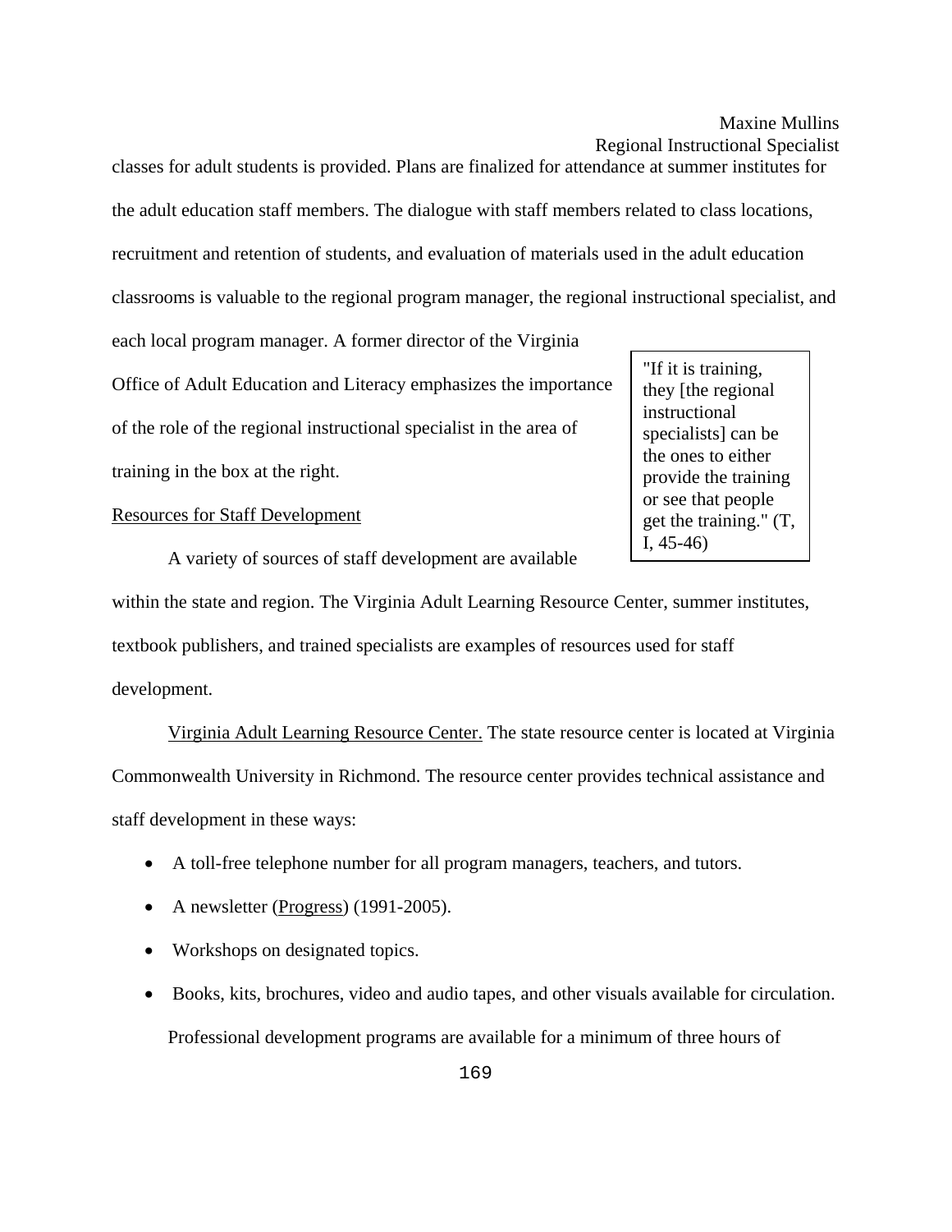classes for adult students is provided. Plans are finalized for attendance at summer institutes for the adult education staff members. The dialogue with staff members related to class locations, recruitment and retention of students, and evaluation of materials used in the adult education classrooms is valuable to the regional program manager, the regional instructional specialist, and each local program manager. A former director of the Virginia Office of Adult Education and Literacy emphasizes the importance of the role of the regional instructional specialist in the area of training in the box at the right.

> "If it is training, they [the regional instructional specialists] can be the ones to either provide the training or see that people get the training." (T, I, 45-46)

Resources for Staff Development

A variety of sources of staff development are available within the state and region. The Virginia Adult Learning Resource Center, summer institutes, textbook publishers, and trained specialists are examples of resources used for staff development.

Virginia Adult Learning Resource Center. The state resource center is located at Virginia Commonwealth University in Richmond. The resource center provides technical assistance and staff development in these ways:

- A toll-free telephone number for all program managers, teachers, and tutors.
- A newsletter (Progress) (1991-2005).
- Workshops on designated topics.
- Books, kits, brochures, video and audio tapes, and other visuals available for circulation.

Professional development programs are available for a minimum of three hours of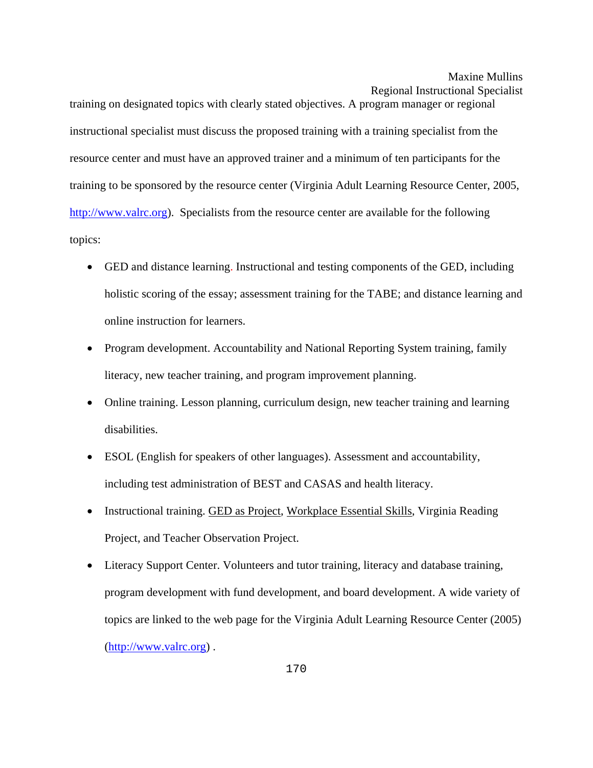training on designated topics with clearly stated objectives. A program manager or regional instructional specialist must discuss the proposed training with a training specialist from the resource center and must have an approved trainer and a minimum of ten participants for the training to be sponsored by the resource center (Virginia Adult Learning Resource Center, 2005, http://www.valrc.org). Specialists from the resource center are available for the following topics:

- GED and distance learning. Instructional and testing components of the GED, including holistic scoring of the essay; assessment training for the TABE; and distance learning and online instruction for learners.
- Program development. Accountability and National Reporting System training, family literacy, new teacher training, and program improvement planning.
- Online training. Lesson planning, curriculum design, new teacher training and learning disabilities.
- ESOL (English for speakers of other languages). Assessment and accountability, including test administration of BEST and CASAS and health literacy.
- Instructional training. GED as Project, Workplace Essential Skills, Virginia Reading Project, and Teacher Observation Project.
- Literacy Support Center. Volunteers and tutor training, literacy and database training, program development with fund development, and board development. A wide variety of topics are linked to the web page for the Virginia Adult Learning Resource Center (2005) (http://www.valrc.org) .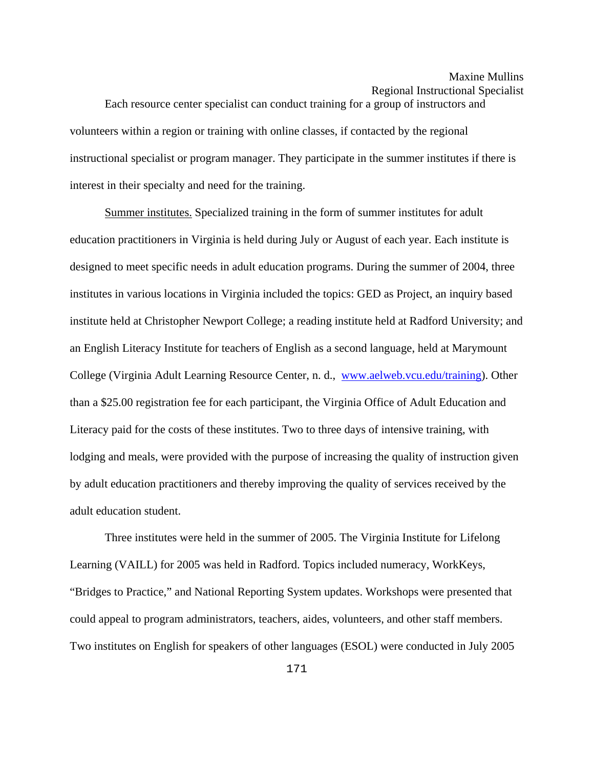Maxine Mullins
Regional Instructional Specialist

Each resource center specialist can conduct training for a group of instructors and volunteers within a region or training with online classes, if contacted by the regional instructional specialist or program manager. They participate in the summer institutes if there is interest in their specialty and need for the training.

Summer institutes. Specialized training in the form of summer institutes for adult education practitioners in Virginia is held during July or August of each year. Each institute is designed to meet specific needs in adult education programs. During the summer of 2004, three institutes in various locations in Virginia included the topics: GED as Project, an inquiry based institute held at Christopher Newport College; a reading institute held at Radford University; and an English Literacy Institute for teachers of English as a second language, held at Marymount College (Virginia Adult Learning Resource Center, n. d., www.aelweb.vcu.edu/training). Other than a $25.00 registration fee for each participant, the Virginia Office of Adult Education and Literacy paid for the costs of these institutes. Two to three days of intensive training, with lodging and meals, were provided with the purpose of increasing the quality of instruction given by adult education practitioners and thereby improving the quality of services received by the adult education student.

Three institutes were held in the summer of 2005. The Virginia Institute for Lifelong Learning (VAILL) for 2005 was held in Radford. Topics included numeracy, WorkKeys, "Bridges to Practice," and National Reporting System updates. Workshops were presented that could appeal to program administrators, teachers, aides, volunteers, and other staff members. Two institutes on English for speakers of other languages (ESOL) were conducted in July 2005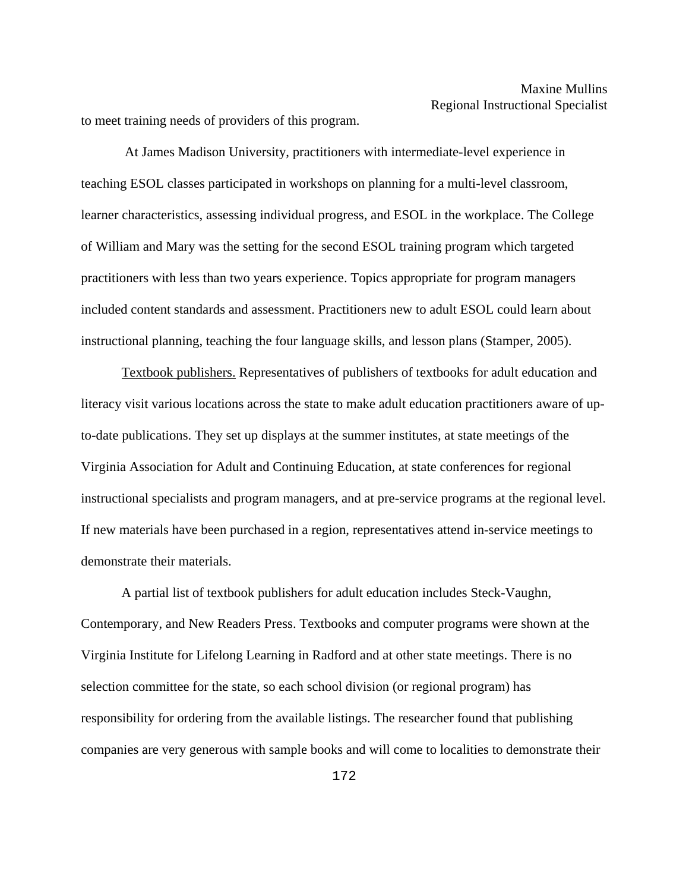to meet training needs of providers of this program.

At James Madison University, practitioners with intermediate-level experience in teaching ESOL classes participated in workshops on planning for a multi-level classroom, learner characteristics, assessing individual progress, and ESOL in the workplace. The College of William and Mary was the setting for the second ESOL training program which targeted practitioners with less than two years experience. Topics appropriate for program managers included content standards and assessment. Practitioners new to adult ESOL could learn about instructional planning, teaching the four language skills, and lesson plans (Stamper, 2005).

<u>Textbook publishers.</u> Representatives of publishers of textbooks for adult education and literacy visit various locations across the state to make adult education practitioners aware of up-to-date publications. They set up displays at the summer institutes, at state meetings of the Virginia Association for Adult and Continuing Education, at state conferences for regional instructional specialists and program managers, and at pre-service programs at the regional level. If new materials have been purchased in a region, representatives attend in-service meetings to demonstrate their materials.

A partial list of textbook publishers for adult education includes Steck-Vaughn, Contemporary, and New Readers Press. Textbooks and computer programs were shown at the Virginia Institute for Lifelong Learning in Radford and at other state meetings. There is no selection committee for the state, so each school division (or regional program) has responsibility for ordering from the available listings. The researcher found that publishing companies are very generous with sample books and will come to localities to demonstrate their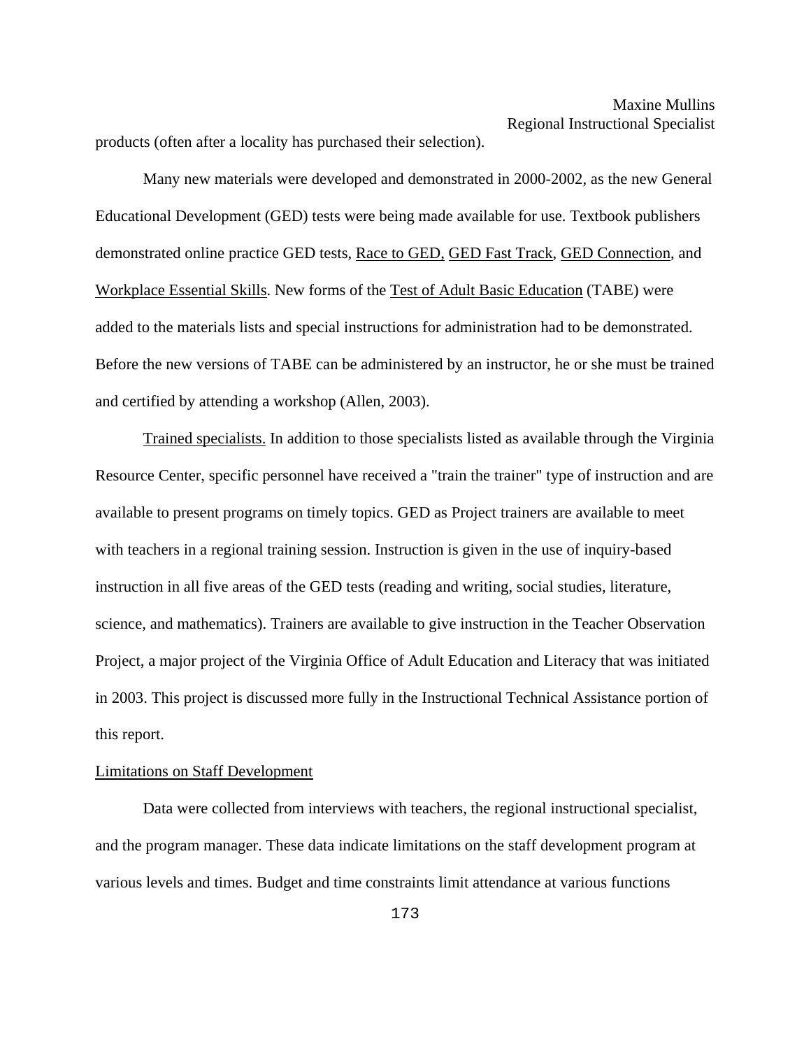Maxine Mullins
Regional Instructional Specialist

products (often after a locality has purchased their selection).

Many new materials were developed and demonstrated in 2000-2002, as the new General Educational Development (GED) tests were being made available for use. Textbook publishers demonstrated online practice GED tests, *Race to GED*, *GED Fast Track*, *GED Connection*, and *Workplace Essential Skills*. New forms of the *Test of Adult Basic Education* (TABE) were added to the materials lists and special instructions for administration had to be demonstrated. Before the new versions of TABE can be administered by an instructor, he or she must be trained and certified by attending a workshop (Allen, 2003).

*Trained specialists.* In addition to those specialists listed as available through the Virginia Resource Center, specific personnel have received a "train the trainer" type of instruction and are available to present programs on timely topics. GED as Project trainers are available to meet with teachers in a regional training session. Instruction is given in the use of inquiry-based instruction in all five areas of the GED tests (reading and writing, social studies, literature, science, and mathematics). Trainers are available to give instruction in the Teacher Observation Project, a major project of the Virginia Office of Adult Education and Literacy that was initiated in 2003. This project is discussed more fully in the Instructional Technical Assistance portion of this report.

### Limitations on Staff Development

Data were collected from interviews with teachers, the regional instructional specialist, and the program manager. These data indicate limitations on the staff development program at various levels and times. Budget and time constraints limit attendance at various functions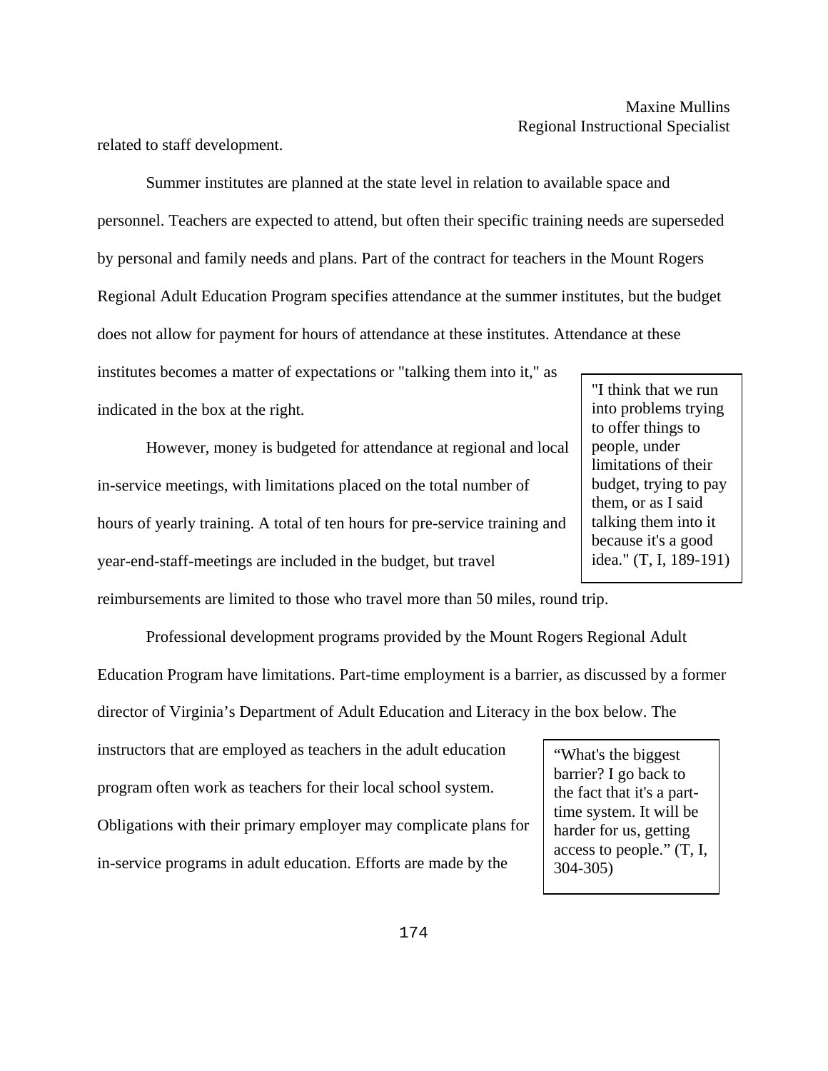Maxine Mullins
Regional Instructional Specialist

related to staff development.

Summer institutes are planned at the state level in relation to available space and personnel. Teachers are expected to attend, but often their specific training needs are superseded by personal and family needs and plans. Part of the contract for teachers in the Mount Rogers Regional Adult Education Program specifies attendance at the summer institutes, but the budget does not allow for payment for hours of attendance at these institutes. Attendance at these institutes becomes a matter of expectations or "talking them into it," as indicated in the box at the right.

> "I think that we run into problems trying to offer things to people, under limitations of their budget, trying to pay them, or as I said talking them into it because it's a good idea." (T, I, 189-191)

However, money is budgeted for attendance at regional and local in-service meetings, with limitations placed on the total number of hours of yearly training. A total of ten hours for pre-service training and year-end-staff-meetings are included in the budget, but travel reimbursements are limited to those who travel more than 50 miles, round trip.

Professional development programs provided by the Mount Rogers Regional Adult Education Program have limitations. Part-time employment is a barrier, as discussed by a former director of Virginia's Department of Adult Education and Literacy in the box below. The instructors that are employed as teachers in the adult education program often work as teachers for their local school system. Obligations with their primary employer may complicate plans for in-service programs in adult education. Efforts are made by the

> "What's the biggest barrier? I go back to the fact that it's a part-time system. It will be harder for us, getting access to people." (T, I, 304-305)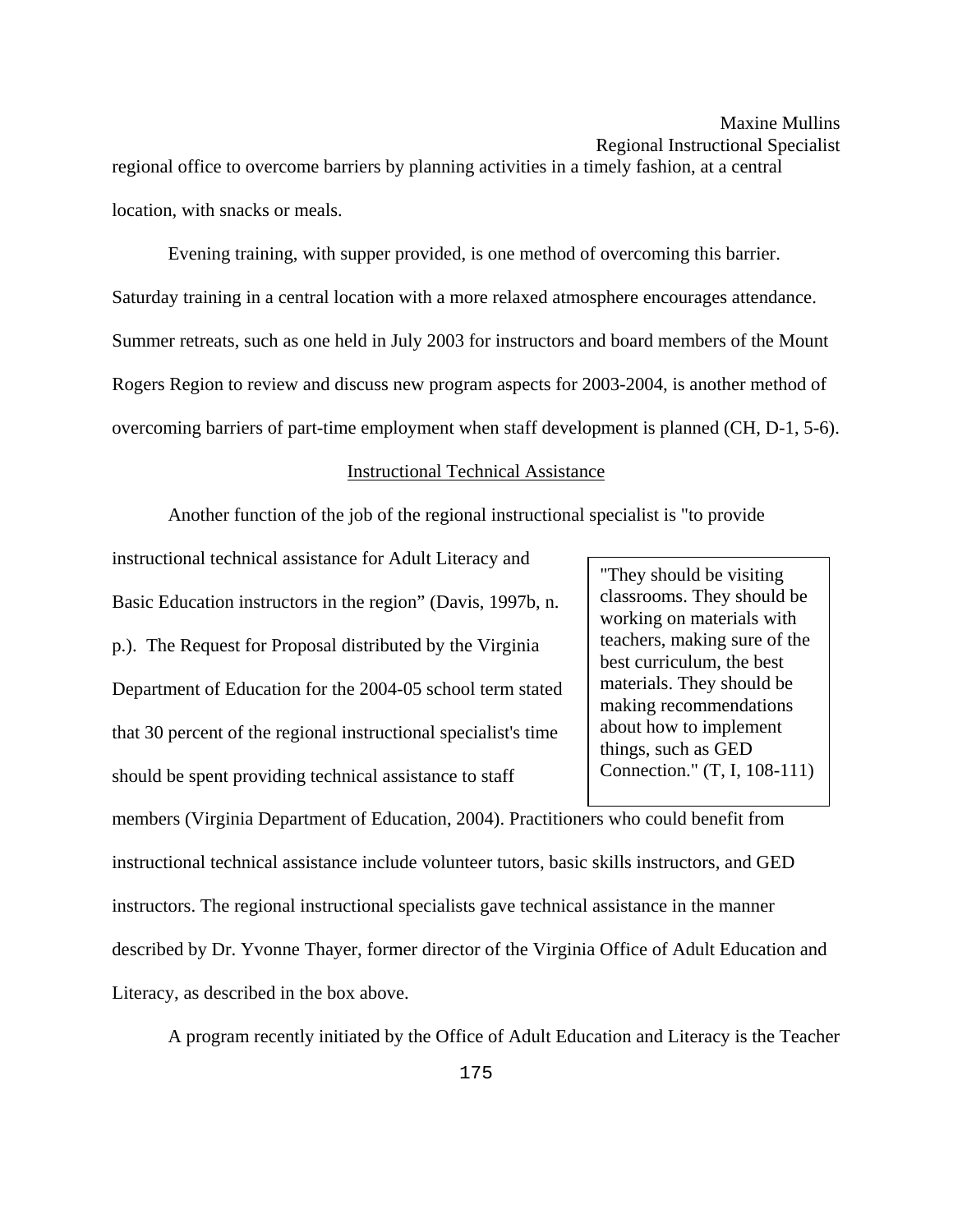regional office to overcome barriers by planning activities in a timely fashion, at a central location, with snacks or meals.

Evening training, with supper provided, is one method of overcoming this barrier. Saturday training in a central location with a more relaxed atmosphere encourages attendance. Summer retreats, such as one held in July 2003 for instructors and board members of the Mount Rogers Region to review and discuss new program aspects for 2003-2004, is another method of overcoming barriers of part-time employment when staff development is planned (CH, D-1, 5-6).

## Instructional Technical Assistance

Another function of the job of the regional instructional specialist is "to provide instructional technical assistance for Adult Literacy and Basic Education instructors in the region" (Davis, 1997b, n. p.). The Request for Proposal distributed by the Virginia Department of Education for the 2004-05 school term stated that 30 percent of the regional instructional specialist's time should be spent providing technical assistance to staff members (Virginia Department of Education, 2004). Practitioners who could benefit from instructional technical assistance include volunteer tutors, basic skills instructors, and GED instructors. The regional instructional specialists gave technical assistance in the manner described by Dr. Yvonne Thayer, former director of the Virginia Office of Adult Education and Literacy, as described in the box above.

> "They should be visiting classrooms. They should be working on materials with teachers, making sure of the best curriculum, the best materials. They should be making recommendations about how to implement things, such as GED Connection." (T, I, 108-111)

A program recently initiated by the Office of Adult Education and Literacy is the Teacher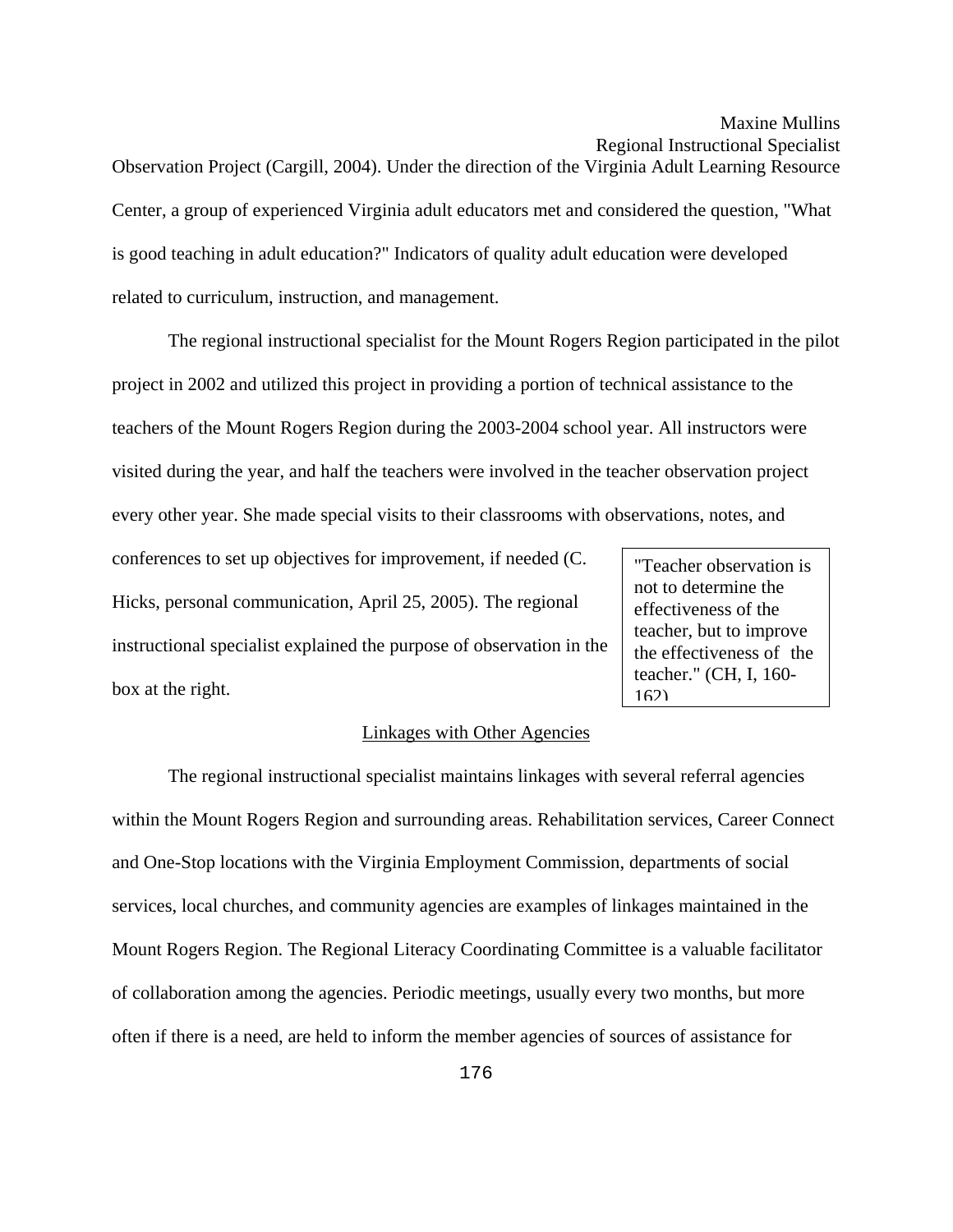Observation Project (Cargill, 2004). Under the direction of the Virginia Adult Learning Resource Center, a group of experienced Virginia adult educators met and considered the question, "What is good teaching in adult education?" Indicators of quality adult education were developed related to curriculum, instruction, and management.

The regional instructional specialist for the Mount Rogers Region participated in the pilot project in 2002 and utilized this project in providing a portion of technical assistance to the teachers of the Mount Rogers Region during the 2003-2004 school year. All instructors were visited during the year, and half the teachers were involved in the teacher observation project every other year. She made special visits to their classrooms with observations, notes, and conferences to set up objectives for improvement, if needed (C. Hicks, personal communication, April 25, 2005). The regional instructional specialist explained the purpose of observation in the box at the right.

> "Teacher observation is not to determine the effectiveness of the teacher, but to improve the effectiveness of the teacher." (CH, I, 160-162)

## Linkages with Other Agencies

The regional instructional specialist maintains linkages with several referral agencies within the Mount Rogers Region and surrounding areas. Rehabilitation services, Career Connect and One-Stop locations with the Virginia Employment Commission, departments of social services, local churches, and community agencies are examples of linkages maintained in the Mount Rogers Region. The Regional Literacy Coordinating Committee is a valuable facilitator of collaboration among the agencies. Periodic meetings, usually every two months, but more often if there is a need, are held to inform the member agencies of sources of assistance for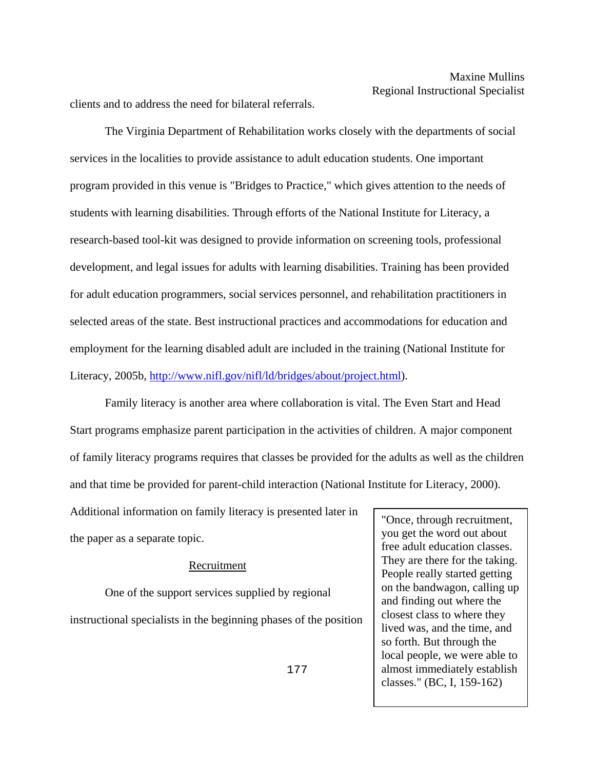Maxine Mullins
Regional Instructional Specialist

clients and to address the need for bilateral referrals.

The Virginia Department of Rehabilitation works closely with the departments of social services in the localities to provide assistance to adult education students. One important program provided in this venue is "Bridges to Practice," which gives attention to the needs of students with learning disabilities. Through efforts of the National Institute for Literacy, a research-based tool-kit was designed to provide information on screening tools, professional development, and legal issues for adults with learning disabilities. Training has been provided for adult education programmers, social services personnel, and rehabilitation practitioners in selected areas of the state. Best instructional practices and accommodations for education and employment for the learning disabled adult are included in the training (National Institute for Literacy, 2005b, http://www.nifl.gov/nifl/ld/bridges/about/project.html).

Family literacy is another area where collaboration is vital. The Even Start and Head Start programs emphasize parent participation in the activities of children. A major component of family literacy programs requires that classes be provided for the adults as well as the children and that time be provided for parent-child interaction (National Institute for Literacy, 2000). Additional information on family literacy is presented later in the paper as a separate topic.

## Recruitment

One of the support services supplied by regional instructional specialists in the beginning phases of the position

> "Once, through recruitment, you get the word out about free adult education classes. They are there for the taking. People really started getting on the bandwagon, calling up and finding out where the closest class to where they lived was, and the time, and so forth. But through the local people, we were able to almost immediately establish classes." (BC, I, 159-162)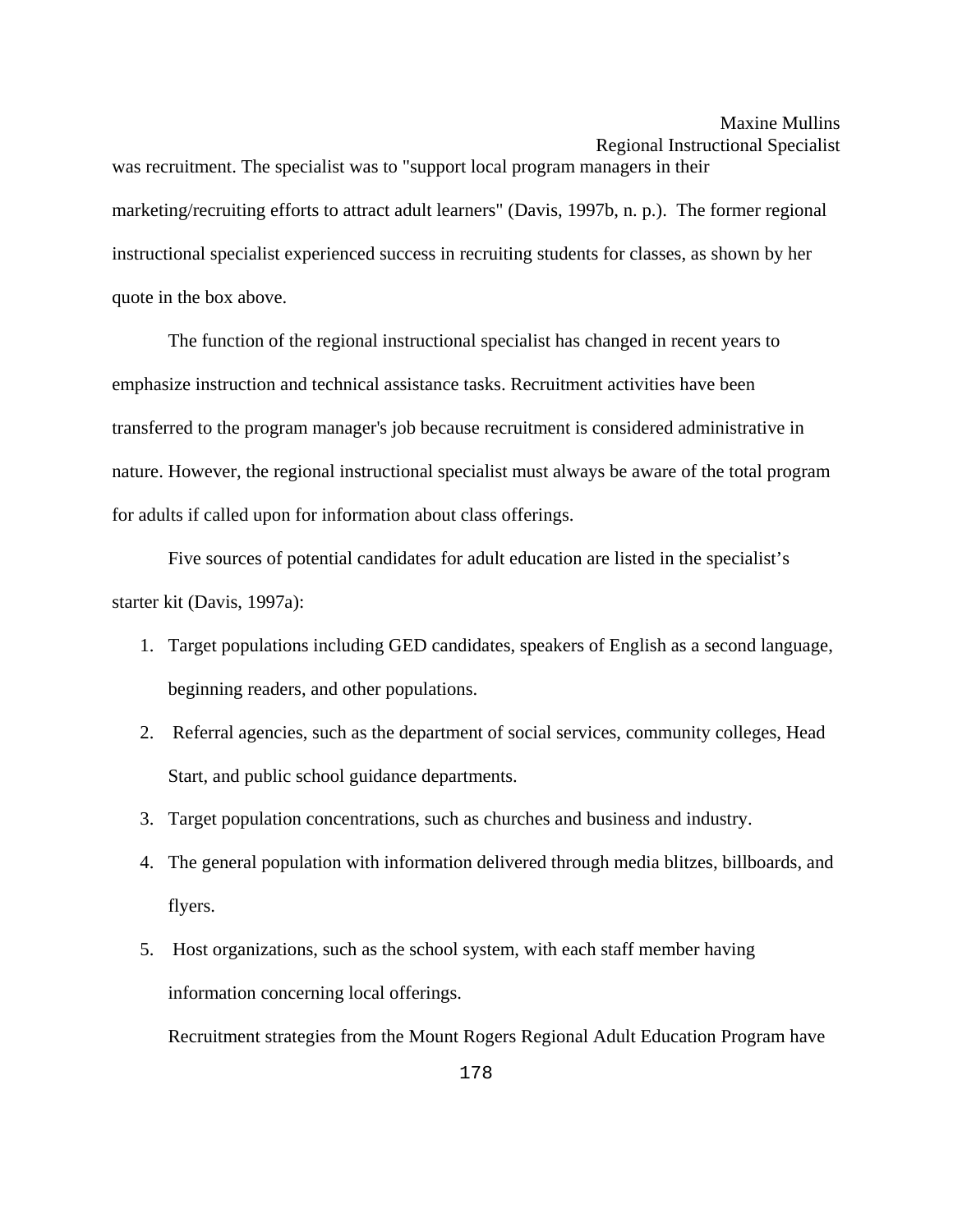was recruitment. The specialist was to "support local program managers in their marketing/recruiting efforts to attract adult learners" (Davis, 1997b, n. p.). The former regional instructional specialist experienced success in recruiting students for classes, as shown by her quote in the box above.

The function of the regional instructional specialist has changed in recent years to emphasize instruction and technical assistance tasks. Recruitment activities have been transferred to the program manager's job because recruitment is considered administrative in nature. However, the regional instructional specialist must always be aware of the total program for adults if called upon for information about class offerings.

Five sources of potential candidates for adult education are listed in the specialist's starter kit (Davis, 1997a):

1. Target populations including GED candidates, speakers of English as a second language, beginning readers, and other populations.
2. Referral agencies, such as the department of social services, community colleges, Head Start, and public school guidance departments.
3. Target population concentrations, such as churches and business and industry.
4. The general population with information delivered through media blitzes, billboards, and flyers.
5. Host organizations, such as the school system, with each staff member having information concerning local offerings.

Recruitment strategies from the Mount Rogers Regional Adult Education Program have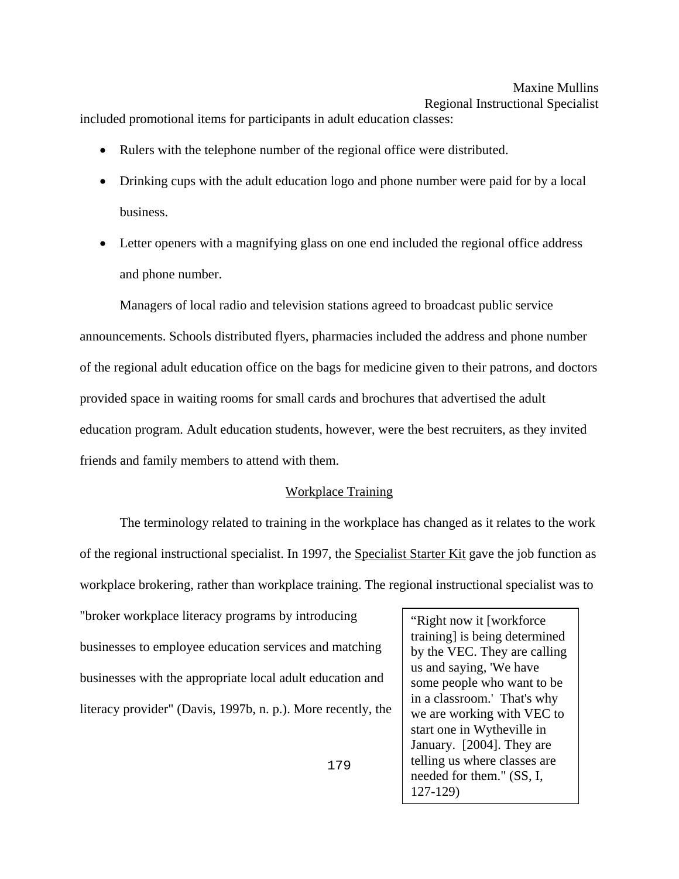included promotional items for participants in adult education classes:

- Rulers with the telephone number of the regional office were distributed.
- Drinking cups with the adult education logo and phone number were paid for by a local business.
- Letter openers with a magnifying glass on one end included the regional office address and phone number.

Managers of local radio and television stations agreed to broadcast public service announcements. Schools distributed flyers, pharmacies included the address and phone number of the regional adult education office on the bags for medicine given to their patrons, and doctors provided space in waiting rooms for small cards and brochures that advertised the adult education program. Adult education students, however, were the best recruiters, as they invited friends and family members to attend with them.

## Workplace Training

The terminology related to training in the workplace has changed as it relates to the work of the regional instructional specialist. In 1997, the Specialist Starter Kit gave the job function as workplace brokering, rather than workplace training. The regional instructional specialist was to "broker workplace literacy programs by introducing businesses to employee education services and matching businesses with the appropriate local adult education and literacy provider" (Davis, 1997b, n. p.). More recently, the

> "Right now it [workforce training] is being determined by the VEC. They are calling us and saying, 'We have some people who want to be in a classroom.' That's why we are working with VEC to start one in Wytheville in January. [2004]. They are telling us where classes are needed for them." (SS, I, 127-129)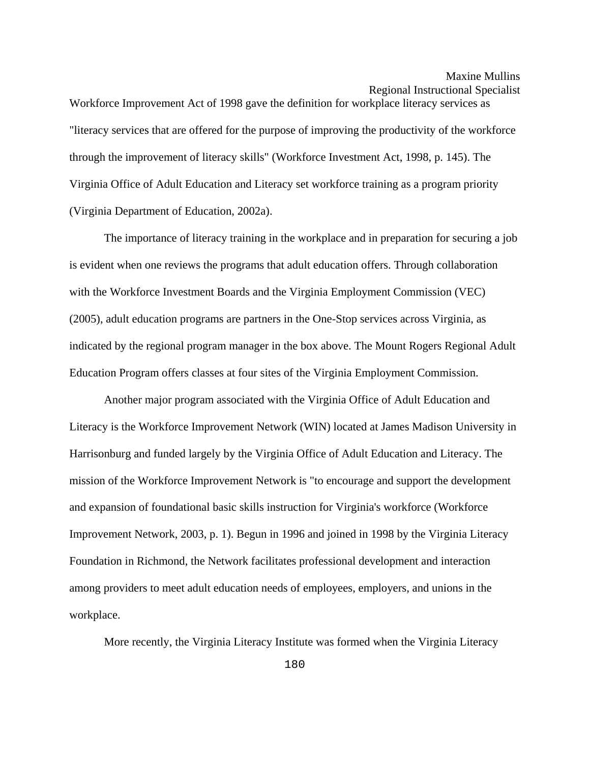Maxine Mullins
Regional Instructional Specialist

Workforce Improvement Act of 1998 gave the definition for workplace literacy services as "literacy services that are offered for the purpose of improving the productivity of the workforce through the improvement of literacy skills" (Workforce Investment Act, 1998, p. 145). The Virginia Office of Adult Education and Literacy set workforce training as a program priority (Virginia Department of Education, 2002a).

The importance of literacy training in the workplace and in preparation for securing a job is evident when one reviews the programs that adult education offers. Through collaboration with the Workforce Investment Boards and the Virginia Employment Commission (VEC) (2005), adult education programs are partners in the One-Stop services across Virginia, as indicated by the regional program manager in the box above. The Mount Rogers Regional Adult Education Program offers classes at four sites of the Virginia Employment Commission.

Another major program associated with the Virginia Office of Adult Education and Literacy is the Workforce Improvement Network (WIN) located at James Madison University in Harrisonburg and funded largely by the Virginia Office of Adult Education and Literacy. The mission of the Workforce Improvement Network is "to encourage and support the development and expansion of foundational basic skills instruction for Virginia's workforce (Workforce Improvement Network, 2003, p. 1). Begun in 1996 and joined in 1998 by the Virginia Literacy Foundation in Richmond, the Network facilitates professional development and interaction among providers to meet adult education needs of employees, employers, and unions in the workplace.

More recently, the Virginia Literacy Institute was formed when the Virginia Literacy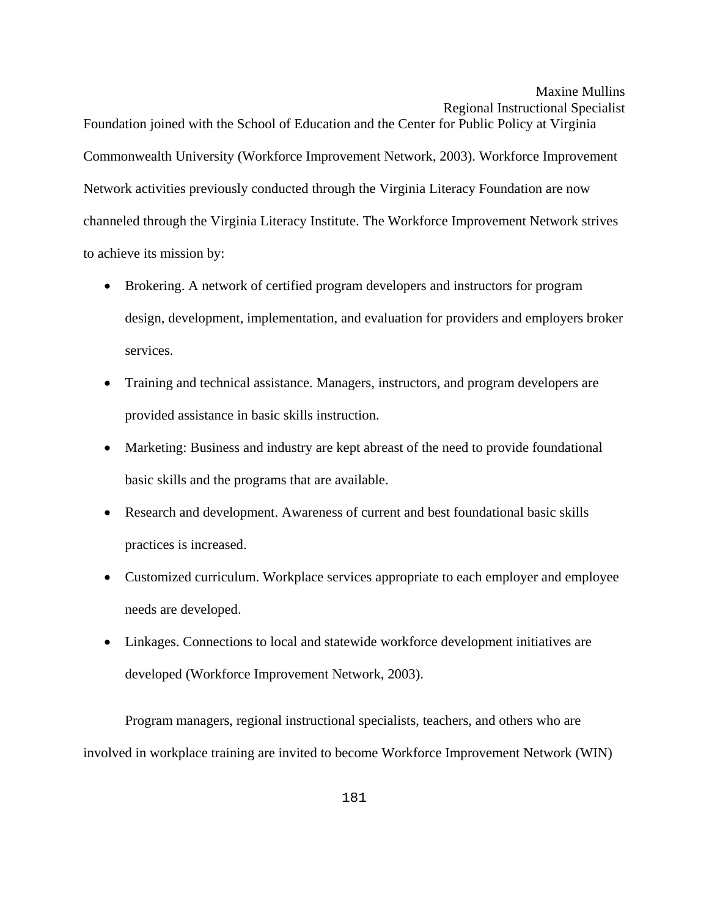Foundation joined with the School of Education and the Center for Public Policy at Virginia Commonwealth University (Workforce Improvement Network, 2003). Workforce Improvement Network activities previously conducted through the Virginia Literacy Foundation are now channeled through the Virginia Literacy Institute. The Workforce Improvement Network strives to achieve its mission by:

- Brokering. A network of certified program developers and instructors for program design, development, implementation, and evaluation for providers and employers broker services.
- Training and technical assistance. Managers, instructors, and program developers are provided assistance in basic skills instruction.
- Marketing: Business and industry are kept abreast of the need to provide foundational basic skills and the programs that are available.
- Research and development. Awareness of current and best foundational basic skills practices is increased.
- Customized curriculum. Workplace services appropriate to each employer and employee needs are developed.
- Linkages. Connections to local and statewide workforce development initiatives are developed (Workforce Improvement Network, 2003).

Program managers, regional instructional specialists, teachers, and others who are involved in workplace training are invited to become Workforce Improvement Network (WIN)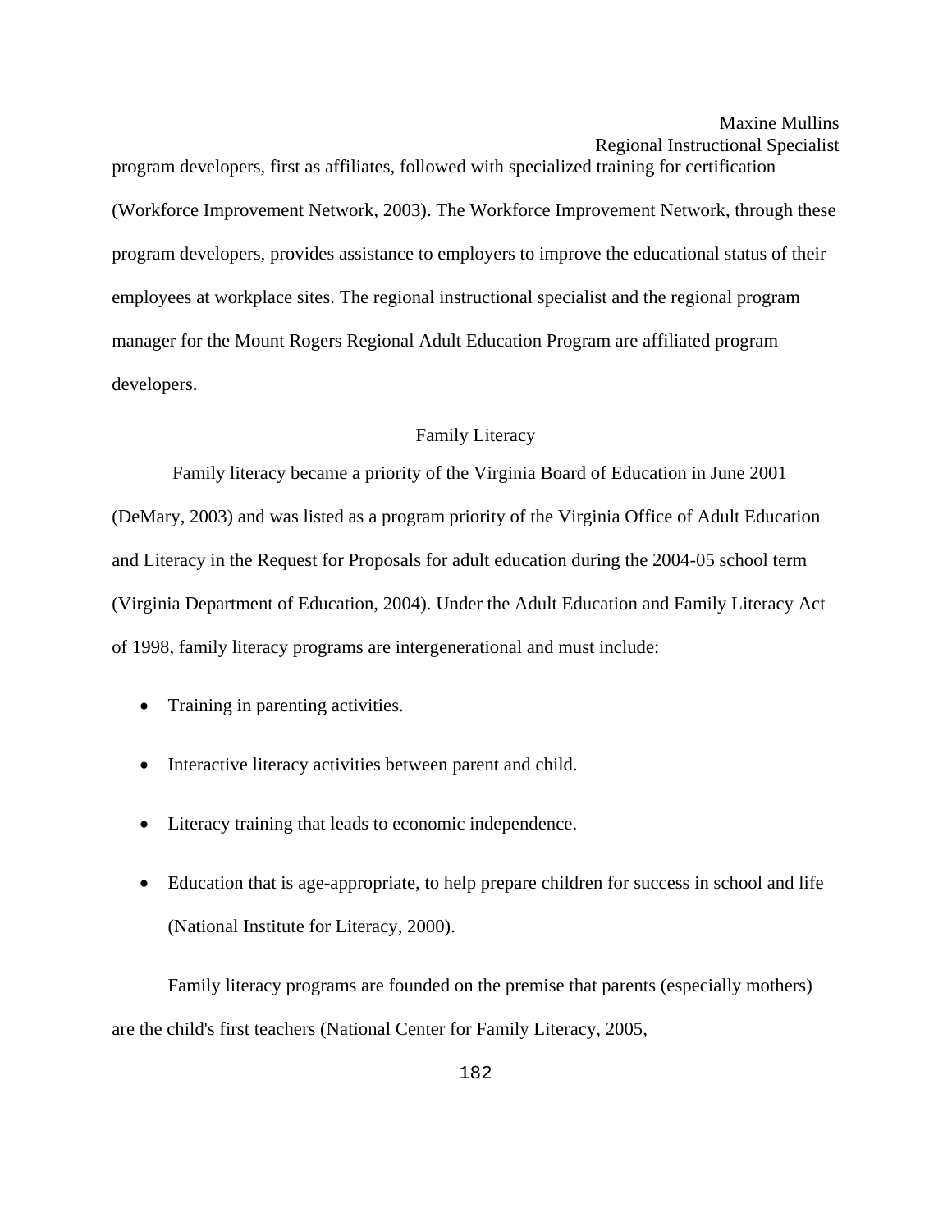program developers, first as affiliates, followed with specialized training for certification (Workforce Improvement Network, 2003). The Workforce Improvement Network, through these program developers, provides assistance to employers to improve the educational status of their employees at workplace sites. The regional instructional specialist and the regional program manager for the Mount Rogers Regional Adult Education Program are affiliated program developers.

## Family Literacy

Family literacy became a priority of the Virginia Board of Education in June 2001 (DeMary, 2003) and was listed as a program priority of the Virginia Office of Adult Education and Literacy in the Request for Proposals for adult education during the 2004-05 school term (Virginia Department of Education, 2004). Under the Adult Education and Family Literacy Act of 1998, family literacy programs are intergenerational and must include:

- Training in parenting activities.
- Interactive literacy activities between parent and child.
- Literacy training that leads to economic independence.
- Education that is age-appropriate, to help prepare children for success in school and life (National Institute for Literacy, 2000).

Family literacy programs are founded on the premise that parents (especially mothers) are the child's first teachers (National Center for Family Literacy, 2005,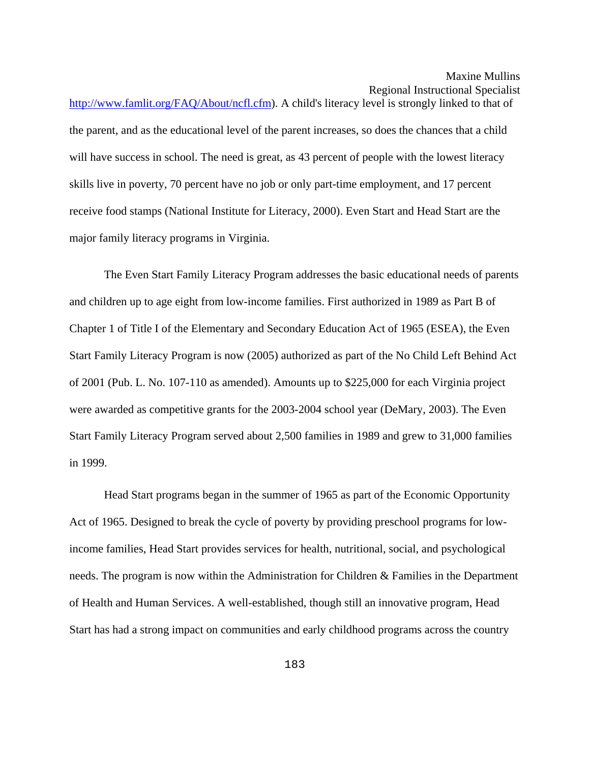http://www.famlit.org/FAQ/About/ncfl.cfm). A child's literacy level is strongly linked to that of the parent, and as the educational level of the parent increases, so does the chances that a child will have success in school. The need is great, as 43 percent of people with the lowest literacy skills live in poverty, 70 percent have no job or only part-time employment, and 17 percent receive food stamps (National Institute for Literacy, 2000). Even Start and Head Start are the major family literacy programs in Virginia.

The Even Start Family Literacy Program addresses the basic educational needs of parents and children up to age eight from low-income families. First authorized in 1989 as Part B of Chapter 1 of Title I of the Elementary and Secondary Education Act of 1965 (ESEA), the Even Start Family Literacy Program is now (2005) authorized as part of the No Child Left Behind Act of 2001 (Pub. L. No. 107-110 as amended). Amounts up to $225,000 for each Virginia project were awarded as competitive grants for the 2003-2004 school year (DeMary, 2003). The Even Start Family Literacy Program served about 2,500 families in 1989 and grew to 31,000 families in 1999.

Head Start programs began in the summer of 1965 as part of the Economic Opportunity Act of 1965. Designed to break the cycle of poverty by providing preschool programs for low-income families, Head Start provides services for health, nutritional, social, and psychological needs. The program is now within the Administration for Children & Families in the Department of Health and Human Services. A well-established, though still an innovative program, Head Start has had a strong impact on communities and early childhood programs across the country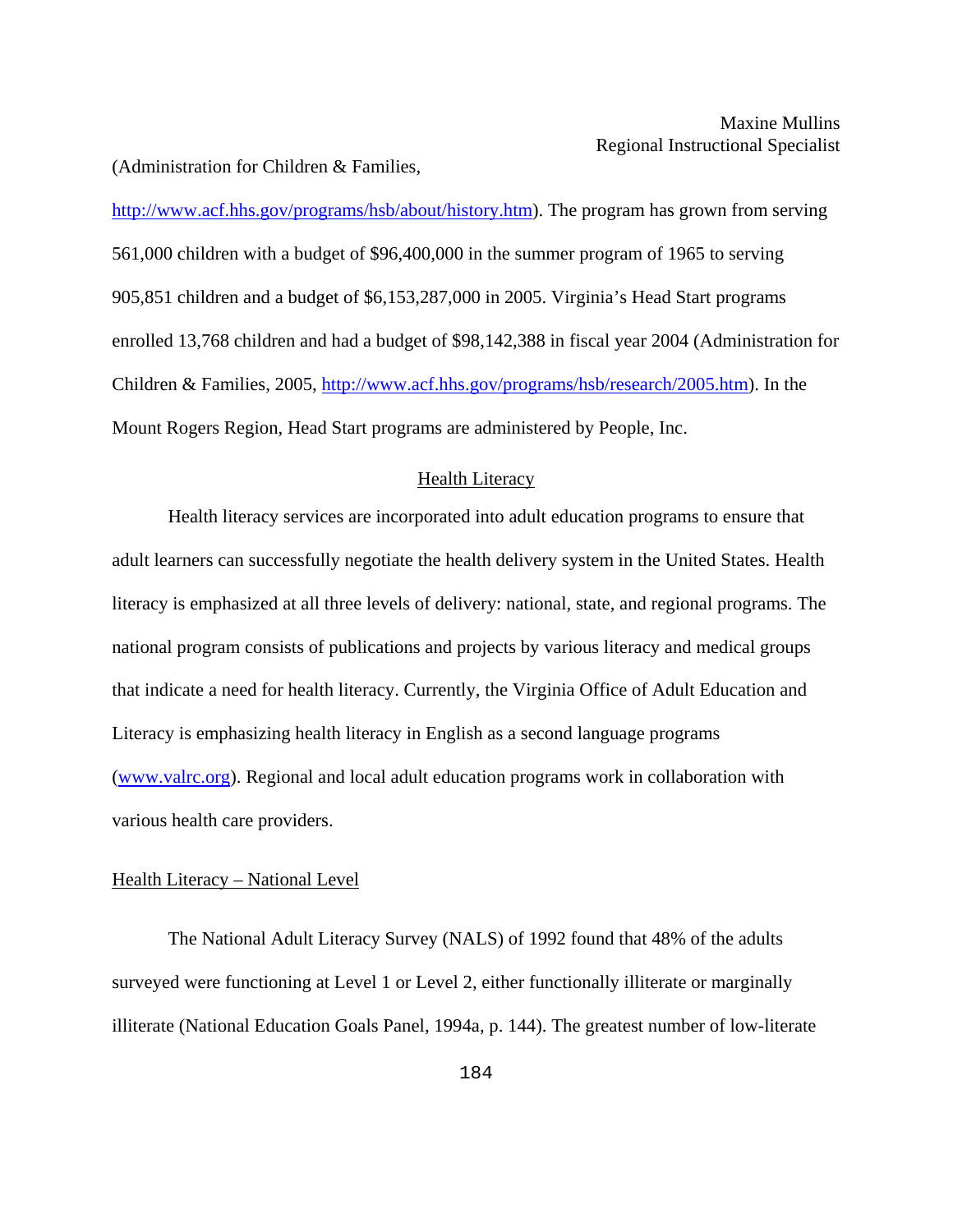(Administration for Children & Families, http://www.acf.hhs.gov/programs/hsb/about/history.htm). The program has grown from serving 561,000 children with a budget of $96,400,000 in the summer program of 1965 to serving 905,851 children and a budget of $6,153,287,000 in 2005. Virginia's Head Start programs enrolled 13,768 children and had a budget of $98,142,388 in fiscal year 2004 (Administration for Children & Families, 2005, http://www.acf.hhs.gov/programs/hsb/research/2005.htm). In the Mount Rogers Region, Head Start programs are administered by People, Inc.

## Health Literacy

Health literacy services are incorporated into adult education programs to ensure that adult learners can successfully negotiate the health delivery system in the United States. Health literacy is emphasized at all three levels of delivery: national, state, and regional programs. The national program consists of publications and projects by various literacy and medical groups that indicate a need for health literacy. Currently, the Virginia Office of Adult Education and Literacy is emphasizing health literacy in English as a second language programs (www.valrc.org). Regional and local adult education programs work in collaboration with various health care providers.

### Health Literacy – National Level

The National Adult Literacy Survey (NALS) of 1992 found that 48% of the adults surveyed were functioning at Level 1 or Level 2, either functionally illiterate or marginally illiterate (National Education Goals Panel, 1994a, p. 144). The greatest number of low-literate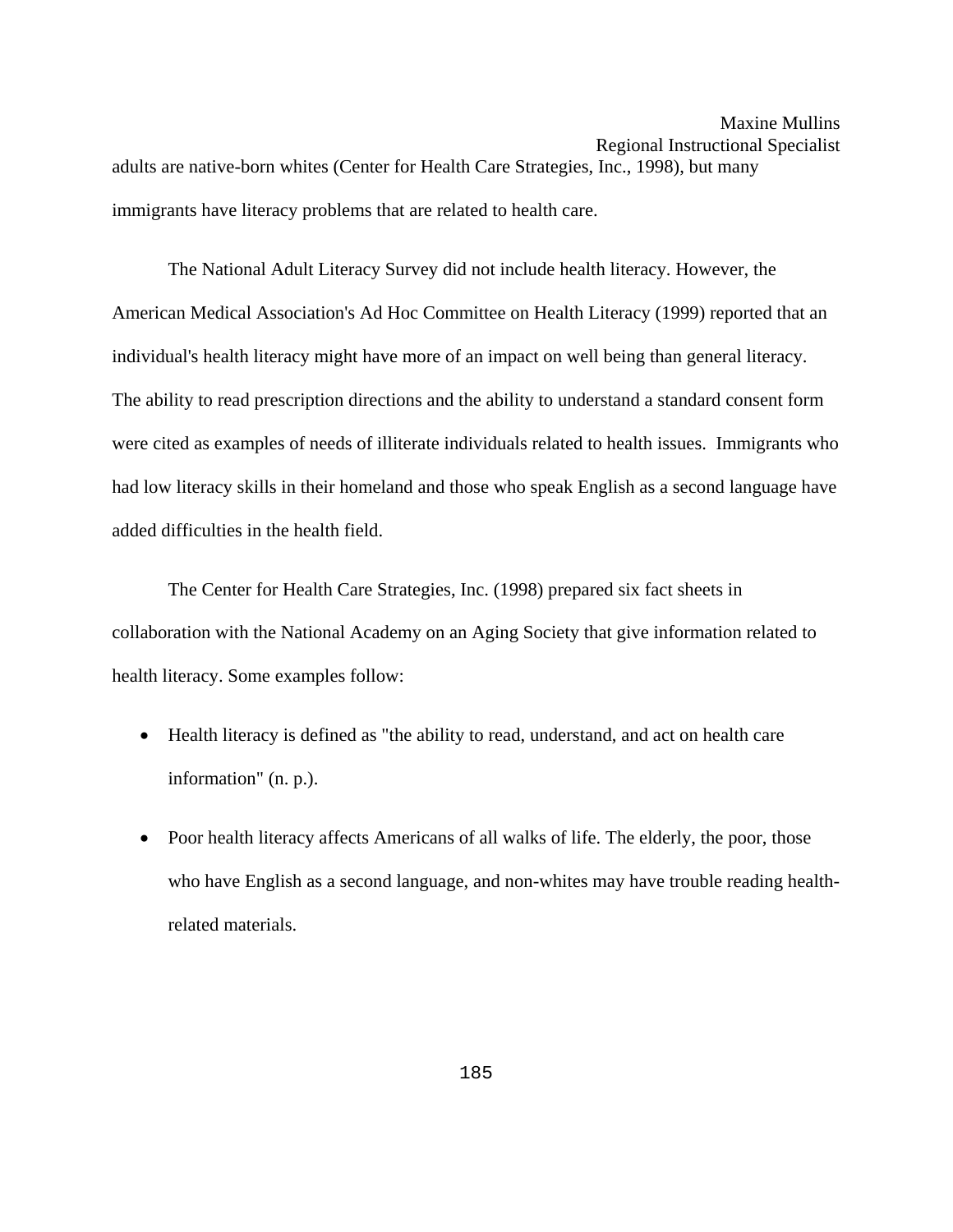adults are native-born whites (Center for Health Care Strategies, Inc., 1998), but many immigrants have literacy problems that are related to health care.

The National Adult Literacy Survey did not include health literacy. However, the American Medical Association's Ad Hoc Committee on Health Literacy (1999) reported that an individual's health literacy might have more of an impact on well being than general literacy. The ability to read prescription directions and the ability to understand a standard consent form were cited as examples of needs of illiterate individuals related to health issues. Immigrants who had low literacy skills in their homeland and those who speak English as a second language have added difficulties in the health field.

The Center for Health Care Strategies, Inc. (1998) prepared six fact sheets in collaboration with the National Academy on an Aging Society that give information related to health literacy. Some examples follow:

- Health literacy is defined as "the ability to read, understand, and act on health care information" (n. p.).
- Poor health literacy affects Americans of all walks of life. The elderly, the poor, those who have English as a second language, and non-whites may have trouble reading health-related materials.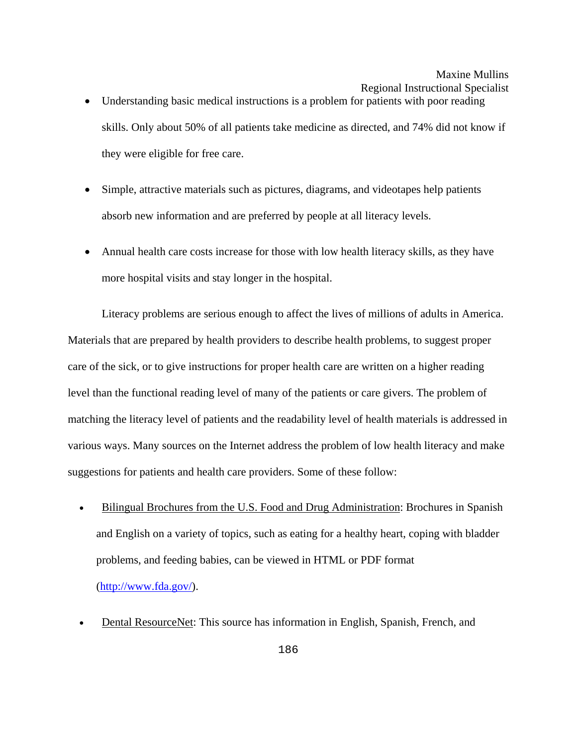- Understanding basic medical instructions is a problem for patients with poor reading skills. Only about 50% of all patients take medicine as directed, and 74% did not know if they were eligible for free care.

- Simple, attractive materials such as pictures, diagrams, and videotapes help patients absorb new information and are preferred by people at all literacy levels.

- Annual health care costs increase for those with low health literacy skills, as they have more hospital visits and stay longer in the hospital.

Literacy problems are serious enough to affect the lives of millions of adults in America. Materials that are prepared by health providers to describe health problems, to suggest proper care of the sick, or to give instructions for proper health care are written on a higher reading level than the functional reading level of many of the patients or care givers. The problem of matching the literacy level of patients and the readability level of health materials is addressed in various ways. Many sources on the Internet address the problem of low health literacy and make suggestions for patients and health care providers. Some of these follow:

- Bilingual Brochures from the U.S. Food and Drug Administration: Brochures in Spanish and English on a variety of topics, such as eating for a healthy heart, coping with bladder problems, and feeding babies, can be viewed in HTML or PDF format (http://www.fda.gov/).

- Dental ResourceNet: This source has information in English, Spanish, French, and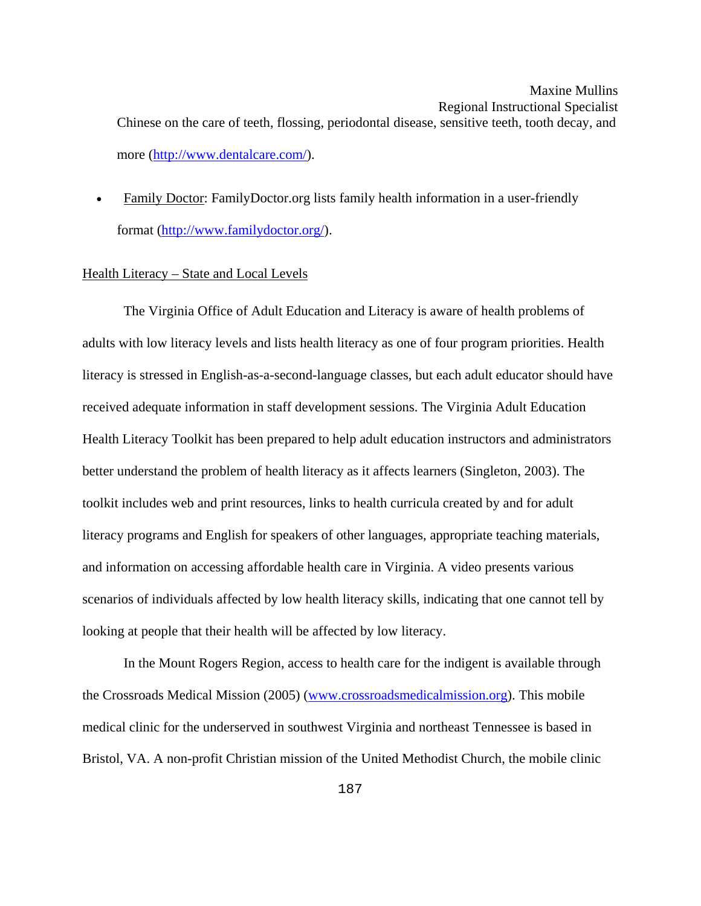Chinese on the care of teeth, flossing, periodontal disease, sensitive teeth, tooth decay, and more (http://www.dentalcare.com/).

- Family Doctor: FamilyDoctor.org lists family health information in a user-friendly format (http://www.familydoctor.org/).

Health Literacy – State and Local Levels

The Virginia Office of Adult Education and Literacy is aware of health problems of adults with low literacy levels and lists health literacy as one of four program priorities. Health literacy is stressed in English-as-a-second-language classes, but each adult educator should have received adequate information in staff development sessions. The Virginia Adult Education Health Literacy Toolkit has been prepared to help adult education instructors and administrators better understand the problem of health literacy as it affects learners (Singleton, 2003). The toolkit includes web and print resources, links to health curricula created by and for adult literacy programs and English for speakers of other languages, appropriate teaching materials, and information on accessing affordable health care in Virginia. A video presents various scenarios of individuals affected by low health literacy skills, indicating that one cannot tell by looking at people that their health will be affected by low literacy.

In the Mount Rogers Region, access to health care for the indigent is available through the Crossroads Medical Mission (2005) (www.crossroadsmedicalmission.org). This mobile medical clinic for the underserved in southwest Virginia and northeast Tennessee is based in Bristol, VA. A non-profit Christian mission of the United Methodist Church, the mobile clinic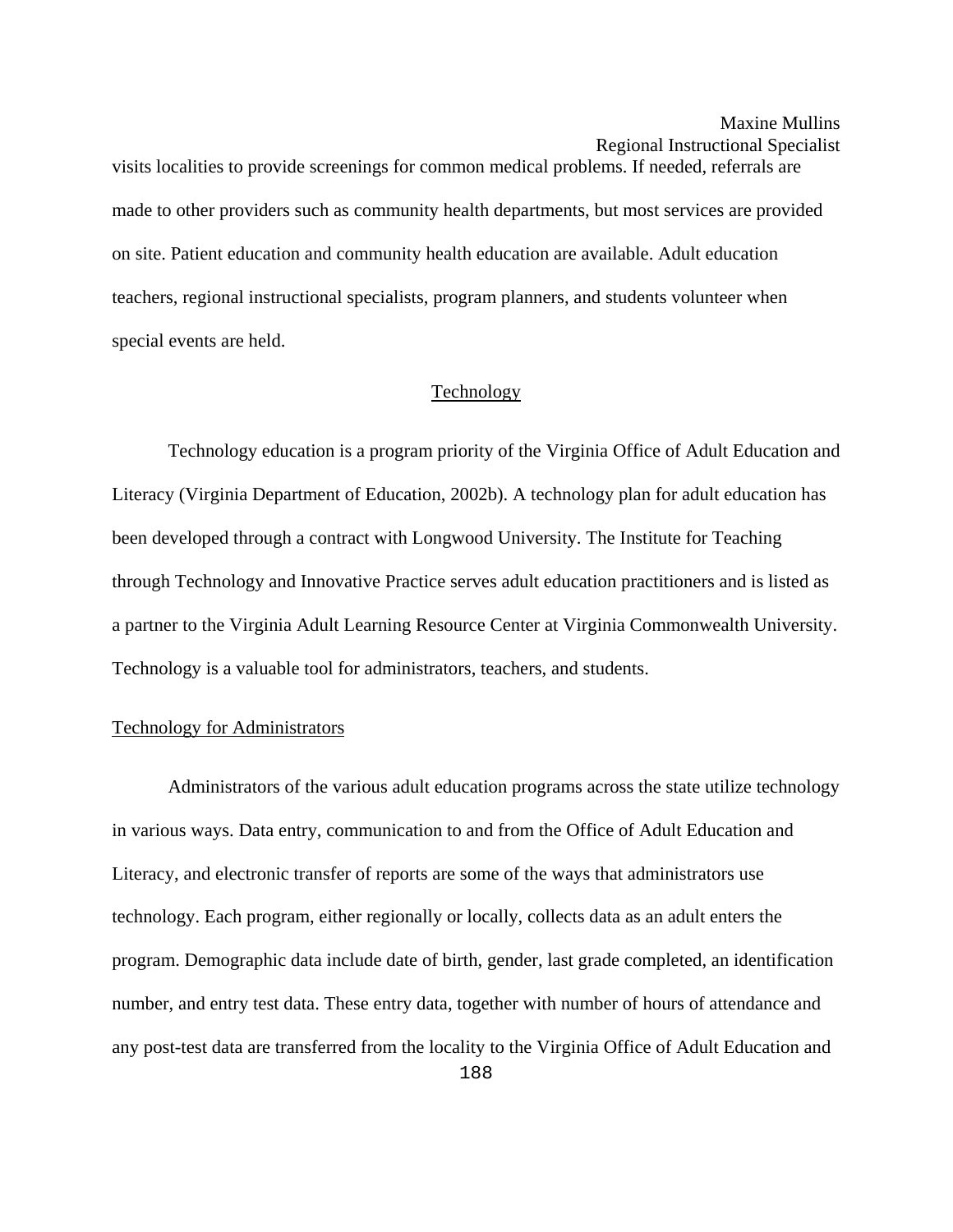visits localities to provide screenings for common medical problems. If needed, referrals are made to other providers such as community health departments, but most services are provided on site. Patient education and community health education are available. Adult education teachers, regional instructional specialists, program planners, and students volunteer when special events are held.

## Technology

Technology education is a program priority of the Virginia Office of Adult Education and Literacy (Virginia Department of Education, 2002b). A technology plan for adult education has been developed through a contract with Longwood University. The Institute for Teaching through Technology and Innovative Practice serves adult education practitioners and is listed as a partner to the Virginia Adult Learning Resource Center at Virginia Commonwealth University. Technology is a valuable tool for administrators, teachers, and students.

### Technology for Administrators

Administrators of the various adult education programs across the state utilize technology in various ways. Data entry, communication to and from the Office of Adult Education and Literacy, and electronic transfer of reports are some of the ways that administrators use technology. Each program, either regionally or locally, collects data as an adult enters the program. Demographic data include date of birth, gender, last grade completed, an identification number, and entry test data. These entry data, together with number of hours of attendance and any post-test data are transferred from the locality to the Virginia Office of Adult Education and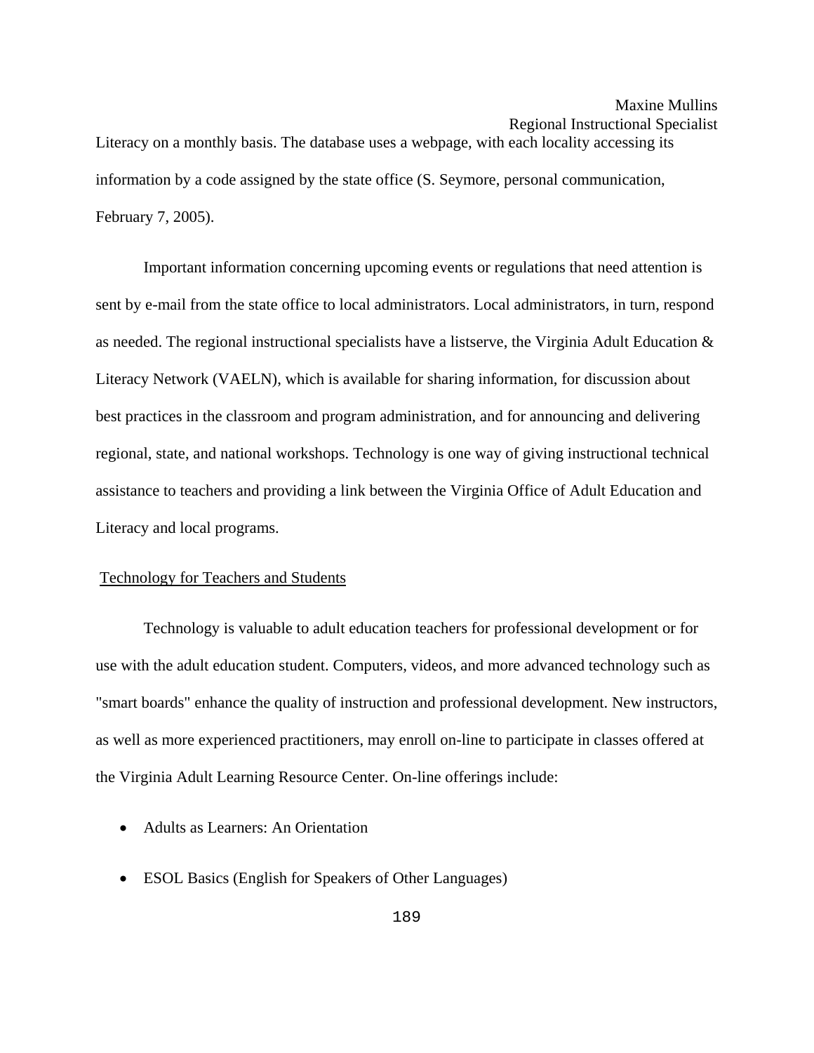Literacy on a monthly basis. The database uses a webpage, with each locality accessing its information by a code assigned by the state office (S. Seymore, personal communication, February 7, 2005).

Important information concerning upcoming events or regulations that need attention is sent by e-mail from the state office to local administrators. Local administrators, in turn, respond as needed. The regional instructional specialists have a listserve, the Virginia Adult Education & Literacy Network (VAELN), which is available for sharing information, for discussion about best practices in the classroom and program administration, and for announcing and delivering regional, state, and national workshops. Technology is one way of giving instructional technical assistance to teachers and providing a link between the Virginia Office of Adult Education and Literacy and local programs.

Technology for Teachers and Students

Technology is valuable to adult education teachers for professional development or for use with the adult education student. Computers, videos, and more advanced technology such as "smart boards" enhance the quality of instruction and professional development. New instructors, as well as more experienced practitioners, may enroll on-line to participate in classes offered at the Virginia Adult Learning Resource Center. On-line offerings include:

- Adults as Learners: An Orientation
- ESOL Basics (English for Speakers of Other Languages)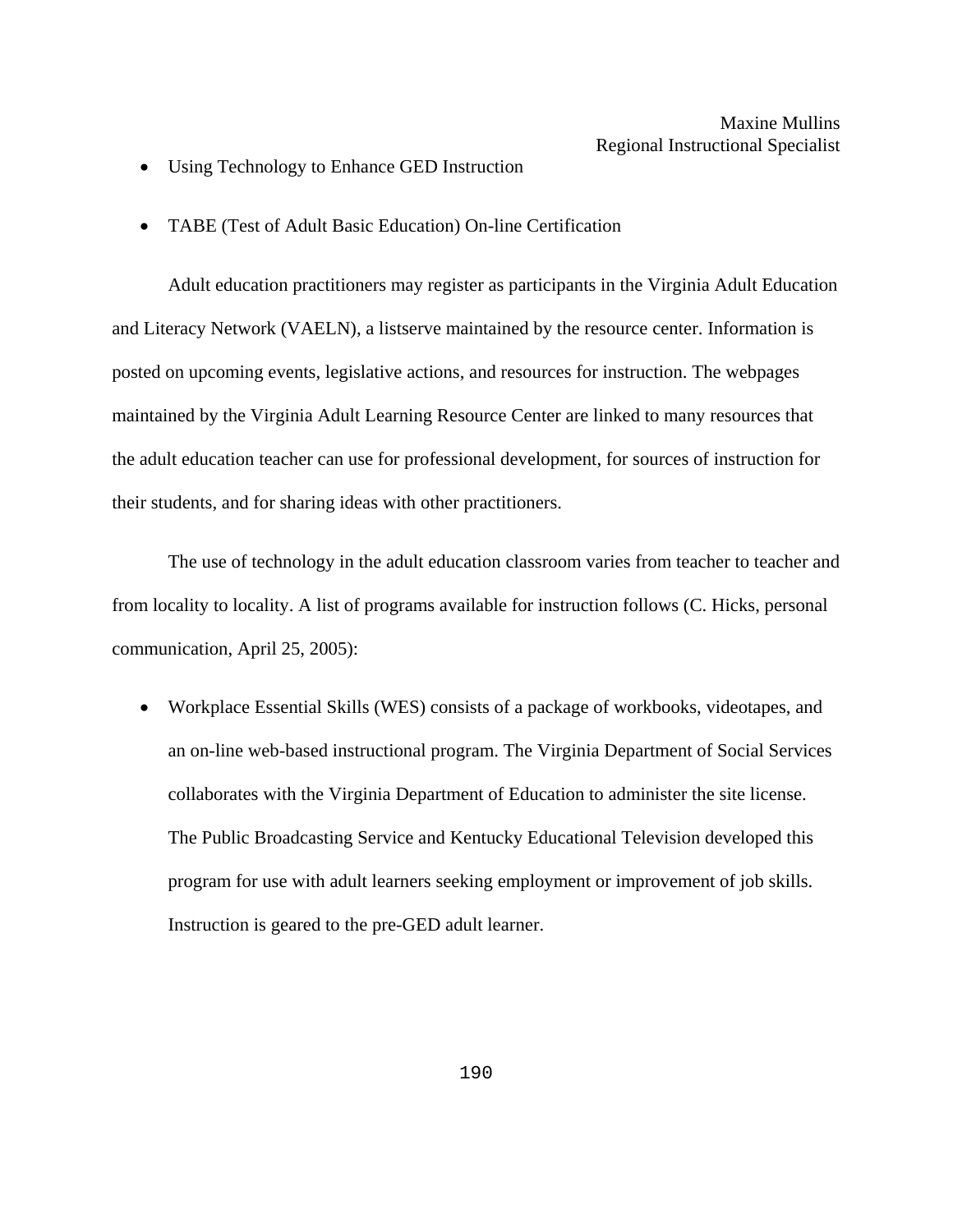Maxine Mullins
Regional Instructional Specialist

- Using Technology to Enhance GED Instruction

- TABE (Test of Adult Basic Education) On-line Certification

Adult education practitioners may register as participants in the Virginia Adult Education and Literacy Network (VAELN), a listserve maintained by the resource center. Information is posted on upcoming events, legislative actions, and resources for instruction. The webpages maintained by the Virginia Adult Learning Resource Center are linked to many resources that the adult education teacher can use for professional development, for sources of instruction for their students, and for sharing ideas with other practitioners.

The use of technology in the adult education classroom varies from teacher to teacher and from locality to locality. A list of programs available for instruction follows (C. Hicks, personal communication, April 25, 2005):

- Workplace Essential Skills (WES) consists of a package of workbooks, videotapes, and an on-line web-based instructional program. The Virginia Department of Social Services collaborates with the Virginia Department of Education to administer the site license. The Public Broadcasting Service and Kentucky Educational Television developed this program for use with adult learners seeking employment or improvement of job skills. Instruction is geared to the pre-GED adult learner.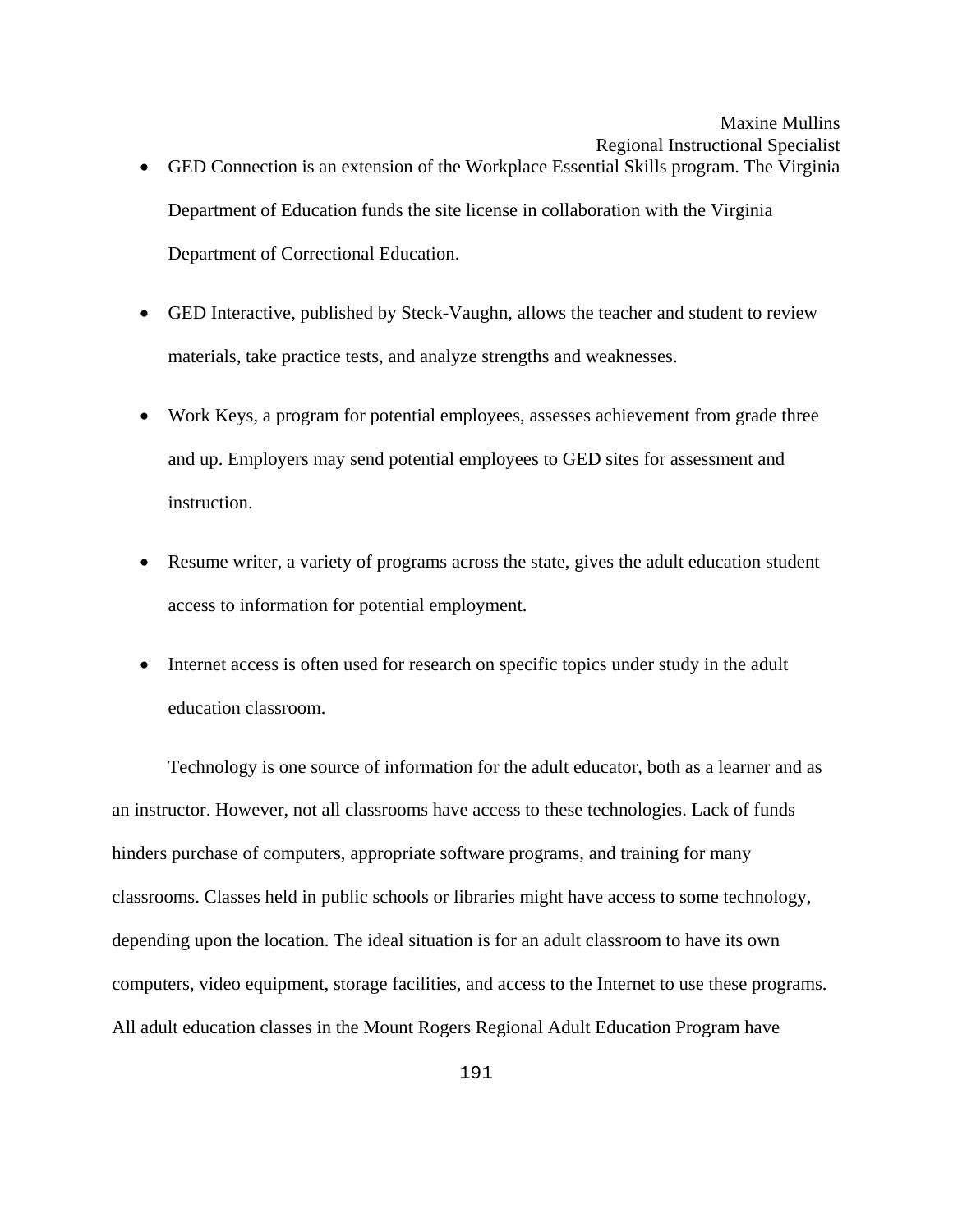- GED Connection is an extension of the Workplace Essential Skills program. The Virginia Department of Education funds the site license in collaboration with the Virginia Department of Correctional Education.

- GED Interactive, published by Steck-Vaughn, allows the teacher and student to review materials, take practice tests, and analyze strengths and weaknesses.

- Work Keys, a program for potential employees, assesses achievement from grade three and up. Employers may send potential employees to GED sites for assessment and instruction.

- Resume writer, a variety of programs across the state, gives the adult education student access to information for potential employment.

- Internet access is often used for research on specific topics under study in the adult education classroom.

Technology is one source of information for the adult educator, both as a learner and as an instructor. However, not all classrooms have access to these technologies. Lack of funds hinders purchase of computers, appropriate software programs, and training for many classrooms. Classes held in public schools or libraries might have access to some technology, depending upon the location. The ideal situation is for an adult classroom to have its own computers, video equipment, storage facilities, and access to the Internet to use these programs. All adult education classes in the Mount Rogers Regional Adult Education Program have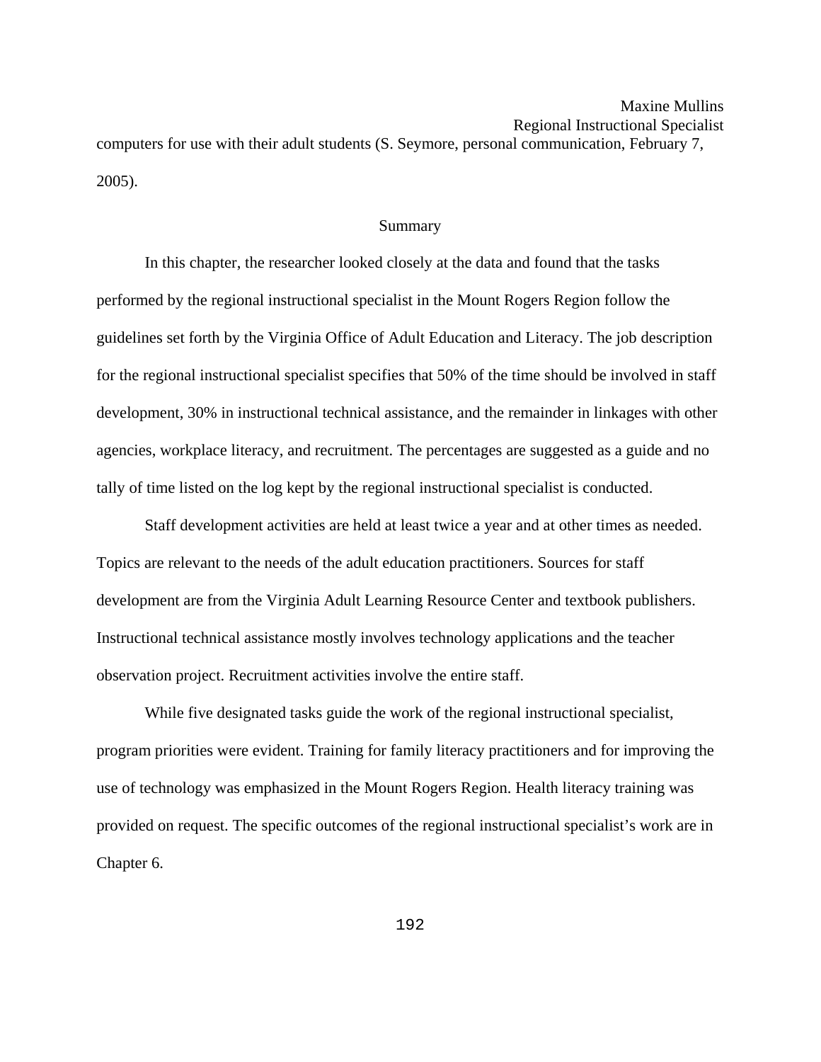computers for use with their adult students (S. Seymore, personal communication, February 7, 2005).

## Summary

In this chapter, the researcher looked closely at the data and found that the tasks performed by the regional instructional specialist in the Mount Rogers Region follow the guidelines set forth by the Virginia Office of Adult Education and Literacy. The job description for the regional instructional specialist specifies that 50% of the time should be involved in staff development, 30% in instructional technical assistance, and the remainder in linkages with other agencies, workplace literacy, and recruitment. The percentages are suggested as a guide and no tally of time listed on the log kept by the regional instructional specialist is conducted.

Staff development activities are held at least twice a year and at other times as needed. Topics are relevant to the needs of the adult education practitioners. Sources for staff development are from the Virginia Adult Learning Resource Center and textbook publishers. Instructional technical assistance mostly involves technology applications and the teacher observation project. Recruitment activities involve the entire staff.

While five designated tasks guide the work of the regional instructional specialist, program priorities were evident. Training for family literacy practitioners and for improving the use of technology was emphasized in the Mount Rogers Region. Health literacy training was provided on request. The specific outcomes of the regional instructional specialist's work are in Chapter 6.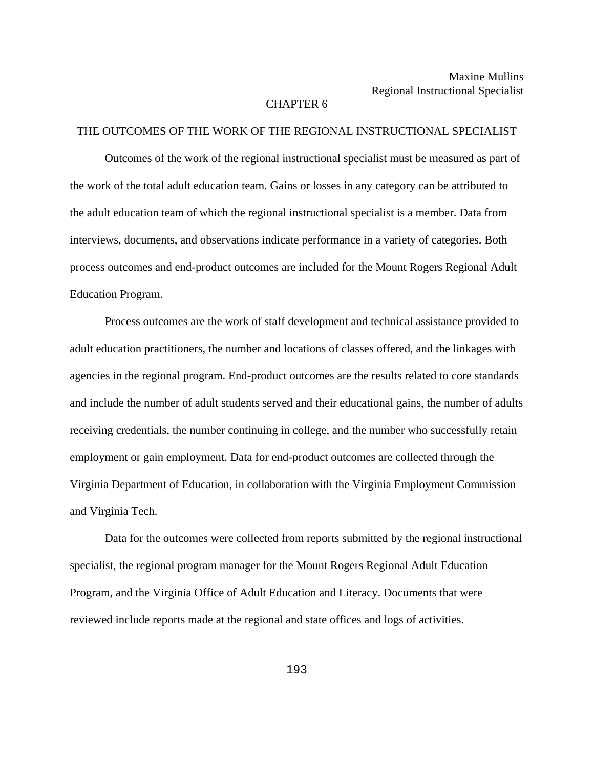Maxine Mullins
Regional Instructional Specialist

# CHAPTER 6

## THE OUTCOMES OF THE WORK OF THE REGIONAL INSTRUCTIONAL SPECIALIST

Outcomes of the work of the regional instructional specialist must be measured as part of the work of the total adult education team. Gains or losses in any category can be attributed to the adult education team of which the regional instructional specialist is a member. Data from interviews, documents, and observations indicate performance in a variety of categories. Both process outcomes and end-product outcomes are included for the Mount Rogers Regional Adult Education Program.

Process outcomes are the work of staff development and technical assistance provided to adult education practitioners, the number and locations of classes offered, and the linkages with agencies in the regional program. End-product outcomes are the results related to core standards and include the number of adult students served and their educational gains, the number of adults receiving credentials, the number continuing in college, and the number who successfully retain employment or gain employment. Data for end-product outcomes are collected through the Virginia Department of Education, in collaboration with the Virginia Employment Commission and Virginia Tech.

Data for the outcomes were collected from reports submitted by the regional instructional specialist, the regional program manager for the Mount Rogers Regional Adult Education Program, and the Virginia Office of Adult Education and Literacy. Documents that were reviewed include reports made at the regional and state offices and logs of activities.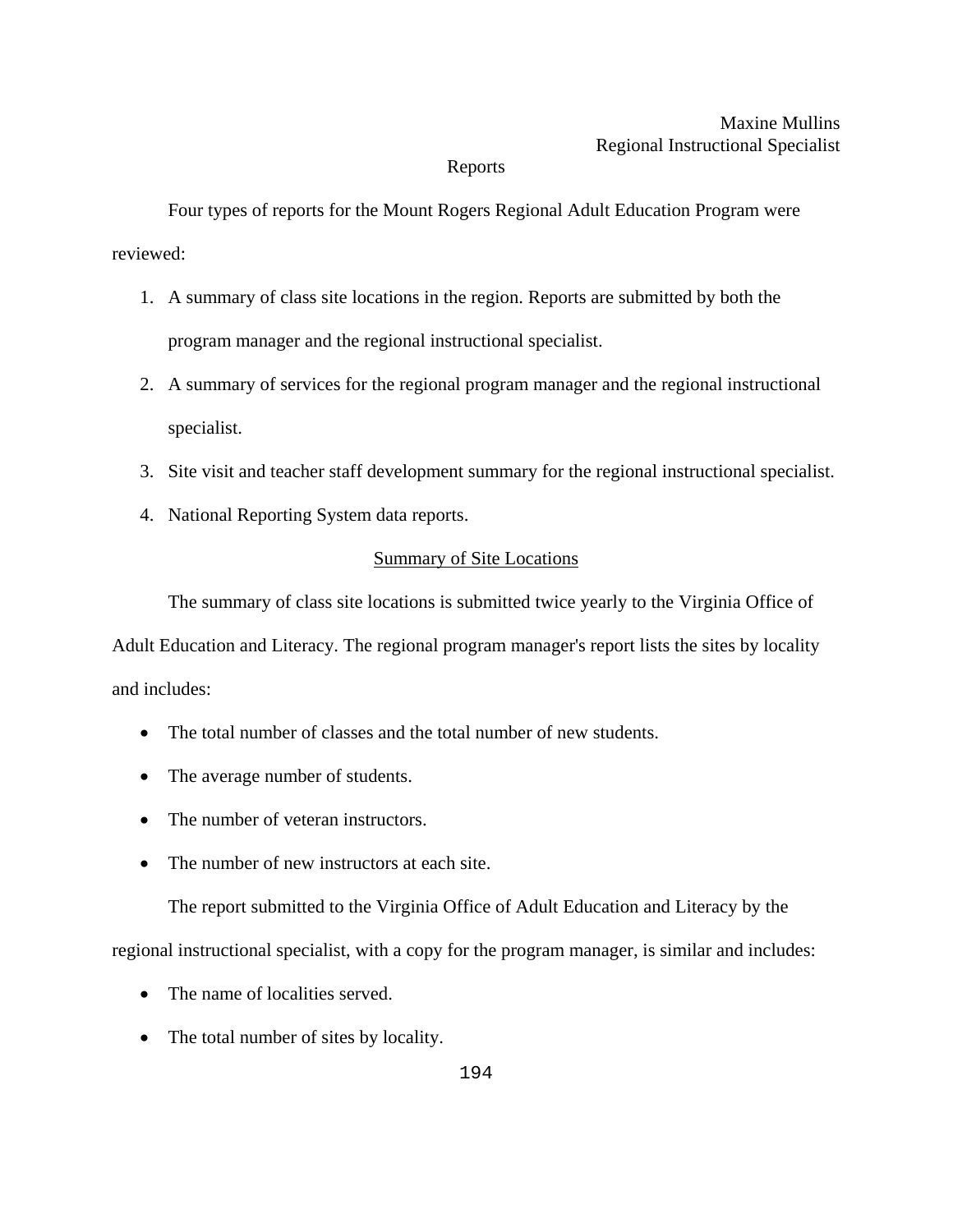Maxine Mullins
Regional Instructional Specialist

## Reports

Four types of reports for the Mount Rogers Regional Adult Education Program were reviewed:

1. A summary of class site locations in the region. Reports are submitted by both the program manager and the regional instructional specialist.
2. A summary of services for the regional program manager and the regional instructional specialist.
3. Site visit and teacher staff development summary for the regional instructional specialist.
4. National Reporting System data reports.

### <u>Summary of Site Locations</u>

The summary of class site locations is submitted twice yearly to the Virginia Office of Adult Education and Literacy. The regional program manager's report lists the sites by locality and includes:

- The total number of classes and the total number of new students.
- The average number of students.
- The number of veteran instructors.
- The number of new instructors at each site.

The report submitted to the Virginia Office of Adult Education and Literacy by the regional instructional specialist, with a copy for the program manager, is similar and includes:

- The name of localities served.
- The total number of sites by locality.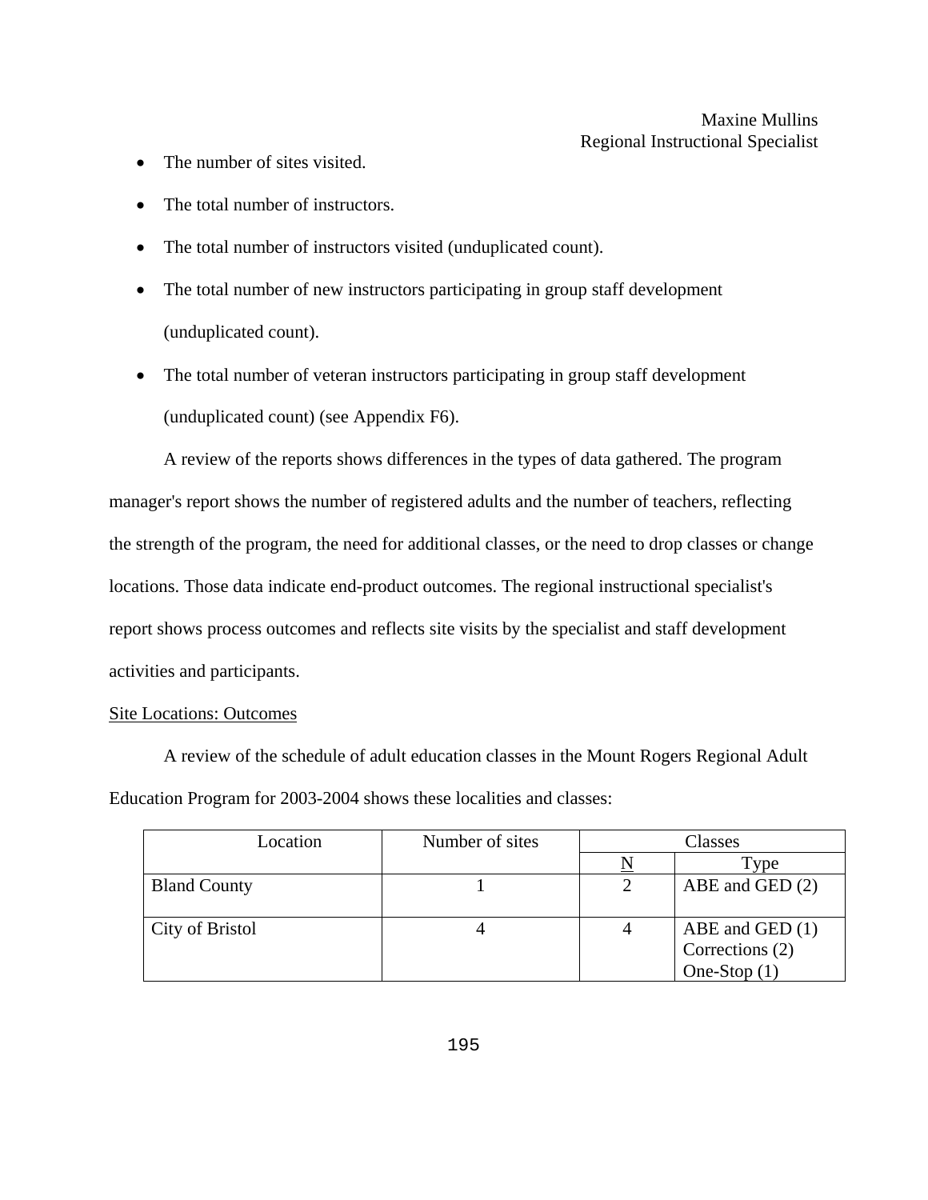Maxine Mullins
Regional Instructional Specialist

- The number of sites visited.
- The total number of instructors.
- The total number of instructors visited (unduplicated count).
- The total number of new instructors participating in group staff development (unduplicated count).
- The total number of veteran instructors participating in group staff development (unduplicated count) (see Appendix F6).

A review of the reports shows differences in the types of data gathered. The program manager's report shows the number of registered adults and the number of teachers, reflecting the strength of the program, the need for additional classes, or the need to drop classes or change locations. Those data indicate end-product outcomes. The regional instructional specialist's report shows process outcomes and reflects site visits by the specialist and staff development activities and participants.

Site Locations: Outcomes

A review of the schedule of adult education classes in the Mount Rogers Regional Adult Education Program for 2003-2004 shows these localities and classes:

| Location | Number of sites | Classes | |
|---|---|---|---|
| | | N | Type |
| Bland County | 1 | 2 | ABE and GED (2) |
| City of Bristol | 4 | 4 | ABE and GED (1)<br>Corrections (2)<br>One-Stop (1) |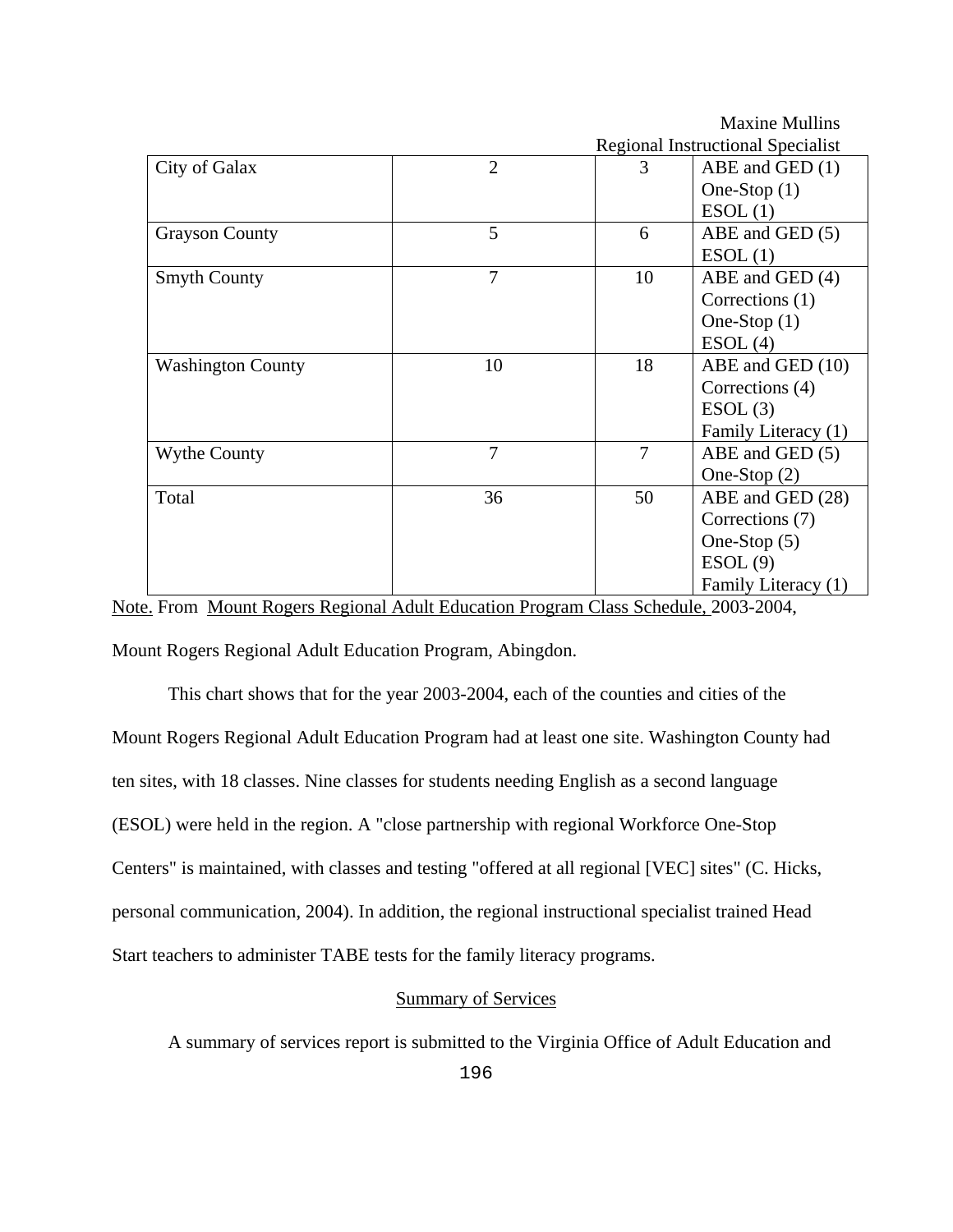Maxine Mullins
Regional Instructional Specialist

| | | | |
|---|---|---|---|
| City of Galax | 2 | 3 | ABE and GED (1)<br>One-Stop (1)<br>ESOL (1) |
| Grayson County | 5 | 6 | ABE and GED (5)<br>ESOL (1) |
| Smyth County | 7 | 10 | ABE and GED (4)<br>Corrections (1)<br>One-Stop (1)<br>ESOL (4) |
| Washington County | 10 | 18 | ABE and GED (10)<br>Corrections (4)<br>ESOL (3)<br>Family Literacy (1) |
| Wythe County | 7 | 7 | ABE and GED (5)<br>One-Stop (2) |
| Total | 36 | 50 | ABE and GED (28)<br>Corrections (7)<br>One-Stop (5)<br>ESOL (9)<br>Family Literacy (1) |

Note. From Mount Rogers Regional Adult Education Program Class Schedule, 2003-2004, Mount Rogers Regional Adult Education Program, Abingdon.

This chart shows that for the year 2003-2004, each of the counties and cities of the Mount Rogers Regional Adult Education Program had at least one site. Washington County had ten sites, with 18 classes. Nine classes for students needing English as a second language (ESOL) were held in the region. A "close partnership with regional Workforce One-Stop Centers" is maintained, with classes and testing "offered at all regional [VEC] sites" (C. Hicks, personal communication, 2004). In addition, the regional instructional specialist trained Head Start teachers to administer TABE tests for the family literacy programs.

## Summary of Services

A summary of services report is submitted to the Virginia Office of Adult Education and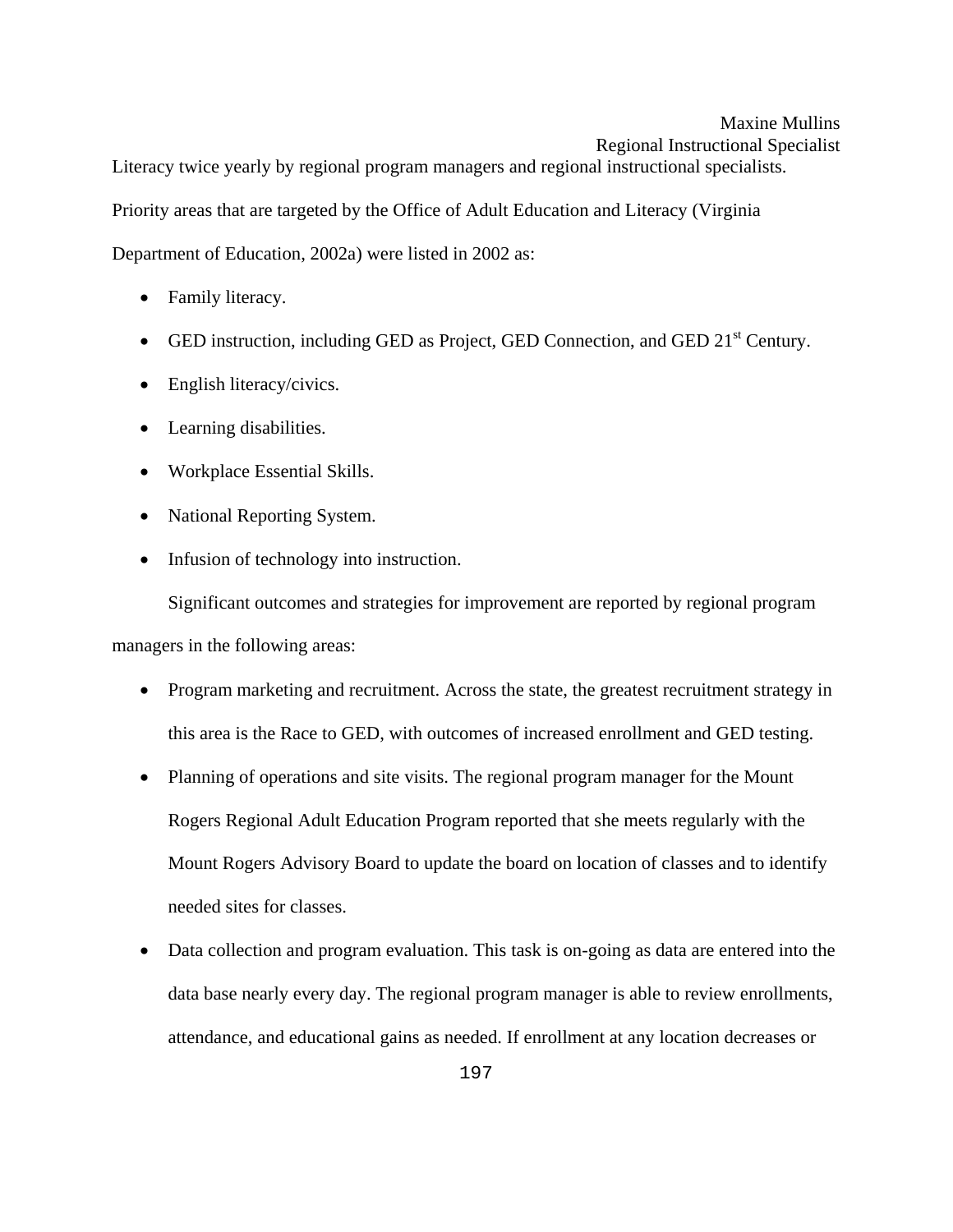Literacy twice yearly by regional program managers and regional instructional specialists. Priority areas that are targeted by the Office of Adult Education and Literacy (Virginia Department of Education, 2002a) were listed in 2002 as:

- Family literacy.
- GED instruction, including GED as Project, GED Connection, and GED 21st Century.
- English literacy/civics.
- Learning disabilities.
- Workplace Essential Skills.
- National Reporting System.
- Infusion of technology into instruction.

Significant outcomes and strategies for improvement are reported by regional program managers in the following areas:

- Program marketing and recruitment. Across the state, the greatest recruitment strategy in this area is the Race to GED, with outcomes of increased enrollment and GED testing.
- Planning of operations and site visits. The regional program manager for the Mount Rogers Regional Adult Education Program reported that she meets regularly with the Mount Rogers Advisory Board to update the board on location of classes and to identify needed sites for classes.
- Data collection and program evaluation. This task is on-going as data are entered into the data base nearly every day. The regional program manager is able to review enrollments, attendance, and educational gains as needed. If enrollment at any location decreases or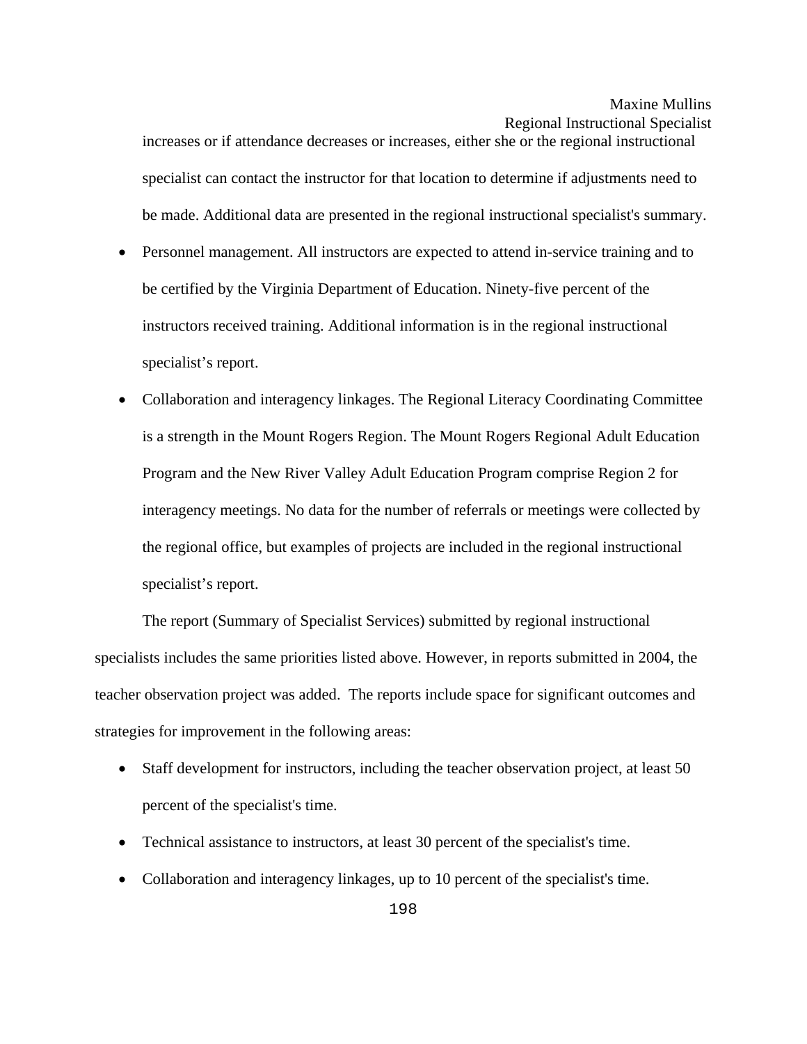increases or if attendance decreases or increases, either she or the regional instructional specialist can contact the instructor for that location to determine if adjustments need to be made. Additional data are presented in the regional instructional specialist's summary.

- Personnel management. All instructors are expected to attend in-service training and to be certified by the Virginia Department of Education. Ninety-five percent of the instructors received training. Additional information is in the regional instructional specialist's report.
- Collaboration and interagency linkages. The Regional Literacy Coordinating Committee is a strength in the Mount Rogers Region. The Mount Rogers Regional Adult Education Program and the New River Valley Adult Education Program comprise Region 2 for interagency meetings. No data for the number of referrals or meetings were collected by the regional office, but examples of projects are included in the regional instructional specialist's report.

The report (Summary of Specialist Services) submitted by regional instructional specialists includes the same priorities listed above. However, in reports submitted in 2004, the teacher observation project was added. The reports include space for significant outcomes and strategies for improvement in the following areas:

- Staff development for instructors, including the teacher observation project, at least 50 percent of the specialist's time.
- Technical assistance to instructors, at least 30 percent of the specialist's time.
- Collaboration and interagency linkages, up to 10 percent of the specialist's time.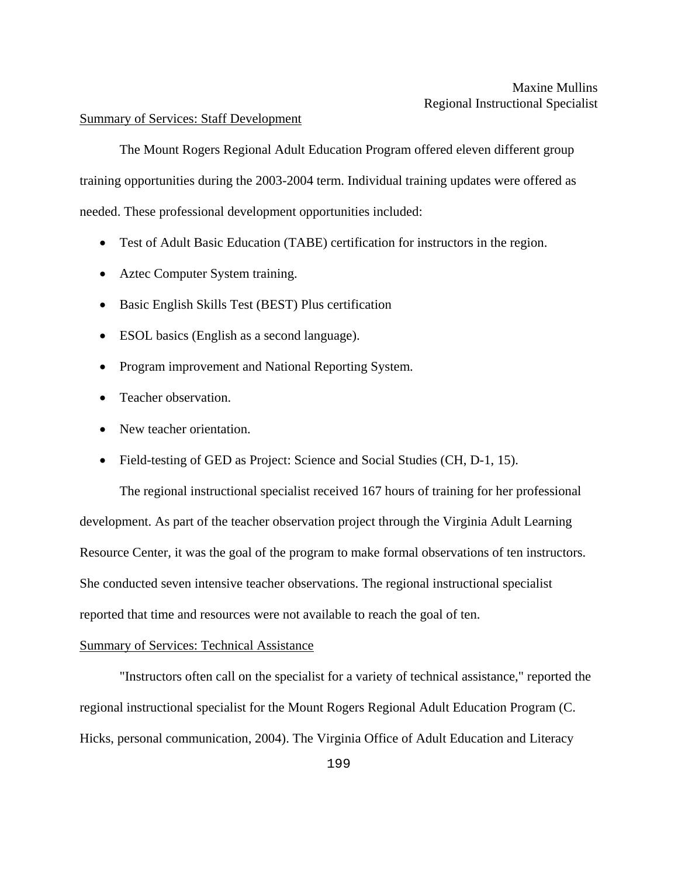Maxine Mullins
Regional Instructional Specialist

Summary of Services: Staff Development

The Mount Rogers Regional Adult Education Program offered eleven different group training opportunities during the 2003-2004 term. Individual training updates were offered as needed. These professional development opportunities included:

- Test of Adult Basic Education (TABE) certification for instructors in the region.
- Aztec Computer System training.
- Basic English Skills Test (BEST) Plus certification
- ESOL basics (English as a second language).
- Program improvement and National Reporting System.
- Teacher observation.
- New teacher orientation.
- Field-testing of GED as Project: Science and Social Studies (CH, D-1, 15).

The regional instructional specialist received 167 hours of training for her professional development. As part of the teacher observation project through the Virginia Adult Learning Resource Center, it was the goal of the program to make formal observations of ten instructors. She conducted seven intensive teacher observations. The regional instructional specialist reported that time and resources were not available to reach the goal of ten.

Summary of Services: Technical Assistance

"Instructors often call on the specialist for a variety of technical assistance," reported the regional instructional specialist for the Mount Rogers Regional Adult Education Program (C. Hicks, personal communication, 2004). The Virginia Office of Adult Education and Literacy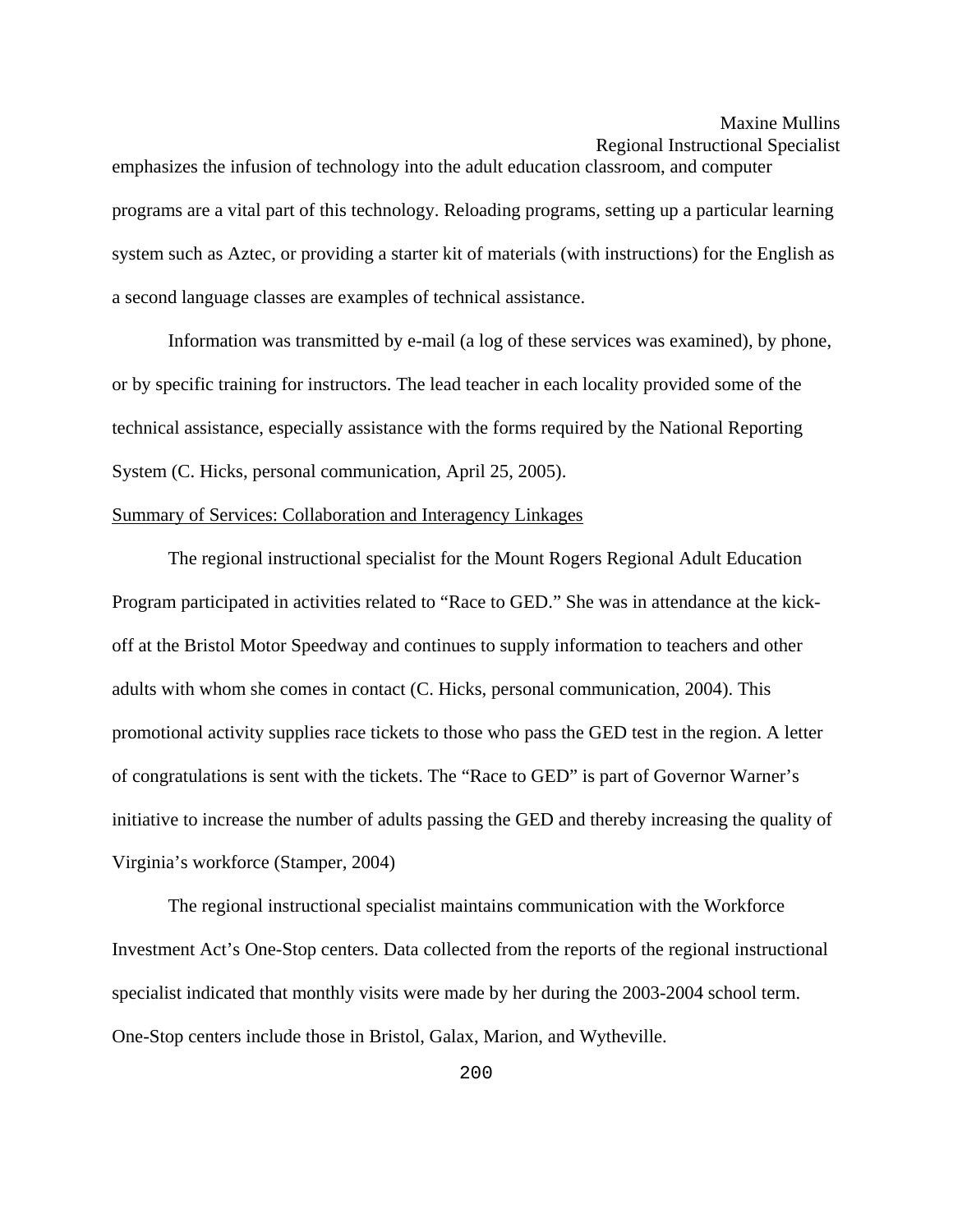emphasizes the infusion of technology into the adult education classroom, and computer programs are a vital part of this technology. Reloading programs, setting up a particular learning system such as Aztec, or providing a starter kit of materials (with instructions) for the English as a second language classes are examples of technical assistance.

Information was transmitted by e-mail (a log of these services was examined), by phone, or by specific training for instructors. The lead teacher in each locality provided some of the technical assistance, especially assistance with the forms required by the National Reporting System (C. Hicks, personal communication, April 25, 2005).

Summary of Services: Collaboration and Interagency Linkages

The regional instructional specialist for the Mount Rogers Regional Adult Education Program participated in activities related to "Race to GED." She was in attendance at the kick-off at the Bristol Motor Speedway and continues to supply information to teachers and other adults with whom she comes in contact (C. Hicks, personal communication, 2004). This promotional activity supplies race tickets to those who pass the GED test in the region. A letter of congratulations is sent with the tickets. The "Race to GED" is part of Governor Warner's initiative to increase the number of adults passing the GED and thereby increasing the quality of Virginia's workforce (Stamper, 2004)

The regional instructional specialist maintains communication with the Workforce Investment Act's One-Stop centers. Data collected from the reports of the regional instructional specialist indicated that monthly visits were made by her during the 2003-2004 school term. One-Stop centers include those in Bristol, Galax, Marion, and Wytheville.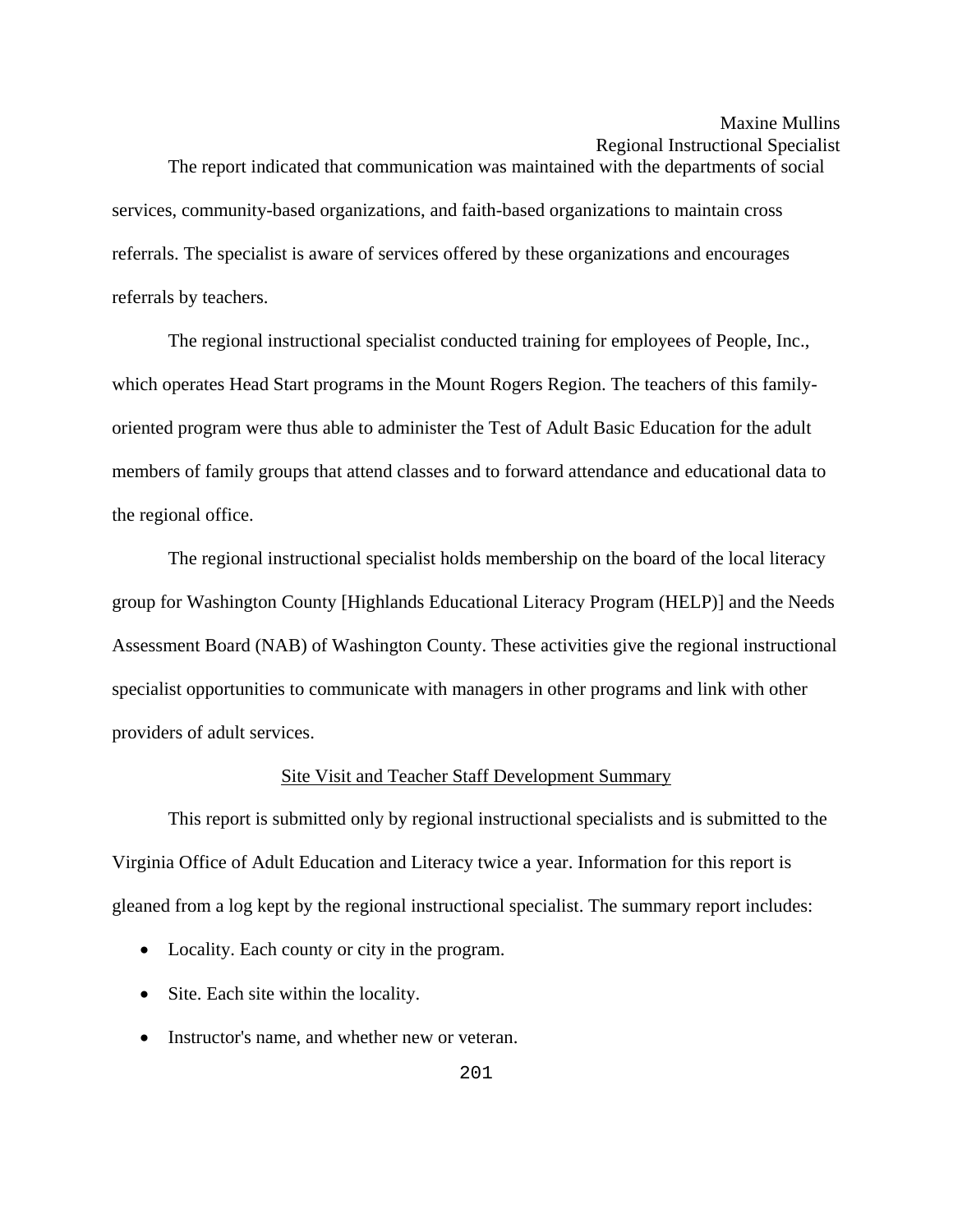The report indicated that communication was maintained with the departments of social services, community-based organizations, and faith-based organizations to maintain cross referrals. The specialist is aware of services offered by these organizations and encourages referrals by teachers.

The regional instructional specialist conducted training for employees of People, Inc., which operates Head Start programs in the Mount Rogers Region. The teachers of this family-oriented program were thus able to administer the Test of Adult Basic Education for the adult members of family groups that attend classes and to forward attendance and educational data to the regional office.

The regional instructional specialist holds membership on the board of the local literacy group for Washington County [Highlands Educational Literacy Program (HELP)] and the Needs Assessment Board (NAB) of Washington County. These activities give the regional instructional specialist opportunities to communicate with managers in other programs and link with other providers of adult services.

Site Visit and Teacher Staff Development Summary

This report is submitted only by regional instructional specialists and is submitted to the Virginia Office of Adult Education and Literacy twice a year. Information for this report is gleaned from a log kept by the regional instructional specialist. The summary report includes:

- Locality. Each county or city in the program.
- Site. Each site within the locality.
- Instructor's name, and whether new or veteran.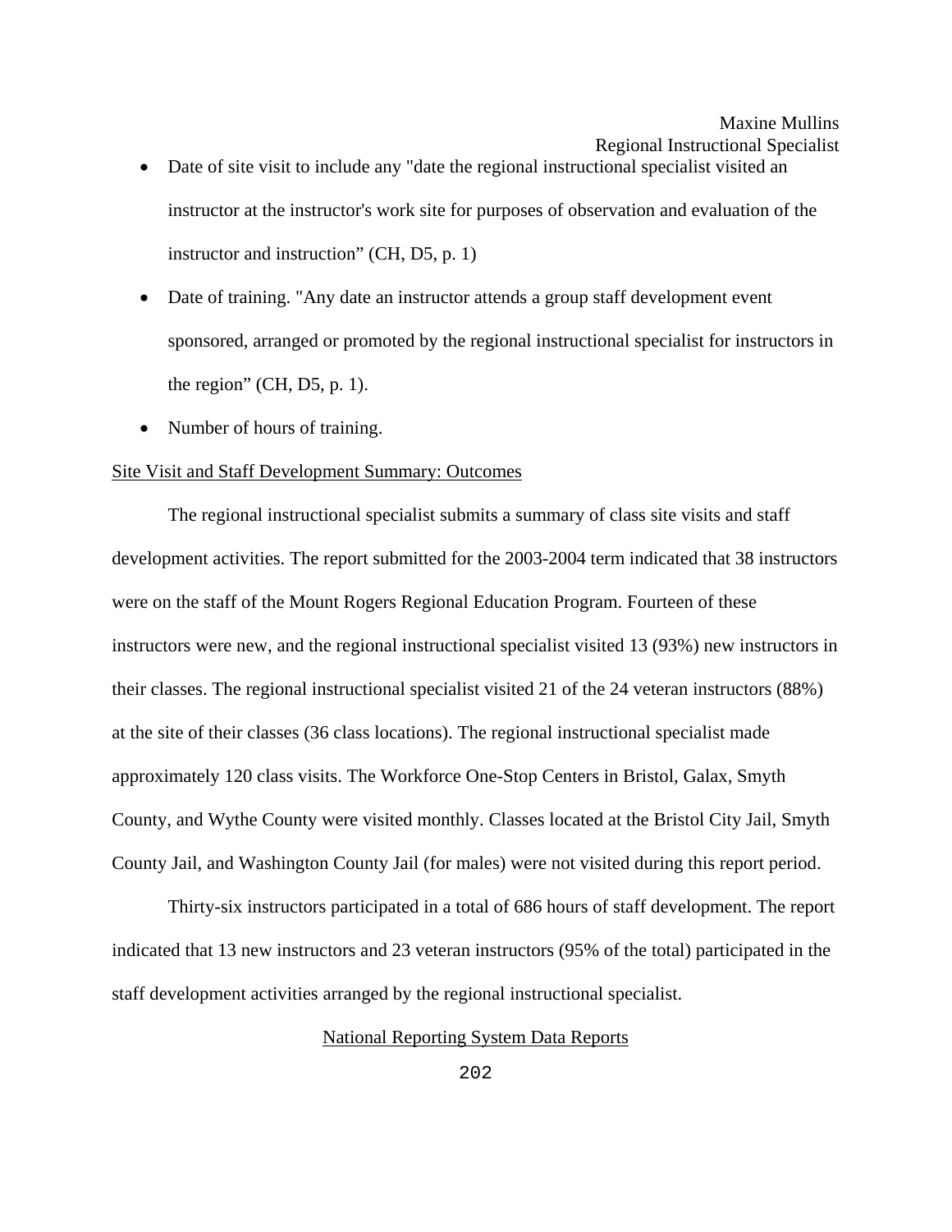- Date of site visit to include any "date the regional instructional specialist visited an instructor at the instructor's work site for purposes of observation and evaluation of the instructor and instruction" (CH, D5, p. 1)
- Date of training. "Any date an instructor attends a group staff development event sponsored, arranged or promoted by the regional instructional specialist for instructors in the region" (CH, D5, p. 1).
- Number of hours of training.

Site Visit and Staff Development Summary: Outcomes

The regional instructional specialist submits a summary of class site visits and staff development activities. The report submitted for the 2003-2004 term indicated that 38 instructors were on the staff of the Mount Rogers Regional Education Program. Fourteen of these instructors were new, and the regional instructional specialist visited 13 (93%) new instructors in their classes. The regional instructional specialist visited 21 of the 24 veteran instructors (88%) at the site of their classes (36 class locations). The regional instructional specialist made approximately 120 class visits. The Workforce One-Stop Centers in Bristol, Galax, Smyth County, and Wythe County were visited monthly. Classes located at the Bristol City Jail, Smyth County Jail, and Washington County Jail (for males) were not visited during this report period.

Thirty-six instructors participated in a total of 686 hours of staff development. The report indicated that 13 new instructors and 23 veteran instructors (95% of the total) participated in the staff development activities arranged by the regional instructional specialist.

National Reporting System Data Reports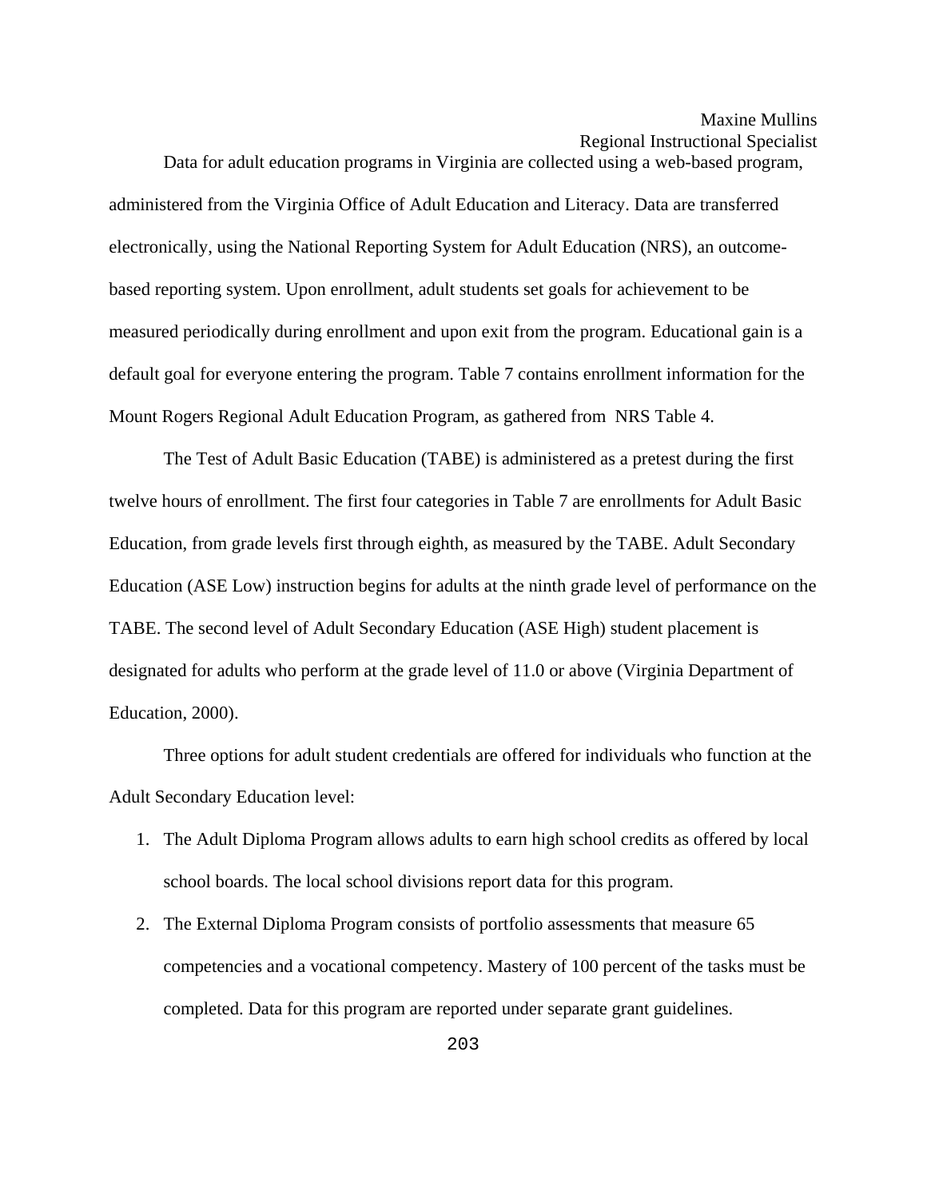Maxine Mullins
Regional Instructional Specialist

Data for adult education programs in Virginia are collected using a web-based program, administered from the Virginia Office of Adult Education and Literacy. Data are transferred electronically, using the National Reporting System for Adult Education (NRS), an outcome-based reporting system. Upon enrollment, adult students set goals for achievement to be measured periodically during enrollment and upon exit from the program. Educational gain is a default goal for everyone entering the program. Table 7 contains enrollment information for the Mount Rogers Regional Adult Education Program, as gathered from NRS Table 4.

The Test of Adult Basic Education (TABE) is administered as a pretest during the first twelve hours of enrollment. The first four categories in Table 7 are enrollments for Adult Basic Education, from grade levels first through eighth, as measured by the TABE. Adult Secondary Education (ASE Low) instruction begins for adults at the ninth grade level of performance on the TABE. The second level of Adult Secondary Education (ASE High) student placement is designated for adults who perform at the grade level of 11.0 or above (Virginia Department of Education, 2000).

Three options for adult student credentials are offered for individuals who function at the Adult Secondary Education level:

1. The Adult Diploma Program allows adults to earn high school credits as offered by local school boards. The local school divisions report data for this program.
2. The External Diploma Program consists of portfolio assessments that measure 65 competencies and a vocational competency. Mastery of 100 percent of the tasks must be completed. Data for this program are reported under separate grant guidelines.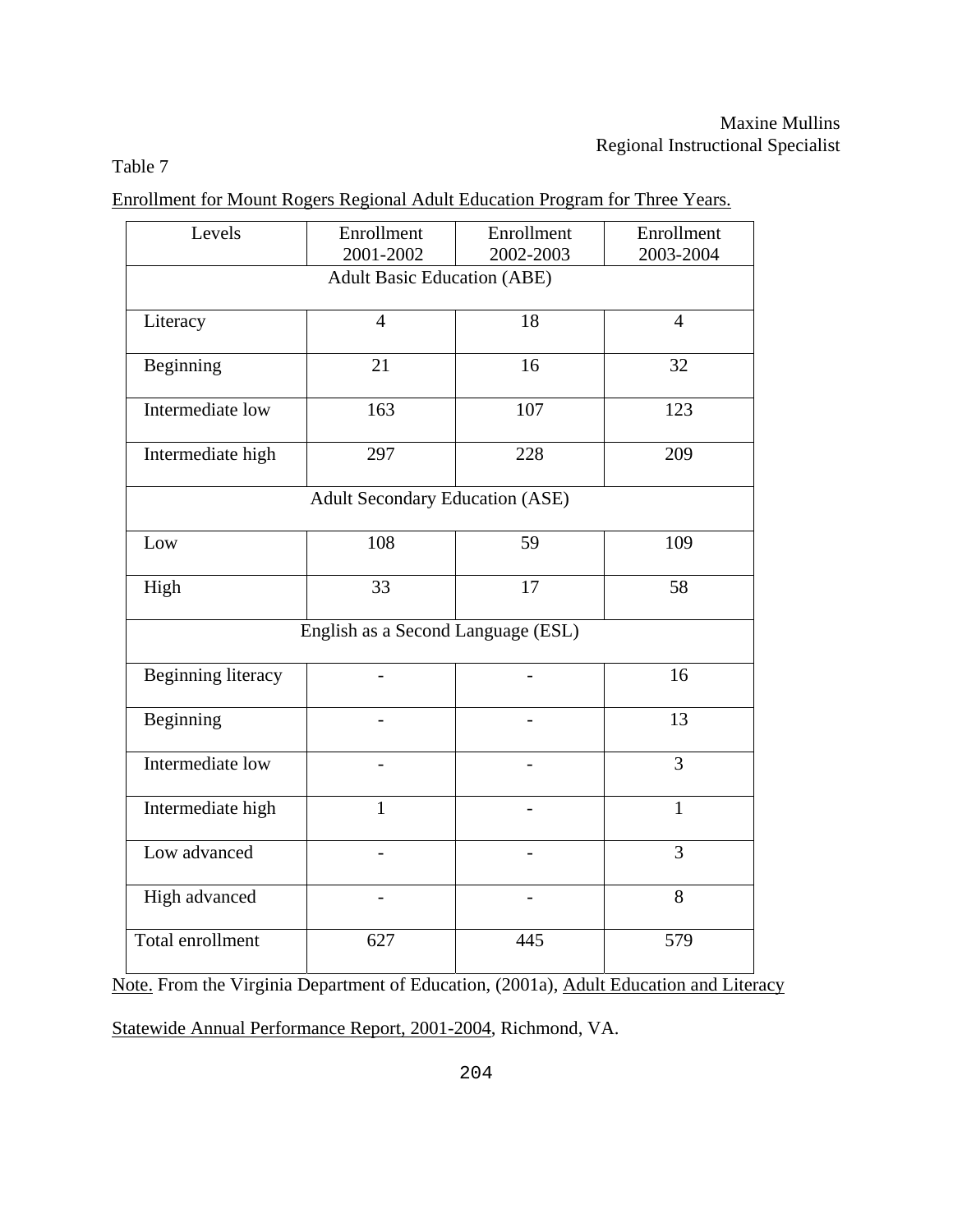Maxine Mullins
Regional Instructional Specialist

Table 7

Enrollment for Mount Rogers Regional Adult Education Program for Three Years.

| Levels | Enrollment 2001-2002 | Enrollment 2002-2003 | Enrollment 2003-2004 |
|---|---|---|---|
| Adult Basic Education (ABE) | | | |
| Literacy | 4 | 18 | 4 |
| Beginning | 21 | 16 | 32 |
| Intermediate low | 163 | 107 | 123 |
| Intermediate high | 297 | 228 | 209 |
| Adult Secondary Education (ASE) | | | |
| Low | 108 | 59 | 109 |
| High | 33 | 17 | 58 |
| English as a Second Language (ESL) | | | |
| Beginning literacy | - | - | 16 |
| Beginning | - | - | 13 |
| Intermediate low | - | - | 3 |
| Intermediate high | 1 | - | 1 |
| Low advanced | - | - | 3 |
| High advanced | - | - | 8 |
| Total enrollment | 627 | 445 | 579 |

Note. From the Virginia Department of Education, (2001a), Adult Education and Literacy Statewide Annual Performance Report, 2001-2004, Richmond, VA.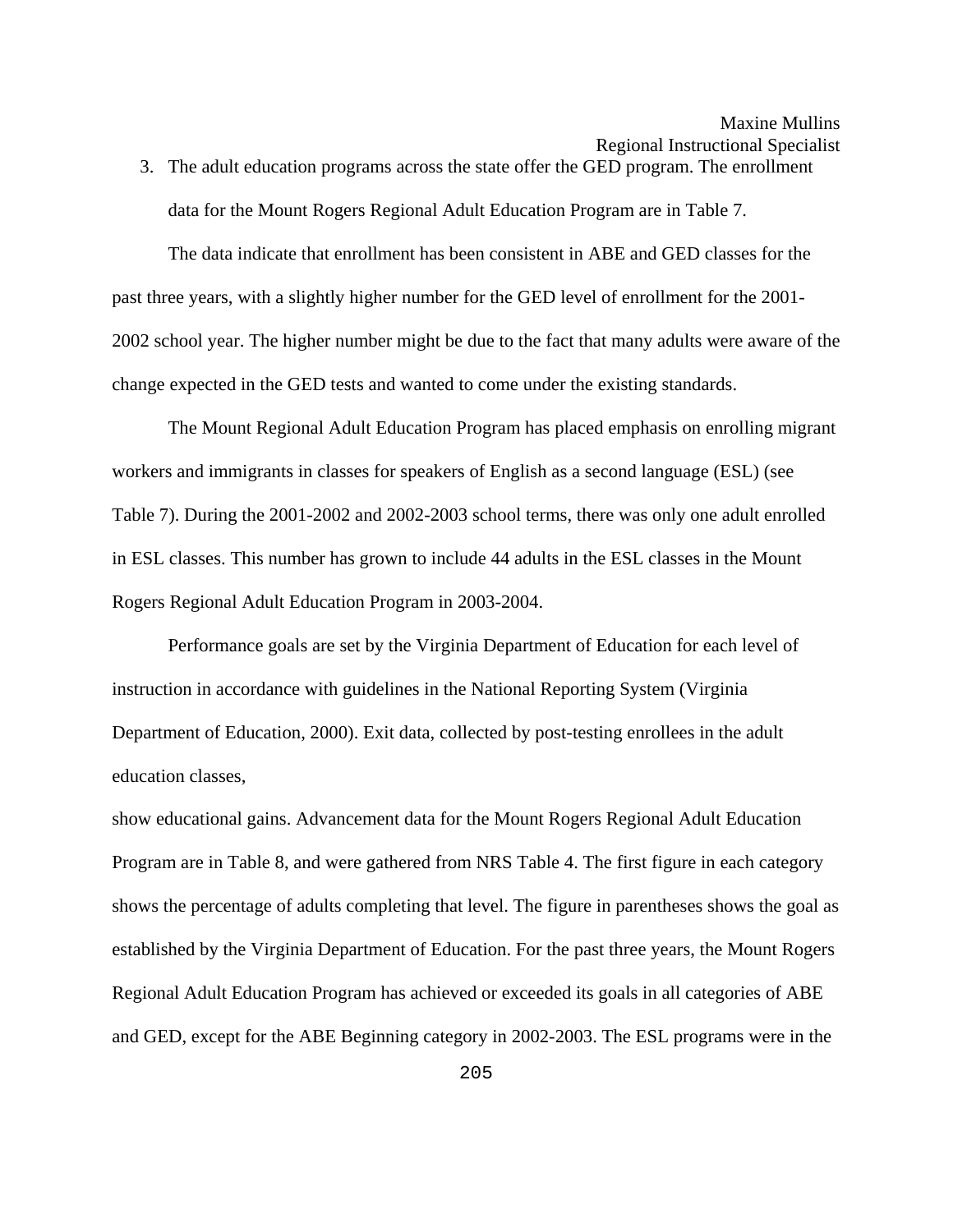Maxine Mullins
Regional Instructional Specialist

3. The adult education programs across the state offer the GED program. The enrollment data for the Mount Rogers Regional Adult Education Program are in Table 7.

The data indicate that enrollment has been consistent in ABE and GED classes for the past three years, with a slightly higher number for the GED level of enrollment for the 2001-2002 school year. The higher number might be due to the fact that many adults were aware of the change expected in the GED tests and wanted to come under the existing standards.

The Mount Regional Adult Education Program has placed emphasis on enrolling migrant workers and immigrants in classes for speakers of English as a second language (ESL) (see Table 7). During the 2001-2002 and 2002-2003 school terms, there was only one adult enrolled in ESL classes. This number has grown to include 44 adults in the ESL classes in the Mount Rogers Regional Adult Education Program in 2003-2004.

Performance goals are set by the Virginia Department of Education for each level of instruction in accordance with guidelines in the National Reporting System (Virginia Department of Education, 2000). Exit data, collected by post-testing enrollees in the adult education classes,

show educational gains. Advancement data for the Mount Rogers Regional Adult Education Program are in Table 8, and were gathered from NRS Table 4. The first figure in each category shows the percentage of adults completing that level. The figure in parentheses shows the goal as established by the Virginia Department of Education. For the past three years, the Mount Rogers Regional Adult Education Program has achieved or exceeded its goals in all categories of ABE and GED, except for the ABE Beginning category in 2002-2003. The ESL programs were in the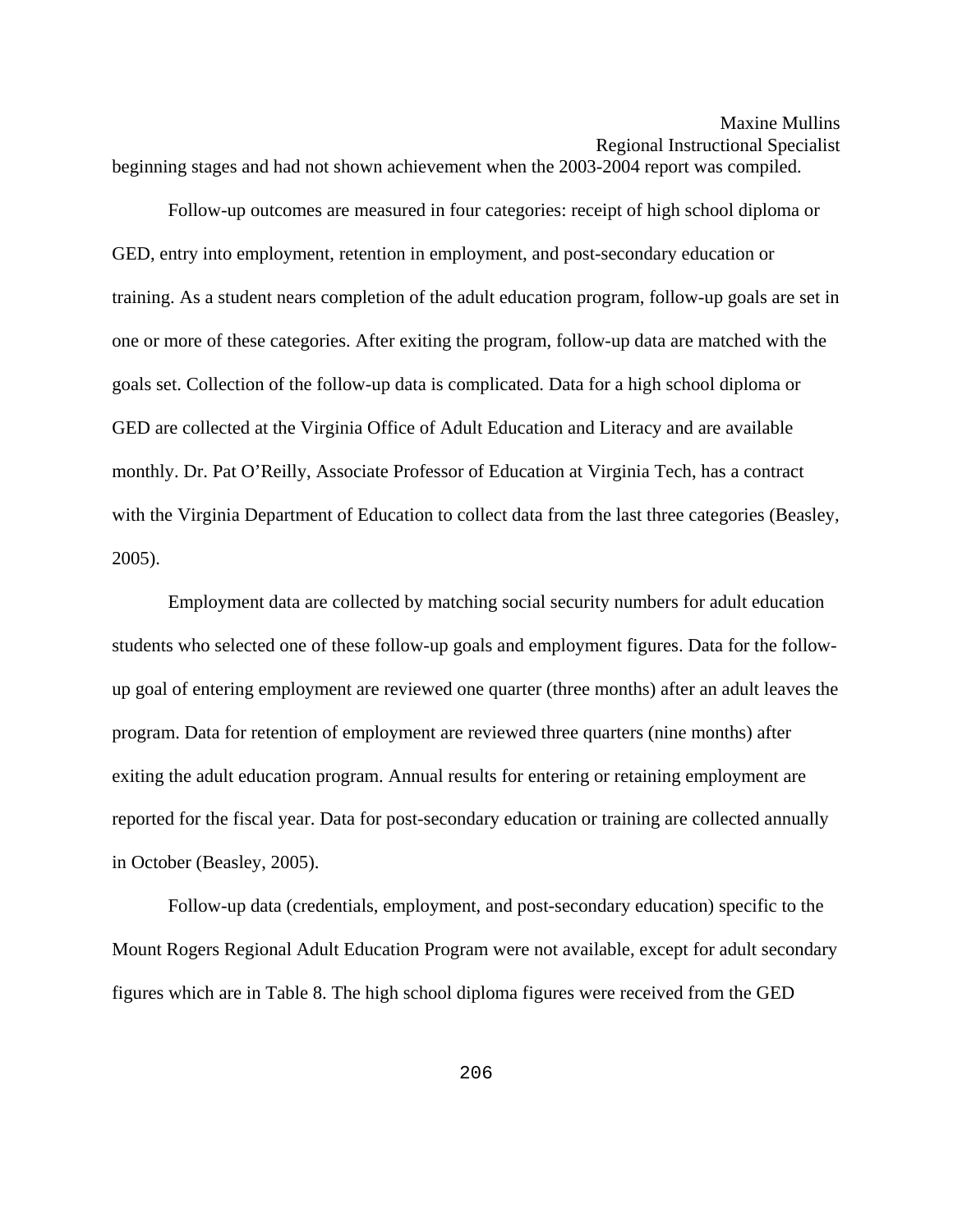beginning stages and had not shown achievement when the 2003-2004 report was compiled.

Follow-up outcomes are measured in four categories: receipt of high school diploma or GED, entry into employment, retention in employment, and post-secondary education or training. As a student nears completion of the adult education program, follow-up goals are set in one or more of these categories. After exiting the program, follow-up data are matched with the goals set. Collection of the follow-up data is complicated. Data for a high school diploma or GED are collected at the Virginia Office of Adult Education and Literacy and are available monthly. Dr. Pat O'Reilly, Associate Professor of Education at Virginia Tech, has a contract with the Virginia Department of Education to collect data from the last three categories (Beasley, 2005).

Employment data are collected by matching social security numbers for adult education students who selected one of these follow-up goals and employment figures. Data for the follow-up goal of entering employment are reviewed one quarter (three months) after an adult leaves the program. Data for retention of employment are reviewed three quarters (nine months) after exiting the adult education program. Annual results for entering or retaining employment are reported for the fiscal year. Data for post-secondary education or training are collected annually in October (Beasley, 2005).

Follow-up data (credentials, employment, and post-secondary education) specific to the Mount Rogers Regional Adult Education Program were not available, except for adult secondary figures which are in Table 8. The high school diploma figures were received from the GED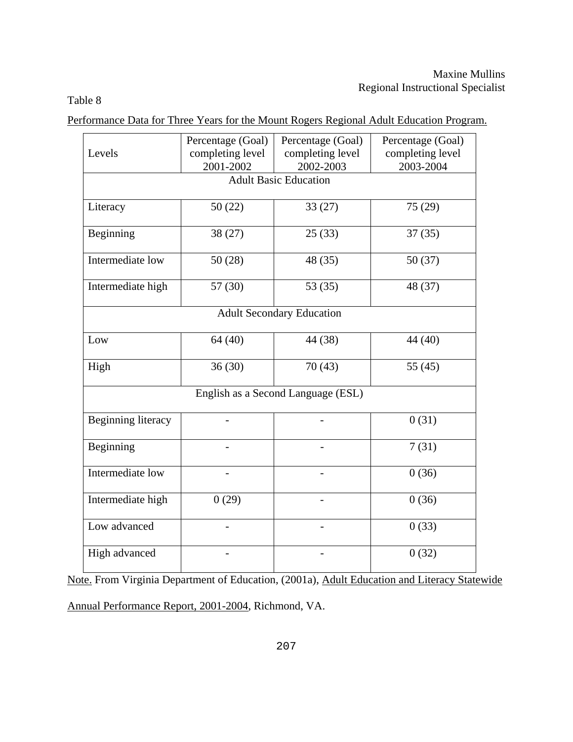Maxine Mullins
Regional Instructional Specialist

Table 8

Performance Data for Three Years for the Mount Rogers Regional Adult Education Program.

| Levels | Percentage (Goal) completing level 2001-2002 | Percentage (Goal) completing level 2002-2003 | Percentage (Goal) completing level 2003-2004 |
|---|---|---|---|
| Adult Basic Education | | | |
| Literacy | 50 (22) | 33 (27) | 75 (29) |
| Beginning | 38 (27) | 25 (33) | 37 (35) |
| Intermediate low | 50 (28) | 48 (35) | 50 (37) |
| Intermediate high | 57 (30) | 53 (35) | 48 (37) |
| Adult Secondary Education | | | |
| Low | 64 (40) | 44 (38) | 44 (40) |
| High | 36 (30) | 70 (43) | 55 (45) |
| English as a Second Language (ESL) | | | |
| Beginning literacy | - | - | 0 (31) |
| Beginning | - | - | 7 (31) |
| Intermediate low | - | - | 0 (36) |
| Intermediate high | 0 (29) | - | 0 (36) |
| Low advanced | - | - | 0 (33) |
| High advanced | - | - | 0 (32) |

Note. From Virginia Department of Education, (2001a), Adult Education and Literacy Statewide Annual Performance Report, 2001-2004, Richmond, VA.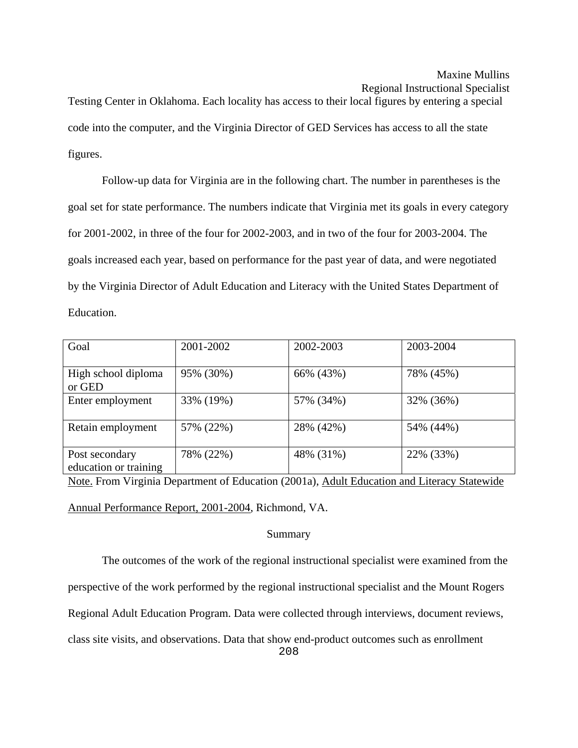Testing Center in Oklahoma. Each locality has access to their local figures by entering a special code into the computer, and the Virginia Director of GED Services has access to all the state figures.

Follow-up data for Virginia are in the following chart. The number in parentheses is the goal set for state performance. The numbers indicate that Virginia met its goals in every category for 2001-2002, in three of the four for 2002-2003, and in two of the four for 2003-2004. The goals increased each year, based on performance for the past year of data, and were negotiated by the Virginia Director of Adult Education and Literacy with the United States Department of Education.

| Goal | 2001-2002 | 2002-2003 | 2003-2004 |
|---|---|---|---|
| High school diploma or GED | 95% (30%) | 66% (43%) | 78% (45%) |
| Enter employment | 33% (19%) | 57% (34%) | 32% (36%) |
| Retain employment | 57% (22%) | 28% (42%) | 54% (44%) |
| Post secondary education or training | 78% (22%) | 48% (31%) | 22% (33%) |

Note. From Virginia Department of Education (2001a), Adult Education and Literacy Statewide Annual Performance Report, 2001-2004, Richmond, VA.

## Summary

The outcomes of the work of the regional instructional specialist were examined from the perspective of the work performed by the regional instructional specialist and the Mount Rogers Regional Adult Education Program. Data were collected through interviews, document reviews, class site visits, and observations. Data that show end-product outcomes such as enrollment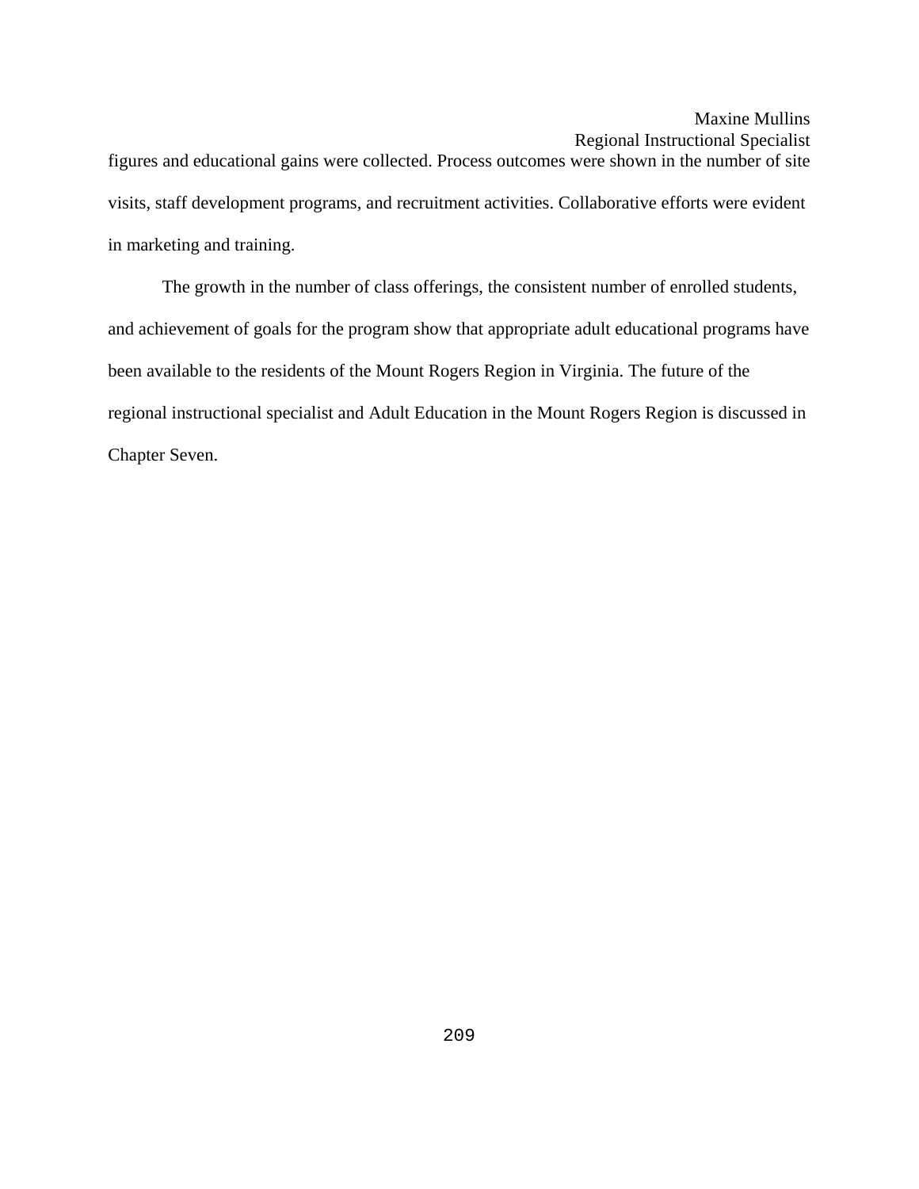figures and educational gains were collected. Process outcomes were shown in the number of site visits, staff development programs, and recruitment activities. Collaborative efforts were evident in marketing and training.

The growth in the number of class offerings, the consistent number of enrolled students, and achievement of goals for the program show that appropriate adult educational programs have been available to the residents of the Mount Rogers Region in Virginia. The future of the regional instructional specialist and Adult Education in the Mount Rogers Region is discussed in Chapter Seven.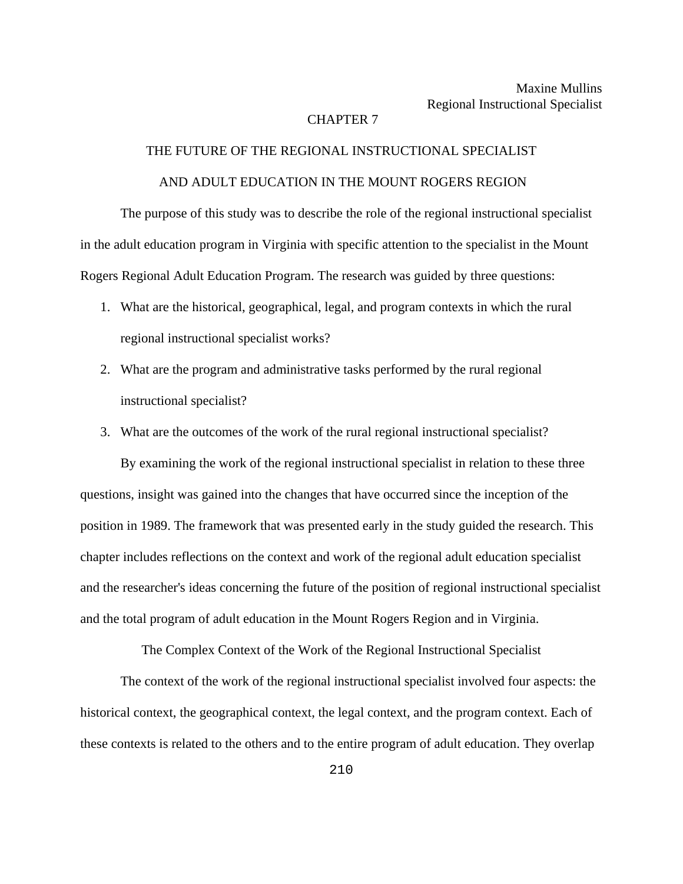# CHAPTER 7

## THE FUTURE OF THE REGIONAL INSTRUCTIONAL SPECIALIST AND ADULT EDUCATION IN THE MOUNT ROGERS REGION

The purpose of this study was to describe the role of the regional instructional specialist in the adult education program in Virginia with specific attention to the specialist in the Mount Rogers Regional Adult Education Program. The research was guided by three questions:

1. What are the historical, geographical, legal, and program contexts in which the rural regional instructional specialist works?
2. What are the program and administrative tasks performed by the rural regional instructional specialist?
3. What are the outcomes of the work of the rural regional instructional specialist?

By examining the work of the regional instructional specialist in relation to these three questions, insight was gained into the changes that have occurred since the inception of the position in 1989. The framework that was presented early in the study guided the research. This chapter includes reflections on the context and work of the regional adult education specialist and the researcher's ideas concerning the future of the position of regional instructional specialist and the total program of adult education in the Mount Rogers Region and in Virginia.

### The Complex Context of the Work of the Regional Instructional Specialist

The context of the work of the regional instructional specialist involved four aspects: the historical context, the geographical context, the legal context, and the program context. Each of these contexts is related to the others and to the entire program of adult education. They overlap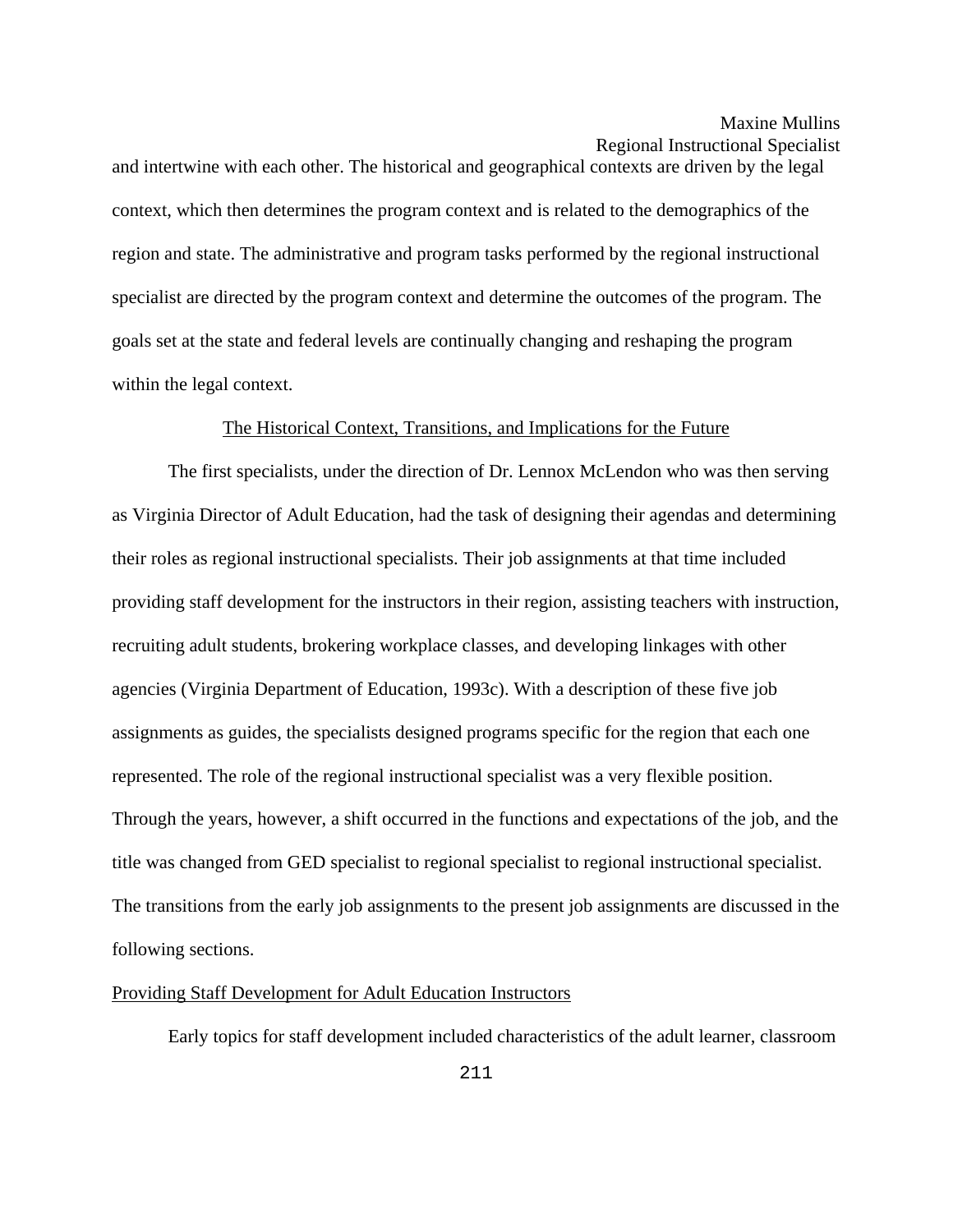and intertwine with each other. The historical and geographical contexts are driven by the legal context, which then determines the program context and is related to the demographics of the region and state. The administrative and program tasks performed by the regional instructional specialist are directed by the program context and determine the outcomes of the program. The goals set at the state and federal levels are continually changing and reshaping the program within the legal context.

## The Historical Context, Transitions, and Implications for the Future

The first specialists, under the direction of Dr. Lennox McLendon who was then serving as Virginia Director of Adult Education, had the task of designing their agendas and determining their roles as regional instructional specialists. Their job assignments at that time included providing staff development for the instructors in their region, assisting teachers with instruction, recruiting adult students, brokering workplace classes, and developing linkages with other agencies (Virginia Department of Education, 1993c). With a description of these five job assignments as guides, the specialists designed programs specific for the region that each one represented. The role of the regional instructional specialist was a very flexible position. Through the years, however, a shift occurred in the functions and expectations of the job, and the title was changed from GED specialist to regional specialist to regional instructional specialist. The transitions from the early job assignments to the present job assignments are discussed in the following sections.

### Providing Staff Development for Adult Education Instructors

Early topics for staff development included characteristics of the adult learner, classroom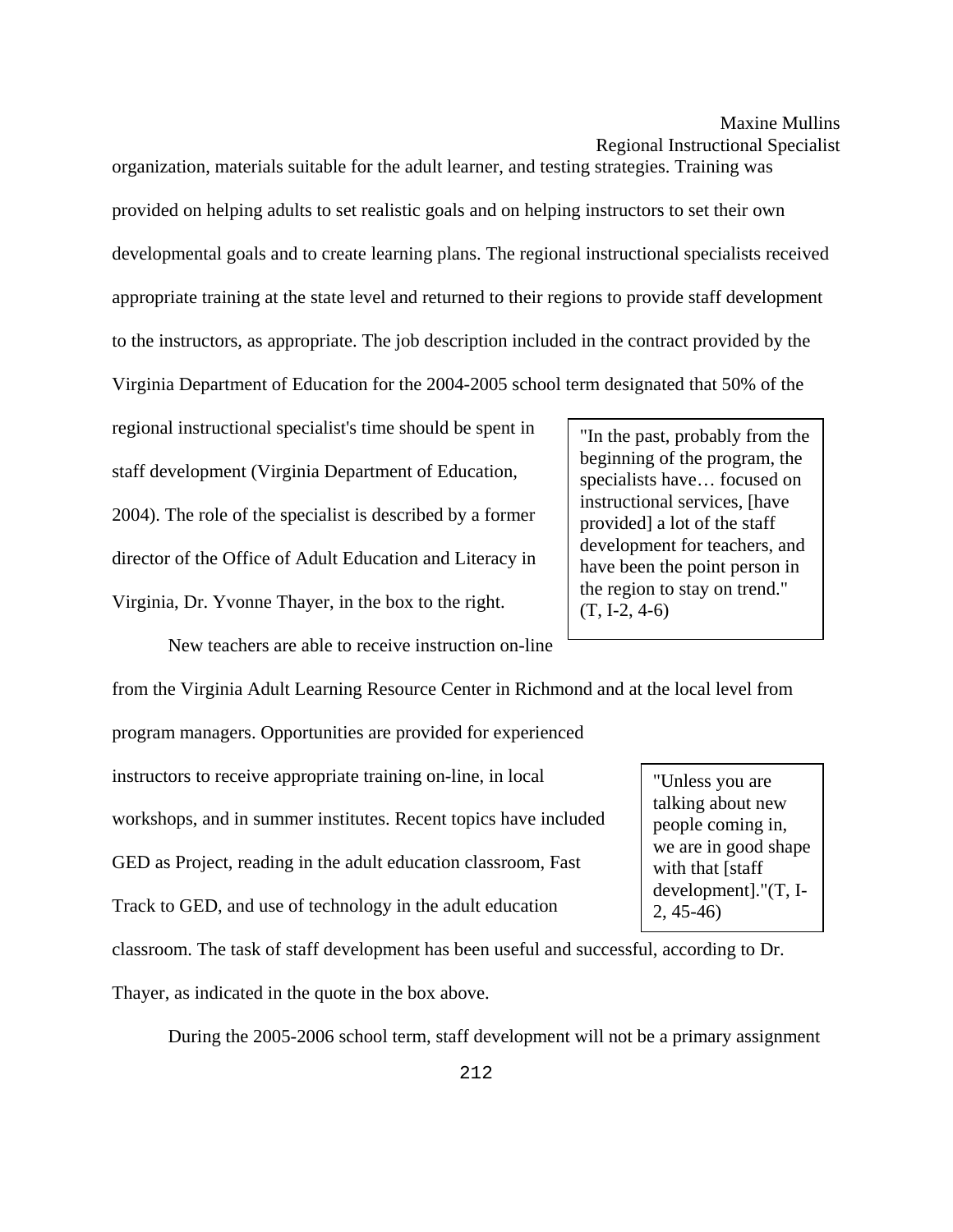organization, materials suitable for the adult learner, and testing strategies. Training was provided on helping adults to set realistic goals and on helping instructors to set their own developmental goals and to create learning plans. The regional instructional specialists received appropriate training at the state level and returned to their regions to provide staff development to the instructors, as appropriate. The job description included in the contract provided by the Virginia Department of Education for the 2004-2005 school term designated that 50% of the regional instructional specialist's time should be spent in staff development (Virginia Department of Education, 2004). The role of the specialist is described by a former director of the Office of Adult Education and Literacy in Virginia, Dr. Yvonne Thayer, in the box to the right.

> "In the past, probably from the beginning of the program, the specialists have… focused on instructional services, [have provided] a lot of the staff development for teachers, and have been the point person in the region to stay on trend." (T, I-2, 4-6)

New teachers are able to receive instruction on-line from the Virginia Adult Learning Resource Center in Richmond and at the local level from program managers. Opportunities are provided for experienced instructors to receive appropriate training on-line, in local workshops, and in summer institutes. Recent topics have included GED as Project, reading in the adult education classroom, Fast Track to GED, and use of technology in the adult education classroom. The task of staff development has been useful and successful, according to Dr. Thayer, as indicated in the quote in the box above.

> "Unless you are talking about new people coming in, we are in good shape with that [staff development]."(T, I-2, 45-46)

During the 2005-2006 school term, staff development will not be a primary assignment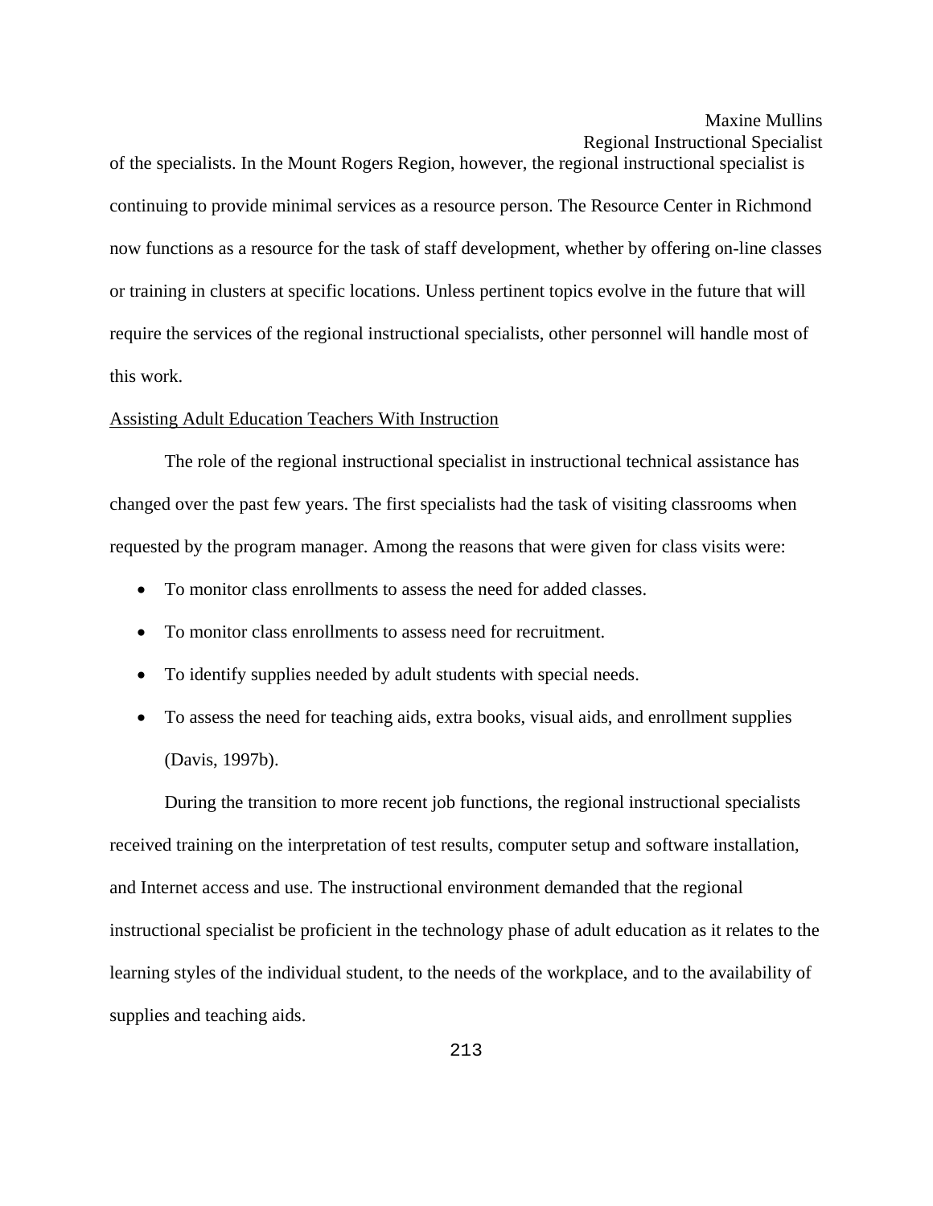of the specialists. In the Mount Rogers Region, however, the regional instructional specialist is continuing to provide minimal services as a resource person. The Resource Center in Richmond now functions as a resource for the task of staff development, whether by offering on-line classes or training in clusters at specific locations. Unless pertinent topics evolve in the future that will require the services of the regional instructional specialists, other personnel will handle most of this work.

## Assisting Adult Education Teachers With Instruction

The role of the regional instructional specialist in instructional technical assistance has changed over the past few years. The first specialists had the task of visiting classrooms when requested by the program manager. Among the reasons that were given for class visits were:

- To monitor class enrollments to assess the need for added classes.
- To monitor class enrollments to assess need for recruitment.
- To identify supplies needed by adult students with special needs.
- To assess the need for teaching aids, extra books, visual aids, and enrollment supplies (Davis, 1997b).

During the transition to more recent job functions, the regional instructional specialists received training on the interpretation of test results, computer setup and software installation, and Internet access and use. The instructional environment demanded that the regional instructional specialist be proficient in the technology phase of adult education as it relates to the learning styles of the individual student, to the needs of the workplace, and to the availability of supplies and teaching aids.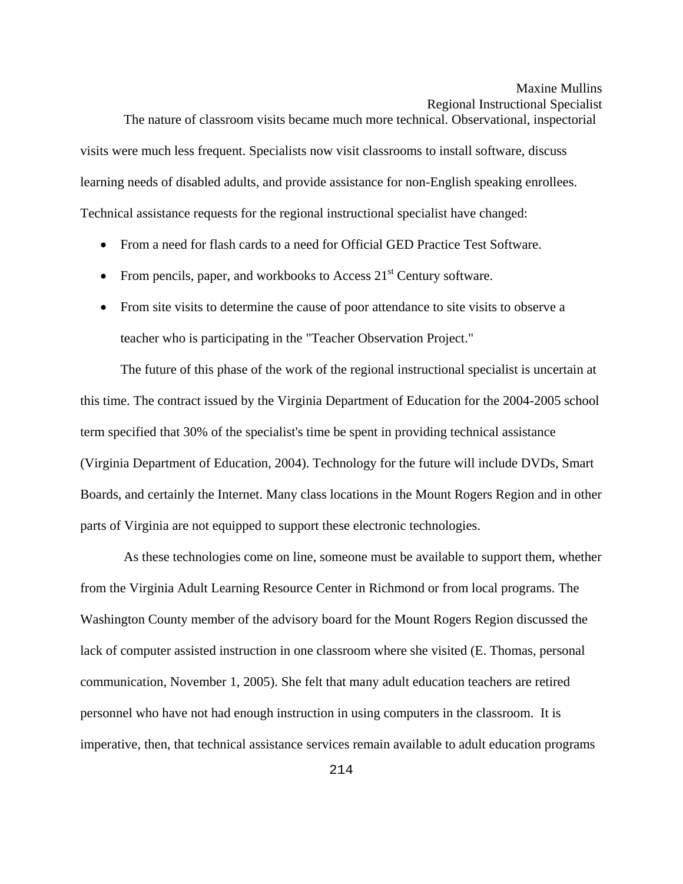The nature of classroom visits became much more technical. Observational, inspectorial visits were much less frequent. Specialists now visit classrooms to install software, discuss learning needs of disabled adults, and provide assistance for non-English speaking enrollees. Technical assistance requests for the regional instructional specialist have changed:

- From a need for flash cards to a need for Official GED Practice Test Software.
- From pencils, paper, and workbooks to Access 21st Century software.
- From site visits to determine the cause of poor attendance to site visits to observe a teacher who is participating in the "Teacher Observation Project."

The future of this phase of the work of the regional instructional specialist is uncertain at this time. The contract issued by the Virginia Department of Education for the 2004-2005 school term specified that 30% of the specialist's time be spent in providing technical assistance (Virginia Department of Education, 2004). Technology for the future will include DVDs, Smart Boards, and certainly the Internet. Many class locations in the Mount Rogers Region and in other parts of Virginia are not equipped to support these electronic technologies.

As these technologies come on line, someone must be available to support them, whether from the Virginia Adult Learning Resource Center in Richmond or from local programs. The Washington County member of the advisory board for the Mount Rogers Region discussed the lack of computer assisted instruction in one classroom where she visited (E. Thomas, personal communication, November 1, 2005). She felt that many adult education teachers are retired personnel who have not had enough instruction in using computers in the classroom. It is imperative, then, that technical assistance services remain available to adult education programs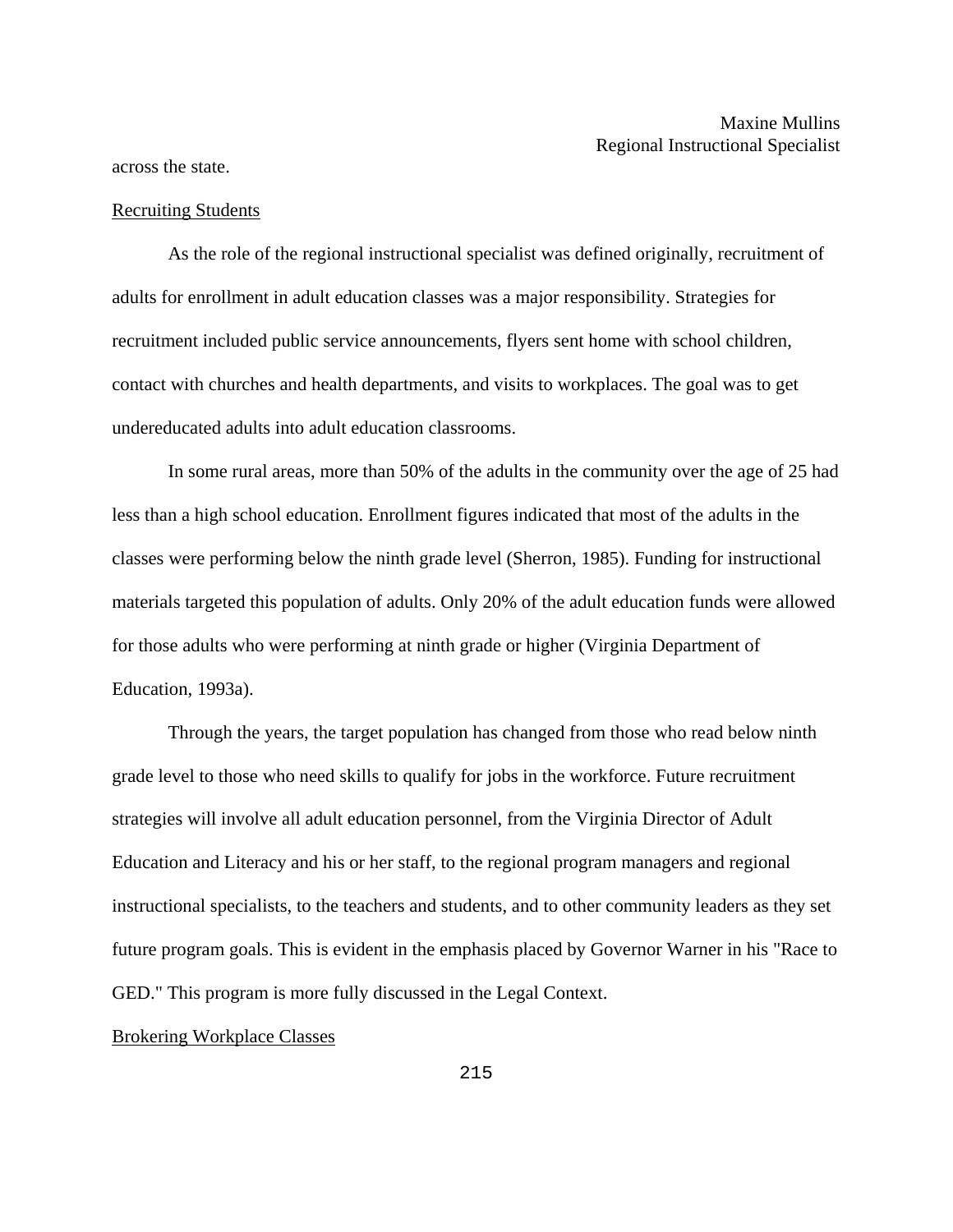across the state.

Recruiting Students

As the role of the regional instructional specialist was defined originally, recruitment of adults for enrollment in adult education classes was a major responsibility. Strategies for recruitment included public service announcements, flyers sent home with school children, contact with churches and health departments, and visits to workplaces. The goal was to get undereducated adults into adult education classrooms.

In some rural areas, more than 50% of the adults in the community over the age of 25 had less than a high school education. Enrollment figures indicated that most of the adults in the classes were performing below the ninth grade level (Sherron, 1985). Funding for instructional materials targeted this population of adults. Only 20% of the adult education funds were allowed for those adults who were performing at ninth grade or higher (Virginia Department of Education, 1993a).

Through the years, the target population has changed from those who read below ninth grade level to those who need skills to qualify for jobs in the workforce. Future recruitment strategies will involve all adult education personnel, from the Virginia Director of Adult Education and Literacy and his or her staff, to the regional program managers and regional instructional specialists, to the teachers and students, and to other community leaders as they set future program goals. This is evident in the emphasis placed by Governor Warner in his "Race to GED." This program is more fully discussed in the Legal Context.

Brokering Workplace Classes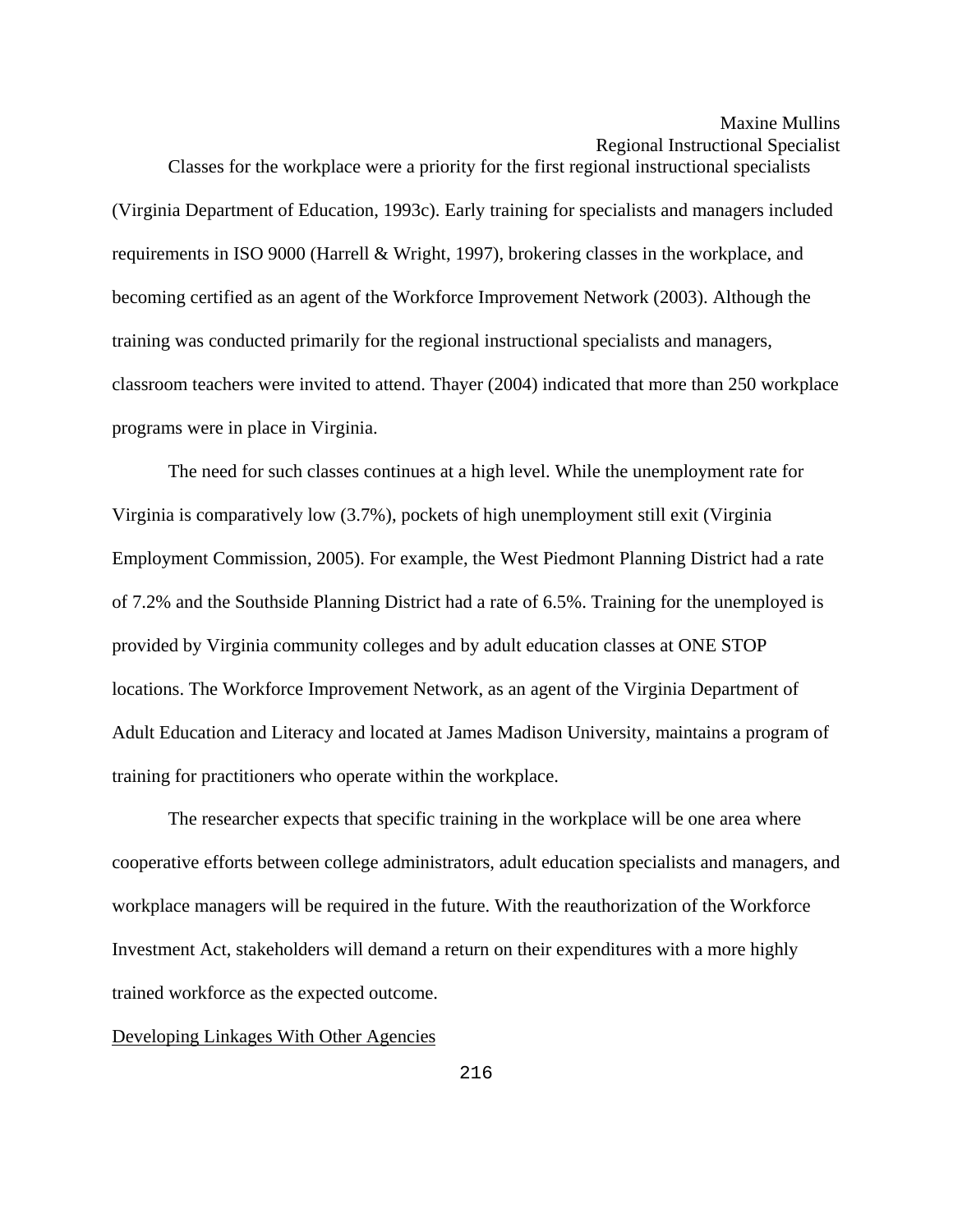Classes for the workplace were a priority for the first regional instructional specialists (Virginia Department of Education, 1993c). Early training for specialists and managers included requirements in ISO 9000 (Harrell & Wright, 1997), brokering classes in the workplace, and becoming certified as an agent of the Workforce Improvement Network (2003). Although the training was conducted primarily for the regional instructional specialists and managers, classroom teachers were invited to attend. Thayer (2004) indicated that more than 250 workplace programs were in place in Virginia.

The need for such classes continues at a high level. While the unemployment rate for Virginia is comparatively low (3.7%), pockets of high unemployment still exit (Virginia Employment Commission, 2005). For example, the West Piedmont Planning District had a rate of 7.2% and the Southside Planning District had a rate of 6.5%. Training for the unemployed is provided by Virginia community colleges and by adult education classes at ONE STOP locations. The Workforce Improvement Network, as an agent of the Virginia Department of Adult Education and Literacy and located at James Madison University, maintains a program of training for practitioners who operate within the workplace.

The researcher expects that specific training in the workplace will be one area where cooperative efforts between college administrators, adult education specialists and managers, and workplace managers will be required in the future. With the reauthorization of the Workforce Investment Act, stakeholders will demand a return on their expenditures with a more highly trained workforce as the expected outcome.

<u>Developing Linkages With Other Agencies</u>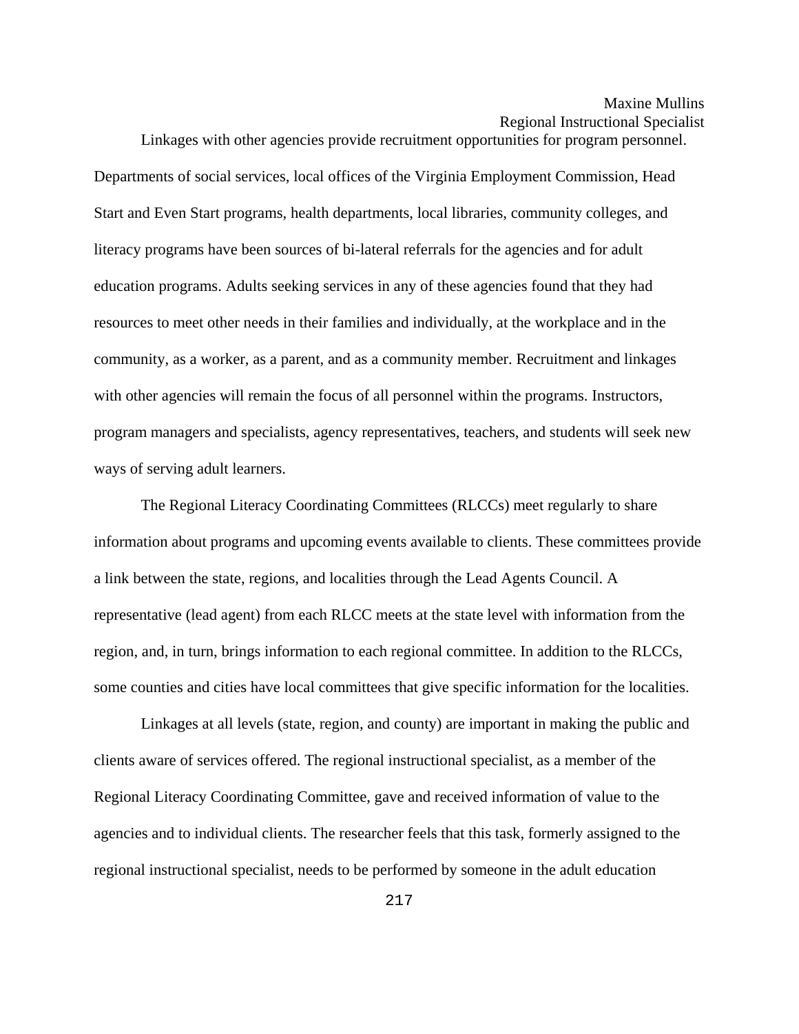Linkages with other agencies provide recruitment opportunities for program personnel. Departments of social services, local offices of the Virginia Employment Commission, Head Start and Even Start programs, health departments, local libraries, community colleges, and literacy programs have been sources of bi-lateral referrals for the agencies and for adult education programs. Adults seeking services in any of these agencies found that they had resources to meet other needs in their families and individually, at the workplace and in the community, as a worker, as a parent, and as a community member. Recruitment and linkages with other agencies will remain the focus of all personnel within the programs. Instructors, program managers and specialists, agency representatives, teachers, and students will seek new ways of serving adult learners.

The Regional Literacy Coordinating Committees (RLCCs) meet regularly to share information about programs and upcoming events available to clients. These committees provide a link between the state, regions, and localities through the Lead Agents Council. A representative (lead agent) from each RLCC meets at the state level with information from the region, and, in turn, brings information to each regional committee. In addition to the RLCCs, some counties and cities have local committees that give specific information for the localities.

Linkages at all levels (state, region, and county) are important in making the public and clients aware of services offered. The regional instructional specialist, as a member of the Regional Literacy Coordinating Committee, gave and received information of value to the agencies and to individual clients. The researcher feels that this task, formerly assigned to the regional instructional specialist, needs to be performed by someone in the adult education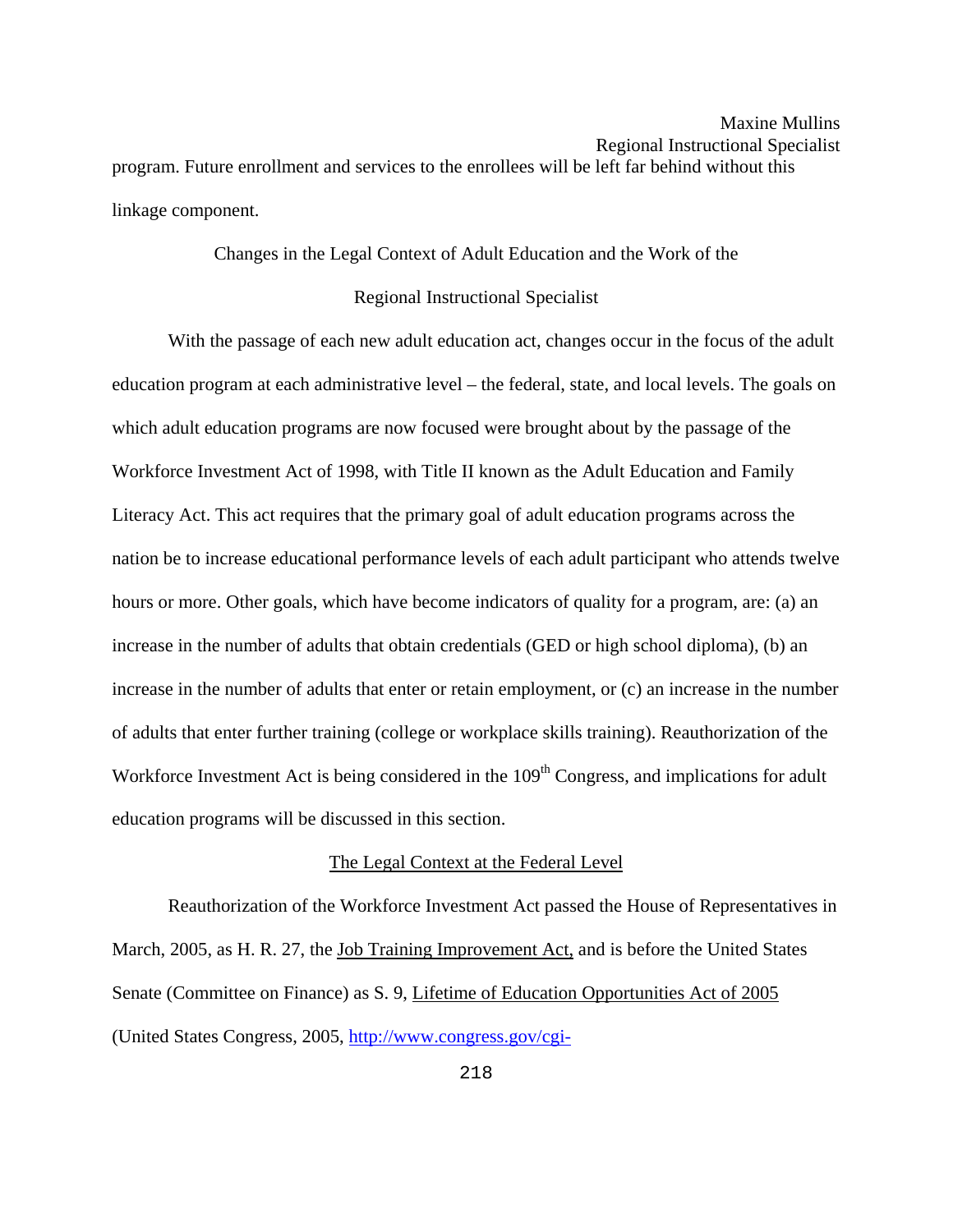program. Future enrollment and services to the enrollees will be left far behind without this linkage component.

## Changes in the Legal Context of Adult Education and the Work of the Regional Instructional Specialist

With the passage of each new adult education act, changes occur in the focus of the adult education program at each administrative level – the federal, state, and local levels. The goals on which adult education programs are now focused were brought about by the passage of the Workforce Investment Act of 1998, with Title II known as the Adult Education and Family Literacy Act. This act requires that the primary goal of adult education programs across the nation be to increase educational performance levels of each adult participant who attends twelve hours or more. Other goals, which have become indicators of quality for a program, are: (a) an increase in the number of adults that obtain credentials (GED or high school diploma), (b) an increase in the number of adults that enter or retain employment, or (c) an increase in the number of adults that enter further training (college or workplace skills training). Reauthorization of the Workforce Investment Act is being considered in the 109th Congress, and implications for adult education programs will be discussed in this section.

### The Legal Context at the Federal Level

Reauthorization of the Workforce Investment Act passed the House of Representatives in March, 2005, as H. R. 27, the Job Training Improvement Act, and is before the United States Senate (Committee on Finance) as S. 9, Lifetime of Education Opportunities Act of 2005 (United States Congress, 2005, http://www.congress.gov/cgi-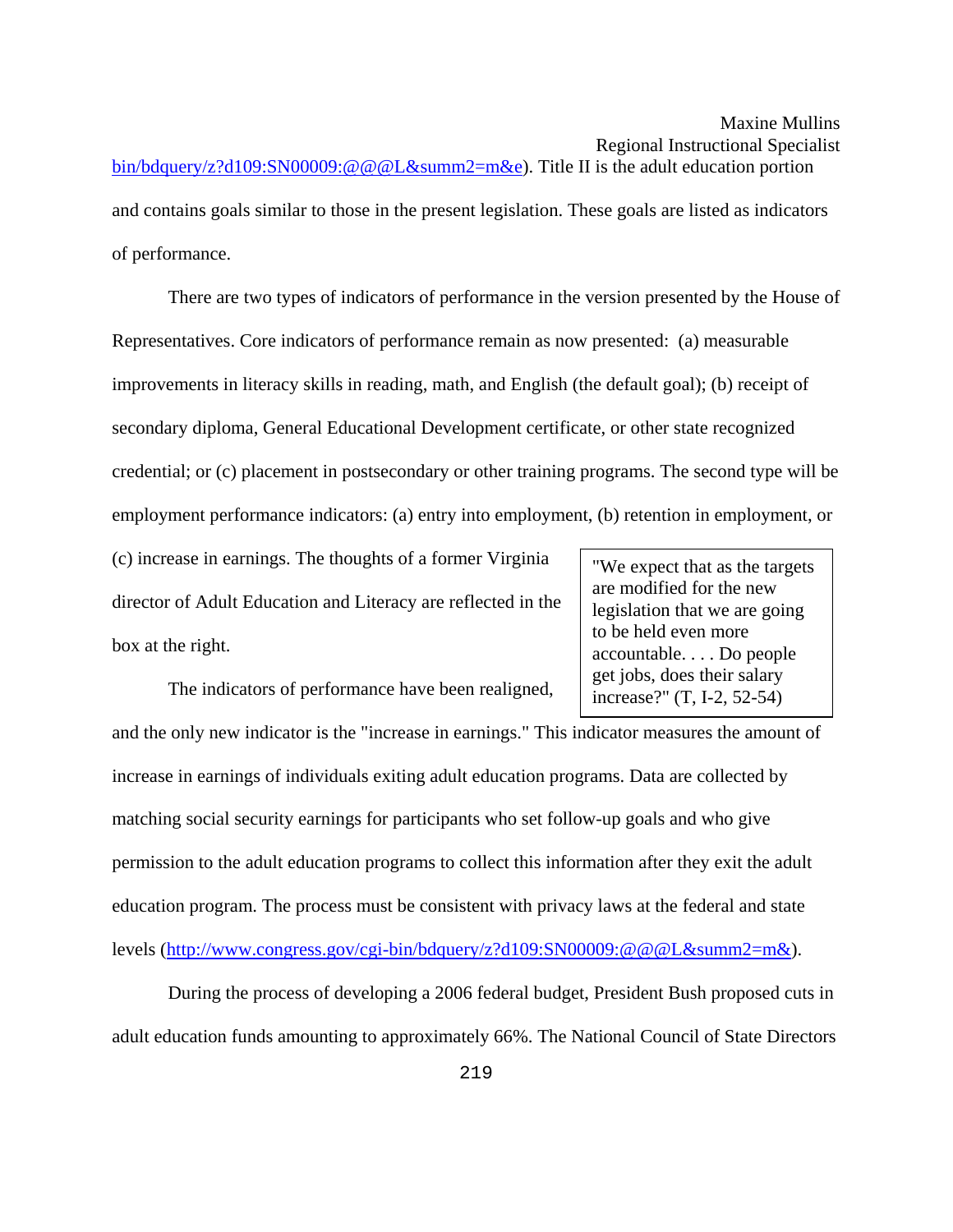bin/bdquery/z?d109:SN00009:@@@L&summ2=m&e). Title II is the adult education portion and contains goals similar to those in the present legislation. These goals are listed as indicators of performance.

There are two types of indicators of performance in the version presented by the House of Representatives. Core indicators of performance remain as now presented: (a) measurable improvements in literacy skills in reading, math, and English (the default goal); (b) receipt of secondary diploma, General Educational Development certificate, or other state recognized credential; or (c) placement in postsecondary or other training programs. The second type will be employment performance indicators: (a) entry into employment, (b) retention in employment, or (c) increase in earnings. The thoughts of a former Virginia director of Adult Education and Literacy are reflected in the box at the right.

> "We expect that as the targets are modified for the new legislation that we are going to be held even more accountable. . . . Do people get jobs, does their salary increase?" (T, I-2, 52-54)

The indicators of performance have been realigned, and the only new indicator is the "increase in earnings." This indicator measures the amount of increase in earnings of individuals exiting adult education programs. Data are collected by matching social security earnings for participants who set follow-up goals and who give permission to the adult education programs to collect this information after they exit the adult education program. The process must be consistent with privacy laws at the federal and state levels (http://www.congress.gov/cgi-bin/bdquery/z?d109:SN00009:@@@L&summ2=m&).

During the process of developing a 2006 federal budget, President Bush proposed cuts in adult education funds amounting to approximately 66%. The National Council of State Directors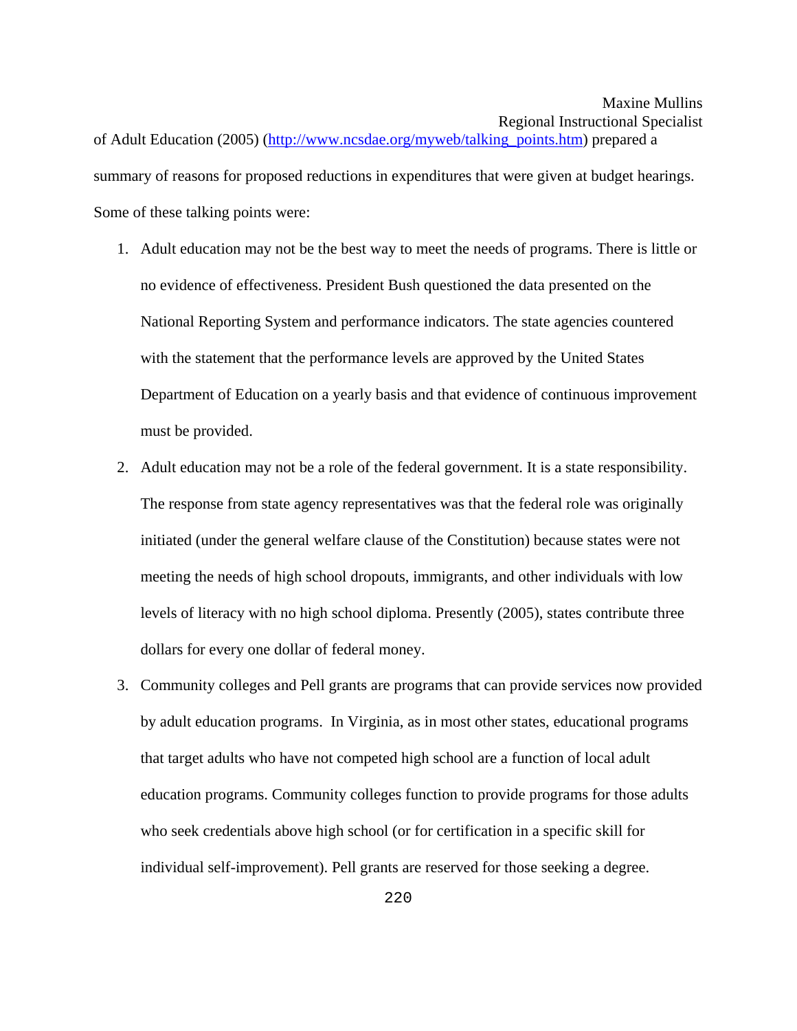of Adult Education (2005) (http://www.ncsdae.org/myweb/talking_points.htm) prepared a summary of reasons for proposed reductions in expenditures that were given at budget hearings. Some of these talking points were:

1. Adult education may not be the best way to meet the needs of programs. There is little or no evidence of effectiveness. President Bush questioned the data presented on the National Reporting System and performance indicators. The state agencies countered with the statement that the performance levels are approved by the United States Department of Education on a yearly basis and that evidence of continuous improvement must be provided.
2. Adult education may not be a role of the federal government. It is a state responsibility. The response from state agency representatives was that the federal role was originally initiated (under the general welfare clause of the Constitution) because states were not meeting the needs of high school dropouts, immigrants, and other individuals with low levels of literacy with no high school diploma. Presently (2005), states contribute three dollars for every one dollar of federal money.
3. Community colleges and Pell grants are programs that can provide services now provided by adult education programs. In Virginia, as in most other states, educational programs that target adults who have not competed high school are a function of local adult education programs. Community colleges function to provide programs for those adults who seek credentials above high school (or for certification in a specific skill for individual self-improvement). Pell grants are reserved for those seeking a degree.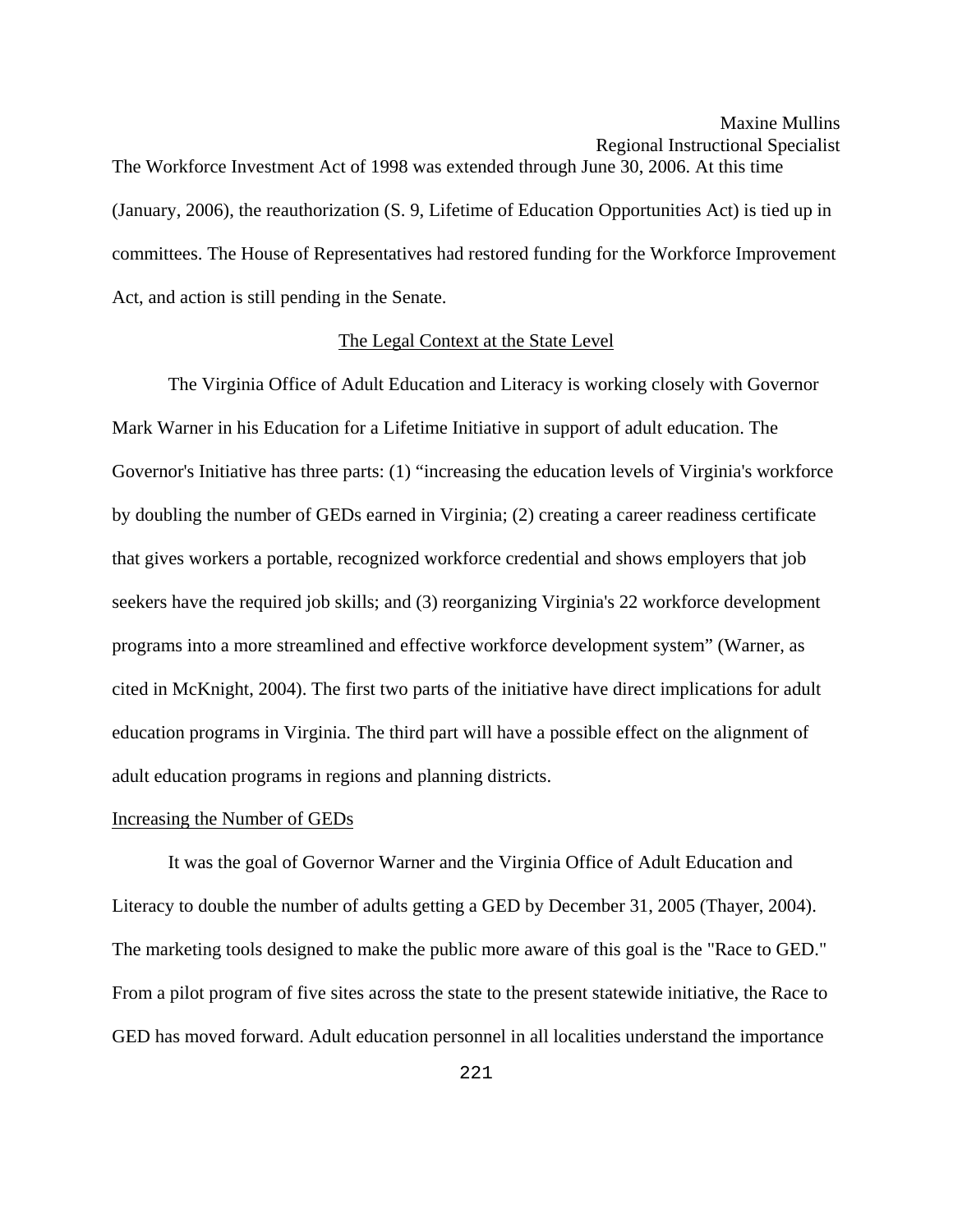The Workforce Investment Act of 1998 was extended through June 30, 2006. At this time (January, 2006), the reauthorization (S. 9, Lifetime of Education Opportunities Act) is tied up in committees. The House of Representatives had restored funding for the Workforce Improvement Act, and action is still pending in the Senate.

## The Legal Context at the State Level

The Virginia Office of Adult Education and Literacy is working closely with Governor Mark Warner in his Education for a Lifetime Initiative in support of adult education. The Governor's Initiative has three parts: (1) "increasing the education levels of Virginia's workforce by doubling the number of GEDs earned in Virginia; (2) creating a career readiness certificate that gives workers a portable, recognized workforce credential and shows employers that job seekers have the required job skills; and (3) reorganizing Virginia's 22 workforce development programs into a more streamlined and effective workforce development system" (Warner, as cited in McKnight, 2004). The first two parts of the initiative have direct implications for adult education programs in Virginia. The third part will have a possible effect on the alignment of adult education programs in regions and planning districts.

### Increasing the Number of GEDs

It was the goal of Governor Warner and the Virginia Office of Adult Education and Literacy to double the number of adults getting a GED by December 31, 2005 (Thayer, 2004). The marketing tools designed to make the public more aware of this goal is the "Race to GED." From a pilot program of five sites across the state to the present statewide initiative, the Race to GED has moved forward. Adult education personnel in all localities understand the importance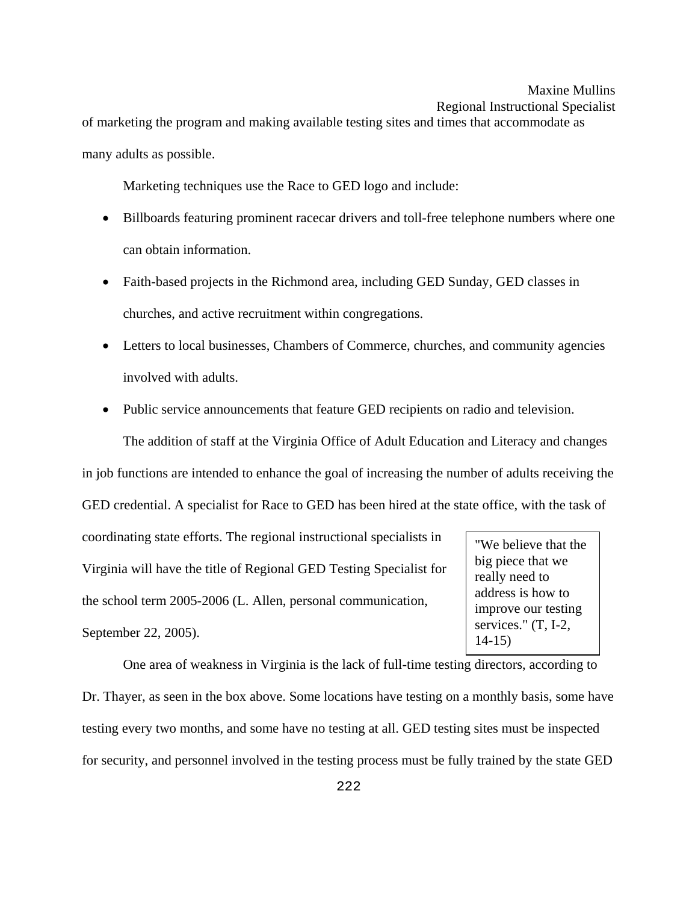of marketing the program and making available testing sites and times that accommodate as many adults as possible.

Marketing techniques use the Race to GED logo and include:

- Billboards featuring prominent racecar drivers and toll-free telephone numbers where one can obtain information.
- Faith-based projects in the Richmond area, including GED Sunday, GED classes in churches, and active recruitment within congregations.
- Letters to local businesses, Chambers of Commerce, churches, and community agencies involved with adults.
- Public service announcements that feature GED recipients on radio and television.

The addition of staff at the Virginia Office of Adult Education and Literacy and changes in job functions are intended to enhance the goal of increasing the number of adults receiving the GED credential. A specialist for Race to GED has been hired at the state office, with the task of coordinating state efforts. The regional instructional specialists in Virginia will have the title of Regional GED Testing Specialist for the school term 2005-2006 (L. Allen, personal communication, September 22, 2005).

> "We believe that the big piece that we really need to address is how to improve our testing services." (T, I-2, 14-15)

One area of weakness in Virginia is the lack of full-time testing directors, according to Dr. Thayer, as seen in the box above. Some locations have testing on a monthly basis, some have testing every two months, and some have no testing at all. GED testing sites must be inspected for security, and personnel involved in the testing process must be fully trained by the state GED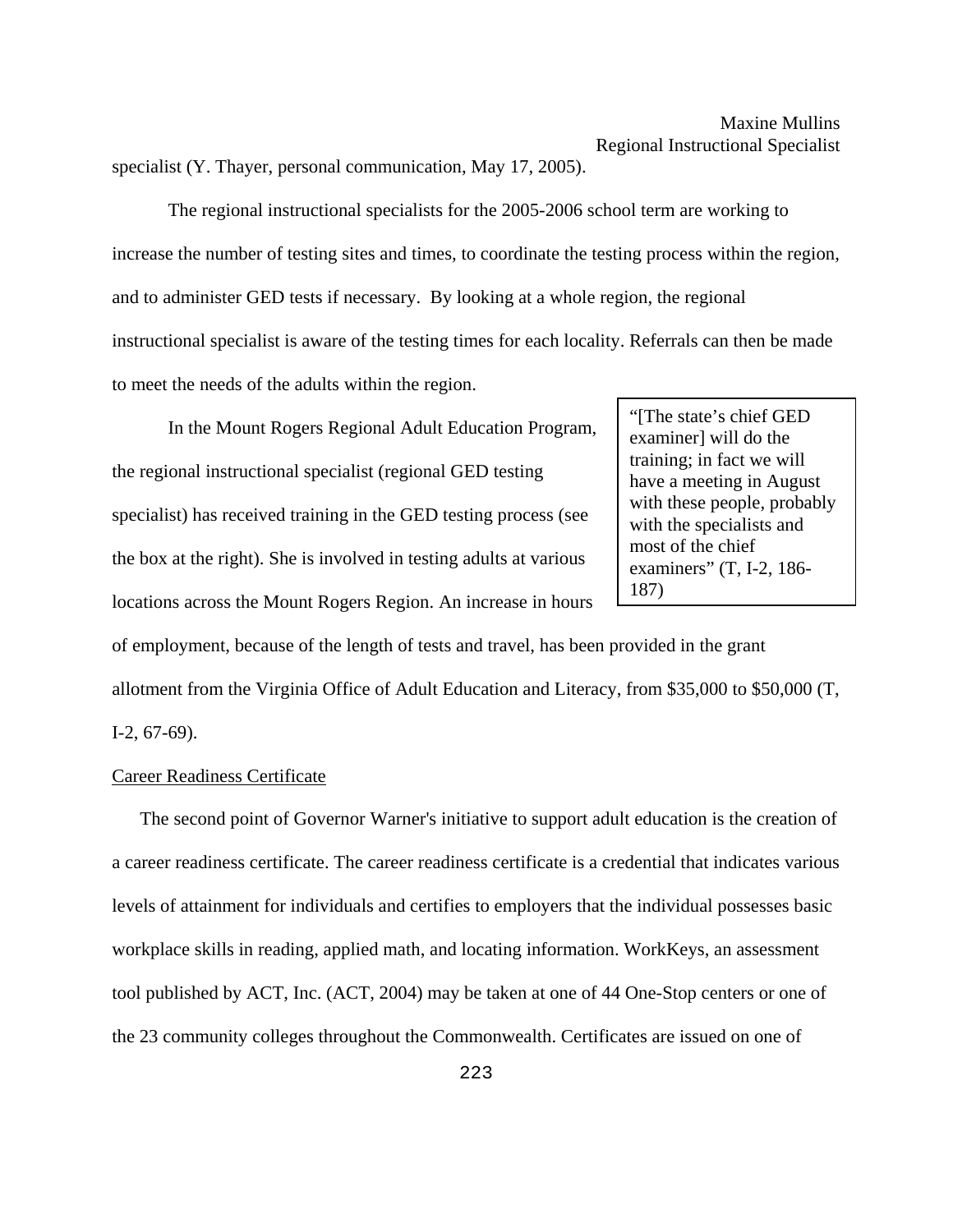Maxine Mullins
Regional Instructional Specialist

specialist (Y. Thayer, personal communication, May 17, 2005).

The regional instructional specialists for the 2005-2006 school term are working to increase the number of testing sites and times, to coordinate the testing process within the region, and to administer GED tests if necessary. By looking at a whole region, the regional instructional specialist is aware of the testing times for each locality. Referrals can then be made to meet the needs of the adults within the region.

In the Mount Rogers Regional Adult Education Program, the regional instructional specialist (regional GED testing specialist) has received training in the GED testing process (see the box at the right). She is involved in testing adults at various locations across the Mount Rogers Region. An increase in hours of employment, because of the length of tests and travel, has been provided in the grant allotment from the Virginia Office of Adult Education and Literacy, from $35,000 to $50,000 (T, I-2, 67-69).

> "[The state's chief GED examiner] will do the training; in fact we will have a meeting in August with these people, probably with the specialists and most of the chief examiners" (T, I-2, 186-187)

Career Readiness Certificate

The second point of Governor Warner's initiative to support adult education is the creation of a career readiness certificate. The career readiness certificate is a credential that indicates various levels of attainment for individuals and certifies to employers that the individual possesses basic workplace skills in reading, applied math, and locating information. WorkKeys, an assessment tool published by ACT, Inc. (ACT, 2004) may be taken at one of 44 One-Stop centers or one of the 23 community colleges throughout the Commonwealth. Certificates are issued on one of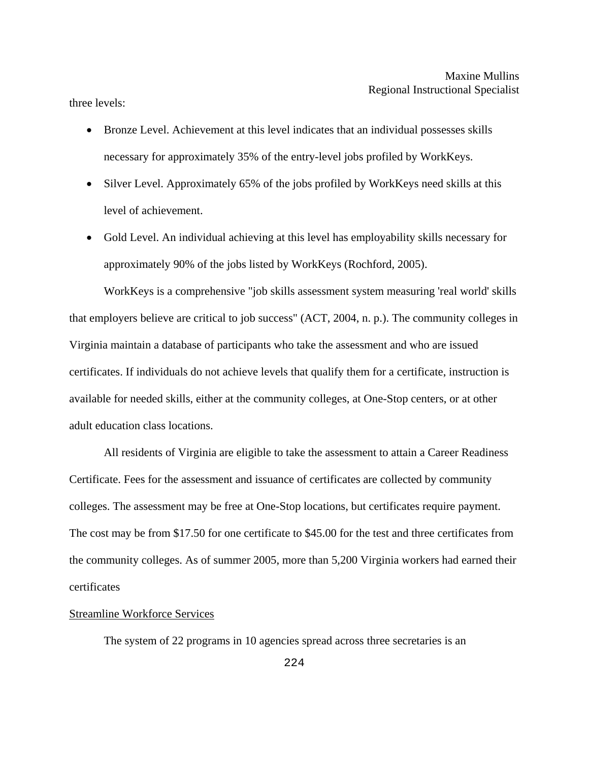three levels:

- Bronze Level. Achievement at this level indicates that an individual possesses skills necessary for approximately 35% of the entry-level jobs profiled by WorkKeys.
- Silver Level. Approximately 65% of the jobs profiled by WorkKeys need skills at this level of achievement.
- Gold Level. An individual achieving at this level has employability skills necessary for approximately 90% of the jobs listed by WorkKeys (Rochford, 2005).

WorkKeys is a comprehensive "job skills assessment system measuring 'real world' skills that employers believe are critical to job success" (ACT, 2004, n. p.). The community colleges in Virginia maintain a database of participants who take the assessment and who are issued certificates. If individuals do not achieve levels that qualify them for a certificate, instruction is available for needed skills, either at the community colleges, at One-Stop centers, or at other adult education class locations.

All residents of Virginia are eligible to take the assessment to attain a Career Readiness Certificate. Fees for the assessment and issuance of certificates are collected by community colleges. The assessment may be free at One-Stop locations, but certificates require payment. The cost may be from $17.50 for one certificate to $45.00 for the test and three certificates from the community colleges. As of summer 2005, more than 5,200 Virginia workers had earned their certificates

Streamline Workforce Services

The system of 22 programs in 10 agencies spread across three secretaries is an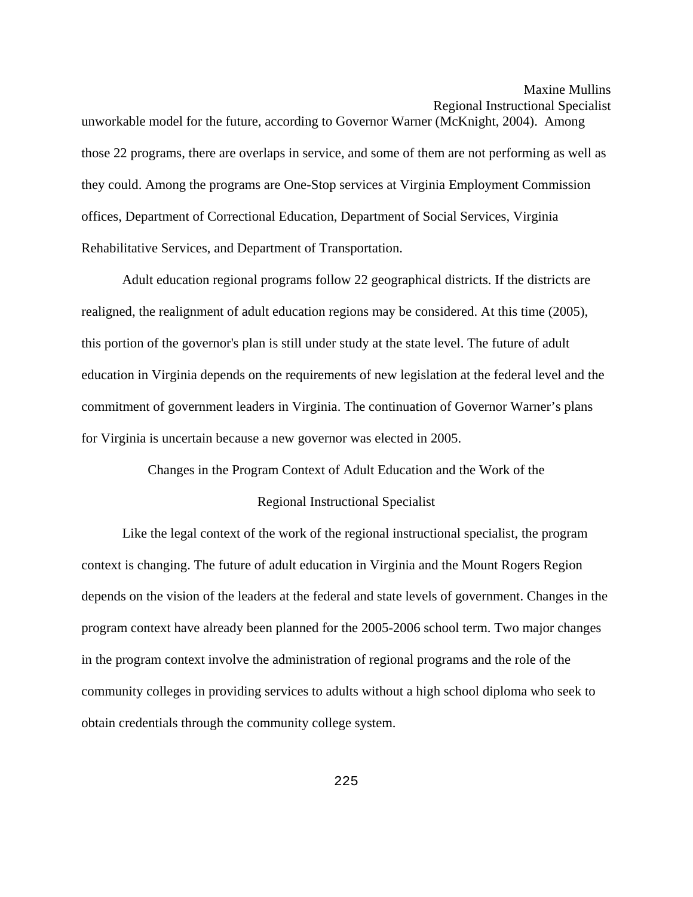unworkable model for the future, according to Governor Warner (McKnight, 2004). Among those 22 programs, there are overlaps in service, and some of them are not performing as well as they could. Among the programs are One-Stop services at Virginia Employment Commission offices, Department of Correctional Education, Department of Social Services, Virginia Rehabilitative Services, and Department of Transportation.

Adult education regional programs follow 22 geographical districts. If the districts are realigned, the realignment of adult education regions may be considered. At this time (2005), this portion of the governor's plan is still under study at the state level. The future of adult education in Virginia depends on the requirements of new legislation at the federal level and the commitment of government leaders in Virginia. The continuation of Governor Warner's plans for Virginia is uncertain because a new governor was elected in 2005.

## Changes in the Program Context of Adult Education and the Work of the Regional Instructional Specialist

Like the legal context of the work of the regional instructional specialist, the program context is changing. The future of adult education in Virginia and the Mount Rogers Region depends on the vision of the leaders at the federal and state levels of government. Changes in the program context have already been planned for the 2005-2006 school term. Two major changes in the program context involve the administration of regional programs and the role of the community colleges in providing services to adults without a high school diploma who seek to obtain credentials through the community college system.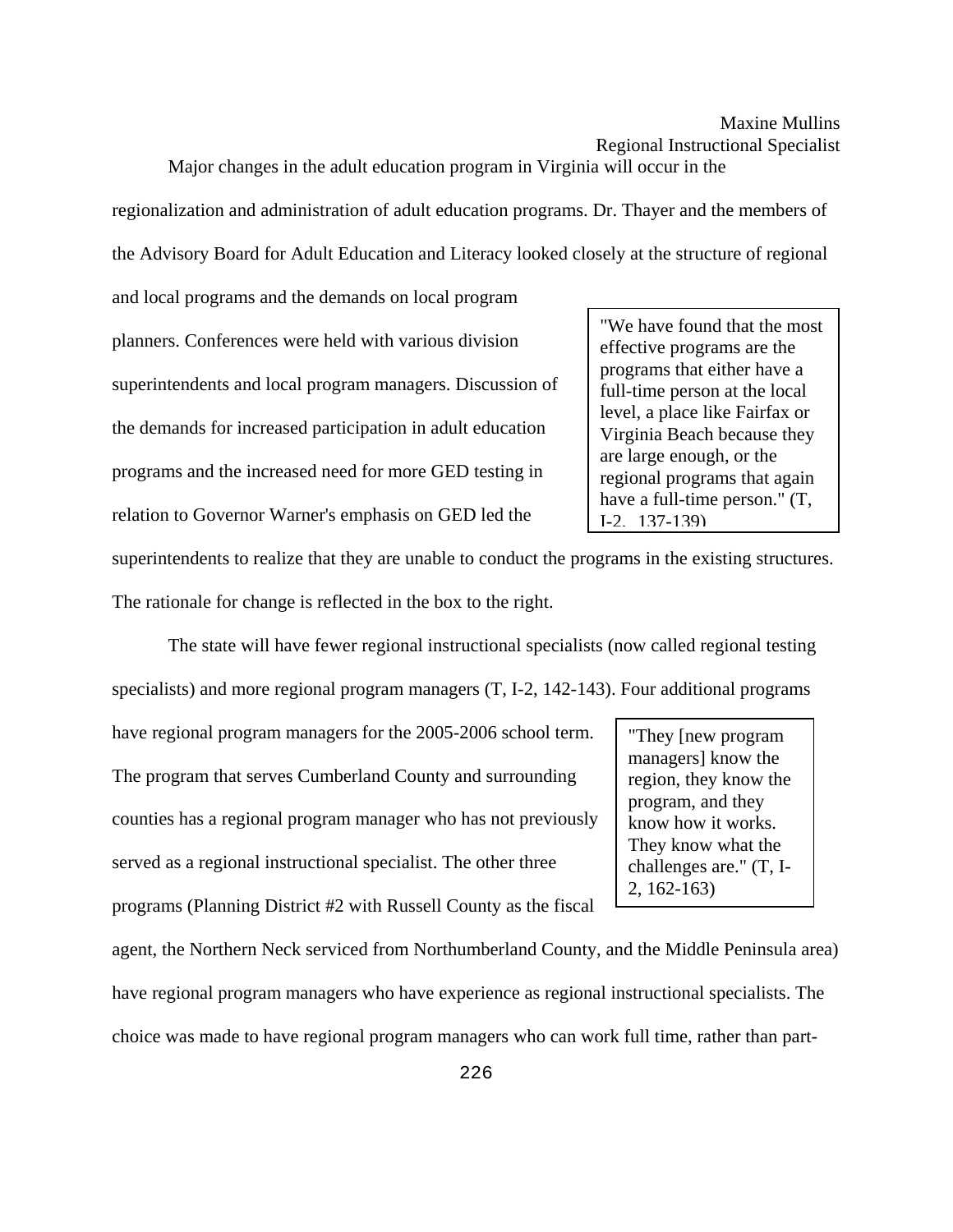Maxine Mullins
Regional Instructional Specialist

Major changes in the adult education program in Virginia will occur in the regionalization and administration of adult education programs. Dr. Thayer and the members of the Advisory Board for Adult Education and Literacy looked closely at the structure of regional and local programs and the demands on local program planners. Conferences were held with various division superintendents and local program managers. Discussion of the demands for increased participation in adult education programs and the increased need for more GED testing in relation to Governor Warner's emphasis on GED led the superintendents to realize that they are unable to conduct the programs in the existing structures. The rationale for change is reflected in the box to the right.

> "We have found that the most effective programs are the programs that either have a full-time person at the local level, a place like Fairfax or Virginia Beach because they are large enough, or the regional programs that again have a full-time person." (T, I-2, 137-139)

The state will have fewer regional instructional specialists (now called regional testing specialists) and more regional program managers (T, I-2, 142-143). Four additional programs have regional program managers for the 2005-2006 school term. The program that serves Cumberland County and surrounding counties has a regional program manager who has not previously served as a regional instructional specialist. The other three programs (Planning District #2 with Russell County as the fiscal agent, the Northern Neck serviced from Northumberland County, and the Middle Peninsula area) have regional program managers who have experience as regional instructional specialists. The choice was made to have regional program managers who can work full time, rather than part-

> "They [new program managers] know the region, they know the program, and they know how it works. They know what the challenges are." (T, I-2, 162-163)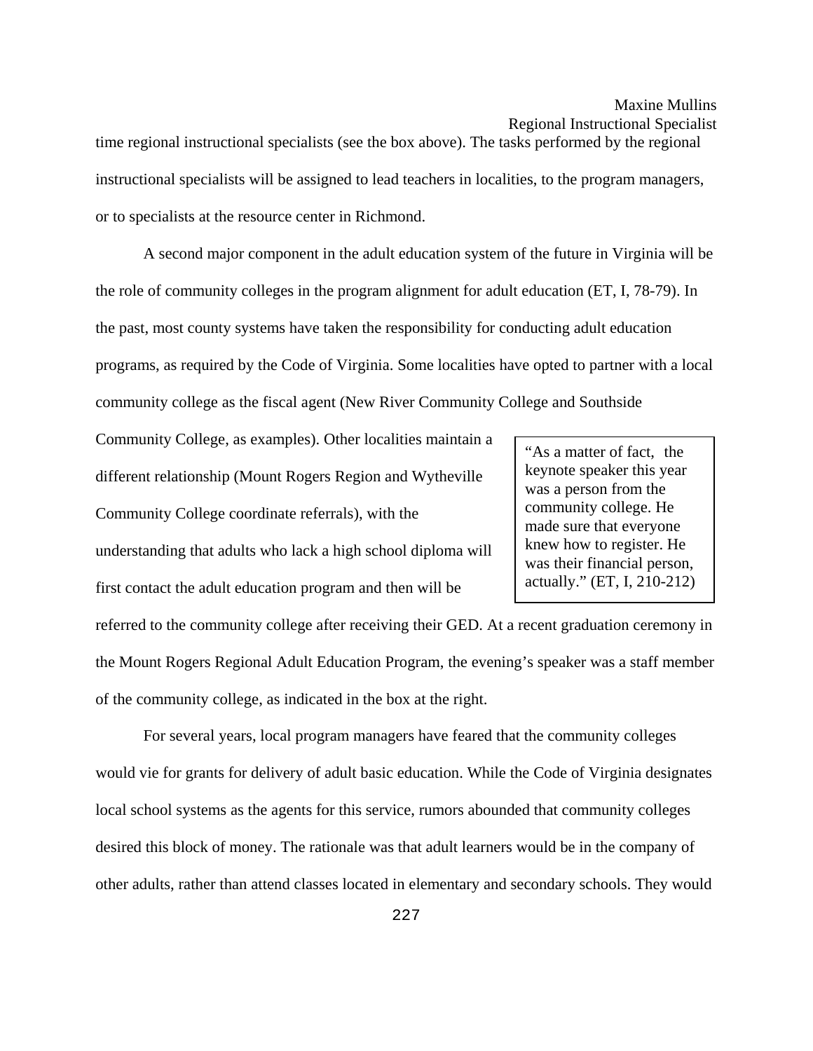time regional instructional specialists (see the box above). The tasks performed by the regional instructional specialists will be assigned to lead teachers in localities, to the program managers, or to specialists at the resource center in Richmond.

A second major component in the adult education system of the future in Virginia will be the role of community colleges in the program alignment for adult education (ET, I, 78-79). In the past, most county systems have taken the responsibility for conducting adult education programs, as required by the Code of Virginia. Some localities have opted to partner with a local community college as the fiscal agent (New River Community College and Southside Community College, as examples). Other localities maintain a different relationship (Mount Rogers Region and Wytheville Community College coordinate referrals), with the understanding that adults who lack a high school diploma will first contact the adult education program and then will be referred to the community college after receiving their GED. At a recent graduation ceremony in the Mount Rogers Regional Adult Education Program, the evening's speaker was a staff member of the community college, as indicated in the box at the right.

> "As a matter of fact, the keynote speaker this year was a person from the community college. He made sure that everyone knew how to register. He was their financial person, actually." (ET, I, 210-212)

For several years, local program managers have feared that the community colleges would vie for grants for delivery of adult basic education. While the Code of Virginia designates local school systems as the agents for this service, rumors abounded that community colleges desired this block of money. The rationale was that adult learners would be in the company of other adults, rather than attend classes located in elementary and secondary schools. They would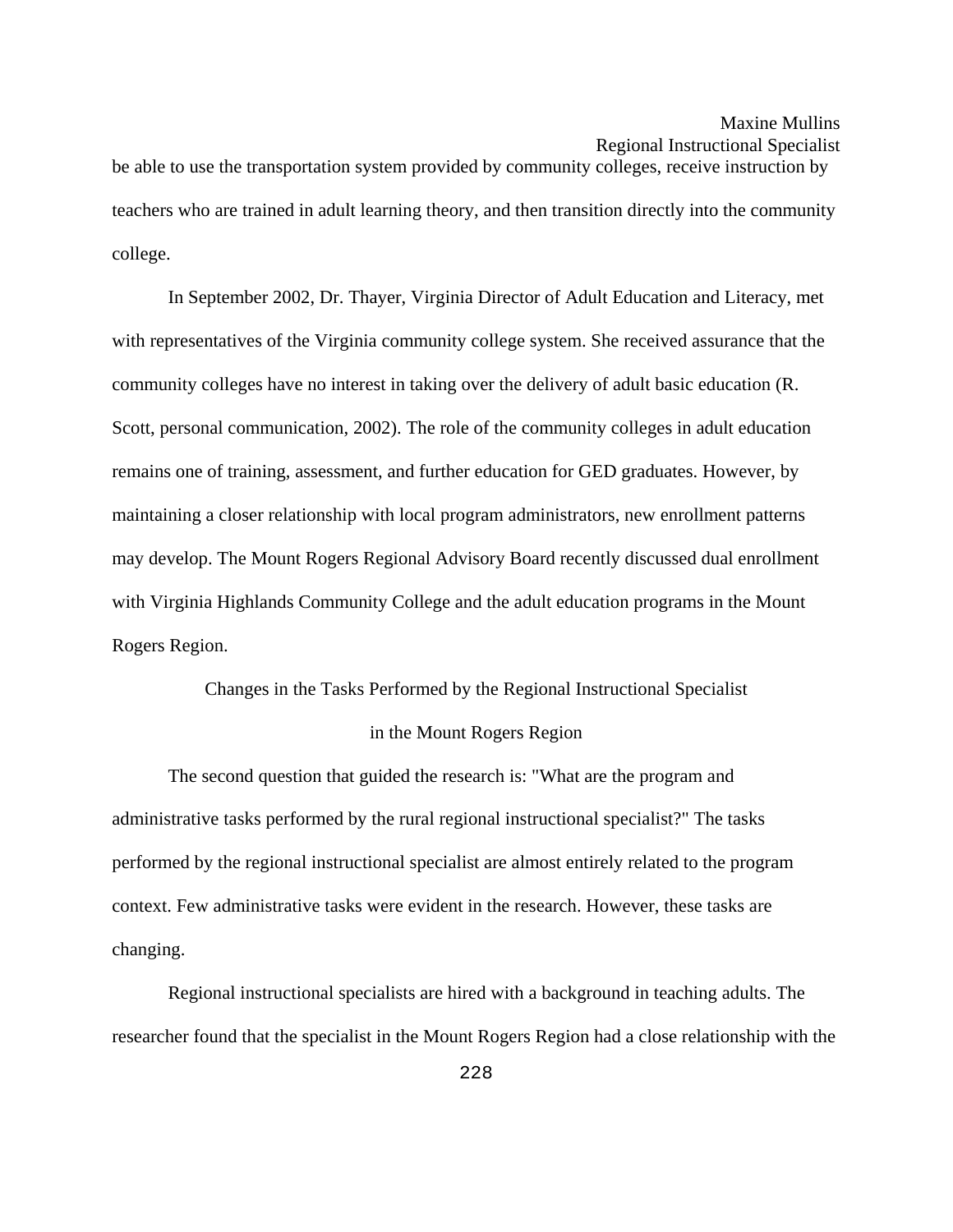be able to use the transportation system provided by community colleges, receive instruction by teachers who are trained in adult learning theory, and then transition directly into the community college.

In September 2002, Dr. Thayer, Virginia Director of Adult Education and Literacy, met with representatives of the Virginia community college system. She received assurance that the community colleges have no interest in taking over the delivery of adult basic education (R. Scott, personal communication, 2002). The role of the community colleges in adult education remains one of training, assessment, and further education for GED graduates. However, by maintaining a closer relationship with local program administrators, new enrollment patterns may develop. The Mount Rogers Regional Advisory Board recently discussed dual enrollment with Virginia Highlands Community College and the adult education programs in the Mount Rogers Region.

## Changes in the Tasks Performed by the Regional Instructional Specialist in the Mount Rogers Region

The second question that guided the research is: "What are the program and administrative tasks performed by the rural regional instructional specialist?" The tasks performed by the regional instructional specialist are almost entirely related to the program context. Few administrative tasks were evident in the research. However, these tasks are changing.

Regional instructional specialists are hired with a background in teaching adults. The researcher found that the specialist in the Mount Rogers Region had a close relationship with the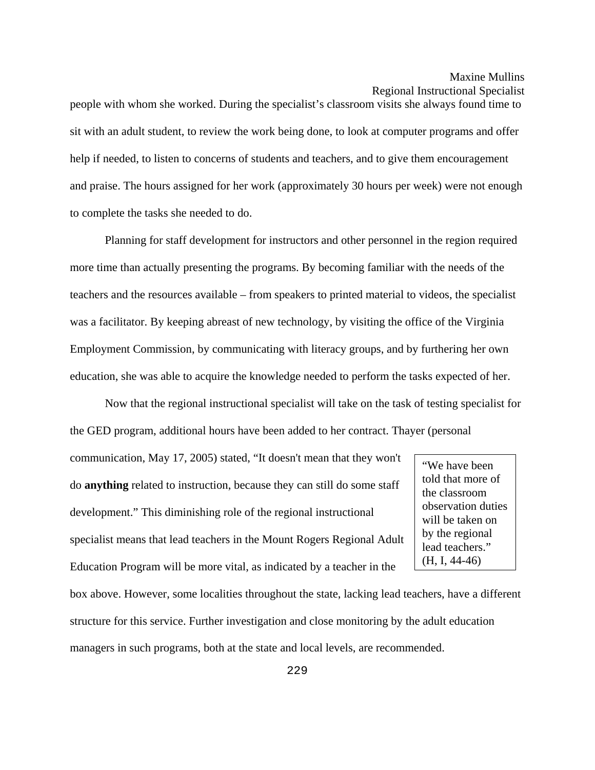people with whom she worked. During the specialist's classroom visits she always found time to sit with an adult student, to review the work being done, to look at computer programs and offer help if needed, to listen to concerns of students and teachers, and to give them encouragement and praise. The hours assigned for her work (approximately 30 hours per week) were not enough to complete the tasks she needed to do.

Planning for staff development for instructors and other personnel in the region required more time than actually presenting the programs. By becoming familiar with the needs of the teachers and the resources available – from speakers to printed material to videos, the specialist was a facilitator. By keeping abreast of new technology, by visiting the office of the Virginia Employment Commission, by communicating with literacy groups, and by furthering her own education, she was able to acquire the knowledge needed to perform the tasks expected of her.

Now that the regional instructional specialist will take on the task of testing specialist for the GED program, additional hours have been added to her contract. Thayer (personal communication, May 17, 2005) stated, "It doesn't mean that they won't do **anything** related to instruction, because they can still do some staff development." This diminishing role of the regional instructional specialist means that lead teachers in the Mount Rogers Regional Adult Education Program will be more vital, as indicated by a teacher in the box above. However, some localities throughout the state, lacking lead teachers, have a different structure for this service. Further investigation and close monitoring by the adult education managers in such programs, both at the state and local levels, are recommended.

> "We have been told that more of the classroom observation duties will be taken on by the regional lead teachers." (H, I, 44-46)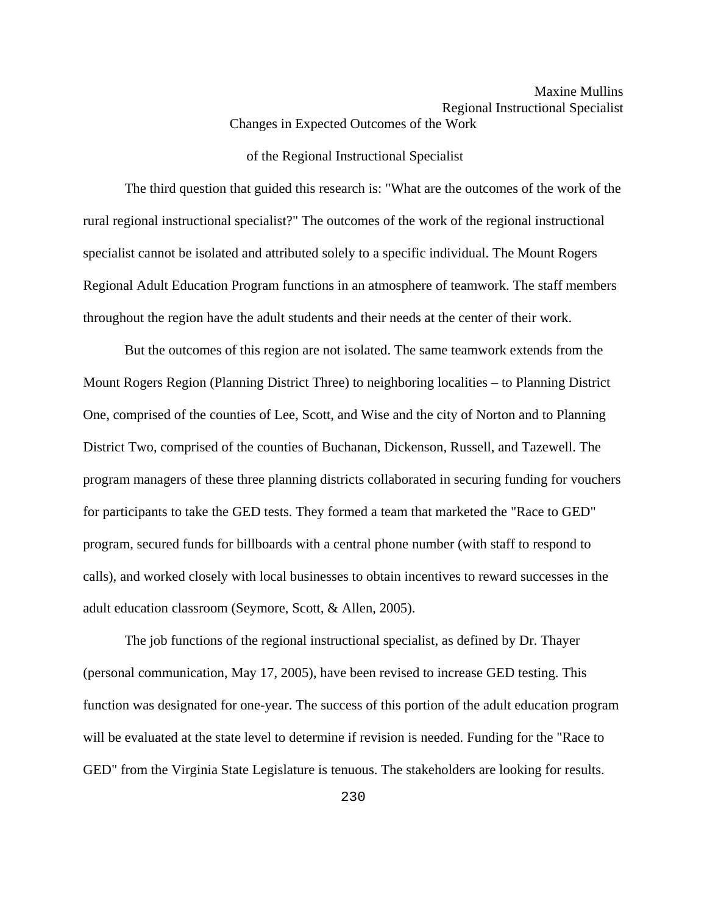Maxine Mullins
Regional Instructional Specialist

## Changes in Expected Outcomes of the Work of the Regional Instructional Specialist

The third question that guided this research is: "What are the outcomes of the work of the rural regional instructional specialist?" The outcomes of the work of the regional instructional specialist cannot be isolated and attributed solely to a specific individual. The Mount Rogers Regional Adult Education Program functions in an atmosphere of teamwork. The staff members throughout the region have the adult students and their needs at the center of their work.

But the outcomes of this region are not isolated. The same teamwork extends from the Mount Rogers Region (Planning District Three) to neighboring localities – to Planning District One, comprised of the counties of Lee, Scott, and Wise and the city of Norton and to Planning District Two, comprised of the counties of Buchanan, Dickenson, Russell, and Tazewell. The program managers of these three planning districts collaborated in securing funding for vouchers for participants to take the GED tests. They formed a team that marketed the "Race to GED" program, secured funds for billboards with a central phone number (with staff to respond to calls), and worked closely with local businesses to obtain incentives to reward successes in the adult education classroom (Seymore, Scott, & Allen, 2005).

The job functions of the regional instructional specialist, as defined by Dr. Thayer (personal communication, May 17, 2005), have been revised to increase GED testing. This function was designated for one-year. The success of this portion of the adult education program will be evaluated at the state level to determine if revision is needed. Funding for the "Race to GED" from the Virginia State Legislature is tenuous. The stakeholders are looking for results.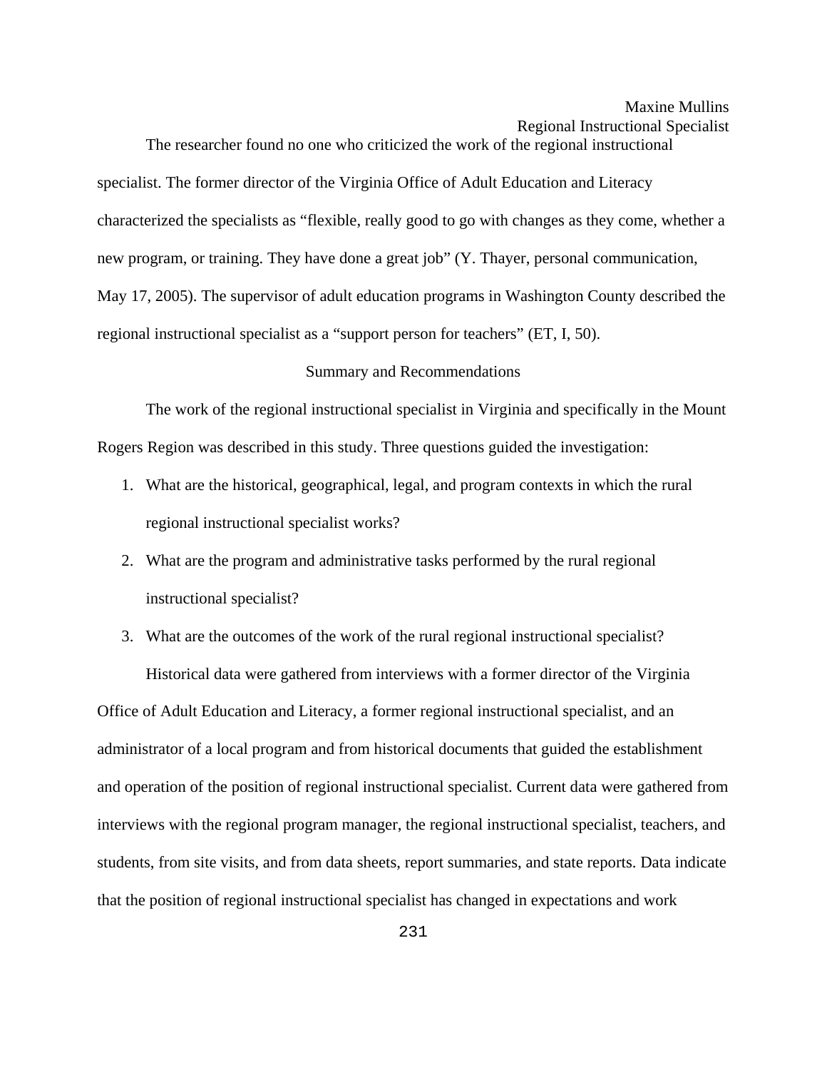The researcher found no one who criticized the work of the regional instructional specialist. The former director of the Virginia Office of Adult Education and Literacy characterized the specialists as "flexible, really good to go with changes as they come, whether a new program, or training. They have done a great job" (Y. Thayer, personal communication, May 17, 2005). The supervisor of adult education programs in Washington County described the regional instructional specialist as a "support person for teachers" (ET, I, 50).

## Summary and Recommendations

The work of the regional instructional specialist in Virginia and specifically in the Mount Rogers Region was described in this study. Three questions guided the investigation:

1. What are the historical, geographical, legal, and program contexts in which the rural regional instructional specialist works?
2. What are the program and administrative tasks performed by the rural regional instructional specialist?
3. What are the outcomes of the work of the rural regional instructional specialist?

Historical data were gathered from interviews with a former director of the Virginia Office of Adult Education and Literacy, a former regional instructional specialist, and an administrator of a local program and from historical documents that guided the establishment and operation of the position of regional instructional specialist. Current data were gathered from interviews with the regional program manager, the regional instructional specialist, teachers, and students, from site visits, and from data sheets, report summaries, and state reports. Data indicate that the position of regional instructional specialist has changed in expectations and work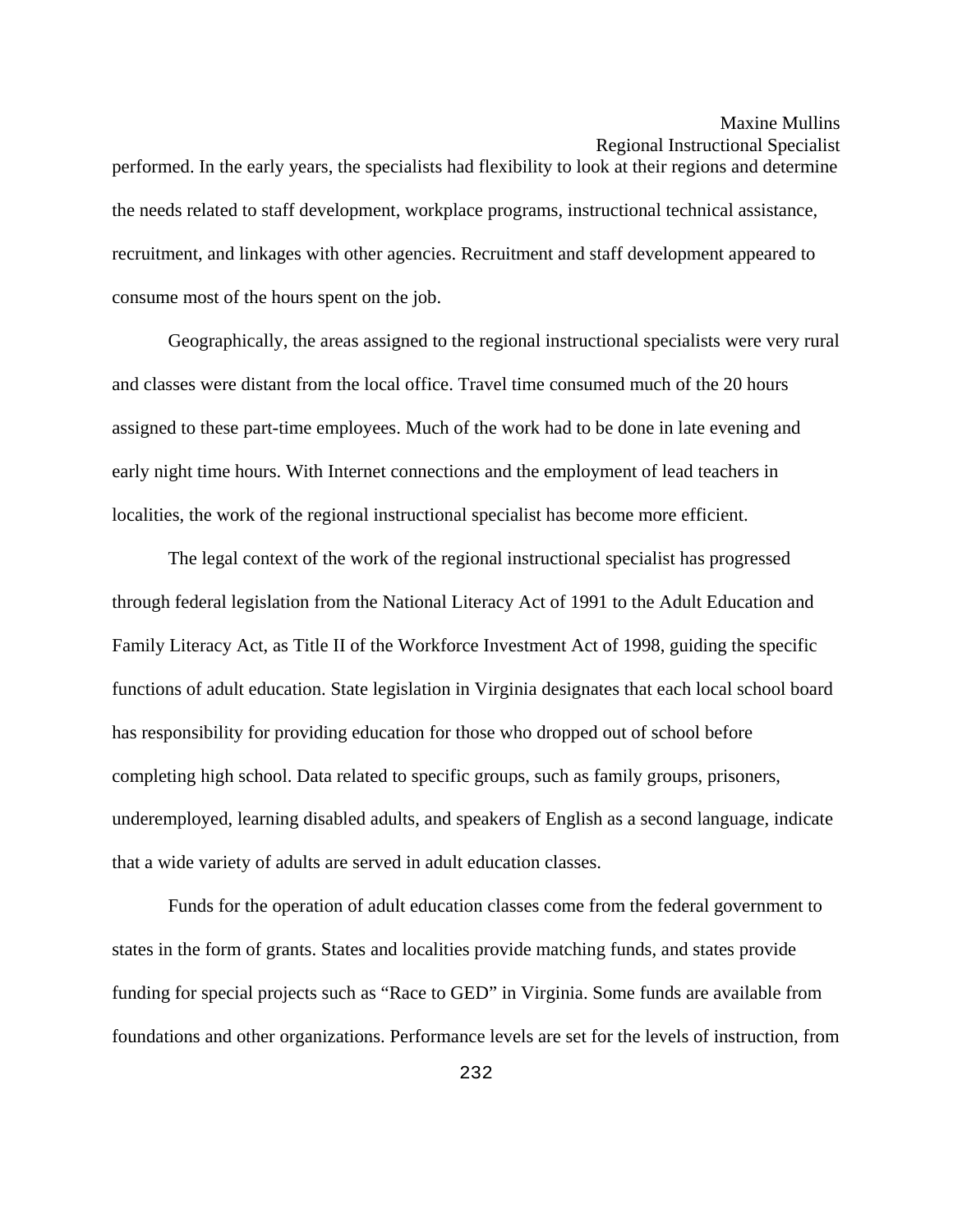performed. In the early years, the specialists had flexibility to look at their regions and determine the needs related to staff development, workplace programs, instructional technical assistance, recruitment, and linkages with other agencies. Recruitment and staff development appeared to consume most of the hours spent on the job.

Geographically, the areas assigned to the regional instructional specialists were very rural and classes were distant from the local office. Travel time consumed much of the 20 hours assigned to these part-time employees. Much of the work had to be done in late evening and early night time hours. With Internet connections and the employment of lead teachers in localities, the work of the regional instructional specialist has become more efficient.

The legal context of the work of the regional instructional specialist has progressed through federal legislation from the National Literacy Act of 1991 to the Adult Education and Family Literacy Act, as Title II of the Workforce Investment Act of 1998, guiding the specific functions of adult education. State legislation in Virginia designates that each local school board has responsibility for providing education for those who dropped out of school before completing high school. Data related to specific groups, such as family groups, prisoners, underemployed, learning disabled adults, and speakers of English as a second language, indicate that a wide variety of adults are served in adult education classes.

Funds for the operation of adult education classes come from the federal government to states in the form of grants. States and localities provide matching funds, and states provide funding for special projects such as "Race to GED" in Virginia. Some funds are available from foundations and other organizations. Performance levels are set for the levels of instruction, from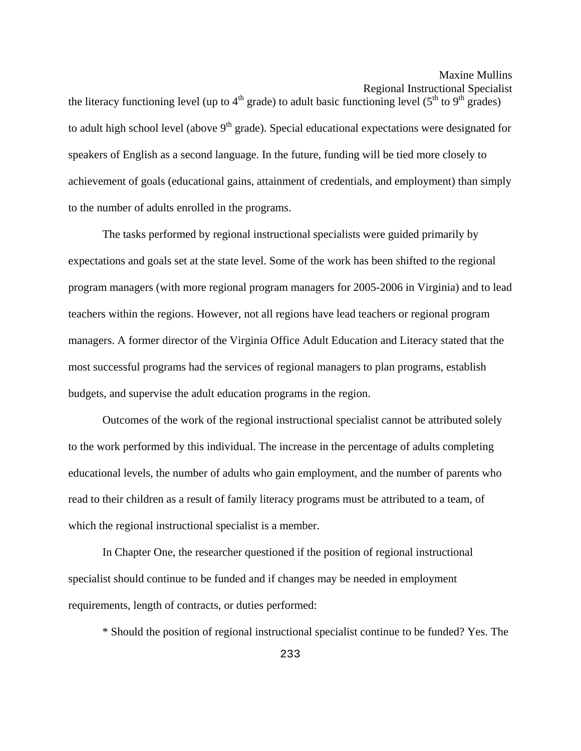the literacy functioning level (up to 4th grade) to adult basic functioning level (5th to 9th grades) to adult high school level (above 9th grade). Special educational expectations were designated for speakers of English as a second language. In the future, funding will be tied more closely to achievement of goals (educational gains, attainment of credentials, and employment) than simply to the number of adults enrolled in the programs.

The tasks performed by regional instructional specialists were guided primarily by expectations and goals set at the state level. Some of the work has been shifted to the regional program managers (with more regional program managers for 2005-2006 in Virginia) and to lead teachers within the regions. However, not all regions have lead teachers or regional program managers. A former director of the Virginia Office Adult Education and Literacy stated that the most successful programs had the services of regional managers to plan programs, establish budgets, and supervise the adult education programs in the region.

Outcomes of the work of the regional instructional specialist cannot be attributed solely to the work performed by this individual. The increase in the percentage of adults completing educational levels, the number of adults who gain employment, and the number of parents who read to their children as a result of family literacy programs must be attributed to a team, of which the regional instructional specialist is a member.

In Chapter One, the researcher questioned if the position of regional instructional specialist should continue to be funded and if changes may be needed in employment requirements, length of contracts, or duties performed:

* Should the position of regional instructional specialist continue to be funded? Yes. The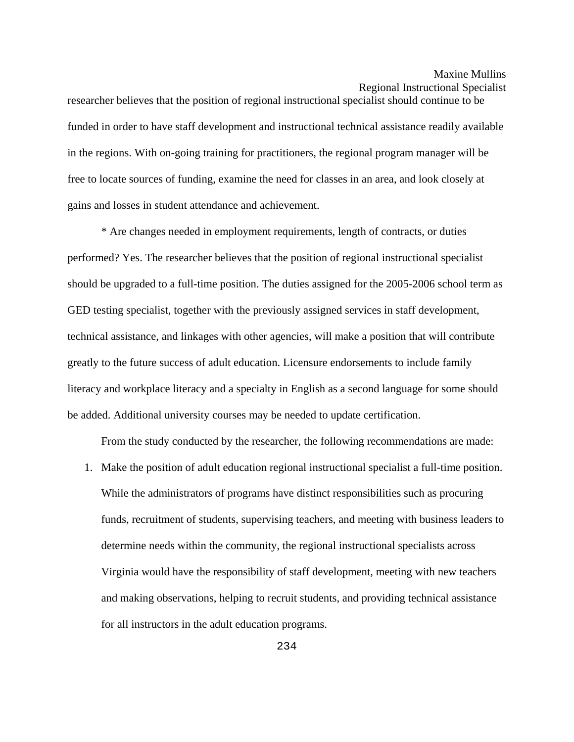researcher believes that the position of regional instructional specialist should continue to be funded in order to have staff development and instructional technical assistance readily available in the regions. With on-going training for practitioners, the regional program manager will be free to locate sources of funding, examine the need for classes in an area, and look closely at gains and losses in student attendance and achievement.

* Are changes needed in employment requirements, length of contracts, or duties performed? Yes. The researcher believes that the position of regional instructional specialist should be upgraded to a full-time position. The duties assigned for the 2005-2006 school term as GED testing specialist, together with the previously assigned services in staff development, technical assistance, and linkages with other agencies, will make a position that will contribute greatly to the future success of adult education. Licensure endorsements to include family literacy and workplace literacy and a specialty in English as a second language for some should be added. Additional university courses may be needed to update certification.

From the study conducted by the researcher, the following recommendations are made:

1. Make the position of adult education regional instructional specialist a full-time position. While the administrators of programs have distinct responsibilities such as procuring funds, recruitment of students, supervising teachers, and meeting with business leaders to determine needs within the community, the regional instructional specialists across Virginia would have the responsibility of staff development, meeting with new teachers and making observations, helping to recruit students, and providing technical assistance for all instructors in the adult education programs.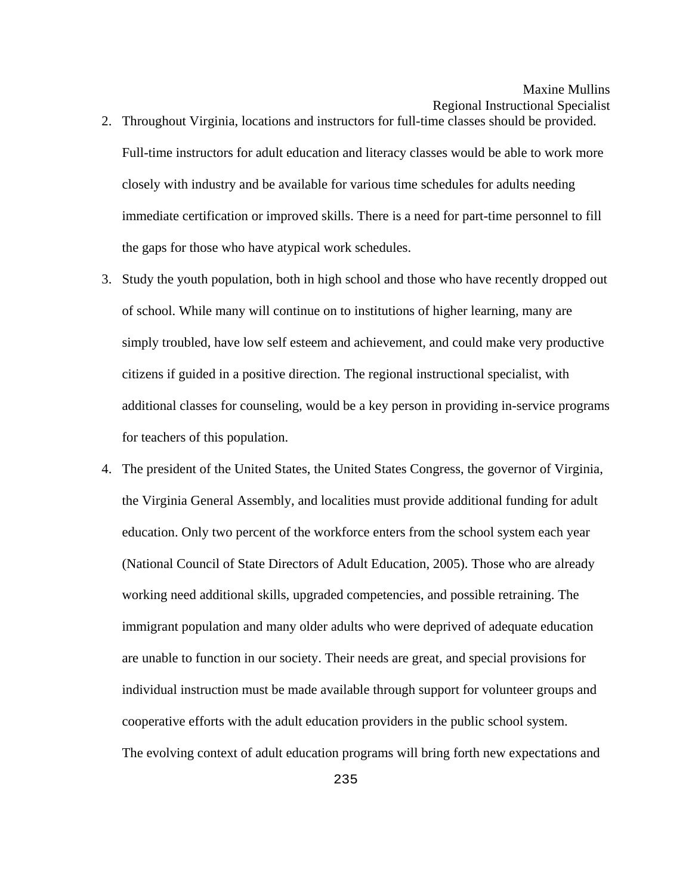2. Throughout Virginia, locations and instructors for full-time classes should be provided. Full-time instructors for adult education and literacy classes would be able to work more closely with industry and be available for various time schedules for adults needing immediate certification or improved skills. There is a need for part-time personnel to fill the gaps for those who have atypical work schedules.
3. Study the youth population, both in high school and those who have recently dropped out of school. While many will continue on to institutions of higher learning, many are simply troubled, have low self esteem and achievement, and could make very productive citizens if guided in a positive direction. The regional instructional specialist, with additional classes for counseling, would be a key person in providing in-service programs for teachers of this population.
4. The president of the United States, the United States Congress, the governor of Virginia, the Virginia General Assembly, and localities must provide additional funding for adult education. Only two percent of the workforce enters from the school system each year (National Council of State Directors of Adult Education, 2005). Those who are already working need additional skills, upgraded competencies, and possible retraining. The immigrant population and many older adults who were deprived of adequate education are unable to function in our society. Their needs are great, and special provisions for individual instruction must be made available through support for volunteer groups and cooperative efforts with the adult education providers in the public school system.

The evolving context of adult education programs will bring forth new expectations and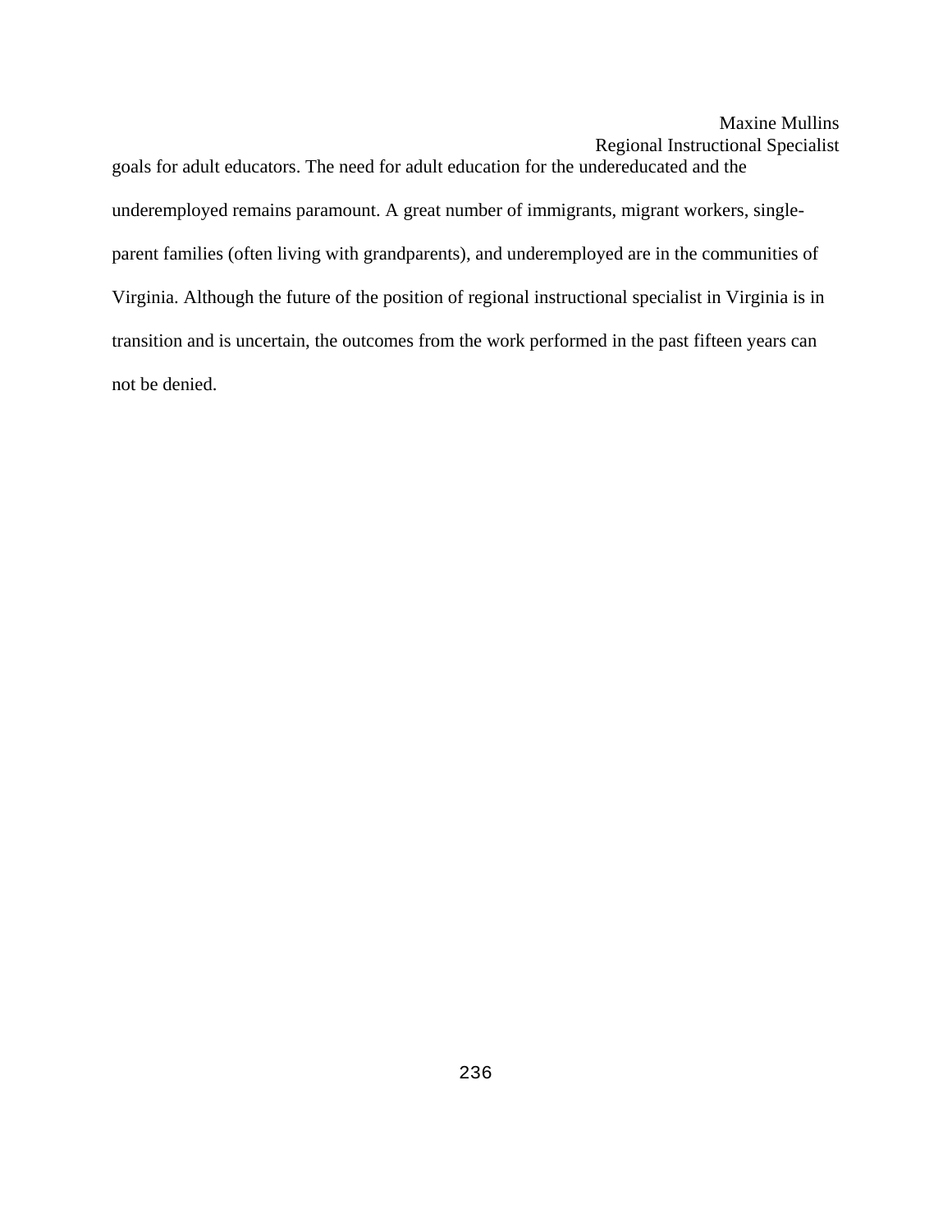goals for adult educators. The need for adult education for the undereducated and the underemployed remains paramount. A great number of immigrants, migrant workers, single-parent families (often living with grandparents), and underemployed are in the communities of Virginia. Although the future of the position of regional instructional specialist in Virginia is in transition and is uncertain, the outcomes from the work performed in the past fifteen years can not be denied.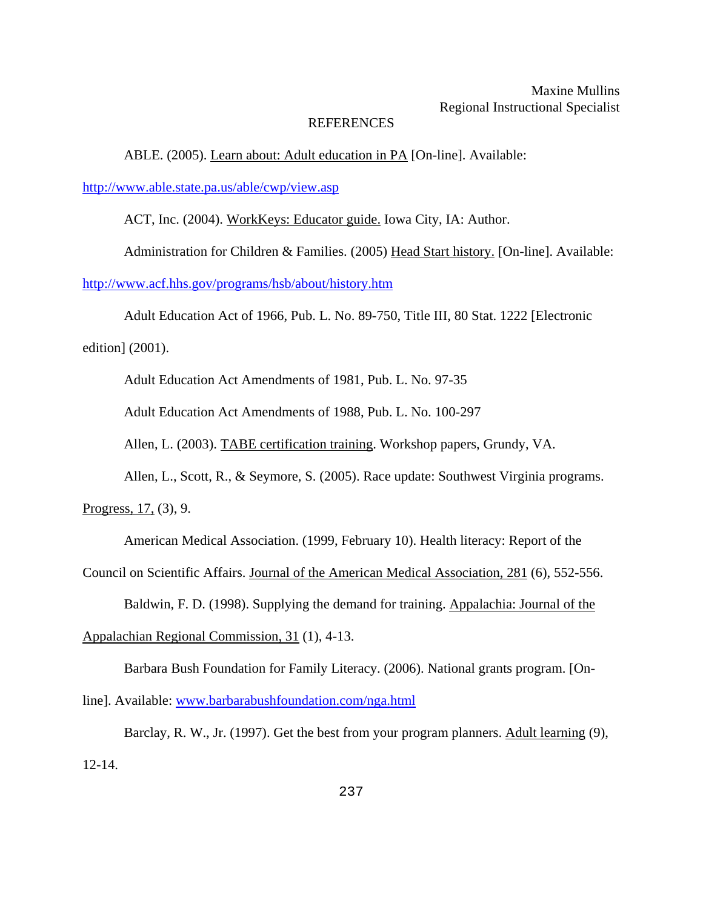Maxine Mullins
Regional Instructional Specialist

# REFERENCES

ABLE. (2005). Learn about: Adult education in PA [On-line]. Available: http://www.able.state.pa.us/able/cwp/view.asp

ACT, Inc. (2004). WorkKeys: Educator guide. Iowa City, IA: Author.

Administration for Children & Families. (2005) Head Start history. [On-line]. Available: http://www.acf.hhs.gov/programs/hsb/about/history.htm

Adult Education Act of 1966, Pub. L. No. 89-750, Title III, 80 Stat. 1222 [Electronic edition] (2001).

Adult Education Act Amendments of 1981, Pub. L. No. 97-35

Adult Education Act Amendments of 1988, Pub. L. No. 100-297

Allen, L. (2003). TABE certification training. Workshop papers, Grundy, VA.

Allen, L., Scott, R., & Seymore, S. (2005). Race update: Southwest Virginia programs. Progress, 17, (3), 9.

American Medical Association. (1999, February 10). Health literacy: Report of the Council on Scientific Affairs. Journal of the American Medical Association, 281 (6), 552-556.

Baldwin, F. D. (1998). Supplying the demand for training. Appalachia: Journal of the Appalachian Regional Commission, 31 (1), 4-13.

Barbara Bush Foundation for Family Literacy. (2006). National grants program. [On-line]. Available: www.barbarabushfoundation.com/nga.html

Barclay, R. W., Jr. (1997). Get the best from your program planners. Adult learning (9), 12-14.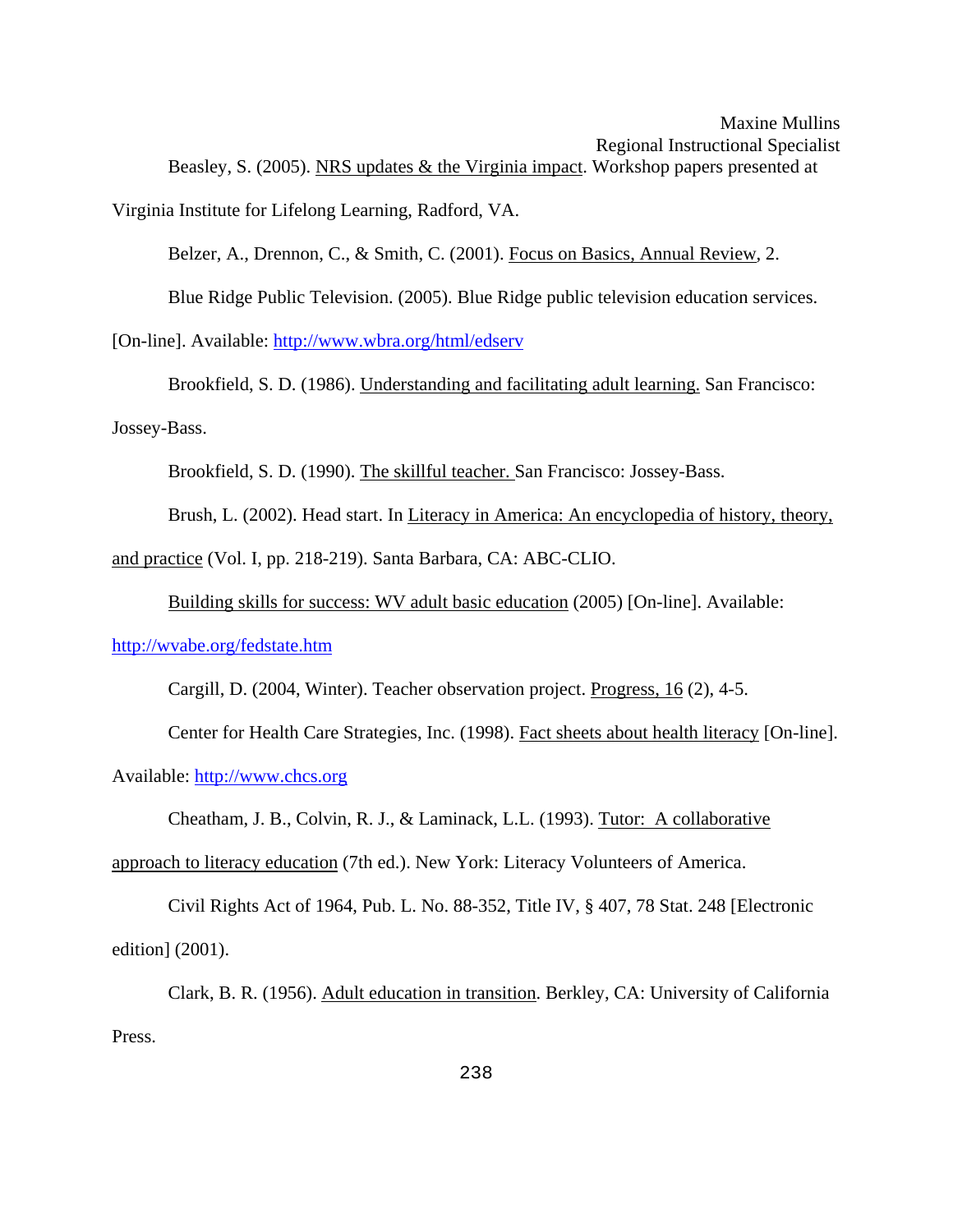Beasley, S. (2005). NRS updates & the Virginia impact. Workshop papers presented at Virginia Institute for Lifelong Learning, Radford, VA.

Belzer, A., Drennon, C., & Smith, C. (2001). Focus on Basics, Annual Review, 2.

Blue Ridge Public Television. (2005). Blue Ridge public television education services. [On-line]. Available: http://www.wbra.org/html/edserv

Brookfield, S. D. (1986). Understanding and facilitating adult learning. San Francisco: Jossey-Bass.

Brookfield, S. D. (1990). The skillful teacher. San Francisco: Jossey-Bass.

Brush, L. (2002). Head start. In Literacy in America: An encyclopedia of history, theory, and practice (Vol. I, pp. 218-219). Santa Barbara, CA: ABC-CLIO.

Building skills for success: WV adult basic education (2005) [On-line]. Available: http://wvabe.org/fedstate.htm

Cargill, D. (2004, Winter). Teacher observation project. Progress, 16 (2), 4-5.

Center for Health Care Strategies, Inc. (1998). Fact sheets about health literacy [On-line]. Available: http://www.chcs.org

Cheatham, J. B., Colvin, R. J., & Laminack, L.L. (1993). Tutor: A collaborative approach to literacy education (7th ed.). New York: Literacy Volunteers of America.

Civil Rights Act of 1964, Pub. L. No. 88-352, Title IV, § 407, 78 Stat. 248 [Electronic edition] (2001).

Clark, B. R. (1956). Adult education in transition. Berkley, CA: University of California Press.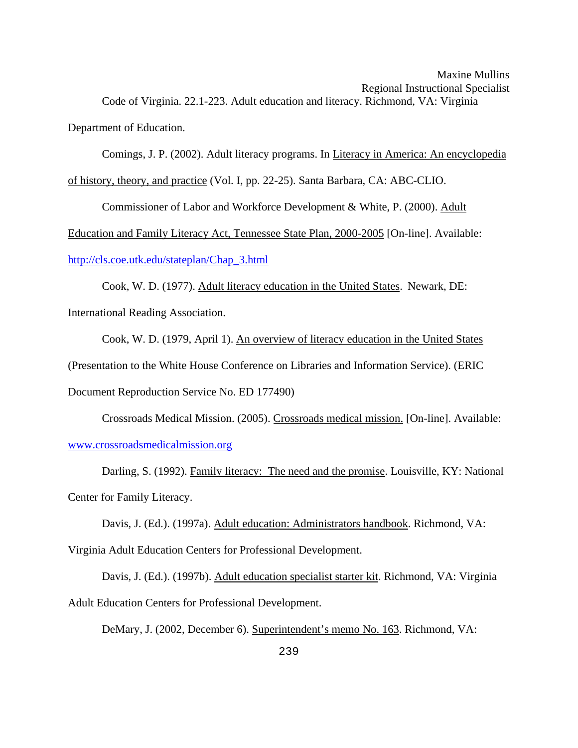Code of Virginia. 22.1-223. Adult education and literacy. Richmond, VA: Virginia Department of Education.

Comings, J. P. (2002). Adult literacy programs. In Literacy in America: An encyclopedia of history, theory, and practice (Vol. I, pp. 22-25). Santa Barbara, CA: ABC-CLIO.

Commissioner of Labor and Workforce Development & White, P. (2000). Adult Education and Family Literacy Act, Tennessee State Plan, 2000-2005 [On-line]. Available: http://cls.coe.utk.edu/stateplan/Chap_3.html

Cook, W. D. (1977). Adult literacy education in the United States. Newark, DE: International Reading Association.

Cook, W. D. (1979, April 1). An overview of literacy education in the United States (Presentation to the White House Conference on Libraries and Information Service). (ERIC Document Reproduction Service No. ED 177490)

Crossroads Medical Mission. (2005). Crossroads medical mission. [On-line]. Available: www.crossroadsmedicalmission.org

Darling, S. (1992). Family literacy: The need and the promise. Louisville, KY: National Center for Family Literacy.

Davis, J. (Ed.). (1997a). Adult education: Administrators handbook. Richmond, VA: Virginia Adult Education Centers for Professional Development.

Davis, J. (Ed.). (1997b). Adult education specialist starter kit. Richmond, VA: Virginia Adult Education Centers for Professional Development.

DeMary, J. (2002, December 6). Superintendent's memo No. 163. Richmond, VA: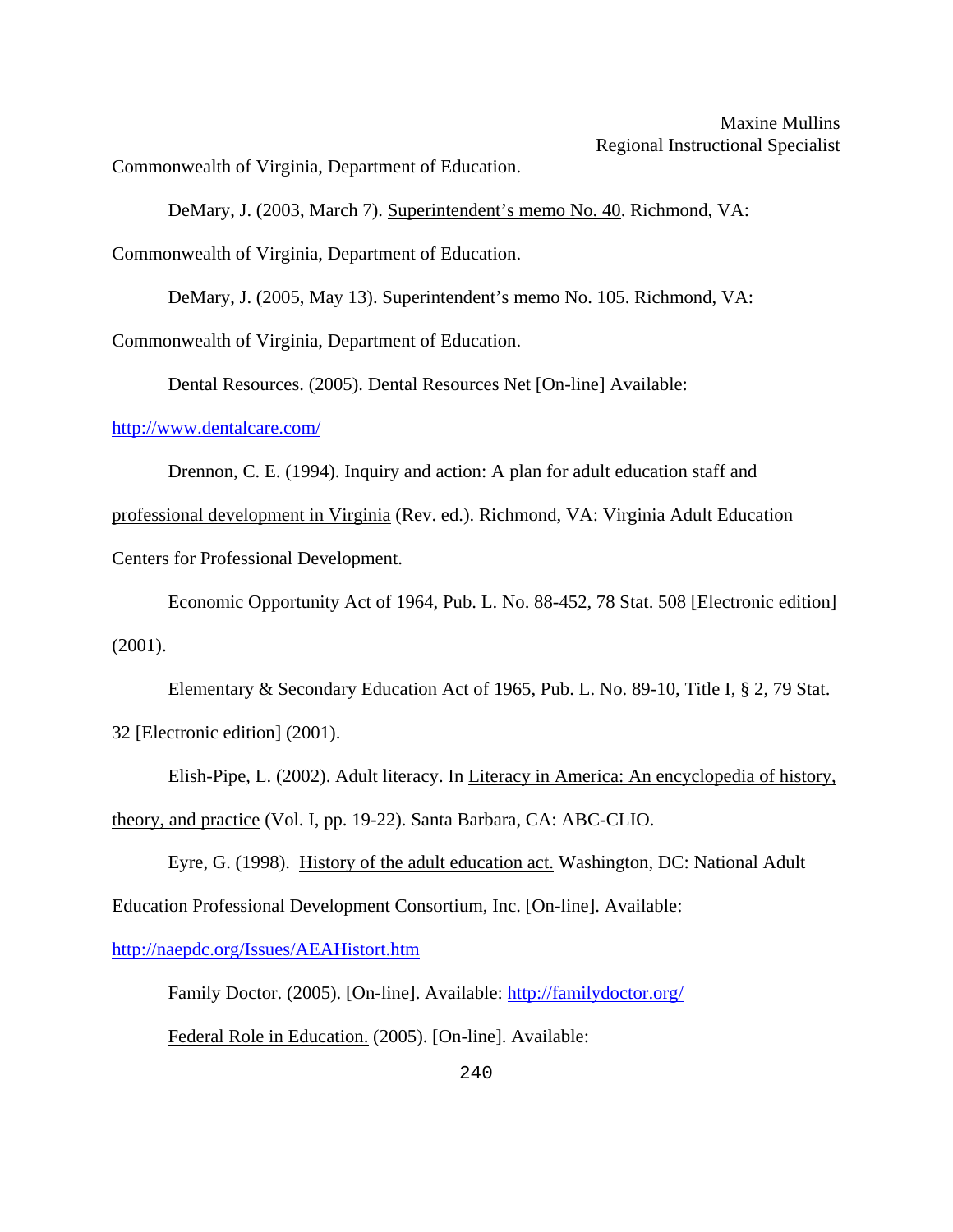Commonwealth of Virginia, Department of Education.

DeMary, J. (2003, March 7). Superintendent's memo No. 40. Richmond, VA: Commonwealth of Virginia, Department of Education.

DeMary, J. (2005, May 13). Superintendent's memo No. 105. Richmond, VA: Commonwealth of Virginia, Department of Education.

Dental Resources. (2005). Dental Resources Net [On-line] Available: http://www.dentalcare.com/

Drennon, C. E. (1994). Inquiry and action: A plan for adult education staff and professional development in Virginia (Rev. ed.). Richmond, VA: Virginia Adult Education Centers for Professional Development.

Economic Opportunity Act of 1964, Pub. L. No. 88-452, 78 Stat. 508 [Electronic edition] (2001).

Elementary & Secondary Education Act of 1965, Pub. L. No. 89-10, Title I, § 2, 79 Stat. 32 [Electronic edition] (2001).

Elish-Pipe, L. (2002). Adult literacy. In Literacy in America: An encyclopedia of history, theory, and practice (Vol. I, pp. 19-22). Santa Barbara, CA: ABC-CLIO.

Eyre, G. (1998). History of the adult education act. Washington, DC: National Adult Education Professional Development Consortium, Inc. [On-line]. Available: http://naepdc.org/Issues/AEAHistort.htm

Family Doctor. (2005). [On-line]. Available: http://familydoctor.org/

Federal Role in Education. (2005). [On-line]. Available: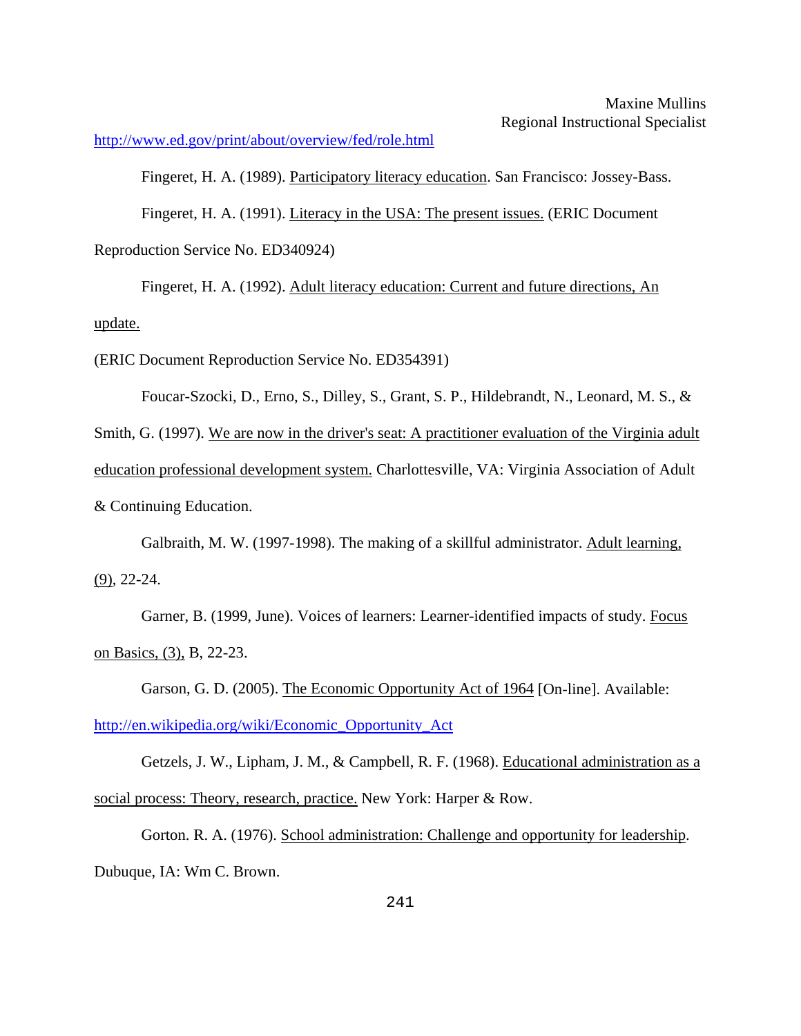http://www.ed.gov/print/about/overview/fed/role.html

Fingeret, H. A. (1989). Participatory literacy education. San Francisco: Jossey-Bass.

Fingeret, H. A. (1991). Literacy in the USA: The present issues. (ERIC Document Reproduction Service No. ED340924)

Fingeret, H. A. (1992). Adult literacy education: Current and future directions, An update.

(ERIC Document Reproduction Service No. ED354391)

Foucar-Szocki, D., Erno, S., Dilley, S., Grant, S. P., Hildebrandt, N., Leonard, M. S., & Smith, G. (1997). We are now in the driver's seat: A practitioner evaluation of the Virginia adult education professional development system. Charlottesville, VA: Virginia Association of Adult & Continuing Education.

Galbraith, M. W. (1997-1998). The making of a skillful administrator. Adult learning, (9), 22-24.

Garner, B. (1999, June). Voices of learners: Learner-identified impacts of study. Focus on Basics, (3), B, 22-23.

Garson, G. D. (2005). The Economic Opportunity Act of 1964 [On-line]. Available: http://en.wikipedia.org/wiki/Economic_Opportunity_Act

Getzels, J. W., Lipham, J. M., & Campbell, R. F. (1968). Educational administration as a social process: Theory, research, practice. New York: Harper & Row.

Gorton. R. A. (1976). School administration: Challenge and opportunity for leadership. Dubuque, IA: Wm C. Brown.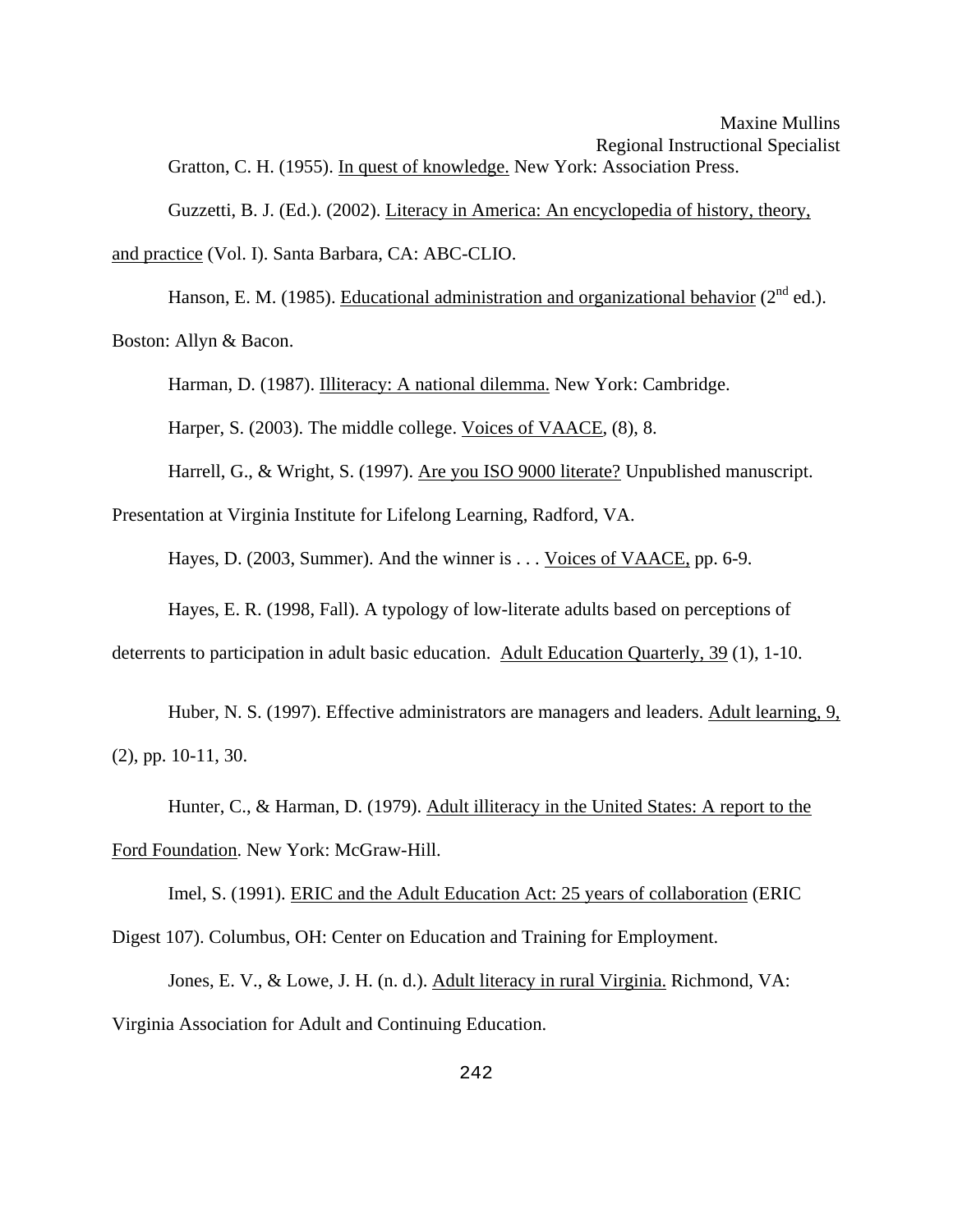Gratton, C. H. (1955). In quest of knowledge. New York: Association Press.

Guzzetti, B. J. (Ed.). (2002). Literacy in America: An encyclopedia of history, theory, and practice (Vol. I). Santa Barbara, CA: ABC-CLIO.

Hanson, E. M. (1985). Educational administration and organizational behavior (2nd ed.). Boston: Allyn & Bacon.

Harman, D. (1987). Illiteracy: A national dilemma. New York: Cambridge.

Harper, S. (2003). The middle college. Voices of VAACE, (8), 8.

Harrell, G., & Wright, S. (1997). Are you ISO 9000 literate? Unpublished manuscript. Presentation at Virginia Institute for Lifelong Learning, Radford, VA.

Hayes, D. (2003, Summer). And the winner is . . . Voices of VAACE, pp. 6-9.

Hayes, E. R. (1998, Fall). A typology of low-literate adults based on perceptions of deterrents to participation in adult basic education. Adult Education Quarterly, 39 (1), 1-10.

Huber, N. S. (1997). Effective administrators are managers and leaders. Adult learning, 9, (2), pp. 10-11, 30.

Hunter, C., & Harman, D. (1979). Adult illiteracy in the United States: A report to the Ford Foundation. New York: McGraw-Hill.

Imel, S. (1991). ERIC and the Adult Education Act: 25 years of collaboration (ERIC Digest 107). Columbus, OH: Center on Education and Training for Employment.

Jones, E. V., & Lowe, J. H. (n. d.). Adult literacy in rural Virginia. Richmond, VA: Virginia Association for Adult and Continuing Education.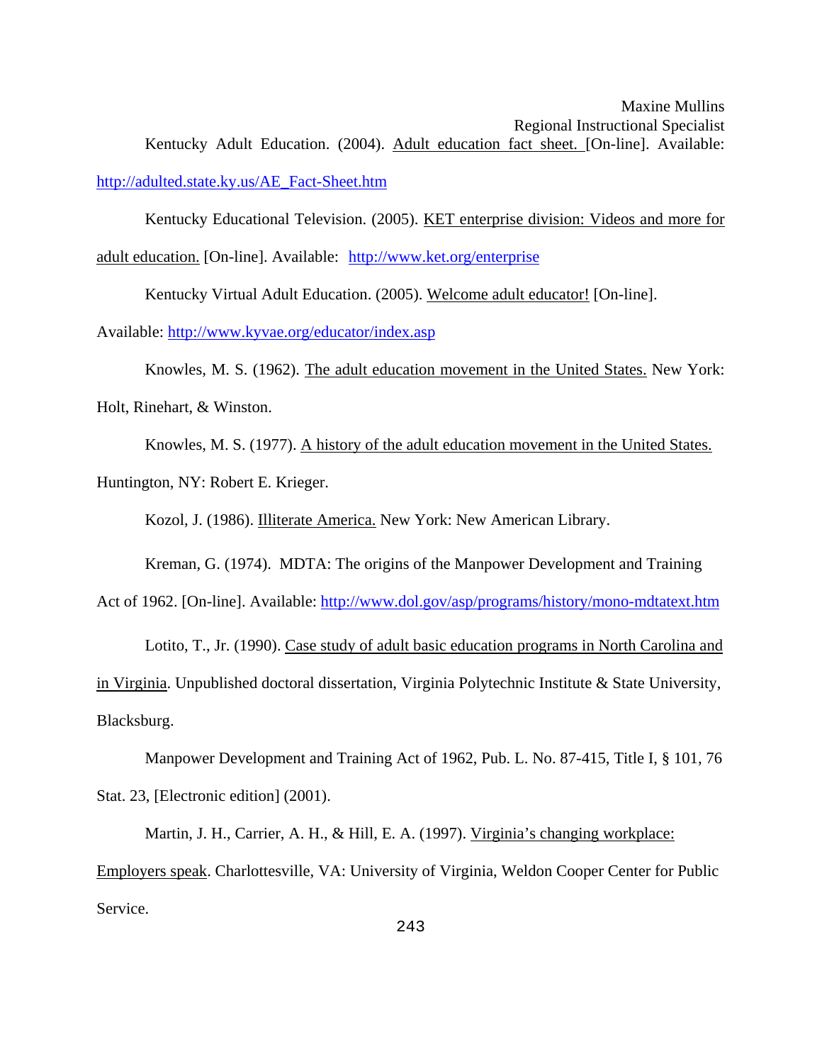Kentucky Adult Education. (2004). Adult education fact sheet. [On-line]. Available: http://adulted.state.ky.us/AE_Fact-Sheet.htm

Kentucky Educational Television. (2005). KET enterprise division: Videos and more for adult education. [On-line]. Available: http://www.ket.org/enterprise

Kentucky Virtual Adult Education. (2005). Welcome adult educator! [On-line]. Available: http://www.kyvae.org/educator/index.asp

Knowles, M. S. (1962). The adult education movement in the United States. New York: Holt, Rinehart, & Winston.

Knowles, M. S. (1977). A history of the adult education movement in the United States. Huntington, NY: Robert E. Krieger.

Kozol, J. (1986). Illiterate America. New York: New American Library.

Kreman, G. (1974). MDTA: The origins of the Manpower Development and Training Act of 1962. [On-line]. Available: http://www.dol.gov/asp/programs/history/mono-mdtatext.htm

Lotito, T., Jr. (1990). Case study of adult basic education programs in North Carolina and in Virginia. Unpublished doctoral dissertation, Virginia Polytechnic Institute & State University, Blacksburg.

Manpower Development and Training Act of 1962, Pub. L. No. 87-415, Title I, § 101, 76 Stat. 23, [Electronic edition] (2001).

Martin, J. H., Carrier, A. H., & Hill, E. A. (1997). Virginia's changing workplace: Employers speak. Charlottesville, VA: University of Virginia, Weldon Cooper Center for Public Service.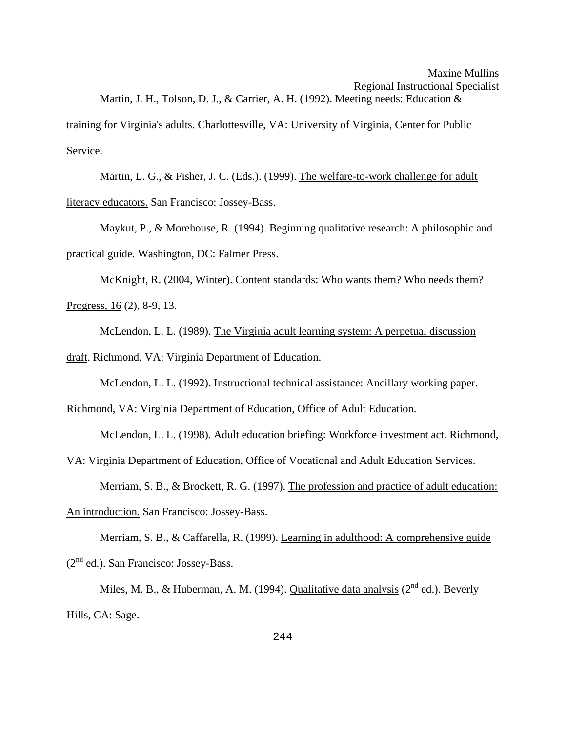Martin, J. H., Tolson, D. J., & Carrier, A. H. (1992). Meeting needs: Education & training for Virginia's adults. Charlottesville, VA: University of Virginia, Center for Public Service.

Martin, L. G., & Fisher, J. C. (Eds.). (1999). The welfare-to-work challenge for adult literacy educators. San Francisco: Jossey-Bass.

Maykut, P., & Morehouse, R. (1994). Beginning qualitative research: A philosophic and practical guide. Washington, DC: Falmer Press.

McKnight, R. (2004, Winter). Content standards: Who wants them? Who needs them? Progress, 16 (2), 8-9, 13.

McLendon, L. L. (1989). The Virginia adult learning system: A perpetual discussion draft. Richmond, VA: Virginia Department of Education.

McLendon, L. L. (1992). Instructional technical assistance: Ancillary working paper. Richmond, VA: Virginia Department of Education, Office of Adult Education.

McLendon, L. L. (1998). Adult education briefing: Workforce investment act. Richmond, VA: Virginia Department of Education, Office of Vocational and Adult Education Services.

Merriam, S. B., & Brockett, R. G. (1997). The profession and practice of adult education: An introduction. San Francisco: Jossey-Bass.

Merriam, S. B., & Caffarella, R. (1999). Learning in adulthood: A comprehensive guide (2nd ed.). San Francisco: Jossey-Bass.

Miles, M. B., & Huberman, A. M. (1994). Qualitative data analysis (2nd ed.). Beverly Hills, CA: Sage.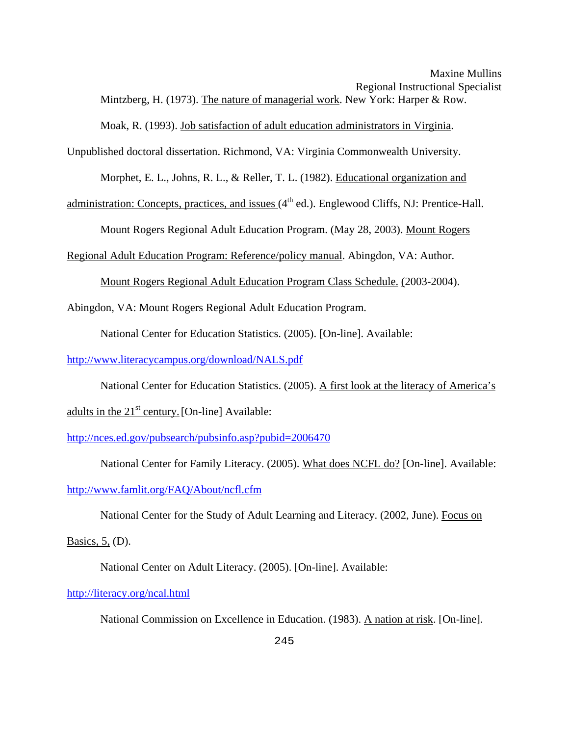Mintzberg, H. (1973). The nature of managerial work. New York: Harper & Row.

Moak, R. (1993). Job satisfaction of adult education administrators in Virginia. Unpublished doctoral dissertation. Richmond, VA: Virginia Commonwealth University.

Morphet, E. L., Johns, R. L., & Reller, T. L. (1982). Educational organization and administration: Concepts, practices, and issues (4th ed.). Englewood Cliffs, NJ: Prentice-Hall.

Mount Rogers Regional Adult Education Program. (May 28, 2003). Mount Rogers Regional Adult Education Program: Reference/policy manual. Abingdon, VA: Author.

Mount Rogers Regional Adult Education Program Class Schedule. (2003-2004). Abingdon, VA: Mount Rogers Regional Adult Education Program.

National Center for Education Statistics. (2005). [On-line]. Available: http://www.literacycampus.org/download/NALS.pdf

National Center for Education Statistics. (2005). A first look at the literacy of America's adults in the 21st century. [On-line] Available: http://nces.ed.gov/pubsearch/pubsinfo.asp?pubid=2006470

National Center for Family Literacy. (2005). What does NCFL do? [On-line]. Available: http://www.famlit.org/FAQ/About/ncfl.cfm

National Center for the Study of Adult Learning and Literacy. (2002, June). Focus on Basics, 5, (D).

National Center on Adult Literacy. (2005). [On-line]. Available: http://literacy.org/ncal.html

National Commission on Excellence in Education. (1983). A nation at risk. [On-line].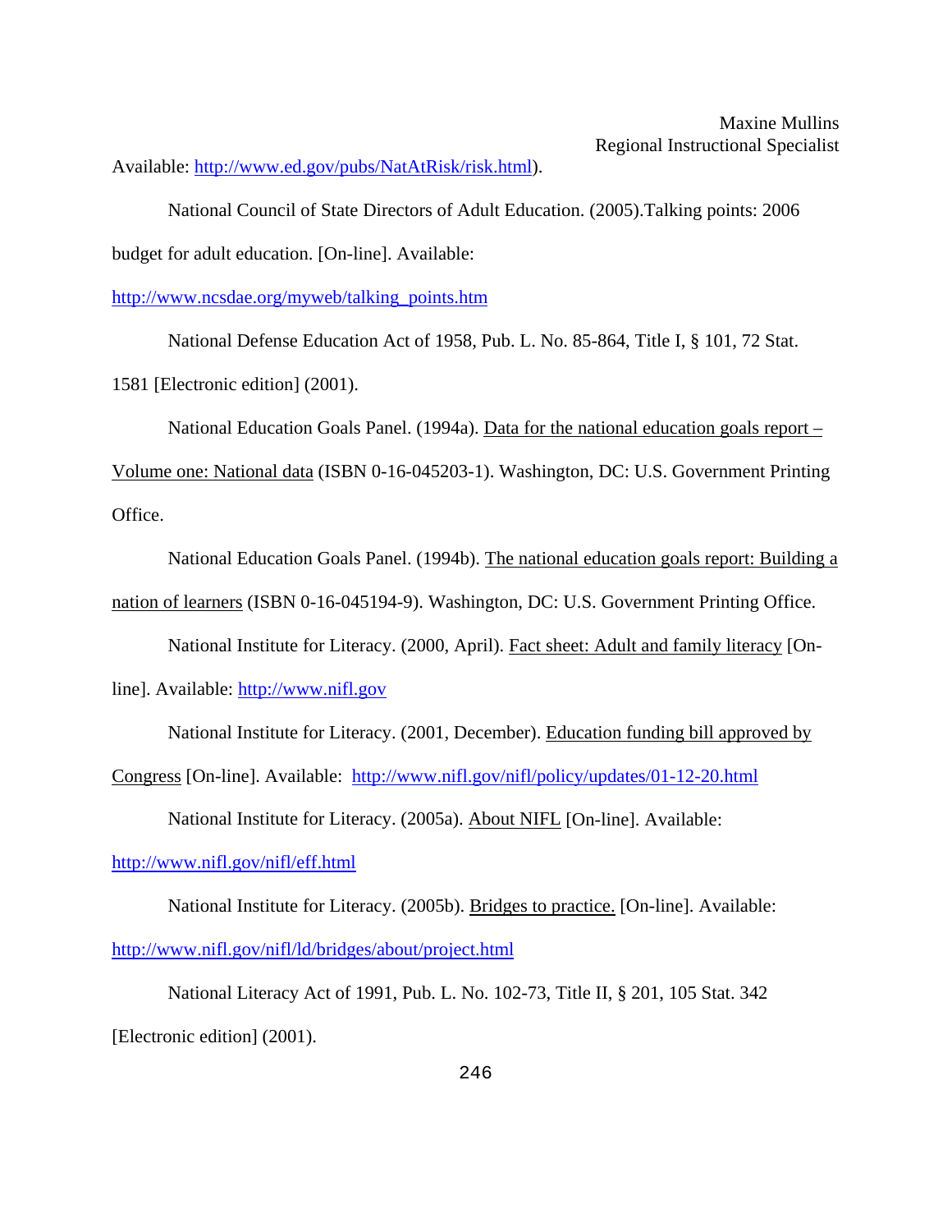Available: http://www.ed.gov/pubs/NatAtRisk/risk.html).

National Council of State Directors of Adult Education. (2005).Talking points: 2006 budget for adult education. [On-line]. Available: http://www.ncsdae.org/myweb/talking_points.htm

National Defense Education Act of 1958, Pub. L. No. 85-864, Title I, § 101, 72 Stat. 1581 [Electronic edition] (2001).

National Education Goals Panel. (1994a). Data for the national education goals report – Volume one: National data (ISBN 0-16-045203-1). Washington, DC: U.S. Government Printing Office.

National Education Goals Panel. (1994b). The national education goals report: Building a nation of learners (ISBN 0-16-045194-9). Washington, DC: U.S. Government Printing Office.

National Institute for Literacy. (2000, April). Fact sheet: Adult and family literacy [On-line]. Available: http://www.nifl.gov

National Institute for Literacy. (2001, December). Education funding bill approved by Congress [On-line]. Available: http://www.nifl.gov/nifl/policy/updates/01-12-20.html

National Institute for Literacy. (2005a). About NIFL [On-line]. Available: http://www.nifl.gov/nifl/eff.html

National Institute for Literacy. (2005b). Bridges to practice. [On-line]. Available: http://www.nifl.gov/nifl/ld/bridges/about/project.html

National Literacy Act of 1991, Pub. L. No. 102-73, Title II, § 201, 105 Stat. 342 [Electronic edition] (2001).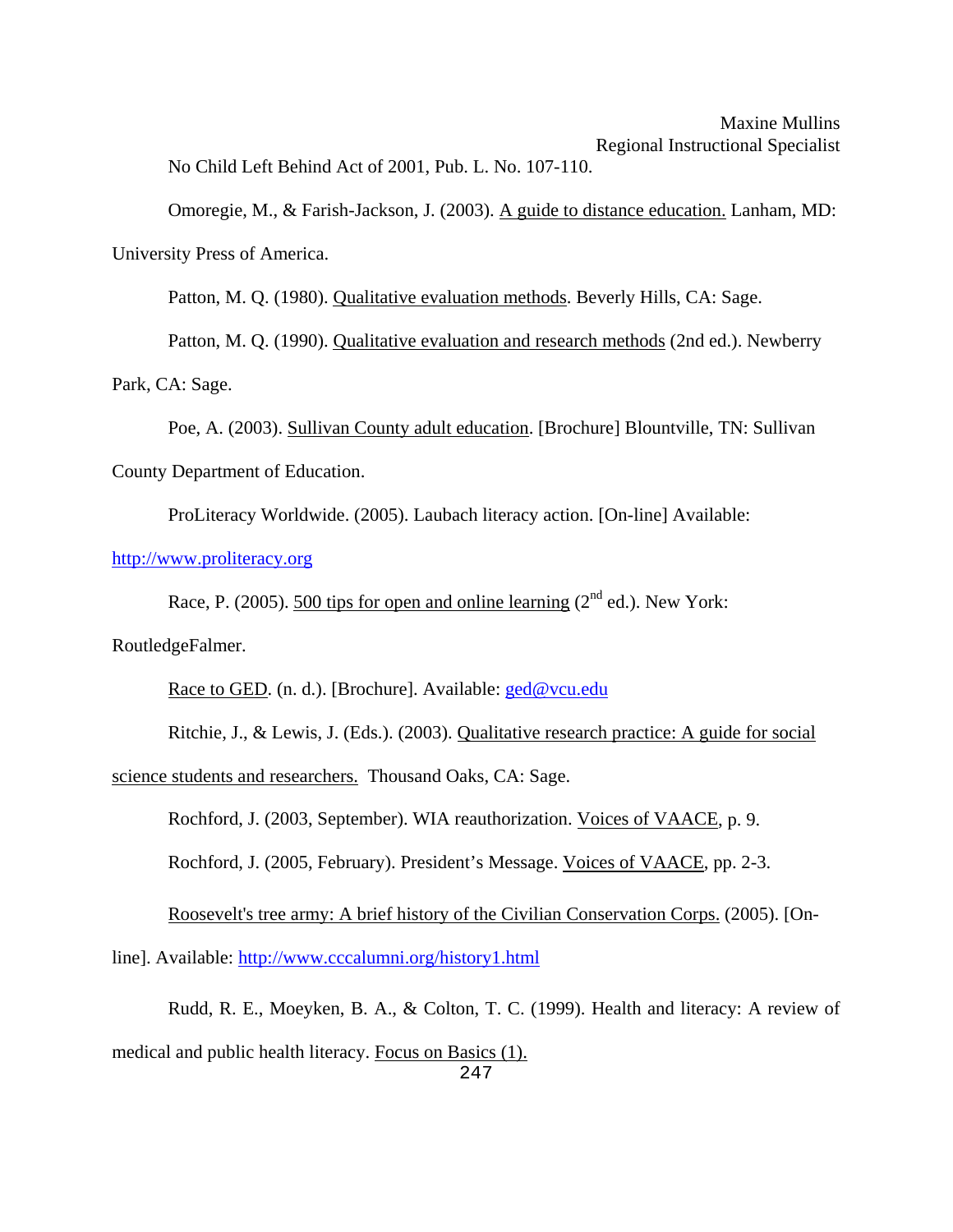No Child Left Behind Act of 2001, Pub. L. No. 107-110.

Omoregie, M., & Farish-Jackson, J. (2003). <u>A guide to distance education.</u> Lanham, MD: University Press of America.

Patton, M. Q. (1980). <u>Qualitative evaluation methods</u>. Beverly Hills, CA: Sage.

Patton, M. Q. (1990). <u>Qualitative evaluation and research methods</u> (2nd ed.). Newberry Park, CA: Sage.

Poe, A. (2003). <u>Sullivan County adult education</u>. [Brochure] Blountville, TN: Sullivan County Department of Education.

ProLiteracy Worldwide. (2005). Laubach literacy action. [On-line] Available: http://www.proliteracy.org

Race, P. (2005). <u>500 tips for open and online learning</u> (2nd ed.). New York: RoutledgeFalmer.

<u>Race to GED</u>. (n. d.). [Brochure]. Available: ged@vcu.edu

Ritchie, J., & Lewis, J. (Eds.). (2003). <u>Qualitative research practice: A guide for social science students and researchers.</u> Thousand Oaks, CA: Sage.

Rochford, J. (2003, September). WIA reauthorization. <u>Voices of VAACE</u>, p. 9.

Rochford, J. (2005, February). President's Message. <u>Voices of VAACE</u>, pp. 2-3.

<u>Roosevelt's tree army: A brief history of the Civilian Conservation Corps.</u> (2005). [On-line]. Available: http://www.cccalumni.org/history1.html

Rudd, R. E., Moeyken, B. A., & Colton, T. C. (1999). Health and literacy: A review of medical and public health literacy. <u>Focus on Basics (1).</u>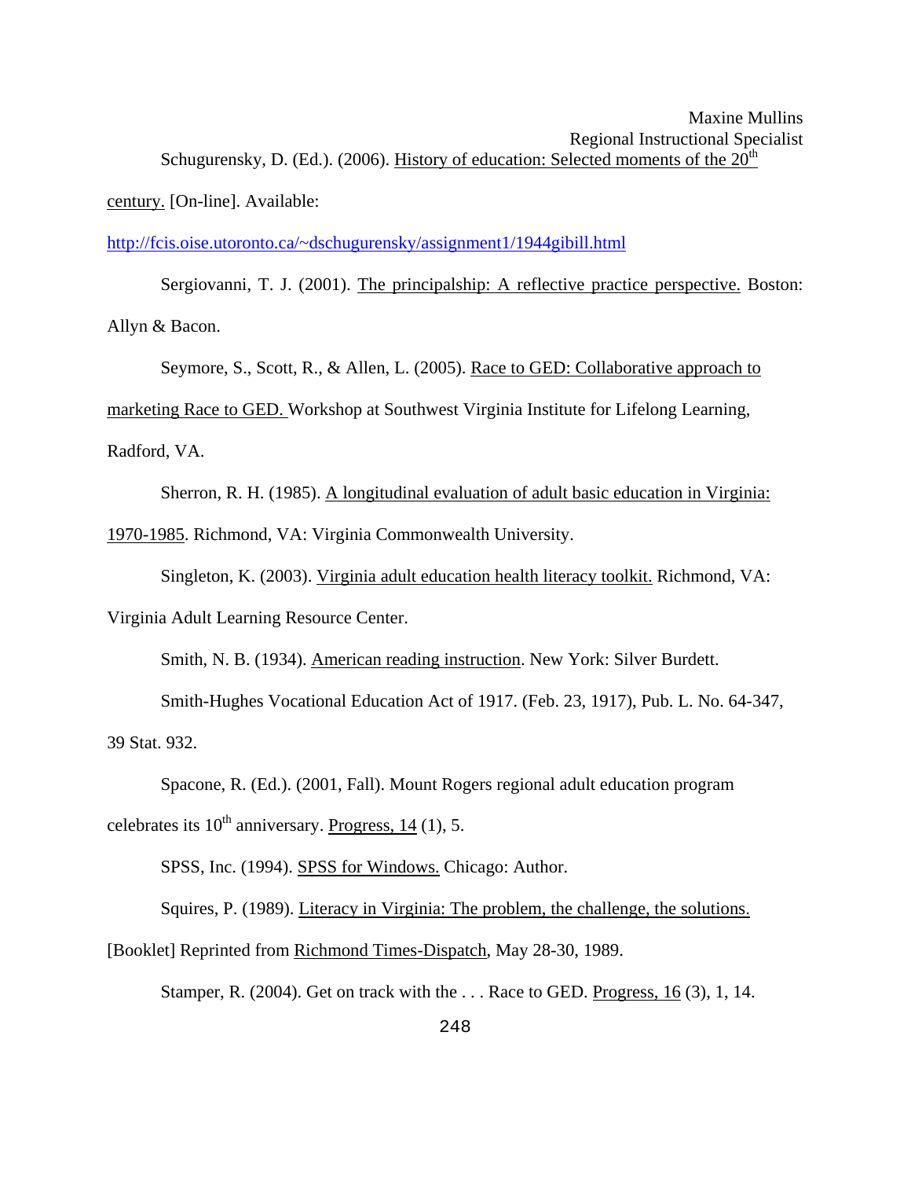Schugurensky, D. (Ed.). (2006). History of education: Selected moments of the 20th century. [On-line]. Available: http://fcis.oise.utoronto.ca/~dschugurensky/assignment1/1944gibill.html

Sergiovanni, T. J. (2001). The principalship: A reflective practice perspective. Boston: Allyn & Bacon.

Seymore, S., Scott, R., & Allen, L. (2005). Race to GED: Collaborative approach to marketing Race to GED. Workshop at Southwest Virginia Institute for Lifelong Learning, Radford, VA.

Sherron, R. H. (1985). A longitudinal evaluation of adult basic education in Virginia: 1970-1985. Richmond, VA: Virginia Commonwealth University.

Singleton, K. (2003). Virginia adult education health literacy toolkit. Richmond, VA: Virginia Adult Learning Resource Center.

Smith, N. B. (1934). American reading instruction. New York: Silver Burdett.

Smith-Hughes Vocational Education Act of 1917. (Feb. 23, 1917), Pub. L. No. 64-347, 39 Stat. 932.

Spacone, R. (Ed.). (2001, Fall). Mount Rogers regional adult education program celebrates its 10th anniversary. Progress, 14 (1), 5.

SPSS, Inc. (1994). SPSS for Windows. Chicago: Author.

Squires, P. (1989). Literacy in Virginia: The problem, the challenge, the solutions. [Booklet] Reprinted from Richmond Times-Dispatch, May 28-30, 1989.

Stamper, R. (2004). Get on track with the . . . Race to GED. Progress, 16 (3), 1, 14.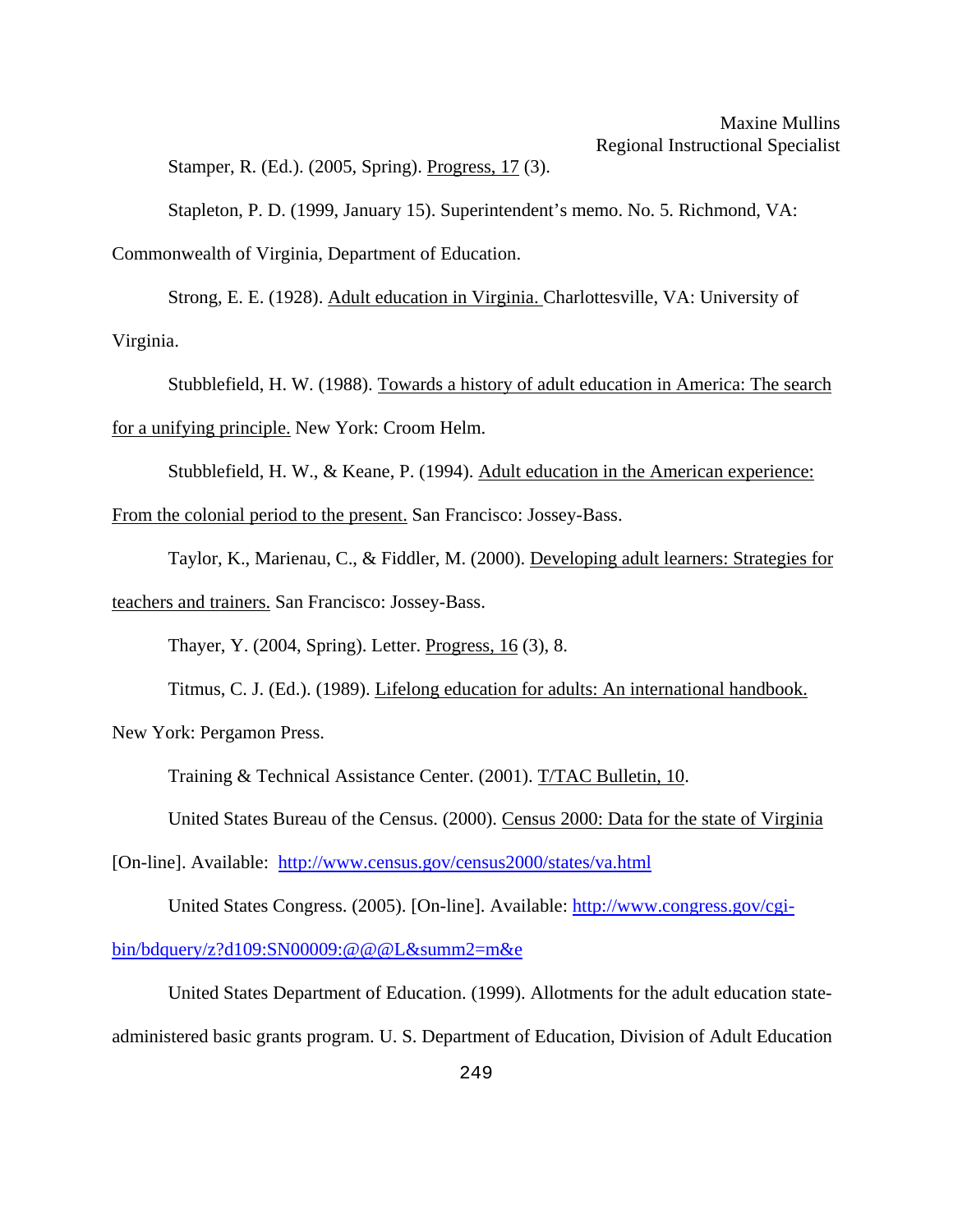Stamper, R. (Ed.). (2005, Spring). Progress, 17 (3).

Stapleton, P. D. (1999, January 15). Superintendent's memo. No. 5. Richmond, VA: Commonwealth of Virginia, Department of Education.

Strong, E. E. (1928). Adult education in Virginia. Charlottesville, VA: University of Virginia.

Stubblefield, H. W. (1988). Towards a history of adult education in America: The search for a unifying principle. New York: Croom Helm.

Stubblefield, H. W., & Keane, P. (1994). Adult education in the American experience: From the colonial period to the present. San Francisco: Jossey-Bass.

Taylor, K., Marienau, C., & Fiddler, M. (2000). Developing adult learners: Strategies for teachers and trainers. San Francisco: Jossey-Bass.

Thayer, Y. (2004, Spring). Letter. Progress, 16 (3), 8.

Titmus, C. J. (Ed.). (1989). Lifelong education for adults: An international handbook. New York: Pergamon Press.

Training & Technical Assistance Center. (2001). T/TAC Bulletin, 10.

United States Bureau of the Census. (2000). Census 2000: Data for the state of Virginia [On-line]. Available: http://www.census.gov/census2000/states/va.html

United States Congress. (2005). [On-line]. Available: http://www.congress.gov/cgi-bin/bdquery/z?d109:SN00009:@@@L&summ2=m&e

United States Department of Education. (1999). Allotments for the adult education state-administered basic grants program. U. S. Department of Education, Division of Adult Education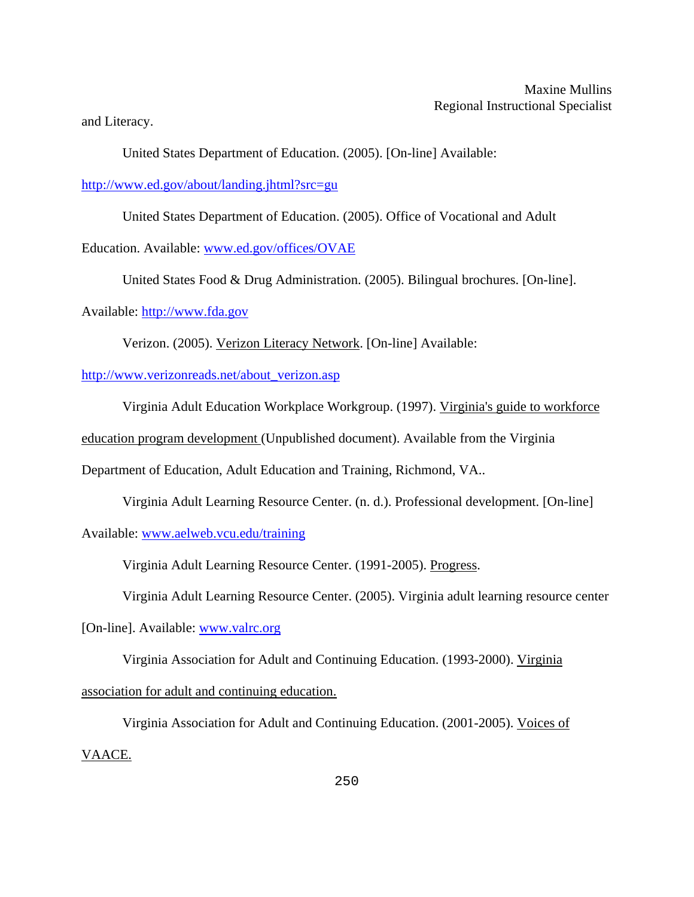and Literacy.

United States Department of Education. (2005). [On-line] Available: http://www.ed.gov/about/landing.jhtml?src=gu

United States Department of Education. (2005). Office of Vocational and Adult Education. Available: www.ed.gov/offices/OVAE

United States Food & Drug Administration. (2005). Bilingual brochures. [On-line]. Available: http://www.fda.gov

Verizon. (2005). Verizon Literacy Network. [On-line] Available: http://www.verizonreads.net/about_verizon.asp

Virginia Adult Education Workplace Workgroup. (1997). Virginia's guide to workforce education program development (Unpublished document). Available from the Virginia Department of Education, Adult Education and Training, Richmond, VA..

Virginia Adult Learning Resource Center. (n. d.). Professional development. [On-line] Available: www.aelweb.vcu.edu/training

Virginia Adult Learning Resource Center. (1991-2005). Progress.

Virginia Adult Learning Resource Center. (2005). Virginia adult learning resource center [On-line]. Available: www.valrc.org

Virginia Association for Adult and Continuing Education. (1993-2000). Virginia association for adult and continuing education.

Virginia Association for Adult and Continuing Education. (2001-2005). Voices of VAACE.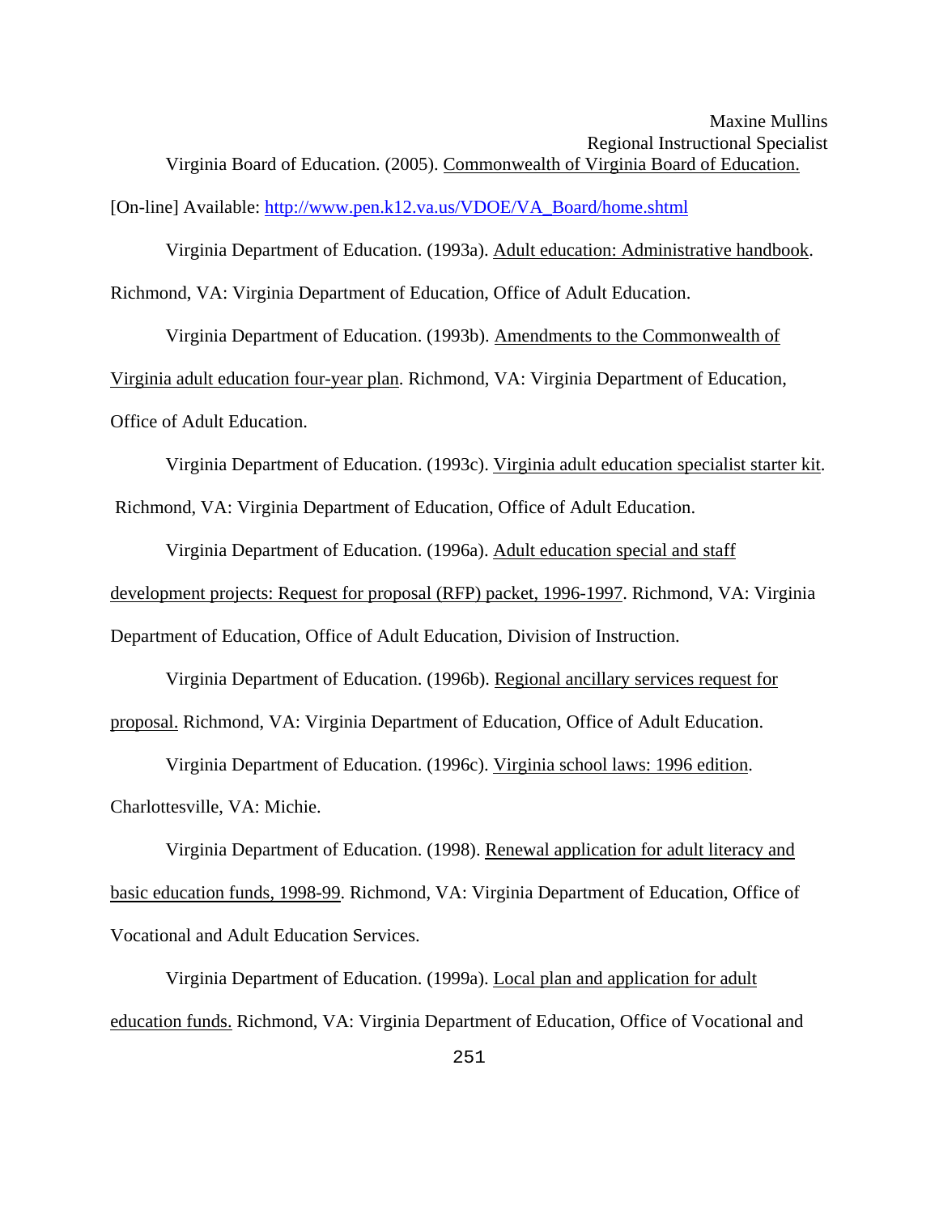Virginia Board of Education. (2005). Commonwealth of Virginia Board of Education. [On-line] Available: http://www.pen.k12.va.us/VDOE/VA_Board/home.shtml

Virginia Department of Education. (1993a). Adult education: Administrative handbook. Richmond, VA: Virginia Department of Education, Office of Adult Education.

Virginia Department of Education. (1993b). Amendments to the Commonwealth of Virginia adult education four-year plan. Richmond, VA: Virginia Department of Education, Office of Adult Education.

Virginia Department of Education. (1993c). Virginia adult education specialist starter kit. Richmond, VA: Virginia Department of Education, Office of Adult Education.

Virginia Department of Education. (1996a). Adult education special and staff development projects: Request for proposal (RFP) packet, 1996-1997. Richmond, VA: Virginia Department of Education, Office of Adult Education, Division of Instruction.

Virginia Department of Education. (1996b). Regional ancillary services request for proposal. Richmond, VA: Virginia Department of Education, Office of Adult Education.

Virginia Department of Education. (1996c). Virginia school laws: 1996 edition. Charlottesville, VA: Michie.

Virginia Department of Education. (1998). Renewal application for adult literacy and basic education funds, 1998-99. Richmond, VA: Virginia Department of Education, Office of Vocational and Adult Education Services.

Virginia Department of Education. (1999a). Local plan and application for adult education funds. Richmond, VA: Virginia Department of Education, Office of Vocational and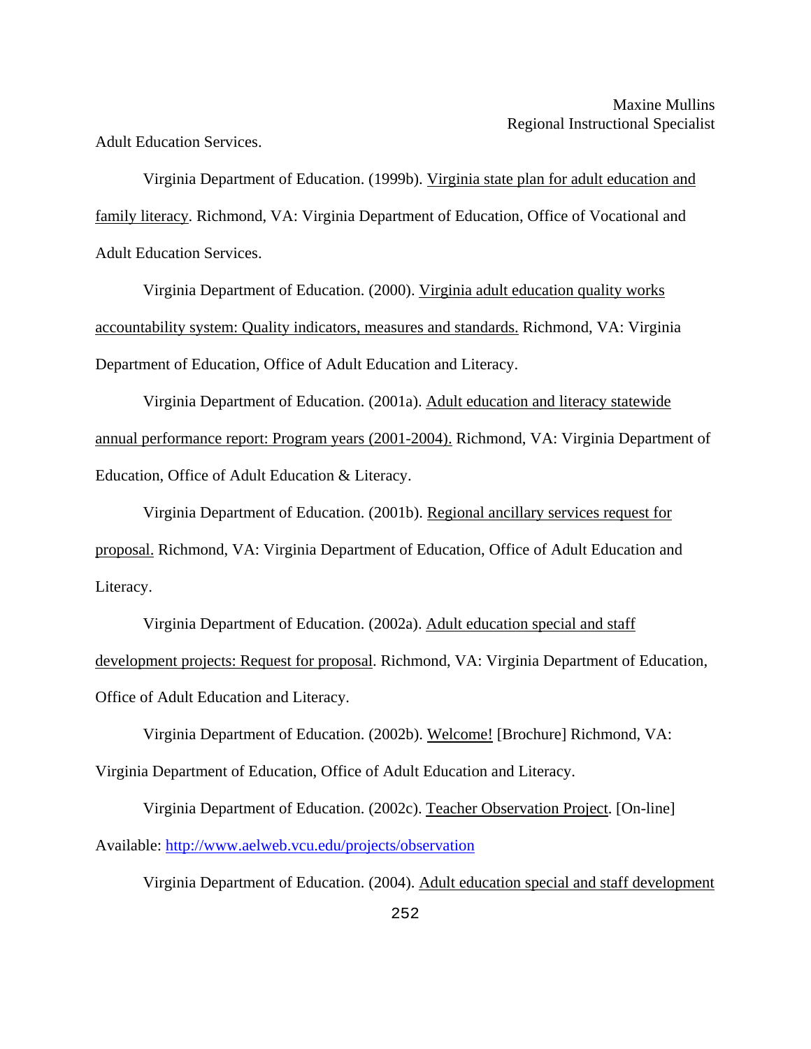Adult Education Services.

Virginia Department of Education. (1999b). Virginia state plan for adult education and family literacy. Richmond, VA: Virginia Department of Education, Office of Vocational and Adult Education Services.

Virginia Department of Education. (2000). Virginia adult education quality works accountability system: Quality indicators, measures and standards. Richmond, VA: Virginia Department of Education, Office of Adult Education and Literacy.

Virginia Department of Education. (2001a). Adult education and literacy statewide annual performance report: Program years (2001-2004). Richmond, VA: Virginia Department of Education, Office of Adult Education & Literacy.

Virginia Department of Education. (2001b). Regional ancillary services request for proposal. Richmond, VA: Virginia Department of Education, Office of Adult Education and Literacy.

Virginia Department of Education. (2002a). Adult education special and staff development projects: Request for proposal. Richmond, VA: Virginia Department of Education, Office of Adult Education and Literacy.

Virginia Department of Education. (2002b). Welcome! [Brochure] Richmond, VA: Virginia Department of Education, Office of Adult Education and Literacy.

Virginia Department of Education. (2002c). Teacher Observation Project. [On-line] Available: http://www.aelweb.vcu.edu/projects/observation

Virginia Department of Education. (2004). Adult education special and staff development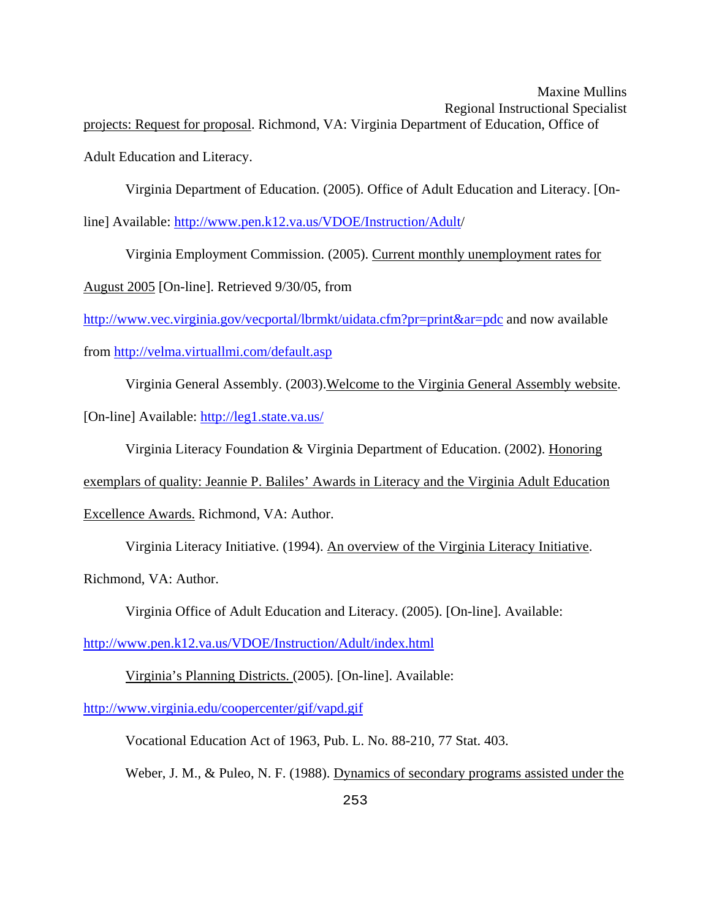projects: Request for proposal. Richmond, VA: Virginia Department of Education, Office of Adult Education and Literacy.

Virginia Department of Education. (2005). Office of Adult Education and Literacy. [On-line] Available: http://www.pen.k12.va.us/VDOE/Instruction/Adult/

Virginia Employment Commission. (2005). Current monthly unemployment rates for August 2005 [On-line]. Retrieved 9/30/05, from http://www.vec.virginia.gov/vecportal/lbrmkt/uidata.cfm?pr=print&ar=pdc and now available from http://velma.virtuallmi.com/default.asp

Virginia General Assembly. (2003).Welcome to the Virginia General Assembly website. [On-line] Available: http://leg1.state.va.us/

Virginia Literacy Foundation & Virginia Department of Education. (2002). Honoring exemplars of quality: Jeannie P. Baliles' Awards in Literacy and the Virginia Adult Education Excellence Awards. Richmond, VA: Author.

Virginia Literacy Initiative. (1994). An overview of the Virginia Literacy Initiative. Richmond, VA: Author.

Virginia Office of Adult Education and Literacy. (2005). [On-line]. Available: http://www.pen.k12.va.us/VDOE/Instruction/Adult/index.html

Virginia's Planning Districts. (2005). [On-line]. Available: http://www.virginia.edu/coopercenter/gif/vapd.gif

Vocational Education Act of 1963, Pub. L. No. 88-210, 77 Stat. 403.

Weber, J. M., & Puleo, N. F. (1988). Dynamics of secondary programs assisted under the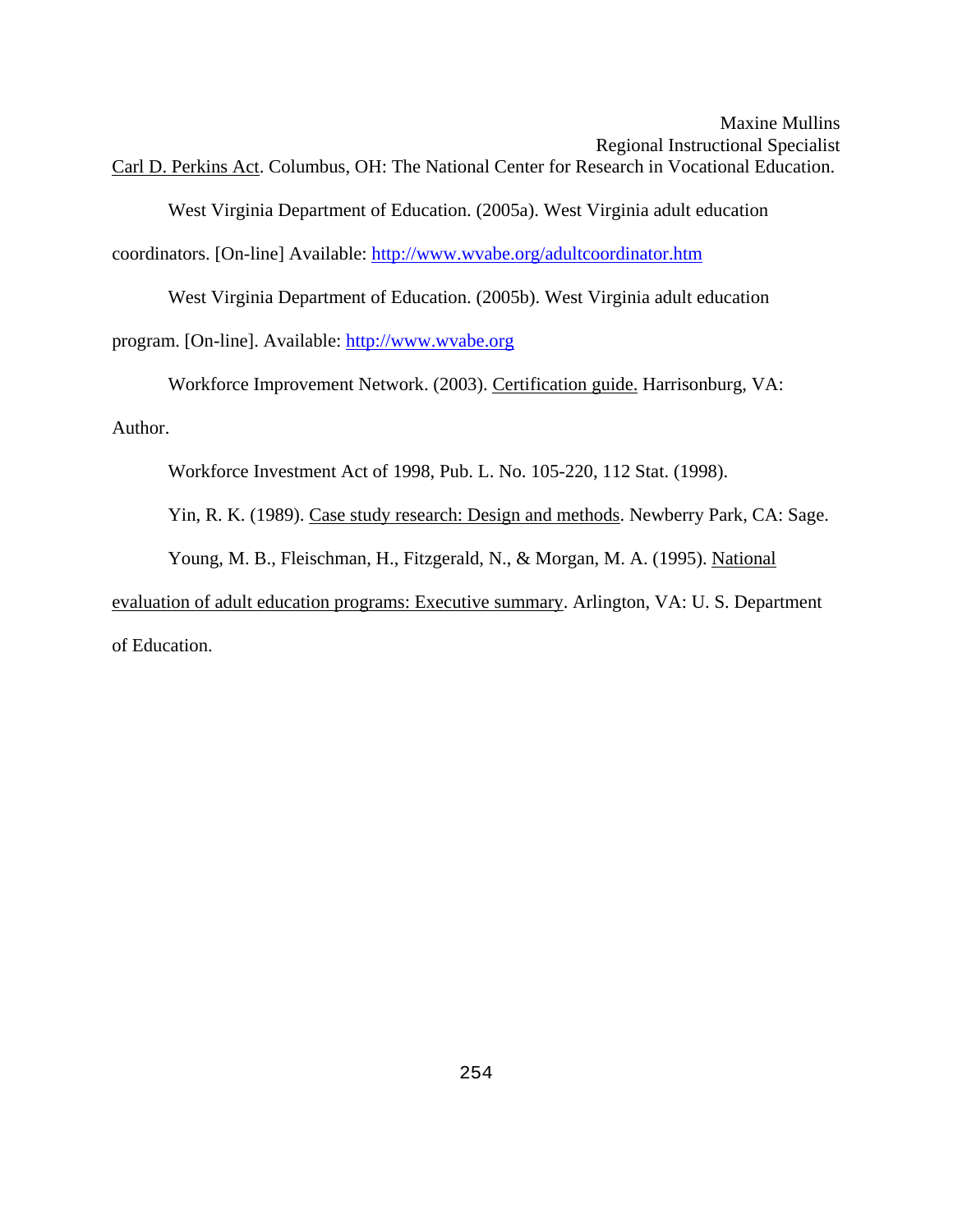Carl D. Perkins Act. Columbus, OH: The National Center for Research in Vocational Education.

West Virginia Department of Education. (2005a). West Virginia adult education coordinators. [On-line] Available: http://www.wvabe.org/adultcoordinator.htm

West Virginia Department of Education. (2005b). West Virginia adult education program. [On-line]. Available: http://www.wvabe.org

Workforce Improvement Network. (2003). Certification guide. Harrisonburg, VA: Author.

Workforce Investment Act of 1998, Pub. L. No. 105-220, 112 Stat. (1998).

Yin, R. K. (1989). Case study research: Design and methods. Newberry Park, CA: Sage.

Young, M. B., Fleischman, H., Fitzgerald, N., & Morgan, M. A. (1995). National evaluation of adult education programs: Executive summary. Arlington, VA: U. S. Department of Education.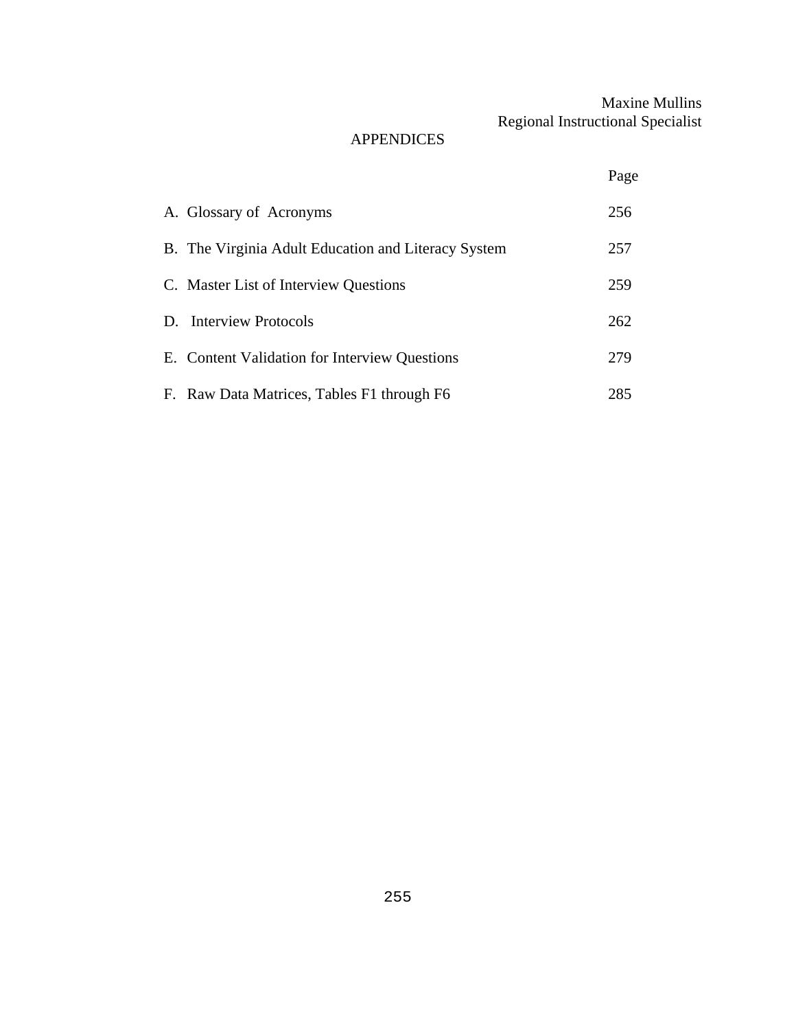Maxine Mullins
Regional Instructional Specialist

# APPENDICES

| | Page |
|---|---|
| A. Glossary of Acronyms | 256 |
| B. The Virginia Adult Education and Literacy System | 257 |
| C. Master List of Interview Questions | 259 |
| D. Interview Protocols | 262 |
| E. Content Validation for Interview Questions | 279 |
| F. Raw Data Matrices, Tables F1 through F6 | 285 |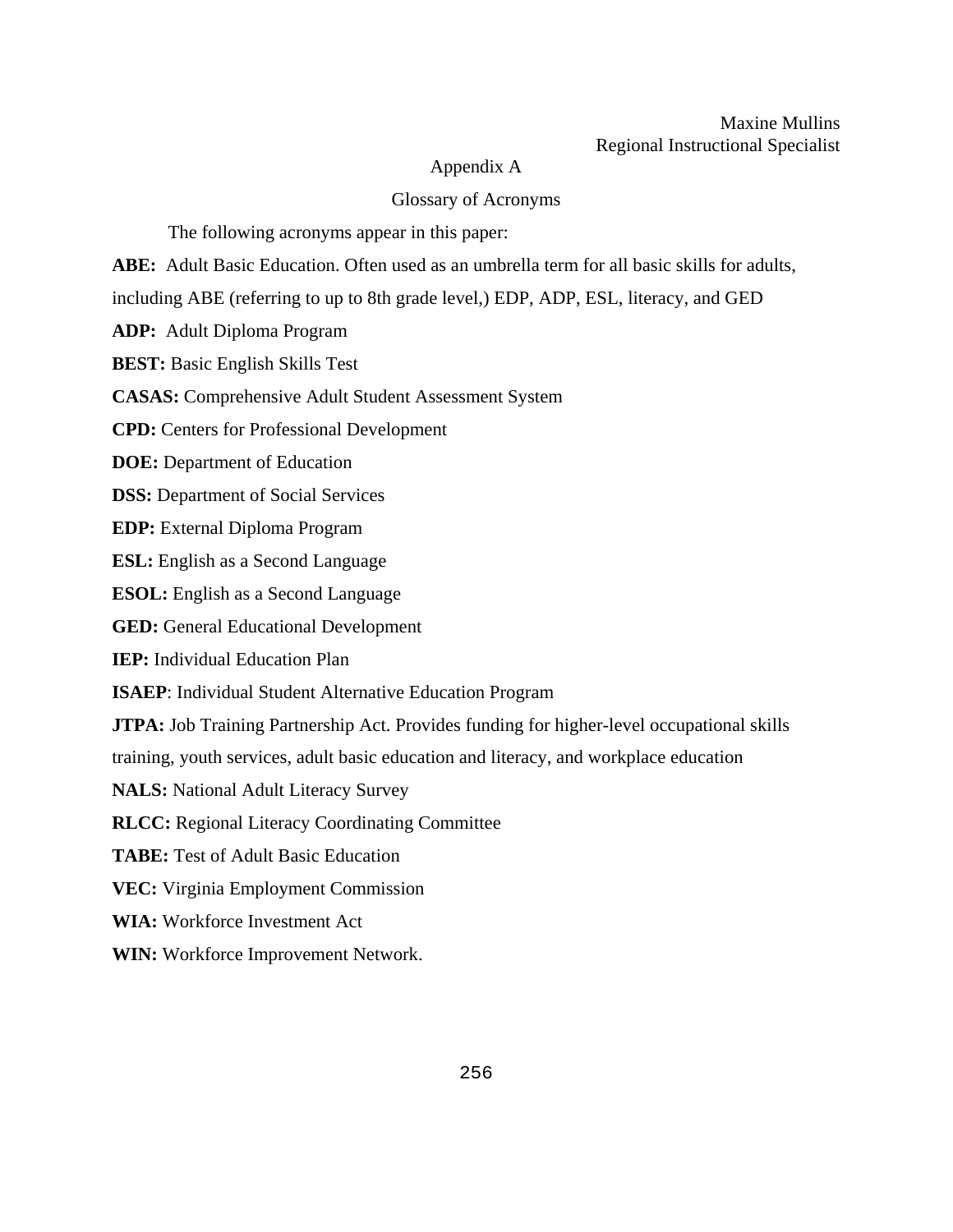Maxine Mullins
Regional Instructional Specialist

## Appendix A

## Glossary of Acronyms

The following acronyms appear in this paper:

**ABE:** Adult Basic Education. Often used as an umbrella term for all basic skills for adults, including ABE (referring to up to 8th grade level,) EDP, ADP, ESL, literacy, and GED

**ADP:** Adult Diploma Program

**BEST:** Basic English Skills Test

**CASAS:** Comprehensive Adult Student Assessment System

**CPD:** Centers for Professional Development

**DOE:** Department of Education

**DSS:** Department of Social Services

**EDP:** External Diploma Program

**ESL:** English as a Second Language

**ESOL:** English as a Second Language

**GED:** General Educational Development

**IEP:** Individual Education Plan

**ISAEP**: Individual Student Alternative Education Program

**JTPA:** Job Training Partnership Act. Provides funding for higher-level occupational skills training, youth services, adult basic education and literacy, and workplace education

**NALS:** National Adult Literacy Survey

**RLCC:** Regional Literacy Coordinating Committee

**TABE:** Test of Adult Basic Education

**VEC:** Virginia Employment Commission

**WIA:** Workforce Investment Act

**WIN:** Workforce Improvement Network.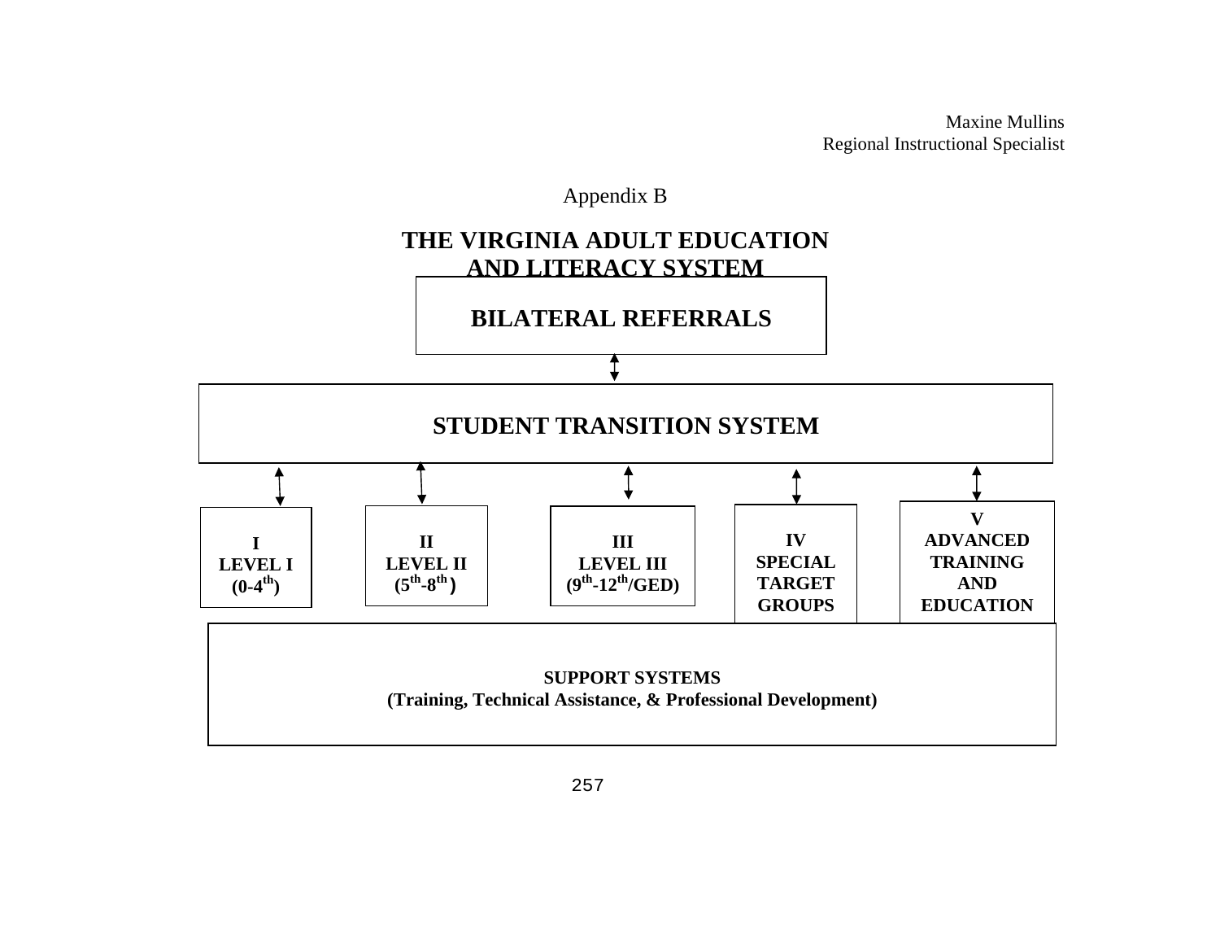Maxine Mullins
Regional Instructional Specialist

Appendix B

## THE VIRGINIA ADULT EDUCATION AND LITERACY SYSTEM

**BILATERAL REFERRALS**

**STUDENT TRANSITION SYSTEM**

**I**
**LEVEL I**
**(0-4th)**

**II**
**LEVEL II**
**(5th-8th)**

**III**
**LEVEL III**
**(9th-12th/GED)**

**IV**
**SPECIAL TARGET GROUPS**

**V**
**ADVANCED TRAINING AND EDUCATION**

**SUPPORT SYSTEMS**
**(Training, Technical Assistance, & Professional Development)**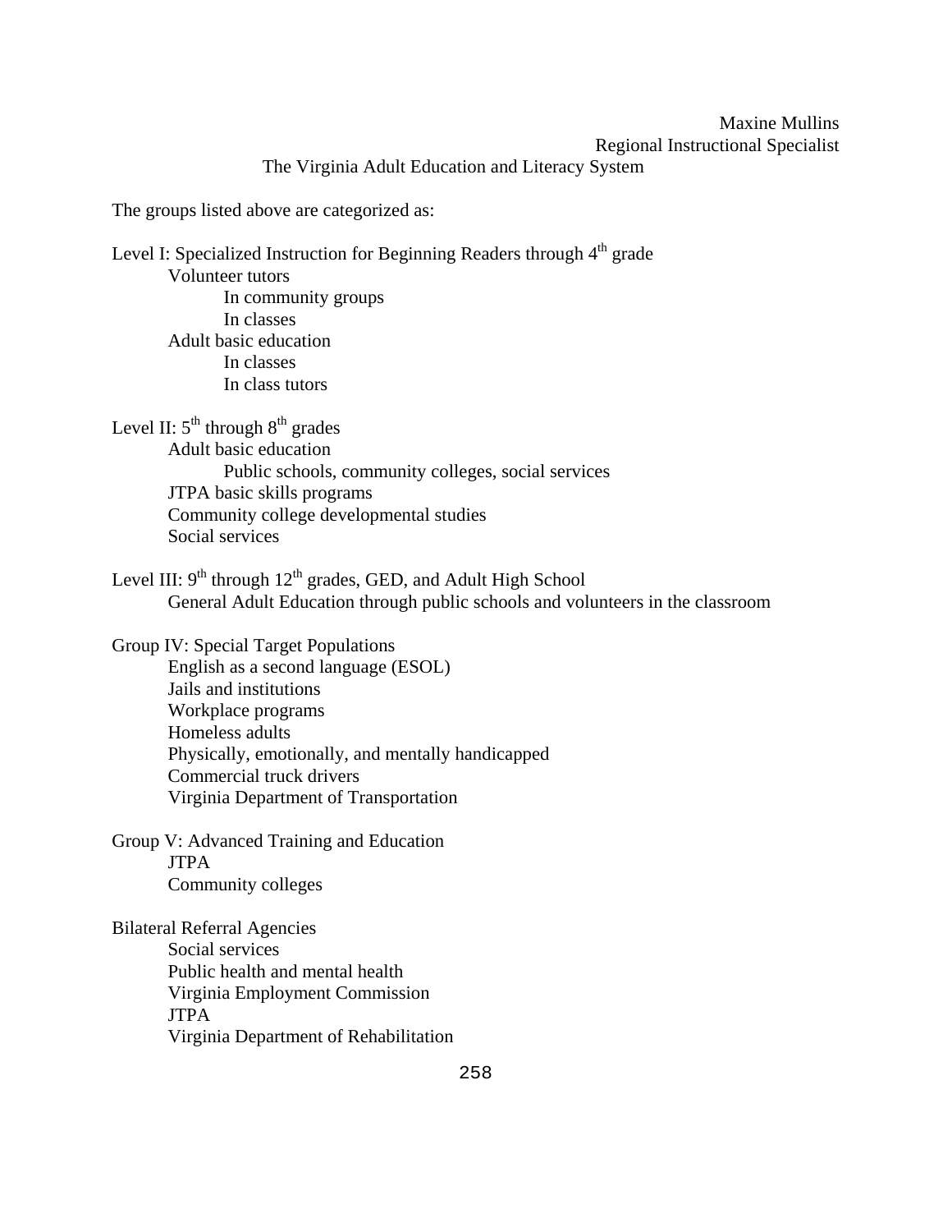Maxine Mullins
Regional Instructional Specialist
The Virginia Adult Education and Literacy System

The groups listed above are categorized as:

Level I: Specialized Instruction for Beginning Readers through 4th grade
- Volunteer tutors
  - In community groups
  - In classes
- Adult basic education
  - In classes
  - In class tutors

Level II: 5th through 8th grades
- Adult basic education
  - Public schools, community colleges, social services
- JTPA basic skills programs
- Community college developmental studies
- Social services

Level III: 9th through 12th grades, GED, and Adult High School
- General Adult Education through public schools and volunteers in the classroom

Group IV: Special Target Populations
- English as a second language (ESOL)
- Jails and institutions
- Workplace programs
- Homeless adults
- Physically, emotionally, and mentally handicapped
- Commercial truck drivers
- Virginia Department of Transportation

Group V: Advanced Training and Education
- JTPA
- Community colleges

Bilateral Referral Agencies
- Social services
- Public health and mental health
- Virginia Employment Commission
- JTPA
- Virginia Department of Rehabilitation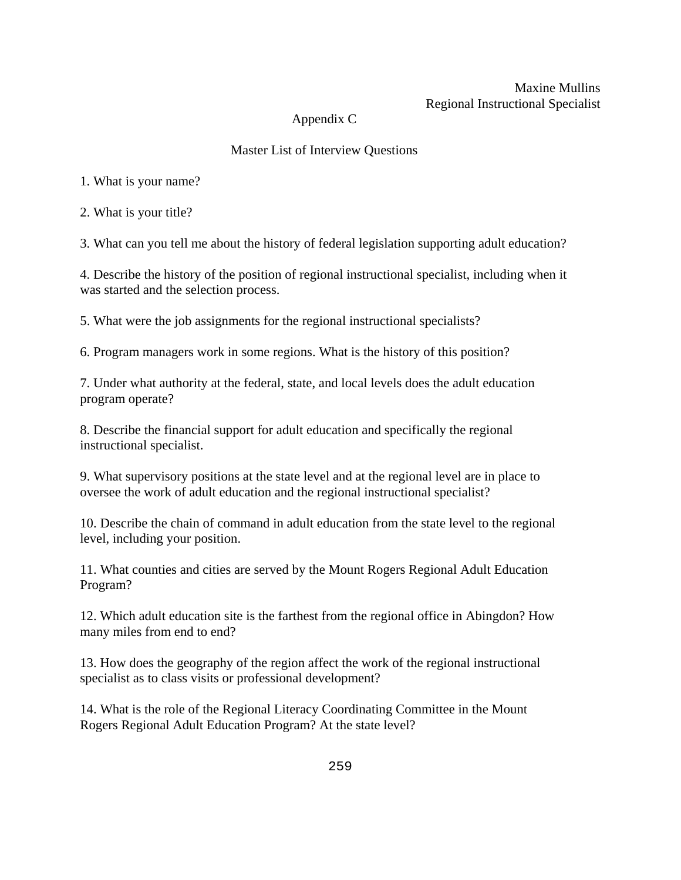Maxine Mullins
Regional Instructional Specialist

# Appendix C

## Master List of Interview Questions

1. What is your name?

2. What is your title?

3. What can you tell me about the history of federal legislation supporting adult education?

4. Describe the history of the position of regional instructional specialist, including when it was started and the selection process.

5. What were the job assignments for the regional instructional specialists?

6. Program managers work in some regions. What is the history of this position?

7. Under what authority at the federal, state, and local levels does the adult education program operate?

8. Describe the financial support for adult education and specifically the regional instructional specialist.

9. What supervisory positions at the state level and at the regional level are in place to oversee the work of adult education and the regional instructional specialist?

10. Describe the chain of command in adult education from the state level to the regional level, including your position.

11. What counties and cities are served by the Mount Rogers Regional Adult Education Program?

12. Which adult education site is the farthest from the regional office in Abingdon? How many miles from end to end?

13. How does the geography of the region affect the work of the regional instructional specialist as to class visits or professional development?

14. What is the role of the Regional Literacy Coordinating Committee in the Mount Rogers Regional Adult Education Program? At the state level?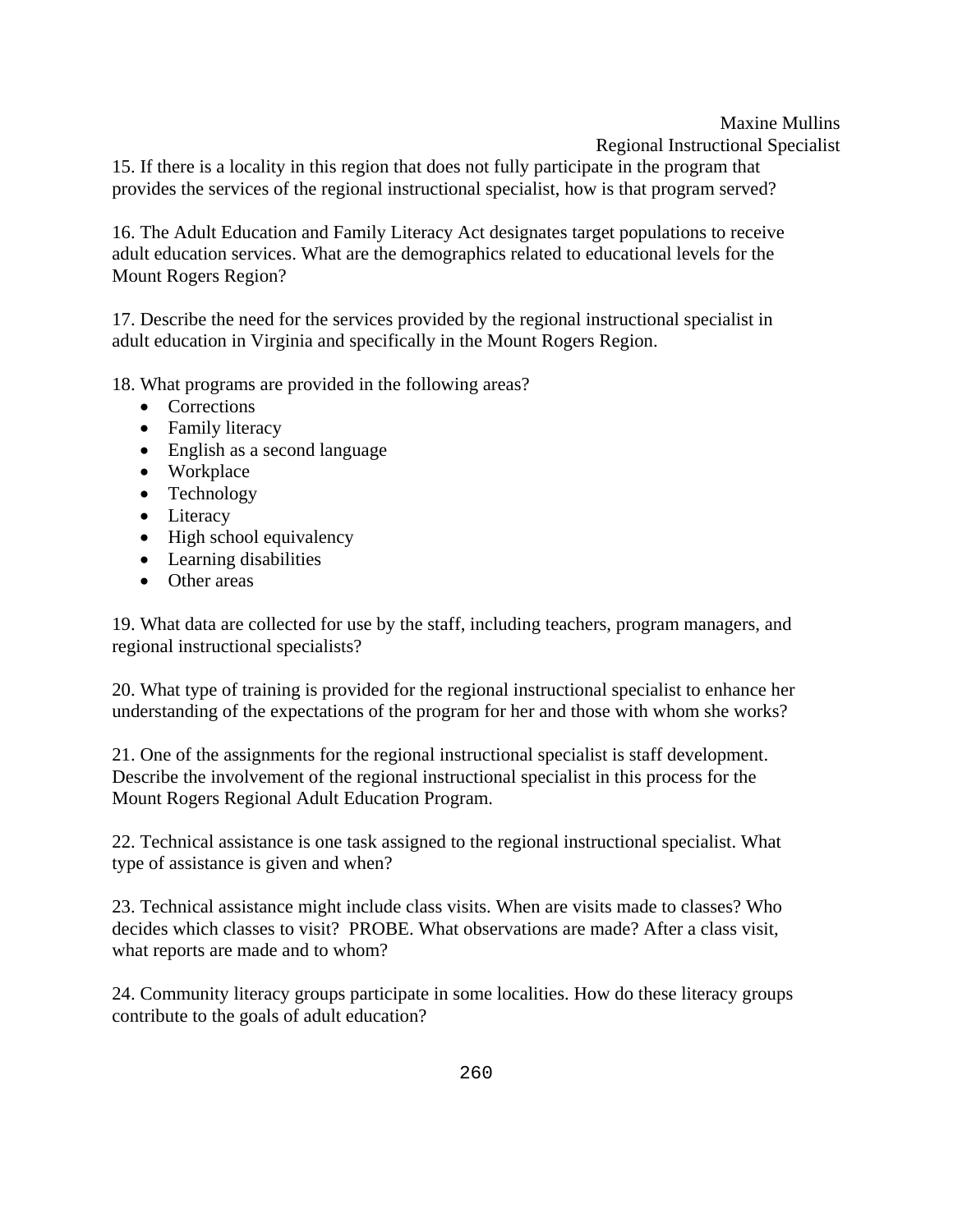Maxine Mullins
Regional Instructional Specialist

15. If there is a locality in this region that does not fully participate in the program that provides the services of the regional instructional specialist, how is that program served?

16. The Adult Education and Family Literacy Act designates target populations to receive adult education services. What are the demographics related to educational levels for the Mount Rogers Region?

17. Describe the need for the services provided by the regional instructional specialist in adult education in Virginia and specifically in the Mount Rogers Region.

18. What programs are provided in the following areas?

- Corrections
- Family literacy
- English as a second language
- Workplace
- Technology
- Literacy
- High school equivalency
- Learning disabilities
- Other areas

19. What data are collected for use by the staff, including teachers, program managers, and regional instructional specialists?

20. What type of training is provided for the regional instructional specialist to enhance her understanding of the expectations of the program for her and those with whom she works?

21. One of the assignments for the regional instructional specialist is staff development. Describe the involvement of the regional instructional specialist in this process for the Mount Rogers Regional Adult Education Program.

22. Technical assistance is one task assigned to the regional instructional specialist. What type of assistance is given and when?

23. Technical assistance might include class visits. When are visits made to classes? Who decides which classes to visit? PROBE. What observations are made? After a class visit, what reports are made and to whom?

24. Community literacy groups participate in some localities. How do these literacy groups contribute to the goals of adult education?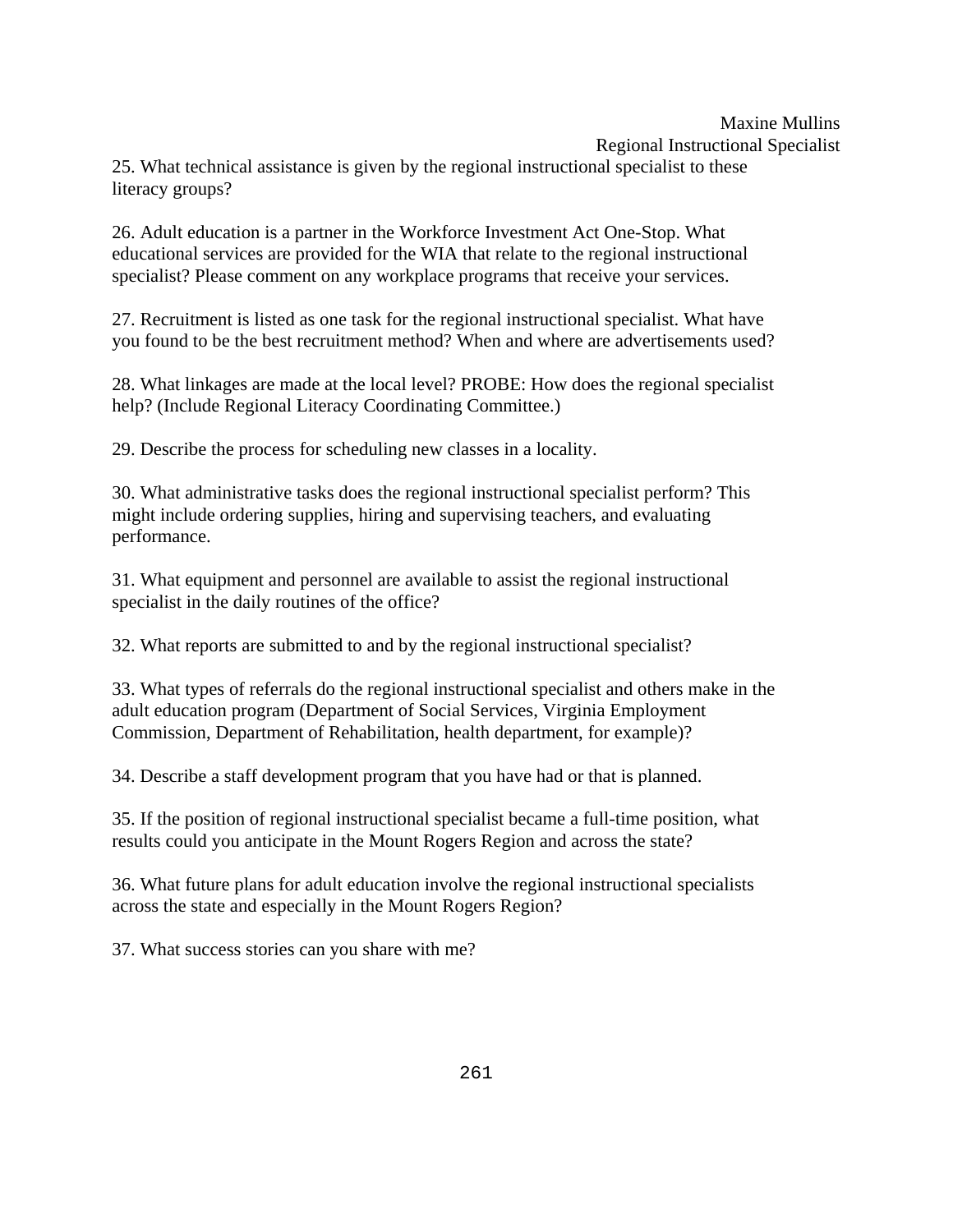Maxine Mullins
Regional Instructional Specialist

25. What technical assistance is given by the regional instructional specialist to these literacy groups?

26. Adult education is a partner in the Workforce Investment Act One-Stop. What educational services are provided for the WIA that relate to the regional instructional specialist? Please comment on any workplace programs that receive your services.

27. Recruitment is listed as one task for the regional instructional specialist. What have you found to be the best recruitment method? When and where are advertisements used?

28. What linkages are made at the local level? PROBE: How does the regional specialist help? (Include Regional Literacy Coordinating Committee.)

29. Describe the process for scheduling new classes in a locality.

30. What administrative tasks does the regional instructional specialist perform? This might include ordering supplies, hiring and supervising teachers, and evaluating performance.

31. What equipment and personnel are available to assist the regional instructional specialist in the daily routines of the office?

32. What reports are submitted to and by the regional instructional specialist?

33. What types of referrals do the regional instructional specialist and others make in the adult education program (Department of Social Services, Virginia Employment Commission, Department of Rehabilitation, health department, for example)?

34. Describe a staff development program that you have had or that is planned.

35. If the position of regional instructional specialist became a full-time position, what results could you anticipate in the Mount Rogers Region and across the state?

36. What future plans for adult education involve the regional instructional specialists across the state and especially in the Mount Rogers Region?

37. What success stories can you share with me?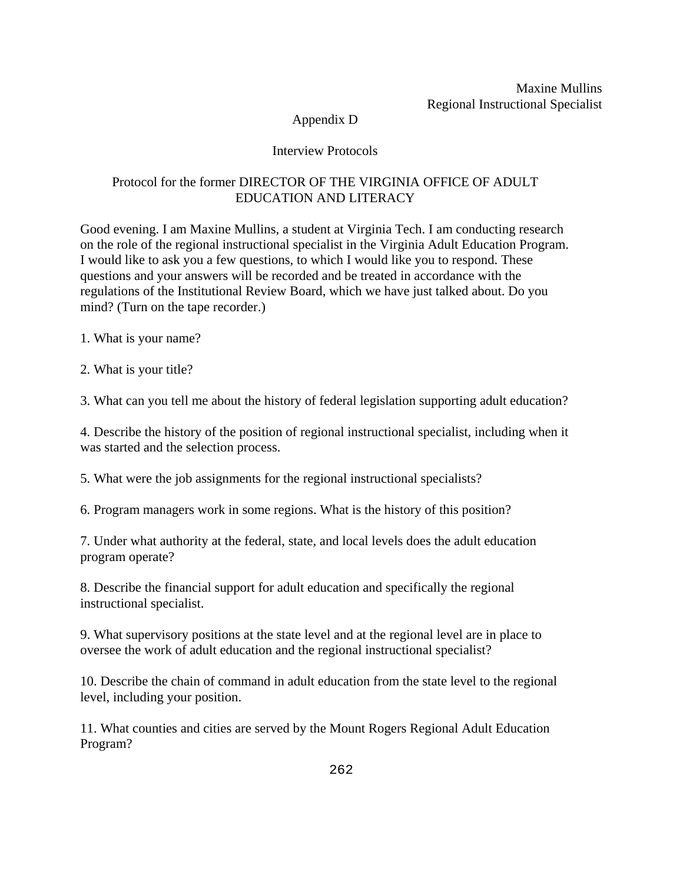Maxine Mullins
Regional Instructional Specialist

# Appendix D

## Interview Protocols

### Protocol for the former DIRECTOR OF THE VIRGINIA OFFICE OF ADULT EDUCATION AND LITERACY

Good evening. I am Maxine Mullins, a student at Virginia Tech. I am conducting research on the role of the regional instructional specialist in the Virginia Adult Education Program. I would like to ask you a few questions, to which I would like you to respond. These questions and your answers will be recorded and be treated in accordance with the regulations of the Institutional Review Board, which we have just talked about. Do you mind? (Turn on the tape recorder.)

1. What is your name?

2. What is your title?

3. What can you tell me about the history of federal legislation supporting adult education?

4. Describe the history of the position of regional instructional specialist, including when it was started and the selection process.

5. What were the job assignments for the regional instructional specialists?

6. Program managers work in some regions. What is the history of this position?

7. Under what authority at the federal, state, and local levels does the adult education program operate?

8. Describe the financial support for adult education and specifically the regional instructional specialist.

9. What supervisory positions at the state level and at the regional level are in place to oversee the work of adult education and the regional instructional specialist?

10. Describe the chain of command in adult education from the state level to the regional level, including your position.

11. What counties and cities are served by the Mount Rogers Regional Adult Education Program?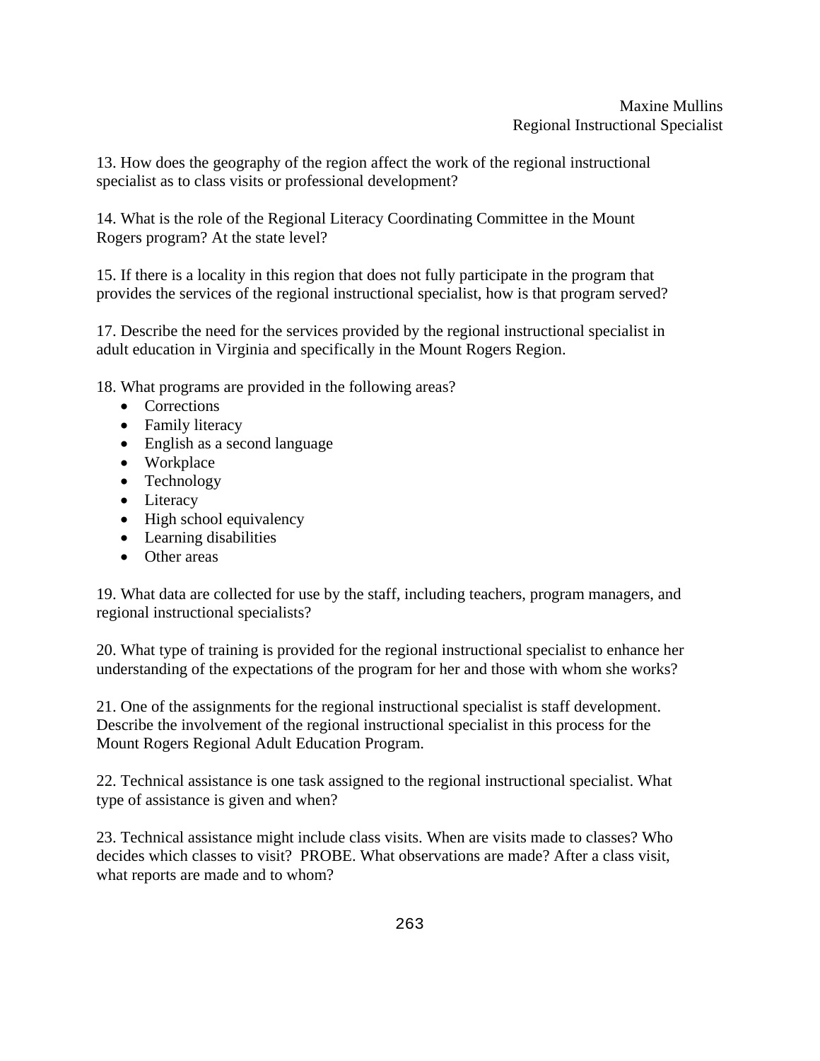Maxine Mullins
Regional Instructional Specialist

13. How does the geography of the region affect the work of the regional instructional specialist as to class visits or professional development?

14. What is the role of the Regional Literacy Coordinating Committee in the Mount Rogers program? At the state level?

15. If there is a locality in this region that does not fully participate in the program that provides the services of the regional instructional specialist, how is that program served?

17. Describe the need for the services provided by the regional instructional specialist in adult education in Virginia and specifically in the Mount Rogers Region.

18. What programs are provided in the following areas?

- Corrections
- Family literacy
- English as a second language
- Workplace
- Technology
- Literacy
- High school equivalency
- Learning disabilities
- Other areas

19. What data are collected for use by the staff, including teachers, program managers, and regional instructional specialists?

20. What type of training is provided for the regional instructional specialist to enhance her understanding of the expectations of the program for her and those with whom she works?

21. One of the assignments for the regional instructional specialist is staff development. Describe the involvement of the regional instructional specialist in this process for the Mount Rogers Regional Adult Education Program.

22. Technical assistance is one task assigned to the regional instructional specialist. What type of assistance is given and when?

23. Technical assistance might include class visits. When are visits made to classes? Who decides which classes to visit? PROBE. What observations are made? After a class visit, what reports are made and to whom?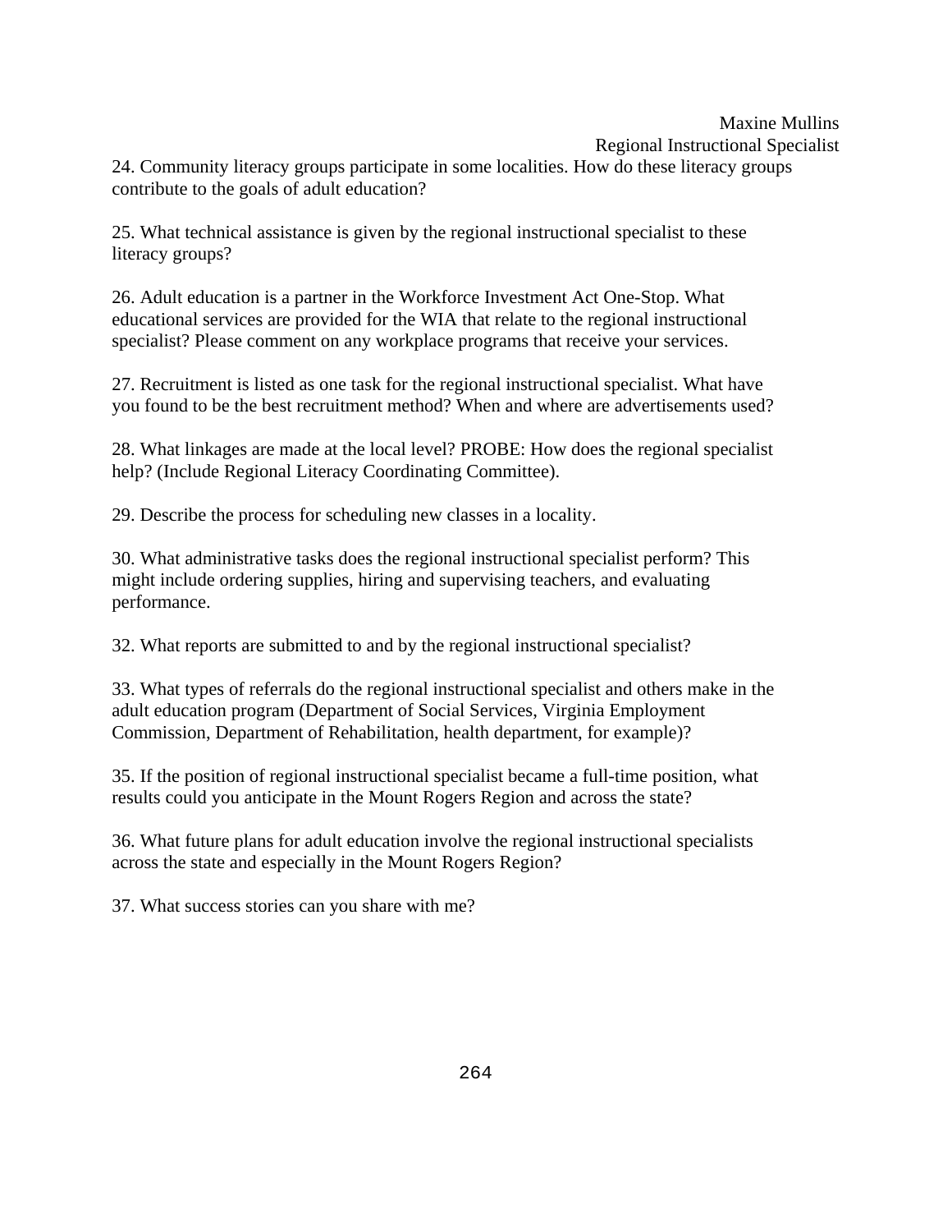Maxine Mullins

Regional Instructional Specialist

24. Community literacy groups participate in some localities. How do these literacy groups contribute to the goals of adult education?

25. What technical assistance is given by the regional instructional specialist to these literacy groups?

26. Adult education is a partner in the Workforce Investment Act One-Stop. What educational services are provided for the WIA that relate to the regional instructional specialist? Please comment on any workplace programs that receive your services.

27. Recruitment is listed as one task for the regional instructional specialist. What have you found to be the best recruitment method? When and where are advertisements used?

28. What linkages are made at the local level? PROBE: How does the regional specialist help? (Include Regional Literacy Coordinating Committee).

29. Describe the process for scheduling new classes in a locality.

30. What administrative tasks does the regional instructional specialist perform? This might include ordering supplies, hiring and supervising teachers, and evaluating performance.

32. What reports are submitted to and by the regional instructional specialist?

33. What types of referrals do the regional instructional specialist and others make in the adult education program (Department of Social Services, Virginia Employment Commission, Department of Rehabilitation, health department, for example)?

35. If the position of regional instructional specialist became a full-time position, what results could you anticipate in the Mount Rogers Region and across the state?

36. What future plans for adult education involve the regional instructional specialists across the state and especially in the Mount Rogers Region?

37. What success stories can you share with me?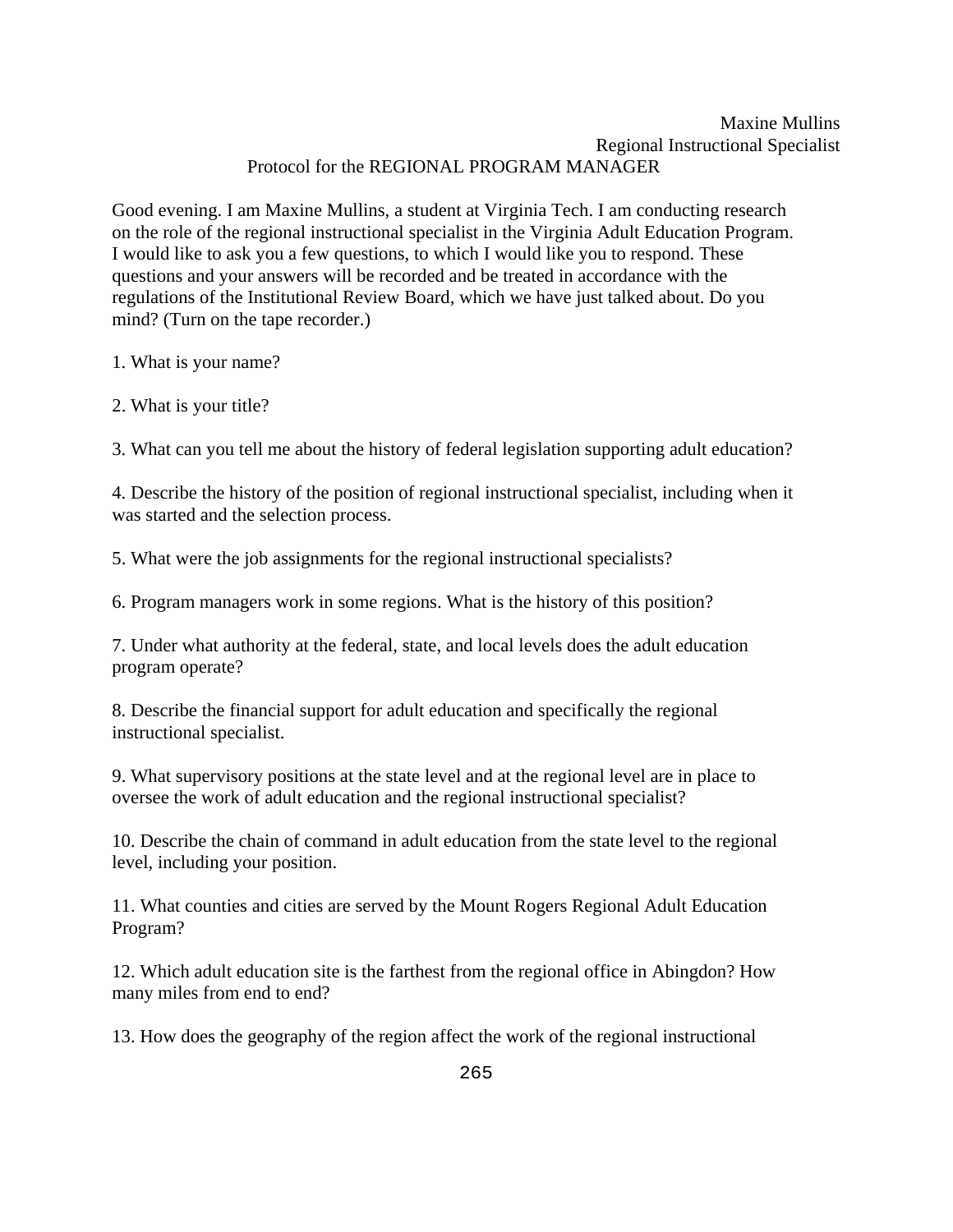Maxine Mullins
Regional Instructional Specialist

Protocol for the REGIONAL PROGRAM MANAGER

Good evening. I am Maxine Mullins, a student at Virginia Tech. I am conducting research on the role of the regional instructional specialist in the Virginia Adult Education Program. I would like to ask you a few questions, to which I would like you to respond. These questions and your answers will be recorded and be treated in accordance with the regulations of the Institutional Review Board, which we have just talked about. Do you mind? (Turn on the tape recorder.)

1. What is your name?

2. What is your title?

3. What can you tell me about the history of federal legislation supporting adult education?

4. Describe the history of the position of regional instructional specialist, including when it was started and the selection process.

5. What were the job assignments for the regional instructional specialists?

6. Program managers work in some regions. What is the history of this position?

7. Under what authority at the federal, state, and local levels does the adult education program operate?

8. Describe the financial support for adult education and specifically the regional instructional specialist.

9. What supervisory positions at the state level and at the regional level are in place to oversee the work of adult education and the regional instructional specialist?

10. Describe the chain of command in adult education from the state level to the regional level, including your position.

11. What counties and cities are served by the Mount Rogers Regional Adult Education Program?

12. Which adult education site is the farthest from the regional office in Abingdon? How many miles from end to end?

13. How does the geography of the region affect the work of the regional instructional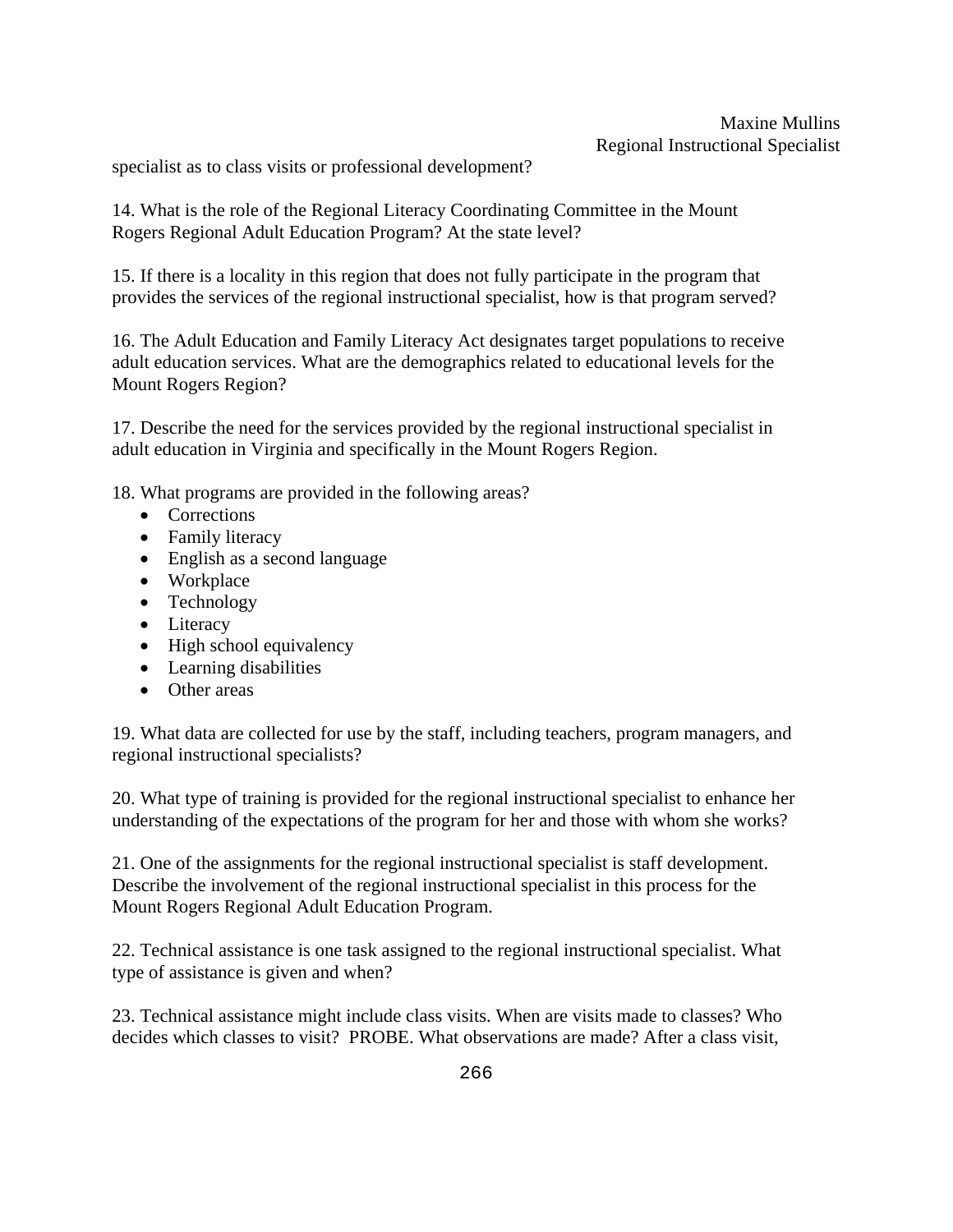specialist as to class visits or professional development?

14. What is the role of the Regional Literacy Coordinating Committee in the Mount Rogers Regional Adult Education Program? At the state level?

15. If there is a locality in this region that does not fully participate in the program that provides the services of the regional instructional specialist, how is that program served?

16. The Adult Education and Family Literacy Act designates target populations to receive adult education services. What are the demographics related to educational levels for the Mount Rogers Region?

17. Describe the need for the services provided by the regional instructional specialist in adult education in Virginia and specifically in the Mount Rogers Region.

18. What programs are provided in the following areas?

- Corrections
- Family literacy
- English as a second language
- Workplace
- Technology
- Literacy
- High school equivalency
- Learning disabilities
- Other areas

19. What data are collected for use by the staff, including teachers, program managers, and regional instructional specialists?

20. What type of training is provided for the regional instructional specialist to enhance her understanding of the expectations of the program for her and those with whom she works?

21. One of the assignments for the regional instructional specialist is staff development. Describe the involvement of the regional instructional specialist in this process for the Mount Rogers Regional Adult Education Program.

22. Technical assistance is one task assigned to the regional instructional specialist. What type of assistance is given and when?

23. Technical assistance might include class visits. When are visits made to classes? Who decides which classes to visit? PROBE. What observations are made? After a class visit,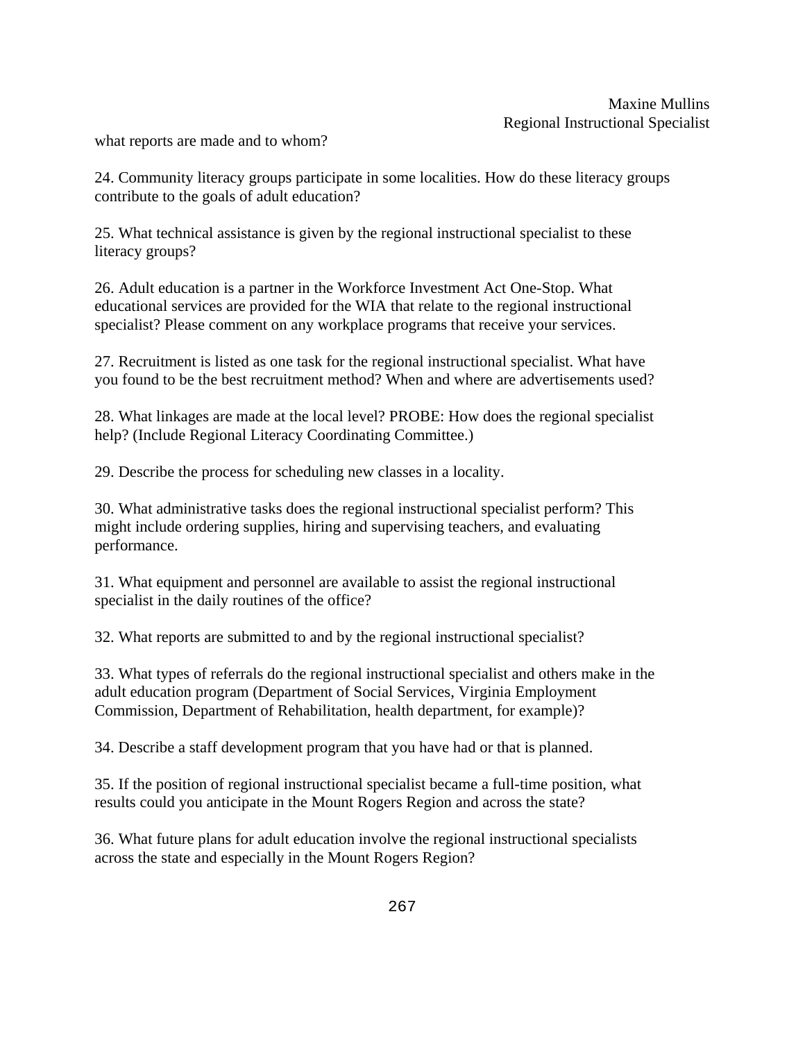what reports are made and to whom?

24. Community literacy groups participate in some localities. How do these literacy groups contribute to the goals of adult education?

25. What technical assistance is given by the regional instructional specialist to these literacy groups?

26. Adult education is a partner in the Workforce Investment Act One-Stop. What educational services are provided for the WIA that relate to the regional instructional specialist? Please comment on any workplace programs that receive your services.

27. Recruitment is listed as one task for the regional instructional specialist. What have you found to be the best recruitment method? When and where are advertisements used?

28. What linkages are made at the local level? PROBE: How does the regional specialist help? (Include Regional Literacy Coordinating Committee.)

29. Describe the process for scheduling new classes in a locality.

30. What administrative tasks does the regional instructional specialist perform? This might include ordering supplies, hiring and supervising teachers, and evaluating performance.

31. What equipment and personnel are available to assist the regional instructional specialist in the daily routines of the office?

32. What reports are submitted to and by the regional instructional specialist?

33. What types of referrals do the regional instructional specialist and others make in the adult education program (Department of Social Services, Virginia Employment Commission, Department of Rehabilitation, health department, for example)?

34. Describe a staff development program that you have had or that is planned.

35. If the position of regional instructional specialist became a full-time position, what results could you anticipate in the Mount Rogers Region and across the state?

36. What future plans for adult education involve the regional instructional specialists across the state and especially in the Mount Rogers Region?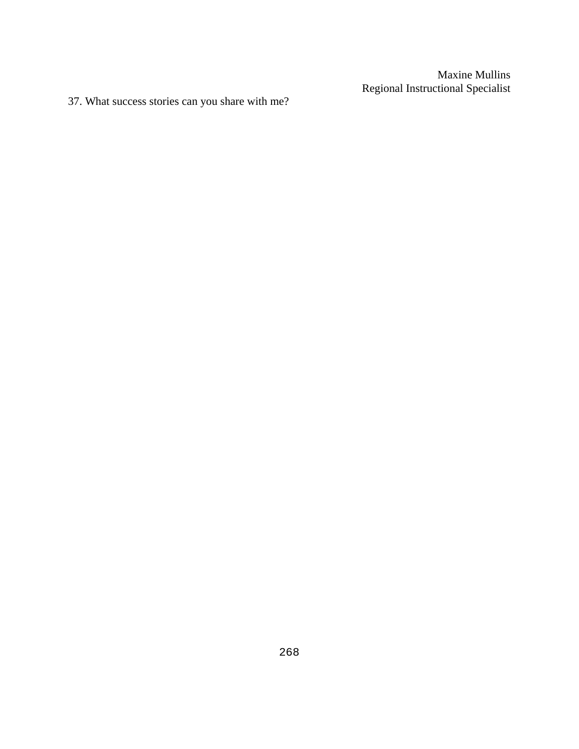Maxine Mullins
Regional Instructional Specialist

37. What success stories can you share with me?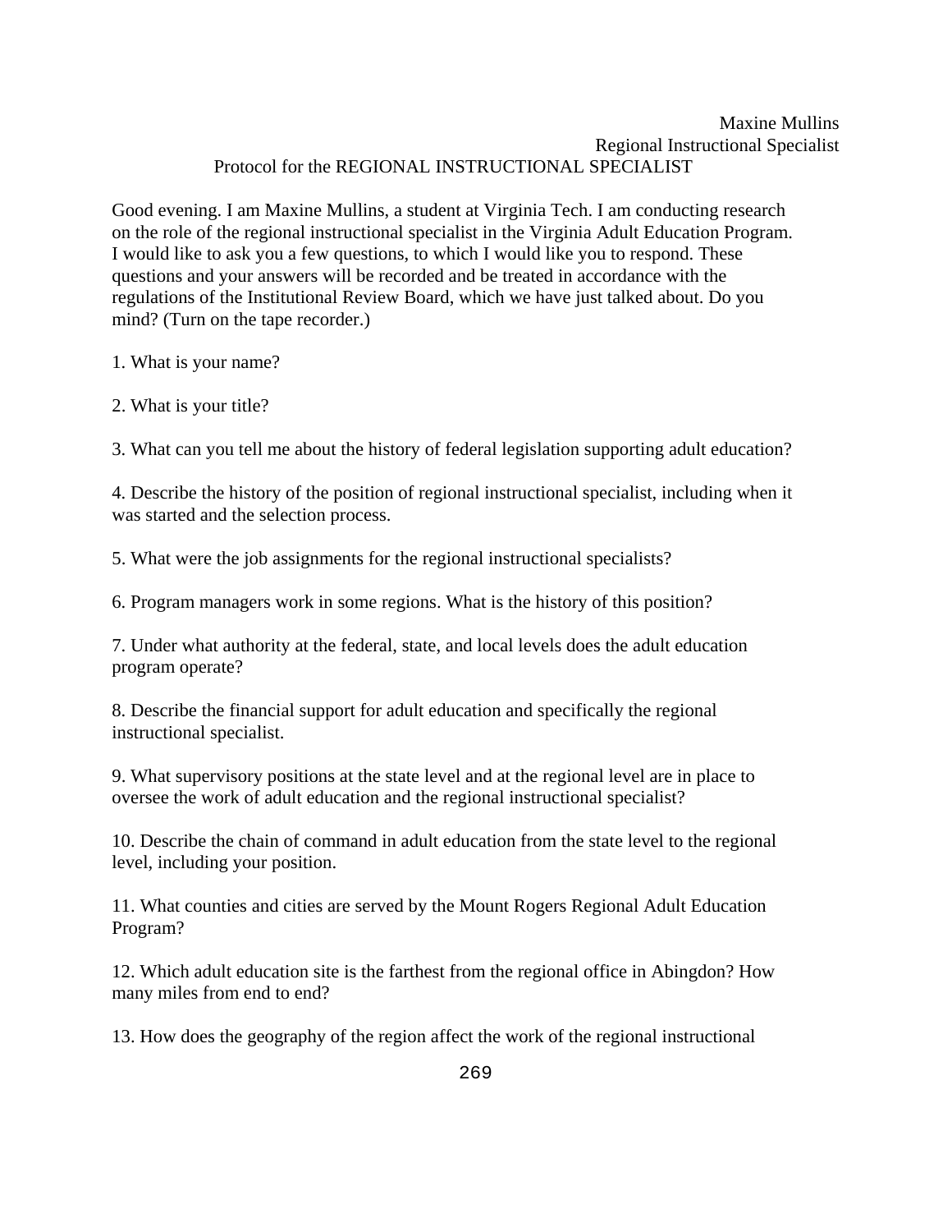Maxine Mullins
Regional Instructional Specialist

Protocol for the REGIONAL INSTRUCTIONAL SPECIALIST

Good evening. I am Maxine Mullins, a student at Virginia Tech. I am conducting research on the role of the regional instructional specialist in the Virginia Adult Education Program. I would like to ask you a few questions, to which I would like you to respond. These questions and your answers will be recorded and be treated in accordance with the regulations of the Institutional Review Board, which we have just talked about. Do you mind? (Turn on the tape recorder.)

1. What is your name?

2. What is your title?

3. What can you tell me about the history of federal legislation supporting adult education?

4. Describe the history of the position of regional instructional specialist, including when it was started and the selection process.

5. What were the job assignments for the regional instructional specialists?

6. Program managers work in some regions. What is the history of this position?

7. Under what authority at the federal, state, and local levels does the adult education program operate?

8. Describe the financial support for adult education and specifically the regional instructional specialist.

9. What supervisory positions at the state level and at the regional level are in place to oversee the work of adult education and the regional instructional specialist?

10. Describe the chain of command in adult education from the state level to the regional level, including your position.

11. What counties and cities are served by the Mount Rogers Regional Adult Education Program?

12. Which adult education site is the farthest from the regional office in Abingdon? How many miles from end to end?

13. How does the geography of the region affect the work of the regional instructional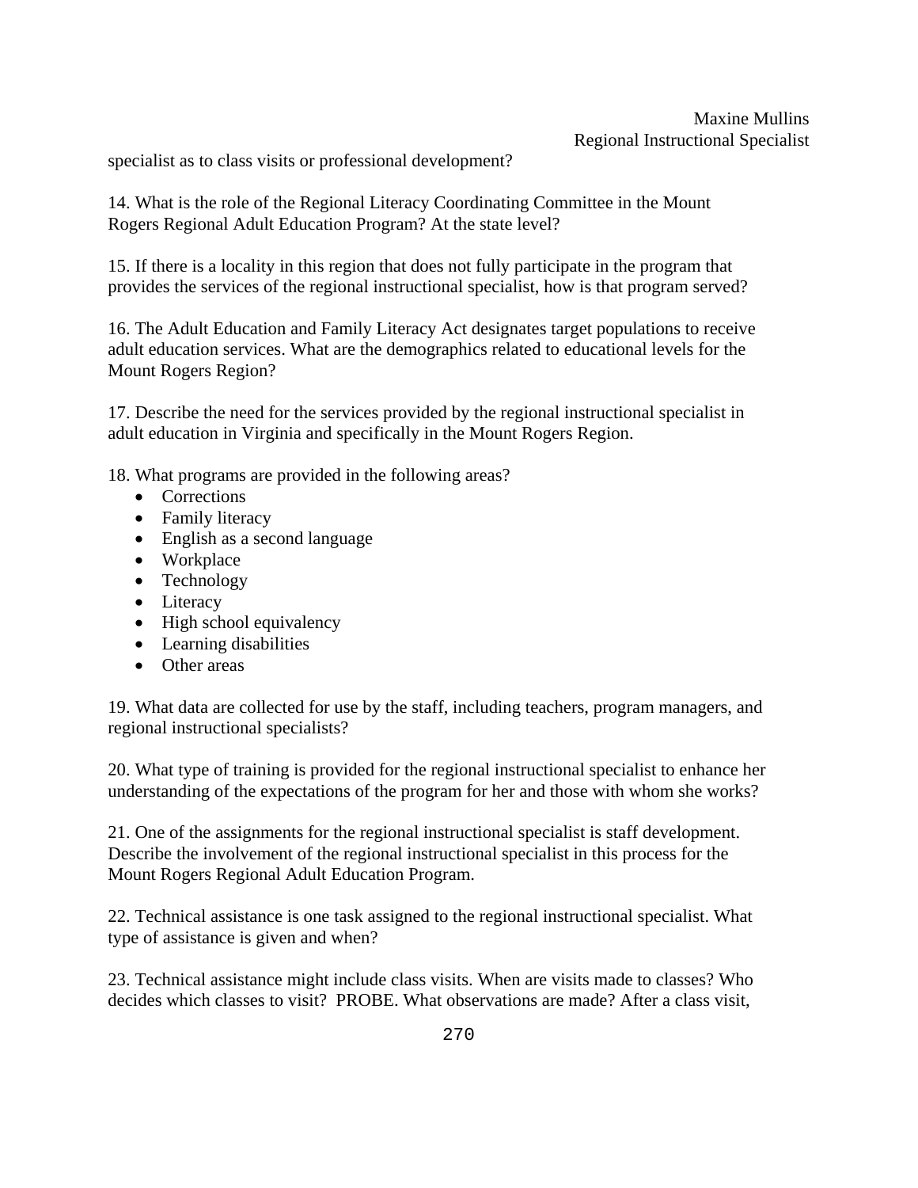specialist as to class visits or professional development?

14. What is the role of the Regional Literacy Coordinating Committee in the Mount Rogers Regional Adult Education Program? At the state level?

15. If there is a locality in this region that does not fully participate in the program that provides the services of the regional instructional specialist, how is that program served?

16. The Adult Education and Family Literacy Act designates target populations to receive adult education services. What are the demographics related to educational levels for the Mount Rogers Region?

17. Describe the need for the services provided by the regional instructional specialist in adult education in Virginia and specifically in the Mount Rogers Region.

18. What programs are provided in the following areas?

- Corrections
- Family literacy
- English as a second language
- Workplace
- Technology
- Literacy
- High school equivalency
- Learning disabilities
- Other areas

19. What data are collected for use by the staff, including teachers, program managers, and regional instructional specialists?

20. What type of training is provided for the regional instructional specialist to enhance her understanding of the expectations of the program for her and those with whom she works?

21. One of the assignments for the regional instructional specialist is staff development. Describe the involvement of the regional instructional specialist in this process for the Mount Rogers Regional Adult Education Program.

22. Technical assistance is one task assigned to the regional instructional specialist. What type of assistance is given and when?

23. Technical assistance might include class visits. When are visits made to classes? Who decides which classes to visit? PROBE. What observations are made? After a class visit,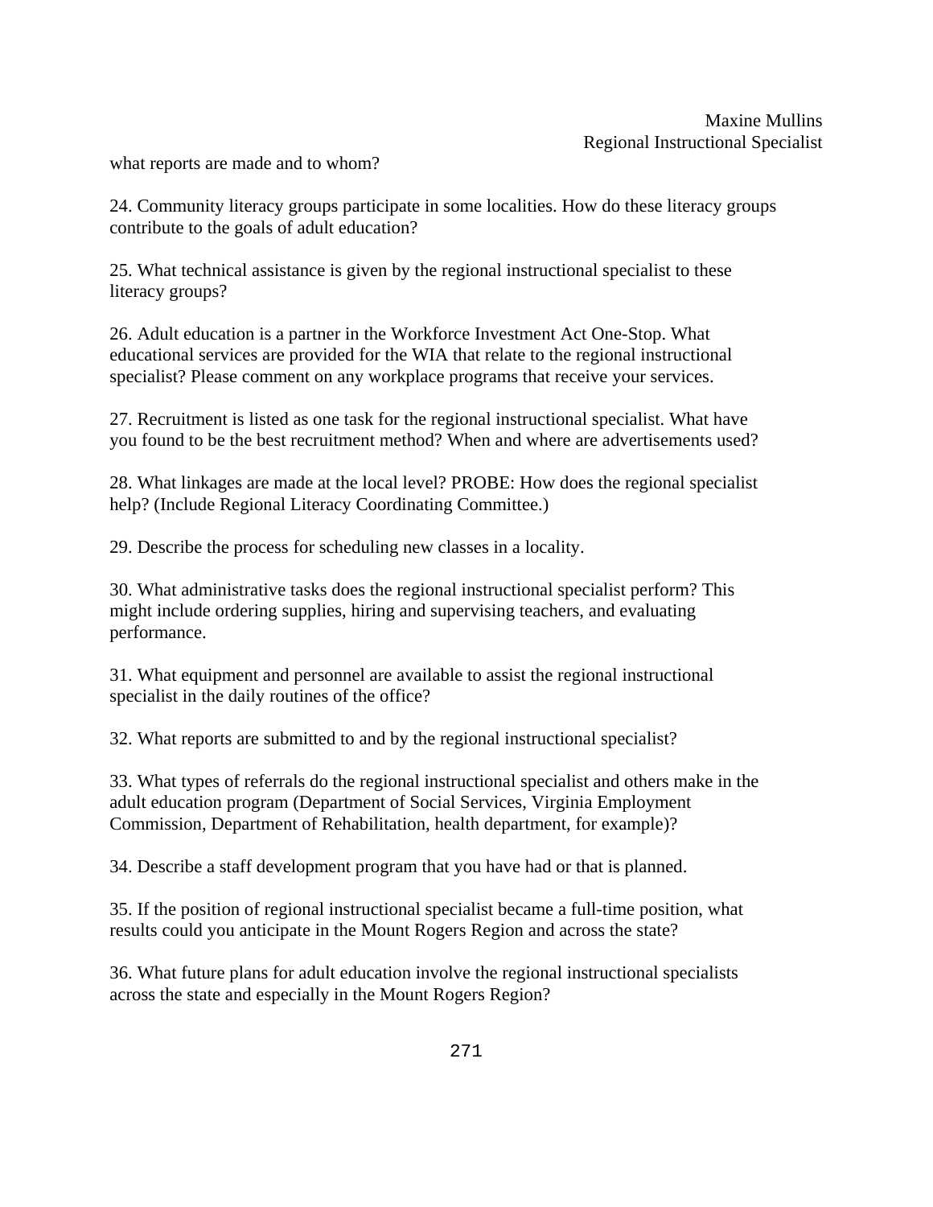what reports are made and to whom?

24. Community literacy groups participate in some localities. How do these literacy groups contribute to the goals of adult education?

25. What technical assistance is given by the regional instructional specialist to these literacy groups?

26. Adult education is a partner in the Workforce Investment Act One-Stop. What educational services are provided for the WIA that relate to the regional instructional specialist? Please comment on any workplace programs that receive your services.

27. Recruitment is listed as one task for the regional instructional specialist. What have you found to be the best recruitment method? When and where are advertisements used?

28. What linkages are made at the local level? PROBE: How does the regional specialist help? (Include Regional Literacy Coordinating Committee.)

29. Describe the process for scheduling new classes in a locality.

30. What administrative tasks does the regional instructional specialist perform? This might include ordering supplies, hiring and supervising teachers, and evaluating performance.

31. What equipment and personnel are available to assist the regional instructional specialist in the daily routines of the office?

32. What reports are submitted to and by the regional instructional specialist?

33. What types of referrals do the regional instructional specialist and others make in the adult education program (Department of Social Services, Virginia Employment Commission, Department of Rehabilitation, health department, for example)?

34. Describe a staff development program that you have had or that is planned.

35. If the position of regional instructional specialist became a full-time position, what results could you anticipate in the Mount Rogers Region and across the state?

36. What future plans for adult education involve the regional instructional specialists across the state and especially in the Mount Rogers Region?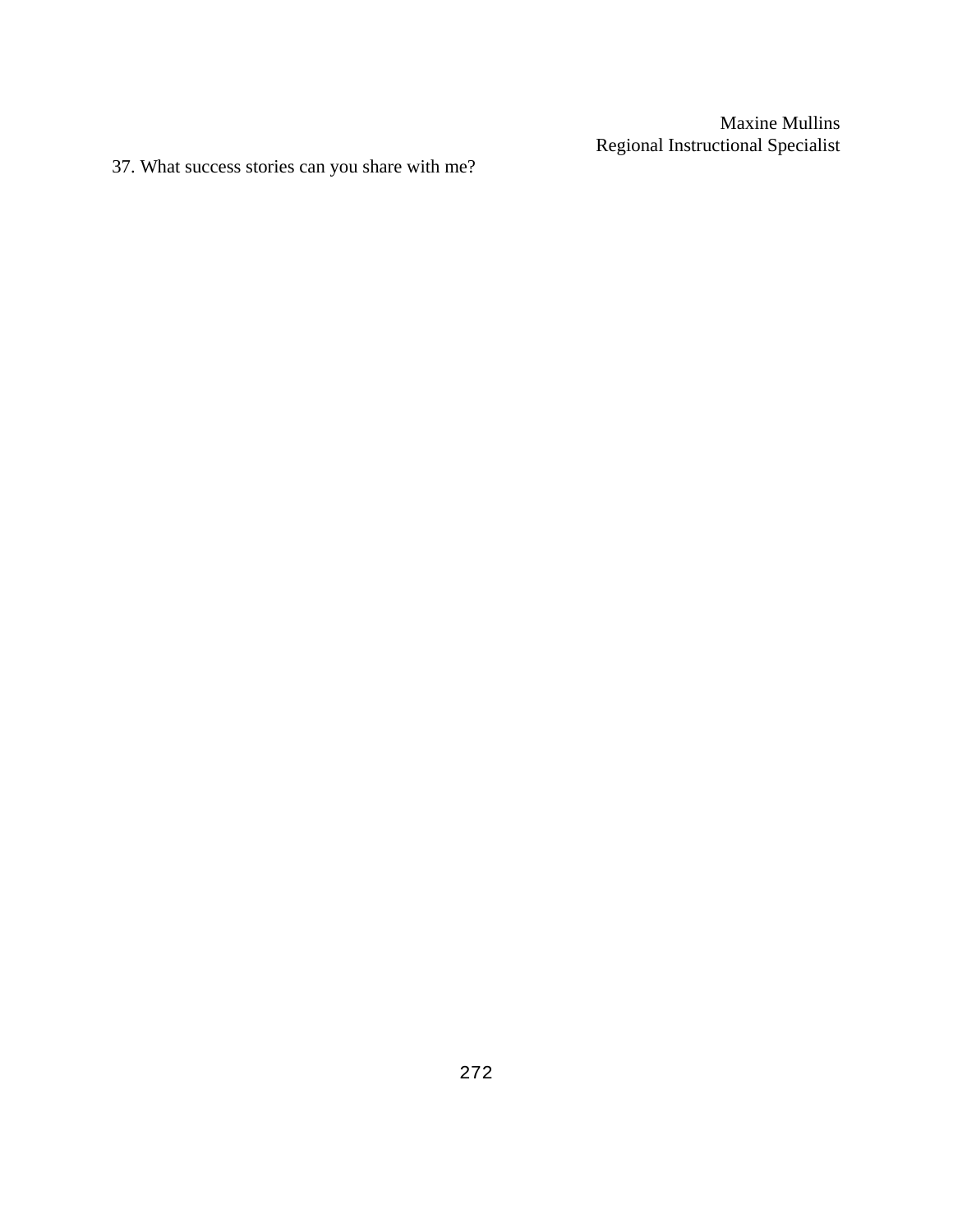Maxine Mullins
Regional Instructional Specialist

37. What success stories can you share with me?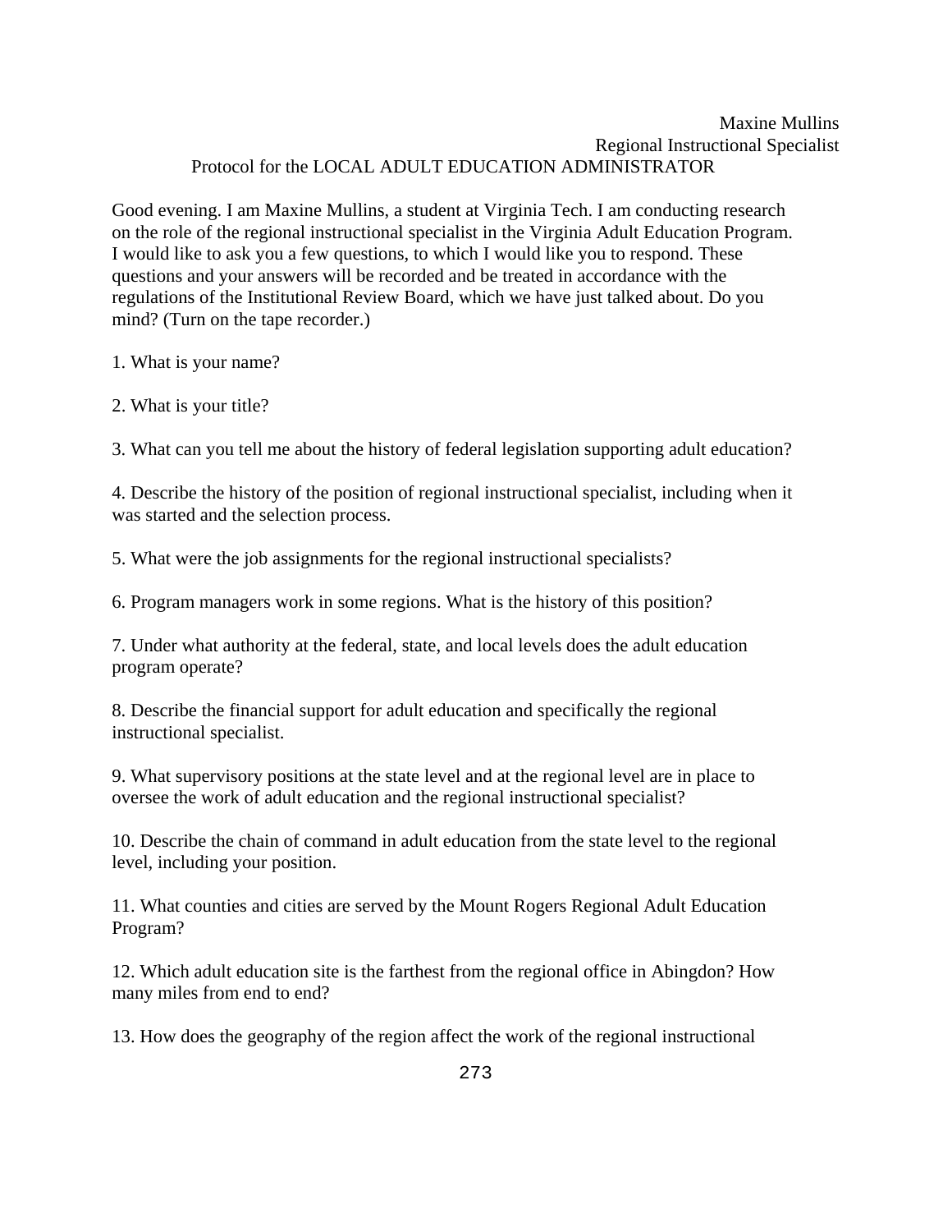Maxine Mullins
Regional Instructional Specialist

Protocol for the LOCAL ADULT EDUCATION ADMINISTRATOR

Good evening. I am Maxine Mullins, a student at Virginia Tech. I am conducting research on the role of the regional instructional specialist in the Virginia Adult Education Program. I would like to ask you a few questions, to which I would like you to respond. These questions and your answers will be recorded and be treated in accordance with the regulations of the Institutional Review Board, which we have just talked about. Do you mind? (Turn on the tape recorder.)

1. What is your name?

2. What is your title?

3. What can you tell me about the history of federal legislation supporting adult education?

4. Describe the history of the position of regional instructional specialist, including when it was started and the selection process.

5. What were the job assignments for the regional instructional specialists?

6. Program managers work in some regions. What is the history of this position?

7. Under what authority at the federal, state, and local levels does the adult education program operate?

8. Describe the financial support for adult education and specifically the regional instructional specialist.

9. What supervisory positions at the state level and at the regional level are in place to oversee the work of adult education and the regional instructional specialist?

10. Describe the chain of command in adult education from the state level to the regional level, including your position.

11. What counties and cities are served by the Mount Rogers Regional Adult Education Program?

12. Which adult education site is the farthest from the regional office in Abingdon? How many miles from end to end?

13. How does the geography of the region affect the work of the regional instructional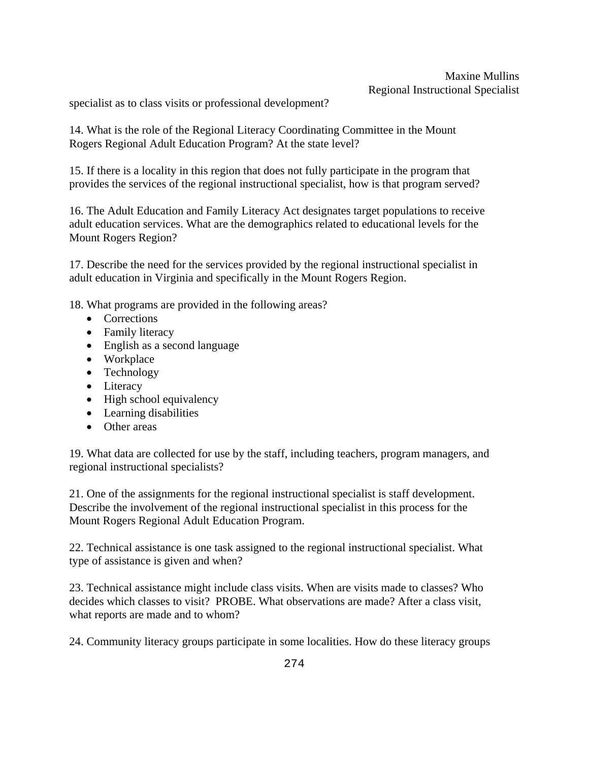specialist as to class visits or professional development?

14. What is the role of the Regional Literacy Coordinating Committee in the Mount Rogers Regional Adult Education Program? At the state level?

15. If there is a locality in this region that does not fully participate in the program that provides the services of the regional instructional specialist, how is that program served?

16. The Adult Education and Family Literacy Act designates target populations to receive adult education services. What are the demographics related to educational levels for the Mount Rogers Region?

17. Describe the need for the services provided by the regional instructional specialist in adult education in Virginia and specifically in the Mount Rogers Region.

18. What programs are provided in the following areas?

- Corrections
- Family literacy
- English as a second language
- Workplace
- Technology
- Literacy
- High school equivalency
- Learning disabilities
- Other areas

19. What data are collected for use by the staff, including teachers, program managers, and regional instructional specialists?

21. One of the assignments for the regional instructional specialist is staff development. Describe the involvement of the regional instructional specialist in this process for the Mount Rogers Regional Adult Education Program.

22. Technical assistance is one task assigned to the regional instructional specialist. What type of assistance is given and when?

23. Technical assistance might include class visits. When are visits made to classes? Who decides which classes to visit? PROBE. What observations are made? After a class visit, what reports are made and to whom?

24. Community literacy groups participate in some localities. How do these literacy groups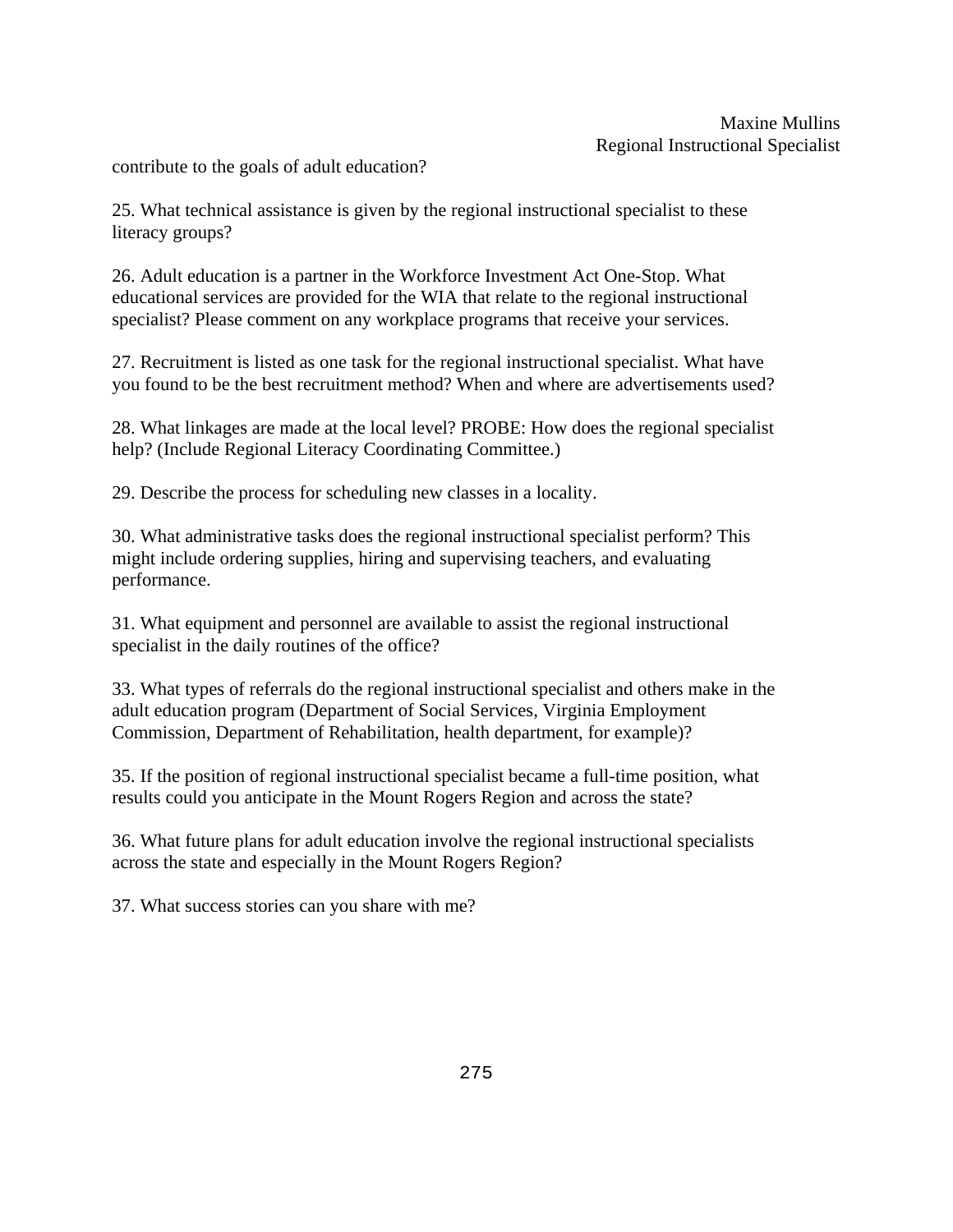contribute to the goals of adult education?

25. What technical assistance is given by the regional instructional specialist to these literacy groups?

26. Adult education is a partner in the Workforce Investment Act One-Stop. What educational services are provided for the WIA that relate to the regional instructional specialist? Please comment on any workplace programs that receive your services.

27. Recruitment is listed as one task for the regional instructional specialist. What have you found to be the best recruitment method? When and where are advertisements used?

28. What linkages are made at the local level? PROBE: How does the regional specialist help? (Include Regional Literacy Coordinating Committee.)

29. Describe the process for scheduling new classes in a locality.

30. What administrative tasks does the regional instructional specialist perform? This might include ordering supplies, hiring and supervising teachers, and evaluating performance.

31. What equipment and personnel are available to assist the regional instructional specialist in the daily routines of the office?

33. What types of referrals do the regional instructional specialist and others make in the adult education program (Department of Social Services, Virginia Employment Commission, Department of Rehabilitation, health department, for example)?

35. If the position of regional instructional specialist became a full-time position, what results could you anticipate in the Mount Rogers Region and across the state?

36. What future plans for adult education involve the regional instructional specialists across the state and especially in the Mount Rogers Region?

37. What success stories can you share with me?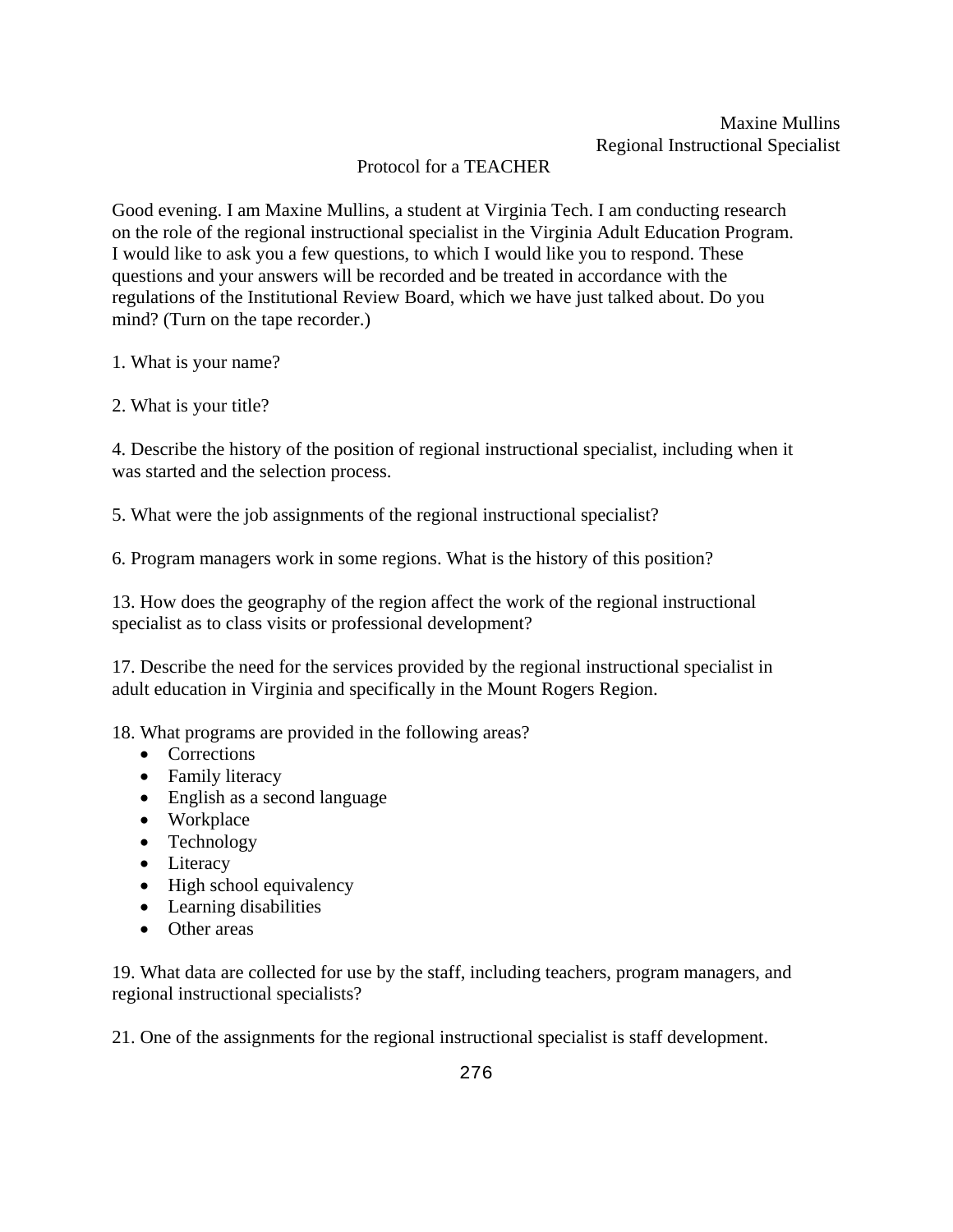Maxine Mullins
Regional Instructional Specialist

Protocol for a TEACHER

Good evening. I am Maxine Mullins, a student at Virginia Tech. I am conducting research on the role of the regional instructional specialist in the Virginia Adult Education Program. I would like to ask you a few questions, to which I would like you to respond. These questions and your answers will be recorded and be treated in accordance with the regulations of the Institutional Review Board, which we have just talked about. Do you mind? (Turn on the tape recorder.)

1. What is your name?

2. What is your title?

4. Describe the history of the position of regional instructional specialist, including when it was started and the selection process.

5. What were the job assignments of the regional instructional specialist?

6. Program managers work in some regions. What is the history of this position?

13. How does the geography of the region affect the work of the regional instructional specialist as to class visits or professional development?

17. Describe the need for the services provided by the regional instructional specialist in adult education in Virginia and specifically in the Mount Rogers Region.

18. What programs are provided in the following areas?
- Corrections
- Family literacy
- English as a second language
- Workplace
- Technology
- Literacy
- High school equivalency
- Learning disabilities
- Other areas

19. What data are collected for use by the staff, including teachers, program managers, and regional instructional specialists?

21. One of the assignments for the regional instructional specialist is staff development.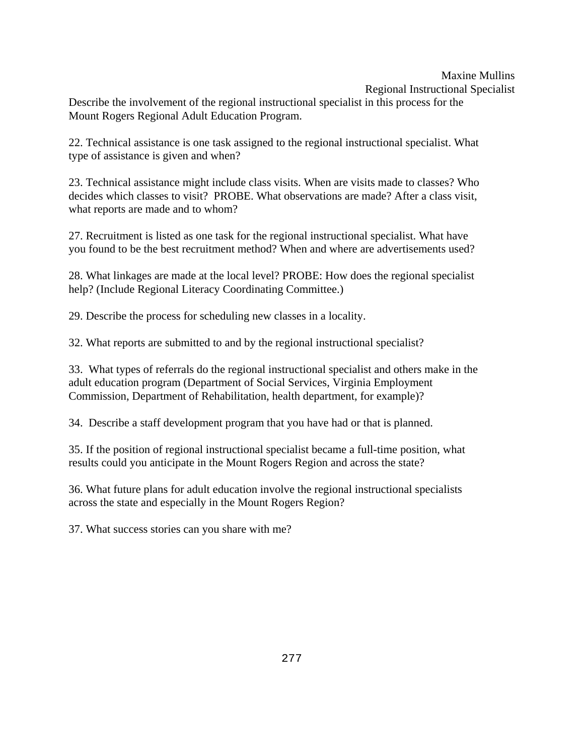Maxine Mullins
Regional Instructional Specialist

Describe the involvement of the regional instructional specialist in this process for the Mount Rogers Regional Adult Education Program.

22. Technical assistance is one task assigned to the regional instructional specialist. What type of assistance is given and when?

23. Technical assistance might include class visits. When are visits made to classes? Who decides which classes to visit? PROBE. What observations are made? After a class visit, what reports are made and to whom?

27. Recruitment is listed as one task for the regional instructional specialist. What have you found to be the best recruitment method? When and where are advertisements used?

28. What linkages are made at the local level? PROBE: How does the regional specialist help? (Include Regional Literacy Coordinating Committee.)

29. Describe the process for scheduling new classes in a locality.

32. What reports are submitted to and by the regional instructional specialist?

33. What types of referrals do the regional instructional specialist and others make in the adult education program (Department of Social Services, Virginia Employment Commission, Department of Rehabilitation, health department, for example)?

34. Describe a staff development program that you have had or that is planned.

35. If the position of regional instructional specialist became a full-time position, what results could you anticipate in the Mount Rogers Region and across the state?

36. What future plans for adult education involve the regional instructional specialists across the state and especially in the Mount Rogers Region?

37. What success stories can you share with me?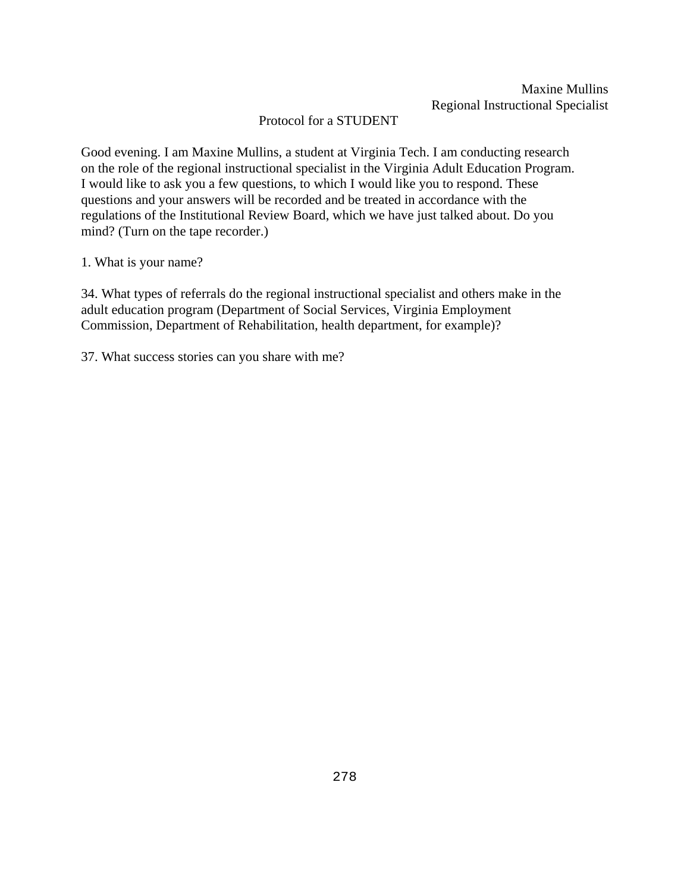Maxine Mullins
Regional Instructional Specialist

Protocol for a STUDENT

Good evening. I am Maxine Mullins, a student at Virginia Tech. I am conducting research on the role of the regional instructional specialist in the Virginia Adult Education Program. I would like to ask you a few questions, to which I would like you to respond. These questions and your answers will be recorded and be treated in accordance with the regulations of the Institutional Review Board, which we have just talked about. Do you mind? (Turn on the tape recorder.)

1. What is your name?

34. What types of referrals do the regional instructional specialist and others make in the adult education program (Department of Social Services, Virginia Employment Commission, Department of Rehabilitation, health department, for example)?

37. What success stories can you share with me?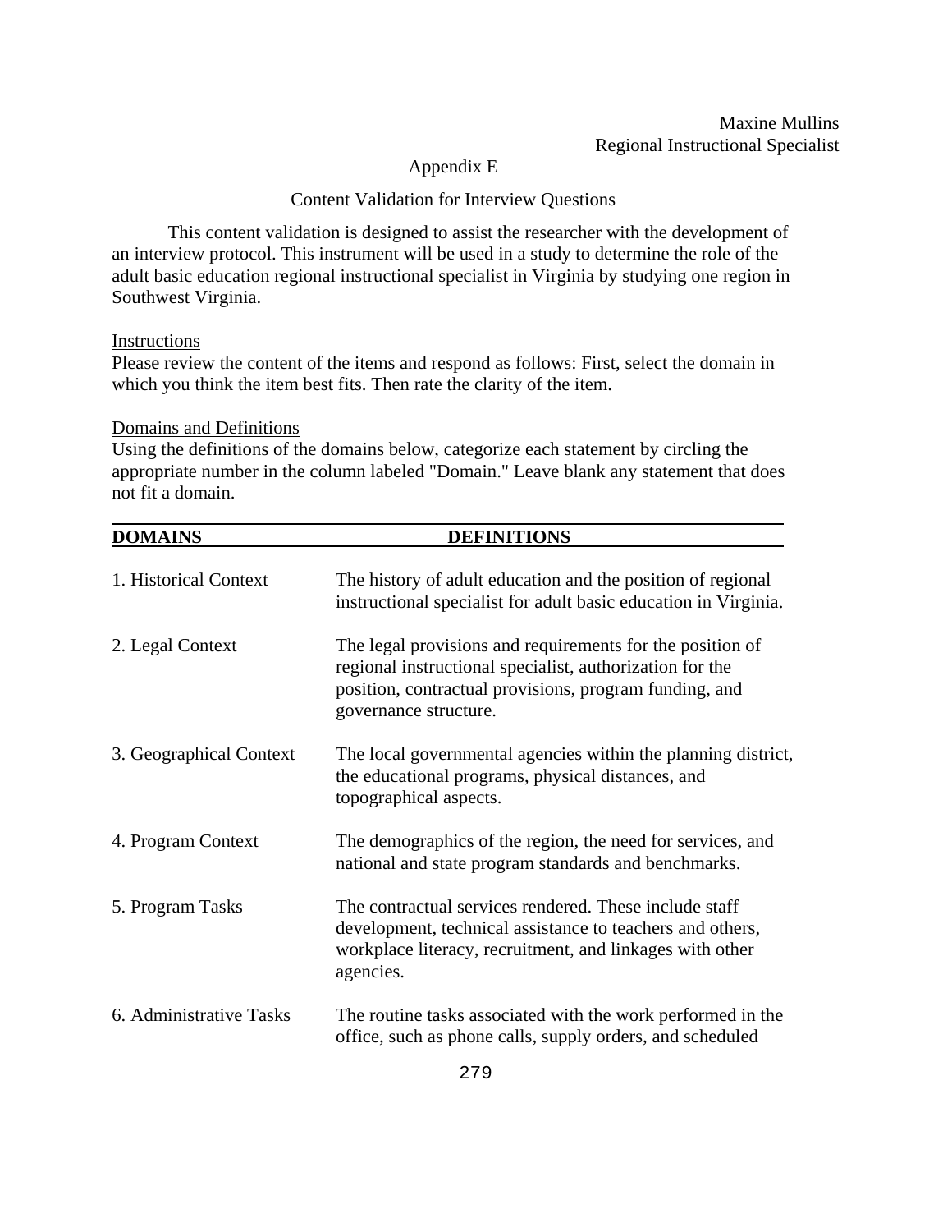Maxine Mullins
Regional Instructional Specialist

## Appendix E

### Content Validation for Interview Questions

This content validation is designed to assist the researcher with the development of an interview protocol. This instrument will be used in a study to determine the role of the adult basic education regional instructional specialist in Virginia by studying one region in Southwest Virginia.

Instructions

Please review the content of the items and respond as follows: First, select the domain in which you think the item best fits. Then rate the clarity of the item.

Domains and Definitions

Using the definitions of the domains below, categorize each statement by circling the appropriate number in the column labeled "Domain." Leave blank any statement that does not fit a domain.

| **DOMAINS** | **DEFINITIONS** |
|---|---|
| 1. Historical Context | The history of adult education and the position of regional instructional specialist for adult basic education in Virginia. |
| 2. Legal Context | The legal provisions and requirements for the position of regional instructional specialist, authorization for the position, contractual provisions, program funding, and governance structure. |
| 3. Geographical Context | The local governmental agencies within the planning district, the educational programs, physical distances, and topographical aspects. |
| 4. Program Context | The demographics of the region, the need for services, and national and state program standards and benchmarks. |
| 5. Program Tasks | The contractual services rendered. These include staff development, technical assistance to teachers and others, workplace literacy, recruitment, and linkages with other agencies. |
| 6. Administrative Tasks | The routine tasks associated with the work performed in the office, such as phone calls, supply orders, and scheduled |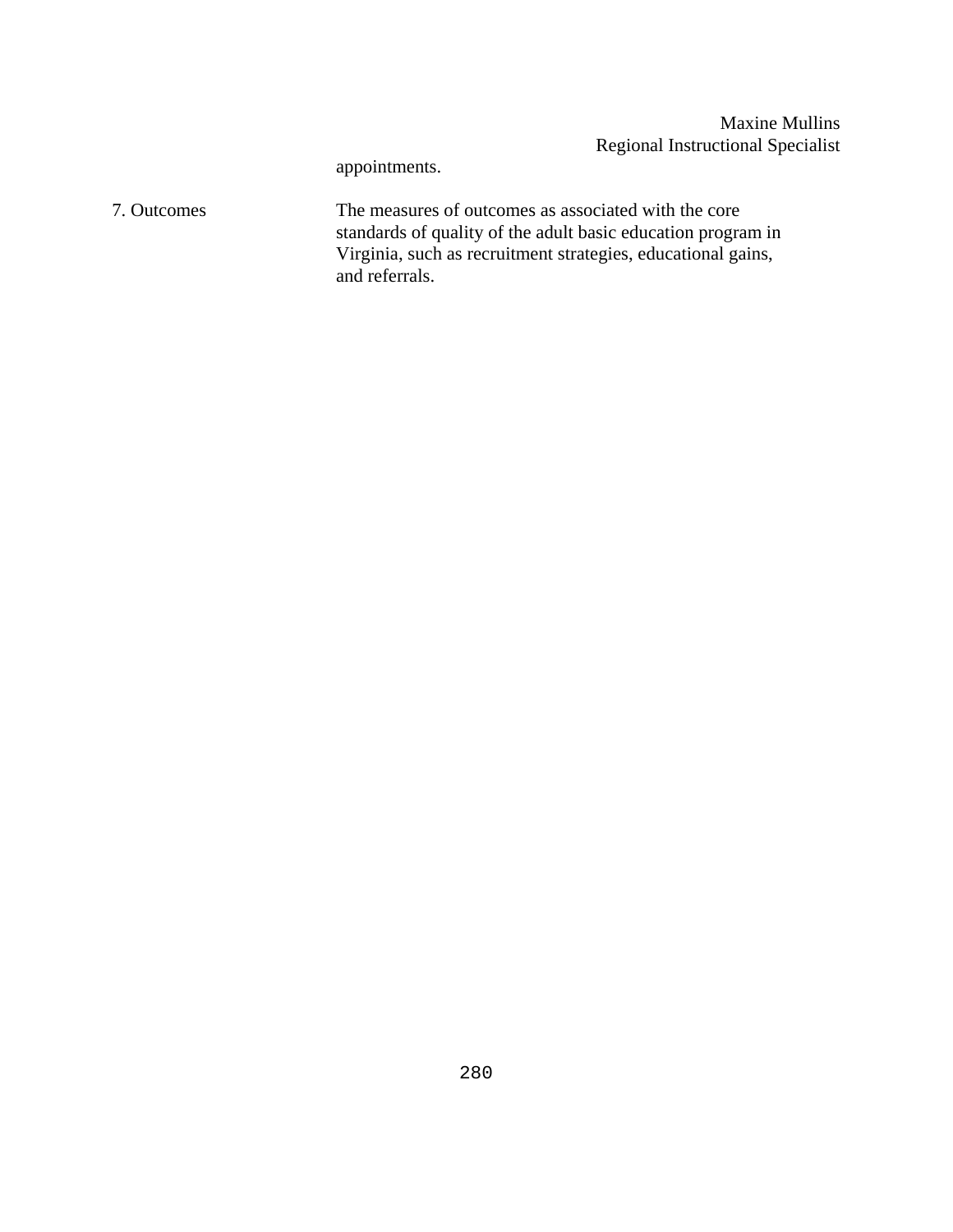Maxine Mullins
Regional Instructional Specialist

appointments.

| | |
|---|---|
| 7. Outcomes | The measures of outcomes as associated with the core standards of quality of the adult basic education program in Virginia, such as recruitment strategies, educational gains, and referrals. |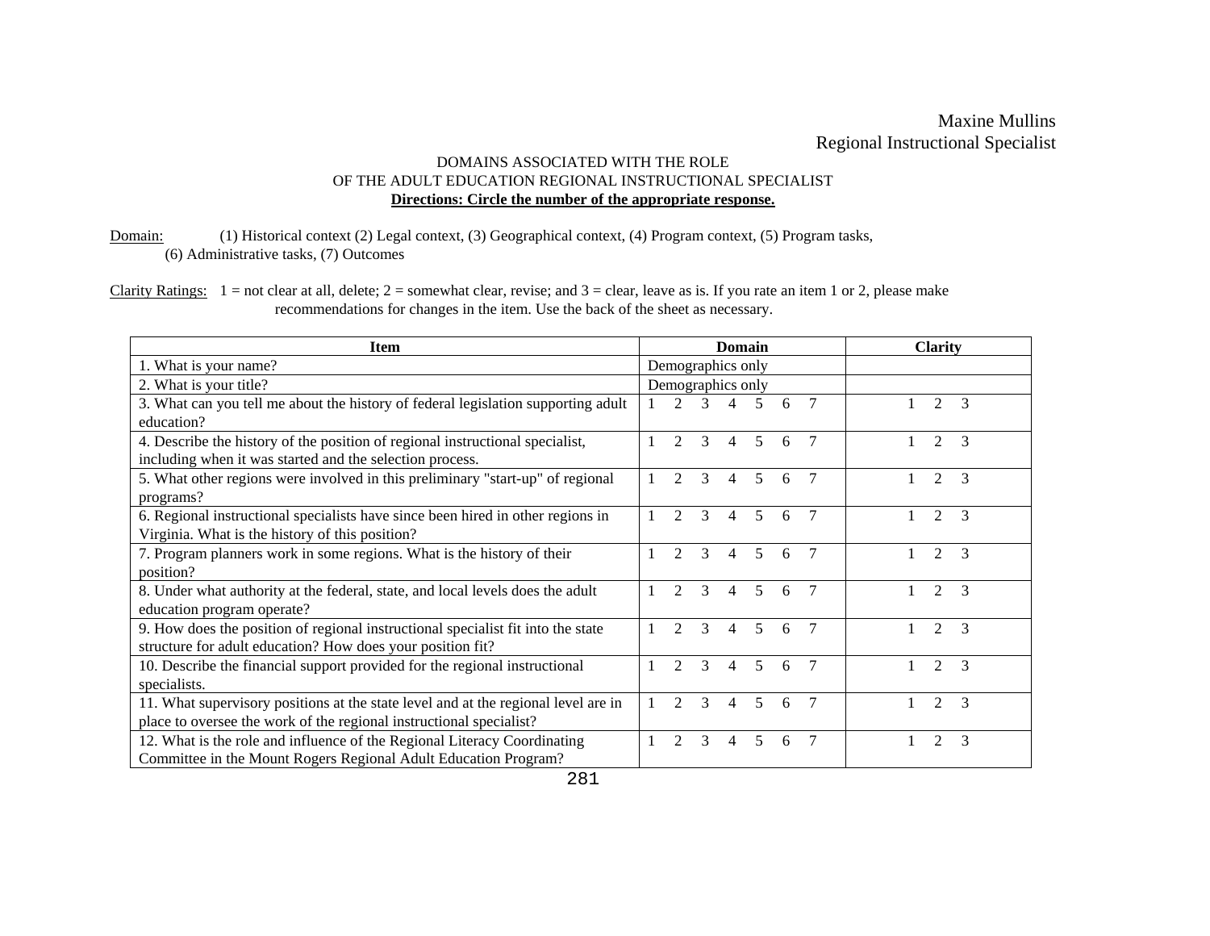Maxine Mullins
Regional Instructional Specialist

DOMAINS ASSOCIATED WITH THE ROLE
OF THE ADULT EDUCATION REGIONAL INSTRUCTIONAL SPECIALIST
**Directions: Circle the number of the appropriate response.**

Domain: (1) Historical context (2) Legal context, (3) Geographical context, (4) Program context, (5) Program tasks, (6) Administrative tasks, (7) Outcomes

Clarity Ratings: 1 = not clear at all, delete; 2 = somewhat clear, revise; and 3 = clear, leave as is. If you rate an item 1 or 2, please make recommendations for changes in the item. Use the back of the sheet as necessary.

| Item | Domain | Clarity |
|---|---|---|
| 1. What is your name? | Demographics only | |
| 2. What is your title? | Demographics only | |
| 3. What can you tell me about the history of federal legislation supporting adult education? | 1 2 3 4 5 6 7 | 1 2 3 |
| 4. Describe the history of the position of regional instructional specialist, including when it was started and the selection process. | 1 2 3 4 5 6 7 | 1 2 3 |
| 5. What other regions were involved in this preliminary "start-up" of regional programs? | 1 2 3 4 5 6 7 | 1 2 3 |
| 6. Regional instructional specialists have since been hired in other regions in Virginia. What is the history of this position? | 1 2 3 4 5 6 7 | 1 2 3 |
| 7. Program planners work in some regions. What is the history of their position? | 1 2 3 4 5 6 7 | 1 2 3 |
| 8. Under what authority at the federal, state, and local levels does the adult education program operate? | 1 2 3 4 5 6 7 | 1 2 3 |
| 9. How does the position of regional instructional specialist fit into the state structure for adult education? How does your position fit? | 1 2 3 4 5 6 7 | 1 2 3 |
| 10. Describe the financial support provided for the regional instructional specialists. | 1 2 3 4 5 6 7 | 1 2 3 |
| 11. What supervisory positions at the state level and at the regional level are in place to oversee the work of the regional instructional specialist? | 1 2 3 4 5 6 7 | 1 2 3 |
| 12. What is the role and influence of the Regional Literacy Coordinating Committee in the Mount Rogers Regional Adult Education Program? | 1 2 3 4 5 6 7 | 1 2 3 |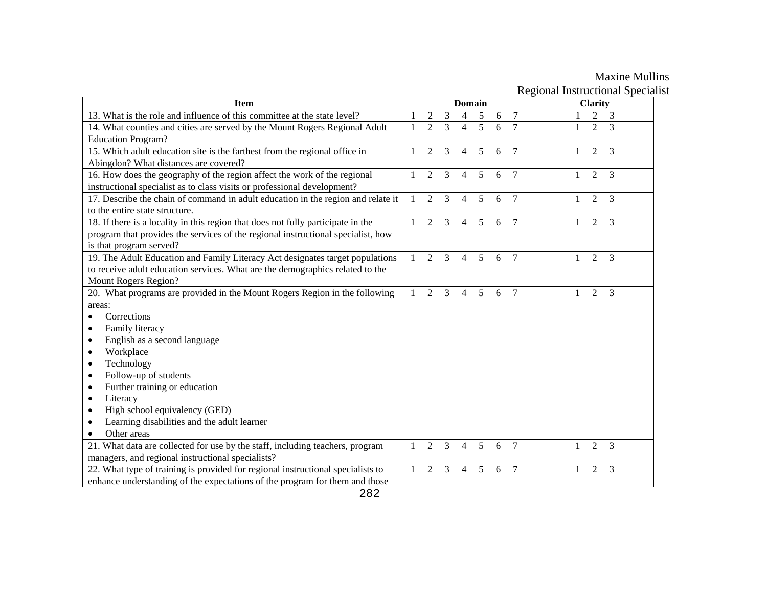Maxine Mullins
Regional Instructional Specialist

| Item | Domain | Clarity |
|---|---|---|
| 13. What is the role and influence of this committee at the state level? | 1 2 3 4 5 6 7 | 1 2 3 |
| 14. What counties and cities are served by the Mount Rogers Regional Adult Education Program? | 1 2 3 4 5 6 7 | 1 2 3 |
| 15. Which adult education site is the farthest from the regional office in Abingdon? What distances are covered? | 1 2 3 4 5 6 7 | 1 2 3 |
| 16. How does the geography of the region affect the work of the regional instructional specialist as to class visits or professional development? | 1 2 3 4 5 6 7 | 1 2 3 |
| 17. Describe the chain of command in adult education in the region and relate it to the entire state structure. | 1 2 3 4 5 6 7 | 1 2 3 |
| 18. If there is a locality in this region that does not fully participate in the program that provides the services of the regional instructional specialist, how is that program served? | 1 2 3 4 5 6 7 | 1 2 3 |
| 19. The Adult Education and Family Literacy Act designates target populations to receive adult education services. What are the demographics related to the Mount Rogers Region? | 1 2 3 4 5 6 7 | 1 2 3 |
| 20. What programs are provided in the Mount Rogers Region in the following areas: <br>• Corrections <br>• Family literacy <br>• English as a second language <br>• Workplace <br>• Technology <br>• Follow-up of students <br>• Further training or education <br>• Literacy <br>• High school equivalency (GED) <br>• Learning disabilities and the adult learner <br>• Other areas | 1 2 3 4 5 6 7 | 1 2 3 |
| 21. What data are collected for use by the staff, including teachers, program managers, and regional instructional specialists? | 1 2 3 4 5 6 7 | 1 2 3 |
| 22. What type of training is provided for regional instructional specialists to enhance understanding of the expectations of the program for them and those | 1 2 3 4 5 6 7 | 1 2 3 |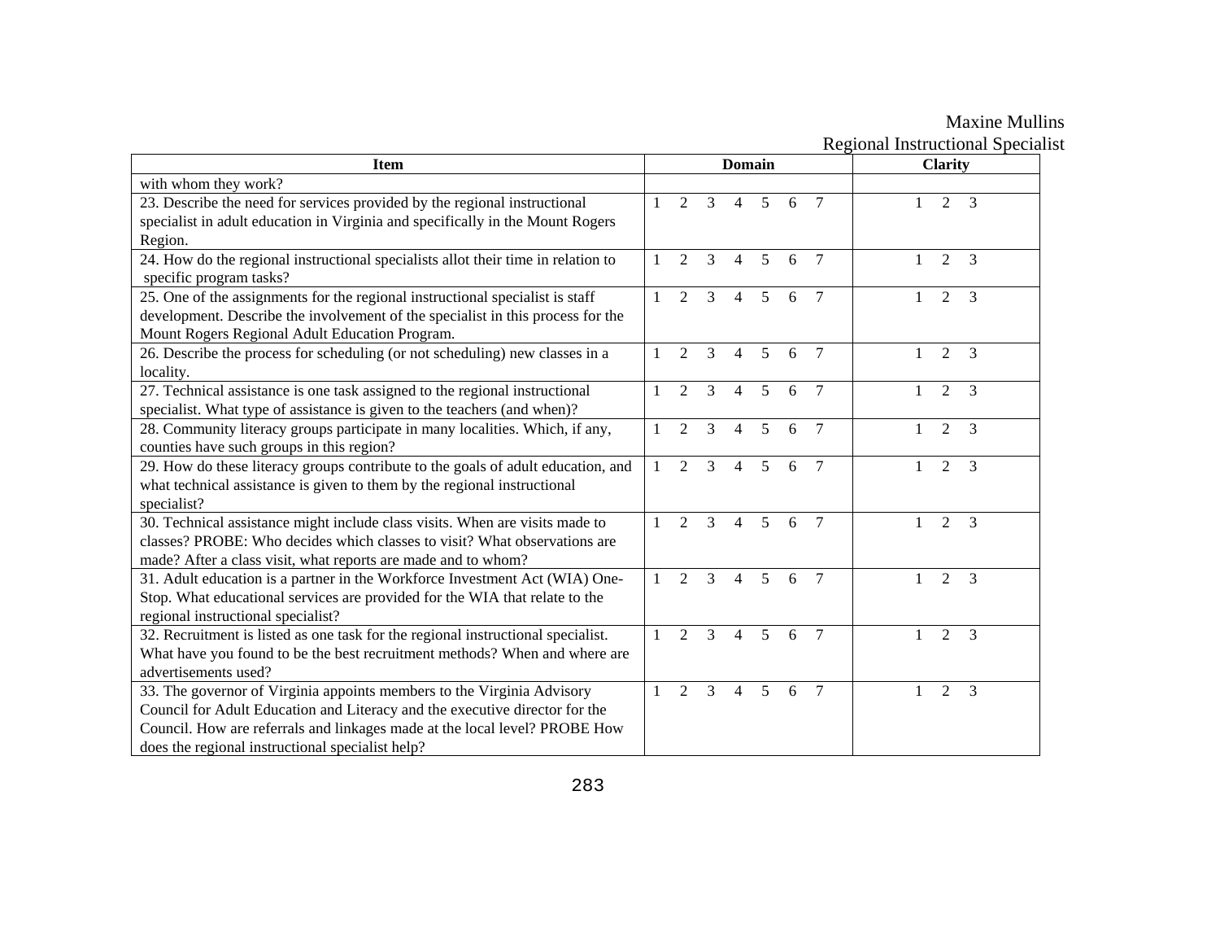Maxine Mullins
Regional Instructional Specialist

| Item | Domain | Clarity |
|---|---|---|
| with whom they work? | | |
| 23. Describe the need for services provided by the regional instructional specialist in adult education in Virginia and specifically in the Mount Rogers Region. | 1 2 3 4 5 6 7 | 1 2 3 |
| 24. How do the regional instructional specialists allot their time in relation to specific program tasks? | 1 2 3 4 5 6 7 | 1 2 3 |
| 25. One of the assignments for the regional instructional specialist is staff development. Describe the involvement of the specialist in this process for the Mount Rogers Regional Adult Education Program. | 1 2 3 4 5 6 7 | 1 2 3 |
| 26. Describe the process for scheduling (or not scheduling) new classes in a locality. | 1 2 3 4 5 6 7 | 1 2 3 |
| 27. Technical assistance is one task assigned to the regional instructional specialist. What type of assistance is given to the teachers (and when)? | 1 2 3 4 5 6 7 | 1 2 3 |
| 28. Community literacy groups participate in many localities. Which, if any, counties have such groups in this region? | 1 2 3 4 5 6 7 | 1 2 3 |
| 29. How do these literacy groups contribute to the goals of adult education, and what technical assistance is given to them by the regional instructional specialist? | 1 2 3 4 5 6 7 | 1 2 3 |
| 30. Technical assistance might include class visits. When are visits made to classes? PROBE: Who decides which classes to visit? What observations are made? After a class visit, what reports are made and to whom? | 1 2 3 4 5 6 7 | 1 2 3 |
| 31. Adult education is a partner in the Workforce Investment Act (WIA) One-Stop. What educational services are provided for the WIA that relate to the regional instructional specialist? | 1 2 3 4 5 6 7 | 1 2 3 |
| 32. Recruitment is listed as one task for the regional instructional specialist. What have you found to be the best recruitment methods? When and where are advertisements used? | 1 2 3 4 5 6 7 | 1 2 3 |
| 33. The governor of Virginia appoints members to the Virginia Advisory Council for Adult Education and Literacy and the executive director for the Council. How are referrals and linkages made at the local level? PROBE How does the regional instructional specialist help? | 1 2 3 4 5 6 7 | 1 2 3 |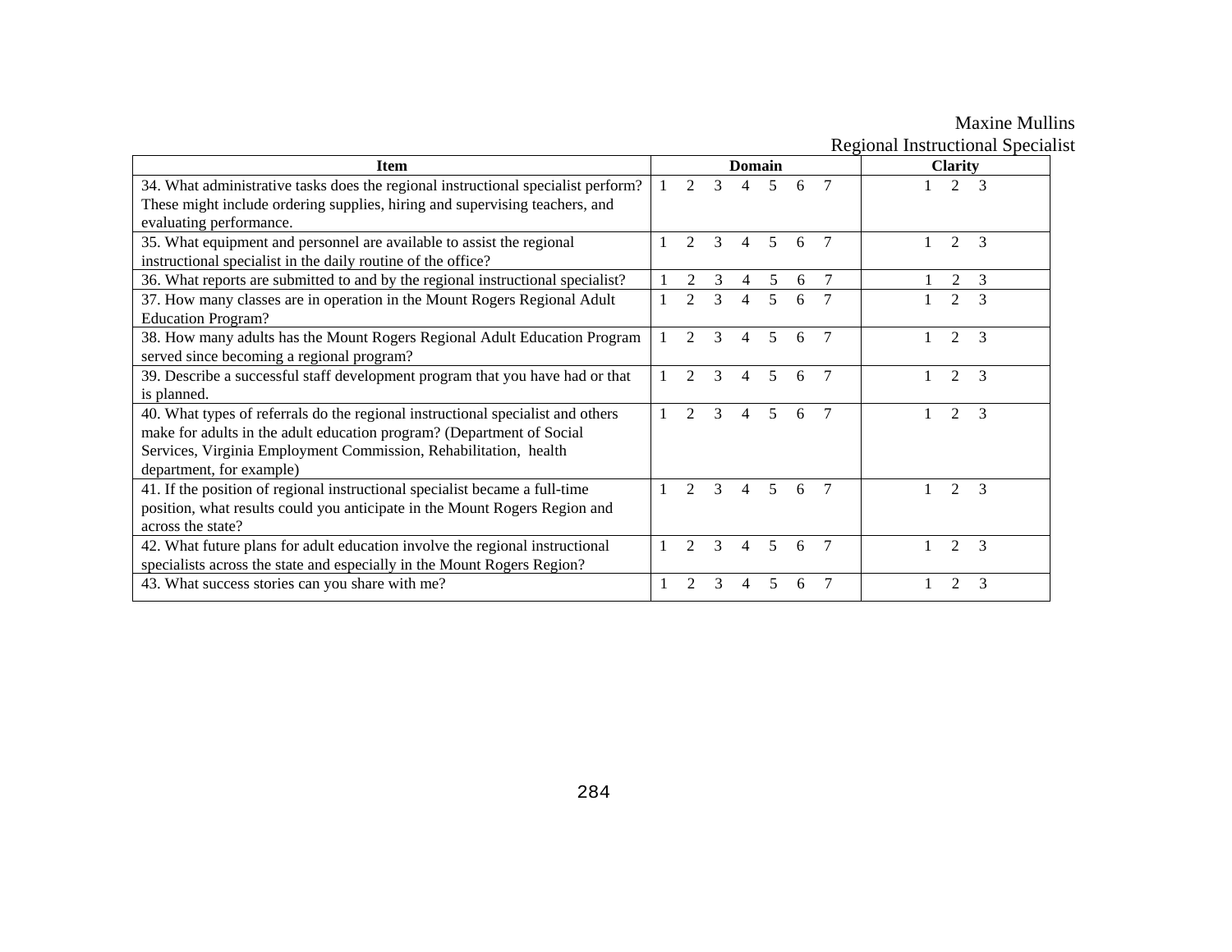Maxine Mullins
Regional Instructional Specialist

| Item | Domain | Clarity |
| --- | --- | --- |
| 34. What administrative tasks does the regional instructional specialist perform? These might include ordering supplies, hiring and supervising teachers, and evaluating performance. | 1 2 3 4 5 6 7 | 1 2 3 |
| 35. What equipment and personnel are available to assist the regional instructional specialist in the daily routine of the office? | 1 2 3 4 5 6 7 | 1 2 3 |
| 36. What reports are submitted to and by the regional instructional specialist? | 1 2 3 4 5 6 7 | 1 2 3 |
| 37. How many classes are in operation in the Mount Rogers Regional Adult Education Program? | 1 2 3 4 5 6 7 | 1 2 3 |
| 38. How many adults has the Mount Rogers Regional Adult Education Program served since becoming a regional program? | 1 2 3 4 5 6 7 | 1 2 3 |
| 39. Describe a successful staff development program that you have had or that is planned. | 1 2 3 4 5 6 7 | 1 2 3 |
| 40. What types of referrals do the regional instructional specialist and others make for adults in the adult education program? (Department of Social Services, Virginia Employment Commission, Rehabilitation, health department, for example) | 1 2 3 4 5 6 7 | 1 2 3 |
| 41. If the position of regional instructional specialist became a full-time position, what results could you anticipate in the Mount Rogers Region and across the state? | 1 2 3 4 5 6 7 | 1 2 3 |
| 42. What future plans for adult education involve the regional instructional specialists across the state and especially in the Mount Rogers Region? | 1 2 3 4 5 6 7 | 1 2 3 |
| 43. What success stories can you share with me? | 1 2 3 4 5 6 7 | 1 2 3 |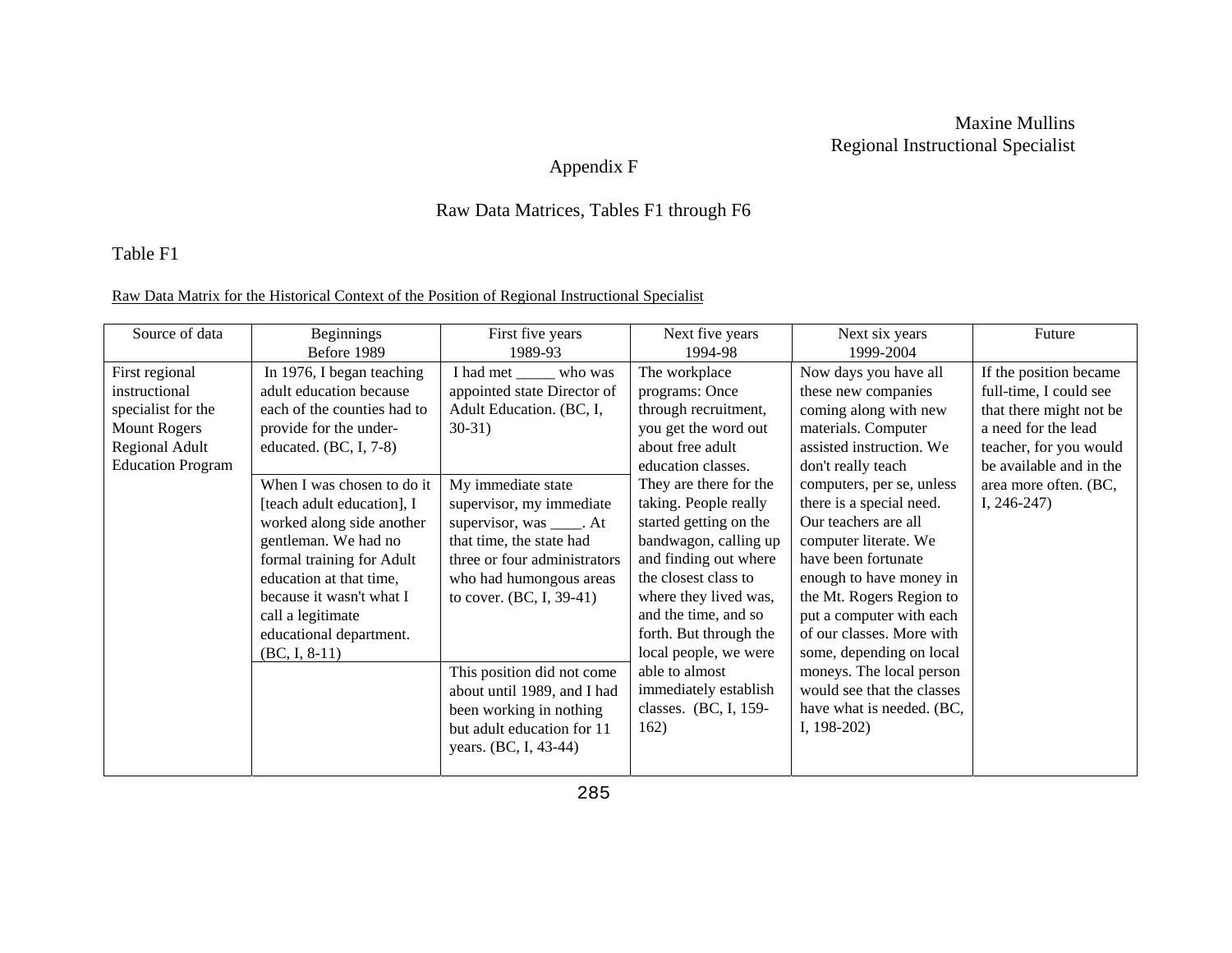Maxine Mullins
Regional Instructional Specialist

# Appendix F

## Raw Data Matrices, Tables F1 through F6

Table F1

Raw Data Matrix for the Historical Context of the Position of Regional Instructional Specialist

| Source of data | Beginnings Before 1989 | First five years 1989-93 | Next five years 1994-98 | Next six years 1999-2004 | Future |
|---|---|---|---|---|---|
| First regional instructional specialist for the Mount Rogers Regional Adult Education Program | In 1976, I began teaching adult education because each of the counties had to provide for the under-educated. (BC, I, 7-8) | I had met _____ who was appointed state Director of Adult Education. (BC, I, 30-31) | The workplace programs: Once through recruitment, you get the word out about free adult education classes. They are there for the taking. People really started getting on the bandwagon, calling up and finding out where the closest class to where they lived was, and the time, and so forth. But through the local people, we were able to almost immediately establish classes. (BC, I, 159-162) | Now days you have all these new companies coming along with new materials. Computer assisted instruction. We don't really teach computers, per se, unless there is a special need. Our teachers are all computer literate. We have been fortunate enough to have money in the Mt. Rogers Region to put a computer with each of our classes. More with some, depending on local moneys. The local person would see that the classes have what is needed. (BC, I, 198-202) | If the position became full-time, I could see that there might not be a need for the lead teacher, for you would be available and in the area more often. (BC, I, 246-247) |
| | When I was chosen to do it [teach adult education], I worked along side another gentleman. We had no formal training for Adult education at that time, because it wasn't what I call a legitimate educational department. (BC, I, 8-11) | My immediate state supervisor, my immediate supervisor, was ____. At that time, the state had three or four administrators who had humongous areas to cover. (BC, I, 39-41) | | | |
| | | This position did not come about until 1989, and I had been working in nothing but adult education for 11 years. (BC, I, 43-44) | | | |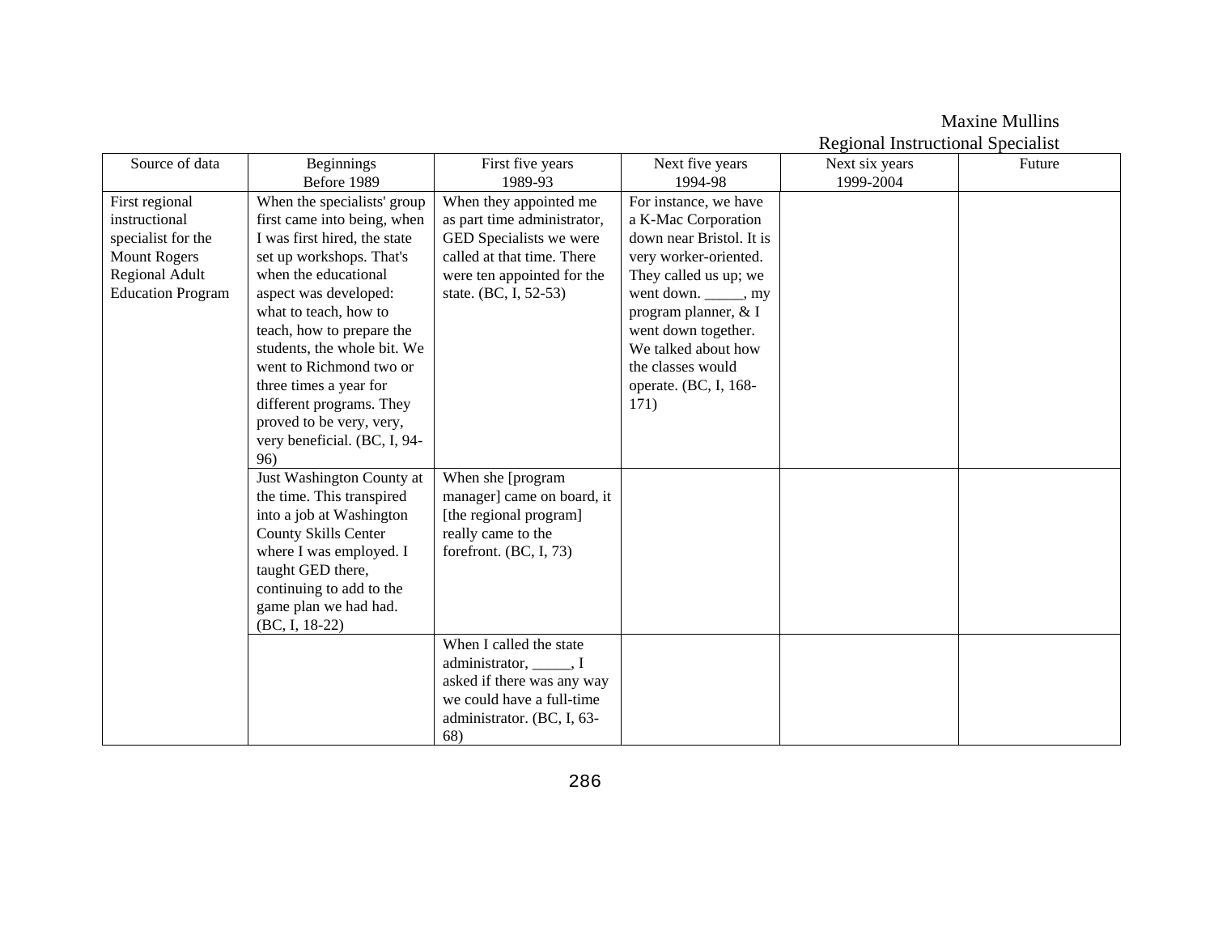Maxine Mullins
Regional Instructional Specialist

| Source of data | Beginnings Before 1989 | First five years 1989-93 | Next five years 1994-98 | Next six years 1999-2004 | Future |
|---|---|---|---|---|---|
| First regional instructional specialist for the Mount Rogers Regional Adult Education Program | When the specialists' group first came into being, when I was first hired, the state set up workshops. That's when the educational aspect was developed: what to teach, how to teach, how to prepare the students, the whole bit. We went to Richmond two or three times a year for different programs. They proved to be very, very, very beneficial. (BC, I, 94-96) | When they appointed me as part time administrator, GED Specialists we were called at that time. There were ten appointed for the state. (BC, I, 52-53) | For instance, we have a K-Mac Corporation down near Bristol. It is very worker-oriented. They called us up; we went down. _____, my program planner, & I went down together. We talked about how the classes would operate. (BC, I, 168-171) | | |
| | Just Washington County at the time. This transpired into a job at Washington County Skills Center where I was employed. I taught GED there, continuing to add to the game plan we had had. (BC, I, 18-22) | When she [program manager] came on board, it [the regional program] really came to the forefront. (BC, I, 73) | | | |
| | | When I called the state administrator, _____, I asked if there was any way we could have a full-time administrator. (BC, I, 63-68) | | | |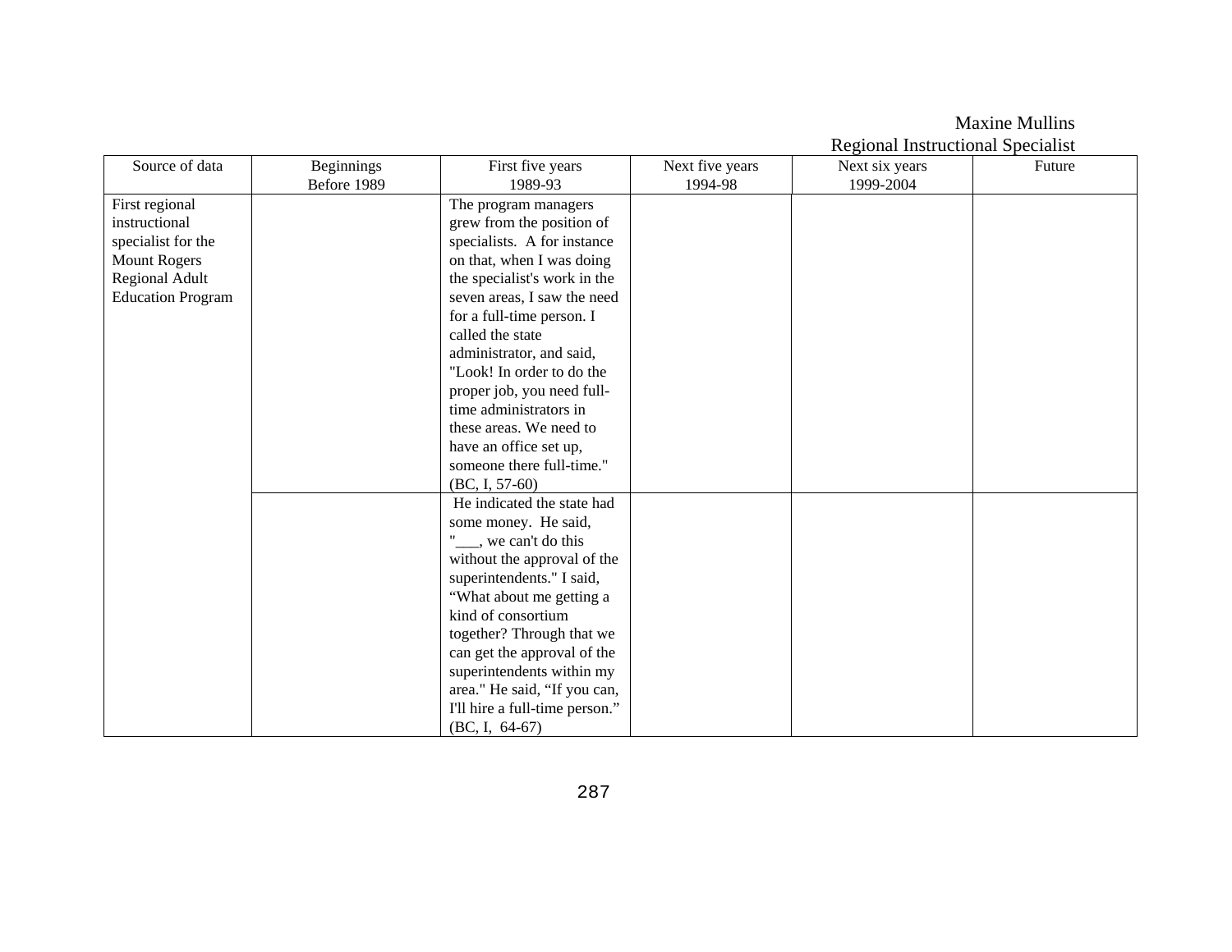Maxine Mullins
Regional Instructional Specialist

| Source of data | Beginnings Before 1989 | First five years 1989-93 | Next five years 1994-98 | Next six years 1999-2004 | Future |
|---|---|---|---|---|---|
| First regional instructional specialist for the Mount Rogers Regional Adult Education Program | | The program managers grew from the position of specialists. A for instance on that, when I was doing the specialist's work in the seven areas, I saw the need for a full-time person. I called the state administrator, and said, "Look! In order to do the proper job, you need full-time administrators in these areas. We need to have an office set up, someone there full-time." (BC, I, 57-60) | | | |
| | | He indicated the state had some money. He said, "___, we can't do this without the approval of the superintendents." I said, "What about me getting a kind of consortium together? Through that we can get the approval of the superintendents within my area." He said, "If you can, I'll hire a full-time person." (BC, I, 64-67) | | | |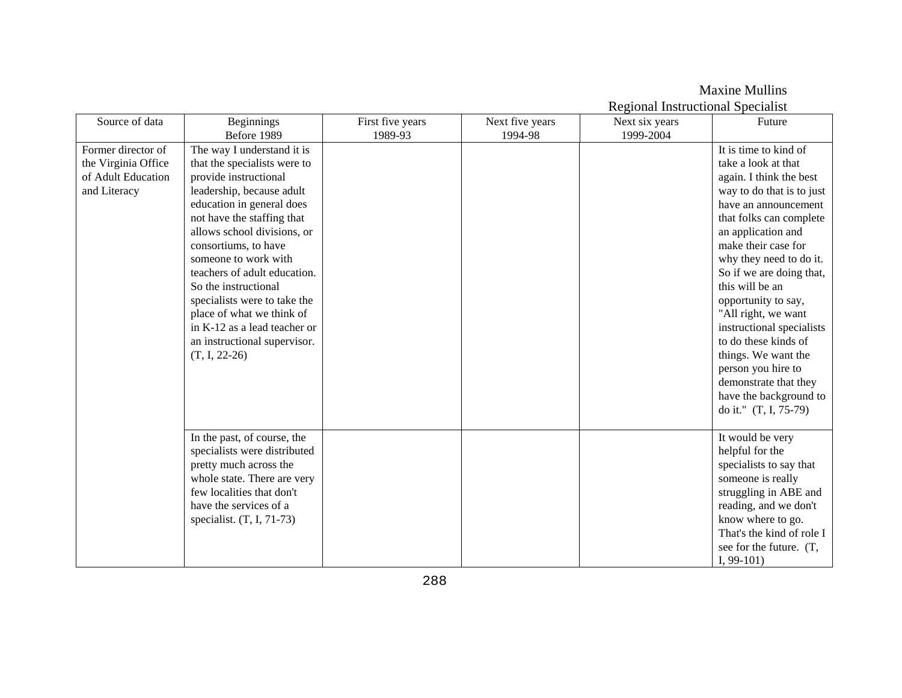Maxine Mullins
Regional Instructional Specialist

| Source of data | Beginnings Before 1989 | First five years 1989-93 | Next five years 1994-98 | Next six years 1999-2004 | Future |
|---|---|---|---|---|---|
| Former director of the Virginia Office of Adult Education and Literacy | The way I understand it is that the specialists were to provide instructional leadership, because adult education in general does not have the staffing that allows school divisions, or consortiums, to have someone to work with teachers of adult education. So the instructional specialists were to take the place of what we think of in K-12 as a lead teacher or an instructional supervisor. (T, I, 22-26) | | | | It is time to kind of take a look at that again. I think the best way to do that is to just have an announcement that folks can complete an application and make their case for why they need to do it. So if we are doing that, this will be an opportunity to say, "All right, we want instructional specialists to do these kinds of things. We want the person you hire to demonstrate that they have the background to do it." (T, I, 75-79) |
| | In the past, of course, the specialists were distributed pretty much across the whole state. There are very few localities that don't have the services of a specialist. (T, I, 71-73) | | | | It would be very helpful for the specialists to say that someone is really struggling in ABE and reading, and we don't know where to go. That's the kind of role I see for the future. (T, I, 99-101) |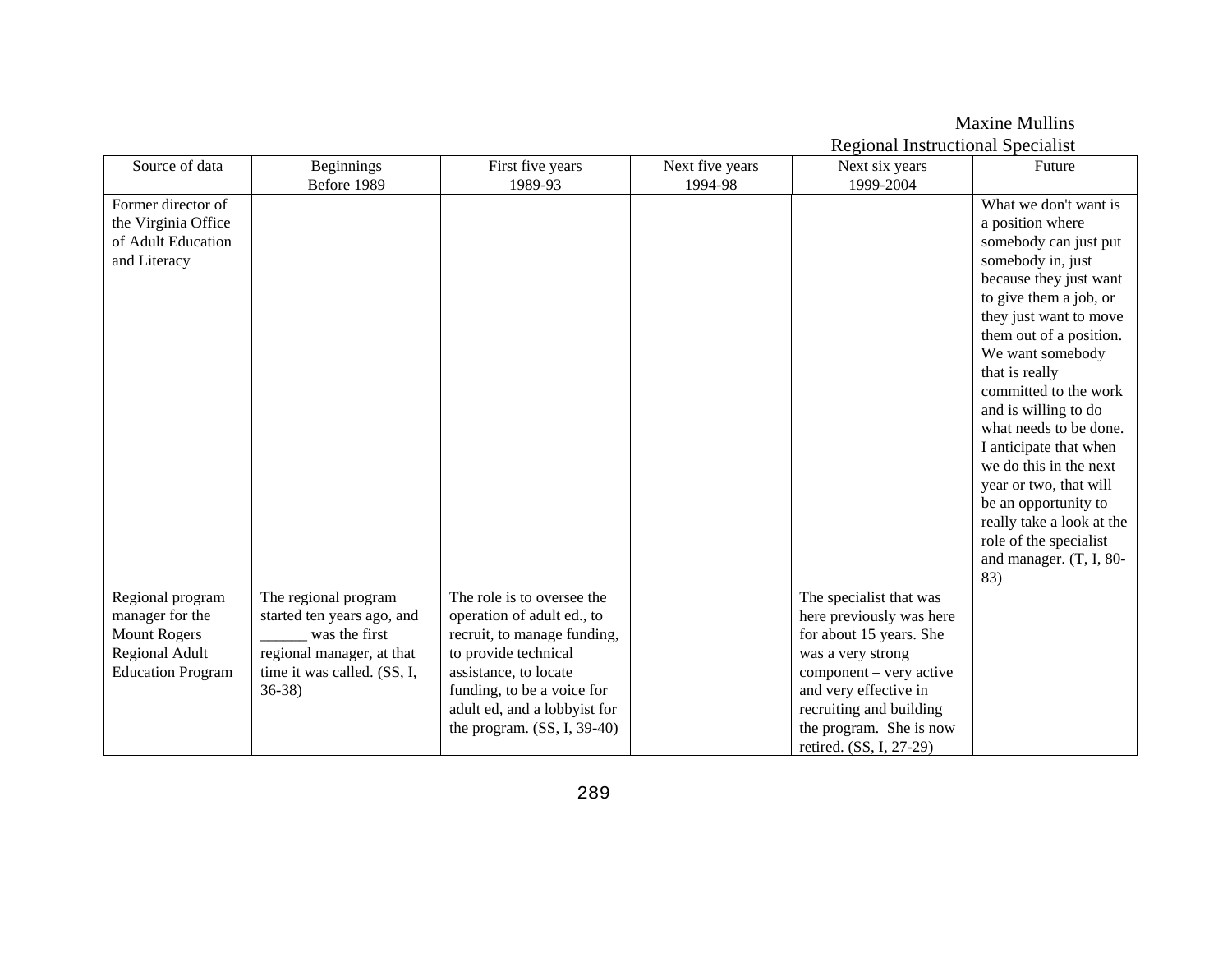Maxine Mullins
Regional Instructional Specialist

| Source of data | Beginnings Before 1989 | First five years 1989-93 | Next five years 1994-98 | Next six years 1999-2004 | Future |
|---|---|---|---|---|---|
| Former director of the Virginia Office of Adult Education and Literacy | | | | | What we don't want is a position where somebody can just put somebody in, just because they just want to give them a job, or they just want to move them out of a position. We want somebody that is really committed to the work and is willing to do what needs to be done. I anticipate that when we do this in the next year or two, that will be an opportunity to really take a look at the role of the specialist and manager. (T, I, 80-83) |
| Regional program manager for the Mount Rogers Regional Adult Education Program | The regional program started ten years ago, and ______ was the first regional manager, at that time it was called. (SS, I, 36-38) | The role is to oversee the operation of adult ed., to recruit, to manage funding, to provide technical assistance, to locate funding, to be a voice for adult ed, and a lobbyist for the program. (SS, I, 39-40) | | The specialist that was here previously was here for about 15 years. She was a very strong component – very active and very effective in recruiting and building the program. She is now retired. (SS, I, 27-29) | |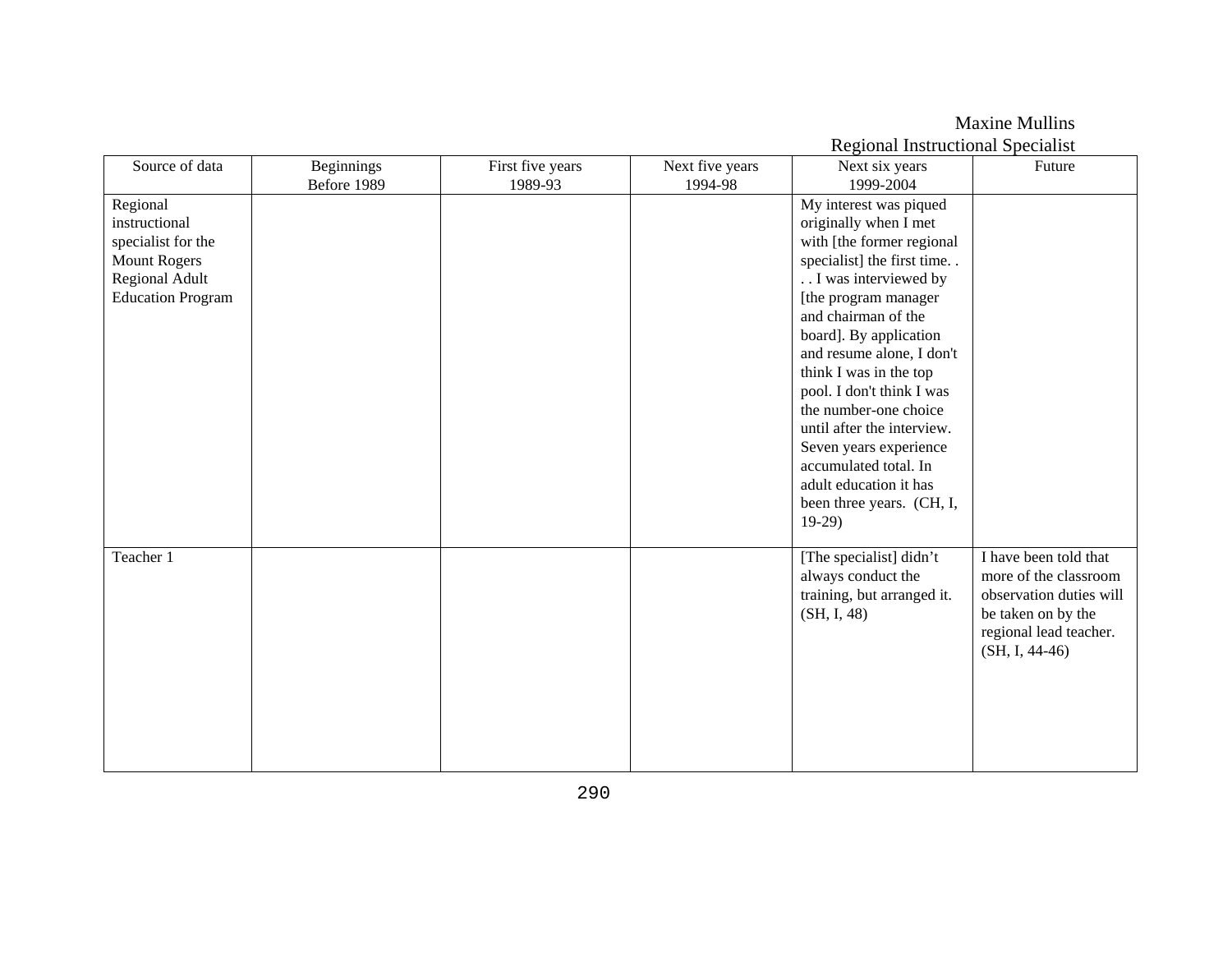Maxine Mullins
Regional Instructional Specialist

| Source of data | Beginnings Before 1989 | First five years 1989-93 | Next five years 1994-98 | Next six years 1999-2004 | Future |
|---|---|---|---|---|---|
| Regional instructional specialist for the Mount Rogers Regional Adult Education Program | | | | My interest was piqued originally when I met with [the former regional specialist] the first time. . . I was interviewed by [the program manager and chairman of the board]. By application and resume alone, I don't think I was in the top pool. I don't think I was the number-one choice until after the interview. Seven years experience accumulated total. In adult education it has been three years. (CH, I, 19-29) | |
| Teacher 1 | | | | [The specialist] didn't always conduct the training, but arranged it. (SH, I, 48) | I have been told that more of the classroom observation duties will be taken on by the regional lead teacher. (SH, I, 44-46) |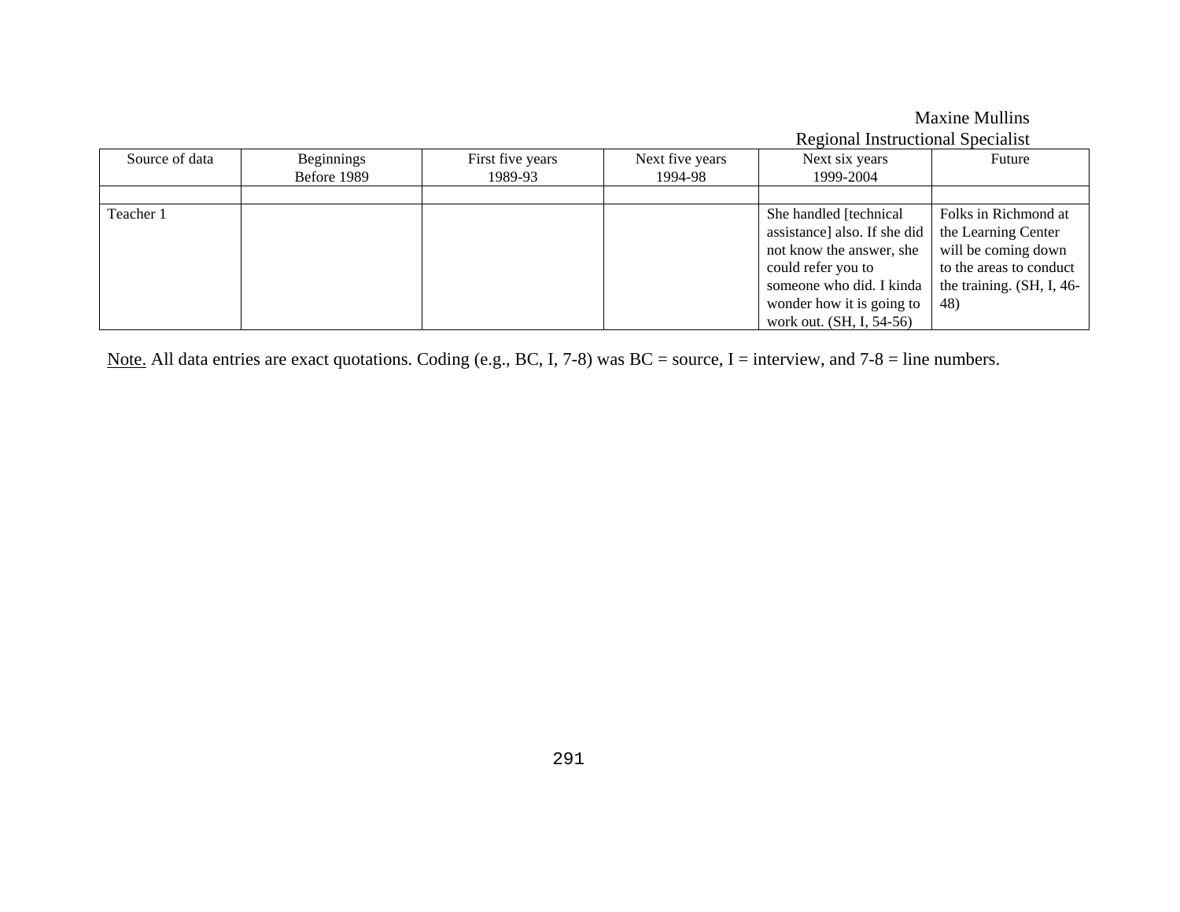Maxine Mullins
Regional Instructional Specialist

| Source of data | Beginnings Before 1989 | First five years 1989-93 | Next five years 1994-98 | Next six years 1999-2004 | Future |
|---|---|---|---|---|---|
| | | | | | |
| Teacher 1 | | | | She handled [technical assistance] also. If she did not know the answer, she could refer you to someone who did. I kinda wonder how it is going to work out. (SH, I, 54-56) | Folks in Richmond at the Learning Center will be coming down to the areas to conduct the training. (SH, I, 46-48) |

Note. All data entries are exact quotations. Coding (e.g., BC, I, 7-8) was BC = source, I = interview, and 7-8 = line numbers.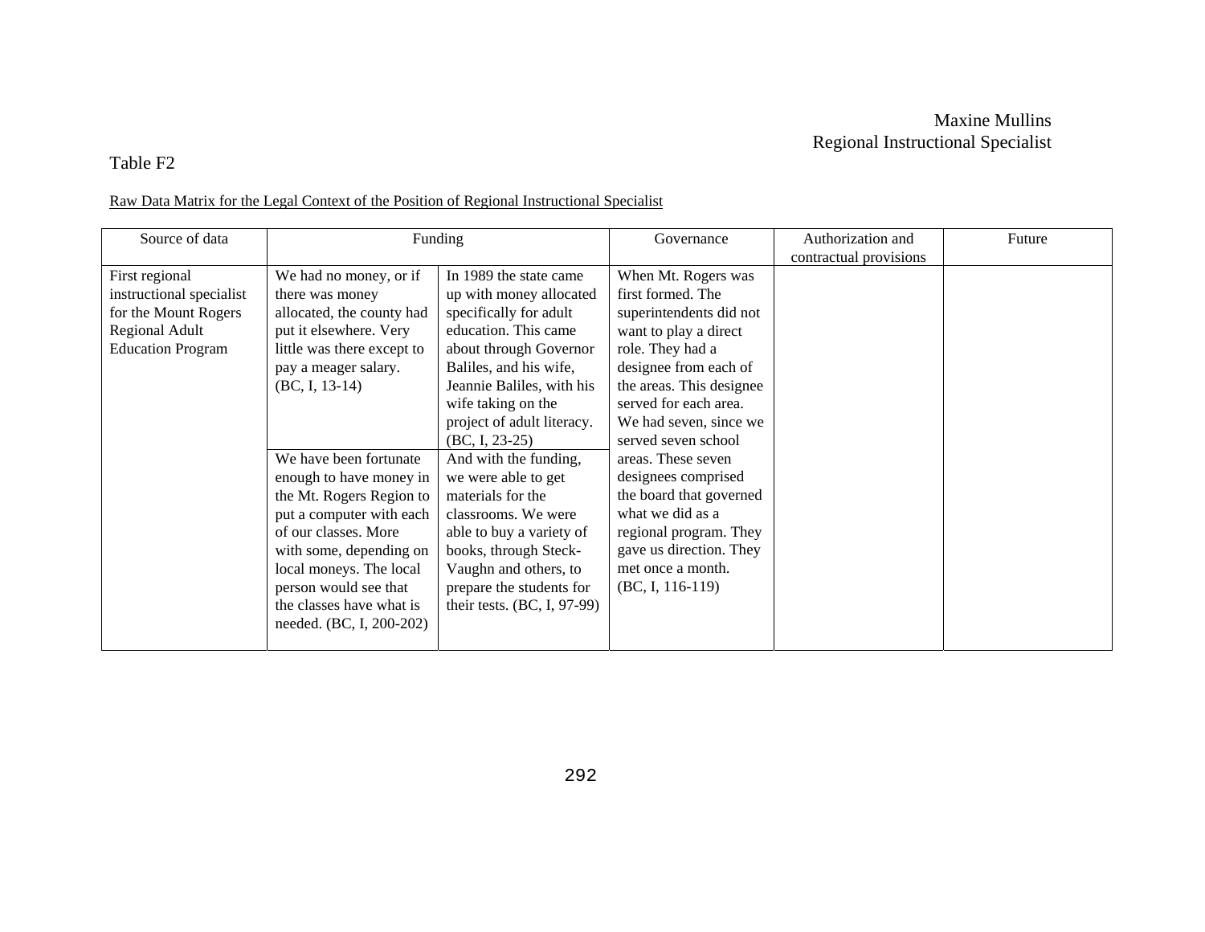Maxine Mullins
Regional Instructional Specialist

Table F2

Raw Data Matrix for the Legal Context of the Position of Regional Instructional Specialist

| Source of data | Funding | | Governance | Authorization and contractual provisions | Future |
|---|---|---|---|---|---|
| First regional instructional specialist for the Mount Rogers Regional Adult Education Program | We had no money, or if there was money allocated, the county had put it elsewhere. Very little was there except to pay a meager salary. (BC, I, 13-14) | In 1989 the state came up with money allocated specifically for adult education. This came about through Governor Baliles, and his wife, Jeannie Baliles, with his wife taking on the project of adult literacy. (BC, I, 23-25) | When Mt. Rogers was first formed. The superintendents did not want to play a direct role. They had a designee from each of the areas. This designee served for each area. We had seven, since we served seven school areas. These seven designees comprised the board that governed what we did as a regional program. They gave us direction. They met once a month. (BC, I, 116-119) | | |
| | We have been fortunate enough to have money in the Mt. Rogers Region to put a computer with each of our classes. More with some, depending on local moneys. The local person would see that the classes have what is needed. (BC, I, 200-202) | And with the funding, we were able to get materials for the classrooms. We were able to buy a variety of books, through Steck-Vaughn and others, to prepare the students for their tests. (BC, I, 97-99) | | | |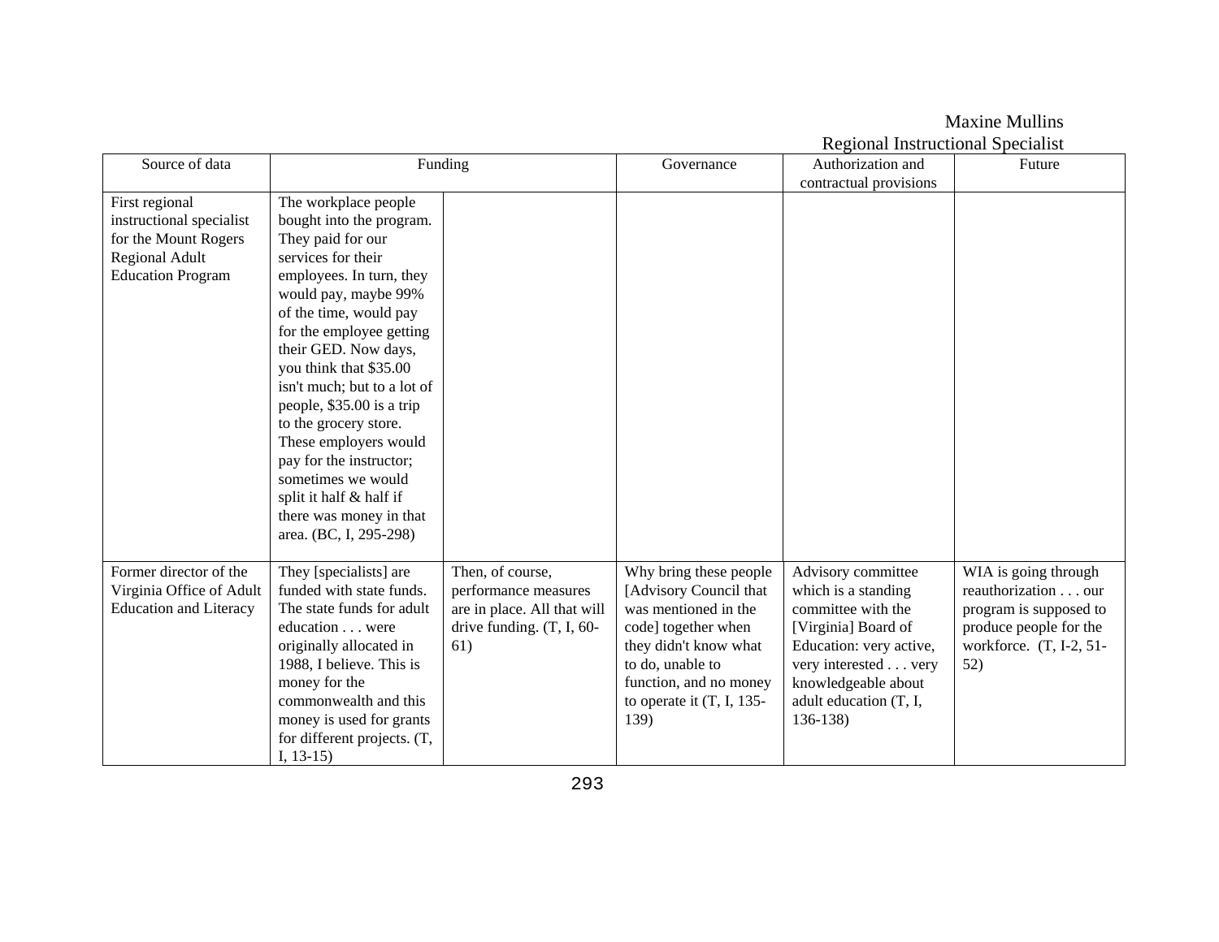Maxine Mullins
Regional Instructional Specialist

| Source of data | Funding | | Governance | Authorization and contractual provisions | Future |
|---|---|---|---|---|---|
| First regional instructional specialist for the Mount Rogers Regional Adult Education Program | The workplace people bought into the program. They paid for our services for their employees. In turn, they would pay, maybe 99% of the time, would pay for the employee getting their GED. Now days, you think that $35.00 isn't much; but to a lot of people, $35.00 is a trip to the grocery store. These employers would pay for the instructor; sometimes we would split it half & half if there was money in that area. (BC, I, 295-298) | | | | |
| Former director of the Virginia Office of Adult Education and Literacy | They [specialists] are funded with state funds. The state funds for adult education . . . were originally allocated in 1988, I believe. This is money for the commonwealth and this money is used for grants for different projects. (T, I, 13-15) | Then, of course, performance measures are in place. All that will drive funding. (T, I, 60-61) | Why bring these people [Advisory Council that was mentioned in the code] together when they didn't know what to do, unable to function, and no money to operate it (T, I, 135-139) | Advisory committee which is a standing committee with the [Virginia] Board of Education: very active, very interested . . . very knowledgeable about adult education (T, I, 136-138) | WIA is going through reauthorization . . . our program is supposed to produce people for the workforce. (T, I-2, 51-52) |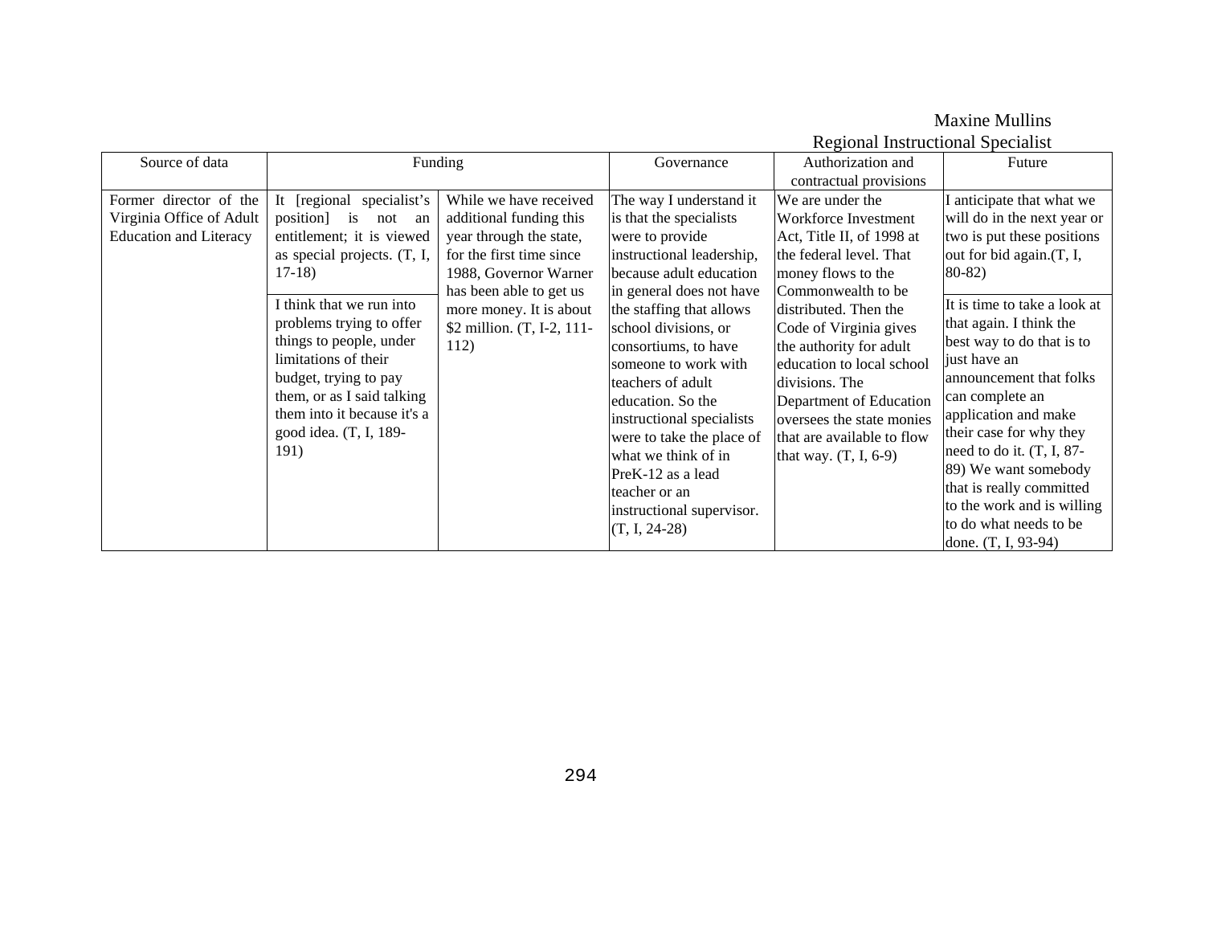Maxine Mullins
Regional Instructional Specialist

| Source of data | Funding | | Governance | Authorization and contractual provisions | Future |
|---|---|---|---|---|---|
| Former director of the Virginia Office of Adult Education and Literacy | It [regional specialist's position] is not an entitlement; it is viewed as special projects. (T, I, 17-18) | While we have received additional funding this year through the state, for the first time since 1988, Governor Warner has been able to get us more money. It is about $2 million. (T, I-2, 111-112) | The way I understand it is that the specialists were to provide instructional leadership, because adult education in general does not have the staffing that allows school divisions, or consortiums, to have someone to work with teachers of adult education. So the instructional specialists were to take the place of what we think of in PreK-12 as a lead teacher or an instructional supervisor. (T, I, 24-28) | We are under the Workforce Investment Act, Title II, of 1998 at the federal level. That money flows to the Commonwealth to be distributed. Then the Code of Virginia gives the authority for adult education to local school divisions. The Department of Education oversees the state monies that are available to flow that way. (T, I, 6-9) | I anticipate that what we will do in the next year or two is put these positions out for bid again.(T, I, 80-82) |
| | I think that we run into problems trying to offer things to people, under limitations of their budget, trying to pay them, or as I said talking them into it because it's a good idea. (T, I, 189-191) | | | | It is time to take a look at that again. I think the best way to do that is to just have an announcement that folks can complete an application and make their case for why they need to do it. (T, I, 87-89) We want somebody that is really committed to the work and is willing to do what needs to be done. (T, I, 93-94) |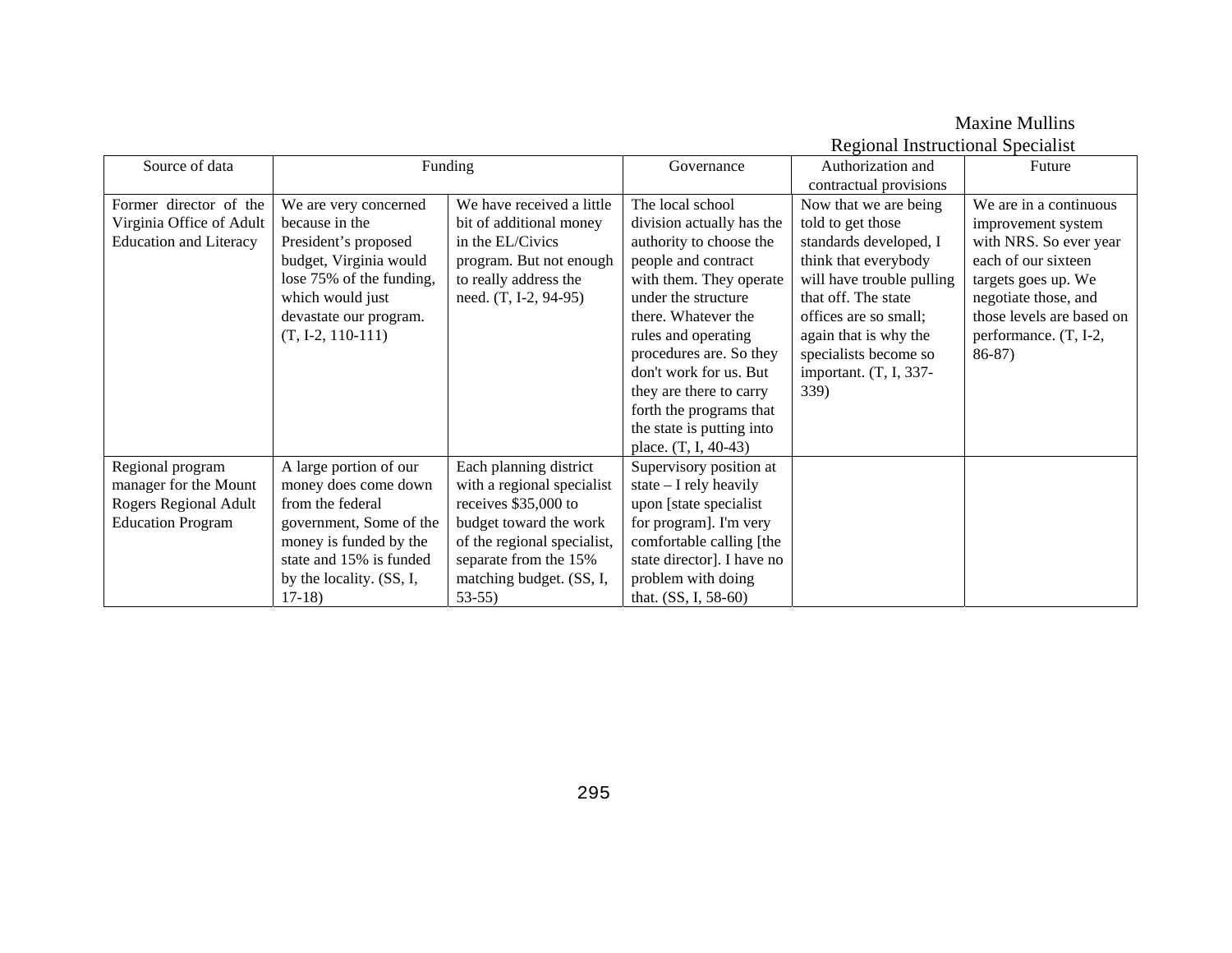Maxine Mullins
Regional Instructional Specialist

| Source of data | Funding | | Governance | Authorization and contractual provisions | Future |
|---|---|---|---|---|---|
| Former director of the Virginia Office of Adult Education and Literacy | We are very concerned because in the President's proposed budget, Virginia would lose 75% of the funding, which would just devastate our program. (T, I-2, 110-111) | We have received a little bit of additional money in the EL/Civics program. But not enough to really address the need. (T, I-2, 94-95) | The local school division actually has the authority to choose the people and contract with them. They operate under the structure there. Whatever the rules and operating procedures are. So they don't work for us. But they are there to carry forth the programs that the state is putting into place. (T, I, 40-43) | Now that we are being told to get those standards developed, I think that everybody will have trouble pulling that off. The state offices are so small; again that is why the specialists become so important. (T, I, 337-339) | We are in a continuous improvement system with NRS. So ever year each of our sixteen targets goes up. We negotiate those, and those levels are based on performance. (T, I-2, 86-87) |
| Regional program manager for the Mount Rogers Regional Adult Education Program | A large portion of our money does come down from the federal government, Some of the money is funded by the state and 15% is funded by the locality. (SS, I, 17-18) | Each planning district with a regional specialist receives $35,000 to budget toward the work of the regional specialist, separate from the 15% matching budget. (SS, I, 53-55) | Supervisory position at state – I rely heavily upon [state specialist for program]. I'm very comfortable calling [the state director]. I have no problem with doing that. (SS, I, 58-60) | | |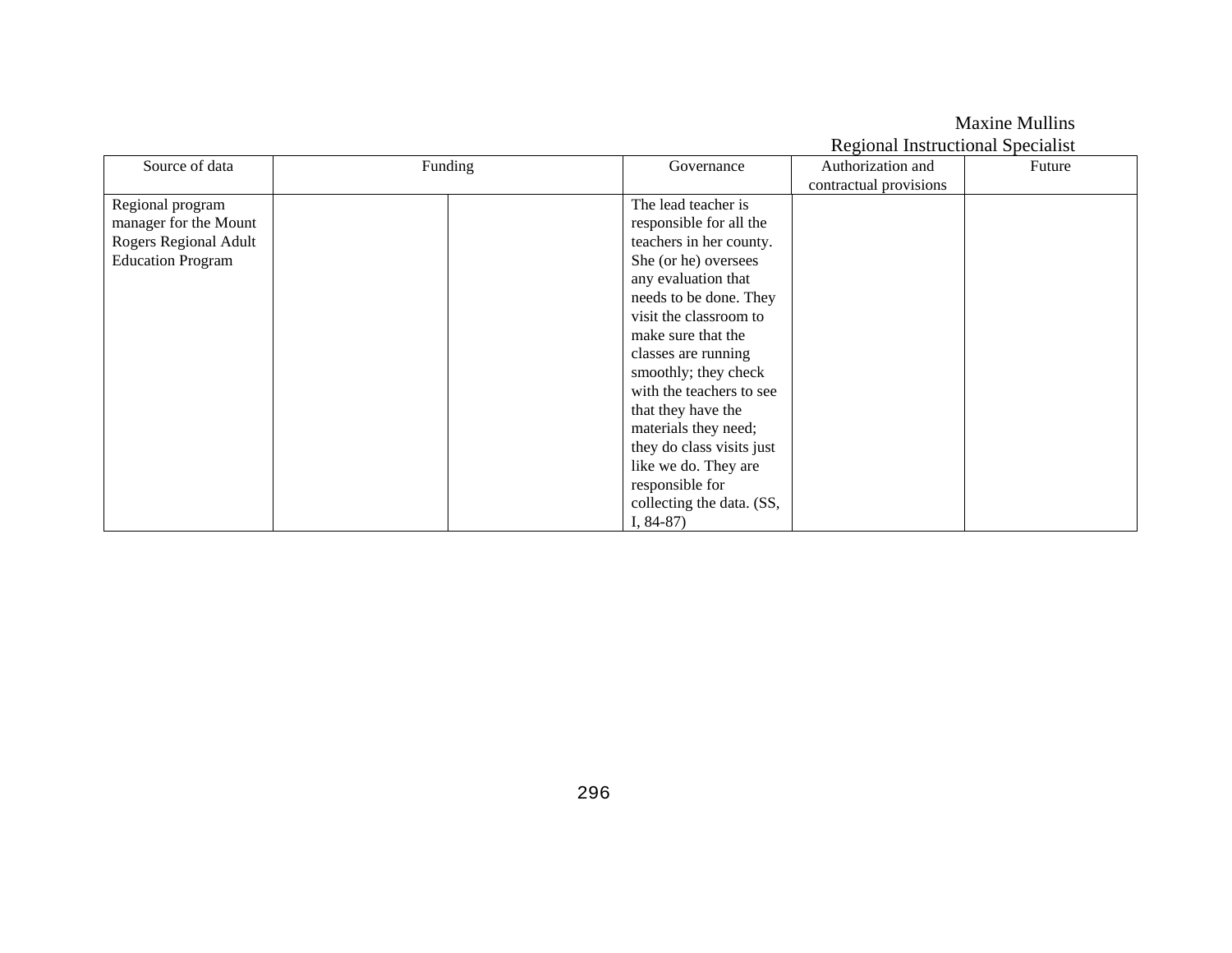Maxine Mullins
Regional Instructional Specialist

| Source of data | Funding | | Governance | Authorization and contractual provisions | Future |
|---|---|---|---|---|---|
| Regional program manager for the Mount Rogers Regional Adult Education Program | | | The lead teacher is responsible for all the teachers in her county. She (or he) oversees any evaluation that needs to be done. They visit the classroom to make sure that the classes are running smoothly; they check with the teachers to see that they have the materials they need; they do class visits just like we do. They are responsible for collecting the data. (SS, I, 84-87) | | |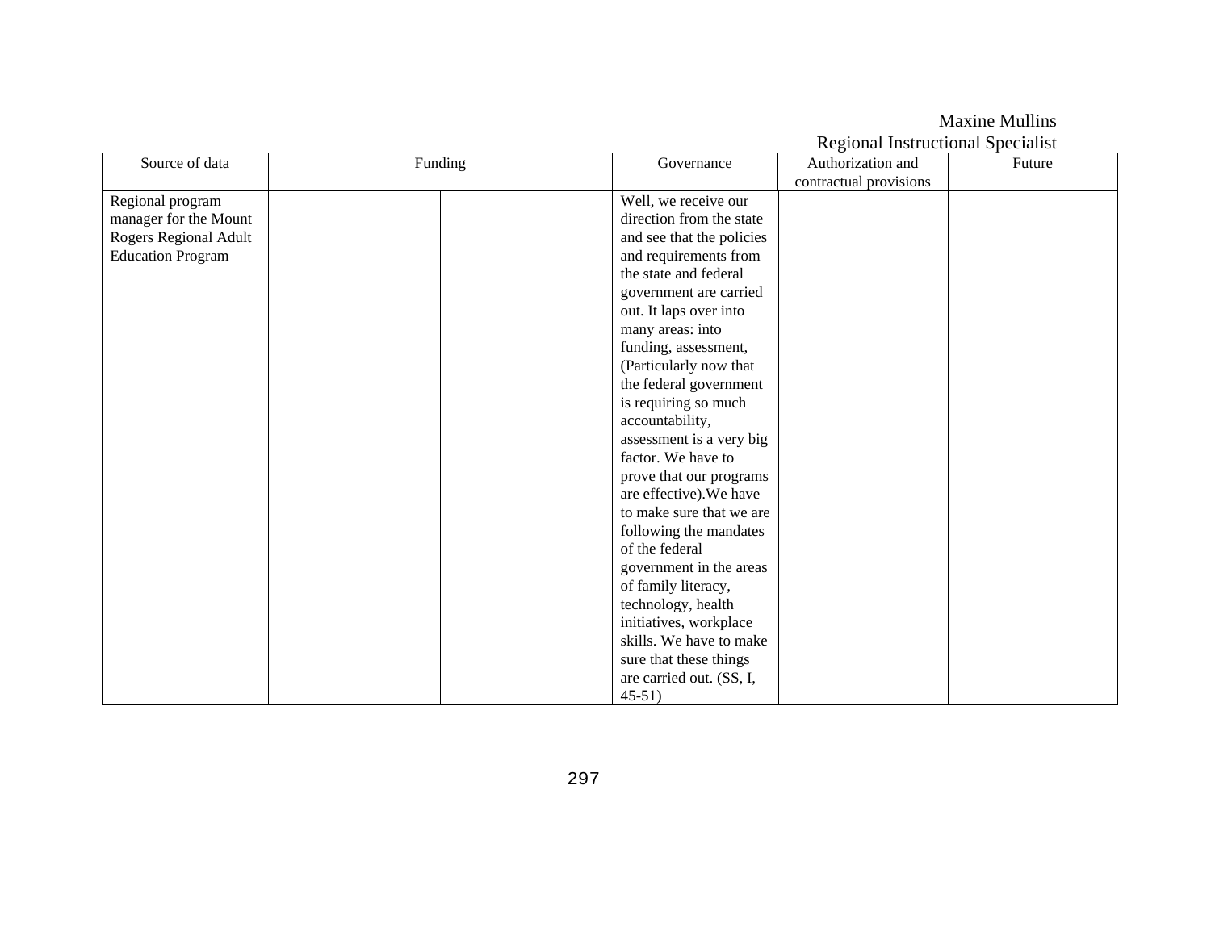Maxine Mullins
Regional Instructional Specialist

| Source of data | Funding | | Governance | Authorization and contractual provisions | Future |
|---|---|---|---|---|---|
| Regional program manager for the Mount Rogers Regional Adult Education Program | | | Well, we receive our direction from the state and see that the policies and requirements from the state and federal government are carried out. It laps over into many areas: into funding, assessment, (Particularly now that the federal government is requiring so much accountability, assessment is a very big factor. We have to prove that our programs are effective).We have to make sure that we are following the mandates of the federal government in the areas of family literacy, technology, health initiatives, workplace skills. We have to make sure that these things are carried out. (SS, I, 45-51) | | |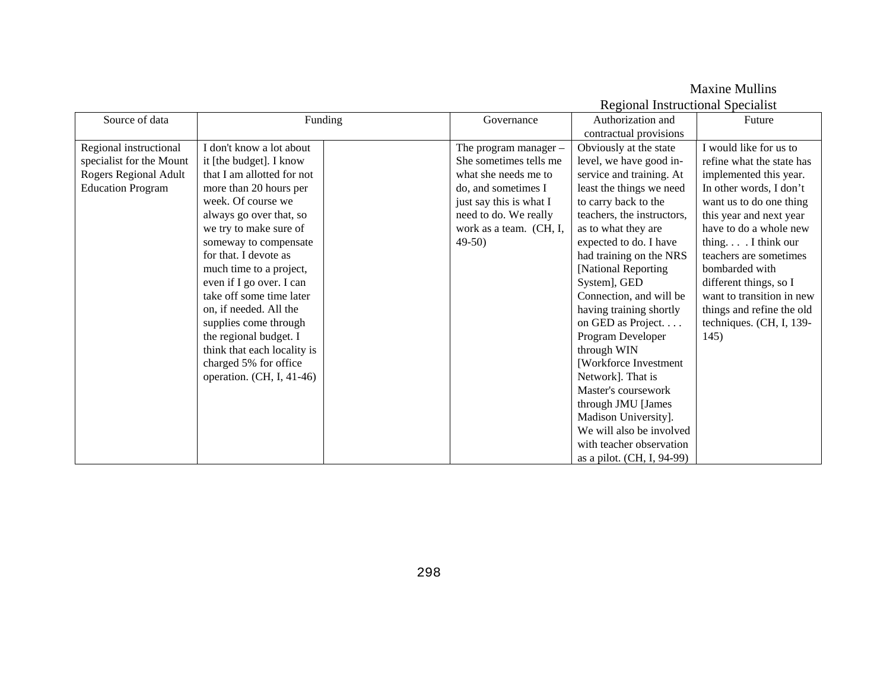Maxine Mullins
Regional Instructional Specialist

| Source of data | Funding | | Governance | Authorization and contractual provisions | Future |
|---|---|---|---|---|---|
| Regional instructional specialist for the Mount Rogers Regional Adult Education Program | I don't know a lot about it [the budget]. I know that I am allotted for not more than 20 hours per week. Of course we always go over that, so we try to make sure of someway to compensate for that. I devote as much time to a project, even if I go over. I can take off some time later on, if needed. All the supplies come through the regional budget. I think that each locality is charged 5% for office operation. (CH, I, 41-46) | | The program manager – She sometimes tells me what she needs me to do, and sometimes I just say this is what I need to do. We really work as a team. (CH, I, 49-50) | Obviously at the state level, we have good in-service and training. At least the things we need to carry back to the teachers, the instructors, as to what they are expected to do. I have had training on the NRS [National Reporting System], GED Connection, and will be having training shortly on GED as Project. . . . Program Developer through WIN [Workforce Investment Network]. That is Master's coursework through JMU [James Madison University]. We will also be involved with teacher observation as a pilot. (CH, I, 94-99) | I would like for us to refine what the state has implemented this year. In other words, I don't want us to do one thing this year and next year have to do a whole new thing. . . . I think our teachers are sometimes bombarded with different things, so I want to transition in new things and refine the old techniques. (CH, I, 139-145) |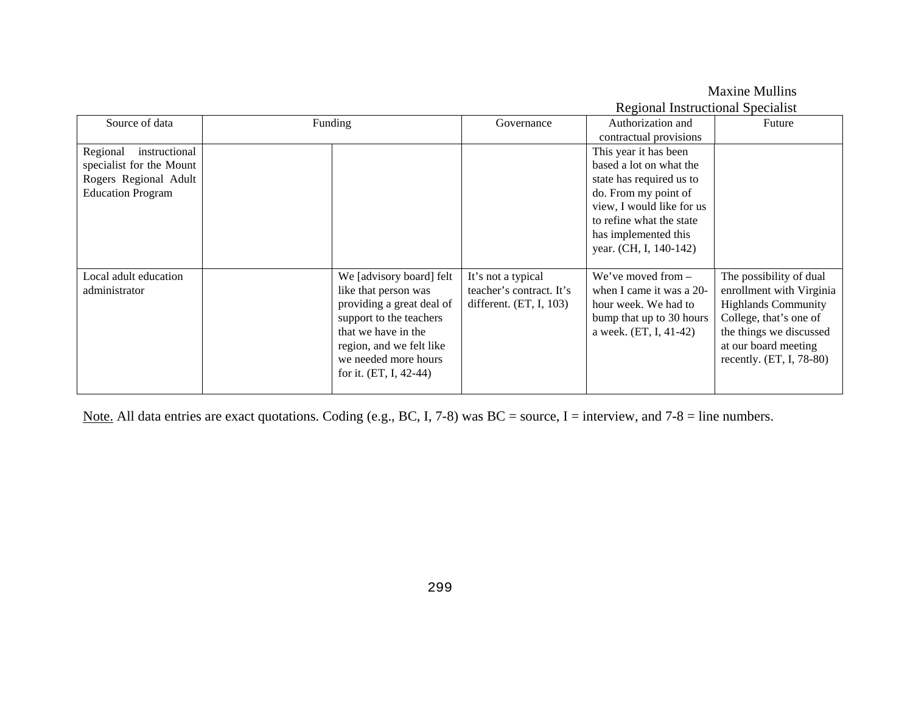Maxine Mullins
Regional Instructional Specialist

| Source of data | Funding | | Governance | Authorization and contractual provisions | Future |
|---|---|---|---|---|---|
| Regional instructional specialist for the Mount Rogers Regional Adult Education Program | | | | This year it has been based a lot on what the state has required us to do. From my point of view, I would like for us to refine what the state has implemented this year. (CH, I, 140-142) | |
| Local adult education administrator | | We [advisory board] felt like that person was providing a great deal of support to the teachers that we have in the region, and we felt like we needed more hours for it. (ET, I, 42-44) | It's not a typical teacher's contract. It's different. (ET, I, 103) | We've moved from – when I came it was a 20-hour week. We had to bump that up to 30 hours a week. (ET, I, 41-42) | The possibility of dual enrollment with Virginia Highlands Community College, that's one of the things we discussed at our board meeting recently. (ET, I, 78-80) |

Note. All data entries are exact quotations. Coding (e.g., BC, I, 7-8) was BC = source, I = interview, and 7-8 = line numbers.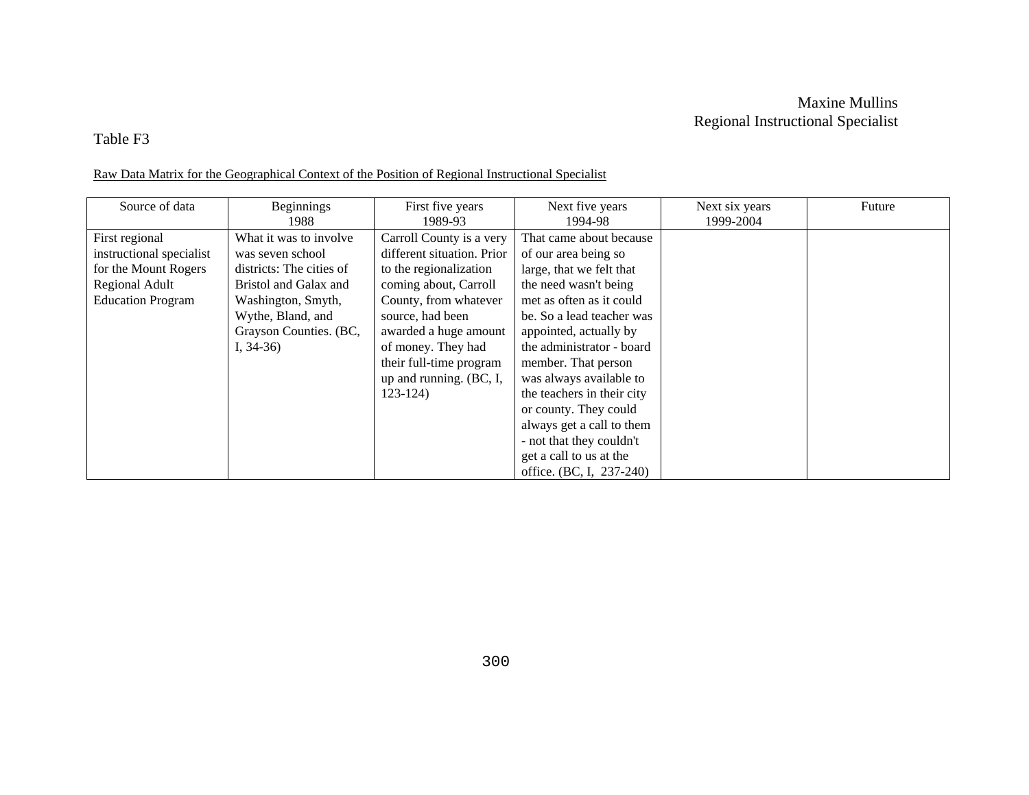Maxine Mullins
Regional Instructional Specialist

Table F3

Raw Data Matrix for the Geographical Context of the Position of Regional Instructional Specialist

| Source of data | Beginnings 1988 | First five years 1989-93 | Next five years 1994-98 | Next six years 1999-2004 | Future |
|---|---|---|---|---|---|
| First regional instructional specialist for the Mount Rogers Regional Adult Education Program | What it was to involve was seven school districts: The cities of Bristol and Galax and Washington, Smyth, Wythe, Bland, and Grayson Counties. (BC, I, 34-36) | Carroll County is a very different situation. Prior to the regionalization coming about, Carroll County, from whatever source, had been awarded a huge amount of money. They had their full-time program up and running. (BC, I, 123-124) | That came about because of our area being so large, that we felt that the need wasn't being met as often as it could be. So a lead teacher was appointed, actually by the administrator - board member. That person was always available to the teachers in their city or county. They could always get a call to them - not that they couldn't get a call to us at the office. (BC, I, 237-240) | | |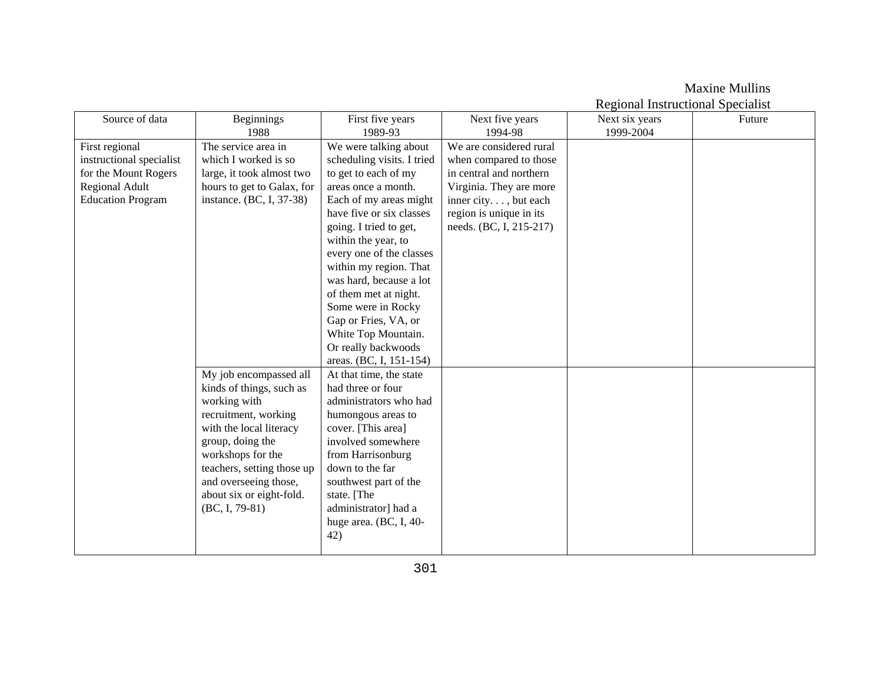Maxine Mullins
Regional Instructional Specialist

| Source of data | Beginnings 1988 | First five years 1989-93 | Next five years 1994-98 | Next six years 1999-2004 | Future |
|---|---|---|---|---|---|
| First regional instructional specialist for the Mount Rogers Regional Adult Education Program | The service area in which I worked is so large, it took almost two hours to get to Galax, for instance. (BC, I, 37-38) | We were talking about scheduling visits. I tried to get to each of my areas once a month. Each of my areas might have five or six classes going. I tried to get, within the year, to every one of the classes within my region. That was hard, because a lot of them met at night. Some were in Rocky Gap or Fries, VA, or White Top Mountain. Or really backwoods areas. (BC, I, 151-154) | We are considered rural when compared to those in central and northern Virginia. They are more inner city. . . , but each region is unique in its needs. (BC, I, 215-217) | | |
| | My job encompassed all kinds of things, such as working with recruitment, working with the local literacy group, doing the workshops for the teachers, setting those up and overseeing those, about six or eight-fold. (BC, I, 79-81) | At that time, the state had three or four administrators who had humongous areas to cover. [This area] involved somewhere from Harrisonburg down to the far southwest part of the state. [The administrator] had a huge area. (BC, I, 40-42) | | | |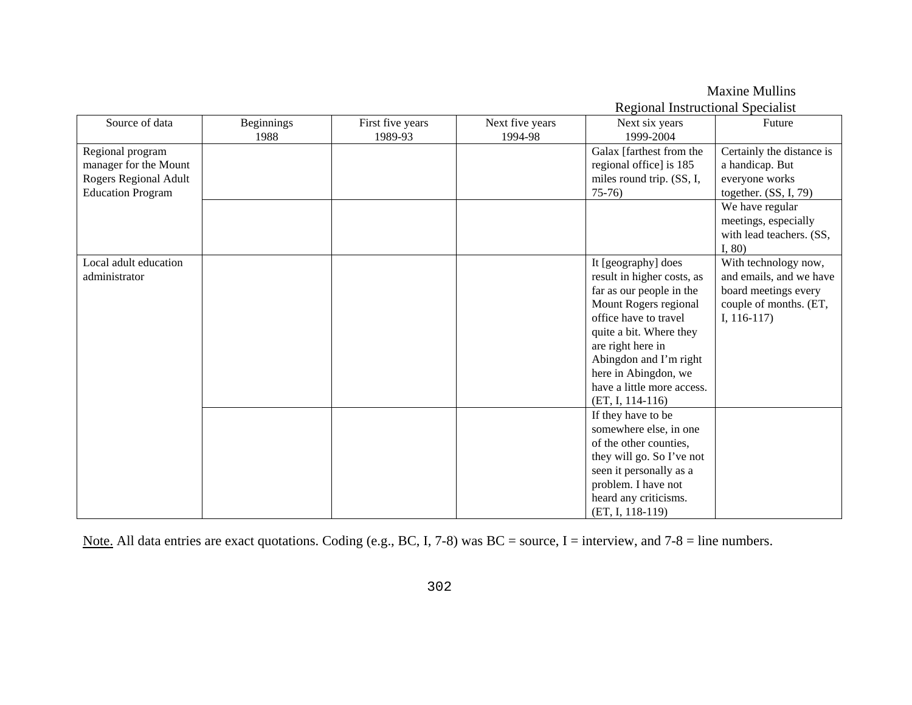Maxine Mullins
Regional Instructional Specialist

| Source of data | Beginnings 1988 | First five years 1989-93 | Next five years 1994-98 | Next six years 1999-2004 | Future |
|---|---|---|---|---|---|
| Regional program manager for the Mount Rogers Regional Adult Education Program | | | | Galax [farthest from the regional office] is 185 miles round trip. (SS, I, 75-76) | Certainly the distance is a handicap. But everyone works together. (SS, I, 79) |
| | | | | | We have regular meetings, especially with lead teachers. (SS, I, 80) |
| Local adult education administrator | | | | It [geography] does result in higher costs, as far as our people in the Mount Rogers regional office have to travel quite a bit. Where they are right here in Abingdon and I'm right here in Abingdon, we have a little more access. (ET, I, 114-116) | With technology now, and emails, and we have board meetings every couple of months. (ET, I, 116-117) |
| | | | | If they have to be somewhere else, in one of the other counties, they will go. So I've not seen it personally as a problem. I have not heard any criticisms. (ET, I, 118-119) | |

Note. All data entries are exact quotations. Coding (e.g., BC, I, 7-8) was BC = source, I = interview, and 7-8 = line numbers.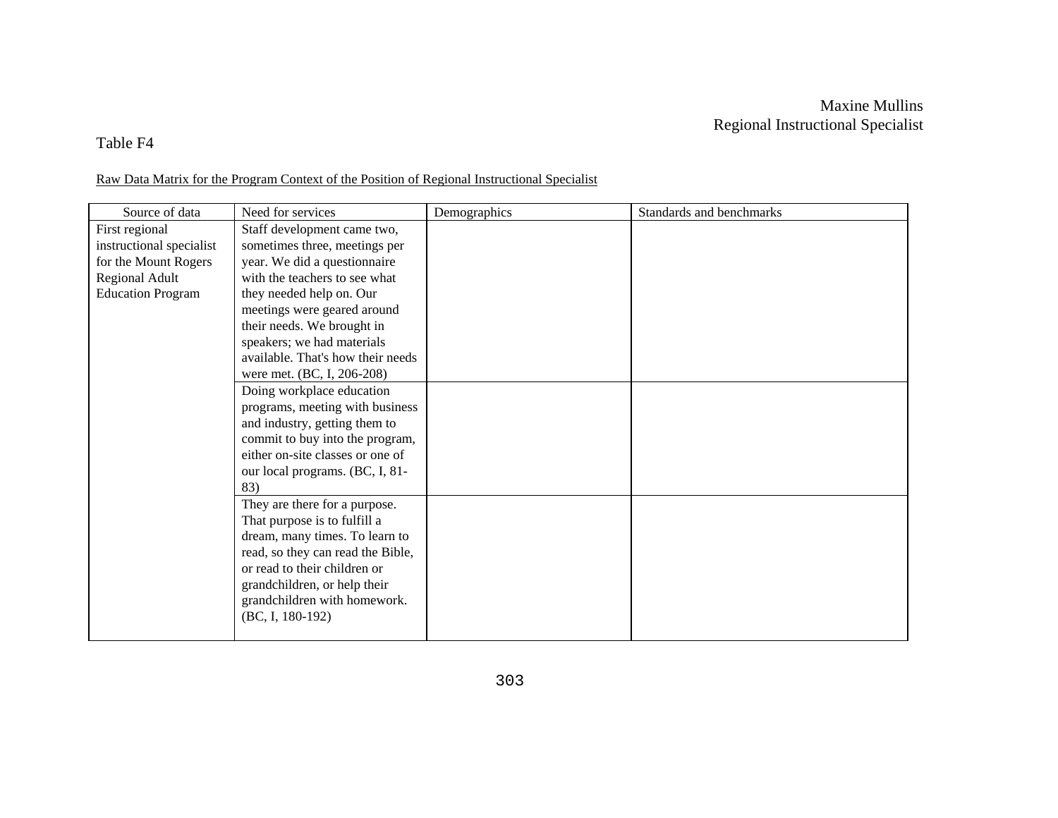Maxine Mullins
Regional Instructional Specialist

Table F4

Raw Data Matrix for the Program Context of the Position of Regional Instructional Specialist

| Source of data | Need for services | Demographics | Standards and benchmarks |
|---|---|---|---|
| First regional instructional specialist for the Mount Rogers Regional Adult Education Program | Staff development came two, sometimes three, meetings per year. We did a questionnaire with the teachers to see what they needed help on. Our meetings were geared around their needs. We brought in speakers; we had materials available. That's how their needs were met. (BC, I, 206-208) | | |
| | Doing workplace education programs, meeting with business and industry, getting them to commit to buy into the program, either on-site classes or one of our local programs. (BC, I, 81-83) | | |
| | They are there for a purpose. That purpose is to fulfill a dream, many times. To learn to read, so they can read the Bible, or read to their children or grandchildren, or help their grandchildren with homework. (BC, I, 180-192) | | |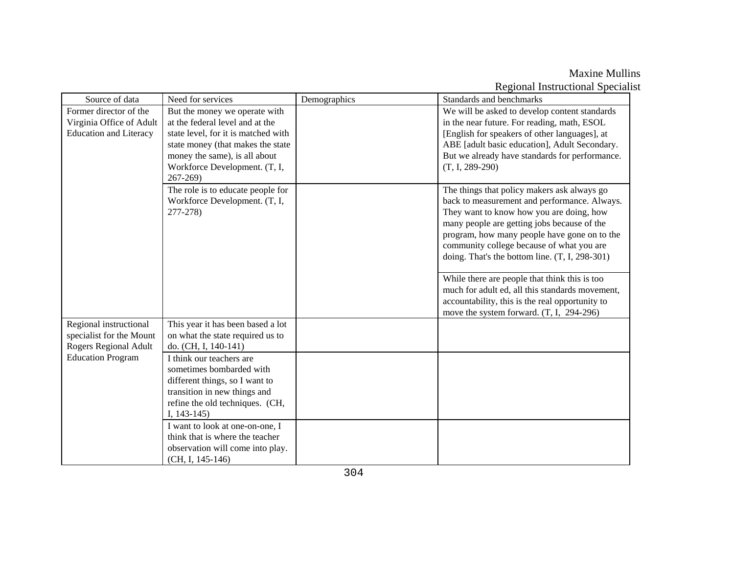Maxine Mullins
Regional Instructional Specialist

| Source of data | Need for services | Demographics | Standards and benchmarks |
| --- | --- | --- | --- |
| Former director of the Virginia Office of Adult Education and Literacy | But the money we operate with at the federal level and at the state level, for it is matched with state money (that makes the state money the same), is all about Workforce Development. (T, I, 267-269) | | We will be asked to develop content standards in the near future. For reading, math, ESOL [English for speakers of other languages], at ABE [adult basic education], Adult Secondary. But we already have standards for performance. (T, I, 289-290) |
| | The role is to educate people for Workforce Development. (T, I, 277-278) | | The things that policy makers ask always go back to measurement and performance. Always. They want to know how you are doing, how many people are getting jobs because of the program, how many people have gone on to the community college because of what you are doing. That's the bottom line. (T, I, 298-301) |
| | | | While there are people that think this is too much for adult ed, all this standards movement, accountability, this is the real opportunity to move the system forward. (T, I, 294-296) |
| Regional instructional specialist for the Mount Rogers Regional Adult Education Program | This year it has been based a lot on what the state required us to do. (CH, I, 140-141) | | |
| | I think our teachers are sometimes bombarded with different things, so I want to transition in new things and refine the old techniques. (CH, I, 143-145) | | |
| | I want to look at one-on-one, I think that is where the teacher observation will come into play. (CH, I, 145-146) | | |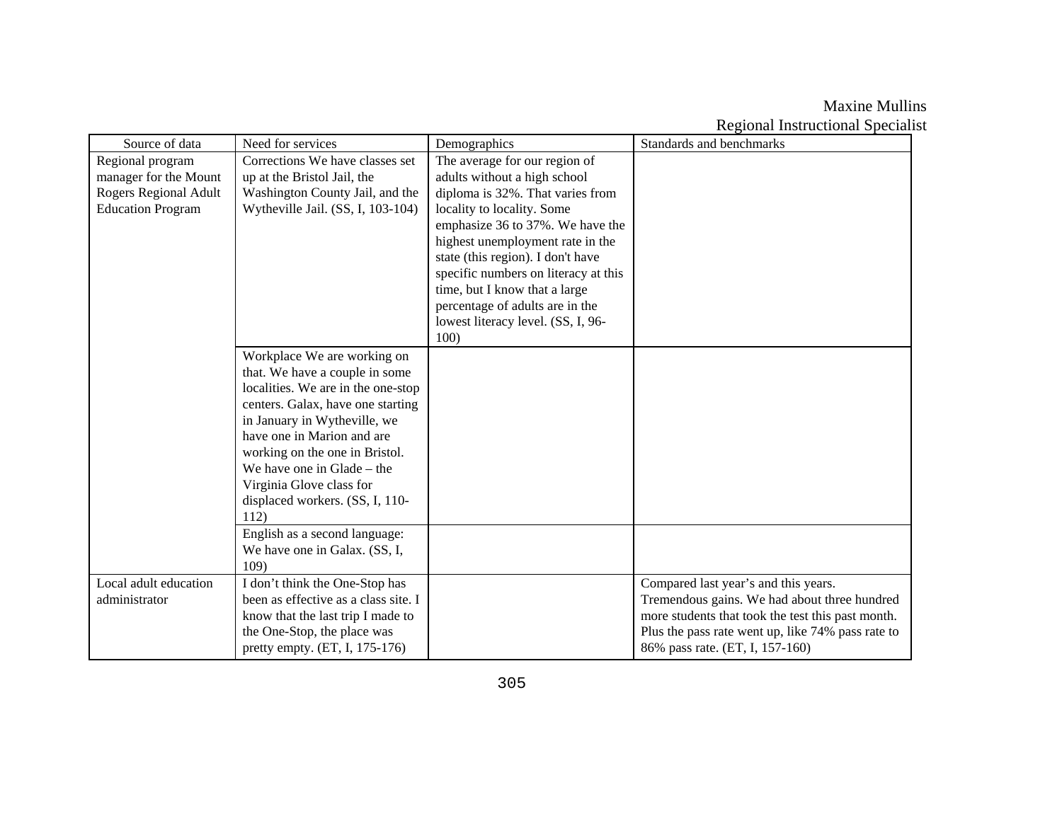Maxine Mullins
Regional Instructional Specialist

| Source of data | Need for services | Demographics | Standards and benchmarks |
|---|---|---|---|
| Regional program manager for the Mount Rogers Regional Adult Education Program | Corrections We have classes set up at the Bristol Jail, the Washington County Jail, and the Wytheville Jail. (SS, I, 103-104) | The average for our region of adults without a high school diploma is 32%. That varies from locality to locality. Some emphasize 36 to 37%. We have the highest unemployment rate in the state (this region). I don't have specific numbers on literacy at this time, but I know that a large percentage of adults are in the lowest literacy level. (SS, I, 96-100) | |
| | Workplace We are working on that. We have a couple in some localities. We are in the one-stop centers. Galax, have one starting in January in Wytheville, we have one in Marion and are working on the one in Bristol. We have one in Glade – the Virginia Glove class for displaced workers. (SS, I, 110-112) | | |
| | English as a second language: We have one in Galax. (SS, I, 109) | | |
| Local adult education administrator | I don't think the One-Stop has been as effective as a class site. I know that the last trip I made to the One-Stop, the place was pretty empty. (ET, I, 175-176) | | Compared last year's and this years. Tremendous gains. We had about three hundred more students that took the test this past month. Plus the pass rate went up, like 74% pass rate to 86% pass rate. (ET, I, 157-160) |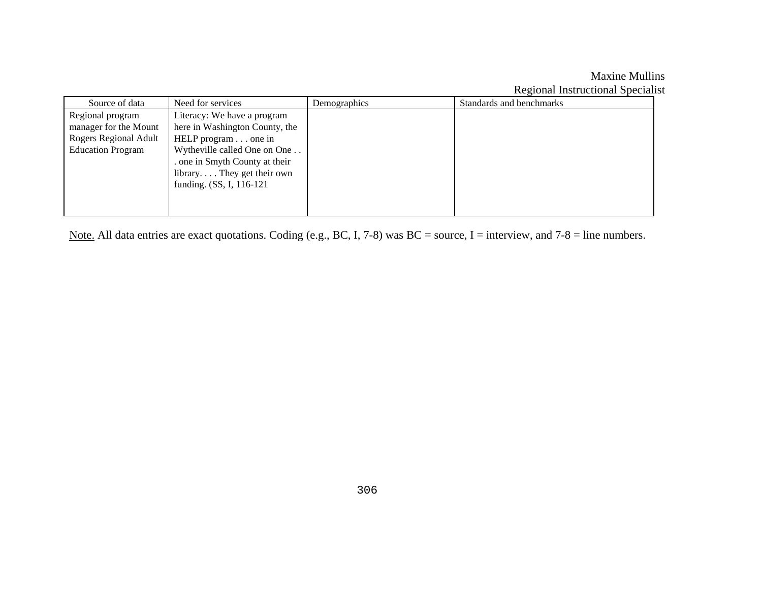Maxine Mullins
Regional Instructional Specialist

| Source of data | Need for services | Demographics | Standards and benchmarks |
|---|---|---|---|
| Regional program manager for the Mount Rogers Regional Adult Education Program | Literacy: We have a program here in Washington County, the HELP program . . . one in Wytheville called One on One . . . one in Smyth County at their library. . . . They get their own funding. (SS, I, 116-121 | | |

Note. All data entries are exact quotations. Coding (e.g., BC, I, 7-8) was BC = source, I = interview, and 7-8 = line numbers.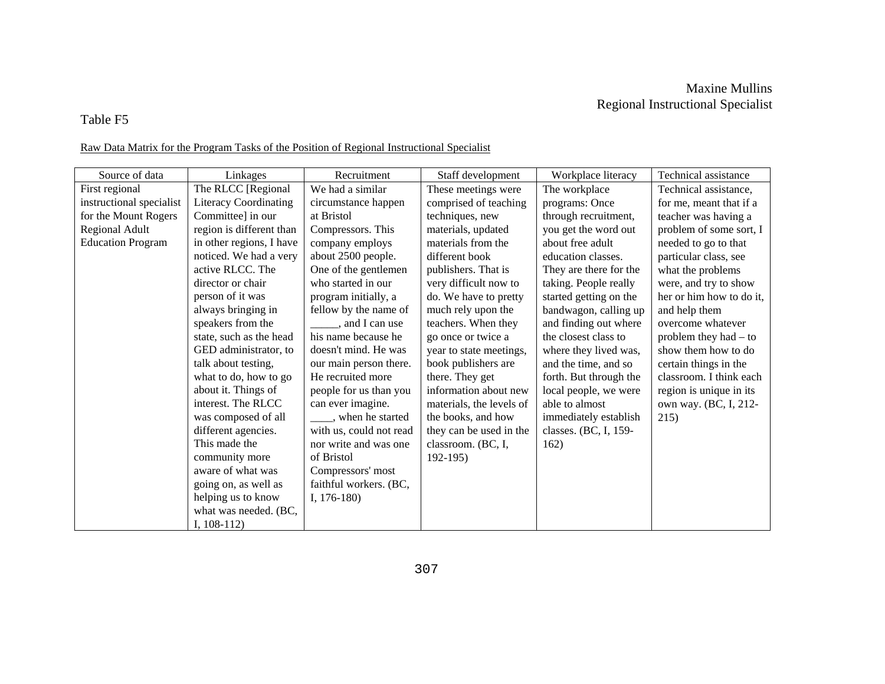Maxine Mullins
Regional Instructional Specialist

Table F5

Raw Data Matrix for the Program Tasks of the Position of Regional Instructional Specialist

| Source of data | Linkages | Recruitment | Staff development | Workplace literacy | Technical assistance |
|---|---|---|---|---|---|
| First regional instructional specialist for the Mount Rogers Regional Adult Education Program | The RLCC [Regional Literacy Coordinating Committee] in our region is different than in other regions, I have noticed. We had a very active RLCC. The director or chair person of it was always bringing in speakers from the state, such as the head GED administrator, to talk about testing, what to do, how to go about it. Things of interest. The RLCC was composed of all different agencies. This made the community more aware of what was going on, as well as helping us to know what was needed. (BC, I, 108-112) | We had a similar circumstance happen at Bristol Compressors. This company employs about 2500 people. One of the gentlemen who started in our program initially, a fellow by the name of _____, and I can use his name because he doesn't mind. He was our main person there. He recruited more people for us than you can ever imagine. ____, when he started with us, could not read nor write and was one of Bristol Compressors' most faithful workers. (BC, I, 176-180) | These meetings were comprised of teaching techniques, new materials, updated materials from the different book publishers. That is very difficult now to do. We have to pretty much rely upon the teachers. When they go once or twice a year to state meetings, book publishers are there. They get information about new materials, the levels of the books, and how they can be used in the classroom. (BC, I, 192-195) | The workplace programs: Once through recruitment, you get the word out about free adult education classes. They are there for the taking. People really started getting on the bandwagon, calling up and finding out where the closest class to where they lived was, and the time, and so forth. But through the local people, we were able to almost immediately establish classes. (BC, I, 159-162) | Technical assistance, for me, meant that if a teacher was having a problem of some sort, I needed to go to that particular class, see what the problems were, and try to show her or him how to do it, and help them overcome whatever problem they had – to show them how to do certain things in the classroom. I think each region is unique in its own way. (BC, I, 212-215) |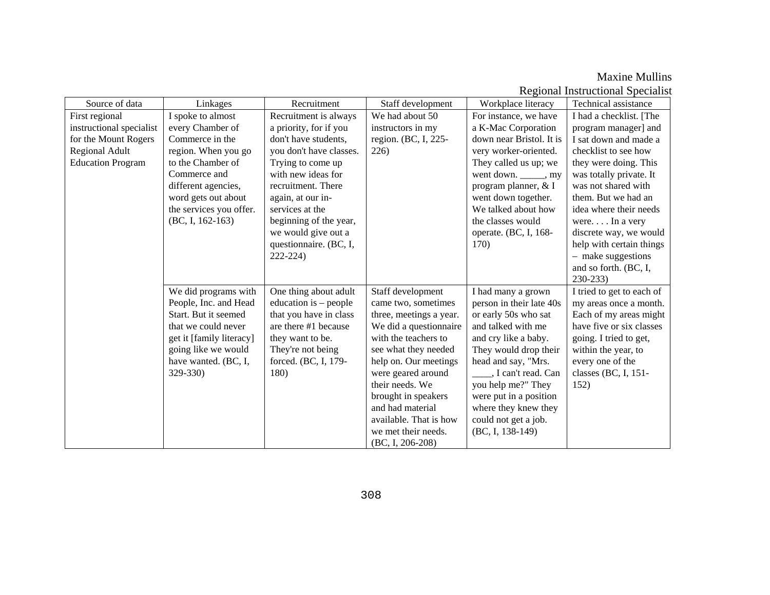Maxine Mullins
Regional Instructional Specialist

| Source of data | Linkages | Recruitment | Staff development | Workplace literacy | Technical assistance |
|---|---|---|---|---|---|
| First regional instructional specialist for the Mount Rogers Regional Adult Education Program | I spoke to almost every Chamber of Commerce in the region. When you go to the Chamber of Commerce and different agencies, word gets out about the services you offer. (BC, I, 162-163) | Recruitment is always a priority, for if you don't have students, you don't have classes. Trying to come up with new ideas for recruitment. There again, at our in-services at the beginning of the year, we would give out a questionnaire. (BC, I, 222-224) | We had about 50 instructors in my region. (BC, I, 225-226) | For instance, we have a K-Mac Corporation down near Bristol. It is very worker-oriented. They called us up; we went down. _____, my program planner, & I went down together. We talked about how the classes would operate. (BC, I, 168-170) | I had a checklist. [The program manager] and I sat down and made a checklist to see how they were doing. This was totally private. It was not shared with them. But we had an idea where their needs were. . . . In a very discrete way, we would help with certain things – make suggestions and so forth. (BC, I, 230-233) |
| | We did programs with People, Inc. and Head Start. But it seemed that we could never get it [family literacy] going like we would have wanted. (BC, I, 329-330) | One thing about adult education is – people that you have in class are there #1 because they want to be. They're not being forced. (BC, I, 179-180) | Staff development came two, sometimes three, meetings a year. We did a questionnaire with the teachers to see what they needed help on. Our meetings were geared around their needs. We brought in speakers and had material available. That is how we met their needs. (BC, I, 206-208) | I had many a grown person in their late 40s or early 50s who sat and talked with me and cry like a baby. They would drop their head and say, "Mrs. ____, I can't read. Can you help me?" They were put in a position where they knew they could not get a job. (BC, I, 138-149) | I tried to get to each of my areas once a month. Each of my areas might have five or six classes going. I tried to get, within the year, to every one of the classes (BC, I, 151-152) |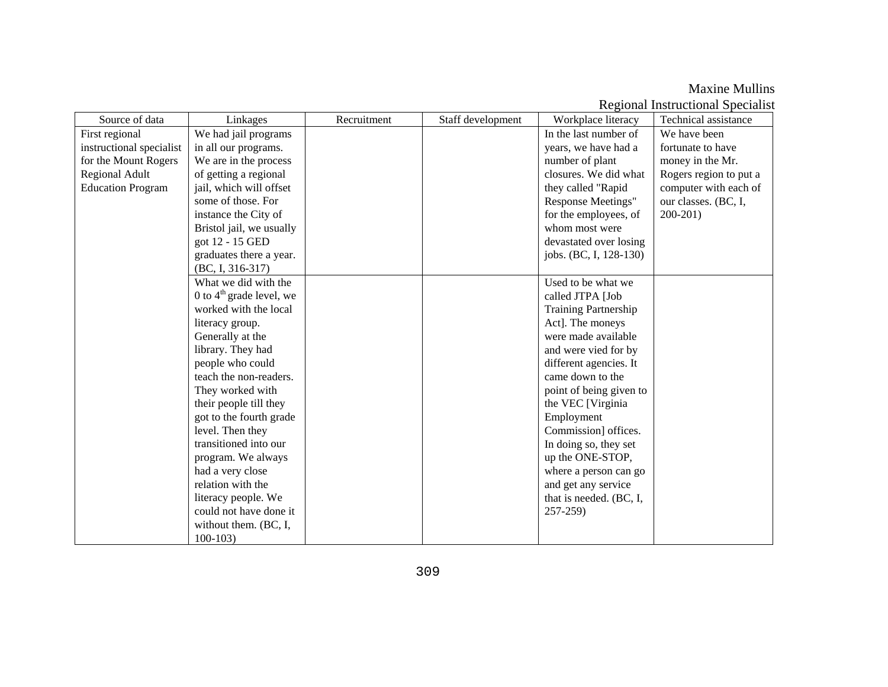Maxine Mullins
Regional Instructional Specialist

| Source of data | Linkages | Recruitment | Staff development | Workplace literacy | Technical assistance |
|---|---|---|---|---|---|
| First regional instructional specialist for the Mount Rogers Regional Adult Education Program | We had jail programs in all our programs. We are in the process of getting a regional jail, which will offset some of those. For instance the City of Bristol jail, we usually got 12 - 15 GED graduates there a year. (BC, I, 316-317) | | | In the last number of years, we have had a number of plant closures. We did what they called "Rapid Response Meetings" for the employees, of whom most were devastated over losing jobs. (BC, I, 128-130) | We have been fortunate to have money in the Mr. Rogers region to put a computer with each of our classes. (BC, I, 200-201) |
| | What we did with the 0 to 4th grade level, we worked with the local literacy group. Generally at the library. They had people who could teach the non-readers. They worked with their people till they got to the fourth grade level. Then they transitioned into our program. We always had a very close relation with the literacy people. We could not have done it without them. (BC, I, 100-103) | | | Used to be what we called JTPA [Job Training Partnership Act]. The moneys were made available and were vied for by different agencies. It came down to the point of being given to the VEC [Virginia Employment Commission] offices. In doing so, they set up the ONE-STOP, where a person can go and get any service that is needed. (BC, I, 257-259) | |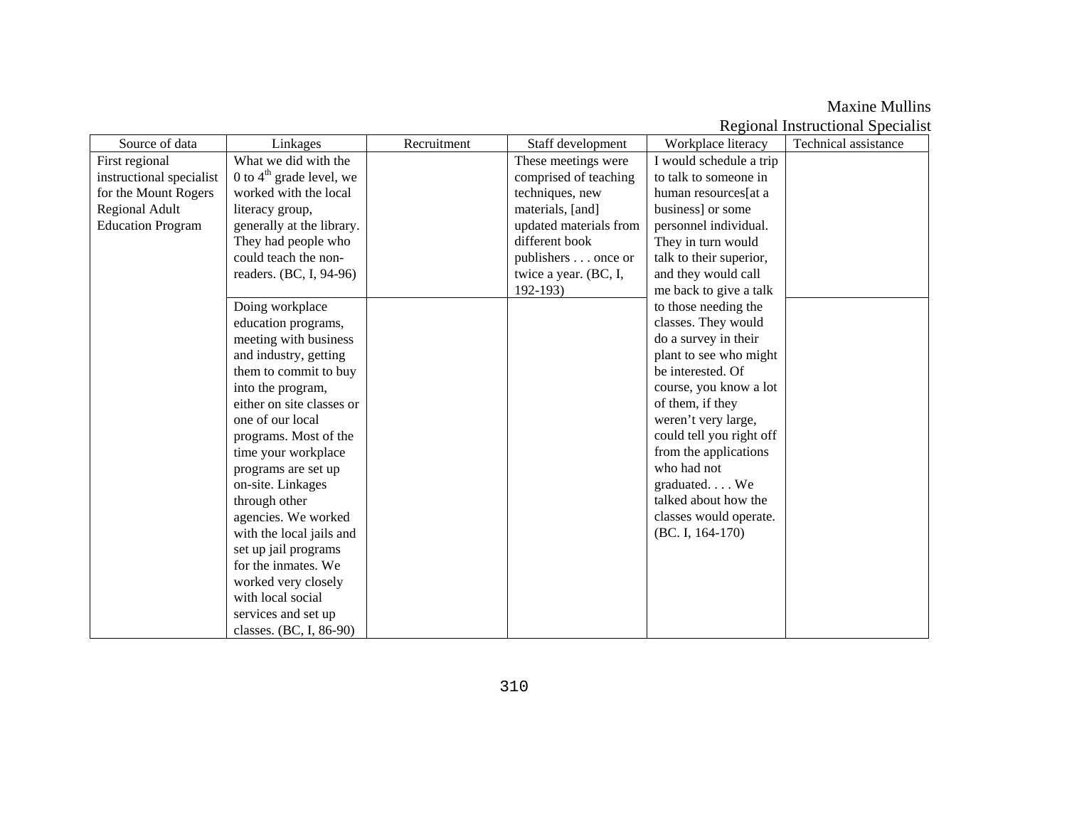Maxine Mullins
Regional Instructional Specialist

| Source of data | Linkages | Recruitment | Staff development | Workplace literacy | Technical assistance |
|---|---|---|---|---|---|
| First regional instructional specialist for the Mount Rogers Regional Adult Education Program | What we did with the 0 to 4th grade level, we worked with the local literacy group, generally at the library. They had people who could teach the non-readers. (BC, I, 94-96) | | These meetings were comprised of teaching techniques, new materials, [and] updated materials from different book publishers . . . once or twice a year. (BC, I, 192-193) | I would schedule a trip to talk to someone in human resources[at a business] or some personnel individual. They in turn would talk to their superior, and they would call me back to give a talk to those needing the classes. They would do a survey in their plant to see who might be interested. Of course, you know a lot of them, if they weren't very large, could tell you right off from the applications who had not graduated. . . . We talked about how the classes would operate. (BC. I, 164-170) | |
| | Doing workplace education programs, meeting with business and industry, getting them to commit to buy into the program, either on site classes or one of our local programs. Most of the time your workplace programs are set up on-site. Linkages through other agencies. We worked with the local jails and set up jail programs for the inmates. We worked very closely with local social services and set up classes. (BC, I, 86-90) | | | | |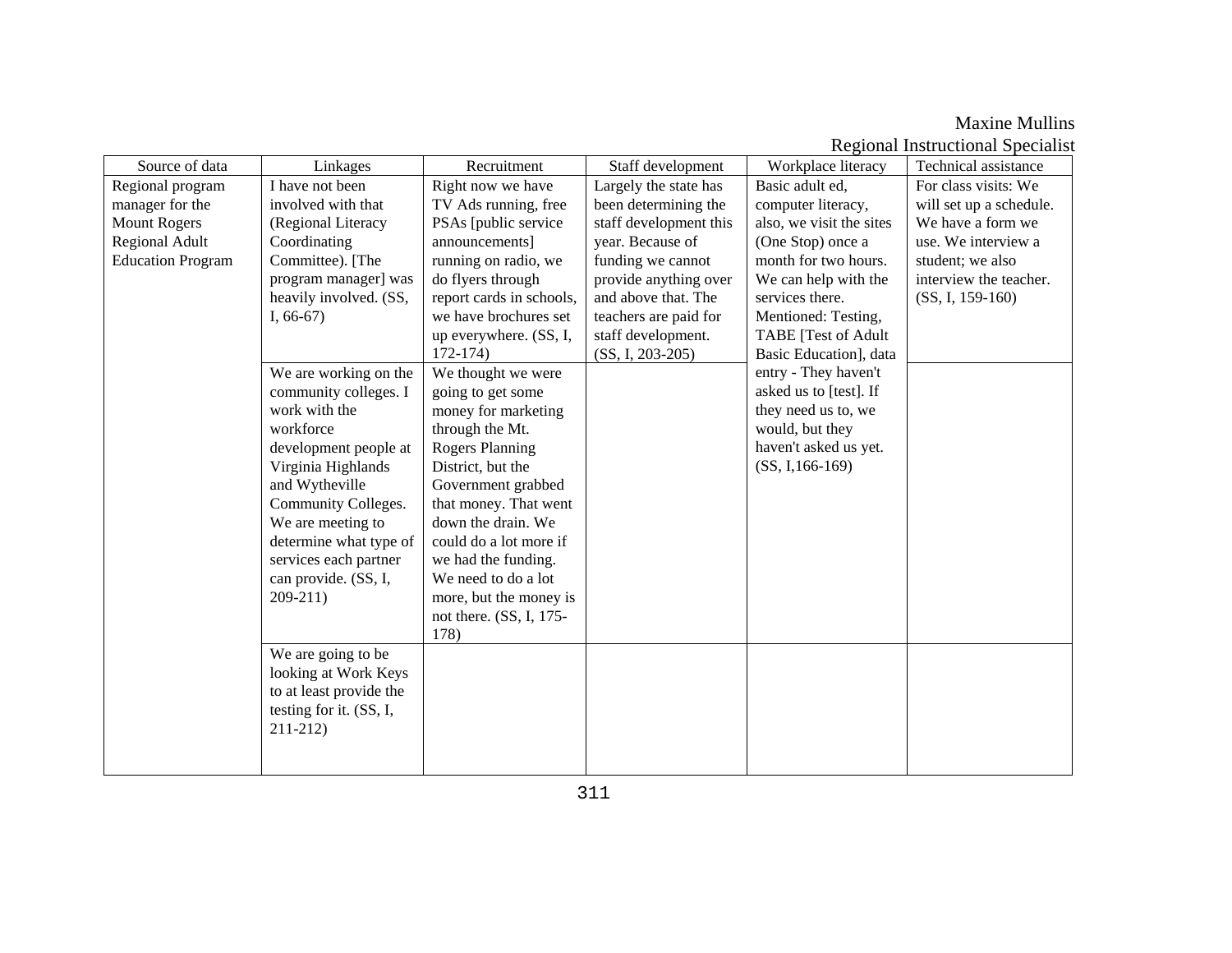Maxine Mullins
Regional Instructional Specialist

| Source of data | Linkages | Recruitment | Staff development | Workplace literacy | Technical assistance |
|---|---|---|---|---|---|
| Regional program manager for the Mount Rogers Regional Adult Education Program | I have not been involved with that (Regional Literacy Coordinating Committee). [The program manager] was heavily involved. (SS, I, 66-67) | Right now we have TV Ads running, free PSAs [public service announcements] running on radio, we do flyers through report cards in schools, we have brochures set up everywhere. (SS, I, 172-174) | Largely the state has been determining the staff development this year. Because of funding we cannot provide anything over and above that. The teachers are paid for staff development. (SS, I, 203-205) | Basic adult ed, computer literacy, also, we visit the sites (One Stop) once a month for two hours. We can help with the services there. Mentioned: Testing, TABE [Test of Adult Basic Education], data entry - They haven't asked us to [test]. If they need us to, we would, but they haven't asked us yet. (SS, I,166-169) | For class visits: We will set up a schedule. We have a form we use. We interview a student; we also interview the teacher. (SS, I, 159-160) |
| | We are working on the community colleges. I work with the workforce development people at Virginia Highlands and Wytheville Community Colleges. We are meeting to determine what type of services each partner can provide. (SS, I, 209-211) | We thought we were going to get some money for marketing through the Mt. Rogers Planning District, but the Government grabbed that money. That went down the drain. We could do a lot more if we had the funding. We need to do a lot more, but the money is not there. (SS, I, 175-178) | | | |
| | We are going to be looking at Work Keys to at least provide the testing for it. (SS, I, 211-212) | | | | |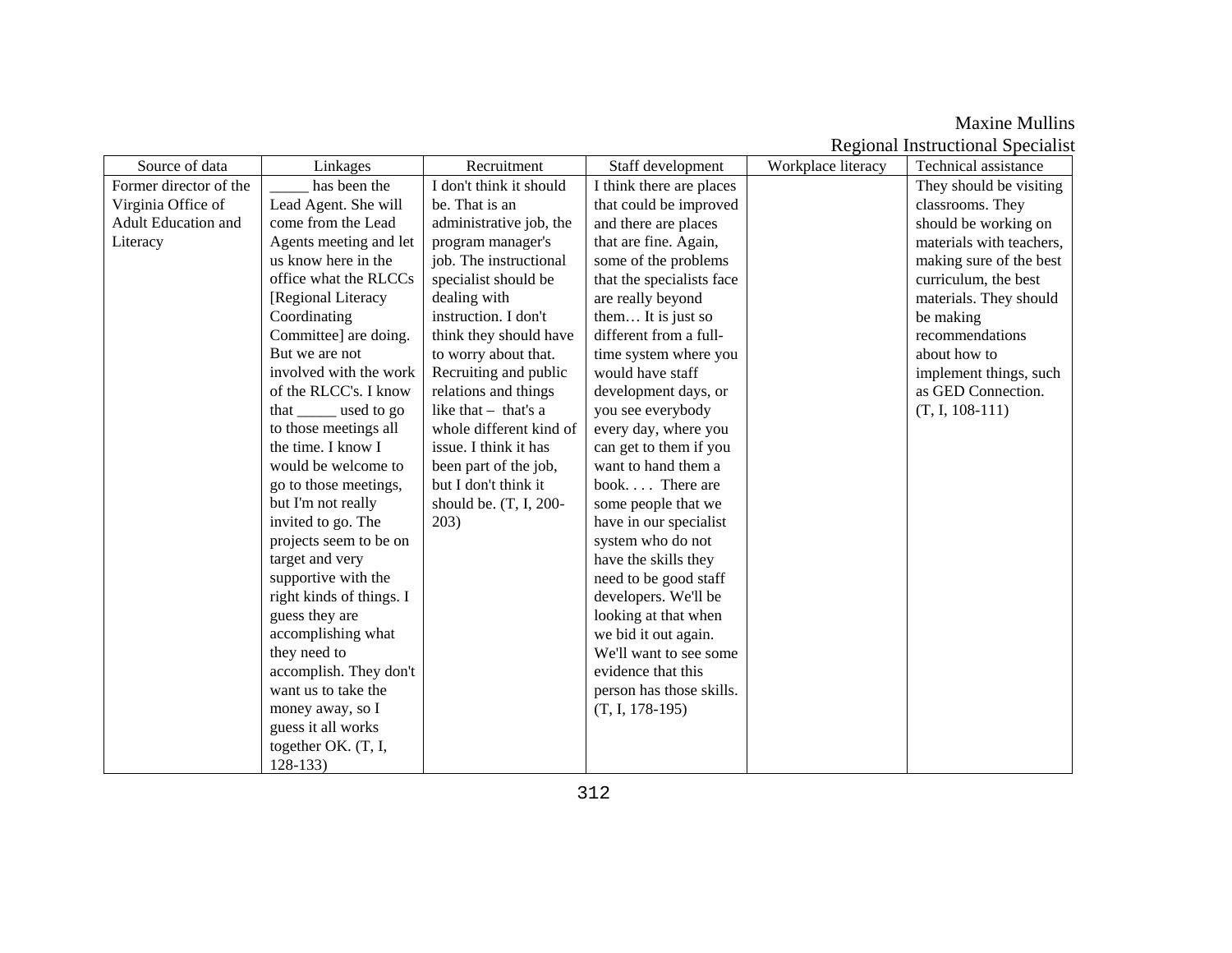Maxine Mullins
Regional Instructional Specialist

| Source of data | Linkages | Recruitment | Staff development | Workplace literacy | Technical assistance |
|---|---|---|---|---|---|
| Former director of the Virginia Office of Adult Education and Literacy | _____ has been the Lead Agent. She will come from the Lead Agents meeting and let us know here in the office what the RLCCs [Regional Literacy Coordinating Committee] are doing. But we are not involved with the work of the RLCC's. I know that _____ used to go to those meetings all the time. I know I would be welcome to go to those meetings, but I'm not really invited to go. The projects seem to be on target and very supportive with the right kinds of things. I guess they are accomplishing what they need to accomplish. They don't want us to take the money away, so I guess it all works together OK. (T, I, 128-133) | I don't think it should be. That is an administrative job, the program manager's job. The instructional specialist should be dealing with instruction. I don't think they should have to worry about that. Recruiting and public relations and things like that – that's a whole different kind of issue. I think it has been part of the job, but I don't think it should be. (T, I, 200-203) | I think there are places that could be improved and there are places that are fine. Again, some of the problems that the specialists face are really beyond them… It is just so different from a full-time system where you would have staff development days, or you see everybody every day, where you can get to them if you want to hand them a book. . . . There are some people that we have in our specialist system who do not have the skills they need to be good staff developers. We'll be looking at that when we bid it out again. We'll want to see some evidence that this person has those skills. (T, I, 178-195) | | They should be visiting classrooms. They should be working on materials with teachers, making sure of the best curriculum, the best materials. They should be making recommendations about how to implement things, such as GED Connection. (T, I, 108-111) |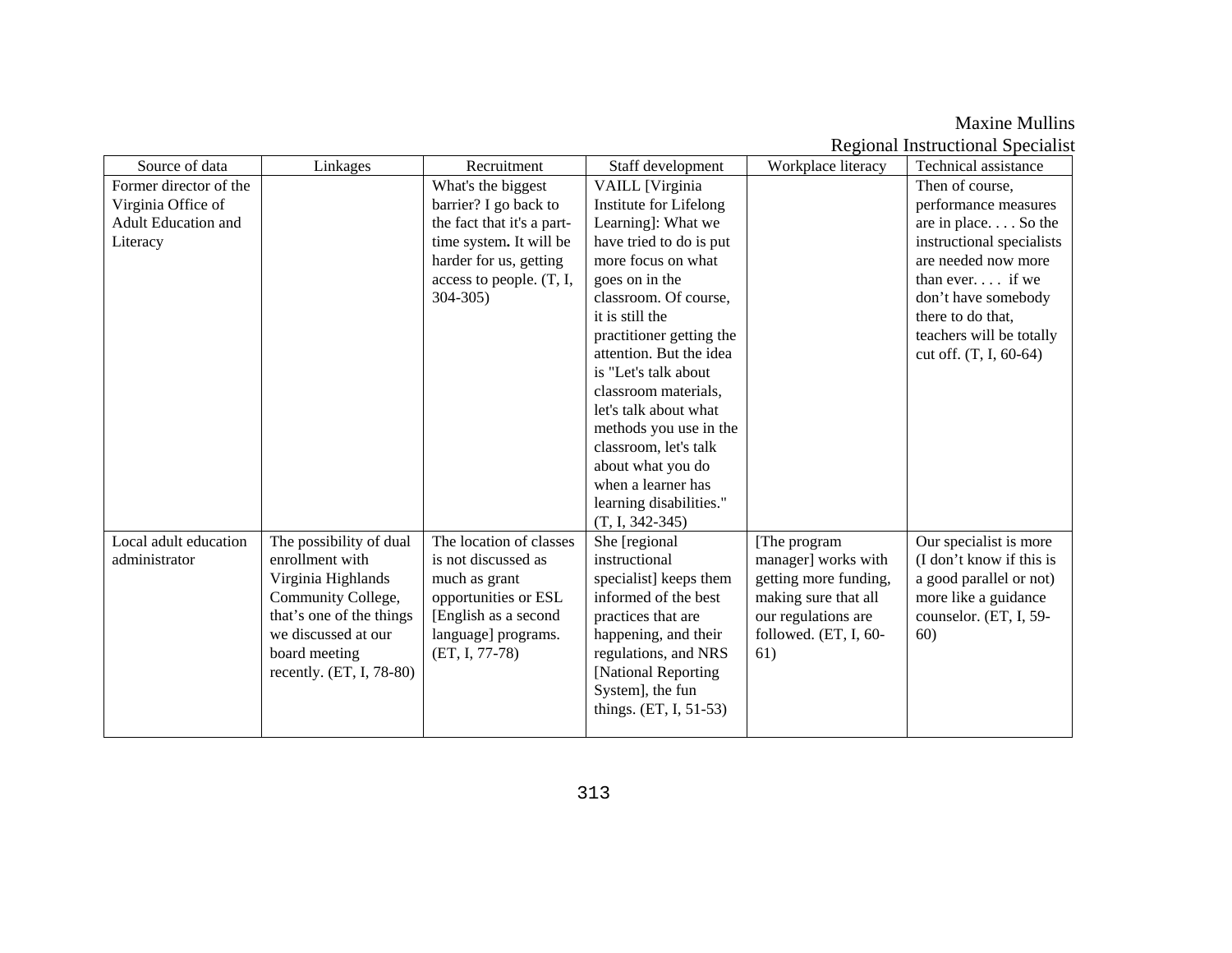Maxine Mullins
Regional Instructional Specialist

| Source of data | Linkages | Recruitment | Staff development | Workplace literacy | Technical assistance |
|---|---|---|---|---|---|
| Former director of the Virginia Office of Adult Education and Literacy | | What's the biggest barrier? I go back to the fact that it's a part-time system**.** It will be harder for us, getting access to people. (T, I, 304-305) | VAILL [Virginia Institute for Lifelong Learning]: What we have tried to do is put more focus on what goes on in the classroom. Of course, it is still the practitioner getting the attention. But the idea is "Let's talk about classroom materials, let's talk about what methods you use in the classroom, let's talk about what you do when a learner has learning disabilities." (T, I, 342-345) | | Then of course, performance measures are in place. . . . So the instructional specialists are needed now more than ever. . . . if we don't have somebody there to do that, teachers will be totally cut off. (T, I, 60-64) |
| Local adult education administrator | The possibility of dual enrollment with Virginia Highlands Community College, that's one of the things we discussed at our board meeting recently. (ET, I, 78-80) | The location of classes is not discussed as much as grant opportunities or ESL [English as a second language] programs. (ET, I, 77-78) | She [regional instructional specialist] keeps them informed of the best practices that are happening, and their regulations, and NRS [National Reporting System], the fun things. (ET, I, 51-53) | [The program manager] works with getting more funding, making sure that all our regulations are followed. (ET, I, 60-61) | Our specialist is more (I don't know if this is a good parallel or not) more like a guidance counselor. (ET, I, 59-60) |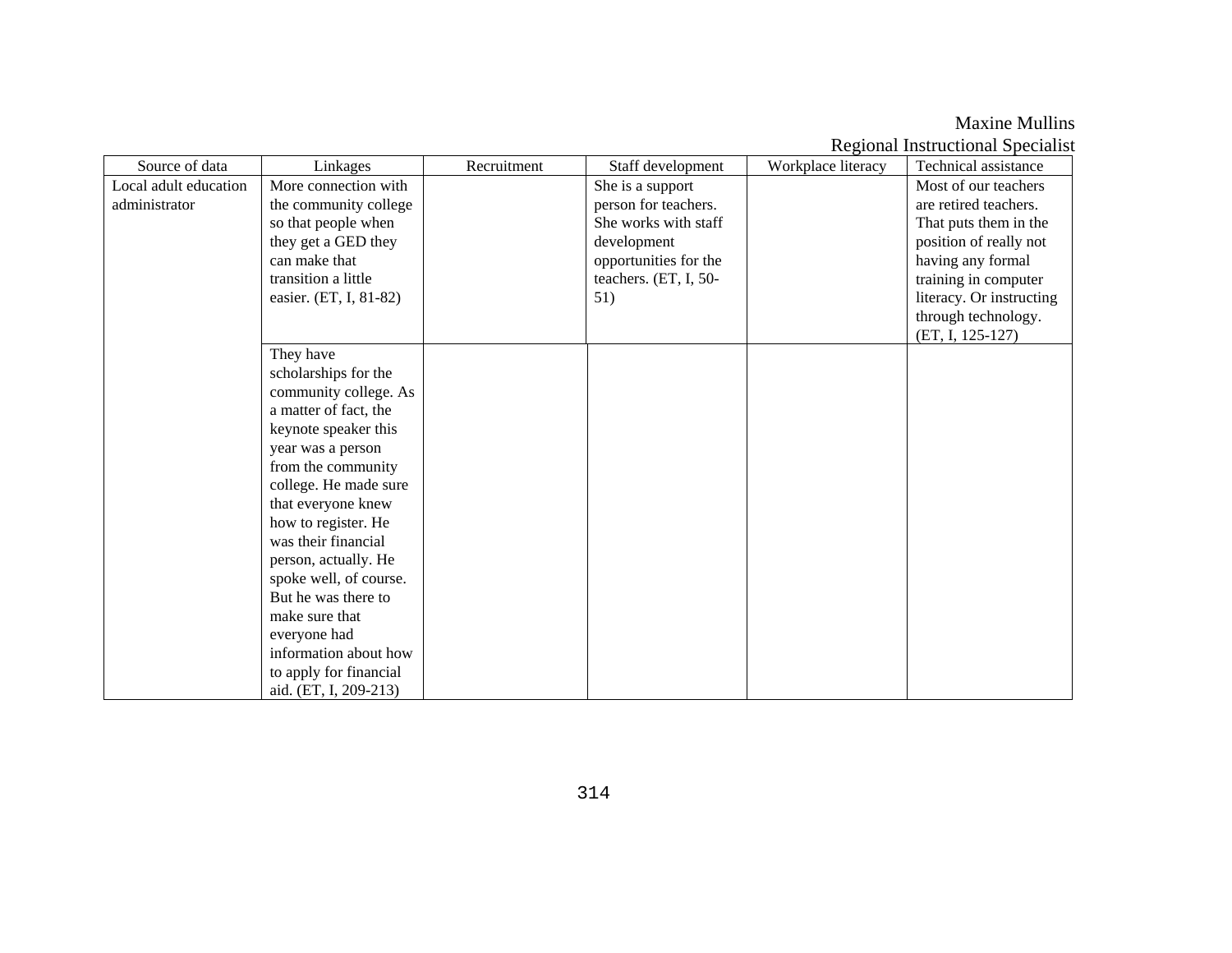Maxine Mullins
Regional Instructional Specialist

| Source of data | Linkages | Recruitment | Staff development | Workplace literacy | Technical assistance |
|---|---|---|---|---|---|
| Local adult education administrator | More connection with the community college so that people when they get a GED they can make that transition a little easier. (ET, I, 81-82) | | She is a support person for teachers. She works with staff development opportunities for the teachers. (ET, I, 50-51) | | Most of our teachers are retired teachers. That puts them in the position of really not having any formal training in computer literacy. Or instructing through technology. (ET, I, 125-127) |
| | They have scholarships for the community college. As a matter of fact, the keynote speaker this year was a person from the community college. He made sure that everyone knew how to register. He was their financial person, actually. He spoke well, of course. But he was there to make sure that everyone had information about how to apply for financial aid. (ET, I, 209-213) | | | | |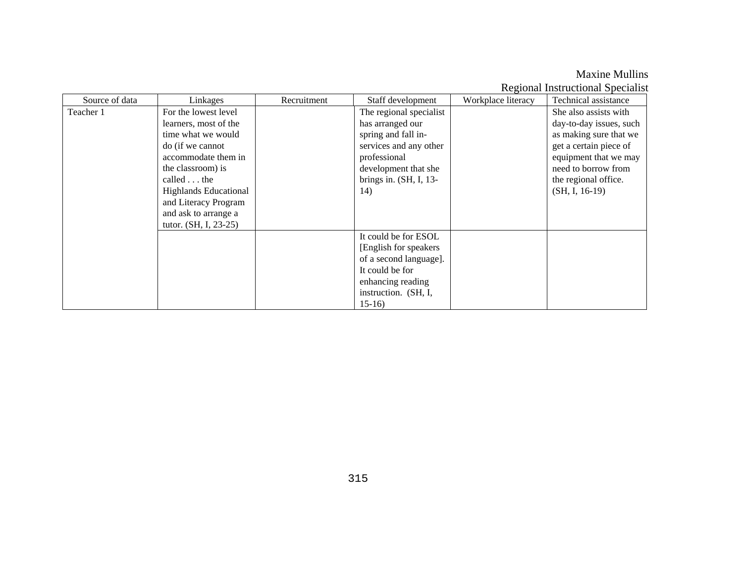Maxine Mullins
Regional Instructional Specialist

| Source of data | Linkages | Recruitment | Staff development | Workplace literacy | Technical assistance |
|---|---|---|---|---|---|
| Teacher 1 | For the lowest level learners, most of the time what we would do (if we cannot accommodate them in the classroom) is called . . . the Highlands Educational and Literacy Program and ask to arrange a tutor. (SH, I, 23-25) | | The regional specialist has arranged our spring and fall in-services and any other professional development that she brings in. (SH, I, 13-14) | | She also assists with day-to-day issues, such as making sure that we get a certain piece of equipment that we may need to borrow from the regional office. (SH, I, 16-19) |
| | | | It could be for ESOL [English for speakers of a second language]. It could be for enhancing reading instruction. (SH, I, 15-16) | | |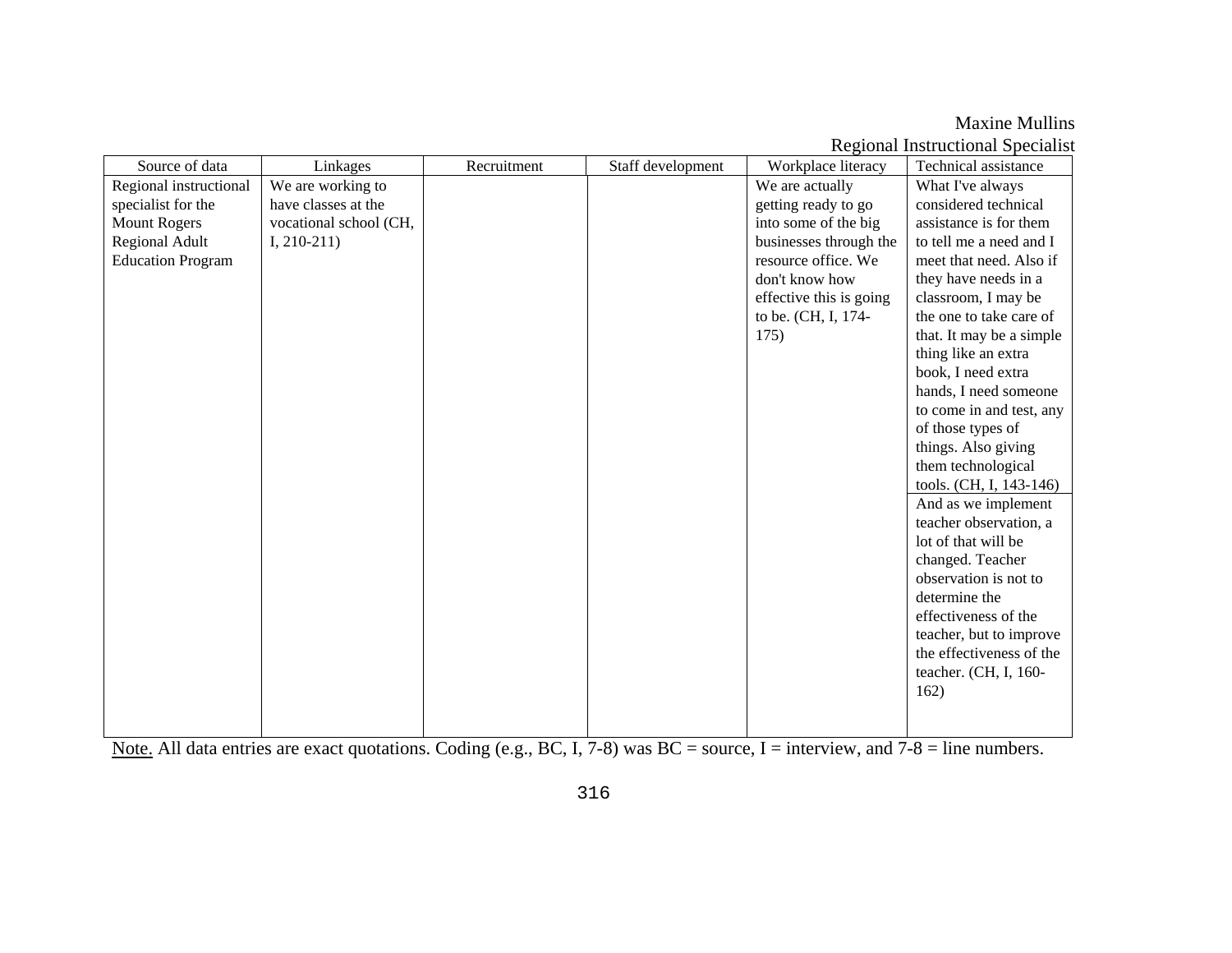Maxine Mullins
Regional Instructional Specialist

| Source of data | Linkages | Recruitment | Staff development | Workplace literacy | Technical assistance |
| --- | --- | --- | --- | --- | --- |
| Regional instructional specialist for the Mount Rogers Regional Adult Education Program | We are working to have classes at the vocational school (CH, I, 210-211) | | | We are actually getting ready to go into some of the big businesses through the resource office. We don't know how effective this is going to be. (CH, I, 174-175) | What I've always considered technical assistance is for them to tell me a need and I meet that need. Also if they have needs in a classroom, I may be the one to take care of that. It may be a simple thing like an extra book, I need extra hands, I need someone to come in and test, any of those types of things. Also giving them technological tools. (CH, I, 143-146) |
| | | | | | And as we implement teacher observation, a lot of that will be changed. Teacher observation is not to determine the effectiveness of the teacher, but to improve the effectiveness of the teacher. (CH, I, 160-162) |

Note. All data entries are exact quotations. Coding (e.g., BC, I, 7-8) was BC = source, I = interview, and 7-8 = line numbers.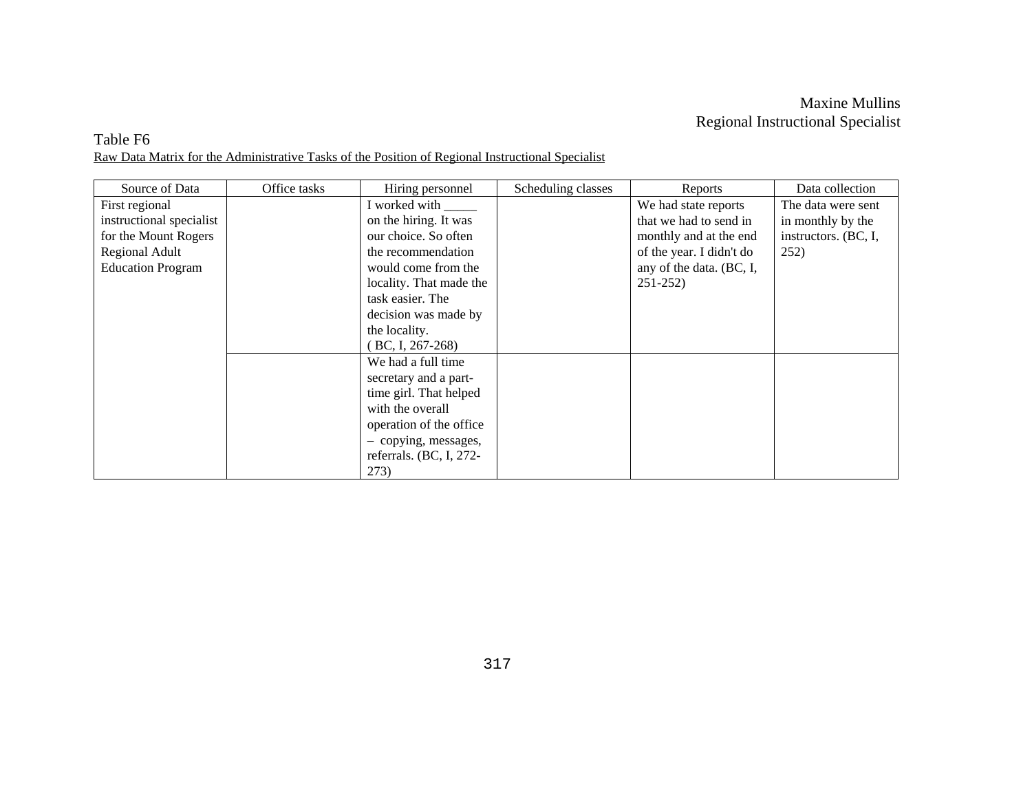Maxine Mullins
Regional Instructional Specialist

Table F6

Raw Data Matrix for the Administrative Tasks of the Position of Regional Instructional Specialist

| Source of Data | Office tasks | Hiring personnel | Scheduling classes | Reports | Data collection |
|---|---|---|---|---|---|
| First regional instructional specialist for the Mount Rogers Regional Adult Education Program | | I worked with _____ on the hiring. It was our choice. So often the recommendation would come from the locality. That made the task easier. The decision was made by the locality. ( BC, I, 267-268) | | We had state reports that we had to send in monthly and at the end of the year. I didn't do any of the data. (BC, I, 251-252) | The data were sent in monthly by the instructors. (BC, I, 252) |
| | | We had a full time secretary and a part-time girl. That helped with the overall operation of the office – copying, messages, referrals. (BC, I, 272-273) | | | |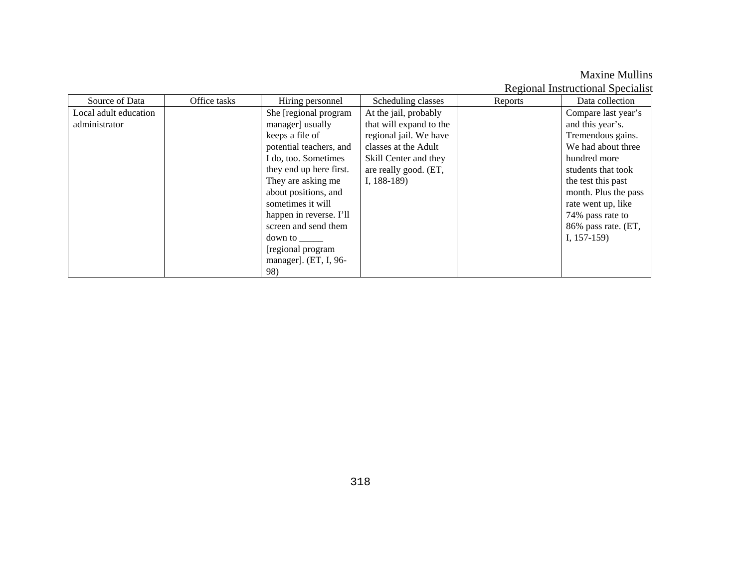Maxine Mullins
Regional Instructional Specialist

| Source of Data | Office tasks | Hiring personnel | Scheduling classes | Reports | Data collection |
|---|---|---|---|---|---|
| Local adult education administrator | | She [regional program manager] usually keeps a file of potential teachers, and I do, too. Sometimes they end up here first. They are asking me about positions, and sometimes it will happen in reverse. I'll screen and send them down to _____ [regional program manager]. (ET, I, 96-98) | At the jail, probably that will expand to the regional jail. We have classes at the Adult Skill Center and they are really good. (ET, I, 188-189) | | Compare last year's and this year's. Tremendous gains. We had about three hundred more students that took the test this past month. Plus the pass rate went up, like 74% pass rate to 86% pass rate. (ET, I, 157-159) |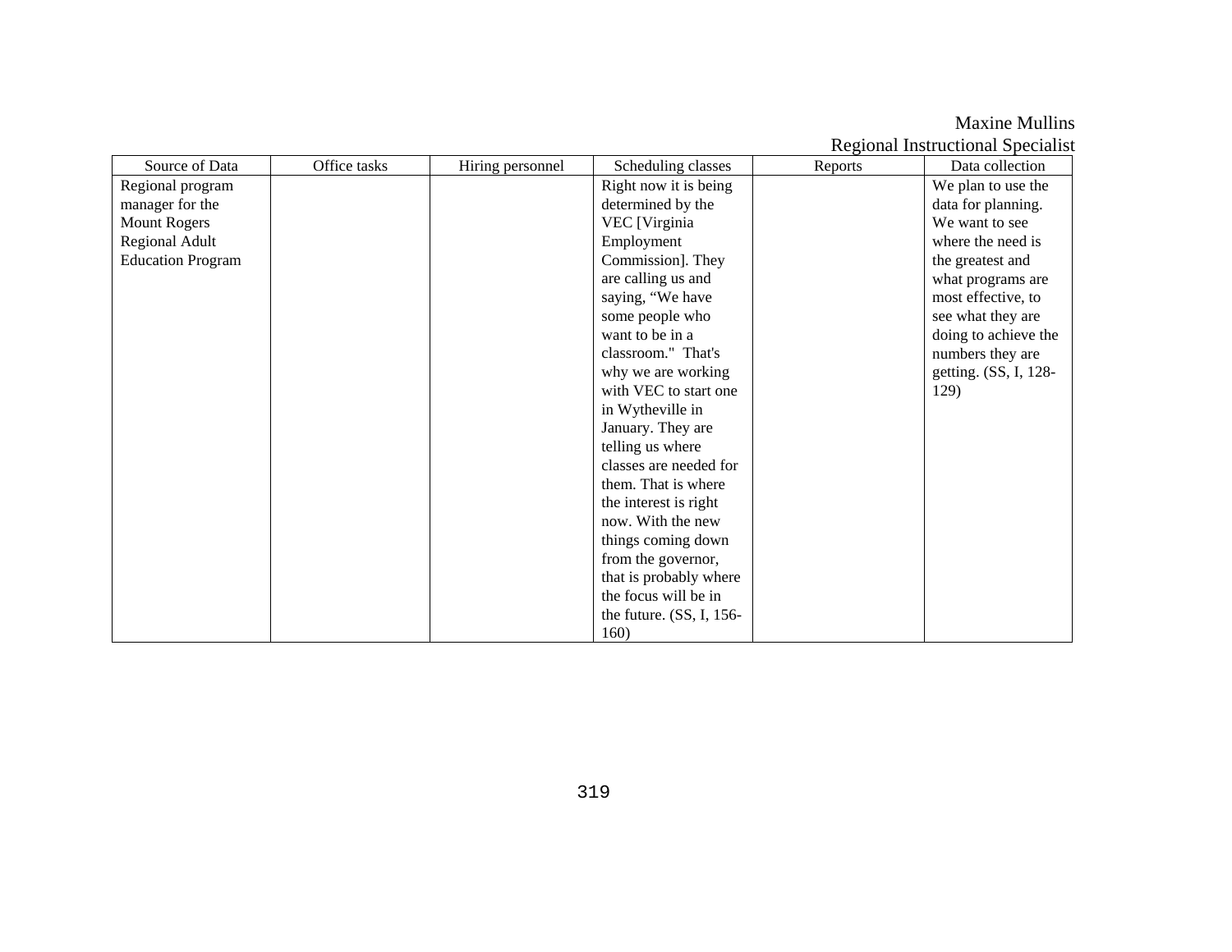Maxine Mullins
Regional Instructional Specialist

| Source of Data | Office tasks | Hiring personnel | Scheduling classes | Reports | Data collection |
|---|---|---|---|---|---|
| Regional program manager for the Mount Rogers Regional Adult Education Program | | | Right now it is being determined by the VEC [Virginia Employment Commission]. They are calling us and saying, "We have some people who want to be in a classroom." That's why we are working with VEC to start one in Wytheville in January. They are telling us where classes are needed for them. That is where the interest is right now. With the new things coming down from the governor, that is probably where the focus will be in the future. (SS, I, 156-160) | | We plan to use the data for planning. We want to see where the need is the greatest and what programs are most effective, to see what they are doing to achieve the numbers they are getting. (SS, I, 128-129) |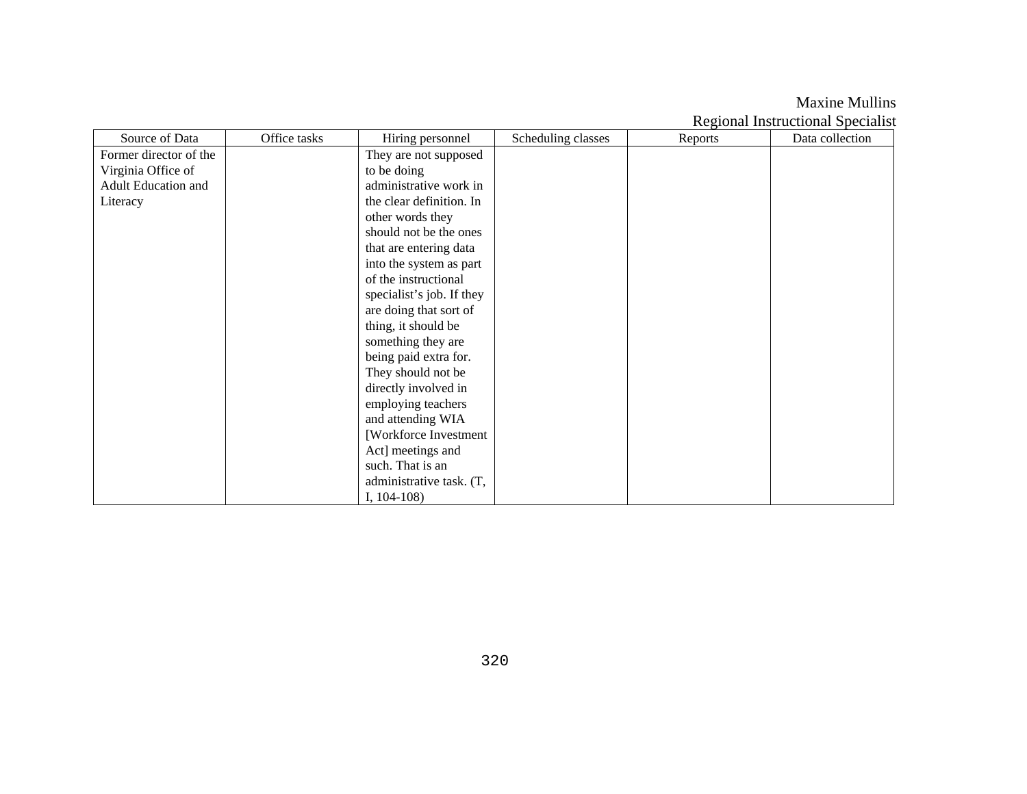Maxine Mullins
Regional Instructional Specialist

| Source of Data | Office tasks | Hiring personnel | Scheduling classes | Reports | Data collection |
|---|---|---|---|---|---|
| Former director of the Virginia Office of Adult Education and Literacy | | They are not supposed to be doing administrative work in the clear definition. In other words they should not be the ones that are entering data into the system as part of the instructional specialist's job. If they are doing that sort of thing, it should be something they are being paid extra for. They should not be directly involved in employing teachers and attending WIA [Workforce Investment Act] meetings and such. That is an administrative task. (T, I, 104-108) | | | |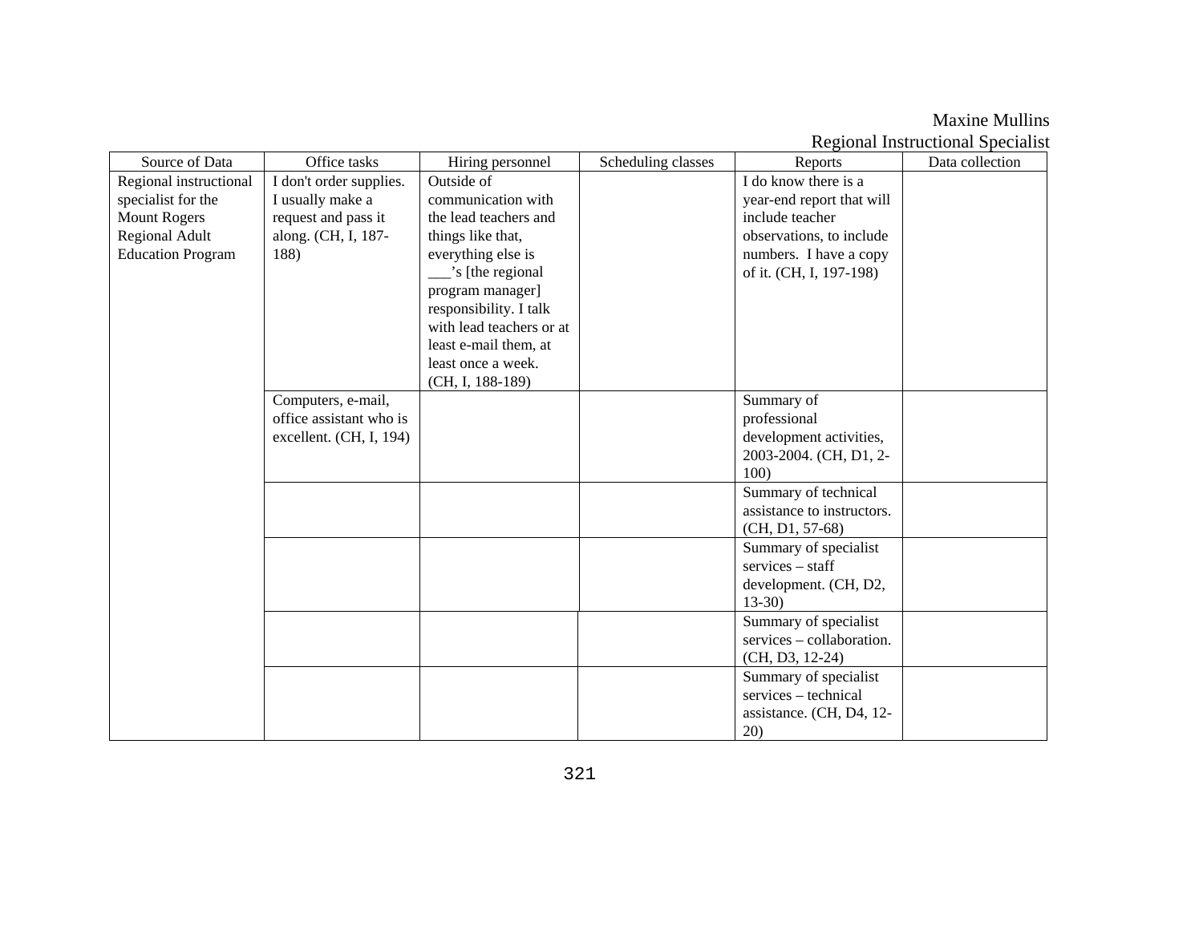Maxine Mullins
Regional Instructional Specialist

| Source of Data | Office tasks | Hiring personnel | Scheduling classes | Reports | Data collection |
|---|---|---|---|---|---|
| Regional instructional specialist for the Mount Rogers Regional Adult Education Program | I don't order supplies. I usually make a request and pass it along. (CH, I, 187-188) | Outside of communication with the lead teachers and things like that, everything else is ___'s [the regional program manager] responsibility. I talk with lead teachers or at least e-mail them, at least once a week. (CH, I, 188-189) | | I do know there is a year-end report that will include teacher observations, to include numbers. I have a copy of it. (CH, I, 197-198) | |
| | Computers, e-mail, office assistant who is excellent. (CH, I, 194) | | | Summary of professional development activities, 2003-2004. (CH, D1, 2-100) | |
| | | | | Summary of technical assistance to instructors. (CH, D1, 57-68) | |
| | | | | Summary of specialist services – staff development. (CH, D2, 13-30) | |
| | | | | Summary of specialist services – collaboration. (CH, D3, 12-24) | |
| | | | | Summary of specialist services – technical assistance. (CH, D4, 12-20) | |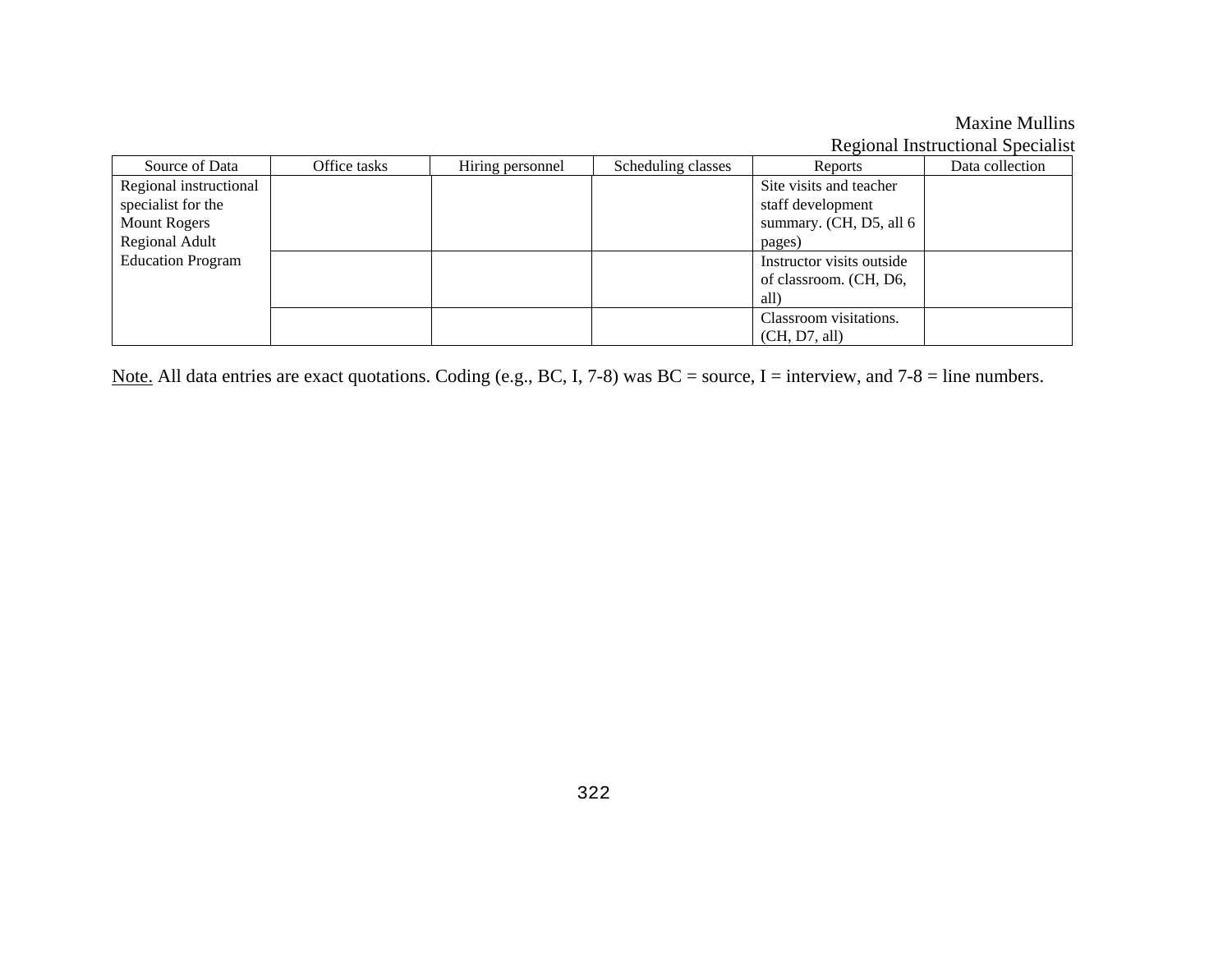Maxine Mullins
Regional Instructional Specialist

| Source of Data | Office tasks | Hiring personnel | Scheduling classes | Reports | Data collection |
|---|---|---|---|---|---|
| Regional instructional specialist for the Mount Rogers Regional Adult Education Program | | | | Site visits and teacher staff development summary. (CH, D5, all 6 pages) | |
| | | | | Instructor visits outside of classroom. (CH, D6, all) | |
| | | | | Classroom visitations. (CH, D7, all) | |

Note. All data entries are exact quotations. Coding (e.g., BC, I, 7-8) was BC = source, I = interview, and 7-8 = line numbers.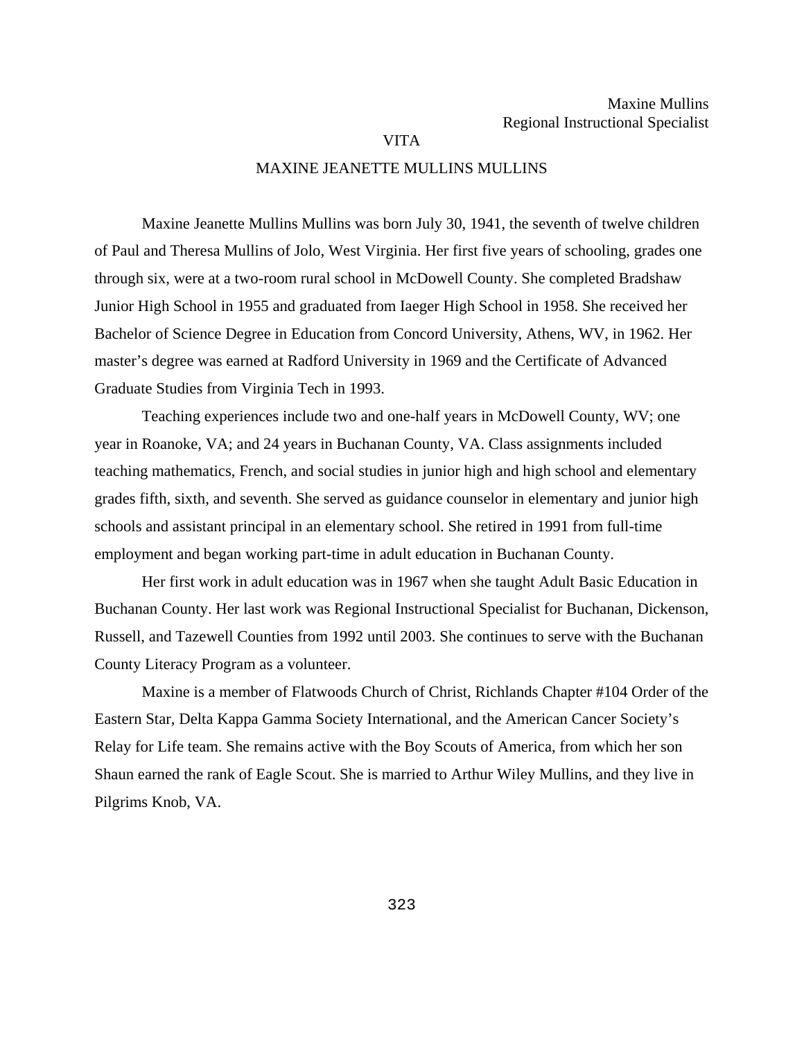Maxine Mullins
Regional Instructional Specialist

# VITA

## MAXINE JEANETTE MULLINS MULLINS

Maxine Jeanette Mullins Mullins was born July 30, 1941, the seventh of twelve children of Paul and Theresa Mullins of Jolo, West Virginia. Her first five years of schooling, grades one through six, were at a two-room rural school in McDowell County. She completed Bradshaw Junior High School in 1955 and graduated from Iaeger High School in 1958. She received her Bachelor of Science Degree in Education from Concord University, Athens, WV, in 1962. Her master's degree was earned at Radford University in 1969 and the Certificate of Advanced Graduate Studies from Virginia Tech in 1993.

Teaching experiences include two and one-half years in McDowell County, WV; one year in Roanoke, VA; and 24 years in Buchanan County, VA. Class assignments included teaching mathematics, French, and social studies in junior high and high school and elementary grades fifth, sixth, and seventh. She served as guidance counselor in elementary and junior high schools and assistant principal in an elementary school. She retired in 1991 from full-time employment and began working part-time in adult education in Buchanan County.

Her first work in adult education was in 1967 when she taught Adult Basic Education in Buchanan County. Her last work was Regional Instructional Specialist for Buchanan, Dickenson, Russell, and Tazewell Counties from 1992 until 2003. She continues to serve with the Buchanan County Literacy Program as a volunteer.

Maxine is a member of Flatwoods Church of Christ, Richlands Chapter #104 Order of the Eastern Star, Delta Kappa Gamma Society International, and the American Cancer Society's Relay for Life team. She remains active with the Boy Scouts of America, from which her son Shaun earned the rank of Eagle Scout. She is married to Arthur Wiley Mullins, and they live in Pilgrims Knob, VA.